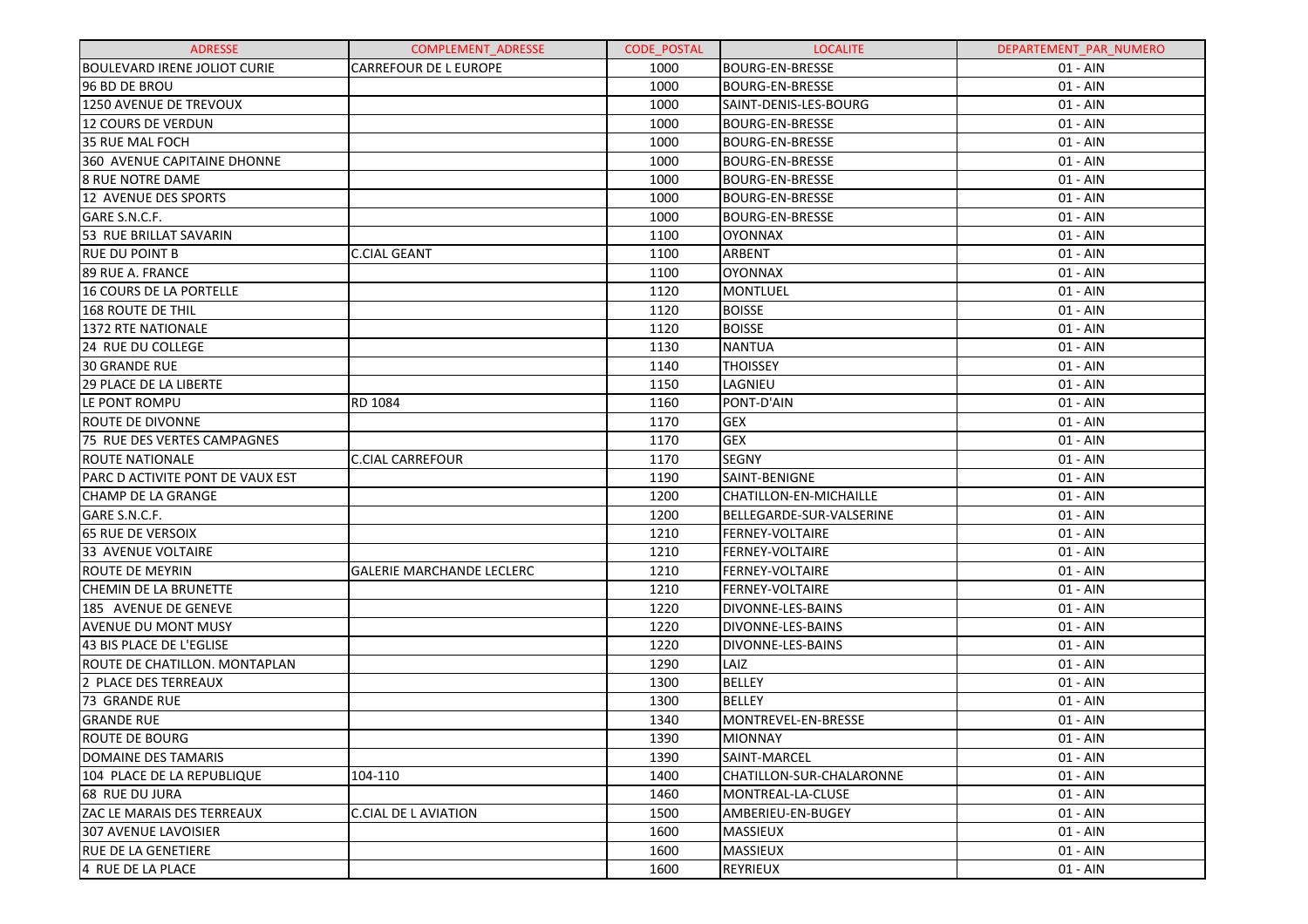| ADRESSE | COMPLEMENT_ADRESSE | CODE_POSTAL | LOCALITE | DEPARTEMENT_PAR_NUMERO |
|---|---|---|---|---|
| BOULEVARD IRENE JOLIOT CURIE | CARREFOUR DE L EUROPE | 1000 | BOURG-EN-BRESSE | 01 - AIN |
| 96 BD DE BROU | | 1000 | BOURG-EN-BRESSE | 01 - AIN |
| 1250 AVENUE DE TREVOUX | | 1000 | SAINT-DENIS-LES-BOURG | 01 - AIN |
| 12 COURS DE VERDUN | | 1000 | BOURG-EN-BRESSE | 01 - AIN |
| 35 RUE MAL FOCH | | 1000 | BOURG-EN-BRESSE | 01 - AIN |
| 360 AVENUE CAPITAINE DHONNE | | 1000 | BOURG-EN-BRESSE | 01 - AIN |
| 8 RUE NOTRE DAME | | 1000 | BOURG-EN-BRESSE | 01 - AIN |
| 12 AVENUE DES SPORTS | | 1000 | BOURG-EN-BRESSE | 01 - AIN |
| GARE S.N.C.F. | | 1000 | BOURG-EN-BRESSE | 01 - AIN |
| 53 RUE BRILLAT SAVARIN | | 1100 | OYONNAX | 01 - AIN |
| RUE DU POINT B | C.CIAL GEANT | 1100 | ARBENT | 01 - AIN |
| 89 RUE A. FRANCE | | 1100 | OYONNAX | 01 - AIN |
| 16 COURS DE LA PORTELLE | | 1120 | MONTLUEL | 01 - AIN |
| 168 ROUTE DE THIL | | 1120 | BOISSE | 01 - AIN |
| 1372 RTE NATIONALE | | 1120 | BOISSE | 01 - AIN |
| 24 RUE DU COLLEGE | | 1130 | NANTUA | 01 - AIN |
| 30 GRANDE RUE | | 1140 | THOISSEY | 01 - AIN |
| 29 PLACE DE LA LIBERTE | | 1150 | LAGNIEU | 01 - AIN |
| LE PONT ROMPU | RD 1084 | 1160 | PONT-D'AIN | 01 - AIN |
| ROUTE DE DIVONNE | | 1170 | GEX | 01 - AIN |
| 75 RUE DES VERTES CAMPAGNES | | 1170 | GEX | 01 - AIN |
| ROUTE NATIONALE | C.CIAL CARREFOUR | 1170 | SEGNY | 01 - AIN |
| PARC D ACTIVITE PONT DE VAUX EST | | 1190 | SAINT-BENIGNE | 01 - AIN |
| CHAMP DE LA GRANGE | | 1200 | CHATILLON-EN-MICHAILLE | 01 - AIN |
| GARE S.N.C.F. | | 1200 | BELLEGARDE-SUR-VALSERINE | 01 - AIN |
| 65 RUE DE VERSOIX | | 1210 | FERNEY-VOLTAIRE | 01 - AIN |
| 33 AVENUE VOLTAIRE | | 1210 | FERNEY-VOLTAIRE | 01 - AIN |
| ROUTE DE MEYRIN | GALERIE MARCHANDE LECLERC | 1210 | FERNEY-VOLTAIRE | 01 - AIN |
| CHEMIN DE LA BRUNETTE | | 1210 | FERNEY-VOLTAIRE | 01 - AIN |
| 185 AVENUE DE GENEVE | | 1220 | DIVONNE-LES-BAINS | 01 - AIN |
| AVENUE DU MONT MUSY | | 1220 | DIVONNE-LES-BAINS | 01 - AIN |
| 43 BIS PLACE DE L'EGLISE | | 1220 | DIVONNE-LES-BAINS | 01 - AIN |
| ROUTE DE CHATILLON. MONTAPLAN | | 1290 | LAIZ | 01 - AIN |
| 2 PLACE DES TERREAUX | | 1300 | BELLEY | 01 - AIN |
| 73 GRANDE RUE | | 1300 | BELLEY | 01 - AIN |
| GRANDE RUE | | 1340 | MONTREVEL-EN-BRESSE | 01 - AIN |
| ROUTE DE BOURG | | 1390 | MIONNAY | 01 - AIN |
| DOMAINE DES TAMARIS | | 1390 | SAINT-MARCEL | 01 - AIN |
| 104 PLACE DE LA REPUBLIQUE | 104-110 | 1400 | CHATILLON-SUR-CHALARONNE | 01 - AIN |
| 68 RUE DU JURA | | 1460 | MONTREAL-LA-CLUSE | 01 - AIN |
| ZAC LE MARAIS DES TERREAUX | C.CIAL DE L AVIATION | 1500 | AMBERIEU-EN-BUGEY | 01 - AIN |
| 307 AVENUE LAVOISIER | | 1600 | MASSIEUX | 01 - AIN |
| RUE DE LA GENETIERE | | 1600 | MASSIEUX | 01 - AIN |
| 4 RUE DE LA PLACE | | 1600 | REYRIEUX | 01 - AIN |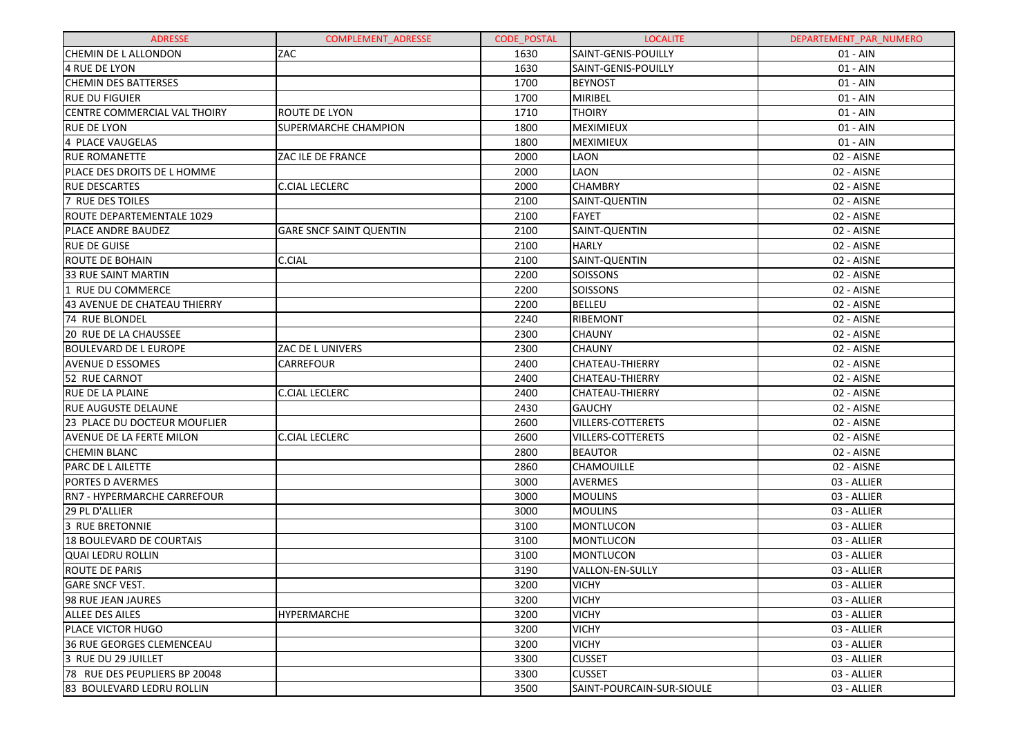| ADRESSE | COMPLEMENT_ADRESSE | CODE_POSTAL | LOCALITE | DEPARTEMENT_PAR_NUMERO |
|---|---|---|---|---|
| CHEMIN DE L ALLONDON | ZAC | 1630 | SAINT-GENIS-POUILLY | 01 - AIN |
| 4 RUE DE LYON | | 1630 | SAINT-GENIS-POUILLY | 01 - AIN |
| CHEMIN DES BATTERSES | | 1700 | BEYNOST | 01 - AIN |
| RUE DU FIGUIER | | 1700 | MIRIBEL | 01 - AIN |
| CENTRE COMMERCIAL VAL THOIRY | ROUTE DE LYON | 1710 | THOIRY | 01 - AIN |
| RUE DE LYON | SUPERMARCHE CHAMPION | 1800 | MEXIMIEUX | 01 - AIN |
| 4 PLACE VAUGELAS | | 1800 | MEXIMIEUX | 01 - AIN |
| RUE ROMANETTE | ZAC ILE DE FRANCE | 2000 | LAON | 02 - AISNE |
| PLACE DES DROITS DE L HOMME | | 2000 | LAON | 02 - AISNE |
| RUE DESCARTES | C.CIAL LECLERC | 2000 | CHAMBRY | 02 - AISNE |
| 7 RUE DES TOILES | | 2100 | SAINT-QUENTIN | 02 - AISNE |
| ROUTE DEPARTEMENTALE 1029 | | 2100 | FAYET | 02 - AISNE |
| PLACE ANDRE BAUDEZ | GARE SNCF SAINT QUENTIN | 2100 | SAINT-QUENTIN | 02 - AISNE |
| RUE DE GUISE | | 2100 | HARLY | 02 - AISNE |
| ROUTE DE BOHAIN | C.CIAL | 2100 | SAINT-QUENTIN | 02 - AISNE |
| 33 RUE SAINT MARTIN | | 2200 | SOISSONS | 02 - AISNE |
| 1 RUE DU COMMERCE | | 2200 | SOISSONS | 02 - AISNE |
| 43 AVENUE DE CHATEAU THIERRY | | 2200 | BELLEU | 02 - AISNE |
| 74 RUE BLONDEL | | 2240 | RIBEMONT | 02 - AISNE |
| 20 RUE DE LA CHAUSSEE | | 2300 | CHAUNY | 02 - AISNE |
| BOULEVARD DE L EUROPE | ZAC DE L UNIVERS | 2300 | CHAUNY | 02 - AISNE |
| AVENUE D ESSOMES | CARREFOUR | 2400 | CHATEAU-THIERRY | 02 - AISNE |
| 52 RUE CARNOT | | 2400 | CHATEAU-THIERRY | 02 - AISNE |
| RUE DE LA PLAINE | C.CIAL LECLERC | 2400 | CHATEAU-THIERRY | 02 - AISNE |
| RUE AUGUSTE DELAUNE | | 2430 | GAUCHY | 02 - AISNE |
| 23 PLACE DU DOCTEUR MOUFLIER | | 2600 | VILLERS-COTTERETS | 02 - AISNE |
| AVENUE DE LA FERTE MILON | C.CIAL LECLERC | 2600 | VILLERS-COTTERETS | 02 - AISNE |
| CHEMIN BLANC | | 2800 | BEAUTOR | 02 - AISNE |
| PARC DE L AILETTE | | 2860 | CHAMOUILLE | 02 - AISNE |
| PORTES D AVERMES | | 3000 | AVERMES | 03 - ALLIER |
| RN7 - HYPERMARCHE CARREFOUR | | 3000 | MOULINS | 03 - ALLIER |
| 29 PL D'ALLIER | | 3000 | MOULINS | 03 - ALLIER |
| 3 RUE BRETONNIE | | 3100 | MONTLUCON | 03 - ALLIER |
| 18 BOULEVARD DE COURTAIS | | 3100 | MONTLUCON | 03 - ALLIER |
| QUAI LEDRU ROLLIN | | 3100 | MONTLUCON | 03 - ALLIER |
| ROUTE DE PARIS | | 3190 | VALLON-EN-SULLY | 03 - ALLIER |
| GARE SNCF VEST. | | 3200 | VICHY | 03 - ALLIER |
| 98 RUE JEAN JAURES | | 3200 | VICHY | 03 - ALLIER |
| ALLEE DES AILES | HYPERMARCHE | 3200 | VICHY | 03 - ALLIER |
| PLACE VICTOR HUGO | | 3200 | VICHY | 03 - ALLIER |
| 36 RUE GEORGES CLEMENCEAU | | 3200 | VICHY | 03 - ALLIER |
| 3 RUE DU 29 JUILLET | | 3300 | CUSSET | 03 - ALLIER |
| 78 RUE DES PEUPLIERS BP 20048 | | 3300 | CUSSET | 03 - ALLIER |
| 83 BOULEVARD LEDRU ROLLIN | | 3500 | SAINT-POURCAIN-SUR-SIOULE | 03 - ALLIER |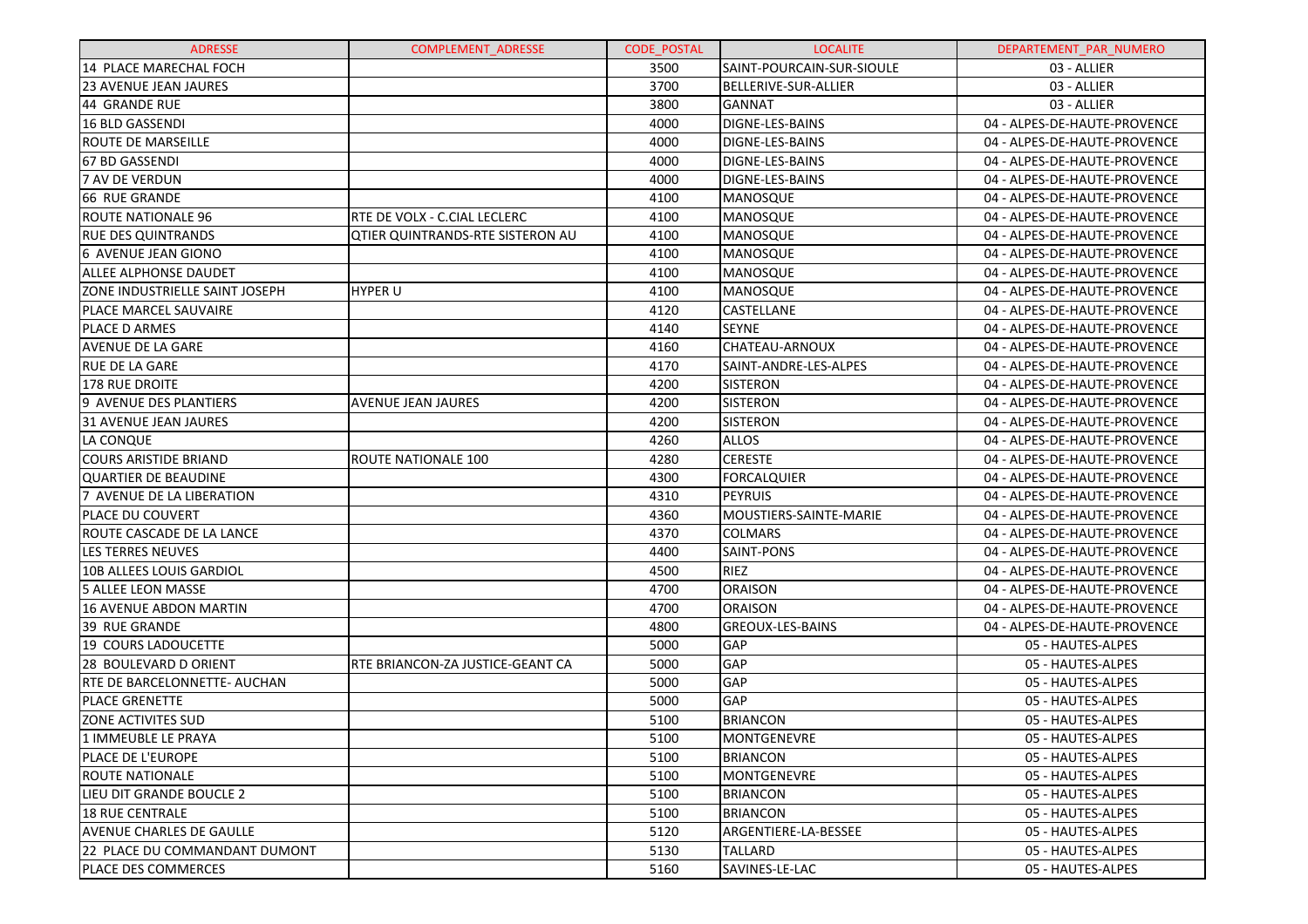| ADRESSE | COMPLEMENT_ADRESSE | CODE_POSTAL | LOCALITE | DEPARTEMENT_PAR_NUMERO |
|---|---|---|---|---|
| 14 PLACE MARECHAL FOCH | | 3500 | SAINT-POURCAIN-SUR-SIOULE | 03 - ALLIER |
| 23 AVENUE JEAN JAURES | | 3700 | BELLERIVE-SUR-ALLIER | 03 - ALLIER |
| 44 GRANDE RUE | | 3800 | GANNAT | 03 - ALLIER |
| 16 BLD GASSENDI | | 4000 | DIGNE-LES-BAINS | 04 - ALPES-DE-HAUTE-PROVENCE |
| ROUTE DE MARSEILLE | | 4000 | DIGNE-LES-BAINS | 04 - ALPES-DE-HAUTE-PROVENCE |
| 67 BD GASSENDI | | 4000 | DIGNE-LES-BAINS | 04 - ALPES-DE-HAUTE-PROVENCE |
| 7 AV DE VERDUN | | 4000 | DIGNE-LES-BAINS | 04 - ALPES-DE-HAUTE-PROVENCE |
| 66 RUE GRANDE | | 4100 | MANOSQUE | 04 - ALPES-DE-HAUTE-PROVENCE |
| ROUTE NATIONALE 96 | RTE DE VOLX - C.CIAL LECLERC | 4100 | MANOSQUE | 04 - ALPES-DE-HAUTE-PROVENCE |
| RUE DES QUINTRANDS | QTIER QUINTRANDS-RTE SISTERON AU | 4100 | MANOSQUE | 04 - ALPES-DE-HAUTE-PROVENCE |
| 6 AVENUE JEAN GIONO | | 4100 | MANOSQUE | 04 - ALPES-DE-HAUTE-PROVENCE |
| ALLEE ALPHONSE DAUDET | | 4100 | MANOSQUE | 04 - ALPES-DE-HAUTE-PROVENCE |
| ZONE INDUSTRIELLE SAINT JOSEPH | HYPER U | 4100 | MANOSQUE | 04 - ALPES-DE-HAUTE-PROVENCE |
| PLACE MARCEL SAUVAIRE | | 4120 | CASTELLANE | 04 - ALPES-DE-HAUTE-PROVENCE |
| PLACE D ARMES | | 4140 | SEYNE | 04 - ALPES-DE-HAUTE-PROVENCE |
| AVENUE DE LA GARE | | 4160 | CHATEAU-ARNOUX | 04 - ALPES-DE-HAUTE-PROVENCE |
| RUE DE LA GARE | | 4170 | SAINT-ANDRE-LES-ALPES | 04 - ALPES-DE-HAUTE-PROVENCE |
| 178 RUE DROITE | | 4200 | SISTERON | 04 - ALPES-DE-HAUTE-PROVENCE |
| 9 AVENUE DES PLANTIERS | AVENUE JEAN JAURES | 4200 | SISTERON | 04 - ALPES-DE-HAUTE-PROVENCE |
| 31 AVENUE JEAN JAURES | | 4200 | SISTERON | 04 - ALPES-DE-HAUTE-PROVENCE |
| LA CONQUE | | 4260 | ALLOS | 04 - ALPES-DE-HAUTE-PROVENCE |
| COURS ARISTIDE BRIAND | ROUTE NATIONALE 100 | 4280 | CERESTE | 04 - ALPES-DE-HAUTE-PROVENCE |
| QUARTIER DE BEAUDINE | | 4300 | FORCALQUIER | 04 - ALPES-DE-HAUTE-PROVENCE |
| 7 AVENUE DE LA LIBERATION | | 4310 | PEYRUIS | 04 - ALPES-DE-HAUTE-PROVENCE |
| PLACE DU COUVERT | | 4360 | MOUSTIERS-SAINTE-MARIE | 04 - ALPES-DE-HAUTE-PROVENCE |
| ROUTE CASCADE DE LA LANCE | | 4370 | COLMARS | 04 - ALPES-DE-HAUTE-PROVENCE |
| LES TERRES NEUVES | | 4400 | SAINT-PONS | 04 - ALPES-DE-HAUTE-PROVENCE |
| 10B ALLEES LOUIS GARDIOL | | 4500 | RIEZ | 04 - ALPES-DE-HAUTE-PROVENCE |
| 5 ALLEE LEON MASSE | | 4700 | ORAISON | 04 - ALPES-DE-HAUTE-PROVENCE |
| 16 AVENUE ABDON MARTIN | | 4700 | ORAISON | 04 - ALPES-DE-HAUTE-PROVENCE |
| 39 RUE GRANDE | | 4800 | GREOUX-LES-BAINS | 04 - ALPES-DE-HAUTE-PROVENCE |
| 19 COURS LADOUCETTE | | 5000 | GAP | 05 - HAUTES-ALPES |
| 28 BOULEVARD D ORIENT | RTE BRIANCON-ZA JUSTICE-GEANT CA | 5000 | GAP | 05 - HAUTES-ALPES |
| RTE DE BARCELONNETTE- AUCHAN | | 5000 | GAP | 05 - HAUTES-ALPES |
| PLACE GRENETTE | | 5000 | GAP | 05 - HAUTES-ALPES |
| ZONE ACTIVITES SUD | | 5100 | BRIANCON | 05 - HAUTES-ALPES |
| 1 IMMEUBLE LE PRAYA | | 5100 | MONTGENEVRE | 05 - HAUTES-ALPES |
| PLACE DE L'EUROPE | | 5100 | BRIANCON | 05 - HAUTES-ALPES |
| ROUTE NATIONALE | | 5100 | MONTGENEVRE | 05 - HAUTES-ALPES |
| LIEU DIT GRANDE BOUCLE 2 | | 5100 | BRIANCON | 05 - HAUTES-ALPES |
| 18 RUE CENTRALE | | 5100 | BRIANCON | 05 - HAUTES-ALPES |
| AVENUE CHARLES DE GAULLE | | 5120 | ARGENTIERE-LA-BESSEE | 05 - HAUTES-ALPES |
| 22 PLACE DU COMMANDANT DUMONT | | 5130 | TALLARD | 05 - HAUTES-ALPES |
| PLACE DES COMMERCES | | 5160 | SAVINES-LE-LAC | 05 - HAUTES-ALPES |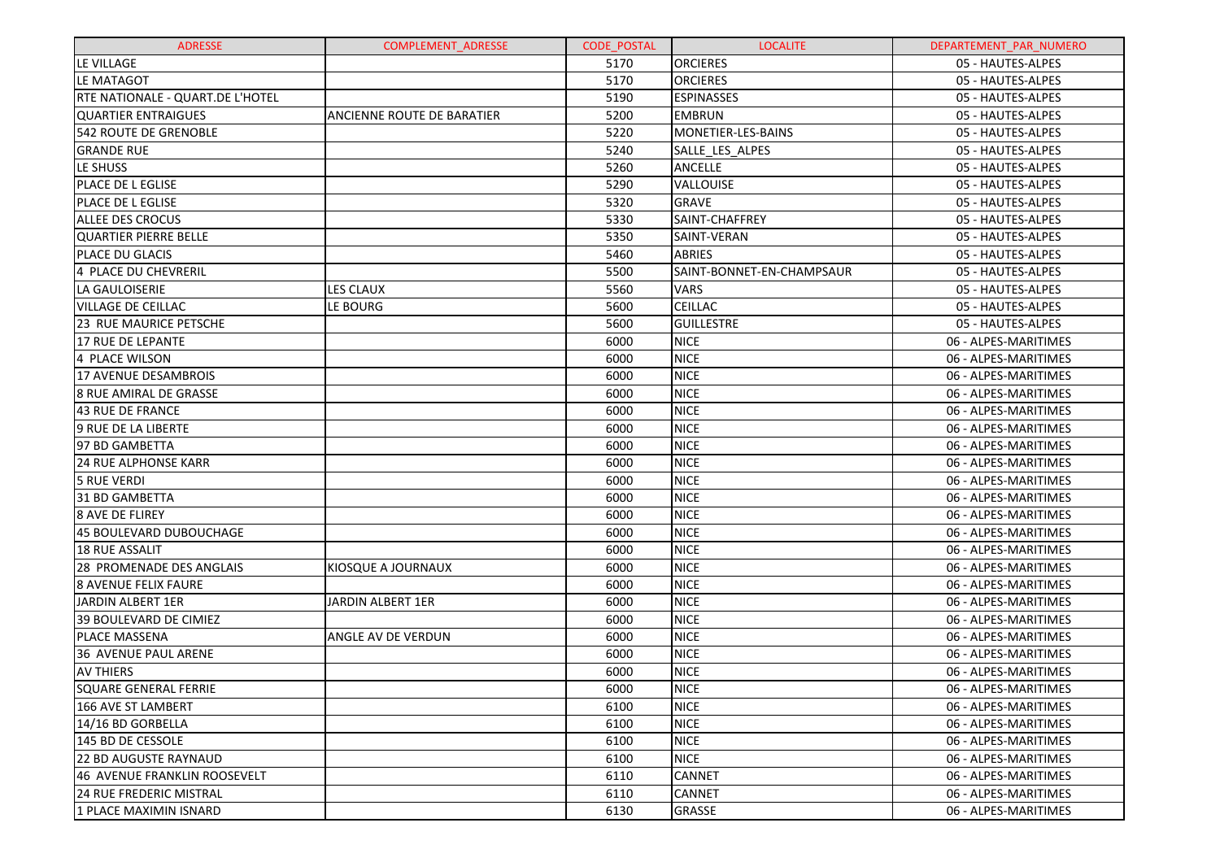| ADRESSE | COMPLEMENT_ADRESSE | CODE_POSTAL | LOCALITE | DEPARTEMENT_PAR_NUMERO |
|---|---|---|---|---|
| LE VILLAGE | | 5170 | ORCIERES | 05 - HAUTES-ALPES |
| LE MATAGOT | | 5170 | ORCIERES | 05 - HAUTES-ALPES |
| RTE NATIONALE - QUART.DE L'HOTEL | | 5190 | ESPINASSES | 05 - HAUTES-ALPES |
| QUARTIER ENTRAIGUES | ANCIENNE ROUTE DE BARATIER | 5200 | EMBRUN | 05 - HAUTES-ALPES |
| 542 ROUTE DE GRENOBLE | | 5220 | MONETIER-LES-BAINS | 05 - HAUTES-ALPES |
| GRANDE RUE | | 5240 | SALLE_LES_ALPES | 05 - HAUTES-ALPES |
| LE SHUSS | | 5260 | ANCELLE | 05 - HAUTES-ALPES |
| PLACE DE L EGLISE | | 5290 | VALLOUISE | 05 - HAUTES-ALPES |
| PLACE DE L EGLISE | | 5320 | GRAVE | 05 - HAUTES-ALPES |
| ALLEE DES CROCUS | | 5330 | SAINT-CHAFFREY | 05 - HAUTES-ALPES |
| QUARTIER PIERRE BELLE | | 5350 | SAINT-VERAN | 05 - HAUTES-ALPES |
| PLACE DU GLACIS | | 5460 | ABRIES | 05 - HAUTES-ALPES |
| 4 PLACE DU CHEVRERIL | | 5500 | SAINT-BONNET-EN-CHAMPSAUR | 05 - HAUTES-ALPES |
| LA GAULOISERIE | LES CLAUX | 5560 | VARS | 05 - HAUTES-ALPES |
| VILLAGE DE CEILLAC | LE BOURG | 5600 | CEILLAC | 05 - HAUTES-ALPES |
| 23 RUE MAURICE PETSCHE | | 5600 | GUILLESTRE | 05 - HAUTES-ALPES |
| 17 RUE DE LEPANTE | | 6000 | NICE | 06 - ALPES-MARITIMES |
| 4 PLACE WILSON | | 6000 | NICE | 06 - ALPES-MARITIMES |
| 17 AVENUE DESAMBROIS | | 6000 | NICE | 06 - ALPES-MARITIMES |
| 8 RUE AMIRAL DE GRASSE | | 6000 | NICE | 06 - ALPES-MARITIMES |
| 43 RUE DE FRANCE | | 6000 | NICE | 06 - ALPES-MARITIMES |
| 9 RUE DE LA LIBERTE | | 6000 | NICE | 06 - ALPES-MARITIMES |
| 97 BD GAMBETTA | | 6000 | NICE | 06 - ALPES-MARITIMES |
| 24 RUE ALPHONSE KARR | | 6000 | NICE | 06 - ALPES-MARITIMES |
| 5 RUE VERDI | | 6000 | NICE | 06 - ALPES-MARITIMES |
| 31 BD GAMBETTA | | 6000 | NICE | 06 - ALPES-MARITIMES |
| 8 AVE DE FLIREY | | 6000 | NICE | 06 - ALPES-MARITIMES |
| 45 BOULEVARD DUBOUCHAGE | | 6000 | NICE | 06 - ALPES-MARITIMES |
| 18 RUE ASSALIT | | 6000 | NICE | 06 - ALPES-MARITIMES |
| 28 PROMENADE DES ANGLAIS | KIOSQUE A JOURNAUX | 6000 | NICE | 06 - ALPES-MARITIMES |
| 8 AVENUE FELIX FAURE | | 6000 | NICE | 06 - ALPES-MARITIMES |
| JARDIN ALBERT 1ER | JARDIN ALBERT 1ER | 6000 | NICE | 06 - ALPES-MARITIMES |
| 39 BOULEVARD DE CIMIEZ | | 6000 | NICE | 06 - ALPES-MARITIMES |
| PLACE MASSENA | ANGLE AV DE VERDUN | 6000 | NICE | 06 - ALPES-MARITIMES |
| 36 AVENUE PAUL ARENE | | 6000 | NICE | 06 - ALPES-MARITIMES |
| AV THIERS | | 6000 | NICE | 06 - ALPES-MARITIMES |
| SQUARE GENERAL FERRIE | | 6000 | NICE | 06 - ALPES-MARITIMES |
| 166 AVE ST LAMBERT | | 6100 | NICE | 06 - ALPES-MARITIMES |
| 14/16 BD GORBELLA | | 6100 | NICE | 06 - ALPES-MARITIMES |
| 145 BD DE CESSOLE | | 6100 | NICE | 06 - ALPES-MARITIMES |
| 22 BD AUGUSTE RAYNAUD | | 6100 | NICE | 06 - ALPES-MARITIMES |
| 46 AVENUE FRANKLIN ROOSEVELT | | 6110 | CANNET | 06 - ALPES-MARITIMES |
| 24 RUE FREDERIC MISTRAL | | 6110 | CANNET | 06 - ALPES-MARITIMES |
| 1 PLACE MAXIMIN ISNARD | | 6130 | GRASSE | 06 - ALPES-MARITIMES |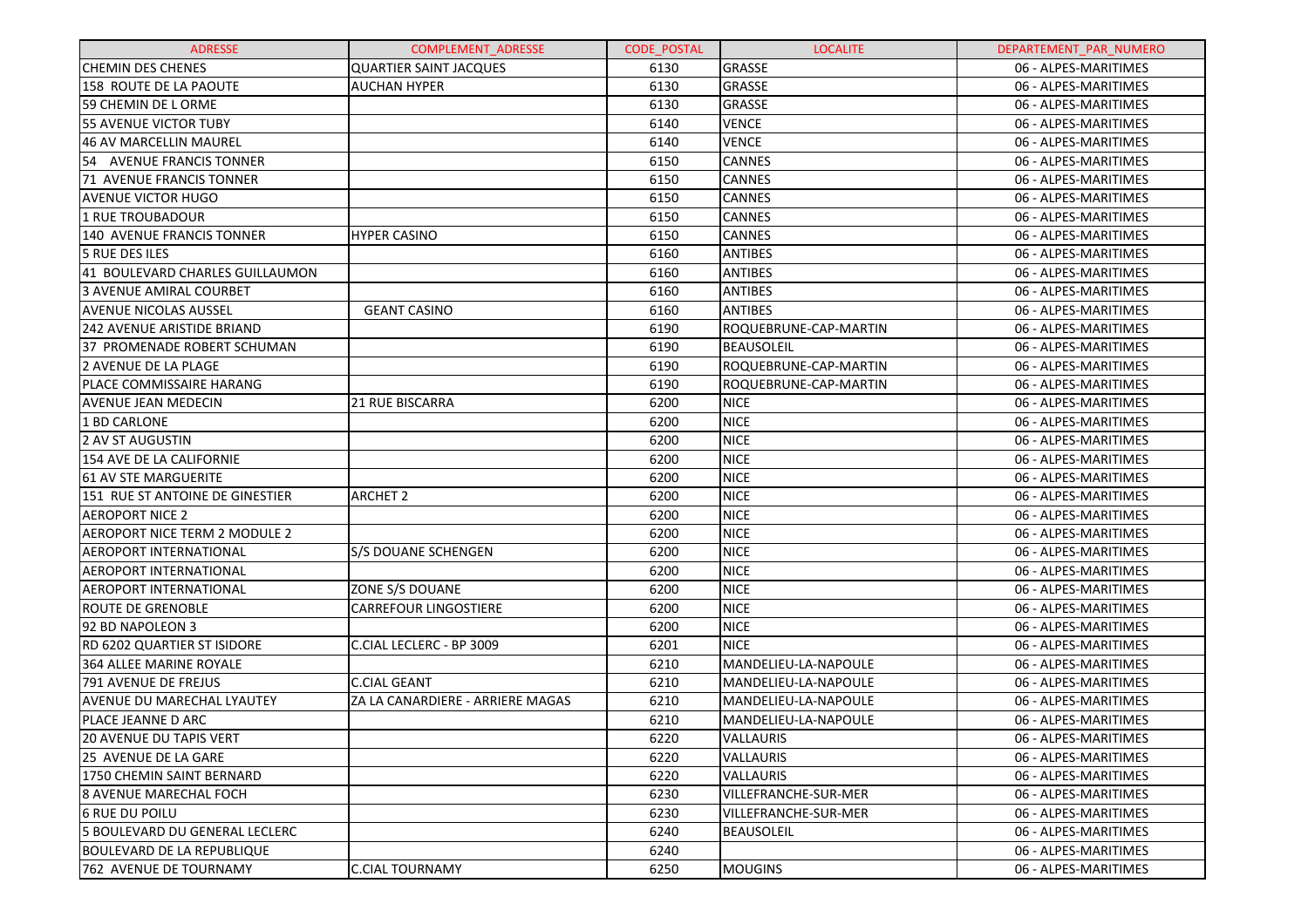| ADRESSE | COMPLEMENT_ADRESSE | CODE_POSTAL | LOCALITE | DEPARTEMENT_PAR_NUMERO |
| --- | --- | --- | --- | --- |
| CHEMIN DES CHENES | QUARTIER SAINT JACQUES | 6130 | GRASSE | 06 - ALPES-MARITIMES |
| 158 ROUTE DE LA PAOUTE | AUCHAN HYPER | 6130 | GRASSE | 06 - ALPES-MARITIMES |
| 59 CHEMIN DE L ORME | | 6130 | GRASSE | 06 - ALPES-MARITIMES |
| 55 AVENUE VICTOR TUBY | | 6140 | VENCE | 06 - ALPES-MARITIMES |
| 46 AV MARCELLIN MAUREL | | 6140 | VENCE | 06 - ALPES-MARITIMES |
| 54 AVENUE FRANCIS TONNER | | 6150 | CANNES | 06 - ALPES-MARITIMES |
| 71 AVENUE FRANCIS TONNER | | 6150 | CANNES | 06 - ALPES-MARITIMES |
| AVENUE VICTOR HUGO | | 6150 | CANNES | 06 - ALPES-MARITIMES |
| 1 RUE TROUBADOUR | | 6150 | CANNES | 06 - ALPES-MARITIMES |
| 140 AVENUE FRANCIS TONNER | HYPER CASINO | 6150 | CANNES | 06 - ALPES-MARITIMES |
| 5 RUE DES ILES | | 6160 | ANTIBES | 06 - ALPES-MARITIMES |
| 41 BOULEVARD CHARLES GUILLAUMON | | 6160 | ANTIBES | 06 - ALPES-MARITIMES |
| 3 AVENUE AMIRAL COURBET | | 6160 | ANTIBES | 06 - ALPES-MARITIMES |
| AVENUE NICOLAS AUSSEL | GEANT CASINO | 6160 | ANTIBES | 06 - ALPES-MARITIMES |
| 242 AVENUE ARISTIDE BRIAND | | 6190 | ROQUEBRUNE-CAP-MARTIN | 06 - ALPES-MARITIMES |
| 37 PROMENADE ROBERT SCHUMAN | | 6190 | BEAUSOLEIL | 06 - ALPES-MARITIMES |
| 2 AVENUE DE LA PLAGE | | 6190 | ROQUEBRUNE-CAP-MARTIN | 06 - ALPES-MARITIMES |
| PLACE COMMISSAIRE HARANG | | 6190 | ROQUEBRUNE-CAP-MARTIN | 06 - ALPES-MARITIMES |
| AVENUE JEAN MEDECIN | 21 RUE BISCARRA | 6200 | NICE | 06 - ALPES-MARITIMES |
| 1 BD CARLONE | | 6200 | NICE | 06 - ALPES-MARITIMES |
| 2 AV ST AUGUSTIN | | 6200 | NICE | 06 - ALPES-MARITIMES |
| 154 AVE DE LA CALIFORNIE | | 6200 | NICE | 06 - ALPES-MARITIMES |
| 61 AV STE MARGUERITE | | 6200 | NICE | 06 - ALPES-MARITIMES |
| 151 RUE ST ANTOINE DE GINESTIER | ARCHET 2 | 6200 | NICE | 06 - ALPES-MARITIMES |
| AEROPORT NICE 2 | | 6200 | NICE | 06 - ALPES-MARITIMES |
| AEROPORT NICE TERM 2 MODULE 2 | | 6200 | NICE | 06 - ALPES-MARITIMES |
| AEROPORT INTERNATIONAL | S/S DOUANE SCHENGEN | 6200 | NICE | 06 - ALPES-MARITIMES |
| AEROPORT INTERNATIONAL | | 6200 | NICE | 06 - ALPES-MARITIMES |
| AEROPORT INTERNATIONAL | ZONE S/S DOUANE | 6200 | NICE | 06 - ALPES-MARITIMES |
| ROUTE DE GRENOBLE | CARREFOUR LINGOSTIERE | 6200 | NICE | 06 - ALPES-MARITIMES |
| 92 BD NAPOLEON 3 | | 6200 | NICE | 06 - ALPES-MARITIMES |
| RD 6202 QUARTIER ST ISIDORE | C.CIAL LECLERC - BP 3009 | 6201 | NICE | 06 - ALPES-MARITIMES |
| 364 ALLEE MARINE ROYALE | | 6210 | MANDELIEU-LA-NAPOULE | 06 - ALPES-MARITIMES |
| 791 AVENUE DE FREJUS | C.CIAL GEANT | 6210 | MANDELIEU-LA-NAPOULE | 06 - ALPES-MARITIMES |
| AVENUE DU MARECHAL LYAUTEY | ZA LA CANARDIERE - ARRIERE MAGAS | 6210 | MANDELIEU-LA-NAPOULE | 06 - ALPES-MARITIMES |
| PLACE JEANNE D ARC | | 6210 | MANDELIEU-LA-NAPOULE | 06 - ALPES-MARITIMES |
| 20 AVENUE DU TAPIS VERT | | 6220 | VALLAURIS | 06 - ALPES-MARITIMES |
| 25 AVENUE DE LA GARE | | 6220 | VALLAURIS | 06 - ALPES-MARITIMES |
| 1750 CHEMIN SAINT BERNARD | | 6220 | VALLAURIS | 06 - ALPES-MARITIMES |
| 8 AVENUE MARECHAL FOCH | | 6230 | VILLEFRANCHE-SUR-MER | 06 - ALPES-MARITIMES |
| 6 RUE DU POILU | | 6230 | VILLEFRANCHE-SUR-MER | 06 - ALPES-MARITIMES |
| 5 BOULEVARD DU GENERAL LECLERC | | 6240 | BEAUSOLEIL | 06 - ALPES-MARITIMES |
| BOULEVARD DE LA REPUBLIQUE | | 6240 | | 06 - ALPES-MARITIMES |
| 762 AVENUE DE TOURNAMY | C.CIAL TOURNAMY | 6250 | MOUGINS | 06 - ALPES-MARITIMES |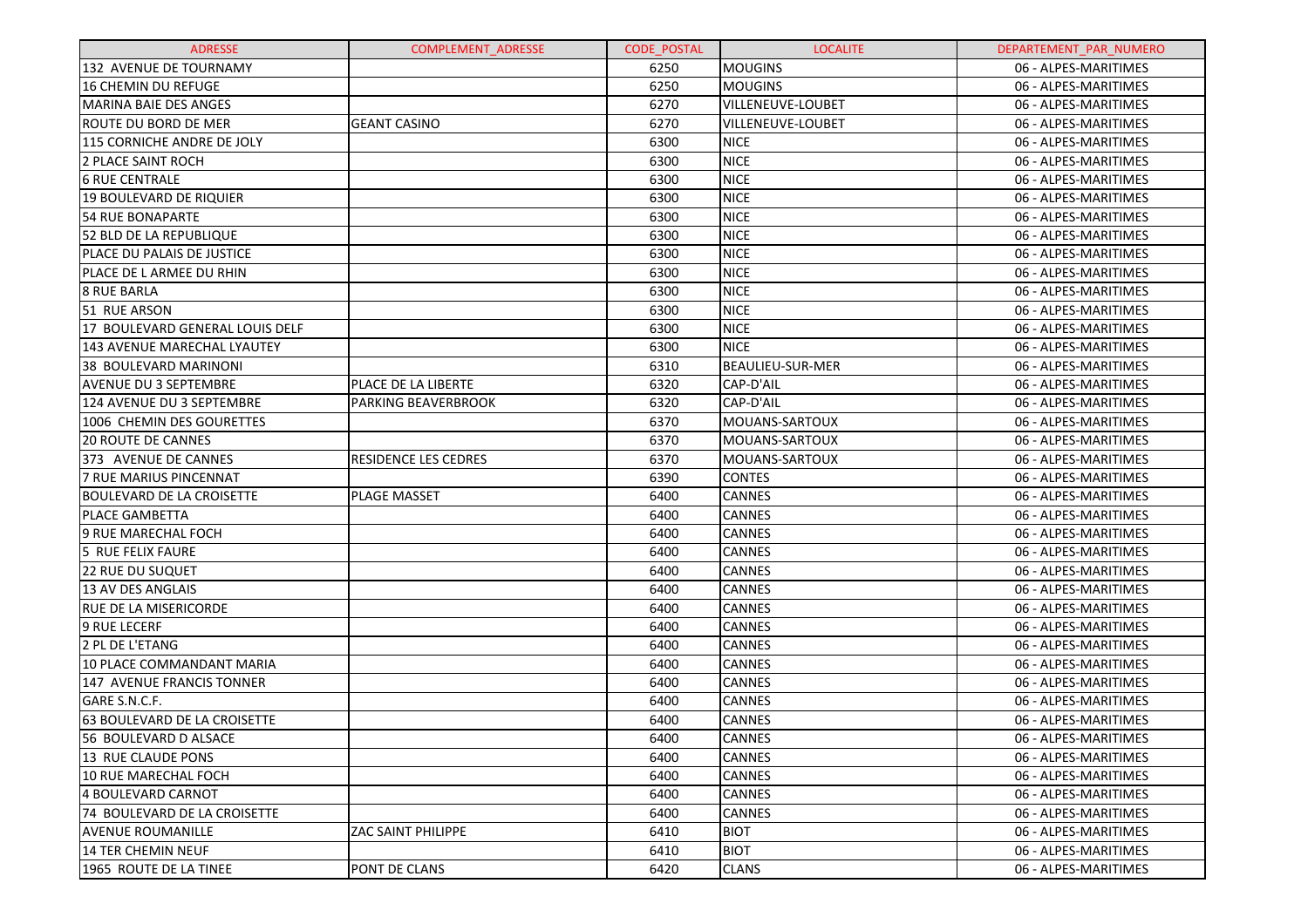| ADRESSE | COMPLEMENT_ADRESSE | CODE_POSTAL | LOCALITE | DEPARTEMENT_PAR_NUMERO |
| --- | --- | --- | --- | --- |
| 132 AVENUE DE TOURNAMY | | 6250 | MOUGINS | 06 - ALPES-MARITIMES |
| 16 CHEMIN DU REFUGE | | 6250 | MOUGINS | 06 - ALPES-MARITIMES |
| MARINA BAIE DES ANGES | | 6270 | VILLENEUVE-LOUBET | 06 - ALPES-MARITIMES |
| ROUTE DU BORD DE MER | GEANT CASINO | 6270 | VILLENEUVE-LOUBET | 06 - ALPES-MARITIMES |
| 115 CORNICHE ANDRE DE JOLY | | 6300 | NICE | 06 - ALPES-MARITIMES |
| 2 PLACE SAINT ROCH | | 6300 | NICE | 06 - ALPES-MARITIMES |
| 6 RUE CENTRALE | | 6300 | NICE | 06 - ALPES-MARITIMES |
| 19 BOULEVARD DE RIQUIER | | 6300 | NICE | 06 - ALPES-MARITIMES |
| 54 RUE BONAPARTE | | 6300 | NICE | 06 - ALPES-MARITIMES |
| 52 BLD DE LA REPUBLIQUE | | 6300 | NICE | 06 - ALPES-MARITIMES |
| PLACE DU PALAIS DE JUSTICE | | 6300 | NICE | 06 - ALPES-MARITIMES |
| PLACE DE L ARMEE DU RHIN | | 6300 | NICE | 06 - ALPES-MARITIMES |
| 8 RUE BARLA | | 6300 | NICE | 06 - ALPES-MARITIMES |
| 51 RUE ARSON | | 6300 | NICE | 06 - ALPES-MARITIMES |
| 17 BOULEVARD GENERAL LOUIS DELF | | 6300 | NICE | 06 - ALPES-MARITIMES |
| 143 AVENUE MARECHAL LYAUTEY | | 6300 | NICE | 06 - ALPES-MARITIMES |
| 38 BOULEVARD MARINONI | | 6310 | BEAULIEU-SUR-MER | 06 - ALPES-MARITIMES |
| AVENUE DU 3 SEPTEMBRE | PLACE DE LA LIBERTE | 6320 | CAP-D'AIL | 06 - ALPES-MARITIMES |
| 124 AVENUE DU 3 SEPTEMBRE | PARKING BEAVERBROOK | 6320 | CAP-D'AIL | 06 - ALPES-MARITIMES |
| 1006 CHEMIN DES GOURETTES | | 6370 | MOUANS-SARTOUX | 06 - ALPES-MARITIMES |
| 20 ROUTE DE CANNES | | 6370 | MOUANS-SARTOUX | 06 - ALPES-MARITIMES |
| 373 AVENUE DE CANNES | RESIDENCE LES CEDRES | 6370 | MOUANS-SARTOUX | 06 - ALPES-MARITIMES |
| 7 RUE MARIUS PINCENNAT | | 6390 | CONTES | 06 - ALPES-MARITIMES |
| BOULEVARD DE LA CROISETTE | PLAGE MASSET | 6400 | CANNES | 06 - ALPES-MARITIMES |
| PLACE GAMBETTA | | 6400 | CANNES | 06 - ALPES-MARITIMES |
| 9 RUE MARECHAL FOCH | | 6400 | CANNES | 06 - ALPES-MARITIMES |
| 5 RUE FELIX FAURE | | 6400 | CANNES | 06 - ALPES-MARITIMES |
| 22 RUE DU SUQUET | | 6400 | CANNES | 06 - ALPES-MARITIMES |
| 13 AV DES ANGLAIS | | 6400 | CANNES | 06 - ALPES-MARITIMES |
| RUE DE LA MISERICORDE | | 6400 | CANNES | 06 - ALPES-MARITIMES |
| 9 RUE LECERF | | 6400 | CANNES | 06 - ALPES-MARITIMES |
| 2 PL DE L'ETANG | | 6400 | CANNES | 06 - ALPES-MARITIMES |
| 10 PLACE COMMANDANT MARIA | | 6400 | CANNES | 06 - ALPES-MARITIMES |
| 147 AVENUE FRANCIS TONNER | | 6400 | CANNES | 06 - ALPES-MARITIMES |
| GARE S.N.C.F. | | 6400 | CANNES | 06 - ALPES-MARITIMES |
| 63 BOULEVARD DE LA CROISETTE | | 6400 | CANNES | 06 - ALPES-MARITIMES |
| 56 BOULEVARD D ALSACE | | 6400 | CANNES | 06 - ALPES-MARITIMES |
| 13 RUE CLAUDE PONS | | 6400 | CANNES | 06 - ALPES-MARITIMES |
| 10 RUE MARECHAL FOCH | | 6400 | CANNES | 06 - ALPES-MARITIMES |
| 4 BOULEVARD CARNOT | | 6400 | CANNES | 06 - ALPES-MARITIMES |
| 74 BOULEVARD DE LA CROISETTE | | 6400 | CANNES | 06 - ALPES-MARITIMES |
| AVENUE ROUMANILLE | ZAC SAINT PHILIPPE | 6410 | BIOT | 06 - ALPES-MARITIMES |
| 14 TER CHEMIN NEUF | | 6410 | BIOT | 06 - ALPES-MARITIMES |
| 1965 ROUTE DE LA TINEE | PONT DE CLANS | 6420 | CLANS | 06 - ALPES-MARITIMES |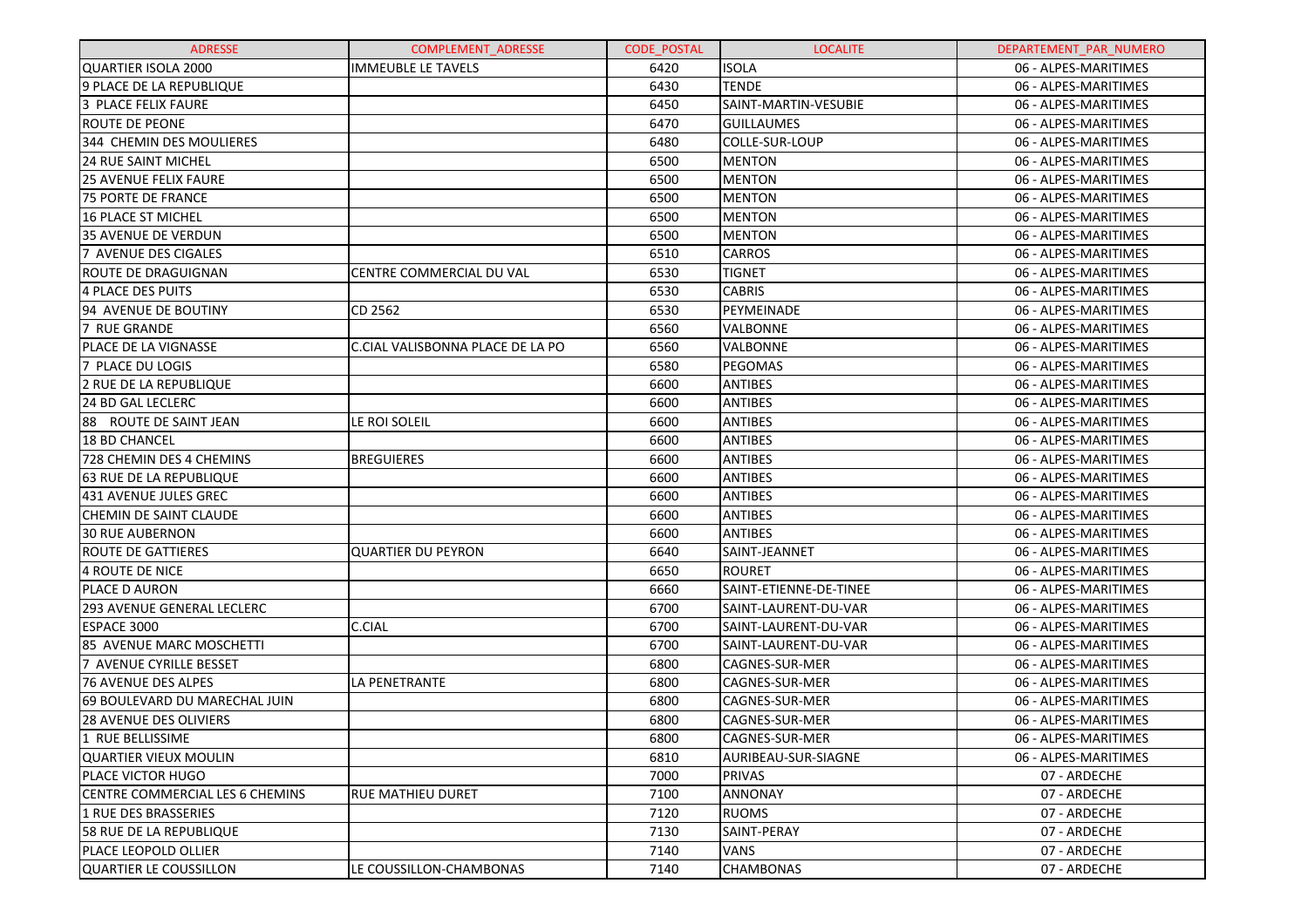| ADRESSE | COMPLEMENT_ADRESSE | CODE_POSTAL | LOCALITE | DEPARTEMENT_PAR_NUMERO |
|---|---|---|---|---|
| QUARTIER ISOLA 2000 | IMMEUBLE LE TAVELS | 6420 | ISOLA | 06 - ALPES-MARITIMES |
| 9 PLACE DE LA REPUBLIQUE | | 6430 | TENDE | 06 - ALPES-MARITIMES |
| 3 PLACE FELIX FAURE | | 6450 | SAINT-MARTIN-VESUBIE | 06 - ALPES-MARITIMES |
| ROUTE DE PEONE | | 6470 | GUILLAUMES | 06 - ALPES-MARITIMES |
| 344 CHEMIN DES MOULIERES | | 6480 | COLLE-SUR-LOUP | 06 - ALPES-MARITIMES |
| 24 RUE SAINT MICHEL | | 6500 | MENTON | 06 - ALPES-MARITIMES |
| 25 AVENUE FELIX FAURE | | 6500 | MENTON | 06 - ALPES-MARITIMES |
| 75 PORTE DE FRANCE | | 6500 | MENTON | 06 - ALPES-MARITIMES |
| 16 PLACE ST MICHEL | | 6500 | MENTON | 06 - ALPES-MARITIMES |
| 35 AVENUE DE VERDUN | | 6500 | MENTON | 06 - ALPES-MARITIMES |
| 7 AVENUE DES CIGALES | | 6510 | CARROS | 06 - ALPES-MARITIMES |
| ROUTE DE DRAGUIGNAN | CENTRE COMMERCIAL DU VAL | 6530 | TIGNET | 06 - ALPES-MARITIMES |
| 4 PLACE DES PUITS | | 6530 | CABRIS | 06 - ALPES-MARITIMES |
| 94 AVENUE DE BOUTINY | CD 2562 | 6530 | PEYMEINADE | 06 - ALPES-MARITIMES |
| 7 RUE GRANDE | | 6560 | VALBONNE | 06 - ALPES-MARITIMES |
| PLACE DE LA VIGNASSE | C.CIAL VALISBONNA PLACE DE LA PO | 6560 | VALBONNE | 06 - ALPES-MARITIMES |
| 7 PLACE DU LOGIS | | 6580 | PEGOMAS | 06 - ALPES-MARITIMES |
| 2 RUE DE LA REPUBLIQUE | | 6600 | ANTIBES | 06 - ALPES-MARITIMES |
| 24 BD GAL LECLERC | | 6600 | ANTIBES | 06 - ALPES-MARITIMES |
| 88 ROUTE DE SAINT JEAN | LE ROI SOLEIL | 6600 | ANTIBES | 06 - ALPES-MARITIMES |
| 18 BD CHANCEL | | 6600 | ANTIBES | 06 - ALPES-MARITIMES |
| 728 CHEMIN DES 4 CHEMINS | BREGUIERES | 6600 | ANTIBES | 06 - ALPES-MARITIMES |
| 63 RUE DE LA REPUBLIQUE | | 6600 | ANTIBES | 06 - ALPES-MARITIMES |
| 431 AVENUE JULES GREC | | 6600 | ANTIBES | 06 - ALPES-MARITIMES |
| CHEMIN DE SAINT CLAUDE | | 6600 | ANTIBES | 06 - ALPES-MARITIMES |
| 30 RUE AUBERNON | | 6600 | ANTIBES | 06 - ALPES-MARITIMES |
| ROUTE DE GATTIERES | QUARTIER DU PEYRON | 6640 | SAINT-JEANNET | 06 - ALPES-MARITIMES |
| 4 ROUTE DE NICE | | 6650 | ROURET | 06 - ALPES-MARITIMES |
| PLACE D AURON | | 6660 | SAINT-ETIENNE-DE-TINEE | 06 - ALPES-MARITIMES |
| 293 AVENUE GENERAL LECLERC | | 6700 | SAINT-LAURENT-DU-VAR | 06 - ALPES-MARITIMES |
| ESPACE 3000 | C.CIAL | 6700 | SAINT-LAURENT-DU-VAR | 06 - ALPES-MARITIMES |
| 85 AVENUE MARC MOSCHETTI | | 6700 | SAINT-LAURENT-DU-VAR | 06 - ALPES-MARITIMES |
| 7 AVENUE CYRILLE BESSET | | 6800 | CAGNES-SUR-MER | 06 - ALPES-MARITIMES |
| 76 AVENUE DES ALPES | LA PENETRANTE | 6800 | CAGNES-SUR-MER | 06 - ALPES-MARITIMES |
| 69 BOULEVARD DU MARECHAL JUIN | | 6800 | CAGNES-SUR-MER | 06 - ALPES-MARITIMES |
| 28 AVENUE DES OLIVIERS | | 6800 | CAGNES-SUR-MER | 06 - ALPES-MARITIMES |
| 1 RUE BELLISSIME | | 6800 | CAGNES-SUR-MER | 06 - ALPES-MARITIMES |
| QUARTIER VIEUX MOULIN | | 6810 | AURIBEAU-SUR-SIAGNE | 06 - ALPES-MARITIMES |
| PLACE VICTOR HUGO | | 7000 | PRIVAS | 07 - ARDECHE |
| CENTRE COMMERCIAL LES 6 CHEMINS | RUE MATHIEU DURET | 7100 | ANNONAY | 07 - ARDECHE |
| 1 RUE DES BRASSERIES | | 7120 | RUOMS | 07 - ARDECHE |
| 58 RUE DE LA REPUBLIQUE | | 7130 | SAINT-PERAY | 07 - ARDECHE |
| PLACE LEOPOLD OLLIER | | 7140 | VANS | 07 - ARDECHE |
| QUARTIER LE COUSSILLON | LE COUSSILLON-CHAMBONAS | 7140 | CHAMBONAS | 07 - ARDECHE |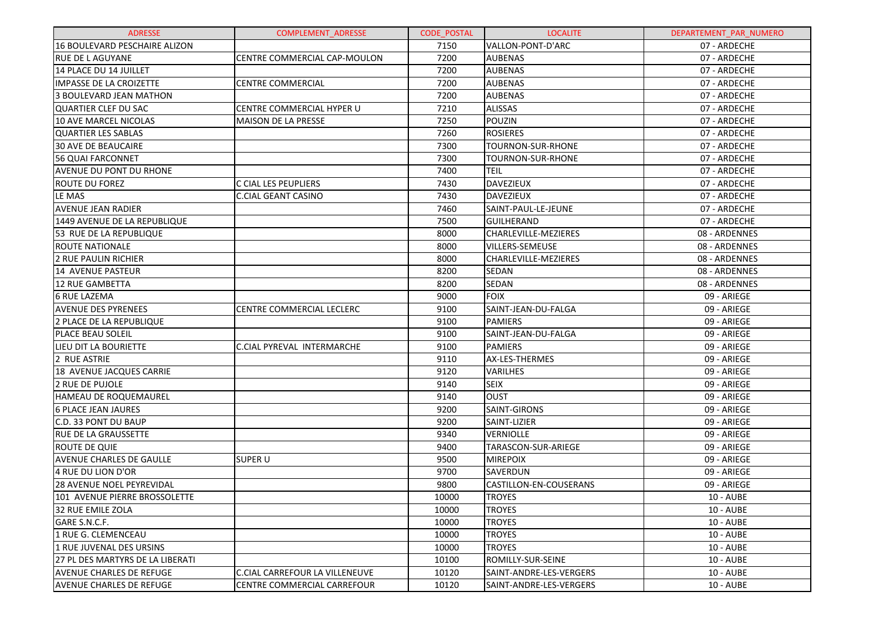| ADRESSE | COMPLEMENT_ADRESSE | CODE_POSTAL | LOCALITE | DEPARTEMENT_PAR_NUMERO |
|---|---|---|---|---|
| 16 BOULEVARD PESCHAIRE ALIZON | | 7150 | VALLON-PONT-D'ARC | 07 - ARDECHE |
| RUE DE L AGUYANE | CENTRE COMMERCIAL CAP-MOULON | 7200 | AUBENAS | 07 - ARDECHE |
| 14 PLACE DU 14 JUILLET | | 7200 | AUBENAS | 07 - ARDECHE |
| IMPASSE DE LA CROIZETTE | CENTRE COMMERCIAL | 7200 | AUBENAS | 07 - ARDECHE |
| 3 BOULEVARD JEAN MATHON | | 7200 | AUBENAS | 07 - ARDECHE |
| QUARTIER CLEF DU SAC | CENTRE COMMERCIAL HYPER U | 7210 | ALISSAS | 07 - ARDECHE |
| 10 AVE MARCEL NICOLAS | MAISON DE LA PRESSE | 7250 | POUZIN | 07 - ARDECHE |
| QUARTIER LES SABLAS | | 7260 | ROSIERES | 07 - ARDECHE |
| 30 AVE DE BEAUCAIRE | | 7300 | TOURNON-SUR-RHONE | 07 - ARDECHE |
| 56 QUAI FARCONNET | | 7300 | TOURNON-SUR-RHONE | 07 - ARDECHE |
| AVENUE DU PONT DU RHONE | | 7400 | TEIL | 07 - ARDECHE |
| ROUTE DU FOREZ | C CIAL LES PEUPLIERS | 7430 | DAVEZIEUX | 07 - ARDECHE |
| LE MAS | C.CIAL GEANT CASINO | 7430 | DAVEZIEUX | 07 - ARDECHE |
| AVENUE JEAN RADIER | | 7460 | SAINT-PAUL-LE-JEUNE | 07 - ARDECHE |
| 1449 AVENUE DE LA REPUBLIQUE | | 7500 | GUILHERAND | 07 - ARDECHE |
| 53 RUE DE LA REPUBLIQUE | | 8000 | CHARLEVILLE-MEZIERES | 08 - ARDENNES |
| ROUTE NATIONALE | | 8000 | VILLERS-SEMEUSE | 08 - ARDENNES |
| 2 RUE PAULIN RICHIER | | 8000 | CHARLEVILLE-MEZIERES | 08 - ARDENNES |
| 14 AVENUE PASTEUR | | 8200 | SEDAN | 08 - ARDENNES |
| 12 RUE GAMBETTA | | 8200 | SEDAN | 08 - ARDENNES |
| 6 RUE LAZEMA | | 9000 | FOIX | 09 - ARIEGE |
| AVENUE DES PYRENEES | CENTRE COMMERCIAL LECLERC | 9100 | SAINT-JEAN-DU-FALGA | 09 - ARIEGE |
| 2 PLACE DE LA REPUBLIQUE | | 9100 | PAMIERS | 09 - ARIEGE |
| PLACE BEAU SOLEIL | | 9100 | SAINT-JEAN-DU-FALGA | 09 - ARIEGE |
| LIEU DIT LA BOURIETTE | C.CIAL PYREVAL INTERMARCHE | 9100 | PAMIERS | 09 - ARIEGE |
| 2 RUE ASTRIE | | 9110 | AX-LES-THERMES | 09 - ARIEGE |
| 18 AVENUE JACQUES CARRIE | | 9120 | VARILHES | 09 - ARIEGE |
| 2 RUE DE PUJOLE | | 9140 | SEIX | 09 - ARIEGE |
| HAMEAU DE ROQUEMAUREL | | 9140 | OUST | 09 - ARIEGE |
| 6 PLACE JEAN JAURES | | 9200 | SAINT-GIRONS | 09 - ARIEGE |
| C.D. 33 PONT DU BAUP | | 9200 | SAINT-LIZIER | 09 - ARIEGE |
| RUE DE LA GRAUSSETTE | | 9340 | VERNIOLLE | 09 - ARIEGE |
| ROUTE DE QUIE | | 9400 | TARASCON-SUR-ARIEGE | 09 - ARIEGE |
| AVENUE CHARLES DE GAULLE | SUPER U | 9500 | MIREPOIX | 09 - ARIEGE |
| 4 RUE DU LION D'OR | | 9700 | SAVERDUN | 09 - ARIEGE |
| 28 AVENUE NOEL PEYREVIDAL | | 9800 | CASTILLON-EN-COUSERANS | 09 - ARIEGE |
| 101 AVENUE PIERRE BROSSOLETTE | | 10000 | TROYES | 10 - AUBE |
| 32 RUE EMILE ZOLA | | 10000 | TROYES | 10 - AUBE |
| GARE S.N.C.F. | | 10000 | TROYES | 10 - AUBE |
| 1 RUE G. CLEMENCEAU | | 10000 | TROYES | 10 - AUBE |
| 1 RUE JUVENAL DES URSINS | | 10000 | TROYES | 10 - AUBE |
| 27 PL DES MARTYRS DE LA LIBERATI | | 10100 | ROMILLY-SUR-SEINE | 10 - AUBE |
| AVENUE CHARLES DE REFUGE | C.CIAL CARREFOUR LA VILLENEUVE | 10120 | SAINT-ANDRE-LES-VERGERS | 10 - AUBE |
| AVENUE CHARLES DE REFUGE | CENTRE COMMERCIAL CARREFOUR | 10120 | SAINT-ANDRE-LES-VERGERS | 10 - AUBE |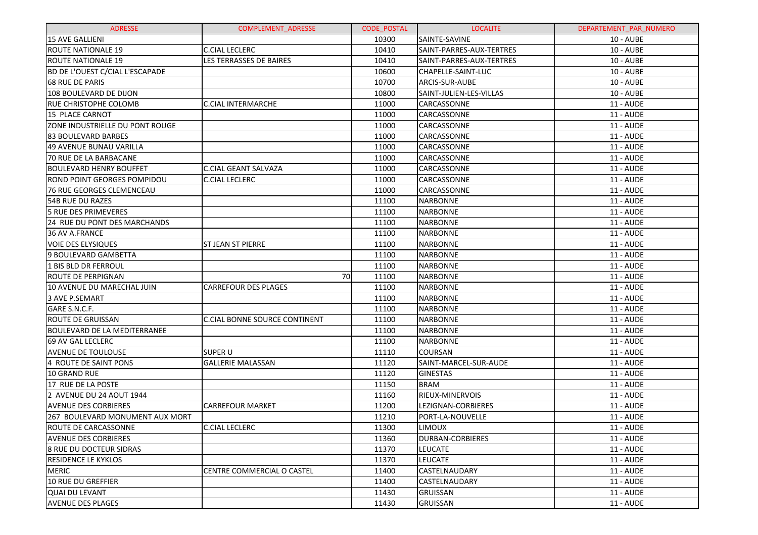| ADRESSE | COMPLEMENT_ADRESSE | CODE_POSTAL | LOCALITE | DEPARTEMENT_PAR_NUMERO |
|---|---|---|---|---|
| 15 AVE GALLIENI | | 10300 | SAINTE-SAVINE | 10 - AUBE |
| ROUTE NATIONALE 19 | C.CIAL LECLERC | 10410 | SAINT-PARRES-AUX-TERTRES | 10 - AUBE |
| ROUTE NATIONALE 19 | LES TERRASSES DE BAIRES | 10410 | SAINT-PARRES-AUX-TERTRES | 10 - AUBE |
| BD DE L'OUEST C/CIAL L'ESCAPADE | | 10600 | CHAPELLE-SAINT-LUC | 10 - AUBE |
| 68 RUE DE PARIS | | 10700 | ARCIS-SUR-AUBE | 10 - AUBE |
| 108 BOULEVARD DE DIJON | | 10800 | SAINT-JULIEN-LES-VILLAS | 10 - AUBE |
| RUE CHRISTOPHE COLOMB | C.CIAL INTERMARCHE | 11000 | CARCASSONNE | 11 - AUDE |
| 15 PLACE CARNOT | | 11000 | CARCASSONNE | 11 - AUDE |
| ZONE INDUSTRIELLE DU PONT ROUGE | | 11000 | CARCASSONNE | 11 - AUDE |
| 83 BOULEVARD BARBES | | 11000 | CARCASSONNE | 11 - AUDE |
| 49 AVENUE BUNAU VARILLA | | 11000 | CARCASSONNE | 11 - AUDE |
| 70 RUE DE LA BARBACANE | | 11000 | CARCASSONNE | 11 - AUDE |
| BOULEVARD HENRY BOUFFET | C.CIAL GEANT SALVAZA | 11000 | CARCASSONNE | 11 - AUDE |
| ROND POINT GEORGES POMPIDOU | C.CIAL LECLERC | 11000 | CARCASSONNE | 11 - AUDE |
| 76 RUE GEORGES CLEMENCEAU | | 11000 | CARCASSONNE | 11 - AUDE |
| 54B RUE DU RAZES | | 11100 | NARBONNE | 11 - AUDE |
| 5 RUE DES PRIMEVERES | | 11100 | NARBONNE | 11 - AUDE |
| 24 RUE DU PONT DES MARCHANDS | | 11100 | NARBONNE | 11 - AUDE |
| 36 AV A.FRANCE | | 11100 | NARBONNE | 11 - AUDE |
| VOIE DES ELYSIQUES | ST JEAN ST PIERRE | 11100 | NARBONNE | 11 - AUDE |
| 9 BOULEVARD GAMBETTA | | 11100 | NARBONNE | 11 - AUDE |
| 1 BIS BLD DR FERROUL | | 11100 | NARBONNE | 11 - AUDE |
| ROUTE DE PERPIGNAN | 70 | 11100 | NARBONNE | 11 - AUDE |
| 10 AVENUE DU MARECHAL JUIN | CARREFOUR DES PLAGES | 11100 | NARBONNE | 11 - AUDE |
| 3 AVE P.SEMART | | 11100 | NARBONNE | 11 - AUDE |
| GARE S.N.C.F. | | 11100 | NARBONNE | 11 - AUDE |
| ROUTE DE GRUISSAN | C.CIAL BONNE SOURCE CONTINENT | 11100 | NARBONNE | 11 - AUDE |
| BOULEVARD DE LA MEDITERRANEE | | 11100 | NARBONNE | 11 - AUDE |
| 69 AV GAL LECLERC | | 11100 | NARBONNE | 11 - AUDE |
| AVENUE DE TOULOUSE | SUPER U | 11110 | COURSAN | 11 - AUDE |
| 4 ROUTE DE SAINT PONS | GALLERIE MALASSAN | 11120 | SAINT-MARCEL-SUR-AUDE | 11 - AUDE |
| 10 GRAND RUE | | 11120 | GINESTAS | 11 - AUDE |
| 17 RUE DE LA POSTE | | 11150 | BRAM | 11 - AUDE |
| 2 AVENUE DU 24 AOUT 1944 | | 11160 | RIEUX-MINERVOIS | 11 - AUDE |
| AVENUE DES CORBIERES | CARREFOUR MARKET | 11200 | LEZIGNAN-CORBIERES | 11 - AUDE |
| 267 BOULEVARD MONUMENT AUX MORT | | 11210 | PORT-LA-NOUVELLE | 11 - AUDE |
| ROUTE DE CARCASSONNE | C.CIAL LECLERC | 11300 | LIMOUX | 11 - AUDE |
| AVENUE DES CORBIERES | | 11360 | DURBAN-CORBIERES | 11 - AUDE |
| 8 RUE DU DOCTEUR SIDRAS | | 11370 | LEUCATE | 11 - AUDE |
| RESIDENCE LE KYKLOS | | 11370 | LEUCATE | 11 - AUDE |
| MERIC | CENTRE COMMERCIAL O CASTEL | 11400 | CASTELNAUDARY | 11 - AUDE |
| 10 RUE DU GREFFIER | | 11400 | CASTELNAUDARY | 11 - AUDE |
| QUAI DU LEVANT | | 11430 | GRUISSAN | 11 - AUDE |
| AVENUE DES PLAGES | | 11430 | GRUISSAN | 11 - AUDE |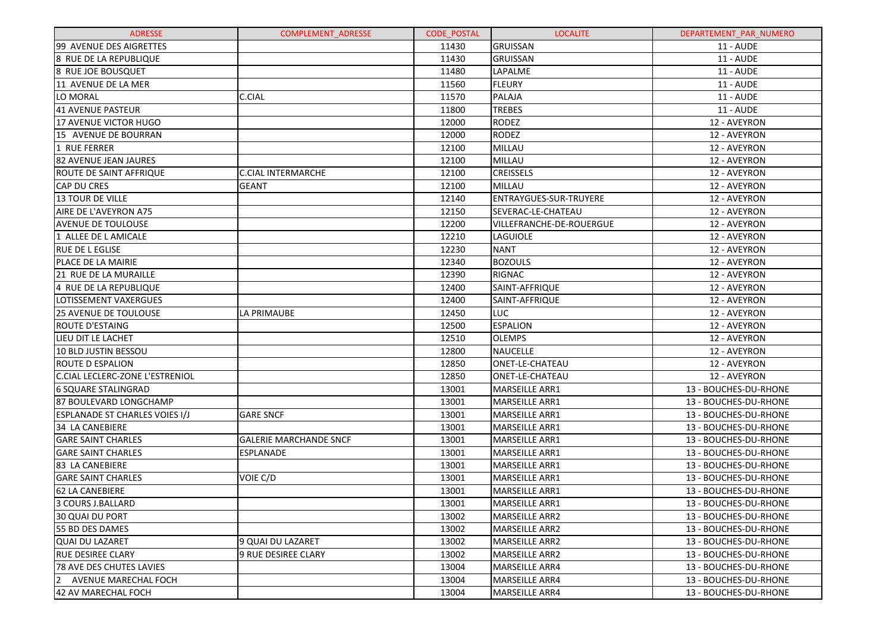| ADRESSE | COMPLEMENT_ADRESSE | CODE_POSTAL | LOCALITE | DEPARTEMENT_PAR_NUMERO |
|---|---|---|---|---|
| 99 AVENUE DES AIGRETTES | | 11430 | GRUISSAN | 11 - AUDE |
| 8 RUE DE LA REPUBLIQUE | | 11430 | GRUISSAN | 11 - AUDE |
| 8 RUE JOE BOUSQUET | | 11480 | LAPALME | 11 - AUDE |
| 11 AVENUE DE LA MER | | 11560 | FLEURY | 11 - AUDE |
| LO MORAL | C.CIAL | 11570 | PALAJA | 11 - AUDE |
| 41 AVENUE PASTEUR | | 11800 | TREBES | 11 - AUDE |
| 17 AVENUE VICTOR HUGO | | 12000 | RODEZ | 12 - AVEYRON |
| 15 AVENUE DE BOURRAN | | 12000 | RODEZ | 12 - AVEYRON |
| 1 RUE FERRER | | 12100 | MILLAU | 12 - AVEYRON |
| 82 AVENUE JEAN JAURES | | 12100 | MILLAU | 12 - AVEYRON |
| ROUTE DE SAINT AFFRIQUE | C.CIAL INTERMARCHE | 12100 | CREISSELS | 12 - AVEYRON |
| CAP DU CRES | GEANT | 12100 | MILLAU | 12 - AVEYRON |
| 13 TOUR DE VILLE | | 12140 | ENTRAYGUES-SUR-TRUYERE | 12 - AVEYRON |
| AIRE DE L'AVEYRON A75 | | 12150 | SEVERAC-LE-CHATEAU | 12 - AVEYRON |
| AVENUE DE TOULOUSE | | 12200 | VILLEFRANCHE-DE-ROUERGUE | 12 - AVEYRON |
| 1 ALLEE DE L AMICALE | | 12210 | LAGUIOLE | 12 - AVEYRON |
| RUE DE L EGLISE | | 12230 | NANT | 12 - AVEYRON |
| PLACE DE LA MAIRIE | | 12340 | BOZOULS | 12 - AVEYRON |
| 21 RUE DE LA MURAILLE | | 12390 | RIGNAC | 12 - AVEYRON |
| 4 RUE DE LA REPUBLIQUE | | 12400 | SAINT-AFFRIQUE | 12 - AVEYRON |
| LOTISSEMENT VAXERGUES | | 12400 | SAINT-AFFRIQUE | 12 - AVEYRON |
| 25 AVENUE DE TOULOUSE | LA PRIMAUBE | 12450 | LUC | 12 - AVEYRON |
| ROUTE D'ESTAING | | 12500 | ESPALION | 12 - AVEYRON |
| LIEU DIT LE LACHET | | 12510 | OLEMPS | 12 - AVEYRON |
| 10 BLD JUSTIN BESSOU | | 12800 | NAUCELLE | 12 - AVEYRON |
| ROUTE D ESPALION | | 12850 | ONET-LE-CHATEAU | 12 - AVEYRON |
| C.CIAL LECLERC-ZONE L'ESTRENIOL | | 12850 | ONET-LE-CHATEAU | 12 - AVEYRON |
| 6 SQUARE STALINGRAD | | 13001 | MARSEILLE ARR1 | 13 - BOUCHES-DU-RHONE |
| 87 BOULEVARD LONGCHAMP | | 13001 | MARSEILLE ARR1 | 13 - BOUCHES-DU-RHONE |
| ESPLANADE ST CHARLES VOIES I/J | GARE SNCF | 13001 | MARSEILLE ARR1 | 13 - BOUCHES-DU-RHONE |
| 34 LA CANEBIERE | | 13001 | MARSEILLE ARR1 | 13 - BOUCHES-DU-RHONE |
| GARE SAINT CHARLES | GALERIE MARCHANDE SNCF | 13001 | MARSEILLE ARR1 | 13 - BOUCHES-DU-RHONE |
| GARE SAINT CHARLES | ESPLANADE | 13001 | MARSEILLE ARR1 | 13 - BOUCHES-DU-RHONE |
| 83 LA CANEBIERE | | 13001 | MARSEILLE ARR1 | 13 - BOUCHES-DU-RHONE |
| GARE SAINT CHARLES | VOIE C/D | 13001 | MARSEILLE ARR1 | 13 - BOUCHES-DU-RHONE |
| 62 LA CANEBIERE | | 13001 | MARSEILLE ARR1 | 13 - BOUCHES-DU-RHONE |
| 3 COURS J.BALLARD | | 13001 | MARSEILLE ARR1 | 13 - BOUCHES-DU-RHONE |
| 30 QUAI DU PORT | | 13002 | MARSEILLE ARR2 | 13 - BOUCHES-DU-RHONE |
| 55 BD DES DAMES | | 13002 | MARSEILLE ARR2 | 13 - BOUCHES-DU-RHONE |
| QUAI DU LAZARET | 9 QUAI DU LAZARET | 13002 | MARSEILLE ARR2 | 13 - BOUCHES-DU-RHONE |
| RUE DESIREE CLARY | 9 RUE DESIREE CLARY | 13002 | MARSEILLE ARR2 | 13 - BOUCHES-DU-RHONE |
| 78 AVE DES CHUTES LAVIES | | 13004 | MARSEILLE ARR4 | 13 - BOUCHES-DU-RHONE |
| 2 AVENUE MARECHAL FOCH | | 13004 | MARSEILLE ARR4 | 13 - BOUCHES-DU-RHONE |
| 42 AV MARECHAL FOCH | | 13004 | MARSEILLE ARR4 | 13 - BOUCHES-DU-RHONE |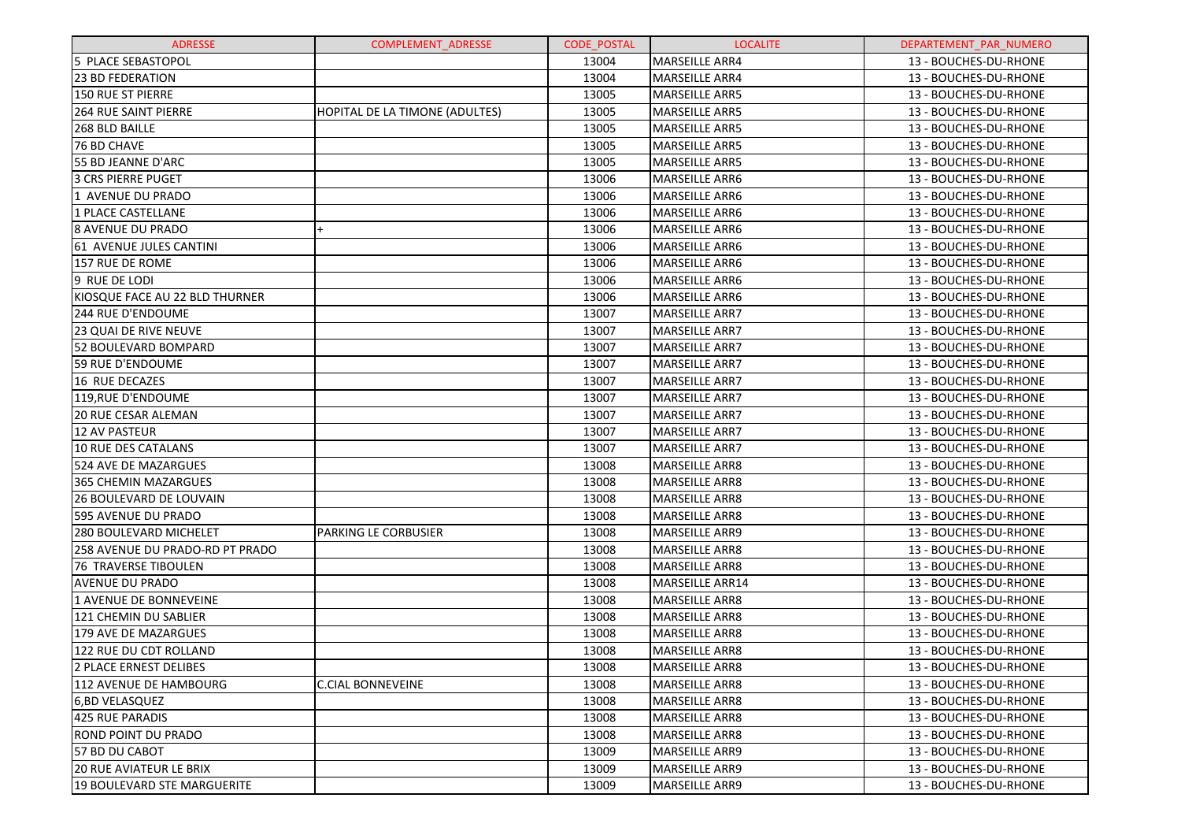| ADRESSE | COMPLEMENT_ADRESSE | CODE_POSTAL | LOCALITE | DEPARTEMENT_PAR_NUMERO |
| --- | --- | --- | --- | --- |
| 5 PLACE SEBASTOPOL | | 13004 | MARSEILLE ARR4 | 13 - BOUCHES-DU-RHONE |
| 23 BD FEDERATION | | 13004 | MARSEILLE ARR4 | 13 - BOUCHES-DU-RHONE |
| 150 RUE ST PIERRE | | 13005 | MARSEILLE ARR5 | 13 - BOUCHES-DU-RHONE |
| 264 RUE SAINT PIERRE | HOPITAL DE LA TIMONE (ADULTES) | 13005 | MARSEILLE ARR5 | 13 - BOUCHES-DU-RHONE |
| 268 BLD BAILLE | | 13005 | MARSEILLE ARR5 | 13 - BOUCHES-DU-RHONE |
| 76 BD CHAVE | | 13005 | MARSEILLE ARR5 | 13 - BOUCHES-DU-RHONE |
| 55 BD JEANNE D'ARC | | 13005 | MARSEILLE ARR5 | 13 - BOUCHES-DU-RHONE |
| 3 CRS PIERRE PUGET | | 13006 | MARSEILLE ARR6 | 13 - BOUCHES-DU-RHONE |
| 1 AVENUE DU PRADO | | 13006 | MARSEILLE ARR6 | 13 - BOUCHES-DU-RHONE |
| 1 PLACE CASTELLANE | | 13006 | MARSEILLE ARR6 | 13 - BOUCHES-DU-RHONE |
| 8 AVENUE DU PRADO | + | 13006 | MARSEILLE ARR6 | 13 - BOUCHES-DU-RHONE |
| 61 AVENUE JULES CANTINI | | 13006 | MARSEILLE ARR6 | 13 - BOUCHES-DU-RHONE |
| 157 RUE DE ROME | | 13006 | MARSEILLE ARR6 | 13 - BOUCHES-DU-RHONE |
| 9 RUE DE LODI | | 13006 | MARSEILLE ARR6 | 13 - BOUCHES-DU-RHONE |
| KIOSQUE FACE AU 22 BLD THURNER | | 13006 | MARSEILLE ARR6 | 13 - BOUCHES-DU-RHONE |
| 244 RUE D'ENDOUME | | 13007 | MARSEILLE ARR7 | 13 - BOUCHES-DU-RHONE |
| 23 QUAI DE RIVE NEUVE | | 13007 | MARSEILLE ARR7 | 13 - BOUCHES-DU-RHONE |
| 52 BOULEVARD BOMPARD | | 13007 | MARSEILLE ARR7 | 13 - BOUCHES-DU-RHONE |
| 59 RUE D'ENDOUME | | 13007 | MARSEILLE ARR7 | 13 - BOUCHES-DU-RHONE |
| 16 RUE DECAZES | | 13007 | MARSEILLE ARR7 | 13 - BOUCHES-DU-RHONE |
| 119,RUE D'ENDOUME | | 13007 | MARSEILLE ARR7 | 13 - BOUCHES-DU-RHONE |
| 20 RUE CESAR ALEMAN | | 13007 | MARSEILLE ARR7 | 13 - BOUCHES-DU-RHONE |
| 12 AV PASTEUR | | 13007 | MARSEILLE ARR7 | 13 - BOUCHES-DU-RHONE |
| 10 RUE DES CATALANS | | 13007 | MARSEILLE ARR7 | 13 - BOUCHES-DU-RHONE |
| 524 AVE DE MAZARGUES | | 13008 | MARSEILLE ARR8 | 13 - BOUCHES-DU-RHONE |
| 365 CHEMIN MAZARGUES | | 13008 | MARSEILLE ARR8 | 13 - BOUCHES-DU-RHONE |
| 26 BOULEVARD DE LOUVAIN | | 13008 | MARSEILLE ARR8 | 13 - BOUCHES-DU-RHONE |
| 595 AVENUE DU PRADO | | 13008 | MARSEILLE ARR8 | 13 - BOUCHES-DU-RHONE |
| 280 BOULEVARD MICHELET | PARKING LE CORBUSIER | 13008 | MARSEILLE ARR9 | 13 - BOUCHES-DU-RHONE |
| 258 AVENUE DU PRADO-RD PT PRADO | | 13008 | MARSEILLE ARR8 | 13 - BOUCHES-DU-RHONE |
| 76 TRAVERSE TIBOULEN | | 13008 | MARSEILLE ARR8 | 13 - BOUCHES-DU-RHONE |
| AVENUE DU PRADO | | 13008 | MARSEILLE ARR14 | 13 - BOUCHES-DU-RHONE |
| 1 AVENUE DE BONNEVEINE | | 13008 | MARSEILLE ARR8 | 13 - BOUCHES-DU-RHONE |
| 121 CHEMIN DU SABLIER | | 13008 | MARSEILLE ARR8 | 13 - BOUCHES-DU-RHONE |
| 179 AVE DE MAZARGUES | | 13008 | MARSEILLE ARR8 | 13 - BOUCHES-DU-RHONE |
| 122 RUE DU CDT ROLLAND | | 13008 | MARSEILLE ARR8 | 13 - BOUCHES-DU-RHONE |
| 2 PLACE ERNEST DELIBES | | 13008 | MARSEILLE ARR8 | 13 - BOUCHES-DU-RHONE |
| 112 AVENUE DE HAMBOURG | C.CIAL BONNEVEINE | 13008 | MARSEILLE ARR8 | 13 - BOUCHES-DU-RHONE |
| 6,BD VELASQUEZ | | 13008 | MARSEILLE ARR8 | 13 - BOUCHES-DU-RHONE |
| 425 RUE PARADIS | | 13008 | MARSEILLE ARR8 | 13 - BOUCHES-DU-RHONE |
| ROND POINT DU PRADO | | 13008 | MARSEILLE ARR8 | 13 - BOUCHES-DU-RHONE |
| 57 BD DU CABOT | | 13009 | MARSEILLE ARR9 | 13 - BOUCHES-DU-RHONE |
| 20 RUE AVIATEUR LE BRIX | | 13009 | MARSEILLE ARR9 | 13 - BOUCHES-DU-RHONE |
| 19 BOULEVARD STE MARGUERITE | | 13009 | MARSEILLE ARR9 | 13 - BOUCHES-DU-RHONE |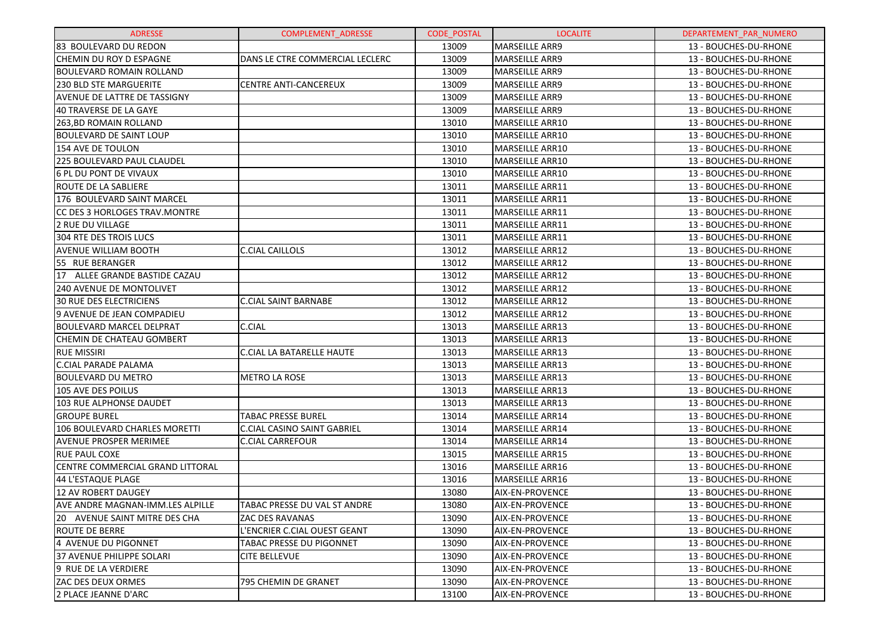| ADRESSE | COMPLEMENT_ADRESSE | CODE_POSTAL | LOCALITE | DEPARTEMENT_PAR_NUMERO |
|---|---|---|---|---|
| 83 BOULEVARD DU REDON | | 13009 | MARSEILLE ARR9 | 13 - BOUCHES-DU-RHONE |
| CHEMIN DU ROY D ESPAGNE | DANS LE CTRE COMMERCIAL LECLERC | 13009 | MARSEILLE ARR9 | 13 - BOUCHES-DU-RHONE |
| BOULEVARD ROMAIN ROLLAND | | 13009 | MARSEILLE ARR9 | 13 - BOUCHES-DU-RHONE |
| 230 BLD STE MARGUERITE | CENTRE ANTI-CANCEREUX | 13009 | MARSEILLE ARR9 | 13 - BOUCHES-DU-RHONE |
| AVENUE DE LATTRE DE TASSIGNY | | 13009 | MARSEILLE ARR9 | 13 - BOUCHES-DU-RHONE |
| 40 TRAVERSE DE LA GAYE | | 13009 | MARSEILLE ARR9 | 13 - BOUCHES-DU-RHONE |
| 263,BD ROMAIN ROLLAND | | 13010 | MARSEILLE ARR10 | 13 - BOUCHES-DU-RHONE |
| BOULEVARD DE SAINT LOUP | | 13010 | MARSEILLE ARR10 | 13 - BOUCHES-DU-RHONE |
| 154 AVE DE TOULON | | 13010 | MARSEILLE ARR10 | 13 - BOUCHES-DU-RHONE |
| 225 BOULEVARD PAUL CLAUDEL | | 13010 | MARSEILLE ARR10 | 13 - BOUCHES-DU-RHONE |
| 6 PL DU PONT DE VIVAUX | | 13010 | MARSEILLE ARR10 | 13 - BOUCHES-DU-RHONE |
| ROUTE DE LA SABLIERE | | 13011 | MARSEILLE ARR11 | 13 - BOUCHES-DU-RHONE |
| 176 BOULEVARD SAINT MARCEL | | 13011 | MARSEILLE ARR11 | 13 - BOUCHES-DU-RHONE |
| CC DES 3 HORLOGES TRAV.MONTRE | | 13011 | MARSEILLE ARR11 | 13 - BOUCHES-DU-RHONE |
| 2 RUE DU VILLAGE | | 13011 | MARSEILLE ARR11 | 13 - BOUCHES-DU-RHONE |
| 304 RTE DES TROIS LUCS | | 13011 | MARSEILLE ARR11 | 13 - BOUCHES-DU-RHONE |
| AVENUE WILLIAM BOOTH | C.CIAL CAILLOLS | 13012 | MARSEILLE ARR12 | 13 - BOUCHES-DU-RHONE |
| 55 RUE BERANGER | | 13012 | MARSEILLE ARR12 | 13 - BOUCHES-DU-RHONE |
| 17 ALLEE GRANDE BASTIDE CAZAU | | 13012 | MARSEILLE ARR12 | 13 - BOUCHES-DU-RHONE |
| 240 AVENUE DE MONTOLIVET | | 13012 | MARSEILLE ARR12 | 13 - BOUCHES-DU-RHONE |
| 30 RUE DES ELECTRICIENS | C.CIAL SAINT BARNABE | 13012 | MARSEILLE ARR12 | 13 - BOUCHES-DU-RHONE |
| 9 AVENUE DE JEAN COMPADIEU | | 13012 | MARSEILLE ARR12 | 13 - BOUCHES-DU-RHONE |
| BOULEVARD MARCEL DELPRAT | C.CIAL | 13013 | MARSEILLE ARR13 | 13 - BOUCHES-DU-RHONE |
| CHEMIN DE CHATEAU GOMBERT | | 13013 | MARSEILLE ARR13 | 13 - BOUCHES-DU-RHONE |
| RUE MISSIRI | C.CIAL LA BATARELLE HAUTE | 13013 | MARSEILLE ARR13 | 13 - BOUCHES-DU-RHONE |
| C.CIAL PARADE PALAMA | | 13013 | MARSEILLE ARR13 | 13 - BOUCHES-DU-RHONE |
| BOULEVARD DU METRO | METRO LA ROSE | 13013 | MARSEILLE ARR13 | 13 - BOUCHES-DU-RHONE |
| 105 AVE DES POILUS | | 13013 | MARSEILLE ARR13 | 13 - BOUCHES-DU-RHONE |
| 103 RUE ALPHONSE DAUDET | | 13013 | MARSEILLE ARR13 | 13 - BOUCHES-DU-RHONE |
| GROUPE BUREL | TABAC PRESSE BUREL | 13014 | MARSEILLE ARR14 | 13 - BOUCHES-DU-RHONE |
| 106 BOULEVARD CHARLES MORETTI | C.CIAL CASINO SAINT GABRIEL | 13014 | MARSEILLE ARR14 | 13 - BOUCHES-DU-RHONE |
| AVENUE PROSPER MERIMEE | C.CIAL CARREFOUR | 13014 | MARSEILLE ARR14 | 13 - BOUCHES-DU-RHONE |
| RUE PAUL COXE | | 13015 | MARSEILLE ARR15 | 13 - BOUCHES-DU-RHONE |
| CENTRE COMMERCIAL GRAND LITTORAL | | 13016 | MARSEILLE ARR16 | 13 - BOUCHES-DU-RHONE |
| 44 L'ESTAQUE PLAGE | | 13016 | MARSEILLE ARR16 | 13 - BOUCHES-DU-RHONE |
| 12 AV ROBERT DAUGEY | | 13080 | AIX-EN-PROVENCE | 13 - BOUCHES-DU-RHONE |
| AVE ANDRE MAGNAN-IMM.LES ALPILLE | TABAC PRESSE DU VAL ST ANDRE | 13080 | AIX-EN-PROVENCE | 13 - BOUCHES-DU-RHONE |
| 20 AVENUE SAINT MITRE DES CHA | ZAC DES RAVANAS | 13090 | AIX-EN-PROVENCE | 13 - BOUCHES-DU-RHONE |
| ROUTE DE BERRE | L'ENCRIER C.CIAL OUEST GEANT | 13090 | AIX-EN-PROVENCE | 13 - BOUCHES-DU-RHONE |
| 4 AVENUE DU PIGONNET | TABAC PRESSE DU PIGONNET | 13090 | AIX-EN-PROVENCE | 13 - BOUCHES-DU-RHONE |
| 37 AVENUE PHILIPPE SOLARI | CITE BELLEVUE | 13090 | AIX-EN-PROVENCE | 13 - BOUCHES-DU-RHONE |
| 9 RUE DE LA VERDIERE | | 13090 | AIX-EN-PROVENCE | 13 - BOUCHES-DU-RHONE |
| ZAC DES DEUX ORMES | 795 CHEMIN DE GRANET | 13090 | AIX-EN-PROVENCE | 13 - BOUCHES-DU-RHONE |
| 2 PLACE JEANNE D'ARC | | 13100 | AIX-EN-PROVENCE | 13 - BOUCHES-DU-RHONE |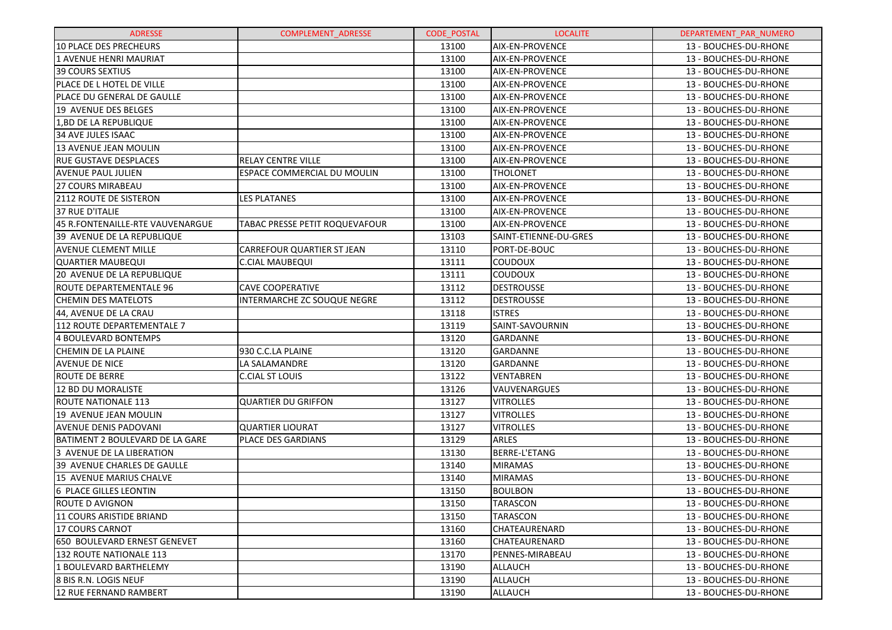| ADRESSE | COMPLEMENT_ADRESSE | CODE_POSTAL | LOCALITE | DEPARTEMENT_PAR_NUMERO |
|---|---|---|---|---|
| 10 PLACE DES PRECHEURS | | 13100 | AIX-EN-PROVENCE | 13 - BOUCHES-DU-RHONE |
| 1 AVENUE HENRI MAURIAT | | 13100 | AIX-EN-PROVENCE | 13 - BOUCHES-DU-RHONE |
| 39 COURS SEXTIUS | | 13100 | AIX-EN-PROVENCE | 13 - BOUCHES-DU-RHONE |
| PLACE DE L HOTEL DE VILLE | | 13100 | AIX-EN-PROVENCE | 13 - BOUCHES-DU-RHONE |
| PLACE DU GENERAL DE GAULLE | | 13100 | AIX-EN-PROVENCE | 13 - BOUCHES-DU-RHONE |
| 19 AVENUE DES BELGES | | 13100 | AIX-EN-PROVENCE | 13 - BOUCHES-DU-RHONE |
| 1,BD DE LA REPUBLIQUE | | 13100 | AIX-EN-PROVENCE | 13 - BOUCHES-DU-RHONE |
| 34 AVE JULES ISAAC | | 13100 | AIX-EN-PROVENCE | 13 - BOUCHES-DU-RHONE |
| 13 AVENUE JEAN MOULIN | | 13100 | AIX-EN-PROVENCE | 13 - BOUCHES-DU-RHONE |
| RUE GUSTAVE DESPLACES | RELAY CENTRE VILLE | 13100 | AIX-EN-PROVENCE | 13 - BOUCHES-DU-RHONE |
| AVENUE PAUL JULIEN | ESPACE COMMERCIAL DU MOULIN | 13100 | THOLONET | 13 - BOUCHES-DU-RHONE |
| 27 COURS MIRABEAU | | 13100 | AIX-EN-PROVENCE | 13 - BOUCHES-DU-RHONE |
| 2112 ROUTE DE SISTERON | LES PLATANES | 13100 | AIX-EN-PROVENCE | 13 - BOUCHES-DU-RHONE |
| 37 RUE D'ITALIE | | 13100 | AIX-EN-PROVENCE | 13 - BOUCHES-DU-RHONE |
| 45 R.FONTENAILLE-RTE VAUVENARGUE | TABAC PRESSE PETIT ROQUEVAFOUR | 13100 | AIX-EN-PROVENCE | 13 - BOUCHES-DU-RHONE |
| 39 AVENUE DE LA REPUBLIQUE | | 13103 | SAINT-ETIENNE-DU-GRES | 13 - BOUCHES-DU-RHONE |
| AVENUE CLEMENT MILLE | CARREFOUR QUARTIER ST JEAN | 13110 | PORT-DE-BOUC | 13 - BOUCHES-DU-RHONE |
| QUARTIER MAUBEQUI | C.CIAL MAUBEQUI | 13111 | COUDOUX | 13 - BOUCHES-DU-RHONE |
| 20 AVENUE DE LA REPUBLIQUE | | 13111 | COUDOUX | 13 - BOUCHES-DU-RHONE |
| ROUTE DEPARTEMENTALE 96 | CAVE COOPERATIVE | 13112 | DESTROUSSE | 13 - BOUCHES-DU-RHONE |
| CHEMIN DES MATELOTS | INTERMARCHE ZC SOUQUE NEGRE | 13112 | DESTROUSSE | 13 - BOUCHES-DU-RHONE |
| 44, AVENUE DE LA CRAU | | 13118 | ISTRES | 13 - BOUCHES-DU-RHONE |
| 112 ROUTE DEPARTEMENTALE 7 | | 13119 | SAINT-SAVOURNIN | 13 - BOUCHES-DU-RHONE |
| 4 BOULEVARD BONTEMPS | | 13120 | GARDANNE | 13 - BOUCHES-DU-RHONE |
| CHEMIN DE LA PLAINE | 930 C.C.LA PLAINE | 13120 | GARDANNE | 13 - BOUCHES-DU-RHONE |
| AVENUE DE NICE | LA SALAMANDRE | 13120 | GARDANNE | 13 - BOUCHES-DU-RHONE |
| ROUTE DE BERRE | C.CIAL ST LOUIS | 13122 | VENTABREN | 13 - BOUCHES-DU-RHONE |
| 12 BD DU MORALISTE | | 13126 | VAUVENARGUES | 13 - BOUCHES-DU-RHONE |
| ROUTE NATIONALE 113 | QUARTIER DU GRIFFON | 13127 | VITROLLES | 13 - BOUCHES-DU-RHONE |
| 19 AVENUE JEAN MOULIN | | 13127 | VITROLLES | 13 - BOUCHES-DU-RHONE |
| AVENUE DENIS PADOVANI | QUARTIER LIOURAT | 13127 | VITROLLES | 13 - BOUCHES-DU-RHONE |
| BATIMENT 2 BOULEVARD DE LA GARE | PLACE DES GARDIANS | 13129 | ARLES | 13 - BOUCHES-DU-RHONE |
| 3 AVENUE DE LA LIBERATION | | 13130 | BERRE-L'ETANG | 13 - BOUCHES-DU-RHONE |
| 39 AVENUE CHARLES DE GAULLE | | 13140 | MIRAMAS | 13 - BOUCHES-DU-RHONE |
| 15 AVENUE MARIUS CHALVE | | 13140 | MIRAMAS | 13 - BOUCHES-DU-RHONE |
| 6 PLACE GILLES LEONTIN | | 13150 | BOULBON | 13 - BOUCHES-DU-RHONE |
| ROUTE D AVIGNON | | 13150 | TARASCON | 13 - BOUCHES-DU-RHONE |
| 11 COURS ARISTIDE BRIAND | | 13150 | TARASCON | 13 - BOUCHES-DU-RHONE |
| 17 COURS CARNOT | | 13160 | CHATEAURENARD | 13 - BOUCHES-DU-RHONE |
| 650 BOULEVARD ERNEST GENEVET | | 13160 | CHATEAURENARD | 13 - BOUCHES-DU-RHONE |
| 132 ROUTE NATIONALE 113 | | 13170 | PENNES-MIRABEAU | 13 - BOUCHES-DU-RHONE |
| 1 BOULEVARD BARTHELEMY | | 13190 | ALLAUCH | 13 - BOUCHES-DU-RHONE |
| 8 BIS R.N. LOGIS NEUF | | 13190 | ALLAUCH | 13 - BOUCHES-DU-RHONE |
| 12 RUE FERNAND RAMBERT | | 13190 | ALLAUCH | 13 - BOUCHES-DU-RHONE |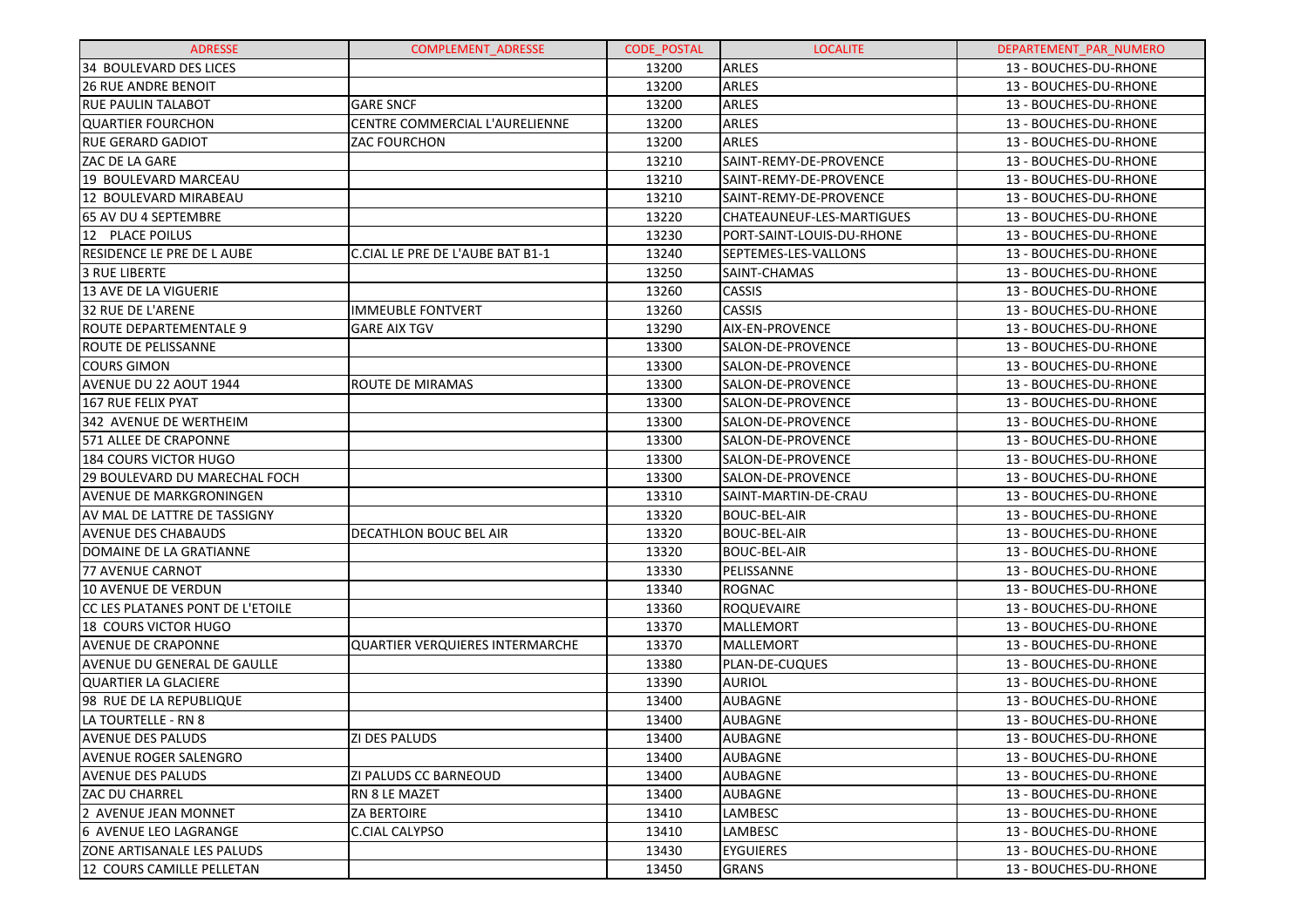| ADRESSE | COMPLEMENT_ADRESSE | CODE_POSTAL | LOCALITE | DEPARTEMENT_PAR_NUMERO |
| --- | --- | --- | --- | --- |
| 34 BOULEVARD DES LICES | | 13200 | ARLES | 13 - BOUCHES-DU-RHONE |
| 26 RUE ANDRE BENOIT | | 13200 | ARLES | 13 - BOUCHES-DU-RHONE |
| RUE PAULIN TALABOT | GARE SNCF | 13200 | ARLES | 13 - BOUCHES-DU-RHONE |
| QUARTIER FOURCHON | CENTRE COMMERCIAL L'AURELIENNE | 13200 | ARLES | 13 - BOUCHES-DU-RHONE |
| RUE GERARD GADIOT | ZAC FOURCHON | 13200 | ARLES | 13 - BOUCHES-DU-RHONE |
| ZAC DE LA GARE | | 13210 | SAINT-REMY-DE-PROVENCE | 13 - BOUCHES-DU-RHONE |
| 19 BOULEVARD MARCEAU | | 13210 | SAINT-REMY-DE-PROVENCE | 13 - BOUCHES-DU-RHONE |
| 12 BOULEVARD MIRABEAU | | 13210 | SAINT-REMY-DE-PROVENCE | 13 - BOUCHES-DU-RHONE |
| 65 AV DU 4 SEPTEMBRE | | 13220 | CHATEAUNEUF-LES-MARTIGUES | 13 - BOUCHES-DU-RHONE |
| 12 PLACE POILUS | | 13230 | PORT-SAINT-LOUIS-DU-RHONE | 13 - BOUCHES-DU-RHONE |
| RESIDENCE LE PRE DE L AUBE | C.CIAL LE PRE DE L'AUBE BAT B1-1 | 13240 | SEPTEMES-LES-VALLONS | 13 - BOUCHES-DU-RHONE |
| 3 RUE LIBERTE | | 13250 | SAINT-CHAMAS | 13 - BOUCHES-DU-RHONE |
| 13 AVE DE LA VIGUERIE | | 13260 | CASSIS | 13 - BOUCHES-DU-RHONE |
| 32 RUE DE L'ARENE | IMMEUBLE FONTVERT | 13260 | CASSIS | 13 - BOUCHES-DU-RHONE |
| ROUTE DEPARTEMENTALE 9 | GARE AIX TGV | 13290 | AIX-EN-PROVENCE | 13 - BOUCHES-DU-RHONE |
| ROUTE DE PELISSANNE | | 13300 | SALON-DE-PROVENCE | 13 - BOUCHES-DU-RHONE |
| COURS GIMON | | 13300 | SALON-DE-PROVENCE | 13 - BOUCHES-DU-RHONE |
| AVENUE DU 22 AOUT 1944 | ROUTE DE MIRAMAS | 13300 | SALON-DE-PROVENCE | 13 - BOUCHES-DU-RHONE |
| 167 RUE FELIX PYAT | | 13300 | SALON-DE-PROVENCE | 13 - BOUCHES-DU-RHONE |
| 342 AVENUE DE WERTHEIM | | 13300 | SALON-DE-PROVENCE | 13 - BOUCHES-DU-RHONE |
| 571 ALLEE DE CRAPONNE | | 13300 | SALON-DE-PROVENCE | 13 - BOUCHES-DU-RHONE |
| 184 COURS VICTOR HUGO | | 13300 | SALON-DE-PROVENCE | 13 - BOUCHES-DU-RHONE |
| 29 BOULEVARD DU MARECHAL FOCH | | 13300 | SALON-DE-PROVENCE | 13 - BOUCHES-DU-RHONE |
| AVENUE DE MARKGRONINGEN | | 13310 | SAINT-MARTIN-DE-CRAU | 13 - BOUCHES-DU-RHONE |
| AV MAL DE LATTRE DE TASSIGNY | | 13320 | BOUC-BEL-AIR | 13 - BOUCHES-DU-RHONE |
| AVENUE DES CHABAUDS | DECATHLON BOUC BEL AIR | 13320 | BOUC-BEL-AIR | 13 - BOUCHES-DU-RHONE |
| DOMAINE DE LA GRATIANNE | | 13320 | BOUC-BEL-AIR | 13 - BOUCHES-DU-RHONE |
| 77 AVENUE CARNOT | | 13330 | PELISSANNE | 13 - BOUCHES-DU-RHONE |
| 10 AVENUE DE VERDUN | | 13340 | ROGNAC | 13 - BOUCHES-DU-RHONE |
| CC LES PLATANES PONT DE L'ETOILE | | 13360 | ROQUEVAIRE | 13 - BOUCHES-DU-RHONE |
| 18 COURS VICTOR HUGO | | 13370 | MALLEMORT | 13 - BOUCHES-DU-RHONE |
| AVENUE DE CRAPONNE | QUARTIER VERQUIERES INTERMARCHE | 13370 | MALLEMORT | 13 - BOUCHES-DU-RHONE |
| AVENUE DU GENERAL DE GAULLE | | 13380 | PLAN-DE-CUQUES | 13 - BOUCHES-DU-RHONE |
| QUARTIER LA GLACIERE | | 13390 | AURIOL | 13 - BOUCHES-DU-RHONE |
| 98 RUE DE LA REPUBLIQUE | | 13400 | AUBAGNE | 13 - BOUCHES-DU-RHONE |
| LA TOURTELLE - RN 8 | | 13400 | AUBAGNE | 13 - BOUCHES-DU-RHONE |
| AVENUE DES PALUDS | ZI DES PALUDS | 13400 | AUBAGNE | 13 - BOUCHES-DU-RHONE |
| AVENUE ROGER SALENGRO | | 13400 | AUBAGNE | 13 - BOUCHES-DU-RHONE |
| AVENUE DES PALUDS | ZI PALUDS CC BARNEOUD | 13400 | AUBAGNE | 13 - BOUCHES-DU-RHONE |
| ZAC DU CHARREL | RN 8 LE MAZET | 13400 | AUBAGNE | 13 - BOUCHES-DU-RHONE |
| 2 AVENUE JEAN MONNET | ZA BERTOIRE | 13410 | LAMBESC | 13 - BOUCHES-DU-RHONE |
| 6 AVENUE LEO LAGRANGE | C.CIAL CALYPSO | 13410 | LAMBESC | 13 - BOUCHES-DU-RHONE |
| ZONE ARTISANALE LES PALUDS | | 13430 | EYGUIERES | 13 - BOUCHES-DU-RHONE |
| 12 COURS CAMILLE PELLETAN | | 13450 | GRANS | 13 - BOUCHES-DU-RHONE |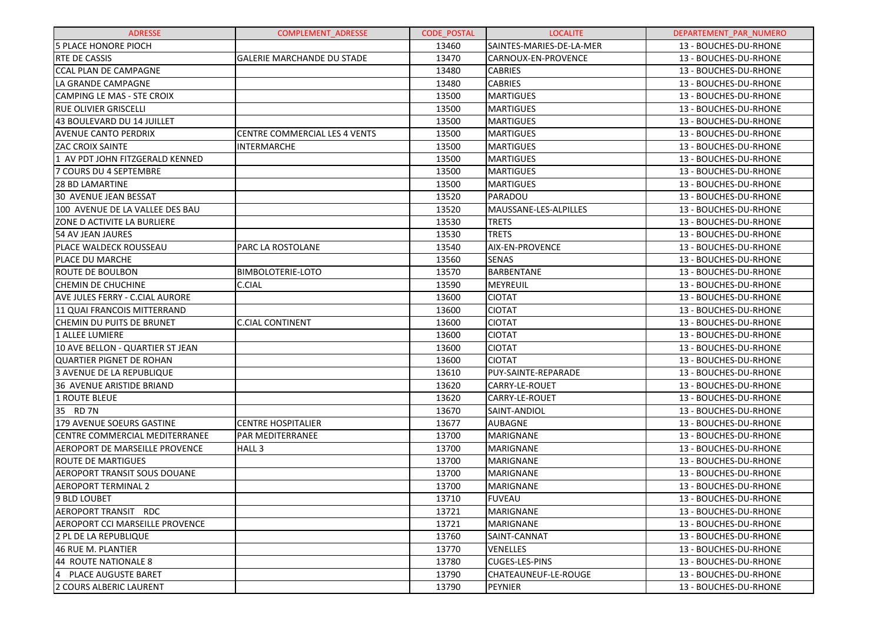| ADRESSE | COMPLEMENT_ADRESSE | CODE_POSTAL | LOCALITE | DEPARTEMENT_PAR_NUMERO |
|---|---|---|---|---|
| 5 PLACE HONORE PIOCH | | 13460 | SAINTES-MARIES-DE-LA-MER | 13 - BOUCHES-DU-RHONE |
| RTE DE CASSIS | GALERIE MARCHANDE DU STADE | 13470 | CARNOUX-EN-PROVENCE | 13 - BOUCHES-DU-RHONE |
| CCAL PLAN DE CAMPAGNE | | 13480 | CABRIES | 13 - BOUCHES-DU-RHONE |
| LA GRANDE CAMPAGNE | | 13480 | CABRIES | 13 - BOUCHES-DU-RHONE |
| CAMPING LE MAS - STE CROIX | | 13500 | MARTIGUES | 13 - BOUCHES-DU-RHONE |
| RUE OLIVIER GRISCELLI | | 13500 | MARTIGUES | 13 - BOUCHES-DU-RHONE |
| 43 BOULEVARD DU 14 JUILLET | | 13500 | MARTIGUES | 13 - BOUCHES-DU-RHONE |
| AVENUE CANTO PERDRIX | CENTRE COMMERCIAL LES 4 VENTS | 13500 | MARTIGUES | 13 - BOUCHES-DU-RHONE |
| ZAC CROIX SAINTE | INTERMARCHE | 13500 | MARTIGUES | 13 - BOUCHES-DU-RHONE |
| 1 AV PDT JOHN FITZGERALD KENNED | | 13500 | MARTIGUES | 13 - BOUCHES-DU-RHONE |
| 7 COURS DU 4 SEPTEMBRE | | 13500 | MARTIGUES | 13 - BOUCHES-DU-RHONE |
| 28 BD LAMARTINE | | 13500 | MARTIGUES | 13 - BOUCHES-DU-RHONE |
| 30 AVENUE JEAN BESSAT | | 13520 | PARADOU | 13 - BOUCHES-DU-RHONE |
| 100 AVENUE DE LA VALLEE DES BAU | | 13520 | MAUSSANE-LES-ALPILLES | 13 - BOUCHES-DU-RHONE |
| ZONE D ACTIVITE LA BURLIERE | | 13530 | TRETS | 13 - BOUCHES-DU-RHONE |
| 54 AV JEAN JAURES | | 13530 | TRETS | 13 - BOUCHES-DU-RHONE |
| PLACE WALDECK ROUSSEAU | PARC LA ROSTOLANE | 13540 | AIX-EN-PROVENCE | 13 - BOUCHES-DU-RHONE |
| PLACE DU MARCHE | | 13560 | SENAS | 13 - BOUCHES-DU-RHONE |
| ROUTE DE BOULBON | BIMBOLOTERIE-LOTO | 13570 | BARBENTANE | 13 - BOUCHES-DU-RHONE |
| CHEMIN DE CHUCHINE | C.CIAL | 13590 | MEYREUIL | 13 - BOUCHES-DU-RHONE |
| AVE JULES FERRY - C.CIAL AURORE | | 13600 | CIOTAT | 13 - BOUCHES-DU-RHONE |
| 11 QUAI FRANCOIS MITTERRAND | | 13600 | CIOTAT | 13 - BOUCHES-DU-RHONE |
| CHEMIN DU PUITS DE BRUNET | C.CIAL CONTINENT | 13600 | CIOTAT | 13 - BOUCHES-DU-RHONE |
| 1 ALLEE LUMIERE | | 13600 | CIOTAT | 13 - BOUCHES-DU-RHONE |
| 10 AVE BELLON - QUARTIER ST JEAN | | 13600 | CIOTAT | 13 - BOUCHES-DU-RHONE |
| QUARTIER PIGNET DE ROHAN | | 13600 | CIOTAT | 13 - BOUCHES-DU-RHONE |
| 3 AVENUE DE LA REPUBLIQUE | | 13610 | PUY-SAINTE-REPARADE | 13 - BOUCHES-DU-RHONE |
| 36 AVENUE ARISTIDE BRIAND | | 13620 | CARRY-LE-ROUET | 13 - BOUCHES-DU-RHONE |
| 1 ROUTE BLEUE | | 13620 | CARRY-LE-ROUET | 13 - BOUCHES-DU-RHONE |
| 35 RD 7N | | 13670 | SAINT-ANDIOL | 13 - BOUCHES-DU-RHONE |
| 179 AVENUE SOEURS GASTINE | CENTRE HOSPITALIER | 13677 | AUBAGNE | 13 - BOUCHES-DU-RHONE |
| CENTRE COMMERCIAL MEDITERRANEE | PAR MEDITERRANEE | 13700 | MARIGNANE | 13 - BOUCHES-DU-RHONE |
| AEROPORT DE MARSEILLE PROVENCE | HALL 3 | 13700 | MARIGNANE | 13 - BOUCHES-DU-RHONE |
| ROUTE DE MARTIGUES | | 13700 | MARIGNANE | 13 - BOUCHES-DU-RHONE |
| AEROPORT TRANSIT SOUS DOUANE | | 13700 | MARIGNANE | 13 - BOUCHES-DU-RHONE |
| AEROPORT TERMINAL 2 | | 13700 | MARIGNANE | 13 - BOUCHES-DU-RHONE |
| 9 BLD LOUBET | | 13710 | FUVEAU | 13 - BOUCHES-DU-RHONE |
| AEROPORT TRANSIT RDC | | 13721 | MARIGNANE | 13 - BOUCHES-DU-RHONE |
| AEROPORT CCI MARSEILLE PROVENCE | | 13721 | MARIGNANE | 13 - BOUCHES-DU-RHONE |
| 2 PL DE LA REPUBLIQUE | | 13760 | SAINT-CANNAT | 13 - BOUCHES-DU-RHONE |
| 46 RUE M. PLANTIER | | 13770 | VENELLES | 13 - BOUCHES-DU-RHONE |
| 44 ROUTE NATIONALE 8 | | 13780 | CUGES-LES-PINS | 13 - BOUCHES-DU-RHONE |
| 4 PLACE AUGUSTE BARET | | 13790 | CHATEAUNEUF-LE-ROUGE | 13 - BOUCHES-DU-RHONE |
| 2 COURS ALBERIC LAURENT | | 13790 | PEYNIER | 13 - BOUCHES-DU-RHONE |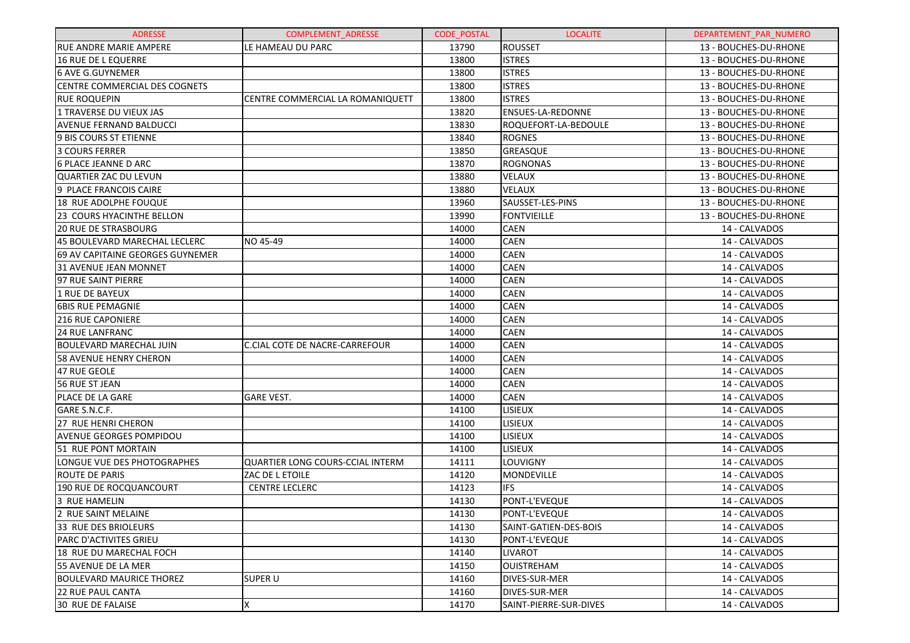| ADRESSE | COMPLEMENT_ADRESSE | CODE_POSTAL | LOCALITE | DEPARTEMENT_PAR_NUMERO |
|---|---|---|---|---|
| RUE ANDRE MARIE AMPERE | LE HAMEAU DU PARC | 13790 | ROUSSET | 13 - BOUCHES-DU-RHONE |
| 16 RUE DE L EQUERRE | | 13800 | ISTRES | 13 - BOUCHES-DU-RHONE |
| 6 AVE G.GUYNEMER | | 13800 | ISTRES | 13 - BOUCHES-DU-RHONE |
| CENTRE COMMERCIAL DES COGNETS | | 13800 | ISTRES | 13 - BOUCHES-DU-RHONE |
| RUE ROQUEPIN | CENTRE COMMERCIAL LA ROMANIQUETT | 13800 | ISTRES | 13 - BOUCHES-DU-RHONE |
| 1 TRAVERSE DU VIEUX JAS | | 13820 | ENSUES-LA-REDONNE | 13 - BOUCHES-DU-RHONE |
| AVENUE FERNAND BALDUCCI | | 13830 | ROQUEFORT-LA-BEDOULE | 13 - BOUCHES-DU-RHONE |
| 9 BIS COURS ST ETIENNE | | 13840 | ROGNES | 13 - BOUCHES-DU-RHONE |
| 3 COURS FERRER | | 13850 | GREASQUE | 13 - BOUCHES-DU-RHONE |
| 6 PLACE JEANNE D ARC | | 13870 | ROGNONAS | 13 - BOUCHES-DU-RHONE |
| QUARTIER ZAC DU LEVUN | | 13880 | VELAUX | 13 - BOUCHES-DU-RHONE |
| 9 PLACE FRANCOIS CAIRE | | 13880 | VELAUX | 13 - BOUCHES-DU-RHONE |
| 18 RUE ADOLPHE FOUQUE | | 13960 | SAUSSET-LES-PINS | 13 - BOUCHES-DU-RHONE |
| 23 COURS HYACINTHE BELLON | | 13990 | FONTVIEILLE | 13 - BOUCHES-DU-RHONE |
| 20 RUE DE STRASBOURG | | 14000 | CAEN | 14 - CALVADOS |
| 45 BOULEVARD MARECHAL LECLERC | NO 45-49 | 14000 | CAEN | 14 - CALVADOS |
| 69 AV CAPITAINE GEORGES GUYNEMER | | 14000 | CAEN | 14 - CALVADOS |
| 31 AVENUE JEAN MONNET | | 14000 | CAEN | 14 - CALVADOS |
| 97 RUE SAINT PIERRE | | 14000 | CAEN | 14 - CALVADOS |
| 1 RUE DE BAYEUX | | 14000 | CAEN | 14 - CALVADOS |
| 6BIS RUE PEMAGNIE | | 14000 | CAEN | 14 - CALVADOS |
| 216 RUE CAPONIERE | | 14000 | CAEN | 14 - CALVADOS |
| 24 RUE LANFRANC | | 14000 | CAEN | 14 - CALVADOS |
| BOULEVARD MARECHAL JUIN | C.CIAL COTE DE NACRE-CARREFOUR | 14000 | CAEN | 14 - CALVADOS |
| 58 AVENUE HENRY CHERON | | 14000 | CAEN | 14 - CALVADOS |
| 47 RUE GEOLE | | 14000 | CAEN | 14 - CALVADOS |
| 56 RUE ST JEAN | | 14000 | CAEN | 14 - CALVADOS |
| PLACE DE LA GARE | GARE VEST. | 14000 | CAEN | 14 - CALVADOS |
| GARE S.N.C.F. | | 14100 | LISIEUX | 14 - CALVADOS |
| 27 RUE HENRI CHERON | | 14100 | LISIEUX | 14 - CALVADOS |
| AVENUE GEORGES POMPIDOU | | 14100 | LISIEUX | 14 - CALVADOS |
| 51 RUE PONT MORTAIN | | 14100 | LISIEUX | 14 - CALVADOS |
| LONGUE VUE DES PHOTOGRAPHES | QUARTIER LONG COURS-CCIAL INTERM | 14111 | LOUVIGNY | 14 - CALVADOS |
| ROUTE DE PARIS | ZAC DE L ETOILE | 14120 | MONDEVILLE | 14 - CALVADOS |
| 190 RUE DE ROCQUANCOURT | CENTRE LECLERC | 14123 | IFS | 14 - CALVADOS |
| 3 RUE HAMELIN | | 14130 | PONT-L'EVEQUE | 14 - CALVADOS |
| 2 RUE SAINT MELAINE | | 14130 | PONT-L'EVEQUE | 14 - CALVADOS |
| 33 RUE DES BRIOLEURS | | 14130 | SAINT-GATIEN-DES-BOIS | 14 - CALVADOS |
| PARC D'ACTIVITES GRIEU | | 14130 | PONT-L'EVEQUE | 14 - CALVADOS |
| 18 RUE DU MARECHAL FOCH | | 14140 | LIVAROT | 14 - CALVADOS |
| 55 AVENUE DE LA MER | | 14150 | OUISTREHAM | 14 - CALVADOS |
| BOULEVARD MAURICE THOREZ | SUPER U | 14160 | DIVES-SUR-MER | 14 - CALVADOS |
| 22 RUE PAUL CANTA | | 14160 | DIVES-SUR-MER | 14 - CALVADOS |
| 30 RUE DE FALAISE | X | 14170 | SAINT-PIERRE-SUR-DIVES | 14 - CALVADOS |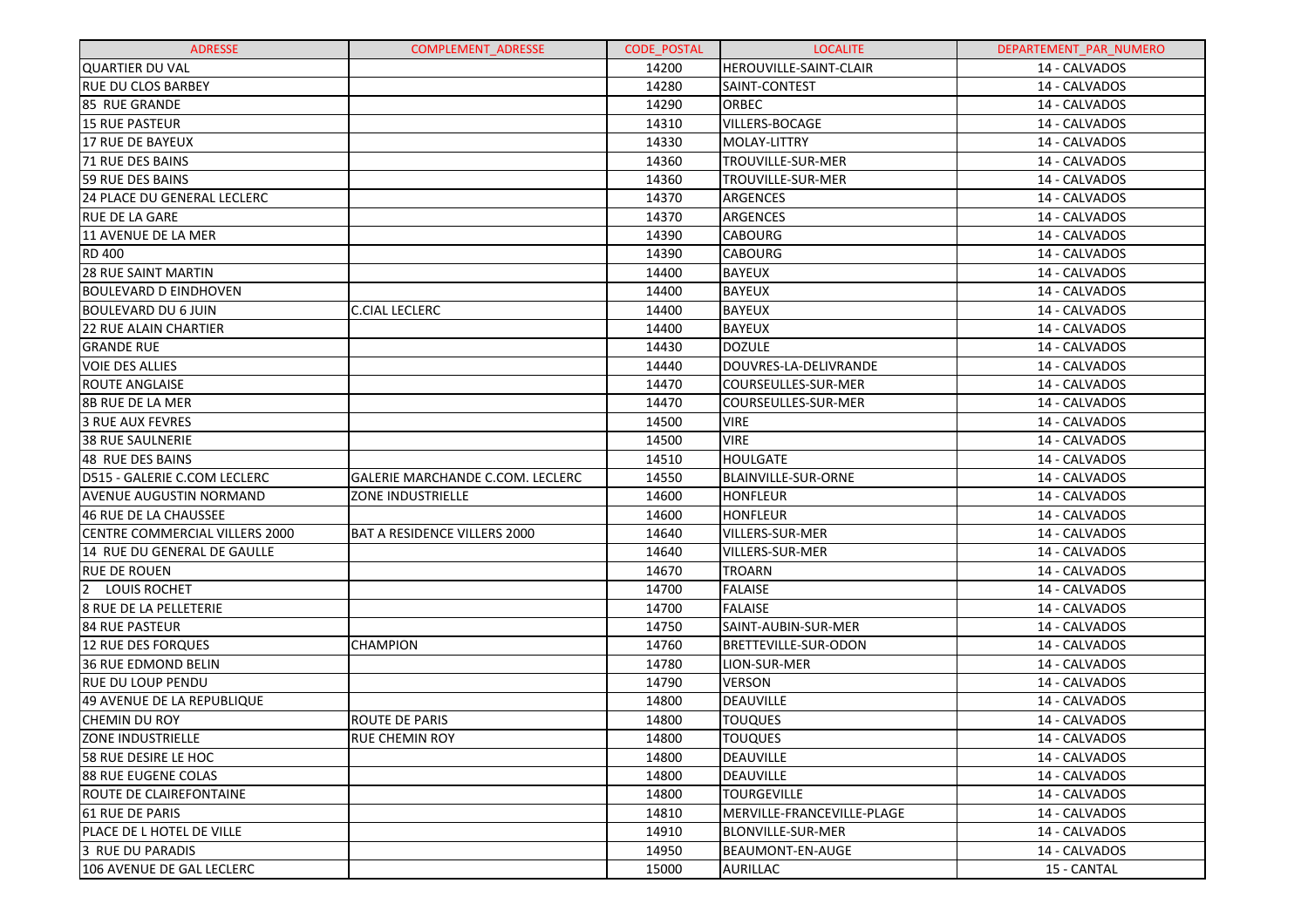| ADRESSE | COMPLEMENT_ADRESSE | CODE_POSTAL | LOCALITE | DEPARTEMENT_PAR_NUMERO |
|---|---|---|---|---|
| QUARTIER DU VAL | | 14200 | HEROUVILLE-SAINT-CLAIR | 14 - CALVADOS |
| RUE DU CLOS BARBEY | | 14280 | SAINT-CONTEST | 14 - CALVADOS |
| 85 RUE GRANDE | | 14290 | ORBEC | 14 - CALVADOS |
| 15 RUE PASTEUR | | 14310 | VILLERS-BOCAGE | 14 - CALVADOS |
| 17 RUE DE BAYEUX | | 14330 | MOLAY-LITTRY | 14 - CALVADOS |
| 71 RUE DES BAINS | | 14360 | TROUVILLE-SUR-MER | 14 - CALVADOS |
| 59 RUE DES BAINS | | 14360 | TROUVILLE-SUR-MER | 14 - CALVADOS |
| 24 PLACE DU GENERAL LECLERC | | 14370 | ARGENCES | 14 - CALVADOS |
| RUE DE LA GARE | | 14370 | ARGENCES | 14 - CALVADOS |
| 11 AVENUE DE LA MER | | 14390 | CABOURG | 14 - CALVADOS |
| RD 400 | | 14390 | CABOURG | 14 - CALVADOS |
| 28 RUE SAINT MARTIN | | 14400 | BAYEUX | 14 - CALVADOS |
| BOULEVARD D EINDHOVEN | | 14400 | BAYEUX | 14 - CALVADOS |
| BOULEVARD DU 6 JUIN | C.CIAL LECLERC | 14400 | BAYEUX | 14 - CALVADOS |
| 22 RUE ALAIN CHARTIER | | 14400 | BAYEUX | 14 - CALVADOS |
| GRANDE RUE | | 14430 | DOZULE | 14 - CALVADOS |
| VOIE DES ALLIES | | 14440 | DOUVRES-LA-DELIVRANDE | 14 - CALVADOS |
| ROUTE ANGLAISE | | 14470 | COURSEULLES-SUR-MER | 14 - CALVADOS |
| 8B RUE DE LA MER | | 14470 | COURSEULLES-SUR-MER | 14 - CALVADOS |
| 3 RUE AUX FEVRES | | 14500 | VIRE | 14 - CALVADOS |
| 38 RUE SAULNERIE | | 14500 | VIRE | 14 - CALVADOS |
| 48 RUE DES BAINS | | 14510 | HOULGATE | 14 - CALVADOS |
| D515 - GALERIE C.COM LECLERC | GALERIE MARCHANDE C.COM. LECLERC | 14550 | BLAINVILLE-SUR-ORNE | 14 - CALVADOS |
| AVENUE AUGUSTIN NORMAND | ZONE INDUSTRIELLE | 14600 | HONFLEUR | 14 - CALVADOS |
| 46 RUE DE LA CHAUSSEE | | 14600 | HONFLEUR | 14 - CALVADOS |
| CENTRE COMMERCIAL VILLERS 2000 | BAT A RESIDENCE VILLERS 2000 | 14640 | VILLERS-SUR-MER | 14 - CALVADOS |
| 14 RUE DU GENERAL DE GAULLE | | 14640 | VILLERS-SUR-MER | 14 - CALVADOS |
| RUE DE ROUEN | | 14670 | TROARN | 14 - CALVADOS |
| 2 LOUIS ROCHET | | 14700 | FALAISE | 14 - CALVADOS |
| 8 RUE DE LA PELLETERIE | | 14700 | FALAISE | 14 - CALVADOS |
| 84 RUE PASTEUR | | 14750 | SAINT-AUBIN-SUR-MER | 14 - CALVADOS |
| 12 RUE DES FORQUES | CHAMPION | 14760 | BRETTEVILLE-SUR-ODON | 14 - CALVADOS |
| 36 RUE EDMOND BELIN | | 14780 | LION-SUR-MER | 14 - CALVADOS |
| RUE DU LOUP PENDU | | 14790 | VERSON | 14 - CALVADOS |
| 49 AVENUE DE LA REPUBLIQUE | | 14800 | DEAUVILLE | 14 - CALVADOS |
| CHEMIN DU ROY | ROUTE DE PARIS | 14800 | TOUQUES | 14 - CALVADOS |
| ZONE INDUSTRIELLE | RUE CHEMIN ROY | 14800 | TOUQUES | 14 - CALVADOS |
| 58 RUE DESIRE LE HOC | | 14800 | DEAUVILLE | 14 - CALVADOS |
| 88 RUE EUGENE COLAS | | 14800 | DEAUVILLE | 14 - CALVADOS |
| ROUTE DE CLAIREFONTAINE | | 14800 | TOURGEVILLE | 14 - CALVADOS |
| 61 RUE DE PARIS | | 14810 | MERVILLE-FRANCEVILLE-PLAGE | 14 - CALVADOS |
| PLACE DE L HOTEL DE VILLE | | 14910 | BLONVILLE-SUR-MER | 14 - CALVADOS |
| 3 RUE DU PARADIS | | 14950 | BEAUMONT-EN-AUGE | 14 - CALVADOS |
| 106 AVENUE DE GAL LECLERC | | 15000 | AURILLAC | 15 - CANTAL |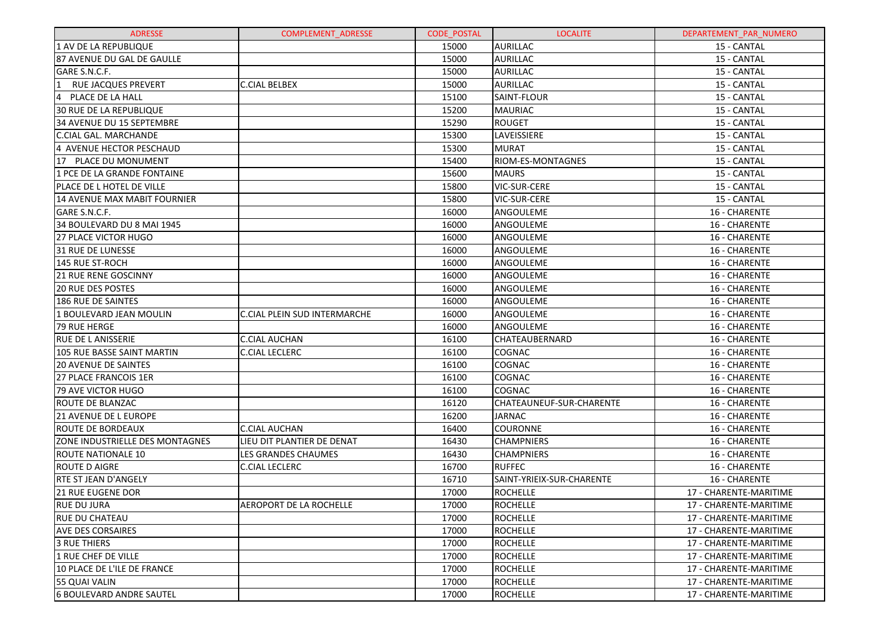| ADRESSE | COMPLEMENT_ADRESSE | CODE_POSTAL | LOCALITE | DEPARTEMENT_PAR_NUMERO |
|---|---|---|---|---|
| 1 AV DE LA REPUBLIQUE | | 15000 | AURILLAC | 15 - CANTAL |
| 87 AVENUE DU GAL DE GAULLE | | 15000 | AURILLAC | 15 - CANTAL |
| GARE S.N.C.F. | | 15000 | AURILLAC | 15 - CANTAL |
| 1 RUE JACQUES PREVERT | C.CIAL BELBEX | 15000 | AURILLAC | 15 - CANTAL |
| 4 PLACE DE LA HALL | | 15100 | SAINT-FLOUR | 15 - CANTAL |
| 30 RUE DE LA REPUBLIQUE | | 15200 | MAURIAC | 15 - CANTAL |
| 34 AVENUE DU 15 SEPTEMBRE | | 15290 | ROUGET | 15 - CANTAL |
| C.CIAL GAL. MARCHANDE | | 15300 | LAVEISSIERE | 15 - CANTAL |
| 4 AVENUE HECTOR PESCHAUD | | 15300 | MURAT | 15 - CANTAL |
| 17 PLACE DU MONUMENT | | 15400 | RIOM-ES-MONTAGNES | 15 - CANTAL |
| 1 PCE DE LA GRANDE FONTAINE | | 15600 | MAURS | 15 - CANTAL |
| PLACE DE L HOTEL DE VILLE | | 15800 | VIC-SUR-CERE | 15 - CANTAL |
| 14 AVENUE MAX MABIT FOURNIER | | 15800 | VIC-SUR-CERE | 15 - CANTAL |
| GARE S.N.C.F. | | 16000 | ANGOULEME | 16 - CHARENTE |
| 34 BOULEVARD DU 8 MAI 1945 | | 16000 | ANGOULEME | 16 - CHARENTE |
| 27 PLACE VICTOR HUGO | | 16000 | ANGOULEME | 16 - CHARENTE |
| 31 RUE DE LUNESSE | | 16000 | ANGOULEME | 16 - CHARENTE |
| 145 RUE ST-ROCH | | 16000 | ANGOULEME | 16 - CHARENTE |
| 21 RUE RENE GOSCINNY | | 16000 | ANGOULEME | 16 - CHARENTE |
| 20 RUE DES POSTES | | 16000 | ANGOULEME | 16 - CHARENTE |
| 186 RUE DE SAINTES | | 16000 | ANGOULEME | 16 - CHARENTE |
| 1 BOULEVARD JEAN MOULIN | C.CIAL PLEIN SUD INTERMARCHE | 16000 | ANGOULEME | 16 - CHARENTE |
| 79 RUE HERGE | | 16000 | ANGOULEME | 16 - CHARENTE |
| RUE DE L ANISSERIE | C.CIAL AUCHAN | 16100 | CHATEAUBERNARD | 16 - CHARENTE |
| 105 RUE BASSE SAINT MARTIN | C.CIAL LECLERC | 16100 | COGNAC | 16 - CHARENTE |
| 20 AVENUE DE SAINTES | | 16100 | COGNAC | 16 - CHARENTE |
| 27 PLACE FRANCOIS 1ER | | 16100 | COGNAC | 16 - CHARENTE |
| 79 AVE VICTOR HUGO | | 16100 | COGNAC | 16 - CHARENTE |
| ROUTE DE BLANZAC | | 16120 | CHATEAUNEUF-SUR-CHARENTE | 16 - CHARENTE |
| 21 AVENUE DE L EUROPE | | 16200 | JARNAC | 16 - CHARENTE |
| ROUTE DE BORDEAUX | C.CIAL AUCHAN | 16400 | COURONNE | 16 - CHARENTE |
| ZONE INDUSTRIELLE DES MONTAGNES | LIEU DIT PLANTIER DE DENAT | 16430 | CHAMPNIERS | 16 - CHARENTE |
| ROUTE NATIONALE 10 | LES GRANDES CHAUMES | 16430 | CHAMPNIERS | 16 - CHARENTE |
| ROUTE D AIGRE | C.CIAL LECLERC | 16700 | RUFFEC | 16 - CHARENTE |
| RTE ST JEAN D'ANGELY | | 16710 | SAINT-YRIEIX-SUR-CHARENTE | 16 - CHARENTE |
| 21 RUE EUGENE DOR | | 17000 | ROCHELLE | 17 - CHARENTE-MARITIME |
| RUE DU JURA | AEROPORT DE LA ROCHELLE | 17000 | ROCHELLE | 17 - CHARENTE-MARITIME |
| RUE DU CHATEAU | | 17000 | ROCHELLE | 17 - CHARENTE-MARITIME |
| AVE DES CORSAIRES | | 17000 | ROCHELLE | 17 - CHARENTE-MARITIME |
| 3 RUE THIERS | | 17000 | ROCHELLE | 17 - CHARENTE-MARITIME |
| 1 RUE CHEF DE VILLE | | 17000 | ROCHELLE | 17 - CHARENTE-MARITIME |
| 10 PLACE DE L'ILE DE FRANCE | | 17000 | ROCHELLE | 17 - CHARENTE-MARITIME |
| 55 QUAI VALIN | | 17000 | ROCHELLE | 17 - CHARENTE-MARITIME |
| 6 BOULEVARD ANDRE SAUTEL | | 17000 | ROCHELLE | 17 - CHARENTE-MARITIME |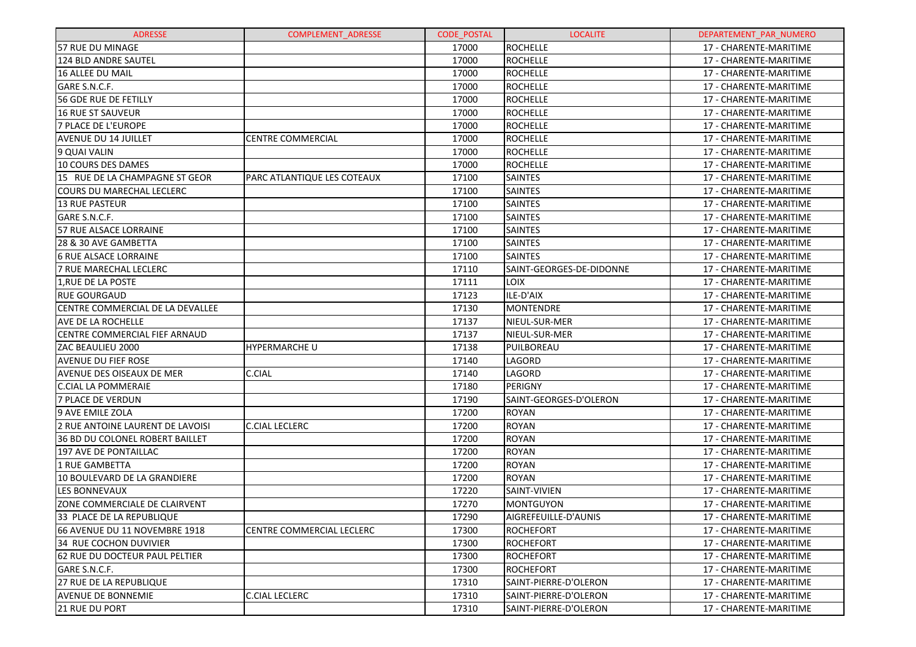| ADRESSE | COMPLEMENT_ADRESSE | CODE_POSTAL | LOCALITE | DEPARTEMENT_PAR_NUMERO |
|---|---|---|---|---|
| 57 RUE DU MINAGE | | 17000 | ROCHELLE | 17 - CHARENTE-MARITIME |
| 124 BLD ANDRE SAUTEL | | 17000 | ROCHELLE | 17 - CHARENTE-MARITIME |
| 16 ALLEE DU MAIL | | 17000 | ROCHELLE | 17 - CHARENTE-MARITIME |
| GARE S.N.C.F. | | 17000 | ROCHELLE | 17 - CHARENTE-MARITIME |
| 56 GDE RUE DE FETILLY | | 17000 | ROCHELLE | 17 - CHARENTE-MARITIME |
| 16 RUE ST SAUVEUR | | 17000 | ROCHELLE | 17 - CHARENTE-MARITIME |
| 7 PLACE DE L'EUROPE | | 17000 | ROCHELLE | 17 - CHARENTE-MARITIME |
| AVENUE DU 14 JUILLET | CENTRE COMMERCIAL | 17000 | ROCHELLE | 17 - CHARENTE-MARITIME |
| 9 QUAI VALIN | | 17000 | ROCHELLE | 17 - CHARENTE-MARITIME |
| 10 COURS DES DAMES | | 17000 | ROCHELLE | 17 - CHARENTE-MARITIME |
| 15 RUE DE LA CHAMPAGNE ST GEOR | PARC ATLANTIQUE LES COTEAUX | 17100 | SAINTES | 17 - CHARENTE-MARITIME |
| COURS DU MARECHAL LECLERC | | 17100 | SAINTES | 17 - CHARENTE-MARITIME |
| 13 RUE PASTEUR | | 17100 | SAINTES | 17 - CHARENTE-MARITIME |
| GARE S.N.C.F. | | 17100 | SAINTES | 17 - CHARENTE-MARITIME |
| 57 RUE ALSACE LORRAINE | | 17100 | SAINTES | 17 - CHARENTE-MARITIME |
| 28 & 30 AVE GAMBETTA | | 17100 | SAINTES | 17 - CHARENTE-MARITIME |
| 6 RUE ALSACE LORRAINE | | 17100 | SAINTES | 17 - CHARENTE-MARITIME |
| 7 RUE MARECHAL LECLERC | | 17110 | SAINT-GEORGES-DE-DIDONNE | 17 - CHARENTE-MARITIME |
| 1,RUE DE LA POSTE | | 17111 | LOIX | 17 - CHARENTE-MARITIME |
| RUE GOURGAUD | | 17123 | ILE-D'AIX | 17 - CHARENTE-MARITIME |
| CENTRE COMMERCIAL DE LA DEVALLEE | | 17130 | MONTENDRE | 17 - CHARENTE-MARITIME |
| AVE DE LA ROCHELLE | | 17137 | NIEUL-SUR-MER | 17 - CHARENTE-MARITIME |
| CENTRE COMMERCIAL FIEF ARNAUD | | 17137 | NIEUL-SUR-MER | 17 - CHARENTE-MARITIME |
| ZAC BEAULIEU 2000 | HYPERMARCHE U | 17138 | PUILBOREAU | 17 - CHARENTE-MARITIME |
| AVENUE DU FIEF ROSE | | 17140 | LAGORD | 17 - CHARENTE-MARITIME |
| AVENUE DES OISEAUX DE MER | C.CIAL | 17140 | LAGORD | 17 - CHARENTE-MARITIME |
| C.CIAL LA POMMERAIE | | 17180 | PERIGNY | 17 - CHARENTE-MARITIME |
| 7 PLACE DE VERDUN | | 17190 | SAINT-GEORGES-D'OLERON | 17 - CHARENTE-MARITIME |
| 9 AVE EMILE ZOLA | | 17200 | ROYAN | 17 - CHARENTE-MARITIME |
| 2 RUE ANTOINE LAURENT DE LAVOISI | C.CIAL LECLERC | 17200 | ROYAN | 17 - CHARENTE-MARITIME |
| 36 BD DU COLONEL ROBERT BAILLET | | 17200 | ROYAN | 17 - CHARENTE-MARITIME |
| 197 AVE DE PONTAILLAC | | 17200 | ROYAN | 17 - CHARENTE-MARITIME |
| 1 RUE GAMBETTA | | 17200 | ROYAN | 17 - CHARENTE-MARITIME |
| 10 BOULEVARD DE LA GRANDIERE | | 17200 | ROYAN | 17 - CHARENTE-MARITIME |
| LES BONNEVAUX | | 17220 | SAINT-VIVIEN | 17 - CHARENTE-MARITIME |
| ZONE COMMERCIALE DE CLAIRVENT | | 17270 | MONTGUYON | 17 - CHARENTE-MARITIME |
| 33 PLACE DE LA REPUBLIQUE | | 17290 | AIGREFEUILLE-D'AUNIS | 17 - CHARENTE-MARITIME |
| 66 AVENUE DU 11 NOVEMBRE 1918 | CENTRE COMMERCIAL LECLERC | 17300 | ROCHEFORT | 17 - CHARENTE-MARITIME |
| 34 RUE COCHON DUVIVIER | | 17300 | ROCHEFORT | 17 - CHARENTE-MARITIME |
| 62 RUE DU DOCTEUR PAUL PELTIER | | 17300 | ROCHEFORT | 17 - CHARENTE-MARITIME |
| GARE S.N.C.F. | | 17300 | ROCHEFORT | 17 - CHARENTE-MARITIME |
| 27 RUE DE LA REPUBLIQUE | | 17310 | SAINT-PIERRE-D'OLERON | 17 - CHARENTE-MARITIME |
| AVENUE DE BONNEMIE | C.CIAL LECLERC | 17310 | SAINT-PIERRE-D'OLERON | 17 - CHARENTE-MARITIME |
| 21 RUE DU PORT | | 17310 | SAINT-PIERRE-D'OLERON | 17 - CHARENTE-MARITIME |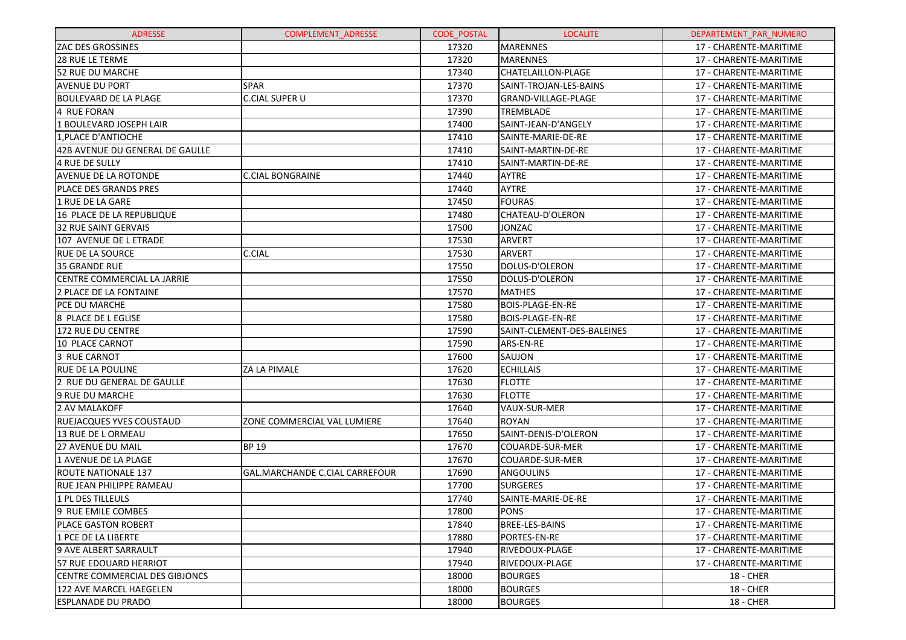| ADRESSE | COMPLEMENT_ADRESSE | CODE_POSTAL | LOCALITE | DEPARTEMENT_PAR_NUMERO |
|---|---|---|---|---|
| ZAC DES GROSSINES | | 17320 | MARENNES | 17 - CHARENTE-MARITIME |
| 28 RUE LE TERME | | 17320 | MARENNES | 17 - CHARENTE-MARITIME |
| 52 RUE DU MARCHE | | 17340 | CHATELAILLON-PLAGE | 17 - CHARENTE-MARITIME |
| AVENUE DU PORT | SPAR | 17370 | SAINT-TROJAN-LES-BAINS | 17 - CHARENTE-MARITIME |
| BOULEVARD DE LA PLAGE | C.CIAL SUPER U | 17370 | GRAND-VILLAGE-PLAGE | 17 - CHARENTE-MARITIME |
| 4 RUE FORAN | | 17390 | TREMBLADE | 17 - CHARENTE-MARITIME |
| 1 BOULEVARD JOSEPH LAIR | | 17400 | SAINT-JEAN-D'ANGELY | 17 - CHARENTE-MARITIME |
| 1,PLACE D'ANTIOCHE | | 17410 | SAINTE-MARIE-DE-RE | 17 - CHARENTE-MARITIME |
| 42B AVENUE DU GENERAL DE GAULLE | | 17410 | SAINT-MARTIN-DE-RE | 17 - CHARENTE-MARITIME |
| 4 RUE DE SULLY | | 17410 | SAINT-MARTIN-DE-RE | 17 - CHARENTE-MARITIME |
| AVENUE DE LA ROTONDE | C.CIAL BONGRAINE | 17440 | AYTRE | 17 - CHARENTE-MARITIME |
| PLACE DES GRANDS PRES | | 17440 | AYTRE | 17 - CHARENTE-MARITIME |
| 1 RUE DE LA GARE | | 17450 | FOURAS | 17 - CHARENTE-MARITIME |
| 16 PLACE DE LA REPUBLIQUE | | 17480 | CHATEAU-D'OLERON | 17 - CHARENTE-MARITIME |
| 32 RUE SAINT GERVAIS | | 17500 | JONZAC | 17 - CHARENTE-MARITIME |
| 107 AVENUE DE L ETRADE | | 17530 | ARVERT | 17 - CHARENTE-MARITIME |
| RUE DE LA SOURCE | C.CIAL | 17530 | ARVERT | 17 - CHARENTE-MARITIME |
| 35 GRANDE RUE | | 17550 | DOLUS-D'OLERON | 17 - CHARENTE-MARITIME |
| CENTRE COMMERCIAL LA JARRIE | | 17550 | DOLUS-D'OLERON | 17 - CHARENTE-MARITIME |
| 2 PLACE DE LA FONTAINE | | 17570 | MATHES | 17 - CHARENTE-MARITIME |
| PCE DU MARCHE | | 17580 | BOIS-PLAGE-EN-RE | 17 - CHARENTE-MARITIME |
| 8 PLACE DE L EGLISE | | 17580 | BOIS-PLAGE-EN-RE | 17 - CHARENTE-MARITIME |
| 172 RUE DU CENTRE | | 17590 | SAINT-CLEMENT-DES-BALEINES | 17 - CHARENTE-MARITIME |
| 10 PLACE CARNOT | | 17590 | ARS-EN-RE | 17 - CHARENTE-MARITIME |
| 3 RUE CARNOT | | 17600 | SAUJON | 17 - CHARENTE-MARITIME |
| RUE DE LA POULINE | ZA LA PIMALE | 17620 | ECHILLAIS | 17 - CHARENTE-MARITIME |
| 2 RUE DU GENERAL DE GAULLE | | 17630 | FLOTTE | 17 - CHARENTE-MARITIME |
| 9 RUE DU MARCHE | | 17630 | FLOTTE | 17 - CHARENTE-MARITIME |
| 2 AV MALAKOFF | | 17640 | VAUX-SUR-MER | 17 - CHARENTE-MARITIME |
| RUEJACQUES YVES COUSTAUD | ZONE COMMERCIAL VAL LUMIERE | 17640 | ROYAN | 17 - CHARENTE-MARITIME |
| 13 RUE DE L ORMEAU | | 17650 | SAINT-DENIS-D'OLERON | 17 - CHARENTE-MARITIME |
| 27 AVENUE DU MAIL | BP 19 | 17670 | COUARDE-SUR-MER | 17 - CHARENTE-MARITIME |
| 1 AVENUE DE LA PLAGE | | 17670 | COUARDE-SUR-MER | 17 - CHARENTE-MARITIME |
| ROUTE NATIONALE 137 | GAL.MARCHANDE C.CIAL CARREFOUR | 17690 | ANGOULINS | 17 - CHARENTE-MARITIME |
| RUE JEAN PHILIPPE RAMEAU | | 17700 | SURGERES | 17 - CHARENTE-MARITIME |
| 1 PL DES TILLEULS | | 17740 | SAINTE-MARIE-DE-RE | 17 - CHARENTE-MARITIME |
| 9 RUE EMILE COMBES | | 17800 | PONS | 17 - CHARENTE-MARITIME |
| PLACE GASTON ROBERT | | 17840 | BREE-LES-BAINS | 17 - CHARENTE-MARITIME |
| 1 PCE DE LA LIBERTE | | 17880 | PORTES-EN-RE | 17 - CHARENTE-MARITIME |
| 9 AVE ALBERT SARRAULT | | 17940 | RIVEDOUX-PLAGE | 17 - CHARENTE-MARITIME |
| 57 RUE EDOUARD HERRIOT | | 17940 | RIVEDOUX-PLAGE | 17 - CHARENTE-MARITIME |
| CENTRE COMMERCIAL DES GIBJONCS | | 18000 | BOURGES | 18 - CHER |
| 122 AVE MARCEL HAEGELEN | | 18000 | BOURGES | 18 - CHER |
| ESPLANADE DU PRADO | | 18000 | BOURGES | 18 - CHER |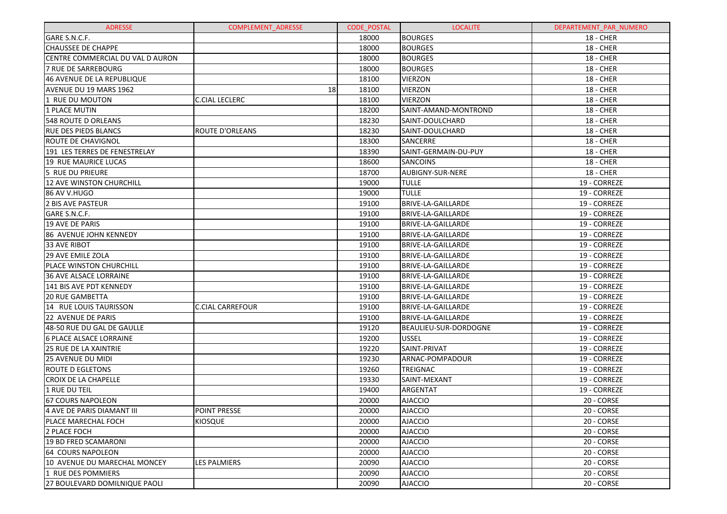| ADRESSE | COMPLEMENT_ADRESSE | CODE_POSTAL | LOCALITE | DEPARTEMENT_PAR_NUMERO |
|---|---|---|---|---|
| GARE S.N.C.F. | | 18000 | BOURGES | 18 - CHER |
| CHAUSSEE DE CHAPPE | | 18000 | BOURGES | 18 - CHER |
| CENTRE COMMERCIAL DU VAL D AURON | | 18000 | BOURGES | 18 - CHER |
| 7 RUE DE SARREBOURG | | 18000 | BOURGES | 18 - CHER |
| 46 AVENUE DE LA REPUBLIQUE | | 18100 | VIERZON | 18 - CHER |
| AVENUE DU 19 MARS 1962 | 18 | 18100 | VIERZON | 18 - CHER |
| 1 RUE DU MOUTON | C.CIAL LECLERC | 18100 | VIERZON | 18 - CHER |
| 1 PLACE MUTIN | | 18200 | SAINT-AMAND-MONTROND | 18 - CHER |
| 548 ROUTE D ORLEANS | | 18230 | SAINT-DOULCHARD | 18 - CHER |
| RUE DES PIEDS BLANCS | ROUTE D'ORLEANS | 18230 | SAINT-DOULCHARD | 18 - CHER |
| ROUTE DE CHAVIGNOL | | 18300 | SANCERRE | 18 - CHER |
| 191 LES TERRES DE FENESTRELAY | | 18390 | SAINT-GERMAIN-DU-PUY | 18 - CHER |
| 19 RUE MAURICE LUCAS | | 18600 | SANCOINS | 18 - CHER |
| 5 RUE DU PRIEURE | | 18700 | AUBIGNY-SUR-NERE | 18 - CHER |
| 12 AVE WINSTON CHURCHILL | | 19000 | TULLE | 19 - CORREZE |
| 86 AV V.HUGO | | 19000 | TULLE | 19 - CORREZE |
| 2 BIS AVE PASTEUR | | 19100 | BRIVE-LA-GAILLARDE | 19 - CORREZE |
| GARE S.N.C.F. | | 19100 | BRIVE-LA-GAILLARDE | 19 - CORREZE |
| 19 AVE DE PARIS | | 19100 | BRIVE-LA-GAILLARDE | 19 - CORREZE |
| 86 AVENUE JOHN KENNEDY | | 19100 | BRIVE-LA-GAILLARDE | 19 - CORREZE |
| 33 AVE RIBOT | | 19100 | BRIVE-LA-GAILLARDE | 19 - CORREZE |
| 29 AVE EMILE ZOLA | | 19100 | BRIVE-LA-GAILLARDE | 19 - CORREZE |
| PLACE WINSTON CHURCHILL | | 19100 | BRIVE-LA-GAILLARDE | 19 - CORREZE |
| 36 AVE ALSACE LORRAINE | | 19100 | BRIVE-LA-GAILLARDE | 19 - CORREZE |
| 141 BIS AVE PDT KENNEDY | | 19100 | BRIVE-LA-GAILLARDE | 19 - CORREZE |
| 20 RUE GAMBETTA | | 19100 | BRIVE-LA-GAILLARDE | 19 - CORREZE |
| 14 RUE LOUIS TAURISSON | C.CIAL CARREFOUR | 19100 | BRIVE-LA-GAILLARDE | 19 - CORREZE |
| 22 AVENUE DE PARIS | | 19100 | BRIVE-LA-GAILLARDE | 19 - CORREZE |
| 48-50 RUE DU GAL DE GAULLE | | 19120 | BEAULIEU-SUR-DORDOGNE | 19 - CORREZE |
| 6 PLACE ALSACE LORRAINE | | 19200 | USSEL | 19 - CORREZE |
| 25 RUE DE LA XAINTRIE | | 19220 | SAINT-PRIVAT | 19 - CORREZE |
| 25 AVENUE DU MIDI | | 19230 | ARNAC-POMPADOUR | 19 - CORREZE |
| ROUTE D EGLETONS | | 19260 | TREIGNAC | 19 - CORREZE |
| CROIX DE LA CHAPELLE | | 19330 | SAINT-MEXANT | 19 - CORREZE |
| 1 RUE DU TEIL | | 19400 | ARGENTAT | 19 - CORREZE |
| 67 COURS NAPOLEON | | 20000 | AJACCIO | 20 - CORSE |
| 4 AVE DE PARIS DIAMANT III | POINT PRESSE | 20000 | AJACCIO | 20 - CORSE |
| PLACE MARECHAL FOCH | KIOSQUE | 20000 | AJACCIO | 20 - CORSE |
| 2 PLACE FOCH | | 20000 | AJACCIO | 20 - CORSE |
| 19 BD FRED SCAMARONI | | 20000 | AJACCIO | 20 - CORSE |
| 64 COURS NAPOLEON | | 20000 | AJACCIO | 20 - CORSE |
| 10 AVENUE DU MARECHAL MONCEY | LES PALMIERS | 20090 | AJACCIO | 20 - CORSE |
| 1 RUE DES POMMIERS | | 20090 | AJACCIO | 20 - CORSE |
| 27 BOULEVARD DOMILNIQUE PAOLI | | 20090 | AJACCIO | 20 - CORSE |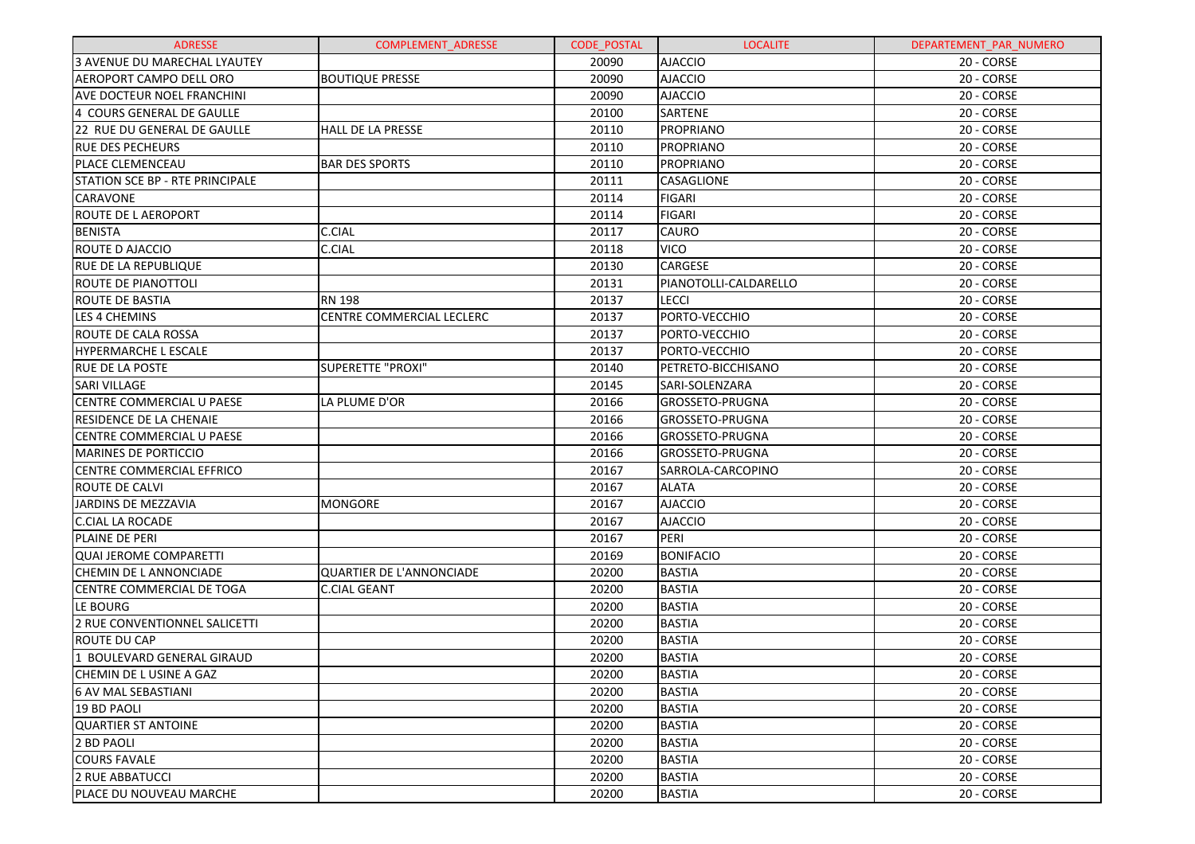| ADRESSE | COMPLEMENT_ADRESSE | CODE_POSTAL | LOCALITE | DEPARTEMENT_PAR_NUMERO |
|---|---|---|---|---|
| 3 AVENUE DU MARECHAL LYAUTEY | | 20090 | AJACCIO | 20 - CORSE |
| AEROPORT CAMPO DELL ORO | BOUTIQUE PRESSE | 20090 | AJACCIO | 20 - CORSE |
| AVE DOCTEUR NOEL FRANCHINI | | 20090 | AJACCIO | 20 - CORSE |
| 4 COURS GENERAL DE GAULLE | | 20100 | SARTENE | 20 - CORSE |
| 22 RUE DU GENERAL DE GAULLE | HALL DE LA PRESSE | 20110 | PROPRIANO | 20 - CORSE |
| RUE DES PECHEURS | | 20110 | PROPRIANO | 20 - CORSE |
| PLACE CLEMENCEAU | BAR DES SPORTS | 20110 | PROPRIANO | 20 - CORSE |
| STATION SCE BP - RTE PRINCIPALE | | 20111 | CASAGLIONE | 20 - CORSE |
| CARAVONE | | 20114 | FIGARI | 20 - CORSE |
| ROUTE DE L AEROPORT | | 20114 | FIGARI | 20 - CORSE |
| BENISTA | C.CIAL | 20117 | CAURO | 20 - CORSE |
| ROUTE D AJACCIO | C.CIAL | 20118 | VICO | 20 - CORSE |
| RUE DE LA REPUBLIQUE | | 20130 | CARGESE | 20 - CORSE |
| ROUTE DE PIANOTTOLI | | 20131 | PIANOTOLLI-CALDARELLO | 20 - CORSE |
| ROUTE DE BASTIA | RN 198 | 20137 | LECCI | 20 - CORSE |
| LES 4 CHEMINS | CENTRE COMMERCIAL LECLERC | 20137 | PORTO-VECCHIO | 20 - CORSE |
| ROUTE DE CALA ROSSA | | 20137 | PORTO-VECCHIO | 20 - CORSE |
| HYPERMARCHE L ESCALE | | 20137 | PORTO-VECCHIO | 20 - CORSE |
| RUE DE LA POSTE | SUPERETTE "PROXI" | 20140 | PETRETO-BICCHISANO | 20 - CORSE |
| SARI VILLAGE | | 20145 | SARI-SOLENZARA | 20 - CORSE |
| CENTRE COMMERCIAL U PAESE | LA PLUME D'OR | 20166 | GROSSETO-PRUGNA | 20 - CORSE |
| RESIDENCE DE LA CHENAIE | | 20166 | GROSSETO-PRUGNA | 20 - CORSE |
| CENTRE COMMERCIAL U PAESE | | 20166 | GROSSETO-PRUGNA | 20 - CORSE |
| MARINES DE PORTICCIO | | 20166 | GROSSETO-PRUGNA | 20 - CORSE |
| CENTRE COMMERCIAL EFFRICO | | 20167 | SARROLA-CARCOPINO | 20 - CORSE |
| ROUTE DE CALVI | | 20167 | ALATA | 20 - CORSE |
| JARDINS DE MEZZAVIA | MONGORE | 20167 | AJACCIO | 20 - CORSE |
| C.CIAL LA ROCADE | | 20167 | AJACCIO | 20 - CORSE |
| PLAINE DE PERI | | 20167 | PERI | 20 - CORSE |
| QUAI JEROME COMPARETTI | | 20169 | BONIFACIO | 20 - CORSE |
| CHEMIN DE L ANNONCIADE | QUARTIER DE L'ANNONCIADE | 20200 | BASTIA | 20 - CORSE |
| CENTRE COMMERCIAL DE TOGA | C.CIAL GEANT | 20200 | BASTIA | 20 - CORSE |
| LE BOURG | | 20200 | BASTIA | 20 - CORSE |
| 2 RUE CONVENTIONNEL SALICETTI | | 20200 | BASTIA | 20 - CORSE |
| ROUTE DU CAP | | 20200 | BASTIA | 20 - CORSE |
| 1 BOULEVARD GENERAL GIRAUD | | 20200 | BASTIA | 20 - CORSE |
| CHEMIN DE L USINE A GAZ | | 20200 | BASTIA | 20 - CORSE |
| 6 AV MAL SEBASTIANI | | 20200 | BASTIA | 20 - CORSE |
| 19 BD PAOLI | | 20200 | BASTIA | 20 - CORSE |
| QUARTIER ST ANTOINE | | 20200 | BASTIA | 20 - CORSE |
| 2 BD PAOLI | | 20200 | BASTIA | 20 - CORSE |
| COURS FAVALE | | 20200 | BASTIA | 20 - CORSE |
| 2 RUE ABBATUCCI | | 20200 | BASTIA | 20 - CORSE |
| PLACE DU NOUVEAU MARCHE | | 20200 | BASTIA | 20 - CORSE |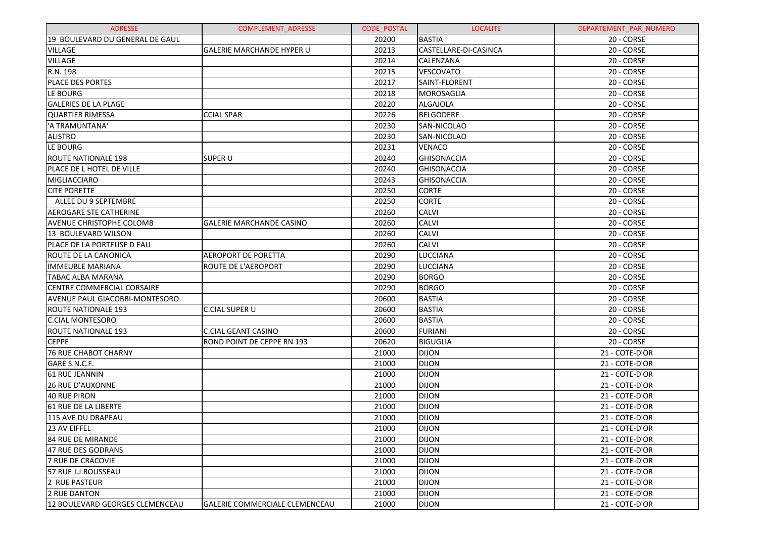| ADRESSE | COMPLEMENT_ADRESSE | CODE_POSTAL | LOCALITE | DEPARTEMENT_PAR_NUMERO |
|---|---|---|---|---|
| 19 BOULEVARD DU GENERAL DE GAUL | | 20200 | BASTIA | 20 - CORSE |
| VILLAGE | GALERIE MARCHANDE HYPER U | 20213 | CASTELLARE-DI-CASINCA | 20 - CORSE |
| VILLAGE | | 20214 | CALENZANA | 20 - CORSE |
| R.N. 198 | | 20215 | VESCOVATO | 20 - CORSE |
| PLACE DES PORTES | | 20217 | SAINT-FLORENT | 20 - CORSE |
| LE BOURG | | 20218 | MOROSAGLIA | 20 - CORSE |
| GALERIES DE LA PLAGE | | 20220 | ALGAJOLA | 20 - CORSE |
| QUARTIER RIMESSA | CCIAL SPAR | 20226 | BELGODERE | 20 - CORSE |
| 'A TRAMUNTANA' | | 20230 | SAN-NICOLAO | 20 - CORSE |
| ALISTRO | | 20230 | SAN-NICOLAO | 20 - CORSE |
| LE BOURG | | 20231 | VENACO | 20 - CORSE |
| ROUTE NATIONALE 198 | SUPER U | 20240 | GHISONACCIA | 20 - CORSE |
| PLACE DE L HOTEL DE VILLE | | 20240 | GHISONACCIA | 20 - CORSE |
| MIGLIACCIARO | | 20243 | GHISONACCIA | 20 - CORSE |
| CITE PORETTE | | 20250 | CORTE | 20 - CORSE |
| ALLEE DU 9 SEPTEMBRE | | 20250 | CORTE | 20 - CORSE |
| AEROGARE STE CATHERINE | | 20260 | CALVI | 20 - CORSE |
| AVENUE CHRISTOPHE COLOMB | GALERIE MARCHANDE CASINO | 20260 | CALVI | 20 - CORSE |
| 13 BOULEVARD WILSON | | 20260 | CALVI | 20 - CORSE |
| PLACE DE LA PORTEUSE D EAU | | 20260 | CALVI | 20 - CORSE |
| ROUTE DE LA CANONICA | AEROPORT DE PORETTA | 20290 | LUCCIANA | 20 - CORSE |
| IMMEUBLE MARIANA | ROUTE DE L'AEROPORT | 20290 | LUCCIANA | 20 - CORSE |
| TABAC ALBA MARANA | | 20290 | BORGO | 20 - CORSE |
| CENTRE COMMERCIAL CORSAIRE | | 20290 | BORGO | 20 - CORSE |
| AVENUE PAUL GIACOBBI-MONTESORO | | 20600 | BASTIA | 20 - CORSE |
| ROUTE NATIONALE 193 | C.CIAL SUPER U | 20600 | BASTIA | 20 - CORSE |
| C.CIAL MONTESORO | | 20600 | BASTIA | 20 - CORSE |
| ROUTE NATIONALE 193 | C.CIAL GEANT CASINO | 20600 | FURIANI | 20 - CORSE |
| CEPPE | ROND POINT DE CEPPE RN 193 | 20620 | BIGUGLIA | 20 - CORSE |
| 76 RUE CHABOT CHARNY | | 21000 | DIJON | 21 - COTE-D'OR |
| GARE S.N.C.F. | | 21000 | DIJON | 21 - COTE-D'OR |
| 61 RUE JEANNIN | | 21000 | DIJON | 21 - COTE-D'OR |
| 26 RUE D'AUXONNE | | 21000 | DIJON | 21 - COTE-D'OR |
| 40 RUE PIRON | | 21000 | DIJON | 21 - COTE-D'OR |
| 61 RUE DE LA LIBERTE | | 21000 | DIJON | 21 - COTE-D'OR |
| 115 AVE DU DRAPEAU | | 21000 | DIJON | 21 - COTE-D'OR |
| 23 AV EIFFEL | | 21000 | DIJON | 21 - COTE-D'OR |
| 84 RUE DE MIRANDE | | 21000 | DIJON | 21 - COTE-D'OR |
| 47 RUE DES GODRANS | | 21000 | DIJON | 21 - COTE-D'OR |
| 7 RUE DE CRACOVIE | | 21000 | DIJON | 21 - COTE-D'OR |
| 57 RUE J.J.ROUSSEAU | | 21000 | DIJON | 21 - COTE-D'OR |
| 2 RUE PASTEUR | | 21000 | DIJON | 21 - COTE-D'OR |
| 2 RUE DANTON | | 21000 | DIJON | 21 - COTE-D'OR |
| 12 BOULEVARD GEORGES CLEMENCEAU | GALERIE COMMERCIALE CLEMENCEAU | 21000 | DIJON | 21 - COTE-D'OR |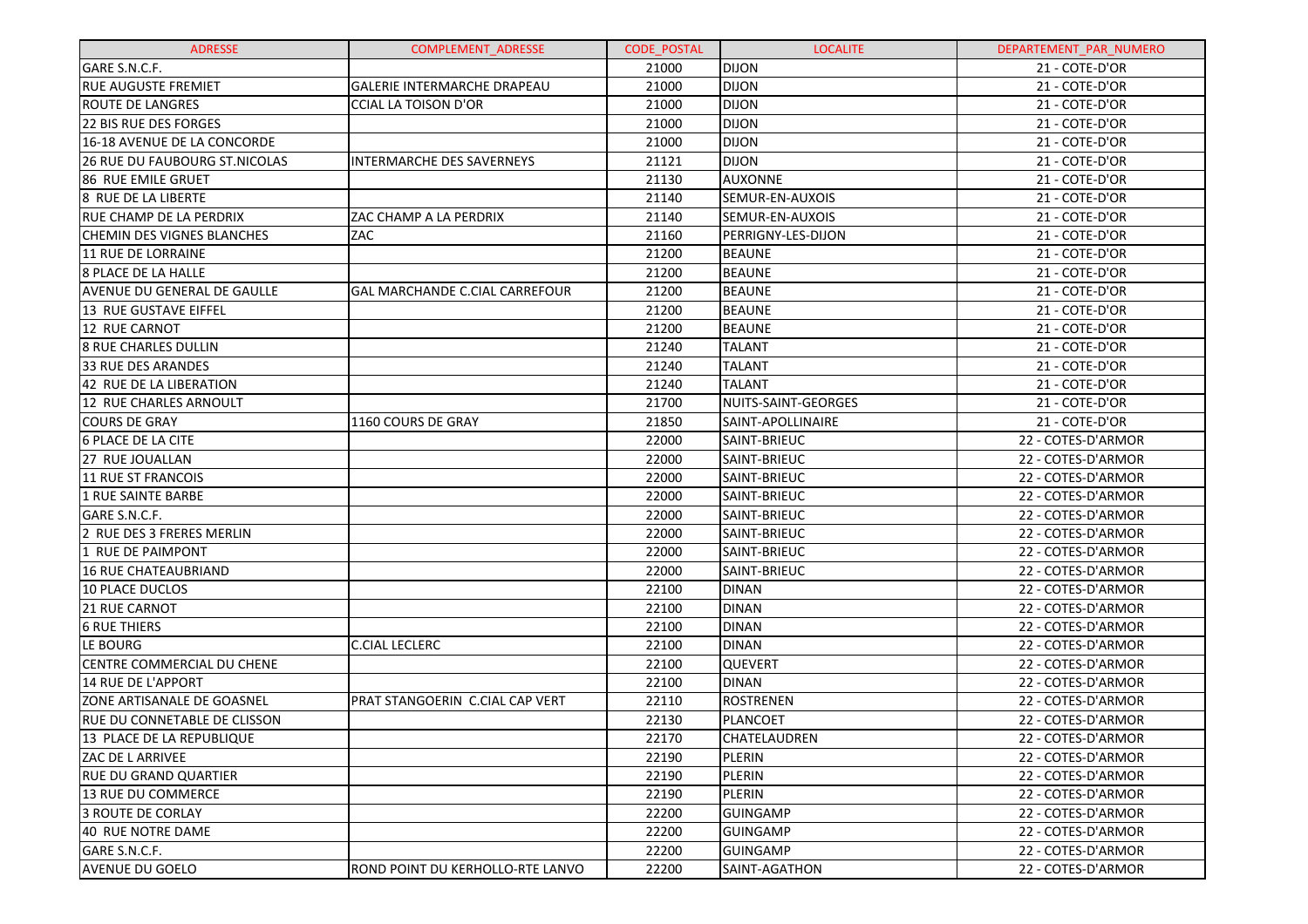| ADRESSE | COMPLEMENT_ADRESSE | CODE_POSTAL | LOCALITE | DEPARTEMENT_PAR_NUMERO |
|---|---|---|---|---|
| GARE S.N.C.F. | | 21000 | DIJON | 21 - COTE-D'OR |
| RUE AUGUSTE FREMIET | GALERIE INTERMARCHE DRAPEAU | 21000 | DIJON | 21 - COTE-D'OR |
| ROUTE DE LANGRES | CCIAL LA TOISON D'OR | 21000 | DIJON | 21 - COTE-D'OR |
| 22 BIS RUE DES FORGES | | 21000 | DIJON | 21 - COTE-D'OR |
| 16-18 AVENUE DE LA CONCORDE | | 21000 | DIJON | 21 - COTE-D'OR |
| 26 RUE DU FAUBOURG ST.NICOLAS | INTERMARCHE DES SAVERNEYS | 21121 | DIJON | 21 - COTE-D'OR |
| 86 RUE EMILE GRUET | | 21130 | AUXONNE | 21 - COTE-D'OR |
| 8 RUE DE LA LIBERTE | | 21140 | SEMUR-EN-AUXOIS | 21 - COTE-D'OR |
| RUE CHAMP DE LA PERDRIX | ZAC CHAMP A LA PERDRIX | 21140 | SEMUR-EN-AUXOIS | 21 - COTE-D'OR |
| CHEMIN DES VIGNES BLANCHES | ZAC | 21160 | PERRIGNY-LES-DIJON | 21 - COTE-D'OR |
| 11 RUE DE LORRAINE | | 21200 | BEAUNE | 21 - COTE-D'OR |
| 8 PLACE DE LA HALLE | | 21200 | BEAUNE | 21 - COTE-D'OR |
| AVENUE DU GENERAL DE GAULLE | GAL MARCHANDE C.CIAL CARREFOUR | 21200 | BEAUNE | 21 - COTE-D'OR |
| 13 RUE GUSTAVE EIFFEL | | 21200 | BEAUNE | 21 - COTE-D'OR |
| 12 RUE CARNOT | | 21200 | BEAUNE | 21 - COTE-D'OR |
| 8 RUE CHARLES DULLIN | | 21240 | TALANT | 21 - COTE-D'OR |
| 33 RUE DES ARANDES | | 21240 | TALANT | 21 - COTE-D'OR |
| 42 RUE DE LA LIBERATION | | 21240 | TALANT | 21 - COTE-D'OR |
| 12 RUE CHARLES ARNOULT | | 21700 | NUITS-SAINT-GEORGES | 21 - COTE-D'OR |
| COURS DE GRAY | 1160 COURS DE GRAY | 21850 | SAINT-APOLLINAIRE | 21 - COTE-D'OR |
| 6 PLACE DE LA CITE | | 22000 | SAINT-BRIEUC | 22 - COTES-D'ARMOR |
| 27 RUE JOUALLAN | | 22000 | SAINT-BRIEUC | 22 - COTES-D'ARMOR |
| 11 RUE ST FRANCOIS | | 22000 | SAINT-BRIEUC | 22 - COTES-D'ARMOR |
| 1 RUE SAINTE BARBE | | 22000 | SAINT-BRIEUC | 22 - COTES-D'ARMOR |
| GARE S.N.C.F. | | 22000 | SAINT-BRIEUC | 22 - COTES-D'ARMOR |
| 2 RUE DES 3 FRERES MERLIN | | 22000 | SAINT-BRIEUC | 22 - COTES-D'ARMOR |
| 1 RUE DE PAIMPONT | | 22000 | SAINT-BRIEUC | 22 - COTES-D'ARMOR |
| 16 RUE CHATEAUBRIAND | | 22000 | SAINT-BRIEUC | 22 - COTES-D'ARMOR |
| 10 PLACE DUCLOS | | 22100 | DINAN | 22 - COTES-D'ARMOR |
| 21 RUE CARNOT | | 22100 | DINAN | 22 - COTES-D'ARMOR |
| 6 RUE THIERS | | 22100 | DINAN | 22 - COTES-D'ARMOR |
| LE BOURG | C.CIAL LECLERC | 22100 | DINAN | 22 - COTES-D'ARMOR |
| CENTRE COMMERCIAL DU CHENE | | 22100 | QUEVERT | 22 - COTES-D'ARMOR |
| 14 RUE DE L'APPORT | | 22100 | DINAN | 22 - COTES-D'ARMOR |
| ZONE ARTISANALE DE GOASNEL | PRAT STANGOERIN C.CIAL CAP VERT | 22110 | ROSTRENEN | 22 - COTES-D'ARMOR |
| RUE DU CONNETABLE DE CLISSON | | 22130 | PLANCOET | 22 - COTES-D'ARMOR |
| 13 PLACE DE LA REPUBLIQUE | | 22170 | CHATELAUDREN | 22 - COTES-D'ARMOR |
| ZAC DE L ARRIVEE | | 22190 | PLERIN | 22 - COTES-D'ARMOR |
| RUE DU GRAND QUARTIER | | 22190 | PLERIN | 22 - COTES-D'ARMOR |
| 13 RUE DU COMMERCE | | 22190 | PLERIN | 22 - COTES-D'ARMOR |
| 3 ROUTE DE CORLAY | | 22200 | GUINGAMP | 22 - COTES-D'ARMOR |
| 40 RUE NOTRE DAME | | 22200 | GUINGAMP | 22 - COTES-D'ARMOR |
| GARE S.N.C.F. | | 22200 | GUINGAMP | 22 - COTES-D'ARMOR |
| AVENUE DU GOELO | ROND POINT DU KERHOLLO-RTE LANVO | 22200 | SAINT-AGATHON | 22 - COTES-D'ARMOR |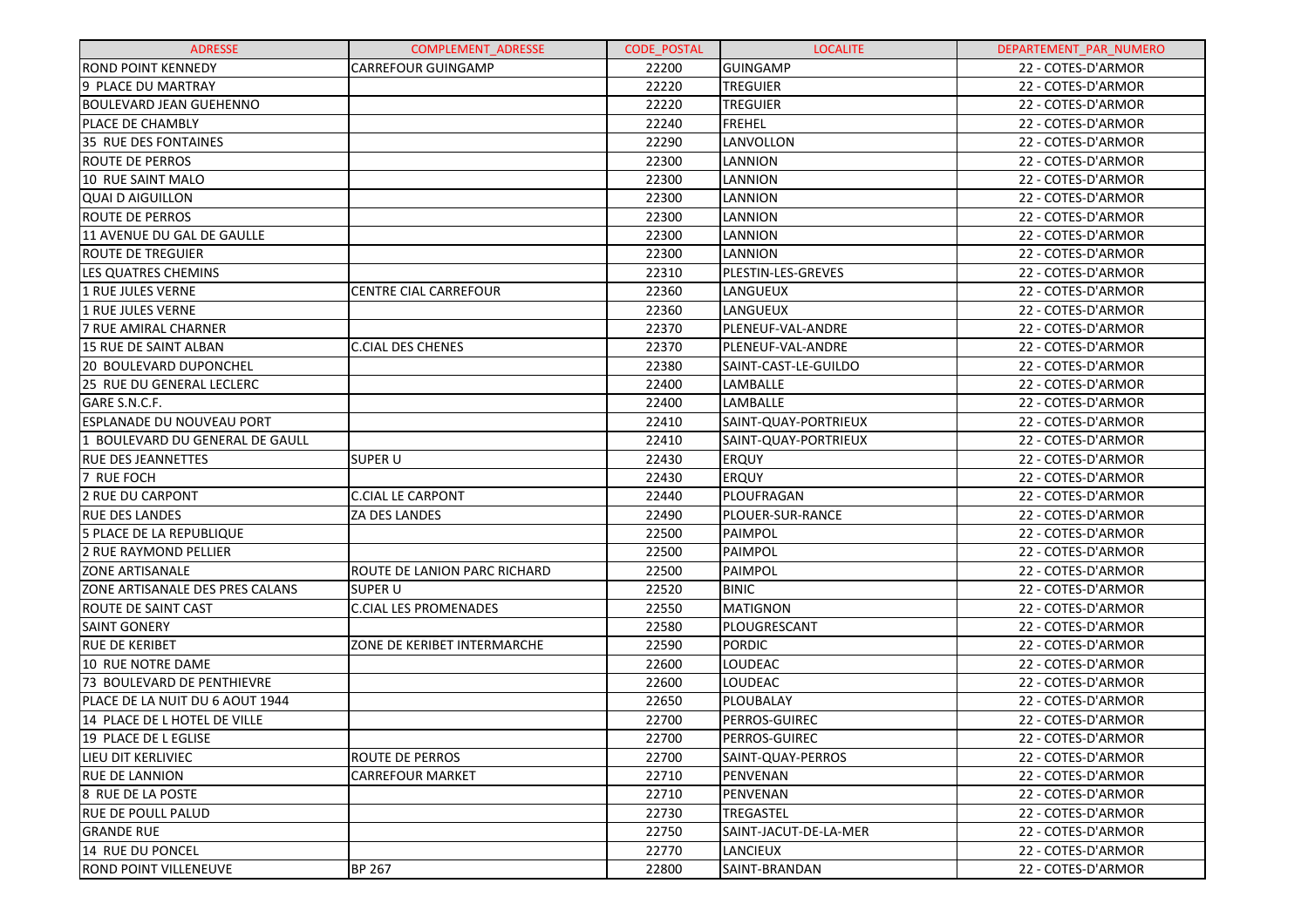| ADRESSE | COMPLEMENT_ADRESSE | CODE_POSTAL | LOCALITE | DEPARTEMENT_PAR_NUMERO |
| --- | --- | --- | --- | --- |
| ROND POINT KENNEDY | CARREFOUR GUINGAMP | 22200 | GUINGAMP | 22 - COTES-D'ARMOR |
| 9 PLACE DU MARTRAY | | 22220 | TREGUIER | 22 - COTES-D'ARMOR |
| BOULEVARD JEAN GUEHENNO | | 22220 | TREGUIER | 22 - COTES-D'ARMOR |
| PLACE DE CHAMBLY | | 22240 | FREHEL | 22 - COTES-D'ARMOR |
| 35 RUE DES FONTAINES | | 22290 | LANVOLLON | 22 - COTES-D'ARMOR |
| ROUTE DE PERROS | | 22300 | LANNION | 22 - COTES-D'ARMOR |
| 10 RUE SAINT MALO | | 22300 | LANNION | 22 - COTES-D'ARMOR |
| QUAI D AIGUILLON | | 22300 | LANNION | 22 - COTES-D'ARMOR |
| ROUTE DE PERROS | | 22300 | LANNION | 22 - COTES-D'ARMOR |
| 11 AVENUE DU GAL DE GAULLE | | 22300 | LANNION | 22 - COTES-D'ARMOR |
| ROUTE DE TREGUIER | | 22300 | LANNION | 22 - COTES-D'ARMOR |
| LES QUATRES CHEMINS | | 22310 | PLESTIN-LES-GREVES | 22 - COTES-D'ARMOR |
| 1 RUE JULES VERNE | CENTRE CIAL CARREFOUR | 22360 | LANGUEUX | 22 - COTES-D'ARMOR |
| 1 RUE JULES VERNE | | 22360 | LANGUEUX | 22 - COTES-D'ARMOR |
| 7 RUE AMIRAL CHARNER | | 22370 | PLENEUF-VAL-ANDRE | 22 - COTES-D'ARMOR |
| 15 RUE DE SAINT ALBAN | C.CIAL DES CHENES | 22370 | PLENEUF-VAL-ANDRE | 22 - COTES-D'ARMOR |
| 20 BOULEVARD DUPONCHEL | | 22380 | SAINT-CAST-LE-GUILDO | 22 - COTES-D'ARMOR |
| 25 RUE DU GENERAL LECLERC | | 22400 | LAMBALLE | 22 - COTES-D'ARMOR |
| GARE S.N.C.F. | | 22400 | LAMBALLE | 22 - COTES-D'ARMOR |
| ESPLANADE DU NOUVEAU PORT | | 22410 | SAINT-QUAY-PORTRIEUX | 22 - COTES-D'ARMOR |
| 1 BOULEVARD DU GENERAL DE GAULL | | 22410 | SAINT-QUAY-PORTRIEUX | 22 - COTES-D'ARMOR |
| RUE DES JEANNETTES | SUPER U | 22430 | ERQUY | 22 - COTES-D'ARMOR |
| 7 RUE FOCH | | 22430 | ERQUY | 22 - COTES-D'ARMOR |
| 2 RUE DU CARPONT | C.CIAL LE CARPONT | 22440 | PLOUFRAGAN | 22 - COTES-D'ARMOR |
| RUE DES LANDES | ZA DES LANDES | 22490 | PLOUER-SUR-RANCE | 22 - COTES-D'ARMOR |
| 5 PLACE DE LA REPUBLIQUE | | 22500 | PAIMPOL | 22 - COTES-D'ARMOR |
| 2 RUE RAYMOND PELLIER | | 22500 | PAIMPOL | 22 - COTES-D'ARMOR |
| ZONE ARTISANALE | ROUTE DE LANION PARC RICHARD | 22500 | PAIMPOL | 22 - COTES-D'ARMOR |
| ZONE ARTISANALE DES PRES CALANS | SUPER U | 22520 | BINIC | 22 - COTES-D'ARMOR |
| ROUTE DE SAINT CAST | C.CIAL LES PROMENADES | 22550 | MATIGNON | 22 - COTES-D'ARMOR |
| SAINT GONERY | | 22580 | PLOUGRESCANT | 22 - COTES-D'ARMOR |
| RUE DE KERIBET | ZONE DE KERIBET INTERMARCHE | 22590 | PORDIC | 22 - COTES-D'ARMOR |
| 10 RUE NOTRE DAME | | 22600 | LOUDEAC | 22 - COTES-D'ARMOR |
| 73 BOULEVARD DE PENTHIEVRE | | 22600 | LOUDEAC | 22 - COTES-D'ARMOR |
| PLACE DE LA NUIT DU 6 AOUT 1944 | | 22650 | PLOUBALAY | 22 - COTES-D'ARMOR |
| 14 PLACE DE L HOTEL DE VILLE | | 22700 | PERROS-GUIREC | 22 - COTES-D'ARMOR |
| 19 PLACE DE L EGLISE | | 22700 | PERROS-GUIREC | 22 - COTES-D'ARMOR |
| LIEU DIT KERLIVIEC | ROUTE DE PERROS | 22700 | SAINT-QUAY-PERROS | 22 - COTES-D'ARMOR |
| RUE DE LANNION | CARREFOUR MARKET | 22710 | PENVENAN | 22 - COTES-D'ARMOR |
| 8 RUE DE LA POSTE | | 22710 | PENVENAN | 22 - COTES-D'ARMOR |
| RUE DE POULL PALUD | | 22730 | TREGASTEL | 22 - COTES-D'ARMOR |
| GRANDE RUE | | 22750 | SAINT-JACUT-DE-LA-MER | 22 - COTES-D'ARMOR |
| 14 RUE DU PONCEL | | 22770 | LANCIEUX | 22 - COTES-D'ARMOR |
| ROND POINT VILLENEUVE | BP 267 | 22800 | SAINT-BRANDAN | 22 - COTES-D'ARMOR |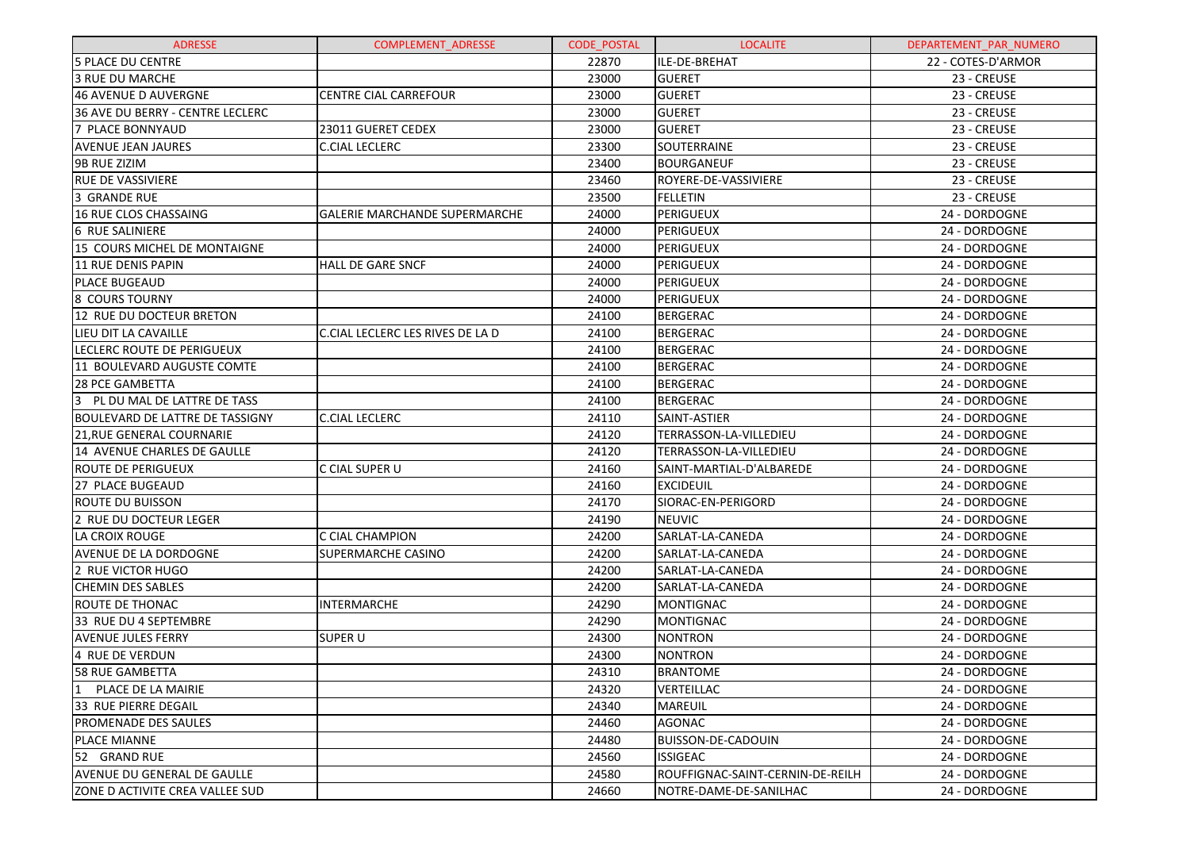| ADRESSE | COMPLEMENT_ADRESSE | CODE_POSTAL | LOCALITE | DEPARTEMENT_PAR_NUMERO |
|---|---|---|---|---|
| 5 PLACE DU CENTRE | | 22870 | ILE-DE-BREHAT | 22 - COTES-D'ARMOR |
| 3 RUE DU MARCHE | | 23000 | GUERET | 23 - CREUSE |
| 46 AVENUE D AUVERGNE | CENTRE CIAL CARREFOUR | 23000 | GUERET | 23 - CREUSE |
| 36 AVE DU BERRY - CENTRE LECLERC | | 23000 | GUERET | 23 - CREUSE |
| 7 PLACE BONNYAUD | 23011 GUERET CEDEX | 23000 | GUERET | 23 - CREUSE |
| AVENUE JEAN JAURES | C.CIAL LECLERC | 23300 | SOUTERRAINE | 23 - CREUSE |
| 9B RUE ZIZIM | | 23400 | BOURGANEUF | 23 - CREUSE |
| RUE DE VASSIVIERE | | 23460 | ROYERE-DE-VASSIVIERE | 23 - CREUSE |
| 3 GRANDE RUE | | 23500 | FELLETIN | 23 - CREUSE |
| 16 RUE CLOS CHASSAING | GALERIE MARCHANDE SUPERMARCHE | 24000 | PERIGUEUX | 24 - DORDOGNE |
| 6 RUE SALINIERE | | 24000 | PERIGUEUX | 24 - DORDOGNE |
| 15 COURS MICHEL DE MONTAIGNE | | 24000 | PERIGUEUX | 24 - DORDOGNE |
| 11 RUE DENIS PAPIN | HALL DE GARE SNCF | 24000 | PERIGUEUX | 24 - DORDOGNE |
| PLACE BUGEAUD | | 24000 | PERIGUEUX | 24 - DORDOGNE |
| 8 COURS TOURNY | | 24000 | PERIGUEUX | 24 - DORDOGNE |
| 12 RUE DU DOCTEUR BRETON | | 24100 | BERGERAC | 24 - DORDOGNE |
| LIEU DIT LA CAVAILLE | C.CIAL LECLERC LES RIVES DE LA D | 24100 | BERGERAC | 24 - DORDOGNE |
| LECLERC ROUTE DE PERIGUEUX | | 24100 | BERGERAC | 24 - DORDOGNE |
| 11 BOULEVARD AUGUSTE COMTE | | 24100 | BERGERAC | 24 - DORDOGNE |
| 28 PCE GAMBETTA | | 24100 | BERGERAC | 24 - DORDOGNE |
| 3 PL DU MAL DE LATTRE DE TASS | | 24100 | BERGERAC | 24 - DORDOGNE |
| BOULEVARD DE LATTRE DE TASSIGNY | C.CIAL LECLERC | 24110 | SAINT-ASTIER | 24 - DORDOGNE |
| 21,RUE GENERAL COURNARIE | | 24120 | TERRASSON-LA-VILLEDIEU | 24 - DORDOGNE |
| 14 AVENUE CHARLES DE GAULLE | | 24120 | TERRASSON-LA-VILLEDIEU | 24 - DORDOGNE |
| ROUTE DE PERIGUEUX | C CIAL SUPER U | 24160 | SAINT-MARTIAL-D'ALBAREDE | 24 - DORDOGNE |
| 27 PLACE BUGEAUD | | 24160 | EXCIDEUIL | 24 - DORDOGNE |
| ROUTE DU BUISSON | | 24170 | SIORAC-EN-PERIGORD | 24 - DORDOGNE |
| 2 RUE DU DOCTEUR LEGER | | 24190 | NEUVIC | 24 - DORDOGNE |
| LA CROIX ROUGE | C CIAL CHAMPION | 24200 | SARLAT-LA-CANEDA | 24 - DORDOGNE |
| AVENUE DE LA DORDOGNE | SUPERMARCHE CASINO | 24200 | SARLAT-LA-CANEDA | 24 - DORDOGNE |
| 2 RUE VICTOR HUGO | | 24200 | SARLAT-LA-CANEDA | 24 - DORDOGNE |
| CHEMIN DES SABLES | | 24200 | SARLAT-LA-CANEDA | 24 - DORDOGNE |
| ROUTE DE THONAC | INTERMARCHE | 24290 | MONTIGNAC | 24 - DORDOGNE |
| 33 RUE DU 4 SEPTEMBRE | | 24290 | MONTIGNAC | 24 - DORDOGNE |
| AVENUE JULES FERRY | SUPER U | 24300 | NONTRON | 24 - DORDOGNE |
| 4 RUE DE VERDUN | | 24300 | NONTRON | 24 - DORDOGNE |
| 58 RUE GAMBETTA | | 24310 | BRANTOME | 24 - DORDOGNE |
| 1 PLACE DE LA MAIRIE | | 24320 | VERTEILLAC | 24 - DORDOGNE |
| 33 RUE PIERRE DEGAIL | | 24340 | MAREUIL | 24 - DORDOGNE |
| PROMENADE DES SAULES | | 24460 | AGONAC | 24 - DORDOGNE |
| PLACE MIANNE | | 24480 | BUISSON-DE-CADOUIN | 24 - DORDOGNE |
| 52 GRAND RUE | | 24560 | ISSIGEAC | 24 - DORDOGNE |
| AVENUE DU GENERAL DE GAULLE | | 24580 | ROUFFIGNAC-SAINT-CERNIN-DE-REILH | 24 - DORDOGNE |
| ZONE D ACTIVITE CREA VALLEE SUD | | 24660 | NOTRE-DAME-DE-SANILHAC | 24 - DORDOGNE |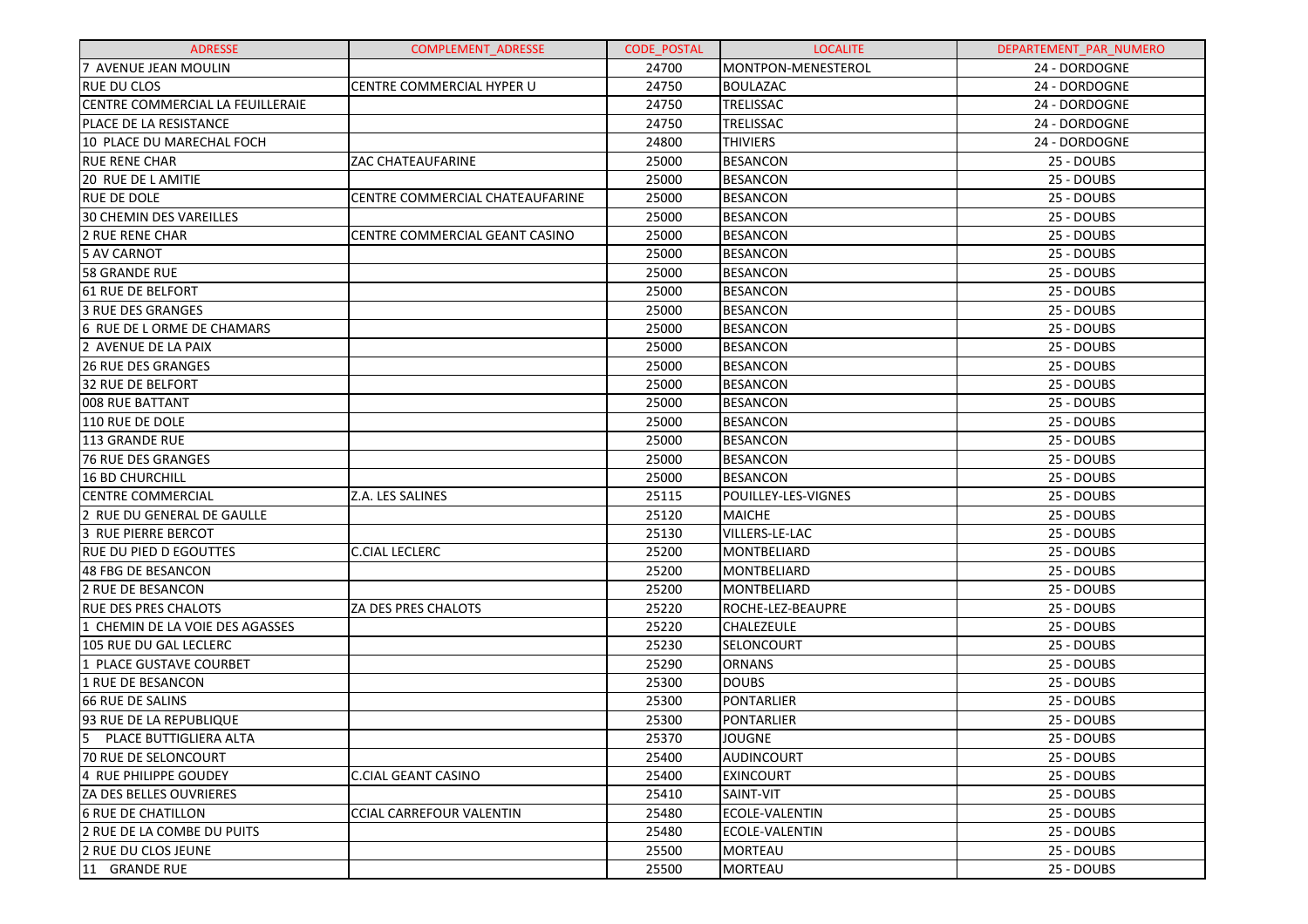| ADRESSE | COMPLEMENT_ADRESSE | CODE_POSTAL | LOCALITE | DEPARTEMENT_PAR_NUMERO |
| --- | --- | --- | --- | --- |
| 7 AVENUE JEAN MOULIN | | 24700 | MONTPON-MENESTEROL | 24 - DORDOGNE |
| RUE DU CLOS | CENTRE COMMERCIAL HYPER U | 24750 | BOULAZAC | 24 - DORDOGNE |
| CENTRE COMMERCIAL LA FEUILLERAIE | | 24750 | TRELISSAC | 24 - DORDOGNE |
| PLACE DE LA RESISTANCE | | 24750 | TRELISSAC | 24 - DORDOGNE |
| 10 PLACE DU MARECHAL FOCH | | 24800 | THIVIERS | 24 - DORDOGNE |
| RUE RENE CHAR | ZAC CHATEAUFARINE | 25000 | BESANCON | 25 - DOUBS |
| 20 RUE DE L AMITIE | | 25000 | BESANCON | 25 - DOUBS |
| RUE DE DOLE | CENTRE COMMERCIAL CHATEAUFARINE | 25000 | BESANCON | 25 - DOUBS |
| 30 CHEMIN DES VAREILLES | | 25000 | BESANCON | 25 - DOUBS |
| 2 RUE RENE CHAR | CENTRE COMMERCIAL GEANT CASINO | 25000 | BESANCON | 25 - DOUBS |
| 5 AV CARNOT | | 25000 | BESANCON | 25 - DOUBS |
| 58 GRANDE RUE | | 25000 | BESANCON | 25 - DOUBS |
| 61 RUE DE BELFORT | | 25000 | BESANCON | 25 - DOUBS |
| 3 RUE DES GRANGES | | 25000 | BESANCON | 25 - DOUBS |
| 6 RUE DE L ORME DE CHAMARS | | 25000 | BESANCON | 25 - DOUBS |
| 2 AVENUE DE LA PAIX | | 25000 | BESANCON | 25 - DOUBS |
| 26 RUE DES GRANGES | | 25000 | BESANCON | 25 - DOUBS |
| 32 RUE DE BELFORT | | 25000 | BESANCON | 25 - DOUBS |
| 008 RUE BATTANT | | 25000 | BESANCON | 25 - DOUBS |
| 110 RUE DE DOLE | | 25000 | BESANCON | 25 - DOUBS |
| 113 GRANDE RUE | | 25000 | BESANCON | 25 - DOUBS |
| 76 RUE DES GRANGES | | 25000 | BESANCON | 25 - DOUBS |
| 16 BD CHURCHILL | | 25000 | BESANCON | 25 - DOUBS |
| CENTRE COMMERCIAL | Z.A. LES SALINES | 25115 | POUILLEY-LES-VIGNES | 25 - DOUBS |
| 2 RUE DU GENERAL DE GAULLE | | 25120 | MAICHE | 25 - DOUBS |
| 3 RUE PIERRE BERCOT | | 25130 | VILLERS-LE-LAC | 25 - DOUBS |
| RUE DU PIED D EGOUTTES | C.CIAL LECLERC | 25200 | MONTBELIARD | 25 - DOUBS |
| 48 FBG DE BESANCON | | 25200 | MONTBELIARD | 25 - DOUBS |
| 2 RUE DE BESANCON | | 25200 | MONTBELIARD | 25 - DOUBS |
| RUE DES PRES CHALOTS | ZA DES PRES CHALOTS | 25220 | ROCHE-LEZ-BEAUPRE | 25 - DOUBS |
| 1 CHEMIN DE LA VOIE DES AGASSES | | 25220 | CHALEZEULE | 25 - DOUBS |
| 105 RUE DU GAL LECLERC | | 25230 | SELONCOURT | 25 - DOUBS |
| 1 PLACE GUSTAVE COURBET | | 25290 | ORNANS | 25 - DOUBS |
| 1 RUE DE BESANCON | | 25300 | DOUBS | 25 - DOUBS |
| 66 RUE DE SALINS | | 25300 | PONTARLIER | 25 - DOUBS |
| 93 RUE DE LA REPUBLIQUE | | 25300 | PONTARLIER | 25 - DOUBS |
| 5 PLACE BUTTIGLIERA ALTA | | 25370 | JOUGNE | 25 - DOUBS |
| 70 RUE DE SELONCOURT | | 25400 | AUDINCOURT | 25 - DOUBS |
| 4 RUE PHILIPPE GOUDEY | C.CIAL GEANT CASINO | 25400 | EXINCOURT | 25 - DOUBS |
| ZA DES BELLES OUVRIERES | | 25410 | SAINT-VIT | 25 - DOUBS |
| 6 RUE DE CHATILLON | CCIAL CARREFOUR VALENTIN | 25480 | ECOLE-VALENTIN | 25 - DOUBS |
| 2 RUE DE LA COMBE DU PUITS | | 25480 | ECOLE-VALENTIN | 25 - DOUBS |
| 2 RUE DU CLOS JEUNE | | 25500 | MORTEAU | 25 - DOUBS |
| 11 GRANDE RUE | | 25500 | MORTEAU | 25 - DOUBS |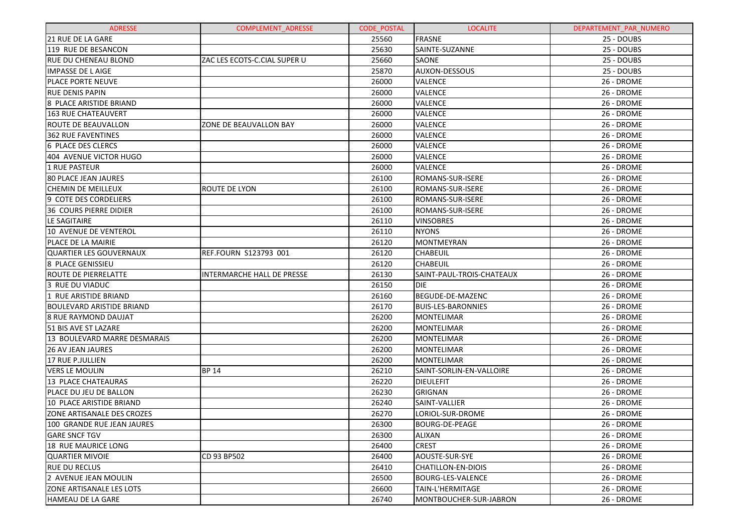| ADRESSE | COMPLEMENT_ADRESSE | CODE_POSTAL | LOCALITE | DEPARTEMENT_PAR_NUMERO |
|---|---|---|---|---|
| 21 RUE DE LA GARE | | 25560 | FRASNE | 25 - DOUBS |
| 119 RUE DE BESANCON | | 25630 | SAINTE-SUZANNE | 25 - DOUBS |
| RUE DU CHENEAU BLOND | ZAC LES ECOTS-C.CIAL SUPER U | 25660 | SAONE | 25 - DOUBS |
| IMPASSE DE L AIGE | | 25870 | AUXON-DESSOUS | 25 - DOUBS |
| PLACE PORTE NEUVE | | 26000 | VALENCE | 26 - DROME |
| RUE DENIS PAPIN | | 26000 | VALENCE | 26 - DROME |
| 8 PLACE ARISTIDE BRIAND | | 26000 | VALENCE | 26 - DROME |
| 163 RUE CHATEAUVERT | | 26000 | VALENCE | 26 - DROME |
| ROUTE DE BEAUVALLON | ZONE DE BEAUVALLON BAY | 26000 | VALENCE | 26 - DROME |
| 362 RUE FAVENTINES | | 26000 | VALENCE | 26 - DROME |
| 6 PLACE DES CLERCS | | 26000 | VALENCE | 26 - DROME |
| 404 AVENUE VICTOR HUGO | | 26000 | VALENCE | 26 - DROME |
| 1 RUE PASTEUR | | 26000 | VALENCE | 26 - DROME |
| 80 PLACE JEAN JAURES | | 26100 | ROMANS-SUR-ISERE | 26 - DROME |
| CHEMIN DE MEILLEUX | ROUTE DE LYON | 26100 | ROMANS-SUR-ISERE | 26 - DROME |
| 9 COTE DES CORDELIERS | | 26100 | ROMANS-SUR-ISERE | 26 - DROME |
| 36 COURS PIERRE DIDIER | | 26100 | ROMANS-SUR-ISERE | 26 - DROME |
| LE SAGITAIRE | | 26110 | VINSOBRES | 26 - DROME |
| 10 AVENUE DE VENTEROL | | 26110 | NYONS | 26 - DROME |
| PLACE DE LA MAIRIE | | 26120 | MONTMEYRAN | 26 - DROME |
| QUARTIER LES GOUVERNAUX | REF.FOURN S123793 001 | 26120 | CHABEUIL | 26 - DROME |
| 8 PLACE GENISSIEU | | 26120 | CHABEUIL | 26 - DROME |
| ROUTE DE PIERRELATTE | INTERMARCHE HALL DE PRESSE | 26130 | SAINT-PAUL-TROIS-CHATEAUX | 26 - DROME |
| 3 RUE DU VIADUC | | 26150 | DIE | 26 - DROME |
| 1 RUE ARISTIDE BRIAND | | 26160 | BEGUDE-DE-MAZENC | 26 - DROME |
| BOULEVARD ARISTIDE BRIAND | | 26170 | BUIS-LES-BARONNIES | 26 - DROME |
| 8 RUE RAYMOND DAUJAT | | 26200 | MONTELIMAR | 26 - DROME |
| 51 BIS AVE ST LAZARE | | 26200 | MONTELIMAR | 26 - DROME |
| 13 BOULEVARD MARRE DESMARAIS | | 26200 | MONTELIMAR | 26 - DROME |
| 26 AV JEAN JAURES | | 26200 | MONTELIMAR | 26 - DROME |
| 17 RUE P.JULLIEN | | 26200 | MONTELIMAR | 26 - DROME |
| VERS LE MOULIN | BP 14 | 26210 | SAINT-SORLIN-EN-VALLOIRE | 26 - DROME |
| 13 PLACE CHATEAURAS | | 26220 | DIEULEFIT | 26 - DROME |
| PLACE DU JEU DE BALLON | | 26230 | GRIGNAN | 26 - DROME |
| 10 PLACE ARISTIDE BRIAND | | 26240 | SAINT-VALLIER | 26 - DROME |
| ZONE ARTISANALE DES CROZES | | 26270 | LORIOL-SUR-DROME | 26 - DROME |
| 100 GRANDE RUE JEAN JAURES | | 26300 | BOURG-DE-PEAGE | 26 - DROME |
| GARE SNCF TGV | | 26300 | ALIXAN | 26 - DROME |
| 18 RUE MAURICE LONG | | 26400 | CREST | 26 - DROME |
| QUARTIER MIVOIE | CD 93 BP502 | 26400 | AOUSTE-SUR-SYE | 26 - DROME |
| RUE DU RECLUS | | 26410 | CHATILLON-EN-DIOIS | 26 - DROME |
| 2 AVENUE JEAN MOULIN | | 26500 | BOURG-LES-VALENCE | 26 - DROME |
| ZONE ARTISANALE LES LOTS | | 26600 | TAIN-L'HERMITAGE | 26 - DROME |
| HAMEAU DE LA GARE | | 26740 | MONTBOUCHER-SUR-JABRON | 26 - DROME |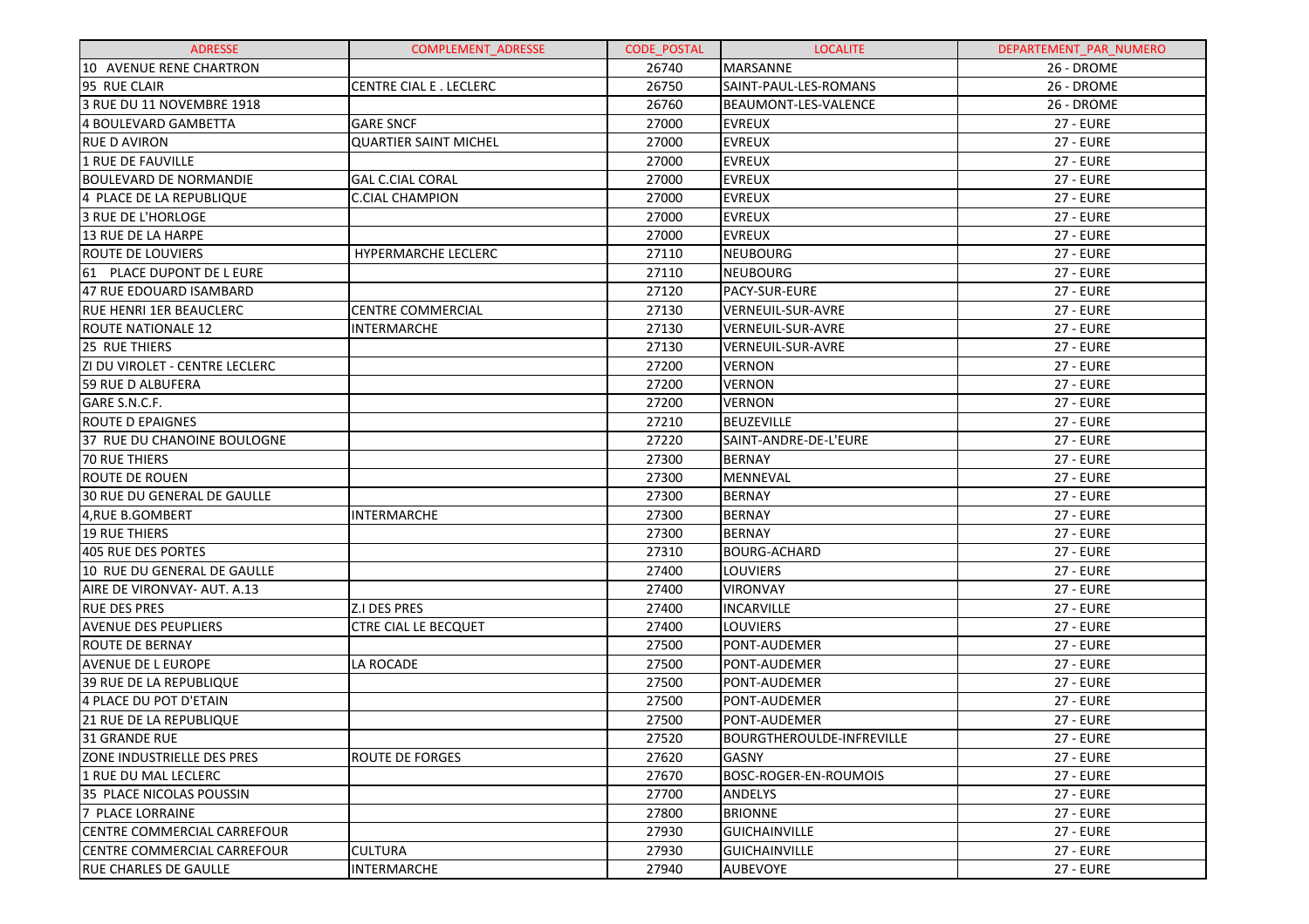| ADRESSE | COMPLEMENT_ADRESSE | CODE_POSTAL | LOCALITE | DEPARTEMENT_PAR_NUMERO |
|---|---|---|---|---|
| 10 AVENUE RENE CHARTRON | | 26740 | MARSANNE | 26 - DROME |
| 95 RUE CLAIR | CENTRE CIAL E . LECLERC | 26750 | SAINT-PAUL-LES-ROMANS | 26 - DROME |
| 3 RUE DU 11 NOVEMBRE 1918 | | 26760 | BEAUMONT-LES-VALENCE | 26 - DROME |
| 4 BOULEVARD GAMBETTA | GARE SNCF | 27000 | EVREUX | 27 - EURE |
| RUE D AVIRON | QUARTIER SAINT MICHEL | 27000 | EVREUX | 27 - EURE |
| 1 RUE DE FAUVILLE | | 27000 | EVREUX | 27 - EURE |
| BOULEVARD DE NORMANDIE | GAL C.CIAL CORAL | 27000 | EVREUX | 27 - EURE |
| 4 PLACE DE LA REPUBLIQUE | C.CIAL CHAMPION | 27000 | EVREUX | 27 - EURE |
| 3 RUE DE L'HORLOGE | | 27000 | EVREUX | 27 - EURE |
| 13 RUE DE LA HARPE | | 27000 | EVREUX | 27 - EURE |
| ROUTE DE LOUVIERS | HYPERMARCHE LECLERC | 27110 | NEUBOURG | 27 - EURE |
| 61 PLACE DUPONT DE L EURE | | 27110 | NEUBOURG | 27 - EURE |
| 47 RUE EDOUARD ISAMBARD | | 27120 | PACY-SUR-EURE | 27 - EURE |
| RUE HENRI 1ER BEAUCLERC | CENTRE COMMERCIAL | 27130 | VERNEUIL-SUR-AVRE | 27 - EURE |
| ROUTE NATIONALE 12 | INTERMARCHE | 27130 | VERNEUIL-SUR-AVRE | 27 - EURE |
| 25 RUE THIERS | | 27130 | VERNEUIL-SUR-AVRE | 27 - EURE |
| ZI DU VIROLET - CENTRE LECLERC | | 27200 | VERNON | 27 - EURE |
| 59 RUE D ALBUFERA | | 27200 | VERNON | 27 - EURE |
| GARE S.N.C.F. | | 27200 | VERNON | 27 - EURE |
| ROUTE D EPAIGNES | | 27210 | BEUZEVILLE | 27 - EURE |
| 37 RUE DU CHANOINE BOULOGNE | | 27220 | SAINT-ANDRE-DE-L'EURE | 27 - EURE |
| 70 RUE THIERS | | 27300 | BERNAY | 27 - EURE |
| ROUTE DE ROUEN | | 27300 | MENNEVAL | 27 - EURE |
| 30 RUE DU GENERAL DE GAULLE | | 27300 | BERNAY | 27 - EURE |
| 4,RUE B.GOMBERT | INTERMARCHE | 27300 | BERNAY | 27 - EURE |
| 19 RUE THIERS | | 27300 | BERNAY | 27 - EURE |
| 405 RUE DES PORTES | | 27310 | BOURG-ACHARD | 27 - EURE |
| 10 RUE DU GENERAL DE GAULLE | | 27400 | LOUVIERS | 27 - EURE |
| AIRE DE VIRONVAY- AUT. A.13 | | 27400 | VIRONVAY | 27 - EURE |
| RUE DES PRES | Z.I DES PRES | 27400 | INCARVILLE | 27 - EURE |
| AVENUE DES PEUPLIERS | CTRE CIAL LE BECQUET | 27400 | LOUVIERS | 27 - EURE |
| ROUTE DE BERNAY | | 27500 | PONT-AUDEMER | 27 - EURE |
| AVENUE DE L EUROPE | LA ROCADE | 27500 | PONT-AUDEMER | 27 - EURE |
| 39 RUE DE LA REPUBLIQUE | | 27500 | PONT-AUDEMER | 27 - EURE |
| 4 PLACE DU POT D'ETAIN | | 27500 | PONT-AUDEMER | 27 - EURE |
| 21 RUE DE LA REPUBLIQUE | | 27500 | PONT-AUDEMER | 27 - EURE |
| 31 GRANDE RUE | | 27520 | BOURGTHEROULDE-INFREVILLE | 27 - EURE |
| ZONE INDUSTRIELLE DES PRES | ROUTE DE FORGES | 27620 | GASNY | 27 - EURE |
| 1 RUE DU MAL LECLERC | | 27670 | BOSC-ROGER-EN-ROUMOIS | 27 - EURE |
| 35 PLACE NICOLAS POUSSIN | | 27700 | ANDELYS | 27 - EURE |
| 7 PLACE LORRAINE | | 27800 | BRIONNE | 27 - EURE |
| CENTRE COMMERCIAL CARREFOUR | | 27930 | GUICHAINVILLE | 27 - EURE |
| CENTRE COMMERCIAL CARREFOUR | CULTURA | 27930 | GUICHAINVILLE | 27 - EURE |
| RUE CHARLES DE GAULLE | INTERMARCHE | 27940 | AUBEVOYE | 27 - EURE |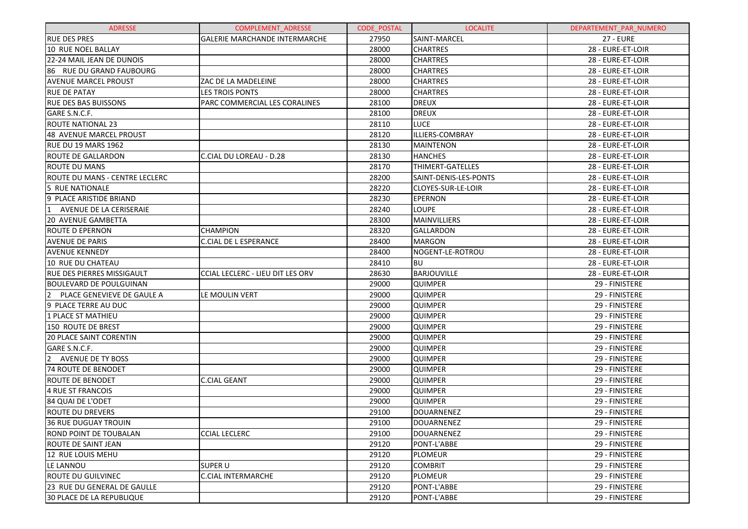| ADRESSE | COMPLEMENT_ADRESSE | CODE_POSTAL | LOCALITE | DEPARTEMENT_PAR_NUMERO |
|---|---|---|---|---|
| RUE DES PRES | GALERIE MARCHANDE INTERMARCHE | 27950 | SAINT-MARCEL | 27 - EURE |
| 10 RUE NOEL BALLAY | | 28000 | CHARTRES | 28 - EURE-ET-LOIR |
| 22-24 MAIL JEAN DE DUNOIS | | 28000 | CHARTRES | 28 - EURE-ET-LOIR |
| 86 RUE DU GRAND FAUBOURG | | 28000 | CHARTRES | 28 - EURE-ET-LOIR |
| AVENUE MARCEL PROUST | ZAC DE LA MADELEINE | 28000 | CHARTRES | 28 - EURE-ET-LOIR |
| RUE DE PATAY | LES TROIS PONTS | 28000 | CHARTRES | 28 - EURE-ET-LOIR |
| RUE DES BAS BUISSONS | PARC COMMERCIAL LES CORALINES | 28100 | DREUX | 28 - EURE-ET-LOIR |
| GARE S.N.C.F. | | 28100 | DREUX | 28 - EURE-ET-LOIR |
| ROUTE NATIONAL 23 | | 28110 | LUCE | 28 - EURE-ET-LOIR |
| 48 AVENUE MARCEL PROUST | | 28120 | ILLIERS-COMBRAY | 28 - EURE-ET-LOIR |
| RUE DU 19 MARS 1962 | | 28130 | MAINTENON | 28 - EURE-ET-LOIR |
| ROUTE DE GALLARDON | C.CIAL DU LOREAU - D.28 | 28130 | HANCHES | 28 - EURE-ET-LOIR |
| ROUTE DU MANS | | 28170 | THIMERT-GATELLES | 28 - EURE-ET-LOIR |
| ROUTE DU MANS - CENTRE LECLERC | | 28200 | SAINT-DENIS-LES-PONTS | 28 - EURE-ET-LOIR |
| 5 RUE NATIONALE | | 28220 | CLOYES-SUR-LE-LOIR | 28 - EURE-ET-LOIR |
| 9 PLACE ARISTIDE BRIAND | | 28230 | EPERNON | 28 - EURE-ET-LOIR |
| 1 AVENUE DE LA CERISERAIE | | 28240 | LOUPE | 28 - EURE-ET-LOIR |
| 20 AVENUE GAMBETTA | | 28300 | MAINVILLIERS | 28 - EURE-ET-LOIR |
| ROUTE D EPERNON | CHAMPION | 28320 | GALLARDON | 28 - EURE-ET-LOIR |
| AVENUE DE PARIS | C.CIAL DE L ESPERANCE | 28400 | MARGON | 28 - EURE-ET-LOIR |
| AVENUE KENNEDY | | 28400 | NOGENT-LE-ROTROU | 28 - EURE-ET-LOIR |
| 10 RUE DU CHATEAU | | 28410 | BU | 28 - EURE-ET-LOIR |
| RUE DES PIERRES MISSIGAULT | CCIAL LECLERC - LIEU DIT LES ORV | 28630 | BARJOUVILLE | 28 - EURE-ET-LOIR |
| BOULEVARD DE POULGUINAN | | 29000 | QUIMPER | 29 - FINISTERE |
| 2 PLACE GENEVIEVE DE GAULE A | LE MOULIN VERT | 29000 | QUIMPER | 29 - FINISTERE |
| 9 PLACE TERRE AU DUC | | 29000 | QUIMPER | 29 - FINISTERE |
| 1 PLACE ST MATHIEU | | 29000 | QUIMPER | 29 - FINISTERE |
| 150 ROUTE DE BREST | | 29000 | QUIMPER | 29 - FINISTERE |
| 20 PLACE SAINT CORENTIN | | 29000 | QUIMPER | 29 - FINISTERE |
| GARE S.N.C.F. | | 29000 | QUIMPER | 29 - FINISTERE |
| 2 AVENUE DE TY BOSS | | 29000 | QUIMPER | 29 - FINISTERE |
| 74 ROUTE DE BENODET | | 29000 | QUIMPER | 29 - FINISTERE |
| ROUTE DE BENODET | C.CIAL GEANT | 29000 | QUIMPER | 29 - FINISTERE |
| 4 RUE ST FRANCOIS | | 29000 | QUIMPER | 29 - FINISTERE |
| 84 QUAI DE L'ODET | | 29000 | QUIMPER | 29 - FINISTERE |
| ROUTE DU DREVERS | | 29100 | DOUARNENEZ | 29 - FINISTERE |
| 36 RUE DUGUAY TROUIN | | 29100 | DOUARNENEZ | 29 - FINISTERE |
| ROND POINT DE TOUBALAN | CCIAL LECLERC | 29100 | DOUARNENEZ | 29 - FINISTERE |
| ROUTE DE SAINT JEAN | | 29120 | PONT-L'ABBE | 29 - FINISTERE |
| 12 RUE LOUIS MEHU | | 29120 | PLOMEUR | 29 - FINISTERE |
| LE LANNOU | SUPER U | 29120 | COMBRIT | 29 - FINISTERE |
| ROUTE DU GUILVINEC | C.CIAL INTERMARCHE | 29120 | PLOMEUR | 29 - FINISTERE |
| 23 RUE DU GENERAL DE GAULLE | | 29120 | PONT-L'ABBE | 29 - FINISTERE |
| 30 PLACE DE LA REPUBLIQUE | | 29120 | PONT-L'ABBE | 29 - FINISTERE |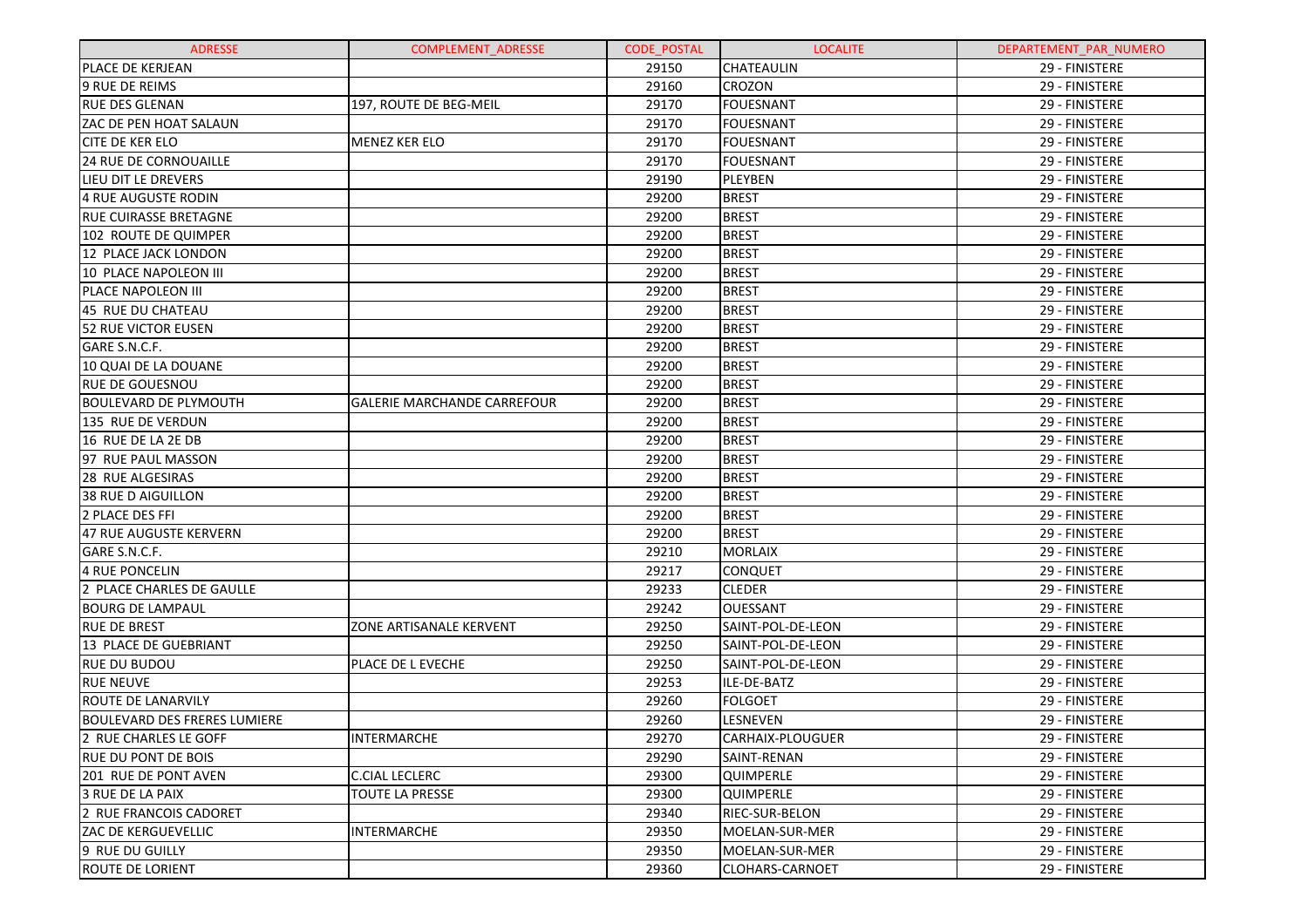| ADRESSE | COMPLEMENT_ADRESSE | CODE_POSTAL | LOCALITE | DEPARTEMENT_PAR_NUMERO |
|---|---|---|---|---|
| PLACE DE KERJEAN | | 29150 | CHATEAULIN | 29 - FINISTERE |
| 9 RUE DE REIMS | | 29160 | CROZON | 29 - FINISTERE |
| RUE DES GLENAN | 197, ROUTE DE BEG-MEIL | 29170 | FOUESNANT | 29 - FINISTERE |
| ZAC DE PEN HOAT SALAUN | | 29170 | FOUESNANT | 29 - FINISTERE |
| CITE DE KER ELO | MENEZ KER ELO | 29170 | FOUESNANT | 29 - FINISTERE |
| 24 RUE DE CORNOUAILLE | | 29170 | FOUESNANT | 29 - FINISTERE |
| LIEU DIT LE DREVERS | | 29190 | PLEYBEN | 29 - FINISTERE |
| 4 RUE AUGUSTE RODIN | | 29200 | BREST | 29 - FINISTERE |
| RUE CUIRASSE BRETAGNE | | 29200 | BREST | 29 - FINISTERE |
| 102 ROUTE DE QUIMPER | | 29200 | BREST | 29 - FINISTERE |
| 12 PLACE JACK LONDON | | 29200 | BREST | 29 - FINISTERE |
| 10 PLACE NAPOLEON III | | 29200 | BREST | 29 - FINISTERE |
| PLACE NAPOLEON III | | 29200 | BREST | 29 - FINISTERE |
| 45 RUE DU CHATEAU | | 29200 | BREST | 29 - FINISTERE |
| 52 RUE VICTOR EUSEN | | 29200 | BREST | 29 - FINISTERE |
| GARE S.N.C.F. | | 29200 | BREST | 29 - FINISTERE |
| 10 QUAI DE LA DOUANE | | 29200 | BREST | 29 - FINISTERE |
| RUE DE GOUESNOU | | 29200 | BREST | 29 - FINISTERE |
| BOULEVARD DE PLYMOUTH | GALERIE MARCHANDE CARREFOUR | 29200 | BREST | 29 - FINISTERE |
| 135 RUE DE VERDUN | | 29200 | BREST | 29 - FINISTERE |
| 16 RUE DE LA 2E DB | | 29200 | BREST | 29 - FINISTERE |
| 97 RUE PAUL MASSON | | 29200 | BREST | 29 - FINISTERE |
| 28 RUE ALGESIRAS | | 29200 | BREST | 29 - FINISTERE |
| 38 RUE D AIGUILLON | | 29200 | BREST | 29 - FINISTERE |
| 2 PLACE DES FFI | | 29200 | BREST | 29 - FINISTERE |
| 47 RUE AUGUSTE KERVERN | | 29200 | BREST | 29 - FINISTERE |
| GARE S.N.C.F. | | 29210 | MORLAIX | 29 - FINISTERE |
| 4 RUE PONCELIN | | 29217 | CONQUET | 29 - FINISTERE |
| 2 PLACE CHARLES DE GAULLE | | 29233 | CLEDER | 29 - FINISTERE |
| BOURG DE LAMPAUL | | 29242 | OUESSANT | 29 - FINISTERE |
| RUE DE BREST | ZONE ARTISANALE KERVENT | 29250 | SAINT-POL-DE-LEON | 29 - FINISTERE |
| 13 PLACE DE GUEBRIANT | | 29250 | SAINT-POL-DE-LEON | 29 - FINISTERE |
| RUE DU BUDOU | PLACE DE L EVECHE | 29250 | SAINT-POL-DE-LEON | 29 - FINISTERE |
| RUE NEUVE | | 29253 | ILE-DE-BATZ | 29 - FINISTERE |
| ROUTE DE LANARVILY | | 29260 | FOLGOET | 29 - FINISTERE |
| BOULEVARD DES FRERES LUMIERE | | 29260 | LESNEVEN | 29 - FINISTERE |
| 2 RUE CHARLES LE GOFF | INTERMARCHE | 29270 | CARHAIX-PLOUGUER | 29 - FINISTERE |
| RUE DU PONT DE BOIS | | 29290 | SAINT-RENAN | 29 - FINISTERE |
| 201 RUE DE PONT AVEN | C.CIAL LECLERC | 29300 | QUIMPERLE | 29 - FINISTERE |
| 3 RUE DE LA PAIX | TOUTE LA PRESSE | 29300 | QUIMPERLE | 29 - FINISTERE |
| 2 RUE FRANCOIS CADORET | | 29340 | RIEC-SUR-BELON | 29 - FINISTERE |
| ZAC DE KERGUEVELLIC | INTERMARCHE | 29350 | MOELAN-SUR-MER | 29 - FINISTERE |
| 9 RUE DU GUILLY | | 29350 | MOELAN-SUR-MER | 29 - FINISTERE |
| ROUTE DE LORIENT | | 29360 | CLOHARS-CARNOET | 29 - FINISTERE |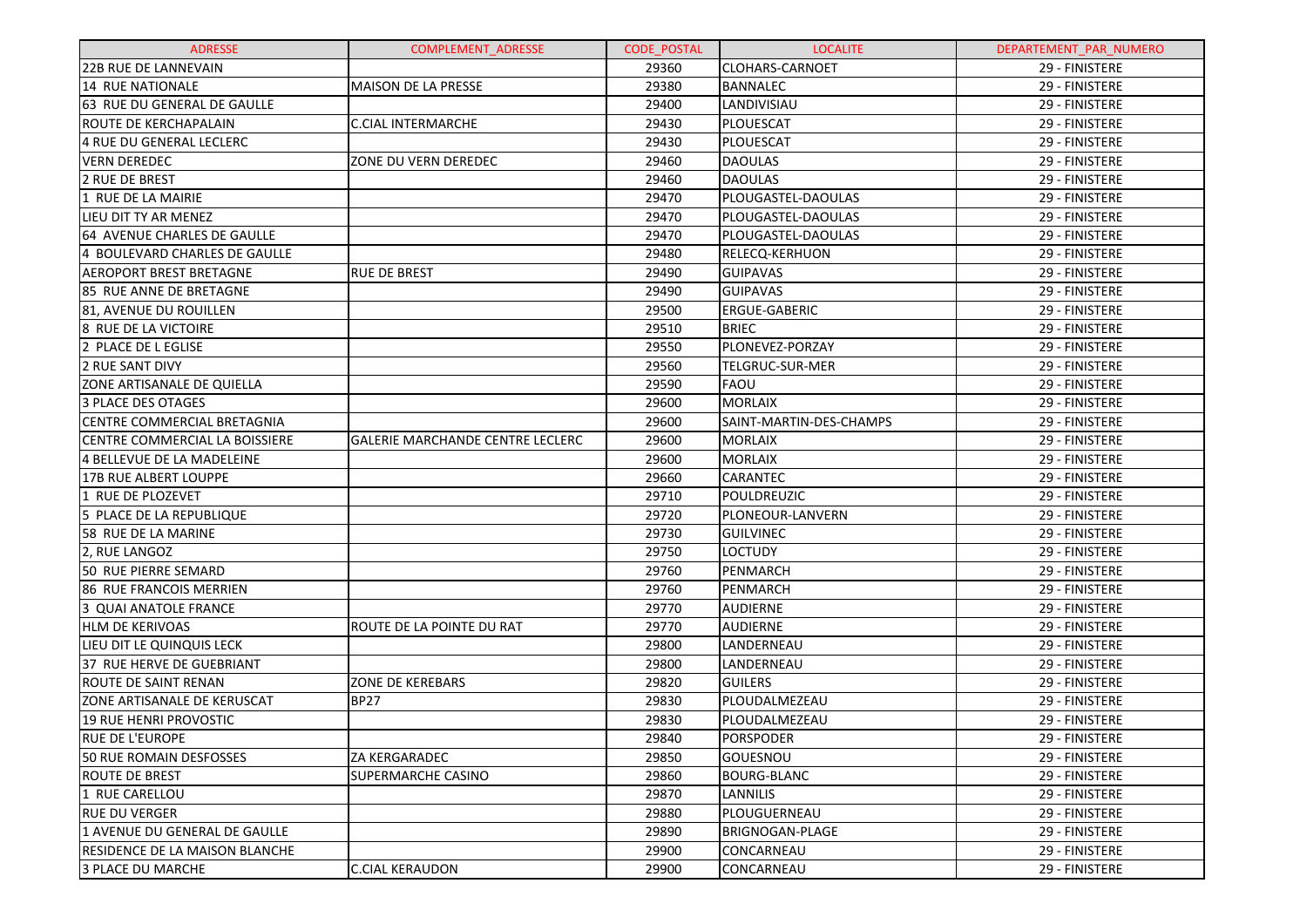| ADRESSE | COMPLEMENT_ADRESSE | CODE_POSTAL | LOCALITE | DEPARTEMENT_PAR_NUMERO |
|---|---|---|---|---|
| 22B RUE DE LANNEVAIN | | 29360 | CLOHARS-CARNOET | 29 - FINISTERE |
| 14 RUE NATIONALE | MAISON DE LA PRESSE | 29380 | BANNALEC | 29 - FINISTERE |
| 63 RUE DU GENERAL DE GAULLE | | 29400 | LANDIVISIAU | 29 - FINISTERE |
| ROUTE DE KERCHAPALAIN | C.CIAL INTERMARCHE | 29430 | PLOUESCAT | 29 - FINISTERE |
| 4 RUE DU GENERAL LECLERC | | 29430 | PLOUESCAT | 29 - FINISTERE |
| VERN DEREDEC | ZONE DU VERN DEREDEC | 29460 | DAOULAS | 29 - FINISTERE |
| 2 RUE DE BREST | | 29460 | DAOULAS | 29 - FINISTERE |
| 1 RUE DE LA MAIRIE | | 29470 | PLOUGASTEL-DAOULAS | 29 - FINISTERE |
| LIEU DIT TY AR MENEZ | | 29470 | PLOUGASTEL-DAOULAS | 29 - FINISTERE |
| 64 AVENUE CHARLES DE GAULLE | | 29470 | PLOUGASTEL-DAOULAS | 29 - FINISTERE |
| 4 BOULEVARD CHARLES DE GAULLE | | 29480 | RELECQ-KERHUON | 29 - FINISTERE |
| AEROPORT BREST BRETAGNE | RUE DE BREST | 29490 | GUIPAVAS | 29 - FINISTERE |
| 85 RUE ANNE DE BRETAGNE | | 29490 | GUIPAVAS | 29 - FINISTERE |
| 81, AVENUE DU ROUILLEN | | 29500 | ERGUE-GABERIC | 29 - FINISTERE |
| 8 RUE DE LA VICTOIRE | | 29510 | BRIEC | 29 - FINISTERE |
| 2 PLACE DE L EGLISE | | 29550 | PLONEVEZ-PORZAY | 29 - FINISTERE |
| 2 RUE SANT DIVY | | 29560 | TELGRUC-SUR-MER | 29 - FINISTERE |
| ZONE ARTISANALE DE QUIELLA | | 29590 | FAOU | 29 - FINISTERE |
| 3 PLACE DES OTAGES | | 29600 | MORLAIX | 29 - FINISTERE |
| CENTRE COMMERCIAL BRETAGNIA | | 29600 | SAINT-MARTIN-DES-CHAMPS | 29 - FINISTERE |
| CENTRE COMMERCIAL LA BOISSIERE | GALERIE MARCHANDE CENTRE LECLERC | 29600 | MORLAIX | 29 - FINISTERE |
| 4 BELLEVUE DE LA MADELEINE | | 29600 | MORLAIX | 29 - FINISTERE |
| 17B RUE ALBERT LOUPPE | | 29660 | CARANTEC | 29 - FINISTERE |
| 1 RUE DE PLOZEVET | | 29710 | POULDREUZIC | 29 - FINISTERE |
| 5 PLACE DE LA REPUBLIQUE | | 29720 | PLONEOUR-LANVERN | 29 - FINISTERE |
| 58 RUE DE LA MARINE | | 29730 | GUILVINEC | 29 - FINISTERE |
| 2, RUE LANGOZ | | 29750 | LOCTUDY | 29 - FINISTERE |
| 50 RUE PIERRE SEMARD | | 29760 | PENMARCH | 29 - FINISTERE |
| 86 RUE FRANCOIS MERRIEN | | 29760 | PENMARCH | 29 - FINISTERE |
| 3 QUAI ANATOLE FRANCE | | 29770 | AUDIERNE | 29 - FINISTERE |
| HLM DE KERIVOAS | ROUTE DE LA POINTE DU RAT | 29770 | AUDIERNE | 29 - FINISTERE |
| LIEU DIT LE QUINQUIS LECK | | 29800 | LANDERNEAU | 29 - FINISTERE |
| 37 RUE HERVE DE GUEBRIANT | | 29800 | LANDERNEAU | 29 - FINISTERE |
| ROUTE DE SAINT RENAN | ZONE DE KEREBARS | 29820 | GUILERS | 29 - FINISTERE |
| ZONE ARTISANALE DE KERUSCAT | BP27 | 29830 | PLOUDALMEZEAU | 29 - FINISTERE |
| 19 RUE HENRI PROVOSTIC | | 29830 | PLOUDALMEZEAU | 29 - FINISTERE |
| RUE DE L'EUROPE | | 29840 | PORSPODER | 29 - FINISTERE |
| 50 RUE ROMAIN DESFOSSES | ZA KERGARADEC | 29850 | GOUESNOU | 29 - FINISTERE |
| ROUTE DE BREST | SUPERMARCHE CASINO | 29860 | BOURG-BLANC | 29 - FINISTERE |
| 1 RUE CARELLOU | | 29870 | LANNILIS | 29 - FINISTERE |
| RUE DU VERGER | | 29880 | PLOUGUERNEAU | 29 - FINISTERE |
| 1 AVENUE DU GENERAL DE GAULLE | | 29890 | BRIGNOGAN-PLAGE | 29 - FINISTERE |
| RESIDENCE DE LA MAISON BLANCHE | | 29900 | CONCARNEAU | 29 - FINISTERE |
| 3 PLACE DU MARCHE | C.CIAL KERAUDON | 29900 | CONCARNEAU | 29 - FINISTERE |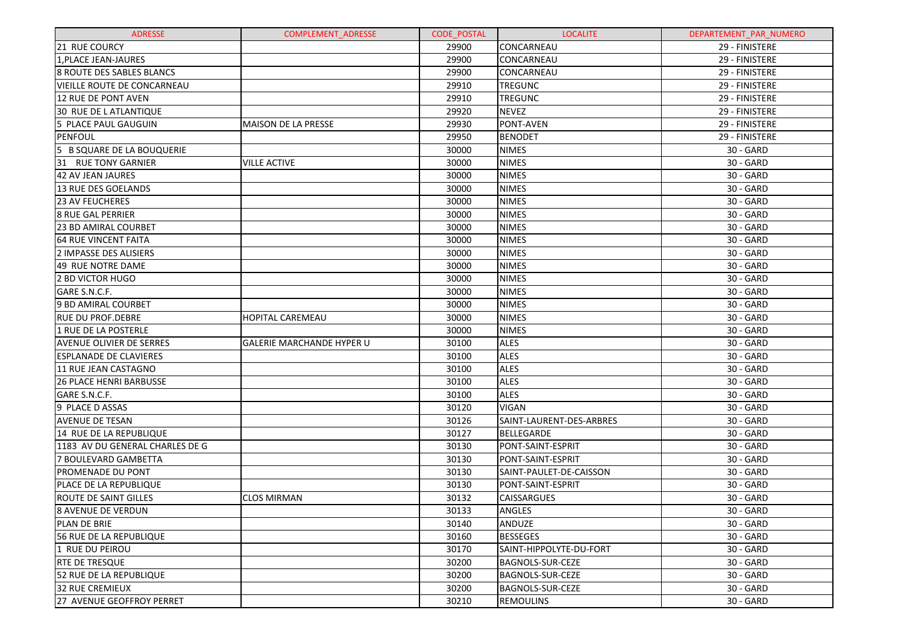| ADRESSE | COMPLEMENT_ADRESSE | CODE_POSTAL | LOCALITE | DEPARTEMENT_PAR_NUMERO |
|---|---|---|---|---|
| 21 RUE COURCY | | 29900 | CONCARNEAU | 29 - FINISTERE |
| 1,PLACE JEAN-JAURES | | 29900 | CONCARNEAU | 29 - FINISTERE |
| 8 ROUTE DES SABLES BLANCS | | 29900 | CONCARNEAU | 29 - FINISTERE |
| VIEILLE ROUTE DE CONCARNEAU | | 29910 | TREGUNC | 29 - FINISTERE |
| 12 RUE DE PONT AVEN | | 29910 | TREGUNC | 29 - FINISTERE |
| 30 RUE DE L ATLANTIQUE | | 29920 | NEVEZ | 29 - FINISTERE |
| 5 PLACE PAUL GAUGUIN | MAISON DE LA PRESSE | 29930 | PONT-AVEN | 29 - FINISTERE |
| PENFOUL | | 29950 | BENODET | 29 - FINISTERE |
| 5 B SQUARE DE LA BOUQUERIE | | 30000 | NIMES | 30 - GARD |
| 31 RUE TONY GARNIER | VILLE ACTIVE | 30000 | NIMES | 30 - GARD |
| 42 AV JEAN JAURES | | 30000 | NIMES | 30 - GARD |
| 13 RUE DES GOELANDS | | 30000 | NIMES | 30 - GARD |
| 23 AV FEUCHERES | | 30000 | NIMES | 30 - GARD |
| 8 RUE GAL PERRIER | | 30000 | NIMES | 30 - GARD |
| 23 BD AMIRAL COURBET | | 30000 | NIMES | 30 - GARD |
| 64 RUE VINCENT FAITA | | 30000 | NIMES | 30 - GARD |
| 2 IMPASSE DES ALISIERS | | 30000 | NIMES | 30 - GARD |
| 49 RUE NOTRE DAME | | 30000 | NIMES | 30 - GARD |
| 2 BD VICTOR HUGO | | 30000 | NIMES | 30 - GARD |
| GARE S.N.C.F. | | 30000 | NIMES | 30 - GARD |
| 9 BD AMIRAL COURBET | | 30000 | NIMES | 30 - GARD |
| RUE DU PROF.DEBRE | HOPITAL CAREMEAU | 30000 | NIMES | 30 - GARD |
| 1 RUE DE LA POSTERLE | | 30000 | NIMES | 30 - GARD |
| AVENUE OLIVIER DE SERRES | GALERIE MARCHANDE HYPER U | 30100 | ALES | 30 - GARD |
| ESPLANADE DE CLAVIERES | | 30100 | ALES | 30 - GARD |
| 11 RUE JEAN CASTAGNO | | 30100 | ALES | 30 - GARD |
| 26 PLACE HENRI BARBUSSE | | 30100 | ALES | 30 - GARD |
| GARE S.N.C.F. | | 30100 | ALES | 30 - GARD |
| 9 PLACE D ASSAS | | 30120 | VIGAN | 30 - GARD |
| AVENUE DE TESAN | | 30126 | SAINT-LAURENT-DES-ARBRES | 30 - GARD |
| 14 RUE DE LA REPUBLIQUE | | 30127 | BELLEGARDE | 30 - GARD |
| 1183 AV DU GENERAL CHARLES DE G | | 30130 | PONT-SAINT-ESPRIT | 30 - GARD |
| 7 BOULEVARD GAMBETTA | | 30130 | PONT-SAINT-ESPRIT | 30 - GARD |
| PROMENADE DU PONT | | 30130 | SAINT-PAULET-DE-CAISSON | 30 - GARD |
| PLACE DE LA REPUBLIQUE | | 30130 | PONT-SAINT-ESPRIT | 30 - GARD |
| ROUTE DE SAINT GILLES | CLOS MIRMAN | 30132 | CAISSARGUES | 30 - GARD |
| 8 AVENUE DE VERDUN | | 30133 | ANGLES | 30 - GARD |
| PLAN DE BRIE | | 30140 | ANDUZE | 30 - GARD |
| 56 RUE DE LA REPUBLIQUE | | 30160 | BESSEGES | 30 - GARD |
| 1 RUE DU PEIROU | | 30170 | SAINT-HIPPOLYTE-DU-FORT | 30 - GARD |
| RTE DE TRESQUE | | 30200 | BAGNOLS-SUR-CEZE | 30 - GARD |
| 52 RUE DE LA REPUBLIQUE | | 30200 | BAGNOLS-SUR-CEZE | 30 - GARD |
| 32 RUE CREMIEUX | | 30200 | BAGNOLS-SUR-CEZE | 30 - GARD |
| 27 AVENUE GEOFFROY PERRET | | 30210 | REMOULINS | 30 - GARD |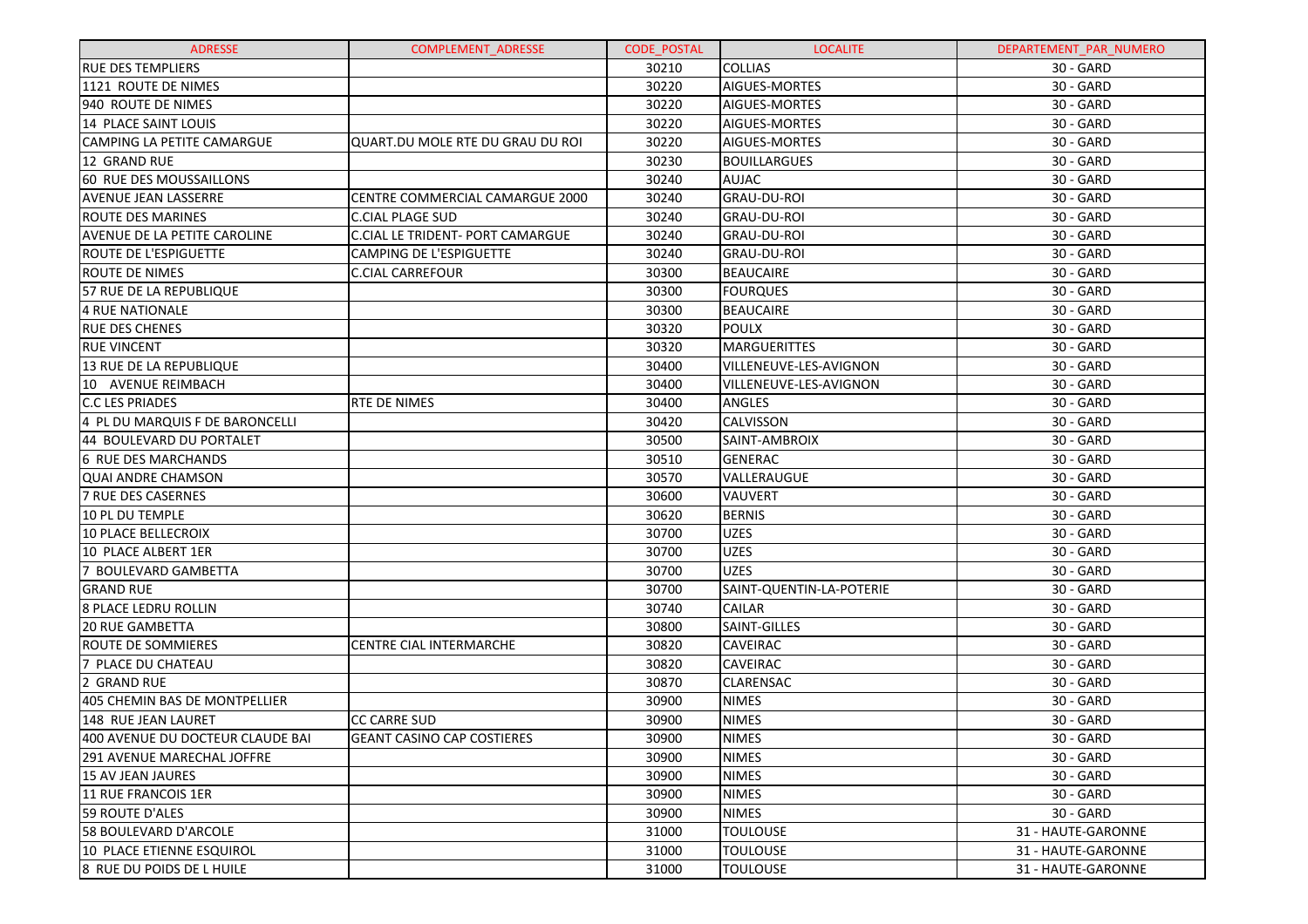| ADRESSE | COMPLEMENT_ADRESSE | CODE_POSTAL | LOCALITE | DEPARTEMENT_PAR_NUMERO |
|---|---|---|---|---|
| RUE DES TEMPLIERS | | 30210 | COLLIAS | 30 - GARD |
| 1121 ROUTE DE NIMES | | 30220 | AIGUES-MORTES | 30 - GARD |
| 940 ROUTE DE NIMES | | 30220 | AIGUES-MORTES | 30 - GARD |
| 14 PLACE SAINT LOUIS | | 30220 | AIGUES-MORTES | 30 - GARD |
| CAMPING LA PETITE CAMARGUE | QUART.DU MOLE RTE DU GRAU DU ROI | 30220 | AIGUES-MORTES | 30 - GARD |
| 12 GRAND RUE | | 30230 | BOUILLARGUES | 30 - GARD |
| 60 RUE DES MOUSSAILLONS | | 30240 | AUJAC | 30 - GARD |
| AVENUE JEAN LASSERRE | CENTRE COMMERCIAL CAMARGUE 2000 | 30240 | GRAU-DU-ROI | 30 - GARD |
| ROUTE DES MARINES | C.CIAL PLAGE SUD | 30240 | GRAU-DU-ROI | 30 - GARD |
| AVENUE DE LA PETITE CAROLINE | C.CIAL LE TRIDENT- PORT CAMARGUE | 30240 | GRAU-DU-ROI | 30 - GARD |
| ROUTE DE L'ESPIGUETTE | CAMPING DE L'ESPIGUETTE | 30240 | GRAU-DU-ROI | 30 - GARD |
| ROUTE DE NIMES | C.CIAL CARREFOUR | 30300 | BEAUCAIRE | 30 - GARD |
| 57 RUE DE LA REPUBLIQUE | | 30300 | FOURQUES | 30 - GARD |
| 4 RUE NATIONALE | | 30300 | BEAUCAIRE | 30 - GARD |
| RUE DES CHENES | | 30320 | POULX | 30 - GARD |
| RUE VINCENT | | 30320 | MARGUERITTES | 30 - GARD |
| 13 RUE DE LA REPUBLIQUE | | 30400 | VILLENEUVE-LES-AVIGNON | 30 - GARD |
| 10 AVENUE REIMBACH | | 30400 | VILLENEUVE-LES-AVIGNON | 30 - GARD |
| C.C LES PRIADES | RTE DE NIMES | 30400 | ANGLES | 30 - GARD |
| 4 PL DU MARQUIS F DE BARONCELLI | | 30420 | CALVISSON | 30 - GARD |
| 44 BOULEVARD DU PORTALET | | 30500 | SAINT-AMBROIX | 30 - GARD |
| 6 RUE DES MARCHANDS | | 30510 | GENERAC | 30 - GARD |
| QUAI ANDRE CHAMSON | | 30570 | VALLERAUGUE | 30 - GARD |
| 7 RUE DES CASERNES | | 30600 | VAUVERT | 30 - GARD |
| 10 PL DU TEMPLE | | 30620 | BERNIS | 30 - GARD |
| 10 PLACE BELLECROIX | | 30700 | UZES | 30 - GARD |
| 10 PLACE ALBERT 1ER | | 30700 | UZES | 30 - GARD |
| 7 BOULEVARD GAMBETTA | | 30700 | UZES | 30 - GARD |
| GRAND RUE | | 30700 | SAINT-QUENTIN-LA-POTERIE | 30 - GARD |
| 8 PLACE LEDRU ROLLIN | | 30740 | CAILAR | 30 - GARD |
| 20 RUE GAMBETTA | | 30800 | SAINT-GILLES | 30 - GARD |
| ROUTE DE SOMMIERES | CENTRE CIAL INTERMARCHE | 30820 | CAVEIRAC | 30 - GARD |
| 7 PLACE DU CHATEAU | | 30820 | CAVEIRAC | 30 - GARD |
| 2 GRAND RUE | | 30870 | CLARENSAC | 30 - GARD |
| 405 CHEMIN BAS DE MONTPELLIER | | 30900 | NIMES | 30 - GARD |
| 148 RUE JEAN LAURET | CC CARRE SUD | 30900 | NIMES | 30 - GARD |
| 400 AVENUE DU DOCTEUR CLAUDE BAI | GEANT CASINO CAP COSTIERES | 30900 | NIMES | 30 - GARD |
| 291 AVENUE MARECHAL JOFFRE | | 30900 | NIMES | 30 - GARD |
| 15 AV JEAN JAURES | | 30900 | NIMES | 30 - GARD |
| 11 RUE FRANCOIS 1ER | | 30900 | NIMES | 30 - GARD |
| 59 ROUTE D'ALES | | 30900 | NIMES | 30 - GARD |
| 58 BOULEVARD D'ARCOLE | | 31000 | TOULOUSE | 31 - HAUTE-GARONNE |
| 10 PLACE ETIENNE ESQUIROL | | 31000 | TOULOUSE | 31 - HAUTE-GARONNE |
| 8 RUE DU POIDS DE L HUILE | | 31000 | TOULOUSE | 31 - HAUTE-GARONNE |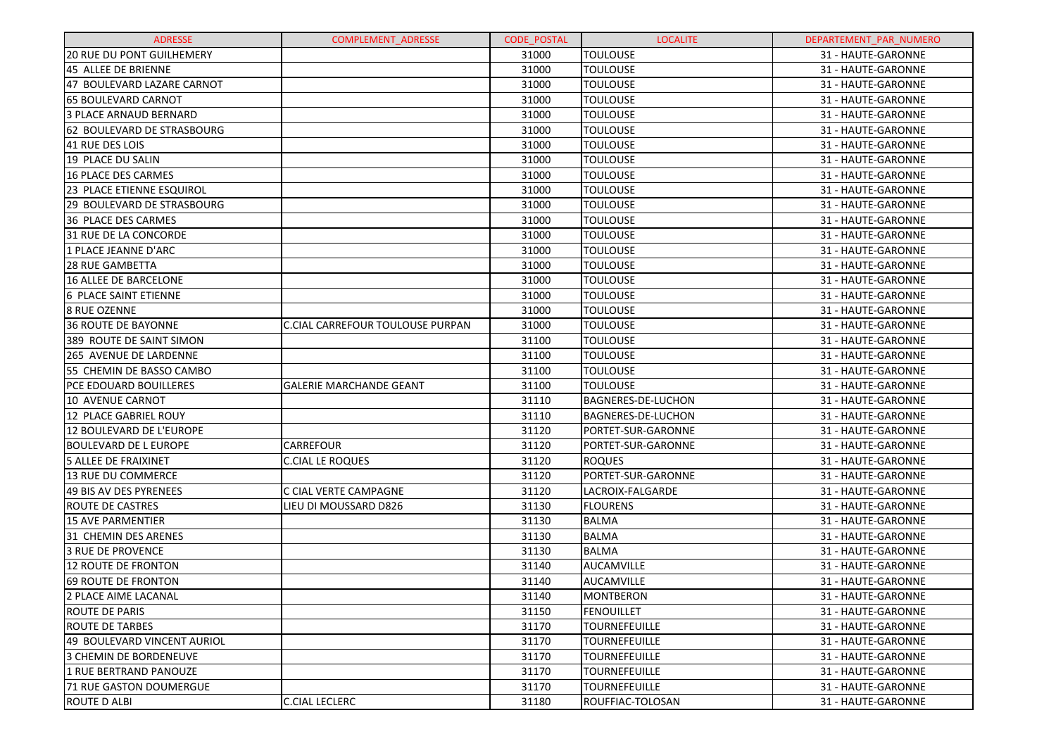| ADRESSE | COMPLEMENT_ADRESSE | CODE_POSTAL | LOCALITE | DEPARTEMENT_PAR_NUMERO |
|---|---|---|---|---|
| 20 RUE DU PONT GUILHEMERY | | 31000 | TOULOUSE | 31 - HAUTE-GARONNE |
| 45 ALLEE DE BRIENNE | | 31000 | TOULOUSE | 31 - HAUTE-GARONNE |
| 47 BOULEVARD LAZARE CARNOT | | 31000 | TOULOUSE | 31 - HAUTE-GARONNE |
| 65 BOULEVARD CARNOT | | 31000 | TOULOUSE | 31 - HAUTE-GARONNE |
| 3 PLACE ARNAUD BERNARD | | 31000 | TOULOUSE | 31 - HAUTE-GARONNE |
| 62 BOULEVARD DE STRASBOURG | | 31000 | TOULOUSE | 31 - HAUTE-GARONNE |
| 41 RUE DES LOIS | | 31000 | TOULOUSE | 31 - HAUTE-GARONNE |
| 19 PLACE DU SALIN | | 31000 | TOULOUSE | 31 - HAUTE-GARONNE |
| 16 PLACE DES CARMES | | 31000 | TOULOUSE | 31 - HAUTE-GARONNE |
| 23 PLACE ETIENNE ESQUIROL | | 31000 | TOULOUSE | 31 - HAUTE-GARONNE |
| 29 BOULEVARD DE STRASBOURG | | 31000 | TOULOUSE | 31 - HAUTE-GARONNE |
| 36 PLACE DES CARMES | | 31000 | TOULOUSE | 31 - HAUTE-GARONNE |
| 31 RUE DE LA CONCORDE | | 31000 | TOULOUSE | 31 - HAUTE-GARONNE |
| 1 PLACE JEANNE D'ARC | | 31000 | TOULOUSE | 31 - HAUTE-GARONNE |
| 28 RUE GAMBETTA | | 31000 | TOULOUSE | 31 - HAUTE-GARONNE |
| 16 ALLEE DE BARCELONE | | 31000 | TOULOUSE | 31 - HAUTE-GARONNE |
| 6 PLACE SAINT ETIENNE | | 31000 | TOULOUSE | 31 - HAUTE-GARONNE |
| 8 RUE OZENNE | | 31000 | TOULOUSE | 31 - HAUTE-GARONNE |
| 36 ROUTE DE BAYONNE | C.CIAL CARREFOUR TOULOUSE PURPAN | 31000 | TOULOUSE | 31 - HAUTE-GARONNE |
| 389 ROUTE DE SAINT SIMON | | 31100 | TOULOUSE | 31 - HAUTE-GARONNE |
| 265 AVENUE DE LARDENNE | | 31100 | TOULOUSE | 31 - HAUTE-GARONNE |
| 55 CHEMIN DE BASSO CAMBO | | 31100 | TOULOUSE | 31 - HAUTE-GARONNE |
| PCE EDOUARD BOUILLERES | GALERIE MARCHANDE GEANT | 31100 | TOULOUSE | 31 - HAUTE-GARONNE |
| 10 AVENUE CARNOT | | 31110 | BAGNERES-DE-LUCHON | 31 - HAUTE-GARONNE |
| 12 PLACE GABRIEL ROUY | | 31110 | BAGNERES-DE-LUCHON | 31 - HAUTE-GARONNE |
| 12 BOULEVARD DE L'EUROPE | | 31120 | PORTET-SUR-GARONNE | 31 - HAUTE-GARONNE |
| BOULEVARD DE L EUROPE | CARREFOUR | 31120 | PORTET-SUR-GARONNE | 31 - HAUTE-GARONNE |
| 5 ALLEE DE FRAIXINET | C.CIAL LE ROQUES | 31120 | ROQUES | 31 - HAUTE-GARONNE |
| 13 RUE DU COMMERCE | | 31120 | PORTET-SUR-GARONNE | 31 - HAUTE-GARONNE |
| 49 BIS AV DES PYRENEES | C CIAL VERTE CAMPAGNE | 31120 | LACROIX-FALGARDE | 31 - HAUTE-GARONNE |
| ROUTE DE CASTRES | LIEU DI MOUSSARD D826 | 31130 | FLOURENS | 31 - HAUTE-GARONNE |
| 15 AVE PARMENTIER | | 31130 | BALMA | 31 - HAUTE-GARONNE |
| 31 CHEMIN DES ARENES | | 31130 | BALMA | 31 - HAUTE-GARONNE |
| 3 RUE DE PROVENCE | | 31130 | BALMA | 31 - HAUTE-GARONNE |
| 12 ROUTE DE FRONTON | | 31140 | AUCAMVILLE | 31 - HAUTE-GARONNE |
| 69 ROUTE DE FRONTON | | 31140 | AUCAMVILLE | 31 - HAUTE-GARONNE |
| 2 PLACE AIME LACANAL | | 31140 | MONTBERON | 31 - HAUTE-GARONNE |
| ROUTE DE PARIS | | 31150 | FENOUILLET | 31 - HAUTE-GARONNE |
| ROUTE DE TARBES | | 31170 | TOURNEFEUILLE | 31 - HAUTE-GARONNE |
| 49 BOULEVARD VINCENT AURIOL | | 31170 | TOURNEFEUILLE | 31 - HAUTE-GARONNE |
| 3 CHEMIN DE BORDENEUVE | | 31170 | TOURNEFEUILLE | 31 - HAUTE-GARONNE |
| 1 RUE BERTRAND PANOUZE | | 31170 | TOURNEFEUILLE | 31 - HAUTE-GARONNE |
| 71 RUE GASTON DOUMERGUE | | 31170 | TOURNEFEUILLE | 31 - HAUTE-GARONNE |
| ROUTE D ALBI | C.CIAL LECLERC | 31180 | ROUFFIAC-TOLOSAN | 31 - HAUTE-GARONNE |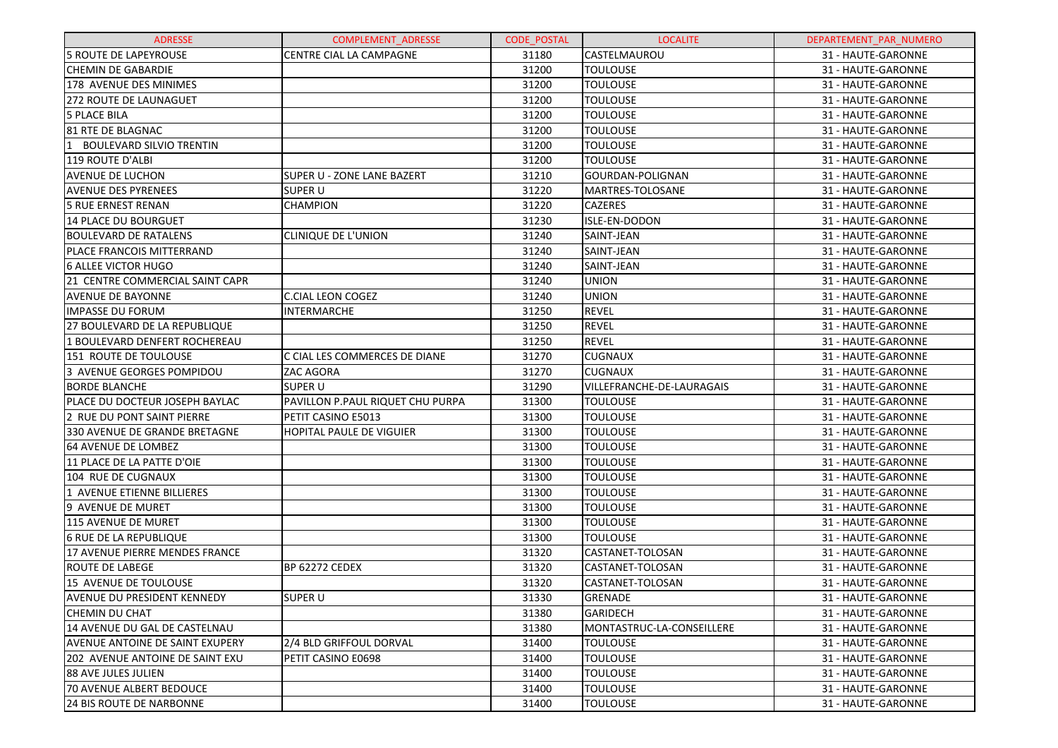| ADRESSE | COMPLEMENT_ADRESSE | CODE_POSTAL | LOCALITE | DEPARTEMENT_PAR_NUMERO |
| --- | --- | --- | --- | --- |
| 5 ROUTE DE LAPEYROUSE | CENTRE CIAL LA CAMPAGNE | 31180 | CASTELMAUROU | 31 - HAUTE-GARONNE |
| CHEMIN DE GABARDIE | | 31200 | TOULOUSE | 31 - HAUTE-GARONNE |
| 178 AVENUE DES MINIMES | | 31200 | TOULOUSE | 31 - HAUTE-GARONNE |
| 272 ROUTE DE LAUNAGUET | | 31200 | TOULOUSE | 31 - HAUTE-GARONNE |
| 5 PLACE BILA | | 31200 | TOULOUSE | 31 - HAUTE-GARONNE |
| 81 RTE DE BLAGNAC | | 31200 | TOULOUSE | 31 - HAUTE-GARONNE |
| 1 BOULEVARD SILVIO TRENTIN | | 31200 | TOULOUSE | 31 - HAUTE-GARONNE |
| 119 ROUTE D'ALBI | | 31200 | TOULOUSE | 31 - HAUTE-GARONNE |
| AVENUE DE LUCHON | SUPER U - ZONE LANE BAZERT | 31210 | GOURDAN-POLIGNAN | 31 - HAUTE-GARONNE |
| AVENUE DES PYRENEES | SUPER U | 31220 | MARTRES-TOLOSANE | 31 - HAUTE-GARONNE |
| 5 RUE ERNEST RENAN | CHAMPION | 31220 | CAZERES | 31 - HAUTE-GARONNE |
| 14 PLACE DU BOURGUET | | 31230 | ISLE-EN-DODON | 31 - HAUTE-GARONNE |
| BOULEVARD DE RATALENS | CLINIQUE DE L'UNION | 31240 | SAINT-JEAN | 31 - HAUTE-GARONNE |
| PLACE FRANCOIS MITTERRAND | | 31240 | SAINT-JEAN | 31 - HAUTE-GARONNE |
| 6 ALLEE VICTOR HUGO | | 31240 | SAINT-JEAN | 31 - HAUTE-GARONNE |
| 21 CENTRE COMMERCIAL SAINT CAPR | | 31240 | UNION | 31 - HAUTE-GARONNE |
| AVENUE DE BAYONNE | C.CIAL LEON COGEZ | 31240 | UNION | 31 - HAUTE-GARONNE |
| IMPASSE DU FORUM | INTERMARCHE | 31250 | REVEL | 31 - HAUTE-GARONNE |
| 27 BOULEVARD DE LA REPUBLIQUE | | 31250 | REVEL | 31 - HAUTE-GARONNE |
| 1 BOULEVARD DENFERT ROCHEREAU | | 31250 | REVEL | 31 - HAUTE-GARONNE |
| 151 ROUTE DE TOULOUSE | C CIAL LES COMMERCES DE DIANE | 31270 | CUGNAUX | 31 - HAUTE-GARONNE |
| 3 AVENUE GEORGES POMPIDOU | ZAC AGORA | 31270 | CUGNAUX | 31 - HAUTE-GARONNE |
| BORDE BLANCHE | SUPER U | 31290 | VILLEFRANCHE-DE-LAURAGAIS | 31 - HAUTE-GARONNE |
| PLACE DU DOCTEUR JOSEPH BAYLAC | PAVILLON P.PAUL RIQUET CHU PURPA | 31300 | TOULOUSE | 31 - HAUTE-GARONNE |
| 2 RUE DU PONT SAINT PIERRE | PETIT CASINO E5013 | 31300 | TOULOUSE | 31 - HAUTE-GARONNE |
| 330 AVENUE DE GRANDE BRETAGNE | HOPITAL PAULE DE VIGUIER | 31300 | TOULOUSE | 31 - HAUTE-GARONNE |
| 64 AVENUE DE LOMBEZ | | 31300 | TOULOUSE | 31 - HAUTE-GARONNE |
| 11 PLACE DE LA PATTE D'OIE | | 31300 | TOULOUSE | 31 - HAUTE-GARONNE |
| 104 RUE DE CUGNAUX | | 31300 | TOULOUSE | 31 - HAUTE-GARONNE |
| 1 AVENUE ETIENNE BILLIERES | | 31300 | TOULOUSE | 31 - HAUTE-GARONNE |
| 9 AVENUE DE MURET | | 31300 | TOULOUSE | 31 - HAUTE-GARONNE |
| 115 AVENUE DE MURET | | 31300 | TOULOUSE | 31 - HAUTE-GARONNE |
| 6 RUE DE LA REPUBLIQUE | | 31300 | TOULOUSE | 31 - HAUTE-GARONNE |
| 17 AVENUE PIERRE MENDES FRANCE | | 31320 | CASTANET-TOLOSAN | 31 - HAUTE-GARONNE |
| ROUTE DE LABEGE | BP 62272 CEDEX | 31320 | CASTANET-TOLOSAN | 31 - HAUTE-GARONNE |
| 15 AVENUE DE TOULOUSE | | 31320 | CASTANET-TOLOSAN | 31 - HAUTE-GARONNE |
| AVENUE DU PRESIDENT KENNEDY | SUPER U | 31330 | GRENADE | 31 - HAUTE-GARONNE |
| CHEMIN DU CHAT | | 31380 | GARIDECH | 31 - HAUTE-GARONNE |
| 14 AVENUE DU GAL DE CASTELNAU | | 31380 | MONTASTRUC-LA-CONSEILLERE | 31 - HAUTE-GARONNE |
| AVENUE ANTOINE DE SAINT EXUPERY | 2/4 BLD GRIFFOUL DORVAL | 31400 | TOULOUSE | 31 - HAUTE-GARONNE |
| 202 AVENUE ANTOINE DE SAINT EXU | PETIT CASINO E0698 | 31400 | TOULOUSE | 31 - HAUTE-GARONNE |
| 88 AVE JULES JULIEN | | 31400 | TOULOUSE | 31 - HAUTE-GARONNE |
| 70 AVENUE ALBERT BEDOUCE | | 31400 | TOULOUSE | 31 - HAUTE-GARONNE |
| 24 BIS ROUTE DE NARBONNE | | 31400 | TOULOUSE | 31 - HAUTE-GARONNE |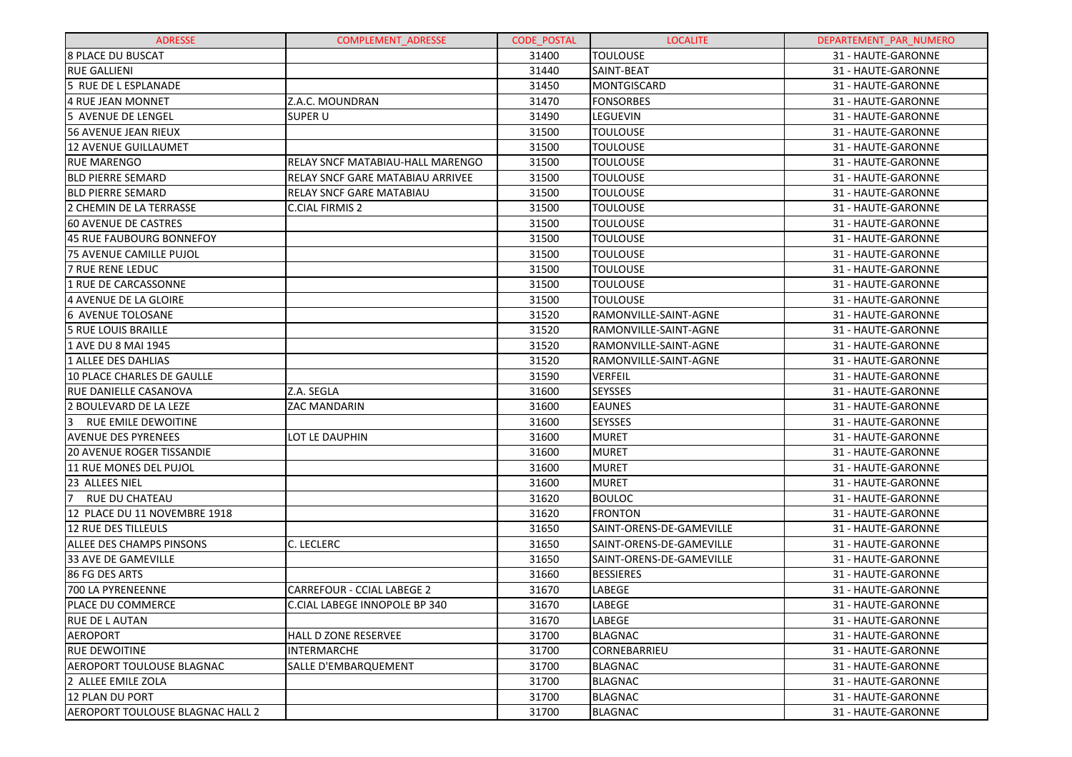| ADRESSE | COMPLEMENT_ADRESSE | CODE_POSTAL | LOCALITE | DEPARTEMENT_PAR_NUMERO |
|---|---|---|---|---|
| 8 PLACE DU BUSCAT | | 31400 | TOULOUSE | 31 - HAUTE-GARONNE |
| RUE GALLIENI | | 31440 | SAINT-BEAT | 31 - HAUTE-GARONNE |
| 5 RUE DE L ESPLANADE | | 31450 | MONTGISCARD | 31 - HAUTE-GARONNE |
| 4 RUE JEAN MONNET | Z.A.C. MOUNDRAN | 31470 | FONSORBES | 31 - HAUTE-GARONNE |
| 5 AVENUE DE LENGEL | SUPER U | 31490 | LEGUEVIN | 31 - HAUTE-GARONNE |
| 56 AVENUE JEAN RIEUX | | 31500 | TOULOUSE | 31 - HAUTE-GARONNE |
| 12 AVENUE GUILLAUMET | | 31500 | TOULOUSE | 31 - HAUTE-GARONNE |
| RUE MARENGO | RELAY SNCF MATABIAU-HALL MARENGO | 31500 | TOULOUSE | 31 - HAUTE-GARONNE |
| BLD PIERRE SEMARD | RELAY SNCF GARE MATABIAU ARRIVEE | 31500 | TOULOUSE | 31 - HAUTE-GARONNE |
| BLD PIERRE SEMARD | RELAY SNCF GARE MATABIAU | 31500 | TOULOUSE | 31 - HAUTE-GARONNE |
| 2 CHEMIN DE LA TERRASSE | C.CIAL FIRMIS 2 | 31500 | TOULOUSE | 31 - HAUTE-GARONNE |
| 60 AVENUE DE CASTRES | | 31500 | TOULOUSE | 31 - HAUTE-GARONNE |
| 45 RUE FAUBOURG BONNEFOY | | 31500 | TOULOUSE | 31 - HAUTE-GARONNE |
| 75 AVENUE CAMILLE PUJOL | | 31500 | TOULOUSE | 31 - HAUTE-GARONNE |
| 7 RUE RENE LEDUC | | 31500 | TOULOUSE | 31 - HAUTE-GARONNE |
| 1 RUE DE CARCASSONNE | | 31500 | TOULOUSE | 31 - HAUTE-GARONNE |
| 4 AVENUE DE LA GLOIRE | | 31500 | TOULOUSE | 31 - HAUTE-GARONNE |
| 6 AVENUE TOLOSANE | | 31520 | RAMONVILLE-SAINT-AGNE | 31 - HAUTE-GARONNE |
| 5 RUE LOUIS BRAILLE | | 31520 | RAMONVILLE-SAINT-AGNE | 31 - HAUTE-GARONNE |
| 1 AVE DU 8 MAI 1945 | | 31520 | RAMONVILLE-SAINT-AGNE | 31 - HAUTE-GARONNE |
| 1 ALLEE DES DAHLIAS | | 31520 | RAMONVILLE-SAINT-AGNE | 31 - HAUTE-GARONNE |
| 10 PLACE CHARLES DE GAULLE | | 31590 | VERFEIL | 31 - HAUTE-GARONNE |
| RUE DANIELLE CASANOVA | Z.A. SEGLA | 31600 | SEYSSES | 31 - HAUTE-GARONNE |
| 2 BOULEVARD DE LA LEZE | ZAC MANDARIN | 31600 | EAUNES | 31 - HAUTE-GARONNE |
| 3 RUE EMILE DEWOITINE | | 31600 | SEYSSES | 31 - HAUTE-GARONNE |
| AVENUE DES PYRENEES | LOT LE DAUPHIN | 31600 | MURET | 31 - HAUTE-GARONNE |
| 20 AVENUE ROGER TISSANDIE | | 31600 | MURET | 31 - HAUTE-GARONNE |
| 11 RUE MONES DEL PUJOL | | 31600 | MURET | 31 - HAUTE-GARONNE |
| 23 ALLEES NIEL | | 31600 | MURET | 31 - HAUTE-GARONNE |
| 7 RUE DU CHATEAU | | 31620 | BOULOC | 31 - HAUTE-GARONNE |
| 12 PLACE DU 11 NOVEMBRE 1918 | | 31620 | FRONTON | 31 - HAUTE-GARONNE |
| 12 RUE DES TILLEULS | | 31650 | SAINT-ORENS-DE-GAMEVILLE | 31 - HAUTE-GARONNE |
| ALLEE DES CHAMPS PINSONS | C. LECLERC | 31650 | SAINT-ORENS-DE-GAMEVILLE | 31 - HAUTE-GARONNE |
| 33 AVE DE GAMEVILLE | | 31650 | SAINT-ORENS-DE-GAMEVILLE | 31 - HAUTE-GARONNE |
| 86 FG DES ARTS | | 31660 | BESSIERES | 31 - HAUTE-GARONNE |
| 700 LA PYRENEENNE | CARREFOUR - CCIAL LABEGE 2 | 31670 | LABEGE | 31 - HAUTE-GARONNE |
| PLACE DU COMMERCE | C.CIAL LABEGE INNOPOLE BP 340 | 31670 | LABEGE | 31 - HAUTE-GARONNE |
| RUE DE L AUTAN | | 31670 | LABEGE | 31 - HAUTE-GARONNE |
| AEROPORT | HALL D ZONE RESERVEE | 31700 | BLAGNAC | 31 - HAUTE-GARONNE |
| RUE DEWOITINE | INTERMARCHE | 31700 | CORNEBARRIEU | 31 - HAUTE-GARONNE |
| AEROPORT TOULOUSE BLAGNAC | SALLE D'EMBARQUEMENT | 31700 | BLAGNAC | 31 - HAUTE-GARONNE |
| 2 ALLEE EMILE ZOLA | | 31700 | BLAGNAC | 31 - HAUTE-GARONNE |
| 12 PLAN DU PORT | | 31700 | BLAGNAC | 31 - HAUTE-GARONNE |
| AEROPORT TOULOUSE BLAGNAC HALL 2 | | 31700 | BLAGNAC | 31 - HAUTE-GARONNE |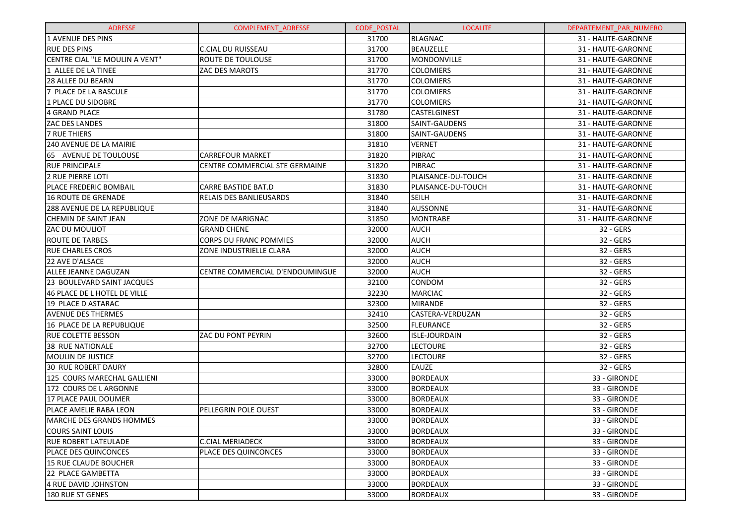| ADRESSE | COMPLEMENT_ADRESSE | CODE_POSTAL | LOCALITE | DEPARTEMENT_PAR_NUMERO |
|---|---|---|---|---|
| 1 AVENUE DES PINS | | 31700 | BLAGNAC | 31 - HAUTE-GARONNE |
| RUE DES PINS | C.CIAL DU RUISSEAU | 31700 | BEAUZELLE | 31 - HAUTE-GARONNE |
| CENTRE CIAL "LE MOULIN A VENT" | ROUTE DE TOULOUSE | 31700 | MONDONVILLE | 31 - HAUTE-GARONNE |
| 1 ALLEE DE LA TINEE | ZAC DES MAROTS | 31770 | COLOMIERS | 31 - HAUTE-GARONNE |
| 28 ALLEE DU BEARN | | 31770 | COLOMIERS | 31 - HAUTE-GARONNE |
| 7 PLACE DE LA BASCULE | | 31770 | COLOMIERS | 31 - HAUTE-GARONNE |
| 1 PLACE DU SIDOBRE | | 31770 | COLOMIERS | 31 - HAUTE-GARONNE |
| 4 GRAND PLACE | | 31780 | CASTELGINEST | 31 - HAUTE-GARONNE |
| ZAC DES LANDES | | 31800 | SAINT-GAUDENS | 31 - HAUTE-GARONNE |
| 7 RUE THIERS | | 31800 | SAINT-GAUDENS | 31 - HAUTE-GARONNE |
| 240 AVENUE DE LA MAIRIE | | 31810 | VERNET | 31 - HAUTE-GARONNE |
| 65 AVENUE DE TOULOUSE | CARREFOUR MARKET | 31820 | PIBRAC | 31 - HAUTE-GARONNE |
| RUE PRINCIPALE | CENTRE COMMERCIAL STE GERMAINE | 31820 | PIBRAC | 31 - HAUTE-GARONNE |
| 2 RUE PIERRE LOTI | | 31830 | PLAISANCE-DU-TOUCH | 31 - HAUTE-GARONNE |
| PLACE FREDERIC BOMBAIL | CARRE BASTIDE BAT.D | 31830 | PLAISANCE-DU-TOUCH | 31 - HAUTE-GARONNE |
| 16 ROUTE DE GRENADE | RELAIS DES BANLIEUSARDS | 31840 | SEILH | 31 - HAUTE-GARONNE |
| 288 AVENUE DE LA REPUBLIQUE | | 31840 | AUSSONNE | 31 - HAUTE-GARONNE |
| CHEMIN DE SAINT JEAN | ZONE DE MARIGNAC | 31850 | MONTRABE | 31 - HAUTE-GARONNE |
| ZAC DU MOULIOT | GRAND CHENE | 32000 | AUCH | 32 - GERS |
| ROUTE DE TARBES | CORPS DU FRANC POMMIES | 32000 | AUCH | 32 - GERS |
| RUE CHARLES CROS | ZONE INDUSTRIELLE CLARA | 32000 | AUCH | 32 - GERS |
| 22 AVE D'ALSACE | | 32000 | AUCH | 32 - GERS |
| ALLEE JEANNE DAGUZAN | CENTRE COMMERCIAL D'ENDOUMINGUE | 32000 | AUCH | 32 - GERS |
| 23 BOULEVARD SAINT JACQUES | | 32100 | CONDOM | 32 - GERS |
| 46 PLACE DE L HOTEL DE VILLE | | 32230 | MARCIAC | 32 - GERS |
| 19 PLACE D ASTARAC | | 32300 | MIRANDE | 32 - GERS |
| AVENUE DES THERMES | | 32410 | CASTERA-VERDUZAN | 32 - GERS |
| 16 PLACE DE LA REPUBLIQUE | | 32500 | FLEURANCE | 32 - GERS |
| RUE COLETTE BESSON | ZAC DU PONT PEYRIN | 32600 | ISLE-JOURDAIN | 32 - GERS |
| 38 RUE NATIONALE | | 32700 | LECTOURE | 32 - GERS |
| MOULIN DE JUSTICE | | 32700 | LECTOURE | 32 - GERS |
| 30 RUE ROBERT DAURY | | 32800 | EAUZE | 32 - GERS |
| 125 COURS MARECHAL GALLIENI | | 33000 | BORDEAUX | 33 - GIRONDE |
| 172 COURS DE L ARGONNE | | 33000 | BORDEAUX | 33 - GIRONDE |
| 17 PLACE PAUL DOUMER | | 33000 | BORDEAUX | 33 - GIRONDE |
| PLACE AMELIE RABA LEON | PELLEGRIN POLE OUEST | 33000 | BORDEAUX | 33 - GIRONDE |
| MARCHE DES GRANDS HOMMES | | 33000 | BORDEAUX | 33 - GIRONDE |
| COURS SAINT LOUIS | | 33000 | BORDEAUX | 33 - GIRONDE |
| RUE ROBERT LATEULADE | C.CIAL MERIADECK | 33000 | BORDEAUX | 33 - GIRONDE |
| PLACE DES QUINCONCES | PLACE DES QUINCONCES | 33000 | BORDEAUX | 33 - GIRONDE |
| 15 RUE CLAUDE BOUCHER | | 33000 | BORDEAUX | 33 - GIRONDE |
| 22 PLACE GAMBETTA | | 33000 | BORDEAUX | 33 - GIRONDE |
| 4 RUE DAVID JOHNSTON | | 33000 | BORDEAUX | 33 - GIRONDE |
| 180 RUE ST GENES | | 33000 | BORDEAUX | 33 - GIRONDE |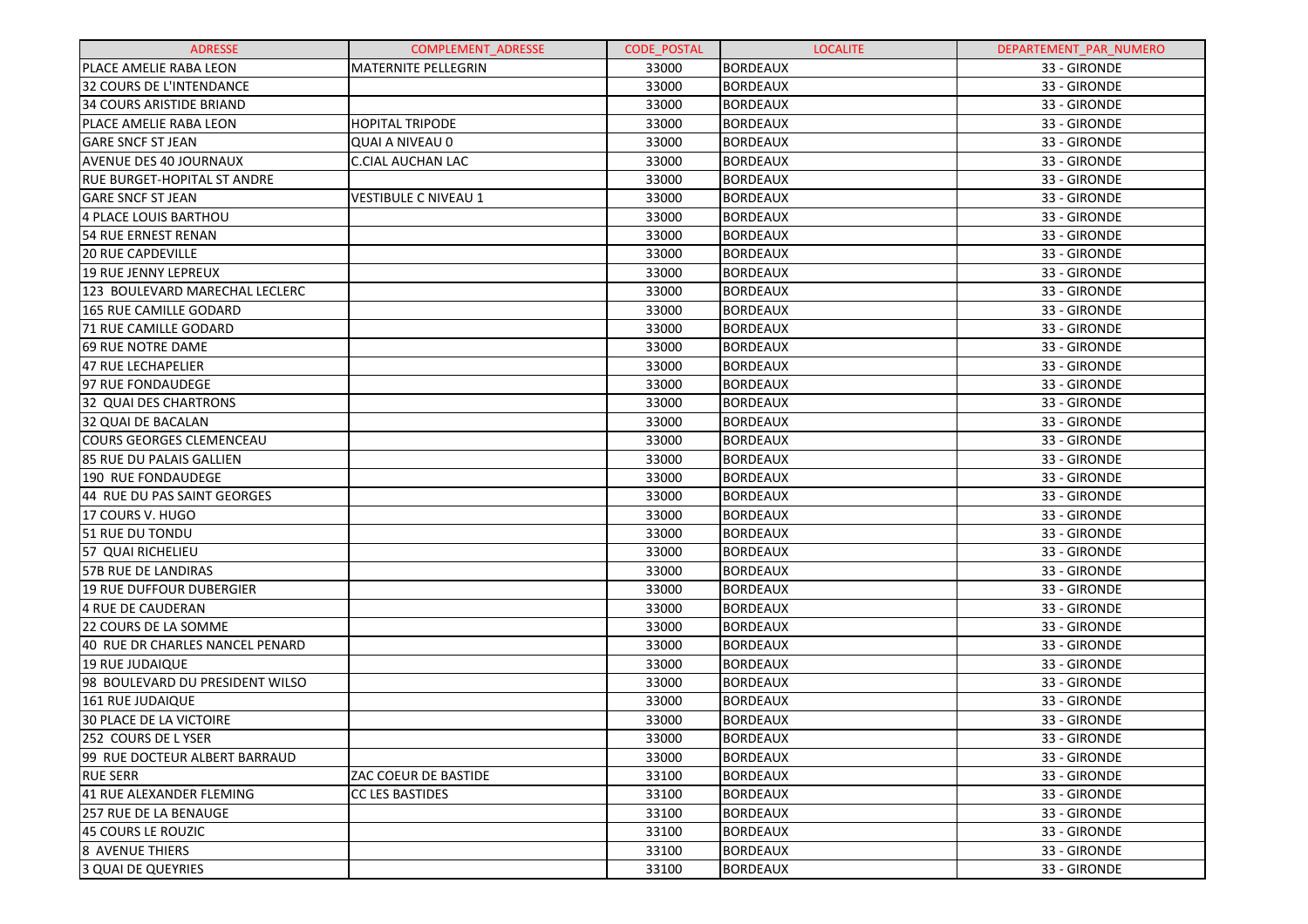| ADRESSE | COMPLEMENT_ADRESSE | CODE_POSTAL | LOCALITE | DEPARTEMENT_PAR_NUMERO |
|---|---|---|---|---|
| PLACE AMELIE RABA LEON | MATERNITE PELLEGRIN | 33000 | BORDEAUX | 33 - GIRONDE |
| 32 COURS DE L'INTENDANCE | | 33000 | BORDEAUX | 33 - GIRONDE |
| 34 COURS ARISTIDE BRIAND | | 33000 | BORDEAUX | 33 - GIRONDE |
| PLACE AMELIE RABA LEON | HOPITAL TRIPODE | 33000 | BORDEAUX | 33 - GIRONDE |
| GARE SNCF ST JEAN | QUAI A NIVEAU 0 | 33000 | BORDEAUX | 33 - GIRONDE |
| AVENUE DES 40 JOURNAUX | C.CIAL AUCHAN LAC | 33000 | BORDEAUX | 33 - GIRONDE |
| RUE BURGET-HOPITAL ST ANDRE | | 33000 | BORDEAUX | 33 - GIRONDE |
| GARE SNCF ST JEAN | VESTIBULE C NIVEAU 1 | 33000 | BORDEAUX | 33 - GIRONDE |
| 4 PLACE LOUIS BARTHOU | | 33000 | BORDEAUX | 33 - GIRONDE |
| 54 RUE ERNEST RENAN | | 33000 | BORDEAUX | 33 - GIRONDE |
| 20 RUE CAPDEVILLE | | 33000 | BORDEAUX | 33 - GIRONDE |
| 19 RUE JENNY LEPREUX | | 33000 | BORDEAUX | 33 - GIRONDE |
| 123 BOULEVARD MARECHAL LECLERC | | 33000 | BORDEAUX | 33 - GIRONDE |
| 165 RUE CAMILLE GODARD | | 33000 | BORDEAUX | 33 - GIRONDE |
| 71 RUE CAMILLE GODARD | | 33000 | BORDEAUX | 33 - GIRONDE |
| 69 RUE NOTRE DAME | | 33000 | BORDEAUX | 33 - GIRONDE |
| 47 RUE LECHAPELIER | | 33000 | BORDEAUX | 33 - GIRONDE |
| 97 RUE FONDAUDEGE | | 33000 | BORDEAUX | 33 - GIRONDE |
| 32 QUAI DES CHARTRONS | | 33000 | BORDEAUX | 33 - GIRONDE |
| 32 QUAI DE BACALAN | | 33000 | BORDEAUX | 33 - GIRONDE |
| COURS GEORGES CLEMENCEAU | | 33000 | BORDEAUX | 33 - GIRONDE |
| 85 RUE DU PALAIS GALLIEN | | 33000 | BORDEAUX | 33 - GIRONDE |
| 190 RUE FONDAUDEGE | | 33000 | BORDEAUX | 33 - GIRONDE |
| 44 RUE DU PAS SAINT GEORGES | | 33000 | BORDEAUX | 33 - GIRONDE |
| 17 COURS V. HUGO | | 33000 | BORDEAUX | 33 - GIRONDE |
| 51 RUE DU TONDU | | 33000 | BORDEAUX | 33 - GIRONDE |
| 57 QUAI RICHELIEU | | 33000 | BORDEAUX | 33 - GIRONDE |
| 57B RUE DE LANDIRAS | | 33000 | BORDEAUX | 33 - GIRONDE |
| 19 RUE DUFFOUR DUBERGIER | | 33000 | BORDEAUX | 33 - GIRONDE |
| 4 RUE DE CAUDERAN | | 33000 | BORDEAUX | 33 - GIRONDE |
| 22 COURS DE LA SOMME | | 33000 | BORDEAUX | 33 - GIRONDE |
| 40 RUE DR CHARLES NANCEL PENARD | | 33000 | BORDEAUX | 33 - GIRONDE |
| 19 RUE JUDAIQUE | | 33000 | BORDEAUX | 33 - GIRONDE |
| 98 BOULEVARD DU PRESIDENT WILSO | | 33000 | BORDEAUX | 33 - GIRONDE |
| 161 RUE JUDAIQUE | | 33000 | BORDEAUX | 33 - GIRONDE |
| 30 PLACE DE LA VICTOIRE | | 33000 | BORDEAUX | 33 - GIRONDE |
| 252 COURS DE L YSER | | 33000 | BORDEAUX | 33 - GIRONDE |
| 99 RUE DOCTEUR ALBERT BARRAUD | | 33000 | BORDEAUX | 33 - GIRONDE |
| RUE SERR | ZAC COEUR DE BASTIDE | 33100 | BORDEAUX | 33 - GIRONDE |
| 41 RUE ALEXANDER FLEMING | CC LES BASTIDES | 33100 | BORDEAUX | 33 - GIRONDE |
| 257 RUE DE LA BENAUGE | | 33100 | BORDEAUX | 33 - GIRONDE |
| 45 COURS LE ROUZIC | | 33100 | BORDEAUX | 33 - GIRONDE |
| 8 AVENUE THIERS | | 33100 | BORDEAUX | 33 - GIRONDE |
| 3 QUAI DE QUEYRIES | | 33100 | BORDEAUX | 33 - GIRONDE |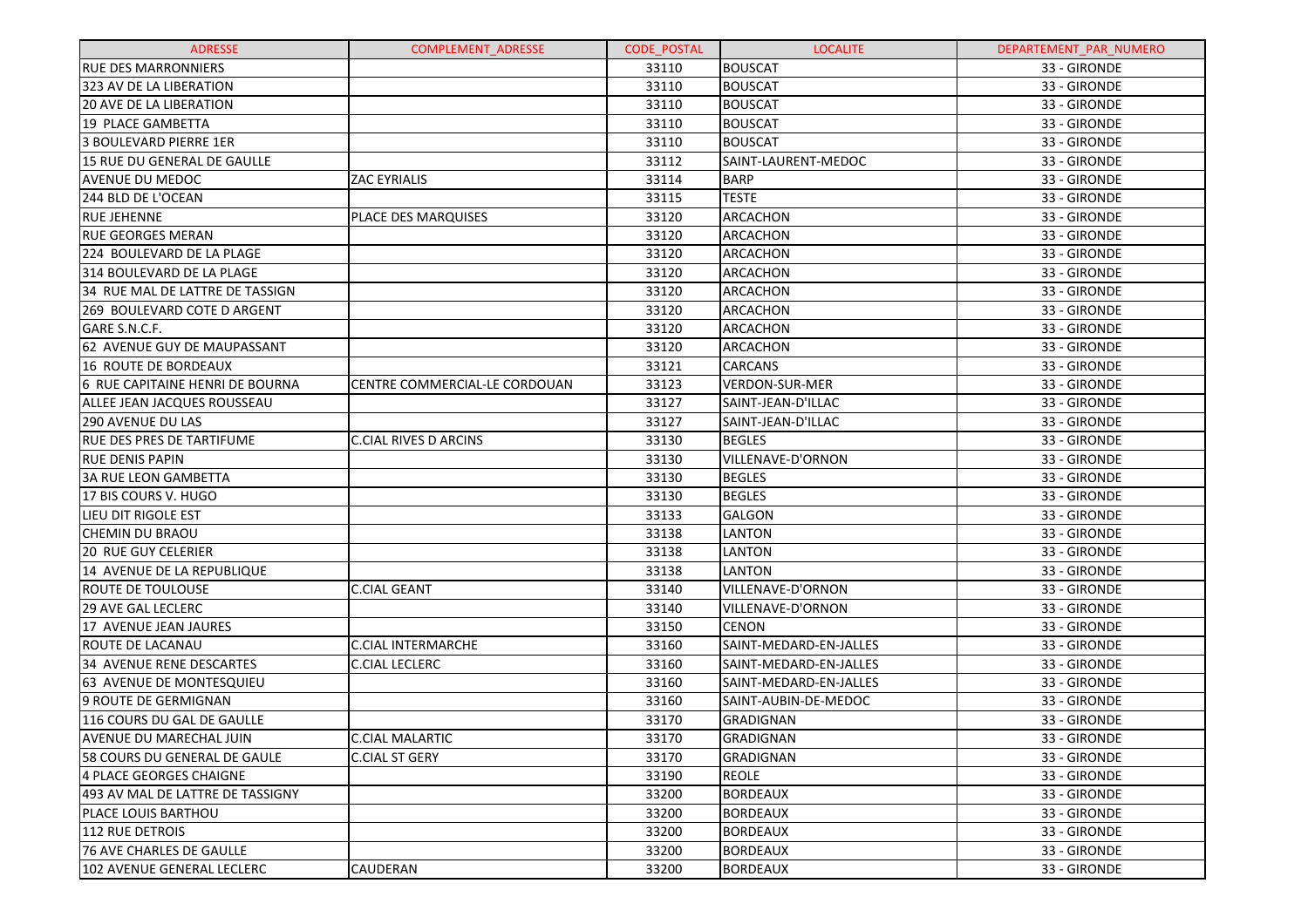| ADRESSE | COMPLEMENT_ADRESSE | CODE_POSTAL | LOCALITE | DEPARTEMENT_PAR_NUMERO |
|---|---|---|---|---|
| RUE DES MARRONNIERS | | 33110 | BOUSCAT | 33 - GIRONDE |
| 323 AV DE LA LIBERATION | | 33110 | BOUSCAT | 33 - GIRONDE |
| 20 AVE DE LA LIBERATION | | 33110 | BOUSCAT | 33 - GIRONDE |
| 19 PLACE GAMBETTA | | 33110 | BOUSCAT | 33 - GIRONDE |
| 3 BOULEVARD PIERRE 1ER | | 33110 | BOUSCAT | 33 - GIRONDE |
| 15 RUE DU GENERAL DE GAULLE | | 33112 | SAINT-LAURENT-MEDOC | 33 - GIRONDE |
| AVENUE DU MEDOC | ZAC EYRIALIS | 33114 | BARP | 33 - GIRONDE |
| 244 BLD DE L'OCEAN | | 33115 | TESTE | 33 - GIRONDE |
| RUE JEHENNE | PLACE DES MARQUISES | 33120 | ARCACHON | 33 - GIRONDE |
| RUE GEORGES MERAN | | 33120 | ARCACHON | 33 - GIRONDE |
| 224 BOULEVARD DE LA PLAGE | | 33120 | ARCACHON | 33 - GIRONDE |
| 314 BOULEVARD DE LA PLAGE | | 33120 | ARCACHON | 33 - GIRONDE |
| 34 RUE MAL DE LATTRE DE TASSIGN | | 33120 | ARCACHON | 33 - GIRONDE |
| 269 BOULEVARD COTE D ARGENT | | 33120 | ARCACHON | 33 - GIRONDE |
| GARE S.N.C.F. | | 33120 | ARCACHON | 33 - GIRONDE |
| 62 AVENUE GUY DE MAUPASSANT | | 33120 | ARCACHON | 33 - GIRONDE |
| 16 ROUTE DE BORDEAUX | | 33121 | CARCANS | 33 - GIRONDE |
| 6 RUE CAPITAINE HENRI DE BOURNA | CENTRE COMMERCIAL-LE CORDOUAN | 33123 | VERDON-SUR-MER | 33 - GIRONDE |
| ALLEE JEAN JACQUES ROUSSEAU | | 33127 | SAINT-JEAN-D'ILLAC | 33 - GIRONDE |
| 290 AVENUE DU LAS | | 33127 | SAINT-JEAN-D'ILLAC | 33 - GIRONDE |
| RUE DES PRES DE TARTIFUME | C.CIAL RIVES D ARCINS | 33130 | BEGLES | 33 - GIRONDE |
| RUE DENIS PAPIN | | 33130 | VILLENAVE-D'ORNON | 33 - GIRONDE |
| 3A RUE LEON GAMBETTA | | 33130 | BEGLES | 33 - GIRONDE |
| 17 BIS COURS V. HUGO | | 33130 | BEGLES | 33 - GIRONDE |
| LIEU DIT RIGOLE EST | | 33133 | GALGON | 33 - GIRONDE |
| CHEMIN DU BRAOU | | 33138 | LANTON | 33 - GIRONDE |
| 20 RUE GUY CELERIER | | 33138 | LANTON | 33 - GIRONDE |
| 14 AVENUE DE LA REPUBLIQUE | | 33138 | LANTON | 33 - GIRONDE |
| ROUTE DE TOULOUSE | C.CIAL GEANT | 33140 | VILLENAVE-D'ORNON | 33 - GIRONDE |
| 29 AVE GAL LECLERC | | 33140 | VILLENAVE-D'ORNON | 33 - GIRONDE |
| 17 AVENUE JEAN JAURES | | 33150 | CENON | 33 - GIRONDE |
| ROUTE DE LACANAU | C.CIAL INTERMARCHE | 33160 | SAINT-MEDARD-EN-JALLES | 33 - GIRONDE |
| 34 AVENUE RENE DESCARTES | C.CIAL LECLERC | 33160 | SAINT-MEDARD-EN-JALLES | 33 - GIRONDE |
| 63 AVENUE DE MONTESQUIEU | | 33160 | SAINT-MEDARD-EN-JALLES | 33 - GIRONDE |
| 9 ROUTE DE GERMIGNAN | | 33160 | SAINT-AUBIN-DE-MEDOC | 33 - GIRONDE |
| 116 COURS DU GAL DE GAULLE | | 33170 | GRADIGNAN | 33 - GIRONDE |
| AVENUE DU MARECHAL JUIN | C.CIAL MALARTIC | 33170 | GRADIGNAN | 33 - GIRONDE |
| 58 COURS DU GENERAL DE GAULE | C.CIAL ST GERY | 33170 | GRADIGNAN | 33 - GIRONDE |
| 4 PLACE GEORGES CHAIGNE | | 33190 | REOLE | 33 - GIRONDE |
| 493 AV MAL DE LATTRE DE TASSIGNY | | 33200 | BORDEAUX | 33 - GIRONDE |
| PLACE LOUIS BARTHOU | | 33200 | BORDEAUX | 33 - GIRONDE |
| 112 RUE DETROIS | | 33200 | BORDEAUX | 33 - GIRONDE |
| 76 AVE CHARLES DE GAULLE | | 33200 | BORDEAUX | 33 - GIRONDE |
| 102 AVENUE GENERAL LECLERC | CAUDERAN | 33200 | BORDEAUX | 33 - GIRONDE |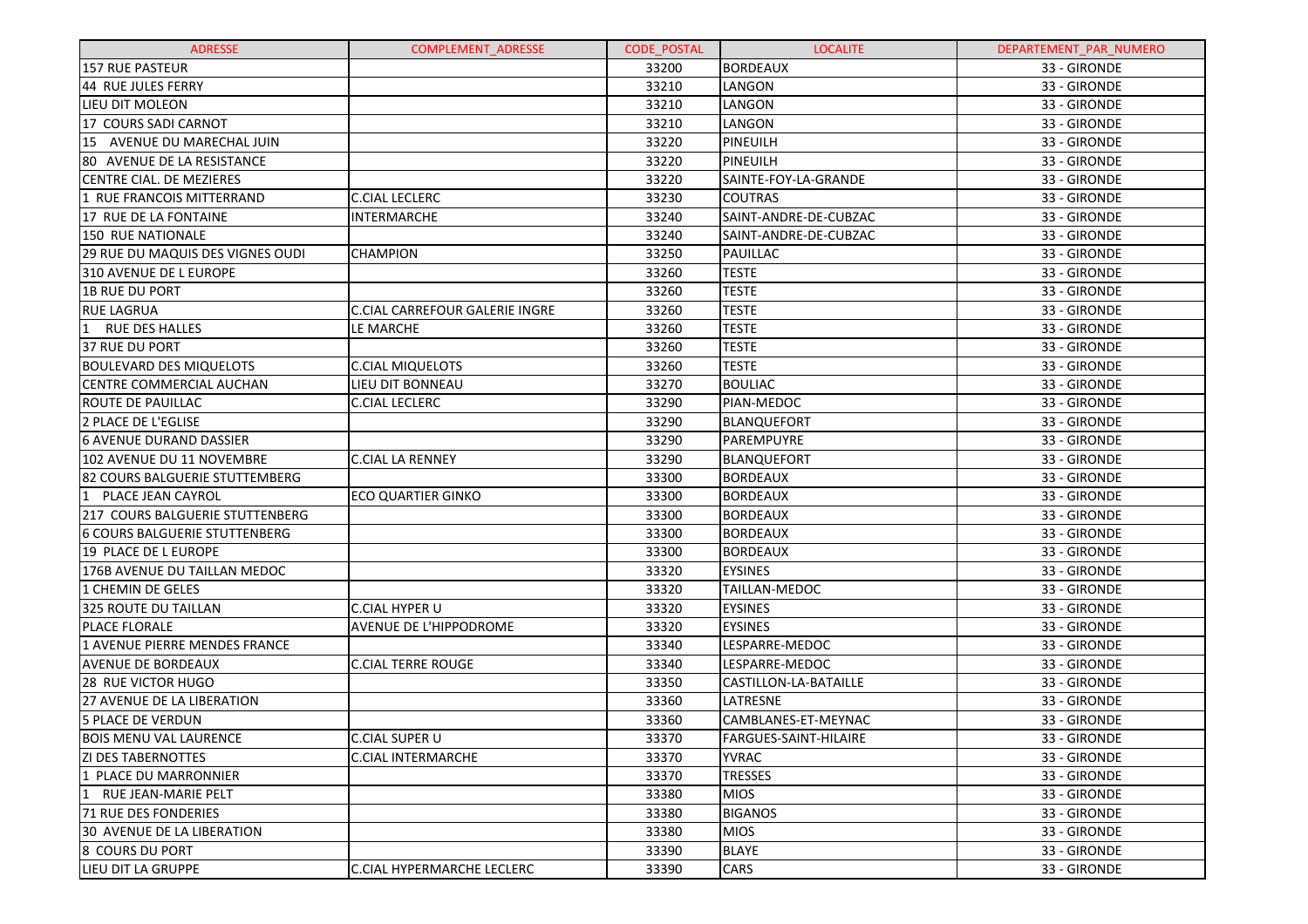| ADRESSE | COMPLEMENT_ADRESSE | CODE_POSTAL | LOCALITE | DEPARTEMENT_PAR_NUMERO |
|---|---|---|---|---|
| 157 RUE PASTEUR | | 33200 | BORDEAUX | 33 - GIRONDE |
| 44 RUE JULES FERRY | | 33210 | LANGON | 33 - GIRONDE |
| LIEU DIT MOLEON | | 33210 | LANGON | 33 - GIRONDE |
| 17 COURS SADI CARNOT | | 33210 | LANGON | 33 - GIRONDE |
| 15 AVENUE DU MARECHAL JUIN | | 33220 | PINEUILH | 33 - GIRONDE |
| 80 AVENUE DE LA RESISTANCE | | 33220 | PINEUILH | 33 - GIRONDE |
| CENTRE CIAL. DE MEZIERES | | 33220 | SAINTE-FOY-LA-GRANDE | 33 - GIRONDE |
| 1 RUE FRANCOIS MITTERRAND | C.CIAL LECLERC | 33230 | COUTRAS | 33 - GIRONDE |
| 17 RUE DE LA FONTAINE | INTERMARCHE | 33240 | SAINT-ANDRE-DE-CUBZAC | 33 - GIRONDE |
| 150 RUE NATIONALE | | 33240 | SAINT-ANDRE-DE-CUBZAC | 33 - GIRONDE |
| 29 RUE DU MAQUIS DES VIGNES OUDI | CHAMPION | 33250 | PAUILLAC | 33 - GIRONDE |
| 310 AVENUE DE L EUROPE | | 33260 | TESTE | 33 - GIRONDE |
| 1B RUE DU PORT | | 33260 | TESTE | 33 - GIRONDE |
| RUE LAGRUA | C.CIAL CARREFOUR GALERIE INGRE | 33260 | TESTE | 33 - GIRONDE |
| 1 RUE DES HALLES | LE MARCHE | 33260 | TESTE | 33 - GIRONDE |
| 37 RUE DU PORT | | 33260 | TESTE | 33 - GIRONDE |
| BOULEVARD DES MIQUELOTS | C.CIAL MIQUELOTS | 33260 | TESTE | 33 - GIRONDE |
| CENTRE COMMERCIAL AUCHAN | LIEU DIT BONNEAU | 33270 | BOULIAC | 33 - GIRONDE |
| ROUTE DE PAUILLAC | C.CIAL LECLERC | 33290 | PIAN-MEDOC | 33 - GIRONDE |
| 2 PLACE DE L'EGLISE | | 33290 | BLANQUEFORT | 33 - GIRONDE |
| 6 AVENUE DURAND DASSIER | | 33290 | PAREMPUYRE | 33 - GIRONDE |
| 102 AVENUE DU 11 NOVEMBRE | C.CIAL LA RENNEY | 33290 | BLANQUEFORT | 33 - GIRONDE |
| 82 COURS BALGUERIE STUTTEMBERG | | 33300 | BORDEAUX | 33 - GIRONDE |
| 1 PLACE JEAN CAYROL | ECO QUARTIER GINKO | 33300 | BORDEAUX | 33 - GIRONDE |
| 217 COURS BALGUERIE STUTTENBERG | | 33300 | BORDEAUX | 33 - GIRONDE |
| 6 COURS BALGUERIE STUTTENBERG | | 33300 | BORDEAUX | 33 - GIRONDE |
| 19 PLACE DE L EUROPE | | 33300 | BORDEAUX | 33 - GIRONDE |
| 176B AVENUE DU TAILLAN MEDOC | | 33320 | EYSINES | 33 - GIRONDE |
| 1 CHEMIN DE GELES | | 33320 | TAILLAN-MEDOC | 33 - GIRONDE |
| 325 ROUTE DU TAILLAN | C.CIAL HYPER U | 33320 | EYSINES | 33 - GIRONDE |
| PLACE FLORALE | AVENUE DE L'HIPPODROME | 33320 | EYSINES | 33 - GIRONDE |
| 1 AVENUE PIERRE MENDES FRANCE | | 33340 | LESPARRE-MEDOC | 33 - GIRONDE |
| AVENUE DE BORDEAUX | C.CIAL TERRE ROUGE | 33340 | LESPARRE-MEDOC | 33 - GIRONDE |
| 28 RUE VICTOR HUGO | | 33350 | CASTILLON-LA-BATAILLE | 33 - GIRONDE |
| 27 AVENUE DE LA LIBERATION | | 33360 | LATRESNE | 33 - GIRONDE |
| 5 PLACE DE VERDUN | | 33360 | CAMBLANES-ET-MEYNAC | 33 - GIRONDE |
| BOIS MENU VAL LAURENCE | C.CIAL SUPER U | 33370 | FARGUES-SAINT-HILAIRE | 33 - GIRONDE |
| ZI DES TABERNOTTES | C.CIAL INTERMARCHE | 33370 | YVRAC | 33 - GIRONDE |
| 1 PLACE DU MARRONNIER | | 33370 | TRESSES | 33 - GIRONDE |
| 1 RUE JEAN-MARIE PELT | | 33380 | MIOS | 33 - GIRONDE |
| 71 RUE DES FONDERIES | | 33380 | BIGANOS | 33 - GIRONDE |
| 30 AVENUE DE LA LIBERATION | | 33380 | MIOS | 33 - GIRONDE |
| 8 COURS DU PORT | | 33390 | BLAYE | 33 - GIRONDE |
| LIEU DIT LA GRUPPE | C.CIAL HYPERMARCHE LECLERC | 33390 | CARS | 33 - GIRONDE |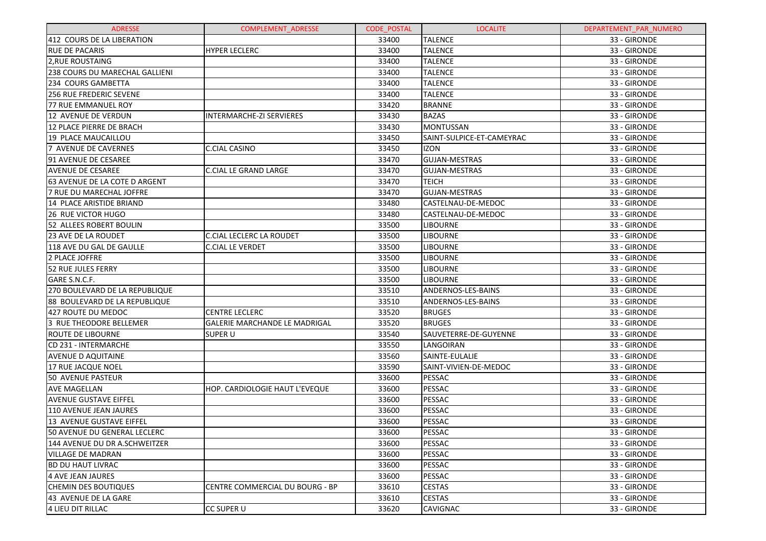| ADRESSE | COMPLEMENT_ADRESSE | CODE_POSTAL | LOCALITE | DEPARTEMENT_PAR_NUMERO |
|---|---|---|---|---|
| 412 COURS DE LA LIBERATION | | 33400 | TALENCE | 33 - GIRONDE |
| RUE DE PACARIS | HYPER LECLERC | 33400 | TALENCE | 33 - GIRONDE |
| 2,RUE ROUSTAING | | 33400 | TALENCE | 33 - GIRONDE |
| 238 COURS DU MARECHAL GALLIENI | | 33400 | TALENCE | 33 - GIRONDE |
| 234 COURS GAMBETTA | | 33400 | TALENCE | 33 - GIRONDE |
| 256 RUE FREDERIC SEVENE | | 33400 | TALENCE | 33 - GIRONDE |
| 77 RUE EMMANUEL ROY | | 33420 | BRANNE | 33 - GIRONDE |
| 12 AVENUE DE VERDUN | INTERMARCHE-ZI SERVIERES | 33430 | BAZAS | 33 - GIRONDE |
| 12 PLACE PIERRE DE BRACH | | 33430 | MONTUSSAN | 33 - GIRONDE |
| 19 PLACE MAUCAILLOU | | 33450 | SAINT-SULPICE-ET-CAMEYRAC | 33 - GIRONDE |
| 7 AVENUE DE CAVERNES | C.CIAL CASINO | 33450 | IZON | 33 - GIRONDE |
| 91 AVENUE DE CESAREE | | 33470 | GUJAN-MESTRAS | 33 - GIRONDE |
| AVENUE DE CESAREE | C.CIAL LE GRAND LARGE | 33470 | GUJAN-MESTRAS | 33 - GIRONDE |
| 63 AVENUE DE LA COTE D ARGENT | | 33470 | TEICH | 33 - GIRONDE |
| 7 RUE DU MARECHAL JOFFRE | | 33470 | GUJAN-MESTRAS | 33 - GIRONDE |
| 14 PLACE ARISTIDE BRIAND | | 33480 | CASTELNAU-DE-MEDOC | 33 - GIRONDE |
| 26 RUE VICTOR HUGO | | 33480 | CASTELNAU-DE-MEDOC | 33 - GIRONDE |
| 52 ALLEES ROBERT BOULIN | | 33500 | LIBOURNE | 33 - GIRONDE |
| 23 AVE DE LA ROUDET | C.CIAL LECLERC LA ROUDET | 33500 | LIBOURNE | 33 - GIRONDE |
| 118 AVE DU GAL DE GAULLE | C.CIAL LE VERDET | 33500 | LIBOURNE | 33 - GIRONDE |
| 2 PLACE JOFFRE | | 33500 | LIBOURNE | 33 - GIRONDE |
| 52 RUE JULES FERRY | | 33500 | LIBOURNE | 33 - GIRONDE |
| GARE S.N.C.F. | | 33500 | LIBOURNE | 33 - GIRONDE |
| 270 BOULEVARD DE LA REPUBLIQUE | | 33510 | ANDERNOS-LES-BAINS | 33 - GIRONDE |
| 88 BOULEVARD DE LA REPUBLIQUE | | 33510 | ANDERNOS-LES-BAINS | 33 - GIRONDE |
| 427 ROUTE DU MEDOC | CENTRE LECLERC | 33520 | BRUGES | 33 - GIRONDE |
| 3 RUE THEODORE BELLEMER | GALERIE MARCHANDE LE MADRIGAL | 33520 | BRUGES | 33 - GIRONDE |
| ROUTE DE LIBOURNE | SUPER U | 33540 | SAUVETERRE-DE-GUYENNE | 33 - GIRONDE |
| CD 231 - INTERMARCHE | | 33550 | LANGOIRAN | 33 - GIRONDE |
| AVENUE D AQUITAINE | | 33560 | SAINTE-EULALIE | 33 - GIRONDE |
| 17 RUE JACQUE NOEL | | 33590 | SAINT-VIVIEN-DE-MEDOC | 33 - GIRONDE |
| 50 AVENUE PASTEUR | | 33600 | PESSAC | 33 - GIRONDE |
| AVE MAGELLAN | HOP. CARDIOLOGIE HAUT L'EVEQUE | 33600 | PESSAC | 33 - GIRONDE |
| AVENUE GUSTAVE EIFFEL | | 33600 | PESSAC | 33 - GIRONDE |
| 110 AVENUE JEAN JAURES | | 33600 | PESSAC | 33 - GIRONDE |
| 13 AVENUE GUSTAVE EIFFEL | | 33600 | PESSAC | 33 - GIRONDE |
| 50 AVENUE DU GENERAL LECLERC | | 33600 | PESSAC | 33 - GIRONDE |
| 144 AVENUE DU DR A.SCHWEITZER | | 33600 | PESSAC | 33 - GIRONDE |
| VILLAGE DE MADRAN | | 33600 | PESSAC | 33 - GIRONDE |
| BD DU HAUT LIVRAC | | 33600 | PESSAC | 33 - GIRONDE |
| 4 AVE JEAN JAURES | | 33600 | PESSAC | 33 - GIRONDE |
| CHEMIN DES BOUTIQUES | CENTRE COMMERCIAL DU BOURG - BP | 33610 | CESTAS | 33 - GIRONDE |
| 43 AVENUE DE LA GARE | | 33610 | CESTAS | 33 - GIRONDE |
| 4 LIEU DIT RILLAC | CC SUPER U | 33620 | CAVIGNAC | 33 - GIRONDE |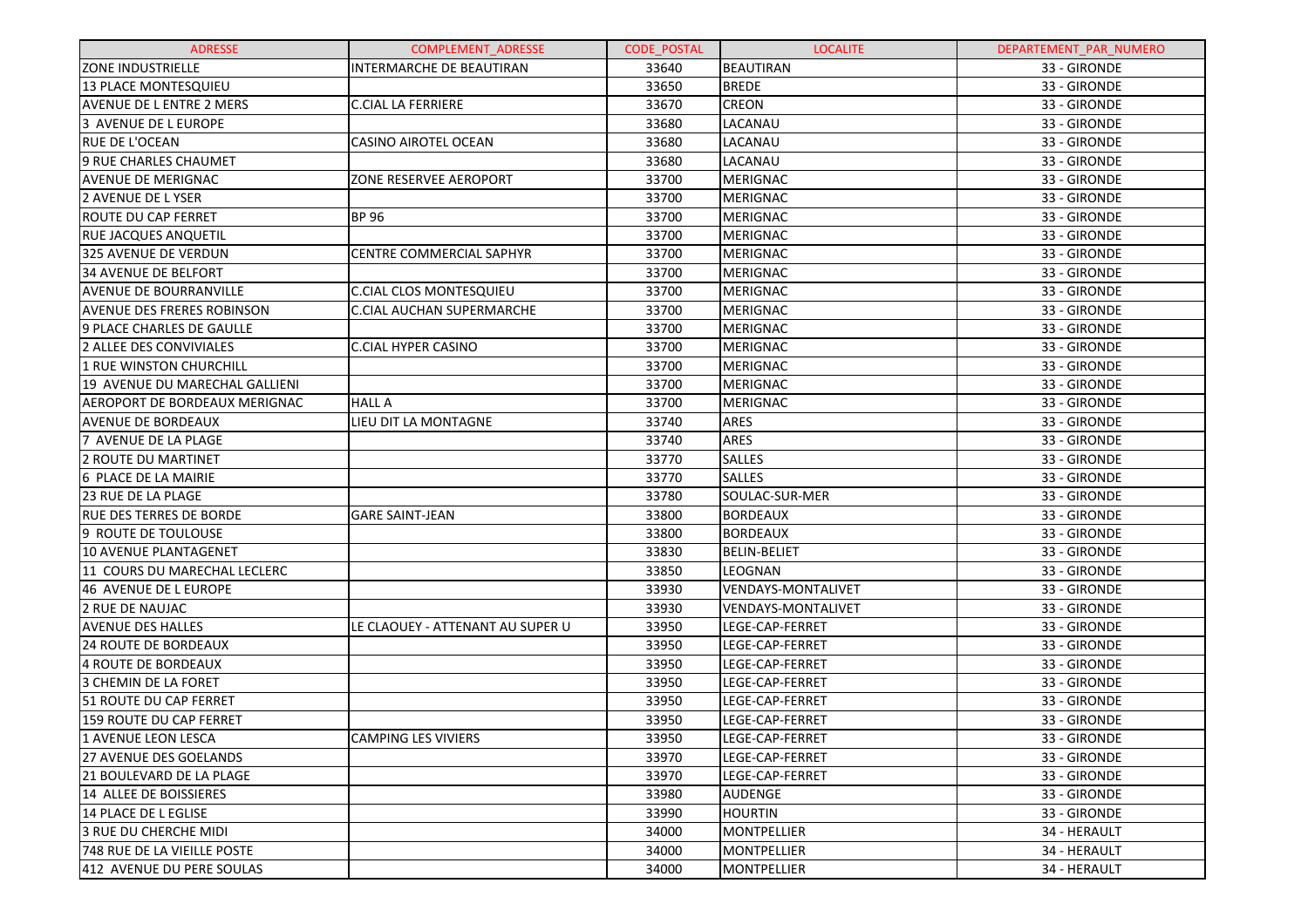| ADRESSE | COMPLEMENT_ADRESSE | CODE_POSTAL | LOCALITE | DEPARTEMENT_PAR_NUMERO |
|---|---|---|---|---|
| ZONE INDUSTRIELLE | INTERMARCHE DE BEAUTIRAN | 33640 | BEAUTIRAN | 33 - GIRONDE |
| 13 PLACE MONTESQUIEU | | 33650 | BREDE | 33 - GIRONDE |
| AVENUE DE L ENTRE 2 MERS | C.CIAL LA FERRIERE | 33670 | CREON | 33 - GIRONDE |
| 3 AVENUE DE L EUROPE | | 33680 | LACANAU | 33 - GIRONDE |
| RUE DE L'OCEAN | CASINO AIROTEL OCEAN | 33680 | LACANAU | 33 - GIRONDE |
| 9 RUE CHARLES CHAUMET | | 33680 | LACANAU | 33 - GIRONDE |
| AVENUE DE MERIGNAC | ZONE RESERVEE AEROPORT | 33700 | MERIGNAC | 33 - GIRONDE |
| 2 AVENUE DE L YSER | | 33700 | MERIGNAC | 33 - GIRONDE |
| ROUTE DU CAP FERRET | BP 96 | 33700 | MERIGNAC | 33 - GIRONDE |
| RUE JACQUES ANQUETIL | | 33700 | MERIGNAC | 33 - GIRONDE |
| 325 AVENUE DE VERDUN | CENTRE COMMERCIAL SAPHYR | 33700 | MERIGNAC | 33 - GIRONDE |
| 34 AVENUE DE BELFORT | | 33700 | MERIGNAC | 33 - GIRONDE |
| AVENUE DE BOURRANVILLE | C.CIAL CLOS MONTESQUIEU | 33700 | MERIGNAC | 33 - GIRONDE |
| AVENUE DES FRERES ROBINSON | C.CIAL AUCHAN SUPERMARCHE | 33700 | MERIGNAC | 33 - GIRONDE |
| 9 PLACE CHARLES DE GAULLE | | 33700 | MERIGNAC | 33 - GIRONDE |
| 2 ALLEE DES CONVIVIALES | C.CIAL HYPER CASINO | 33700 | MERIGNAC | 33 - GIRONDE |
| 1 RUE WINSTON CHURCHILL | | 33700 | MERIGNAC | 33 - GIRONDE |
| 19 AVENUE DU MARECHAL GALLIENI | | 33700 | MERIGNAC | 33 - GIRONDE |
| AEROPORT DE BORDEAUX MERIGNAC | HALL A | 33700 | MERIGNAC | 33 - GIRONDE |
| AVENUE DE BORDEAUX | LIEU DIT LA MONTAGNE | 33740 | ARES | 33 - GIRONDE |
| 7 AVENUE DE LA PLAGE | | 33740 | ARES | 33 - GIRONDE |
| 2 ROUTE DU MARTINET | | 33770 | SALLES | 33 - GIRONDE |
| 6 PLACE DE LA MAIRIE | | 33770 | SALLES | 33 - GIRONDE |
| 23 RUE DE LA PLAGE | | 33780 | SOULAC-SUR-MER | 33 - GIRONDE |
| RUE DES TERRES DE BORDE | GARE SAINT-JEAN | 33800 | BORDEAUX | 33 - GIRONDE |
| 9 ROUTE DE TOULOUSE | | 33800 | BORDEAUX | 33 - GIRONDE |
| 10 AVENUE PLANTAGENET | | 33830 | BELIN-BELIET | 33 - GIRONDE |
| 11 COURS DU MARECHAL LECLERC | | 33850 | LEOGNAN | 33 - GIRONDE |
| 46 AVENUE DE L EUROPE | | 33930 | VENDAYS-MONTALIVET | 33 - GIRONDE |
| 2 RUE DE NAUJAC | | 33930 | VENDAYS-MONTALIVET | 33 - GIRONDE |
| AVENUE DES HALLES | LE CLAOUEY - ATTENANT AU SUPER U | 33950 | LEGE-CAP-FERRET | 33 - GIRONDE |
| 24 ROUTE DE BORDEAUX | | 33950 | LEGE-CAP-FERRET | 33 - GIRONDE |
| 4 ROUTE DE BORDEAUX | | 33950 | LEGE-CAP-FERRET | 33 - GIRONDE |
| 3 CHEMIN DE LA FORET | | 33950 | LEGE-CAP-FERRET | 33 - GIRONDE |
| 51 ROUTE DU CAP FERRET | | 33950 | LEGE-CAP-FERRET | 33 - GIRONDE |
| 159 ROUTE DU CAP FERRET | | 33950 | LEGE-CAP-FERRET | 33 - GIRONDE |
| 1 AVENUE LEON LESCA | CAMPING LES VIVIERS | 33950 | LEGE-CAP-FERRET | 33 - GIRONDE |
| 27 AVENUE DES GOELANDS | | 33970 | LEGE-CAP-FERRET | 33 - GIRONDE |
| 21 BOULEVARD DE LA PLAGE | | 33970 | LEGE-CAP-FERRET | 33 - GIRONDE |
| 14 ALLEE DE BOISSIERES | | 33980 | AUDENGE | 33 - GIRONDE |
| 14 PLACE DE L EGLISE | | 33990 | HOURTIN | 33 - GIRONDE |
| 3 RUE DU CHERCHE MIDI | | 34000 | MONTPELLIER | 34 - HERAULT |
| 748 RUE DE LA VIEILLE POSTE | | 34000 | MONTPELLIER | 34 - HERAULT |
| 412 AVENUE DU PERE SOULAS | | 34000 | MONTPELLIER | 34 - HERAULT |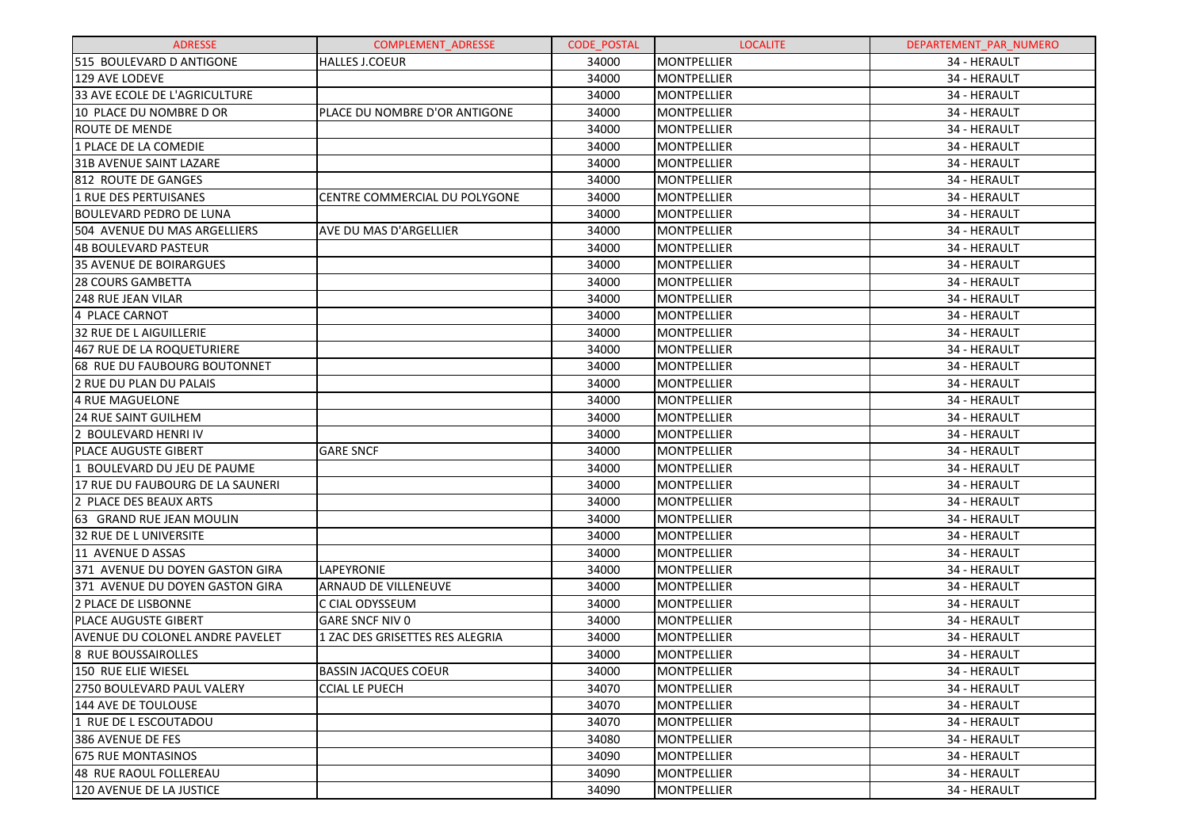| ADRESSE | COMPLEMENT_ADRESSE | CODE_POSTAL | LOCALITE | DEPARTEMENT_PAR_NUMERO |
|---|---|---|---|---|
| 515 BOULEVARD D ANTIGONE | HALLES J.COEUR | 34000 | MONTPELLIER | 34 - HERAULT |
| 129 AVE LODEVE | | 34000 | MONTPELLIER | 34 - HERAULT |
| 33 AVE ECOLE DE L'AGRICULTURE | | 34000 | MONTPELLIER | 34 - HERAULT |
| 10 PLACE DU NOMBRE D OR | PLACE DU NOMBRE D'OR ANTIGONE | 34000 | MONTPELLIER | 34 - HERAULT |
| ROUTE DE MENDE | | 34000 | MONTPELLIER | 34 - HERAULT |
| 1 PLACE DE LA COMEDIE | | 34000 | MONTPELLIER | 34 - HERAULT |
| 31B AVENUE SAINT LAZARE | | 34000 | MONTPELLIER | 34 - HERAULT |
| 812 ROUTE DE GANGES | | 34000 | MONTPELLIER | 34 - HERAULT |
| 1 RUE DES PERTUISANES | CENTRE COMMERCIAL DU POLYGONE | 34000 | MONTPELLIER | 34 - HERAULT |
| BOULEVARD PEDRO DE LUNA | | 34000 | MONTPELLIER | 34 - HERAULT |
| 504 AVENUE DU MAS ARGELLIERS | AVE DU MAS D'ARGELLIER | 34000 | MONTPELLIER | 34 - HERAULT |
| 4B BOULEVARD PASTEUR | | 34000 | MONTPELLIER | 34 - HERAULT |
| 35 AVENUE DE BOIRARGUES | | 34000 | MONTPELLIER | 34 - HERAULT |
| 28 COURS GAMBETTA | | 34000 | MONTPELLIER | 34 - HERAULT |
| 248 RUE JEAN VILAR | | 34000 | MONTPELLIER | 34 - HERAULT |
| 4 PLACE CARNOT | | 34000 | MONTPELLIER | 34 - HERAULT |
| 32 RUE DE L AIGUILLERIE | | 34000 | MONTPELLIER | 34 - HERAULT |
| 467 RUE DE LA ROQUETURIERE | | 34000 | MONTPELLIER | 34 - HERAULT |
| 68 RUE DU FAUBOURG BOUTONNET | | 34000 | MONTPELLIER | 34 - HERAULT |
| 2 RUE DU PLAN DU PALAIS | | 34000 | MONTPELLIER | 34 - HERAULT |
| 4 RUE MAGUELONE | | 34000 | MONTPELLIER | 34 - HERAULT |
| 24 RUE SAINT GUILHEM | | 34000 | MONTPELLIER | 34 - HERAULT |
| 2 BOULEVARD HENRI IV | | 34000 | MONTPELLIER | 34 - HERAULT |
| PLACE AUGUSTE GIBERT | GARE SNCF | 34000 | MONTPELLIER | 34 - HERAULT |
| 1 BOULEVARD DU JEU DE PAUME | | 34000 | MONTPELLIER | 34 - HERAULT |
| 17 RUE DU FAUBOURG DE LA SAUNERI | | 34000 | MONTPELLIER | 34 - HERAULT |
| 2 PLACE DES BEAUX ARTS | | 34000 | MONTPELLIER | 34 - HERAULT |
| 63 GRAND RUE JEAN MOULIN | | 34000 | MONTPELLIER | 34 - HERAULT |
| 32 RUE DE L UNIVERSITE | | 34000 | MONTPELLIER | 34 - HERAULT |
| 11 AVENUE D ASSAS | | 34000 | MONTPELLIER | 34 - HERAULT |
| 371 AVENUE DU DOYEN GASTON GIRA | LAPEYRONIE | 34000 | MONTPELLIER | 34 - HERAULT |
| 371 AVENUE DU DOYEN GASTON GIRA | ARNAUD DE VILLENEUVE | 34000 | MONTPELLIER | 34 - HERAULT |
| 2 PLACE DE LISBONNE | C CIAL ODYSSEUM | 34000 | MONTPELLIER | 34 - HERAULT |
| PLACE AUGUSTE GIBERT | GARE SNCF NIV 0 | 34000 | MONTPELLIER | 34 - HERAULT |
| AVENUE DU COLONEL ANDRE PAVELET | 1 ZAC DES GRISETTES RES ALEGRIA | 34000 | MONTPELLIER | 34 - HERAULT |
| 8 RUE BOUSSAIROLLES | | 34000 | MONTPELLIER | 34 - HERAULT |
| 150 RUE ELIE WIESEL | BASSIN JACQUES COEUR | 34000 | MONTPELLIER | 34 - HERAULT |
| 2750 BOULEVARD PAUL VALERY | CCIAL LE PUECH | 34070 | MONTPELLIER | 34 - HERAULT |
| 144 AVE DE TOULOUSE | | 34070 | MONTPELLIER | 34 - HERAULT |
| 1 RUE DE L ESCOUTADOU | | 34070 | MONTPELLIER | 34 - HERAULT |
| 386 AVENUE DE FES | | 34080 | MONTPELLIER | 34 - HERAULT |
| 675 RUE MONTASINOS | | 34090 | MONTPELLIER | 34 - HERAULT |
| 48 RUE RAOUL FOLLEREAU | | 34090 | MONTPELLIER | 34 - HERAULT |
| 120 AVENUE DE LA JUSTICE | | 34090 | MONTPELLIER | 34 - HERAULT |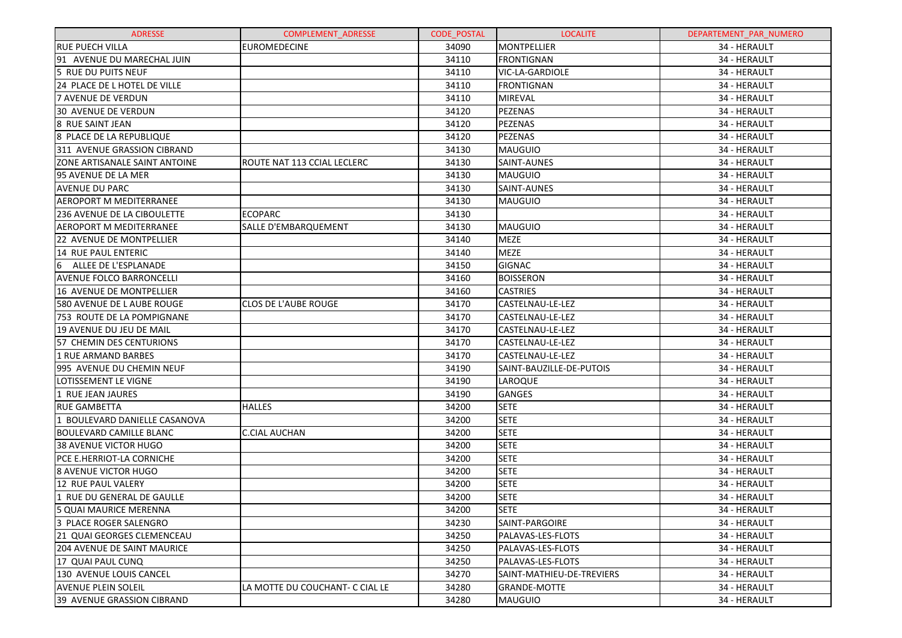| ADRESSE | COMPLEMENT_ADRESSE | CODE_POSTAL | LOCALITE | DEPARTEMENT_PAR_NUMERO |
| --- | --- | --- | --- | --- |
| RUE PUECH VILLA | EUROMEDECINE | 34090 | MONTPELLIER | 34 - HERAULT |
| 91 AVENUE DU MARECHAL JUIN | | 34110 | FRONTIGNAN | 34 - HERAULT |
| 5 RUE DU PUITS NEUF | | 34110 | VIC-LA-GARDIOLE | 34 - HERAULT |
| 24 PLACE DE L HOTEL DE VILLE | | 34110 | FRONTIGNAN | 34 - HERAULT |
| 7 AVENUE DE VERDUN | | 34110 | MIREVAL | 34 - HERAULT |
| 30 AVENUE DE VERDUN | | 34120 | PEZENAS | 34 - HERAULT |
| 8 RUE SAINT JEAN | | 34120 | PEZENAS | 34 - HERAULT |
| 8 PLACE DE LA REPUBLIQUE | | 34120 | PEZENAS | 34 - HERAULT |
| 311 AVENUE GRASSION CIBRAND | | 34130 | MAUGUIO | 34 - HERAULT |
| ZONE ARTISANALE SAINT ANTOINE | ROUTE NAT 113 CCIAL LECLERC | 34130 | SAINT-AUNES | 34 - HERAULT |
| 95 AVENUE DE LA MER | | 34130 | MAUGUIO | 34 - HERAULT |
| AVENUE DU PARC | | 34130 | SAINT-AUNES | 34 - HERAULT |
| AEROPORT M MEDITERRANEE | | 34130 | MAUGUIO | 34 - HERAULT |
| 236 AVENUE DE LA CIBOULETTE | ECOPARC | 34130 | | 34 - HERAULT |
| AEROPORT M MEDITERRANEE | SALLE D'EMBARQUEMENT | 34130 | MAUGUIO | 34 - HERAULT |
| 22 AVENUE DE MONTPELLIER | | 34140 | MEZE | 34 - HERAULT |
| 14 RUE PAUL ENTERIC | | 34140 | MEZE | 34 - HERAULT |
| 6 ALLEE DE L'ESPLANADE | | 34150 | GIGNAC | 34 - HERAULT |
| AVENUE FOLCO BARRONCELLI | | 34160 | BOISSERON | 34 - HERAULT |
| 16 AVENUE DE MONTPELLIER | | 34160 | CASTRIES | 34 - HERAULT |
| 580 AVENUE DE L AUBE ROUGE | CLOS DE L'AUBE ROUGE | 34170 | CASTELNAU-LE-LEZ | 34 - HERAULT |
| 753 ROUTE DE LA POMPIGNANE | | 34170 | CASTELNAU-LE-LEZ | 34 - HERAULT |
| 19 AVENUE DU JEU DE MAIL | | 34170 | CASTELNAU-LE-LEZ | 34 - HERAULT |
| 57 CHEMIN DES CENTURIONS | | 34170 | CASTELNAU-LE-LEZ | 34 - HERAULT |
| 1 RUE ARMAND BARBES | | 34170 | CASTELNAU-LE-LEZ | 34 - HERAULT |
| 995 AVENUE DU CHEMIN NEUF | | 34190 | SAINT-BAUZILLE-DE-PUTOIS | 34 - HERAULT |
| LOTISSEMENT LE VIGNE | | 34190 | LAROQUE | 34 - HERAULT |
| 1 RUE JEAN JAURES | | 34190 | GANGES | 34 - HERAULT |
| RUE GAMBETTA | HALLES | 34200 | SETE | 34 - HERAULT |
| 1 BOULEVARD DANIELLE CASANOVA | | 34200 | SETE | 34 - HERAULT |
| BOULEVARD CAMILLE BLANC | C.CIAL AUCHAN | 34200 | SETE | 34 - HERAULT |
| 38 AVENUE VICTOR HUGO | | 34200 | SETE | 34 - HERAULT |
| PCE E.HERRIOT-LA CORNICHE | | 34200 | SETE | 34 - HERAULT |
| 8 AVENUE VICTOR HUGO | | 34200 | SETE | 34 - HERAULT |
| 12 RUE PAUL VALERY | | 34200 | SETE | 34 - HERAULT |
| 1 RUE DU GENERAL DE GAULLE | | 34200 | SETE | 34 - HERAULT |
| 5 QUAI MAURICE MERENNA | | 34200 | SETE | 34 - HERAULT |
| 3 PLACE ROGER SALENGRO | | 34230 | SAINT-PARGOIRE | 34 - HERAULT |
| 21 QUAI GEORGES CLEMENCEAU | | 34250 | PALAVAS-LES-FLOTS | 34 - HERAULT |
| 204 AVENUE DE SAINT MAURICE | | 34250 | PALAVAS-LES-FLOTS | 34 - HERAULT |
| 17 QUAI PAUL CUNQ | | 34250 | PALAVAS-LES-FLOTS | 34 - HERAULT |
| 130 AVENUE LOUIS CANCEL | | 34270 | SAINT-MATHIEU-DE-TREVIERS | 34 - HERAULT |
| AVENUE PLEIN SOLEIL | LA MOTTE DU COUCHANT- C CIAL LE | 34280 | GRANDE-MOTTE | 34 - HERAULT |
| 39 AVENUE GRASSION CIBRAND | | 34280 | MAUGUIO | 34 - HERAULT |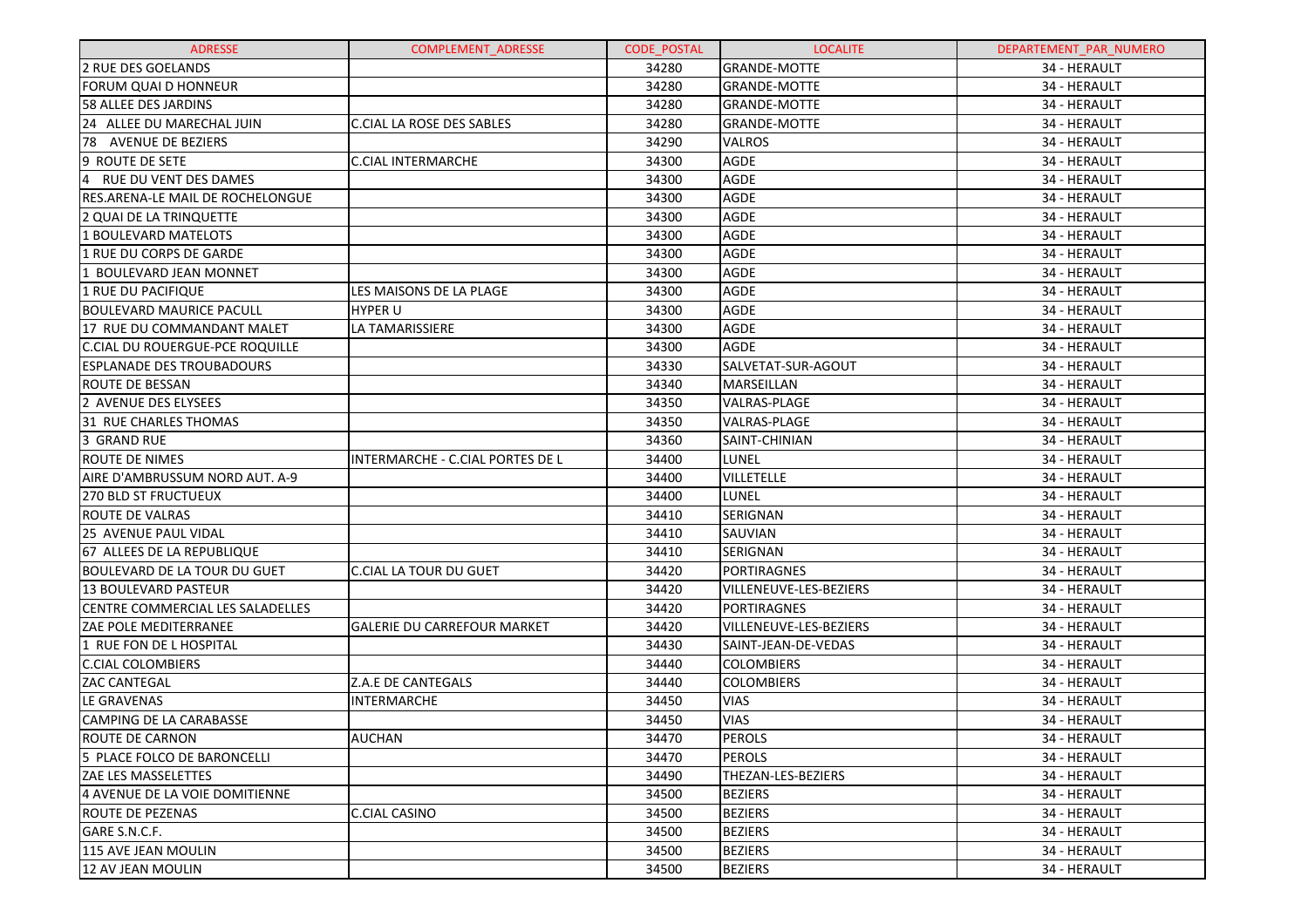| ADRESSE | COMPLEMENT_ADRESSE | CODE_POSTAL | LOCALITE | DEPARTEMENT_PAR_NUMERO |
|---|---|---|---|---|
| 2 RUE DES GOELANDS | | 34280 | GRANDE-MOTTE | 34 - HERAULT |
| FORUM QUAI D HONNEUR | | 34280 | GRANDE-MOTTE | 34 - HERAULT |
| 58 ALLEE DES JARDINS | | 34280 | GRANDE-MOTTE | 34 - HERAULT |
| 24 ALLEE DU MARECHAL JUIN | C.CIAL LA ROSE DES SABLES | 34280 | GRANDE-MOTTE | 34 - HERAULT |
| 78 AVENUE DE BEZIERS | | 34290 | VALROS | 34 - HERAULT |
| 9 ROUTE DE SETE | C.CIAL INTERMARCHE | 34300 | AGDE | 34 - HERAULT |
| 4 RUE DU VENT DES DAMES | | 34300 | AGDE | 34 - HERAULT |
| RES.ARENA-LE MAIL DE ROCHELONGUE | | 34300 | AGDE | 34 - HERAULT |
| 2 QUAI DE LA TRINQUETTE | | 34300 | AGDE | 34 - HERAULT |
| 1 BOULEVARD MATELOTS | | 34300 | AGDE | 34 - HERAULT |
| 1 RUE DU CORPS DE GARDE | | 34300 | AGDE | 34 - HERAULT |
| 1 BOULEVARD JEAN MONNET | | 34300 | AGDE | 34 - HERAULT |
| 1 RUE DU PACIFIQUE | LES MAISONS DE LA PLAGE | 34300 | AGDE | 34 - HERAULT |
| BOULEVARD MAURICE PACULL | HYPER U | 34300 | AGDE | 34 - HERAULT |
| 17 RUE DU COMMANDANT MALET | LA TAMARISSIERE | 34300 | AGDE | 34 - HERAULT |
| C.CIAL DU ROUERGUE-PCE ROQUILLE | | 34300 | AGDE | 34 - HERAULT |
| ESPLANADE DES TROUBADOURS | | 34330 | SALVETAT-SUR-AGOUT | 34 - HERAULT |
| ROUTE DE BESSAN | | 34340 | MARSEILLAN | 34 - HERAULT |
| 2 AVENUE DES ELYSEES | | 34350 | VALRAS-PLAGE | 34 - HERAULT |
| 31 RUE CHARLES THOMAS | | 34350 | VALRAS-PLAGE | 34 - HERAULT |
| 3 GRAND RUE | | 34360 | SAINT-CHINIAN | 34 - HERAULT |
| ROUTE DE NIMES | INTERMARCHE - C.CIAL PORTES DE L | 34400 | LUNEL | 34 - HERAULT |
| AIRE D'AMBRUSSUM NORD AUT. A-9 | | 34400 | VILLETELLE | 34 - HERAULT |
| 270 BLD ST FRUCTUEUX | | 34400 | LUNEL | 34 - HERAULT |
| ROUTE DE VALRAS | | 34410 | SERIGNAN | 34 - HERAULT |
| 25 AVENUE PAUL VIDAL | | 34410 | SAUVIAN | 34 - HERAULT |
| 67 ALLEES DE LA REPUBLIQUE | | 34410 | SERIGNAN | 34 - HERAULT |
| BOULEVARD DE LA TOUR DU GUET | C.CIAL LA TOUR DU GUET | 34420 | PORTIRAGNES | 34 - HERAULT |
| 13 BOULEVARD PASTEUR | | 34420 | VILLENEUVE-LES-BEZIERS | 34 - HERAULT |
| CENTRE COMMERCIAL LES SALADELLES | | 34420 | PORTIRAGNES | 34 - HERAULT |
| ZAE POLE MEDITERRANEE | GALERIE DU CARREFOUR MARKET | 34420 | VILLENEUVE-LES-BEZIERS | 34 - HERAULT |
| 1 RUE FON DE L HOSPITAL | | 34430 | SAINT-JEAN-DE-VEDAS | 34 - HERAULT |
| C.CIAL COLOMBIERS | | 34440 | COLOMBIERS | 34 - HERAULT |
| ZAC CANTEGAL | Z.A.E DE CANTEGALS | 34440 | COLOMBIERS | 34 - HERAULT |
| LE GRAVENAS | INTERMARCHE | 34450 | VIAS | 34 - HERAULT |
| CAMPING DE LA CARABASSE | | 34450 | VIAS | 34 - HERAULT |
| ROUTE DE CARNON | AUCHAN | 34470 | PEROLS | 34 - HERAULT |
| 5 PLACE FOLCO DE BARONCELLI | | 34470 | PEROLS | 34 - HERAULT |
| ZAE LES MASSELETTES | | 34490 | THEZAN-LES-BEZIERS | 34 - HERAULT |
| 4 AVENUE DE LA VOIE DOMITIENNE | | 34500 | BEZIERS | 34 - HERAULT |
| ROUTE DE PEZENAS | C.CIAL CASINO | 34500 | BEZIERS | 34 - HERAULT |
| GARE S.N.C.F. | | 34500 | BEZIERS | 34 - HERAULT |
| 115 AVE JEAN MOULIN | | 34500 | BEZIERS | 34 - HERAULT |
| 12 AV JEAN MOULIN | | 34500 | BEZIERS | 34 - HERAULT |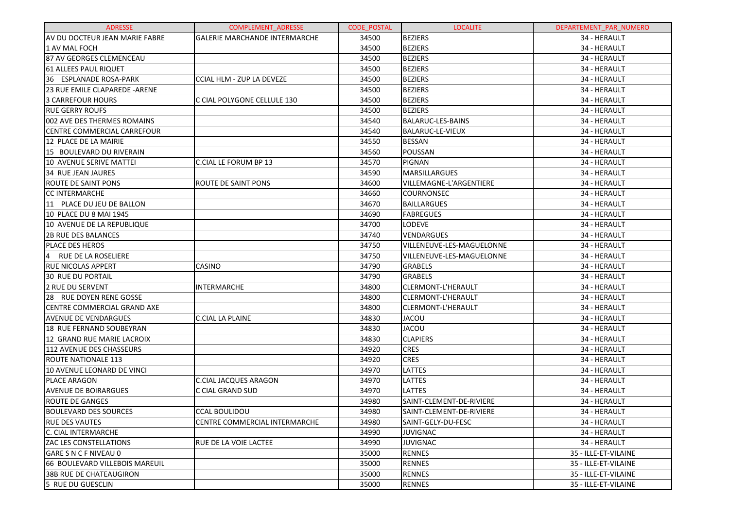| ADRESSE | COMPLEMENT_ADRESSE | CODE_POSTAL | LOCALITE | DEPARTEMENT_PAR_NUMERO |
|---|---|---|---|---|
| AV DU DOCTEUR JEAN MARIE FABRE | GALERIE MARCHANDE INTERMARCHE | 34500 | BEZIERS | 34 - HERAULT |
| 1 AV MAL FOCH | | 34500 | BEZIERS | 34 - HERAULT |
| 87 AV GEORGES CLEMENCEAU | | 34500 | BEZIERS | 34 - HERAULT |
| 61 ALLEES PAUL RIQUET | | 34500 | BEZIERS | 34 - HERAULT |
| 36 ESPLANADE ROSA-PARK | CCIAL HLM - ZUP LA DEVEZE | 34500 | BEZIERS | 34 - HERAULT |
| 23 RUE EMILE CLAPAREDE -ARENE | | 34500 | BEZIERS | 34 - HERAULT |
| 3 CARREFOUR HOURS | C CIAL POLYGONE CELLULE 130 | 34500 | BEZIERS | 34 - HERAULT |
| RUE GERRY ROUFS | | 34500 | BEZIERS | 34 - HERAULT |
| 002 AVE DES THERMES ROMAINS | | 34540 | BALARUC-LES-BAINS | 34 - HERAULT |
| CENTRE COMMERCIAL CARREFOUR | | 34540 | BALARUC-LE-VIEUX | 34 - HERAULT |
| 12 PLACE DE LA MAIRIE | | 34550 | BESSAN | 34 - HERAULT |
| 15 BOULEVARD DU RIVERAIN | | 34560 | POUSSAN | 34 - HERAULT |
| 10 AVENUE SERIVE MATTEI | C.CIAL LE FORUM BP 13 | 34570 | PIGNAN | 34 - HERAULT |
| 34 RUE JEAN JAURES | | 34590 | MARSILLARGUES | 34 - HERAULT |
| ROUTE DE SAINT PONS | ROUTE DE SAINT PONS | 34600 | VILLEMAGNE-L'ARGENTIERE | 34 - HERAULT |
| CC INTERMARCHE | | 34660 | COURNONSEC | 34 - HERAULT |
| 11 PLACE DU JEU DE BALLON | | 34670 | BAILLARGUES | 34 - HERAULT |
| 10 PLACE DU 8 MAI 1945 | | 34690 | FABREGUES | 34 - HERAULT |
| 10 AVENUE DE LA REPUBLIQUE | | 34700 | LODEVE | 34 - HERAULT |
| 2B RUE DES BALANCES | | 34740 | VENDARGUES | 34 - HERAULT |
| PLACE DES HEROS | | 34750 | VILLENEUVE-LES-MAGUELONNE | 34 - HERAULT |
| 4 RUE DE LA ROSELIERE | | 34750 | VILLENEUVE-LES-MAGUELONNE | 34 - HERAULT |
| RUE NICOLAS APPERT | CASINO | 34790 | GRABELS | 34 - HERAULT |
| 30 RUE DU PORTAIL | | 34790 | GRABELS | 34 - HERAULT |
| 2 RUE DU SERVENT | INTERMARCHE | 34800 | CLERMONT-L'HERAULT | 34 - HERAULT |
| 28 RUE DOYEN RENE GOSSE | | 34800 | CLERMONT-L'HERAULT | 34 - HERAULT |
| CENTRE COMMERCIAL GRAND AXE | | 34800 | CLERMONT-L'HERAULT | 34 - HERAULT |
| AVENUE DE VENDARGUES | C.CIAL LA PLAINE | 34830 | JACOU | 34 - HERAULT |
| 18 RUE FERNAND SOUBEYRAN | | 34830 | JACOU | 34 - HERAULT |
| 12 GRAND RUE MARIE LACROIX | | 34830 | CLAPIERS | 34 - HERAULT |
| 112 AVENUE DES CHASSEURS | | 34920 | CRES | 34 - HERAULT |
| ROUTE NATIONALE 113 | | 34920 | CRES | 34 - HERAULT |
| 10 AVENUE LEONARD DE VINCI | | 34970 | LATTES | 34 - HERAULT |
| PLACE ARAGON | C.CIAL JACQUES ARAGON | 34970 | LATTES | 34 - HERAULT |
| AVENUE DE BOIRARGUES | C CIAL GRAND SUD | 34970 | LATTES | 34 - HERAULT |
| ROUTE DE GANGES | | 34980 | SAINT-CLEMENT-DE-RIVIERE | 34 - HERAULT |
| BOULEVARD DES SOURCES | CCAL BOULIDOU | 34980 | SAINT-CLEMENT-DE-RIVIERE | 34 - HERAULT |
| RUE DES VAUTES | CENTRE COMMERCIAL INTERMARCHE | 34980 | SAINT-GELY-DU-FESC | 34 - HERAULT |
| C. CIAL INTERMARCHE | | 34990 | JUVIGNAC | 34 - HERAULT |
| ZAC LES CONSTELLATIONS | RUE DE LA VOIE LACTEE | 34990 | JUVIGNAC | 34 - HERAULT |
| GARE S N C F NIVEAU 0 | | 35000 | RENNES | 35 - ILLE-ET-VILAINE |
| 66 BOULEVARD VILLEBOIS MAREUIL | | 35000 | RENNES | 35 - ILLE-ET-VILAINE |
| 38B RUE DE CHATEAUGIRON | | 35000 | RENNES | 35 - ILLE-ET-VILAINE |
| 5 RUE DU GUESCLIN | | 35000 | RENNES | 35 - ILLE-ET-VILAINE |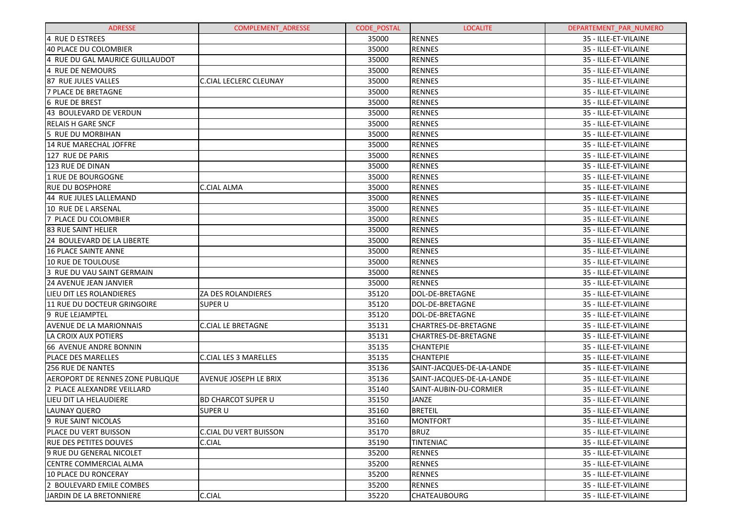| ADRESSE | COMPLEMENT_ADRESSE | CODE_POSTAL | LOCALITE | DEPARTEMENT_PAR_NUMERO |
| --- | --- | --- | --- | --- |
| 4 RUE D ESTREES | | 35000 | RENNES | 35 - ILLE-ET-VILAINE |
| 40 PLACE DU COLOMBIER | | 35000 | RENNES | 35 - ILLE-ET-VILAINE |
| 4 RUE DU GAL MAURICE GUILLAUDOT | | 35000 | RENNES | 35 - ILLE-ET-VILAINE |
| 4 RUE DE NEMOURS | | 35000 | RENNES | 35 - ILLE-ET-VILAINE |
| 87 RUE JULES VALLES | C.CIAL LECLERC CLEUNAY | 35000 | RENNES | 35 - ILLE-ET-VILAINE |
| 7 PLACE DE BRETAGNE | | 35000 | RENNES | 35 - ILLE-ET-VILAINE |
| 6 RUE DE BREST | | 35000 | RENNES | 35 - ILLE-ET-VILAINE |
| 43 BOULEVARD DE VERDUN | | 35000 | RENNES | 35 - ILLE-ET-VILAINE |
| RELAIS H GARE SNCF | | 35000 | RENNES | 35 - ILLE-ET-VILAINE |
| 5 RUE DU MORBIHAN | | 35000 | RENNES | 35 - ILLE-ET-VILAINE |
| 14 RUE MARECHAL JOFFRE | | 35000 | RENNES | 35 - ILLE-ET-VILAINE |
| 127 RUE DE PARIS | | 35000 | RENNES | 35 - ILLE-ET-VILAINE |
| 123 RUE DE DINAN | | 35000 | RENNES | 35 - ILLE-ET-VILAINE |
| 1 RUE DE BOURGOGNE | | 35000 | RENNES | 35 - ILLE-ET-VILAINE |
| RUE DU BOSPHORE | C.CIAL ALMA | 35000 | RENNES | 35 - ILLE-ET-VILAINE |
| 44 RUE JULES LALLEMAND | | 35000 | RENNES | 35 - ILLE-ET-VILAINE |
| 10 RUE DE L ARSENAL | | 35000 | RENNES | 35 - ILLE-ET-VILAINE |
| 7 PLACE DU COLOMBIER | | 35000 | RENNES | 35 - ILLE-ET-VILAINE |
| 83 RUE SAINT HELIER | | 35000 | RENNES | 35 - ILLE-ET-VILAINE |
| 24 BOULEVARD DE LA LIBERTE | | 35000 | RENNES | 35 - ILLE-ET-VILAINE |
| 16 PLACE SAINTE ANNE | | 35000 | RENNES | 35 - ILLE-ET-VILAINE |
| 10 RUE DE TOULOUSE | | 35000 | RENNES | 35 - ILLE-ET-VILAINE |
| 3 RUE DU VAU SAINT GERMAIN | | 35000 | RENNES | 35 - ILLE-ET-VILAINE |
| 24 AVENUE JEAN JANVIER | | 35000 | RENNES | 35 - ILLE-ET-VILAINE |
| LIEU DIT LES ROLANDIERES | ZA DES ROLANDIERES | 35120 | DOL-DE-BRETAGNE | 35 - ILLE-ET-VILAINE |
| 11 RUE DU DOCTEUR GRINGOIRE | SUPER U | 35120 | DOL-DE-BRETAGNE | 35 - ILLE-ET-VILAINE |
| 9 RUE LEJAMPTEL | | 35120 | DOL-DE-BRETAGNE | 35 - ILLE-ET-VILAINE |
| AVENUE DE LA MARIONNAIS | C.CIAL LE BRETAGNE | 35131 | CHARTRES-DE-BRETAGNE | 35 - ILLE-ET-VILAINE |
| LA CROIX AUX POTIERS | | 35131 | CHARTRES-DE-BRETAGNE | 35 - ILLE-ET-VILAINE |
| 66 AVENUE ANDRE BONNIN | | 35135 | CHANTEPIE | 35 - ILLE-ET-VILAINE |
| PLACE DES MARELLES | C.CIAL LES 3 MARELLES | 35135 | CHANTEPIE | 35 - ILLE-ET-VILAINE |
| 256 RUE DE NANTES | | 35136 | SAINT-JACQUES-DE-LA-LANDE | 35 - ILLE-ET-VILAINE |
| AEROPORT DE RENNES ZONE PUBLIQUE | AVENUE JOSEPH LE BRIX | 35136 | SAINT-JACQUES-DE-LA-LANDE | 35 - ILLE-ET-VILAINE |
| 2 PLACE ALEXANDRE VEILLARD | | 35140 | SAINT-AUBIN-DU-CORMIER | 35 - ILLE-ET-VILAINE |
| LIEU DIT LA HELAUDIERE | BD CHARCOT SUPER U | 35150 | JANZE | 35 - ILLE-ET-VILAINE |
| LAUNAY QUERO | SUPER U | 35160 | BRETEIL | 35 - ILLE-ET-VILAINE |
| 9 RUE SAINT NICOLAS | | 35160 | MONTFORT | 35 - ILLE-ET-VILAINE |
| PLACE DU VERT BUISSON | C.CIAL DU VERT BUISSON | 35170 | BRUZ | 35 - ILLE-ET-VILAINE |
| RUE DES PETITES DOUVES | C.CIAL | 35190 | TINTENIAC | 35 - ILLE-ET-VILAINE |
| 9 RUE DU GENERAL NICOLET | | 35200 | RENNES | 35 - ILLE-ET-VILAINE |
| CENTRE COMMERCIAL ALMA | | 35200 | RENNES | 35 - ILLE-ET-VILAINE |
| 10 PLACE DU RONCERAY | | 35200 | RENNES | 35 - ILLE-ET-VILAINE |
| 2 BOULEVARD EMILE COMBES | | 35200 | RENNES | 35 - ILLE-ET-VILAINE |
| JARDIN DE LA BRETONNIERE | C.CIAL | 35220 | CHATEAUBOURG | 35 - ILLE-ET-VILAINE |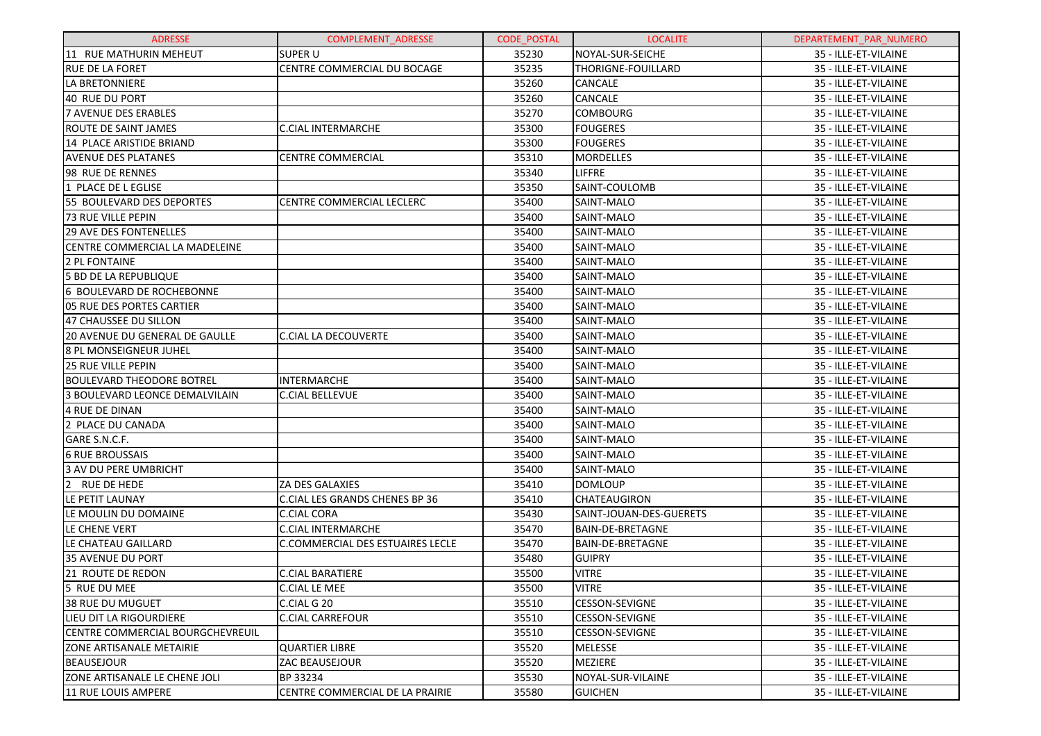| ADRESSE | COMPLEMENT_ADRESSE | CODE_POSTAL | LOCALITE | DEPARTEMENT_PAR_NUMERO |
|---|---|---|---|---|
| 11 RUE MATHURIN MEHEUT | SUPER U | 35230 | NOYAL-SUR-SEICHE | 35 - ILLE-ET-VILAINE |
| RUE DE LA FORET | CENTRE COMMERCIAL DU BOCAGE | 35235 | THORIGNE-FOUILLARD | 35 - ILLE-ET-VILAINE |
| LA BRETONNIERE | | 35260 | CANCALE | 35 - ILLE-ET-VILAINE |
| 40 RUE DU PORT | | 35260 | CANCALE | 35 - ILLE-ET-VILAINE |
| 7 AVENUE DES ERABLES | | 35270 | COMBOURG | 35 - ILLE-ET-VILAINE |
| ROUTE DE SAINT JAMES | C.CIAL INTERMARCHE | 35300 | FOUGERES | 35 - ILLE-ET-VILAINE |
| 14 PLACE ARISTIDE BRIAND | | 35300 | FOUGERES | 35 - ILLE-ET-VILAINE |
| AVENUE DES PLATANES | CENTRE COMMERCIAL | 35310 | MORDELLES | 35 - ILLE-ET-VILAINE |
| 98 RUE DE RENNES | | 35340 | LIFFRE | 35 - ILLE-ET-VILAINE |
| 1 PLACE DE L EGLISE | | 35350 | SAINT-COULOMB | 35 - ILLE-ET-VILAINE |
| 55 BOULEVARD DES DEPORTES | CENTRE COMMERCIAL LECLERC | 35400 | SAINT-MALO | 35 - ILLE-ET-VILAINE |
| 73 RUE VILLE PEPIN | | 35400 | SAINT-MALO | 35 - ILLE-ET-VILAINE |
| 29 AVE DES FONTENELLES | | 35400 | SAINT-MALO | 35 - ILLE-ET-VILAINE |
| CENTRE COMMERCIAL LA MADELEINE | | 35400 | SAINT-MALO | 35 - ILLE-ET-VILAINE |
| 2 PL FONTAINE | | 35400 | SAINT-MALO | 35 - ILLE-ET-VILAINE |
| 5 BD DE LA REPUBLIQUE | | 35400 | SAINT-MALO | 35 - ILLE-ET-VILAINE |
| 6 BOULEVARD DE ROCHEBONNE | | 35400 | SAINT-MALO | 35 - ILLE-ET-VILAINE |
| 05 RUE DES PORTES CARTIER | | 35400 | SAINT-MALO | 35 - ILLE-ET-VILAINE |
| 47 CHAUSSEE DU SILLON | | 35400 | SAINT-MALO | 35 - ILLE-ET-VILAINE |
| 20 AVENUE DU GENERAL DE GAULLE | C.CIAL LA DECOUVERTE | 35400 | SAINT-MALO | 35 - ILLE-ET-VILAINE |
| 8 PL MONSEIGNEUR JUHEL | | 35400 | SAINT-MALO | 35 - ILLE-ET-VILAINE |
| 25 RUE VILLE PEPIN | | 35400 | SAINT-MALO | 35 - ILLE-ET-VILAINE |
| BOULEVARD THEODORE BOTREL | INTERMARCHE | 35400 | SAINT-MALO | 35 - ILLE-ET-VILAINE |
| 3 BOULEVARD LEONCE DEMALVILAIN | C.CIAL BELLEVUE | 35400 | SAINT-MALO | 35 - ILLE-ET-VILAINE |
| 4 RUE DE DINAN | | 35400 | SAINT-MALO | 35 - ILLE-ET-VILAINE |
| 2 PLACE DU CANADA | | 35400 | SAINT-MALO | 35 - ILLE-ET-VILAINE |
| GARE S.N.C.F. | | 35400 | SAINT-MALO | 35 - ILLE-ET-VILAINE |
| 6 RUE BROUSSAIS | | 35400 | SAINT-MALO | 35 - ILLE-ET-VILAINE |
| 3 AV DU PERE UMBRICHT | | 35400 | SAINT-MALO | 35 - ILLE-ET-VILAINE |
| 2 RUE DE HEDE | ZA DES GALAXIES | 35410 | DOMLOUP | 35 - ILLE-ET-VILAINE |
| LE PETIT LAUNAY | C.CIAL LES GRANDS CHENES BP 36 | 35410 | CHATEAUGIRON | 35 - ILLE-ET-VILAINE |
| LE MOULIN DU DOMAINE | C.CIAL CORA | 35430 | SAINT-JOUAN-DES-GUERETS | 35 - ILLE-ET-VILAINE |
| LE CHENE VERT | C.CIAL INTERMARCHE | 35470 | BAIN-DE-BRETAGNE | 35 - ILLE-ET-VILAINE |
| LE CHATEAU GAILLARD | C.COMMERCIAL DES ESTUAIRES LECLE | 35470 | BAIN-DE-BRETAGNE | 35 - ILLE-ET-VILAINE |
| 35 AVENUE DU PORT | | 35480 | GUIPRY | 35 - ILLE-ET-VILAINE |
| 21 ROUTE DE REDON | C.CIAL BARATIERE | 35500 | VITRE | 35 - ILLE-ET-VILAINE |
| 5 RUE DU MEE | C.CIAL LE MEE | 35500 | VITRE | 35 - ILLE-ET-VILAINE |
| 38 RUE DU MUGUET | C.CIAL G 20 | 35510 | CESSON-SEVIGNE | 35 - ILLE-ET-VILAINE |
| LIEU DIT LA RIGOURDIERE | C.CIAL CARREFOUR | 35510 | CESSON-SEVIGNE | 35 - ILLE-ET-VILAINE |
| CENTRE COMMERCIAL BOURGCHEVREUIL | | 35510 | CESSON-SEVIGNE | 35 - ILLE-ET-VILAINE |
| ZONE ARTISANALE METAIRIE | QUARTIER LIBRE | 35520 | MELESSE | 35 - ILLE-ET-VILAINE |
| BEAUSEJOUR | ZAC BEAUSEJOUR | 35520 | MEZIERE | 35 - ILLE-ET-VILAINE |
| ZONE ARTISANALE LE CHENE JOLI | BP 33234 | 35530 | NOYAL-SUR-VILAINE | 35 - ILLE-ET-VILAINE |
| 11 RUE LOUIS AMPERE | CENTRE COMMERCIAL DE LA PRAIRIE | 35580 | GUICHEN | 35 - ILLE-ET-VILAINE |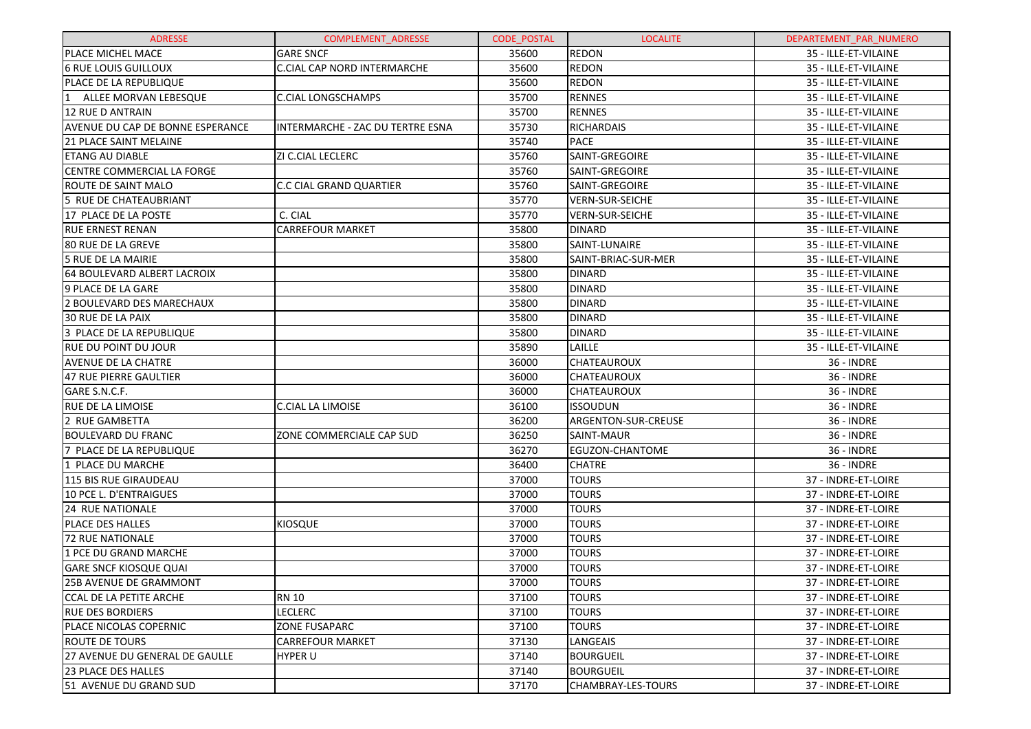| ADRESSE | COMPLEMENT_ADRESSE | CODE_POSTAL | LOCALITE | DEPARTEMENT_PAR_NUMERO |
|---|---|---|---|---|
| PLACE MICHEL MACE | GARE SNCF | 35600 | REDON | 35 - ILLE-ET-VILAINE |
| 6 RUE LOUIS GUILLOUX | C.CIAL CAP NORD INTERMARCHE | 35600 | REDON | 35 - ILLE-ET-VILAINE |
| PLACE DE LA REPUBLIQUE | | 35600 | REDON | 35 - ILLE-ET-VILAINE |
| 1 ALLEE MORVAN LEBESQUE | C.CIAL LONGSCHAMPS | 35700 | RENNES | 35 - ILLE-ET-VILAINE |
| 12 RUE D ANTRAIN | | 35700 | RENNES | 35 - ILLE-ET-VILAINE |
| AVENUE DU CAP DE BONNE ESPERANCE | INTERMARCHE - ZAC DU TERTRE ESNA | 35730 | RICHARDAIS | 35 - ILLE-ET-VILAINE |
| 21 PLACE SAINT MELAINE | | 35740 | PACE | 35 - ILLE-ET-VILAINE |
| ETANG AU DIABLE | ZI C.CIAL LECLERC | 35760 | SAINT-GREGOIRE | 35 - ILLE-ET-VILAINE |
| CENTRE COMMERCIAL LA FORGE | | 35760 | SAINT-GREGOIRE | 35 - ILLE-ET-VILAINE |
| ROUTE DE SAINT MALO | C.C CIAL GRAND QUARTIER | 35760 | SAINT-GREGOIRE | 35 - ILLE-ET-VILAINE |
| 5 RUE DE CHATEAUBRIANT | | 35770 | VERN-SUR-SEICHE | 35 - ILLE-ET-VILAINE |
| 17 PLACE DE LA POSTE | C. CIAL | 35770 | VERN-SUR-SEICHE | 35 - ILLE-ET-VILAINE |
| RUE ERNEST RENAN | CARREFOUR MARKET | 35800 | DINARD | 35 - ILLE-ET-VILAINE |
| 80 RUE DE LA GREVE | | 35800 | SAINT-LUNAIRE | 35 - ILLE-ET-VILAINE |
| 5 RUE DE LA MAIRIE | | 35800 | SAINT-BRIAC-SUR-MER | 35 - ILLE-ET-VILAINE |
| 64 BOULEVARD ALBERT LACROIX | | 35800 | DINARD | 35 - ILLE-ET-VILAINE |
| 9 PLACE DE LA GARE | | 35800 | DINARD | 35 - ILLE-ET-VILAINE |
| 2 BOULEVARD DES MARECHAUX | | 35800 | DINARD | 35 - ILLE-ET-VILAINE |
| 30 RUE DE LA PAIX | | 35800 | DINARD | 35 - ILLE-ET-VILAINE |
| 3 PLACE DE LA REPUBLIQUE | | 35800 | DINARD | 35 - ILLE-ET-VILAINE |
| RUE DU POINT DU JOUR | | 35890 | LAILLE | 35 - ILLE-ET-VILAINE |
| AVENUE DE LA CHATRE | | 36000 | CHATEAUROUX | 36 - INDRE |
| 47 RUE PIERRE GAULTIER | | 36000 | CHATEAUROUX | 36 - INDRE |
| GARE S.N.C.F. | | 36000 | CHATEAUROUX | 36 - INDRE |
| RUE DE LA LIMOISE | C.CIAL LA LIMOISE | 36100 | ISSOUDUN | 36 - INDRE |
| 2 RUE GAMBETTA | | 36200 | ARGENTON-SUR-CREUSE | 36 - INDRE |
| BOULEVARD DU FRANC | ZONE COMMERCIALE CAP SUD | 36250 | SAINT-MAUR | 36 - INDRE |
| 7 PLACE DE LA REPUBLIQUE | | 36270 | EGUZON-CHANTOME | 36 - INDRE |
| 1 PLACE DU MARCHE | | 36400 | CHATRE | 36 - INDRE |
| 115 BIS RUE GIRAUDEAU | | 37000 | TOURS | 37 - INDRE-ET-LOIRE |
| 10 PCE L. D'ENTRAIGUES | | 37000 | TOURS | 37 - INDRE-ET-LOIRE |
| 24 RUE NATIONALE | | 37000 | TOURS | 37 - INDRE-ET-LOIRE |
| PLACE DES HALLES | KIOSQUE | 37000 | TOURS | 37 - INDRE-ET-LOIRE |
| 72 RUE NATIONALE | | 37000 | TOURS | 37 - INDRE-ET-LOIRE |
| 1 PCE DU GRAND MARCHE | | 37000 | TOURS | 37 - INDRE-ET-LOIRE |
| GARE SNCF KIOSQUE QUAI | | 37000 | TOURS | 37 - INDRE-ET-LOIRE |
| 25B AVENUE DE GRAMMONT | | 37000 | TOURS | 37 - INDRE-ET-LOIRE |
| CCAL DE LA PETITE ARCHE | RN 10 | 37100 | TOURS | 37 - INDRE-ET-LOIRE |
| RUE DES BORDIERS | LECLERC | 37100 | TOURS | 37 - INDRE-ET-LOIRE |
| PLACE NICOLAS COPERNIC | ZONE FUSAPARC | 37100 | TOURS | 37 - INDRE-ET-LOIRE |
| ROUTE DE TOURS | CARREFOUR MARKET | 37130 | LANGEAIS | 37 - INDRE-ET-LOIRE |
| 27 AVENUE DU GENERAL DE GAULLE | HYPER U | 37140 | BOURGUEIL | 37 - INDRE-ET-LOIRE |
| 23 PLACE DES HALLES | | 37140 | BOURGUEIL | 37 - INDRE-ET-LOIRE |
| 51 AVENUE DU GRAND SUD | | 37170 | CHAMBRAY-LES-TOURS | 37 - INDRE-ET-LOIRE |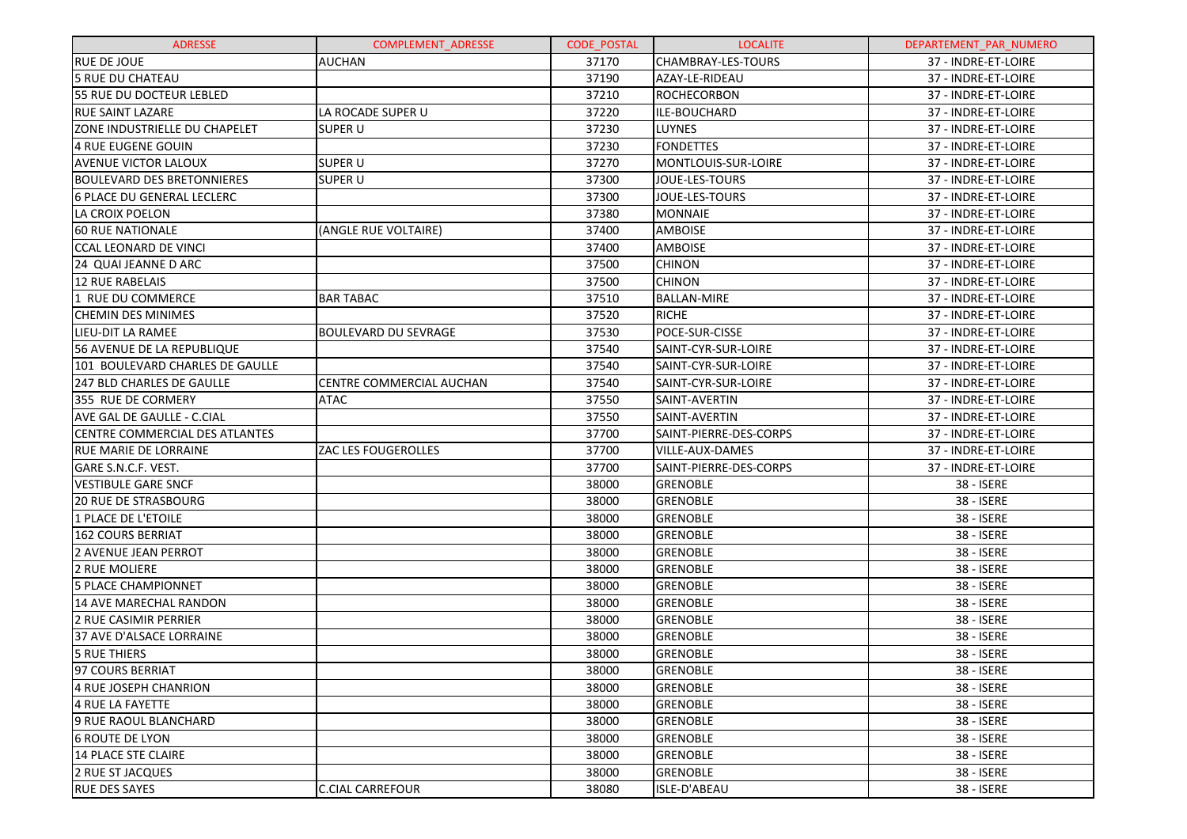| ADRESSE | COMPLEMENT_ADRESSE | CODE_POSTAL | LOCALITE | DEPARTEMENT_PAR_NUMERO |
| --- | --- | --- | --- | --- |
| RUE DE JOUE | AUCHAN | 37170 | CHAMBRAY-LES-TOURS | 37 - INDRE-ET-LOIRE |
| 5 RUE DU CHATEAU | | 37190 | AZAY-LE-RIDEAU | 37 - INDRE-ET-LOIRE |
| 55 RUE DU DOCTEUR LEBLED | | 37210 | ROCHECORBON | 37 - INDRE-ET-LOIRE |
| RUE SAINT LAZARE | LA ROCADE SUPER U | 37220 | ILE-BOUCHARD | 37 - INDRE-ET-LOIRE |
| ZONE INDUSTRIELLE DU CHAPELET | SUPER U | 37230 | LUYNES | 37 - INDRE-ET-LOIRE |
| 4 RUE EUGENE GOUIN | | 37230 | FONDETTES | 37 - INDRE-ET-LOIRE |
| AVENUE VICTOR LALOUX | SUPER U | 37270 | MONTLOUIS-SUR-LOIRE | 37 - INDRE-ET-LOIRE |
| BOULEVARD DES BRETONNIERES | SUPER U | 37300 | JOUE-LES-TOURS | 37 - INDRE-ET-LOIRE |
| 6 PLACE DU GENERAL LECLERC | | 37300 | JOUE-LES-TOURS | 37 - INDRE-ET-LOIRE |
| LA CROIX POELON | | 37380 | MONNAIE | 37 - INDRE-ET-LOIRE |
| 60 RUE NATIONALE | (ANGLE RUE VOLTAIRE) | 37400 | AMBOISE | 37 - INDRE-ET-LOIRE |
| CCAL LEONARD DE VINCI | | 37400 | AMBOISE | 37 - INDRE-ET-LOIRE |
| 24 QUAI JEANNE D ARC | | 37500 | CHINON | 37 - INDRE-ET-LOIRE |
| 12 RUE RABELAIS | | 37500 | CHINON | 37 - INDRE-ET-LOIRE |
| 1 RUE DU COMMERCE | BAR TABAC | 37510 | BALLAN-MIRE | 37 - INDRE-ET-LOIRE |
| CHEMIN DES MINIMES | | 37520 | RICHE | 37 - INDRE-ET-LOIRE |
| LIEU-DIT LA RAMEE | BOULEVARD DU SEVRAGE | 37530 | POCE-SUR-CISSE | 37 - INDRE-ET-LOIRE |
| 56 AVENUE DE LA REPUBLIQUE | | 37540 | SAINT-CYR-SUR-LOIRE | 37 - INDRE-ET-LOIRE |
| 101 BOULEVARD CHARLES DE GAULLE | | 37540 | SAINT-CYR-SUR-LOIRE | 37 - INDRE-ET-LOIRE |
| 247 BLD CHARLES DE GAULLE | CENTRE COMMERCIAL AUCHAN | 37540 | SAINT-CYR-SUR-LOIRE | 37 - INDRE-ET-LOIRE |
| 355 RUE DE CORMERY | ATAC | 37550 | SAINT-AVERTIN | 37 - INDRE-ET-LOIRE |
| AVE GAL DE GAULLE - C.CIAL | | 37550 | SAINT-AVERTIN | 37 - INDRE-ET-LOIRE |
| CENTRE COMMERCIAL DES ATLANTES | | 37700 | SAINT-PIERRE-DES-CORPS | 37 - INDRE-ET-LOIRE |
| RUE MARIE DE LORRAINE | ZAC LES FOUGEROLLES | 37700 | VILLE-AUX-DAMES | 37 - INDRE-ET-LOIRE |
| GARE S.N.C.F. VEST. | | 37700 | SAINT-PIERRE-DES-CORPS | 37 - INDRE-ET-LOIRE |
| VESTIBULE GARE SNCF | | 38000 | GRENOBLE | 38 - ISERE |
| 20 RUE DE STRASBOURG | | 38000 | GRENOBLE | 38 - ISERE |
| 1 PLACE DE L'ETOILE | | 38000 | GRENOBLE | 38 - ISERE |
| 162 COURS BERRIAT | | 38000 | GRENOBLE | 38 - ISERE |
| 2 AVENUE JEAN PERROT | | 38000 | GRENOBLE | 38 - ISERE |
| 2 RUE MOLIERE | | 38000 | GRENOBLE | 38 - ISERE |
| 5 PLACE CHAMPIONNET | | 38000 | GRENOBLE | 38 - ISERE |
| 14 AVE MARECHAL RANDON | | 38000 | GRENOBLE | 38 - ISERE |
| 2 RUE CASIMIR PERRIER | | 38000 | GRENOBLE | 38 - ISERE |
| 37 AVE D'ALSACE LORRAINE | | 38000 | GRENOBLE | 38 - ISERE |
| 5 RUE THIERS | | 38000 | GRENOBLE | 38 - ISERE |
| 97 COURS BERRIAT | | 38000 | GRENOBLE | 38 - ISERE |
| 4 RUE JOSEPH CHANRION | | 38000 | GRENOBLE | 38 - ISERE |
| 4 RUE LA FAYETTE | | 38000 | GRENOBLE | 38 - ISERE |
| 9 RUE RAOUL BLANCHARD | | 38000 | GRENOBLE | 38 - ISERE |
| 6 ROUTE DE LYON | | 38000 | GRENOBLE | 38 - ISERE |
| 14 PLACE STE CLAIRE | | 38000 | GRENOBLE | 38 - ISERE |
| 2 RUE ST JACQUES | | 38000 | GRENOBLE | 38 - ISERE |
| RUE DES SAYES | C.CIAL CARREFOUR | 38080 | ISLE-D'ABEAU | 38 - ISERE |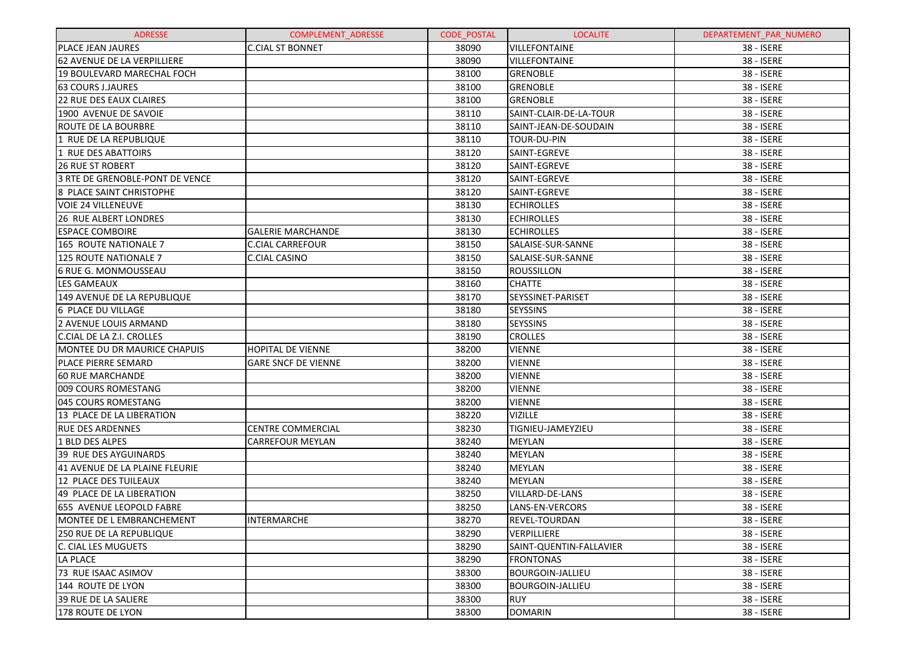| ADRESSE | COMPLEMENT_ADRESSE | CODE_POSTAL | LOCALITE | DEPARTEMENT_PAR_NUMERO |
|---|---|---|---|---|
| PLACE JEAN JAURES | C.CIAL ST BONNET | 38090 | VILLEFONTAINE | 38 - ISERE |
| 62 AVENUE DE LA VERPILLIERE | | 38090 | VILLEFONTAINE | 38 - ISERE |
| 19 BOULEVARD MARECHAL FOCH | | 38100 | GRENOBLE | 38 - ISERE |
| 63 COURS J.JAURES | | 38100 | GRENOBLE | 38 - ISERE |
| 22 RUE DES EAUX CLAIRES | | 38100 | GRENOBLE | 38 - ISERE |
| 1900 AVENUE DE SAVOIE | | 38110 | SAINT-CLAIR-DE-LA-TOUR | 38 - ISERE |
| ROUTE DE LA BOURBRE | | 38110 | SAINT-JEAN-DE-SOUDAIN | 38 - ISERE |
| 1 RUE DE LA REPUBLIQUE | | 38110 | TOUR-DU-PIN | 38 - ISERE |
| 1 RUE DES ABATTOIRS | | 38120 | SAINT-EGREVE | 38 - ISERE |
| 26 RUE ST ROBERT | | 38120 | SAINT-EGREVE | 38 - ISERE |
| 3 RTE DE GRENOBLE-PONT DE VENCE | | 38120 | SAINT-EGREVE | 38 - ISERE |
| 8 PLACE SAINT CHRISTOPHE | | 38120 | SAINT-EGREVE | 38 - ISERE |
| VOIE 24 VILLENEUVE | | 38130 | ECHIROLLES | 38 - ISERE |
| 26 RUE ALBERT LONDRES | | 38130 | ECHIROLLES | 38 - ISERE |
| ESPACE COMBOIRE | GALERIE MARCHANDE | 38130 | ECHIROLLES | 38 - ISERE |
| 165 ROUTE NATIONALE 7 | C.CIAL CARREFOUR | 38150 | SALAISE-SUR-SANNE | 38 - ISERE |
| 125 ROUTE NATIONALE 7 | C.CIAL CASINO | 38150 | SALAISE-SUR-SANNE | 38 - ISERE |
| 6 RUE G. MONMOUSSEAU | | 38150 | ROUSSILLON | 38 - ISERE |
| LES GAMEAUX | | 38160 | CHATTE | 38 - ISERE |
| 149 AVENUE DE LA REPUBLIQUE | | 38170 | SEYSSINET-PARISET | 38 - ISERE |
| 6 PLACE DU VILLAGE | | 38180 | SEYSSINS | 38 - ISERE |
| 2 AVENUE LOUIS ARMAND | | 38180 | SEYSSINS | 38 - ISERE |
| C.CIAL DE LA Z.I. CROLLES | | 38190 | CROLLES | 38 - ISERE |
| MONTEE DU DR MAURICE CHAPUIS | HOPITAL DE VIENNE | 38200 | VIENNE | 38 - ISERE |
| PLACE PIERRE SEMARD | GARE SNCF DE VIENNE | 38200 | VIENNE | 38 - ISERE |
| 60 RUE MARCHANDE | | 38200 | VIENNE | 38 - ISERE |
| 009 COURS ROMESTANG | | 38200 | VIENNE | 38 - ISERE |
| 045 COURS ROMESTANG | | 38200 | VIENNE | 38 - ISERE |
| 13 PLACE DE LA LIBERATION | | 38220 | VIZILLE | 38 - ISERE |
| RUE DES ARDENNES | CENTRE COMMERCIAL | 38230 | TIGNIEU-JAMEYZIEU | 38 - ISERE |
| 1 BLD DES ALPES | CARREFOUR MEYLAN | 38240 | MEYLAN | 38 - ISERE |
| 39 RUE DES AYGUINARDS | | 38240 | MEYLAN | 38 - ISERE |
| 41 AVENUE DE LA PLAINE FLEURIE | | 38240 | MEYLAN | 38 - ISERE |
| 12 PLACE DES TUILEAUX | | 38240 | MEYLAN | 38 - ISERE |
| 49 PLACE DE LA LIBERATION | | 38250 | VILLARD-DE-LANS | 38 - ISERE |
| 655 AVENUE LEOPOLD FABRE | | 38250 | LANS-EN-VERCORS | 38 - ISERE |
| MONTEE DE L EMBRANCHEMENT | INTERMARCHE | 38270 | REVEL-TOURDAN | 38 - ISERE |
| 250 RUE DE LA REPUBLIQUE | | 38290 | VERPILLIERE | 38 - ISERE |
| C. CIAL LES MUGUETS | | 38290 | SAINT-QUENTIN-FALLAVIER | 38 - ISERE |
| LA PLACE | | 38290 | FRONTONAS | 38 - ISERE |
| 73 RUE ISAAC ASIMOV | | 38300 | BOURGOIN-JALLIEU | 38 - ISERE |
| 144 ROUTE DE LYON | | 38300 | BOURGOIN-JALLIEU | 38 - ISERE |
| 39 RUE DE LA SALIERE | | 38300 | RUY | 38 - ISERE |
| 178 ROUTE DE LYON | | 38300 | DOMARIN | 38 - ISERE |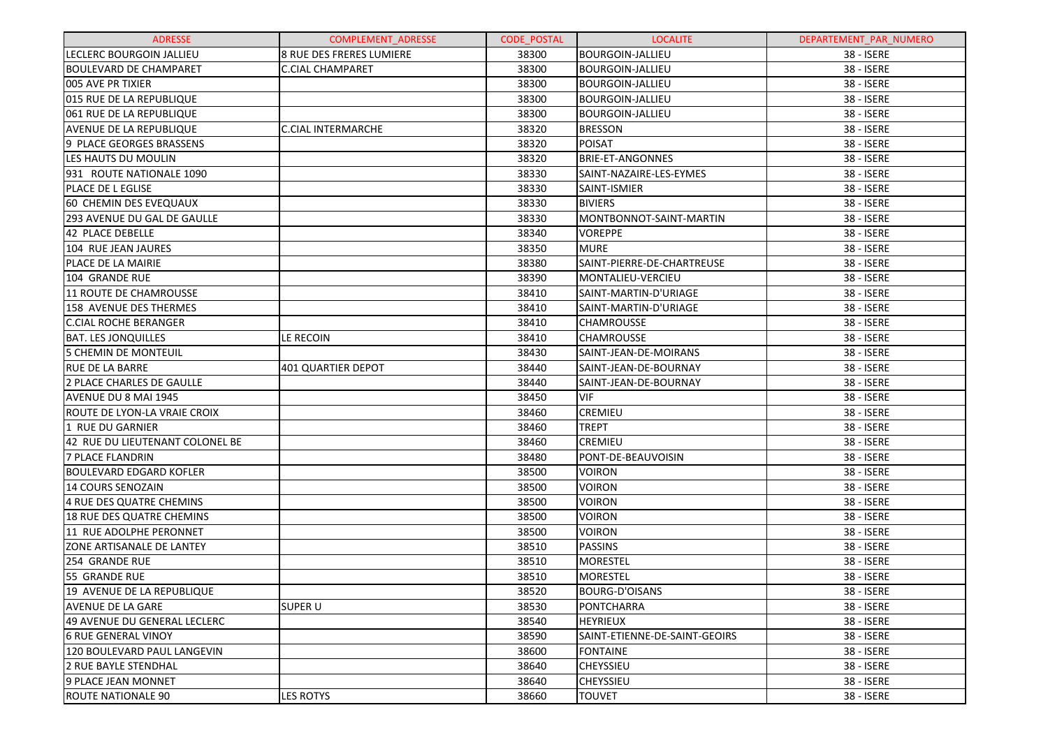| ADRESSE | COMPLEMENT_ADRESSE | CODE_POSTAL | LOCALITE | DEPARTEMENT_PAR_NUMERO |
|---|---|---|---|---|
| LECLERC BOURGOIN JALLIEU | 8 RUE DES FRERES LUMIERE | 38300 | BOURGOIN-JALLIEU | 38 - ISERE |
| BOULEVARD DE CHAMPARET | C.CIAL CHAMPARET | 38300 | BOURGOIN-JALLIEU | 38 - ISERE |
| 005 AVE PR TIXIER | | 38300 | BOURGOIN-JALLIEU | 38 - ISERE |
| 015 RUE DE LA REPUBLIQUE | | 38300 | BOURGOIN-JALLIEU | 38 - ISERE |
| 061 RUE DE LA REPUBLIQUE | | 38300 | BOURGOIN-JALLIEU | 38 - ISERE |
| AVENUE DE LA REPUBLIQUE | C.CIAL INTERMARCHE | 38320 | BRESSON | 38 - ISERE |
| 9 PLACE GEORGES BRASSENS | | 38320 | POISAT | 38 - ISERE |
| LES HAUTS DU MOULIN | | 38320 | BRIE-ET-ANGONNES | 38 - ISERE |
| 931 ROUTE NATIONALE 1090 | | 38330 | SAINT-NAZAIRE-LES-EYMES | 38 - ISERE |
| PLACE DE L EGLISE | | 38330 | SAINT-ISMIER | 38 - ISERE |
| 60 CHEMIN DES EVEQUAUX | | 38330 | BIVIERS | 38 - ISERE |
| 293 AVENUE DU GAL DE GAULLE | | 38330 | MONTBONNOT-SAINT-MARTIN | 38 - ISERE |
| 42 PLACE DEBELLE | | 38340 | VOREPPE | 38 - ISERE |
| 104 RUE JEAN JAURES | | 38350 | MURE | 38 - ISERE |
| PLACE DE LA MAIRIE | | 38380 | SAINT-PIERRE-DE-CHARTREUSE | 38 - ISERE |
| 104 GRANDE RUE | | 38390 | MONTALIEU-VERCIEU | 38 - ISERE |
| 11 ROUTE DE CHAMROUSSE | | 38410 | SAINT-MARTIN-D'URIAGE | 38 - ISERE |
| 158 AVENUE DES THERMES | | 38410 | SAINT-MARTIN-D'URIAGE | 38 - ISERE |
| C.CIAL ROCHE BERANGER | | 38410 | CHAMROUSSE | 38 - ISERE |
| BAT. LES JONQUILLES | LE RECOIN | 38410 | CHAMROUSSE | 38 - ISERE |
| 5 CHEMIN DE MONTEUIL | | 38430 | SAINT-JEAN-DE-MOIRANS | 38 - ISERE |
| RUE DE LA BARRE | 401 QUARTIER DEPOT | 38440 | SAINT-JEAN-DE-BOURNAY | 38 - ISERE |
| 2 PLACE CHARLES DE GAULLE | | 38440 | SAINT-JEAN-DE-BOURNAY | 38 - ISERE |
| AVENUE DU 8 MAI 1945 | | 38450 | VIF | 38 - ISERE |
| ROUTE DE LYON-LA VRAIE CROIX | | 38460 | CREMIEU | 38 - ISERE |
| 1 RUE DU GARNIER | | 38460 | TREPT | 38 - ISERE |
| 42 RUE DU LIEUTENANT COLONEL BE | | 38460 | CREMIEU | 38 - ISERE |
| 7 PLACE FLANDRIN | | 38480 | PONT-DE-BEAUVOISIN | 38 - ISERE |
| BOULEVARD EDGARD KOFLER | | 38500 | VOIRON | 38 - ISERE |
| 14 COURS SENOZAIN | | 38500 | VOIRON | 38 - ISERE |
| 4 RUE DES QUATRE CHEMINS | | 38500 | VOIRON | 38 - ISERE |
| 18 RUE DES QUATRE CHEMINS | | 38500 | VOIRON | 38 - ISERE |
| 11 RUE ADOLPHE PERONNET | | 38500 | VOIRON | 38 - ISERE |
| ZONE ARTISANALE DE LANTEY | | 38510 | PASSINS | 38 - ISERE |
| 254 GRANDE RUE | | 38510 | MORESTEL | 38 - ISERE |
| 55 GRANDE RUE | | 38510 | MORESTEL | 38 - ISERE |
| 19 AVENUE DE LA REPUBLIQUE | | 38520 | BOURG-D'OISANS | 38 - ISERE |
| AVENUE DE LA GARE | SUPER U | 38530 | PONTCHARRA | 38 - ISERE |
| 49 AVENUE DU GENERAL LECLERC | | 38540 | HEYRIEUX | 38 - ISERE |
| 6 RUE GENERAL VINOY | | 38590 | SAINT-ETIENNE-DE-SAINT-GEOIRS | 38 - ISERE |
| 120 BOULEVARD PAUL LANGEVIN | | 38600 | FONTAINE | 38 - ISERE |
| 2 RUE BAYLE STENDHAL | | 38640 | CHEYSSIEU | 38 - ISERE |
| 9 PLACE JEAN MONNET | | 38640 | CHEYSSIEU | 38 - ISERE |
| ROUTE NATIONALE 90 | LES ROTYS | 38660 | TOUVET | 38 - ISERE |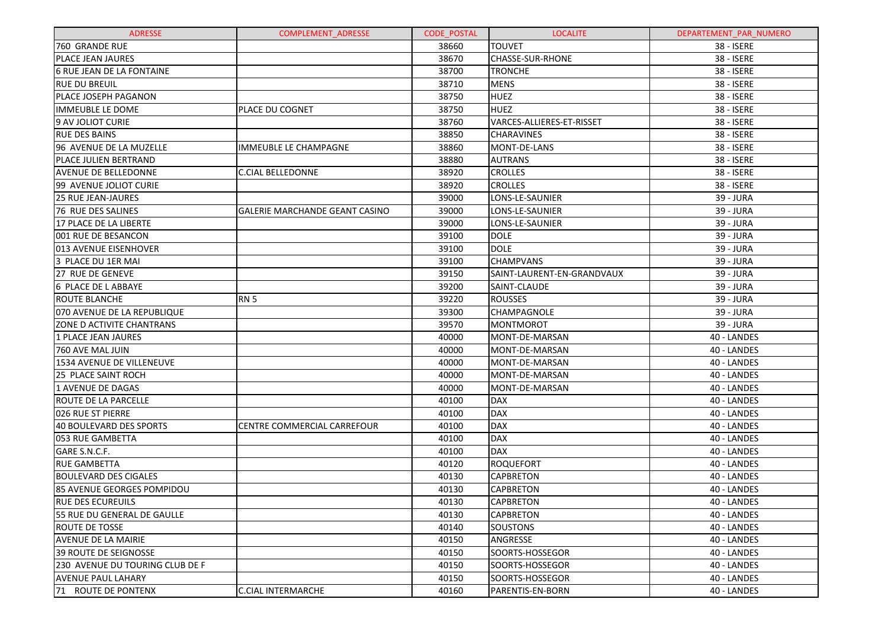| ADRESSE | COMPLEMENT_ADRESSE | CODE_POSTAL | LOCALITE | DEPARTEMENT_PAR_NUMERO |
|---|---|---|---|---|
| 760 GRANDE RUE | | 38660 | TOUVET | 38 - ISERE |
| PLACE JEAN JAURES | | 38670 | CHASSE-SUR-RHONE | 38 - ISERE |
| 6 RUE JEAN DE LA FONTAINE | | 38700 | TRONCHE | 38 - ISERE |
| RUE DU BREUIL | | 38710 | MENS | 38 - ISERE |
| PLACE JOSEPH PAGANON | | 38750 | HUEZ | 38 - ISERE |
| IMMEUBLE LE DOME | PLACE DU COGNET | 38750 | HUEZ | 38 - ISERE |
| 9 AV JOLIOT CURIE | | 38760 | VARCES-ALLIERES-ET-RISSET | 38 - ISERE |
| RUE DES BAINS | | 38850 | CHARAVINES | 38 - ISERE |
| 96 AVENUE DE LA MUZELLE | IMMEUBLE LE CHAMPAGNE | 38860 | MONT-DE-LANS | 38 - ISERE |
| PLACE JULIEN BERTRAND | | 38880 | AUTRANS | 38 - ISERE |
| AVENUE DE BELLEDONNE | C.CIAL BELLEDONNE | 38920 | CROLLES | 38 - ISERE |
| 99 AVENUE JOLIOT CURIE | | 38920 | CROLLES | 38 - ISERE |
| 25 RUE JEAN-JAURES | | 39000 | LONS-LE-SAUNIER | 39 - JURA |
| 76 RUE DES SALINES | GALERIE MARCHANDE GEANT CASINO | 39000 | LONS-LE-SAUNIER | 39 - JURA |
| 17 PLACE DE LA LIBERTE | | 39000 | LONS-LE-SAUNIER | 39 - JURA |
| 001 RUE DE BESANCON | | 39100 | DOLE | 39 - JURA |
| 013 AVENUE EISENHOVER | | 39100 | DOLE | 39 - JURA |
| 3 PLACE DU 1ER MAI | | 39100 | CHAMPVANS | 39 - JURA |
| 27 RUE DE GENEVE | | 39150 | SAINT-LAURENT-EN-GRANDVAUX | 39 - JURA |
| 6 PLACE DE L ABBAYE | | 39200 | SAINT-CLAUDE | 39 - JURA |
| ROUTE BLANCHE | RN 5 | 39220 | ROUSSES | 39 - JURA |
| 070 AVENUE DE LA REPUBLIQUE | | 39300 | CHAMPAGNOLE | 39 - JURA |
| ZONE D ACTIVITE CHANTRANS | | 39570 | MONTMOROT | 39 - JURA |
| 1 PLACE JEAN JAURES | | 40000 | MONT-DE-MARSAN | 40 - LANDES |
| 760 AVE MAL JUIN | | 40000 | MONT-DE-MARSAN | 40 - LANDES |
| 1534 AVENUE DE VILLENEUVE | | 40000 | MONT-DE-MARSAN | 40 - LANDES |
| 25 PLACE SAINT ROCH | | 40000 | MONT-DE-MARSAN | 40 - LANDES |
| 1 AVENUE DE DAGAS | | 40000 | MONT-DE-MARSAN | 40 - LANDES |
| ROUTE DE LA PARCELLE | | 40100 | DAX | 40 - LANDES |
| 026 RUE ST PIERRE | | 40100 | DAX | 40 - LANDES |
| 40 BOULEVARD DES SPORTS | CENTRE COMMERCIAL CARREFOUR | 40100 | DAX | 40 - LANDES |
| 053 RUE GAMBETTA | | 40100 | DAX | 40 - LANDES |
| GARE S.N.C.F. | | 40100 | DAX | 40 - LANDES |
| RUE GAMBETTA | | 40120 | ROQUEFORT | 40 - LANDES |
| BOULEVARD DES CIGALES | | 40130 | CAPBRETON | 40 - LANDES |
| 85 AVENUE GEORGES POMPIDOU | | 40130 | CAPBRETON | 40 - LANDES |
| RUE DES ECUREUILS | | 40130 | CAPBRETON | 40 - LANDES |
| 55 RUE DU GENERAL DE GAULLE | | 40130 | CAPBRETON | 40 - LANDES |
| ROUTE DE TOSSE | | 40140 | SOUSTONS | 40 - LANDES |
| AVENUE DE LA MAIRIE | | 40150 | ANGRESSE | 40 - LANDES |
| 39 ROUTE DE SEIGNOSSE | | 40150 | SOORTS-HOSSEGOR | 40 - LANDES |
| 230 AVENUE DU TOURING CLUB DE F | | 40150 | SOORTS-HOSSEGOR | 40 - LANDES |
| AVENUE PAUL LAHARY | | 40150 | SOORTS-HOSSEGOR | 40 - LANDES |
| 71 ROUTE DE PONTENX | C.CIAL INTERMARCHE | 40160 | PARENTIS-EN-BORN | 40 - LANDES |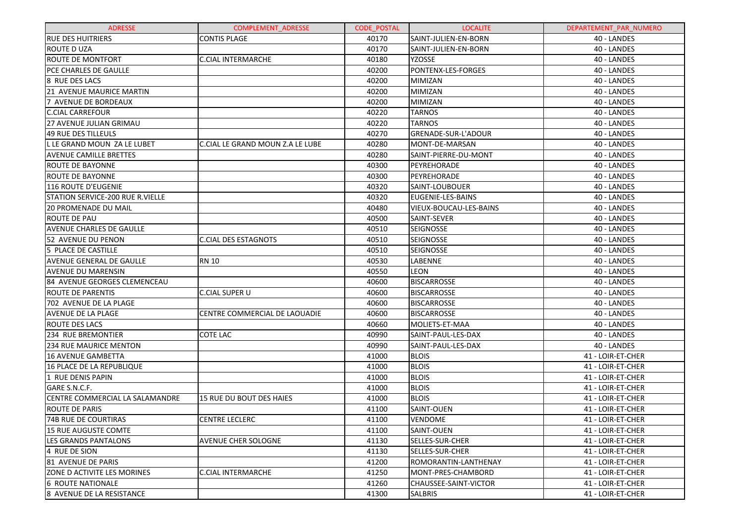| ADRESSE | COMPLEMENT_ADRESSE | CODE_POSTAL | LOCALITE | DEPARTEMENT_PAR_NUMERO |
|---|---|---|---|---|
| RUE DES HUITRIERS | CONTIS PLAGE | 40170 | SAINT-JULIEN-EN-BORN | 40 - LANDES |
| ROUTE D UZA | | 40170 | SAINT-JULIEN-EN-BORN | 40 - LANDES |
| ROUTE DE MONTFORT | C.CIAL INTERMARCHE | 40180 | YZOSSE | 40 - LANDES |
| PCE CHARLES DE GAULLE | | 40200 | PONTENX-LES-FORGES | 40 - LANDES |
| 8 RUE DES LACS | | 40200 | MIMIZAN | 40 - LANDES |
| 21 AVENUE MAURICE MARTIN | | 40200 | MIMIZAN | 40 - LANDES |
| 7 AVENUE DE BORDEAUX | | 40200 | MIMIZAN | 40 - LANDES |
| C.CIAL CARREFOUR | | 40220 | TARNOS | 40 - LANDES |
| 27 AVENUE JULIAN GRIMAU | | 40220 | TARNOS | 40 - LANDES |
| 49 RUE DES TILLEULS | | 40270 | GRENADE-SUR-L'ADOUR | 40 - LANDES |
| L LE GRAND MOUN ZA LE LUBET | C.CIAL LE GRAND MOUN Z.A LE LUBE | 40280 | MONT-DE-MARSAN | 40 - LANDES |
| AVENUE CAMILLE BRETTES | | 40280 | SAINT-PIERRE-DU-MONT | 40 - LANDES |
| ROUTE DE BAYONNE | | 40300 | PEYREHORADE | 40 - LANDES |
| ROUTE DE BAYONNE | | 40300 | PEYREHORADE | 40 - LANDES |
| 116 ROUTE D'EUGENIE | | 40320 | SAINT-LOUBOUER | 40 - LANDES |
| STATION SERVICE-200 RUE R.VIELLE | | 40320 | EUGENIE-LES-BAINS | 40 - LANDES |
| 20 PROMENADE DU MAIL | | 40480 | VIEUX-BOUCAU-LES-BAINS | 40 - LANDES |
| ROUTE DE PAU | | 40500 | SAINT-SEVER | 40 - LANDES |
| AVENUE CHARLES DE GAULLE | | 40510 | SEIGNOSSE | 40 - LANDES |
| 52 AVENUE DU PENON | C.CIAL DES ESTAGNOTS | 40510 | SEIGNOSSE | 40 - LANDES |
| 5 PLACE DE CASTILLE | | 40510 | SEIGNOSSE | 40 - LANDES |
| AVENUE GENERAL DE GAULLE | RN 10 | 40530 | LABENNE | 40 - LANDES |
| AVENUE DU MARENSIN | | 40550 | LEON | 40 - LANDES |
| 84 AVENUE GEORGES CLEMENCEAU | | 40600 | BISCARROSSE | 40 - LANDES |
| ROUTE DE PARENTIS | C.CIAL SUPER U | 40600 | BISCARROSSE | 40 - LANDES |
| 702 AVENUE DE LA PLAGE | | 40600 | BISCARROSSE | 40 - LANDES |
| AVENUE DE LA PLAGE | CENTRE COMMERCIAL DE LAOUADIE | 40600 | BISCARROSSE | 40 - LANDES |
| ROUTE DES LACS | | 40660 | MOLIETS-ET-MAA | 40 - LANDES |
| 234 RUE BREMONTIER | COTE LAC | 40990 | SAINT-PAUL-LES-DAX | 40 - LANDES |
| 234 RUE MAURICE MENTON | | 40990 | SAINT-PAUL-LES-DAX | 40 - LANDES |
| 16 AVENUE GAMBETTA | | 41000 | BLOIS | 41 - LOIR-ET-CHER |
| 16 PLACE DE LA REPUBLIQUE | | 41000 | BLOIS | 41 - LOIR-ET-CHER |
| 1 RUE DENIS PAPIN | | 41000 | BLOIS | 41 - LOIR-ET-CHER |
| GARE S.N.C.F. | | 41000 | BLOIS | 41 - LOIR-ET-CHER |
| CENTRE COMMERCIAL LA SALAMANDRE | 15 RUE DU BOUT DES HAIES | 41000 | BLOIS | 41 - LOIR-ET-CHER |
| ROUTE DE PARIS | | 41100 | SAINT-OUEN | 41 - LOIR-ET-CHER |
| 74B RUE DE COURTIRAS | CENTRE LECLERC | 41100 | VENDOME | 41 - LOIR-ET-CHER |
| 15 RUE AUGUSTE COMTE | | 41100 | SAINT-OUEN | 41 - LOIR-ET-CHER |
| LES GRANDS PANTALONS | AVENUE CHER SOLOGNE | 41130 | SELLES-SUR-CHER | 41 - LOIR-ET-CHER |
| 4 RUE DE SION | | 41130 | SELLES-SUR-CHER | 41 - LOIR-ET-CHER |
| 81 AVENUE DE PARIS | | 41200 | ROMORANTIN-LANTHENAY | 41 - LOIR-ET-CHER |
| ZONE D ACTIVITE LES MORINES | C.CIAL INTERMARCHE | 41250 | MONT-PRES-CHAMBORD | 41 - LOIR-ET-CHER |
| 6 ROUTE NATIONALE | | 41260 | CHAUSSEE-SAINT-VICTOR | 41 - LOIR-ET-CHER |
| 8 AVENUE DE LA RESISTANCE | | 41300 | SALBRIS | 41 - LOIR-ET-CHER |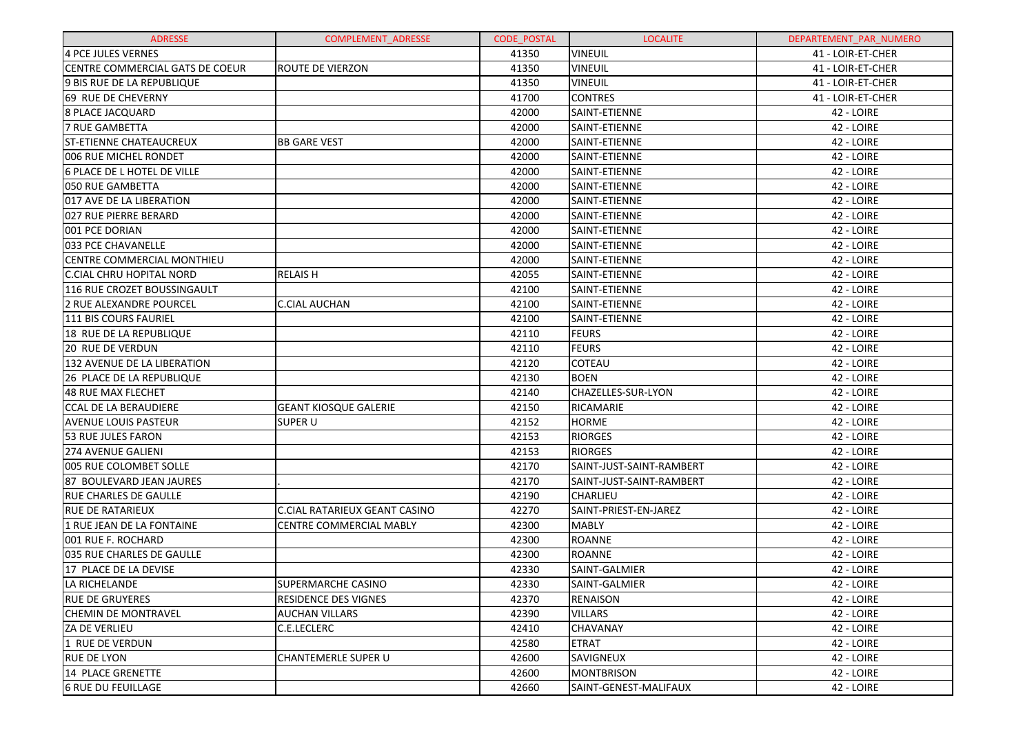| ADRESSE | COMPLEMENT_ADRESSE | CODE_POSTAL | LOCALITE | DEPARTEMENT_PAR_NUMERO |
|---|---|---|---|---|
| 4 PCE JULES VERNES | | 41350 | VINEUIL | 41 - LOIR-ET-CHER |
| CENTRE COMMERCIAL GATS DE COEUR | ROUTE DE VIERZON | 41350 | VINEUIL | 41 - LOIR-ET-CHER |
| 9 BIS RUE DE LA REPUBLIQUE | | 41350 | VINEUIL | 41 - LOIR-ET-CHER |
| 69 RUE DE CHEVERNY | | 41700 | CONTRES | 41 - LOIR-ET-CHER |
| 8 PLACE JACQUARD | | 42000 | SAINT-ETIENNE | 42 - LOIRE |
| 7 RUE GAMBETTA | | 42000 | SAINT-ETIENNE | 42 - LOIRE |
| ST-ETIENNE CHATEAUCREUX | BB GARE VEST | 42000 | SAINT-ETIENNE | 42 - LOIRE |
| 006 RUE MICHEL RONDET | | 42000 | SAINT-ETIENNE | 42 - LOIRE |
| 6 PLACE DE L HOTEL DE VILLE | | 42000 | SAINT-ETIENNE | 42 - LOIRE |
| 050 RUE GAMBETTA | | 42000 | SAINT-ETIENNE | 42 - LOIRE |
| 017 AVE DE LA LIBERATION | | 42000 | SAINT-ETIENNE | 42 - LOIRE |
| 027 RUE PIERRE BERARD | | 42000 | SAINT-ETIENNE | 42 - LOIRE |
| 001 PCE DORIAN | | 42000 | SAINT-ETIENNE | 42 - LOIRE |
| 033 PCE CHAVANELLE | | 42000 | SAINT-ETIENNE | 42 - LOIRE |
| CENTRE COMMERCIAL MONTHIEU | | 42000 | SAINT-ETIENNE | 42 - LOIRE |
| C.CIAL CHRU HOPITAL NORD | RELAIS H | 42055 | SAINT-ETIENNE | 42 - LOIRE |
| 116 RUE CROZET BOUSSINGAULT | | 42100 | SAINT-ETIENNE | 42 - LOIRE |
| 2 RUE ALEXANDRE POURCEL | C.CIAL AUCHAN | 42100 | SAINT-ETIENNE | 42 - LOIRE |
| 111 BIS COURS FAURIEL | | 42100 | SAINT-ETIENNE | 42 - LOIRE |
| 18 RUE DE LA REPUBLIQUE | | 42110 | FEURS | 42 - LOIRE |
| 20 RUE DE VERDUN | | 42110 | FEURS | 42 - LOIRE |
| 132 AVENUE DE LA LIBERATION | | 42120 | COTEAU | 42 - LOIRE |
| 26 PLACE DE LA REPUBLIQUE | | 42130 | BOEN | 42 - LOIRE |
| 48 RUE MAX FLECHET | | 42140 | CHAZELLES-SUR-LYON | 42 - LOIRE |
| CCAL DE LA BERAUDIERE | GEANT KIOSQUE GALERIE | 42150 | RICAMARIE | 42 - LOIRE |
| AVENUE LOUIS PASTEUR | SUPER U | 42152 | HORME | 42 - LOIRE |
| 53 RUE JULES FARON | | 42153 | RIORGES | 42 - LOIRE |
| 274 AVENUE GALIENI | | 42153 | RIORGES | 42 - LOIRE |
| 005 RUE COLOMBET SOLLE | | 42170 | SAINT-JUST-SAINT-RAMBERT | 42 - LOIRE |
| 87 BOULEVARD JEAN JAURES | . | 42170 | SAINT-JUST-SAINT-RAMBERT | 42 - LOIRE |
| RUE CHARLES DE GAULLE | | 42190 | CHARLIEU | 42 - LOIRE |
| RUE DE RATARIEUX | C.CIAL RATARIEUX GEANT CASINO | 42270 | SAINT-PRIEST-EN-JAREZ | 42 - LOIRE |
| 1 RUE JEAN DE LA FONTAINE | CENTRE COMMERCIAL MABLY | 42300 | MABLY | 42 - LOIRE |
| 001 RUE F. ROCHARD | | 42300 | ROANNE | 42 - LOIRE |
| 035 RUE CHARLES DE GAULLE | | 42300 | ROANNE | 42 - LOIRE |
| 17 PLACE DE LA DEVISE | | 42330 | SAINT-GALMIER | 42 - LOIRE |
| LA RICHELANDE | SUPERMARCHE CASINO | 42330 | SAINT-GALMIER | 42 - LOIRE |
| RUE DE GRUYERES | RESIDENCE DES VIGNES | 42370 | RENAISON | 42 - LOIRE |
| CHEMIN DE MONTRAVEL | AUCHAN VILLARS | 42390 | VILLARS | 42 - LOIRE |
| ZA DE VERLIEU | C.E.LECLERC | 42410 | CHAVANAY | 42 - LOIRE |
| 1 RUE DE VERDUN | | 42580 | ETRAT | 42 - LOIRE |
| RUE DE LYON | CHANTEMERLE SUPER U | 42600 | SAVIGNEUX | 42 - LOIRE |
| 14 PLACE GRENETTE | | 42600 | MONTBRISON | 42 - LOIRE |
| 6 RUE DU FEUILLAGE | | 42660 | SAINT-GENEST-MALIFAUX | 42 - LOIRE |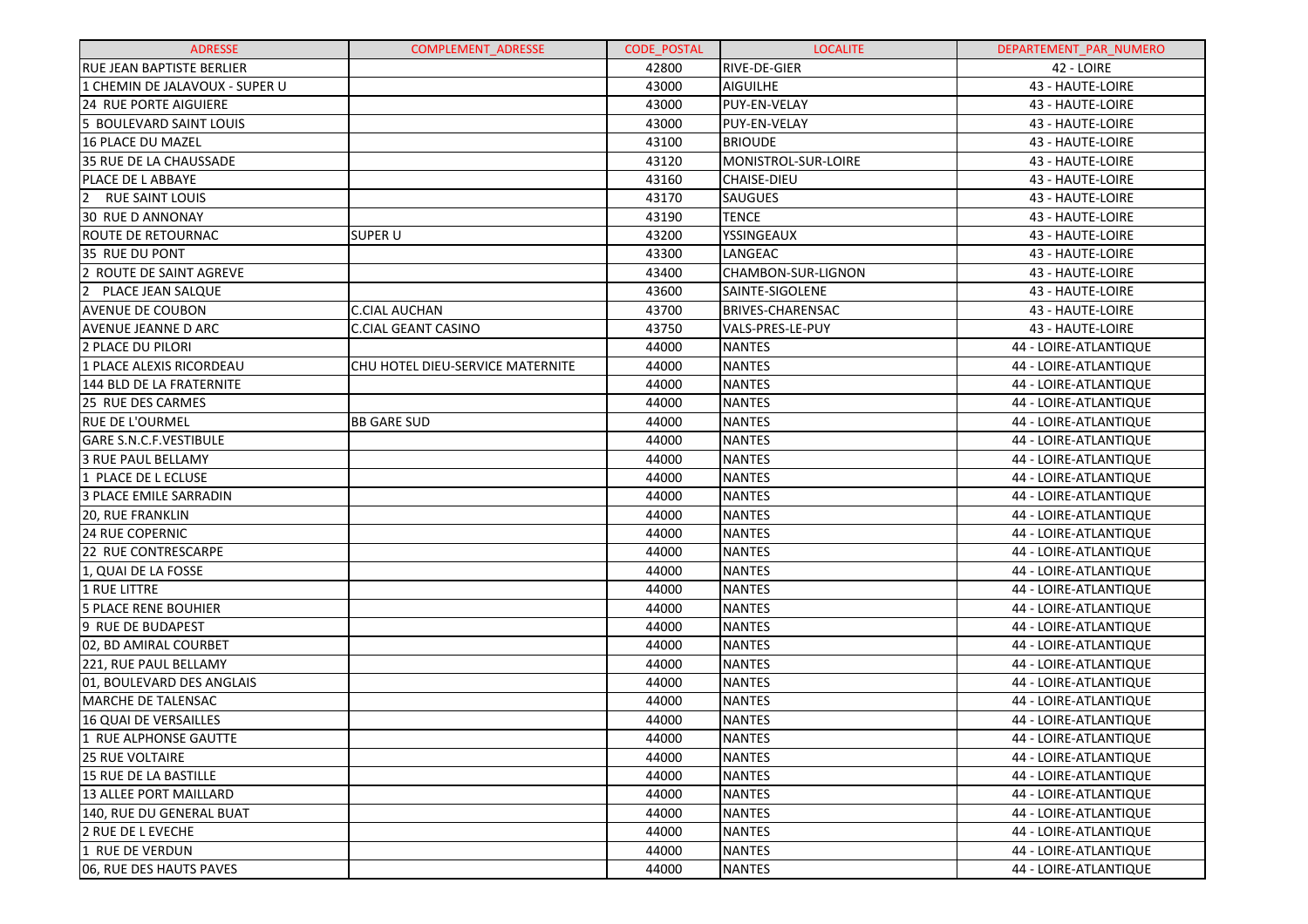| ADRESSE | COMPLEMENT_ADRESSE | CODE_POSTAL | LOCALITE | DEPARTEMENT_PAR_NUMERO |
|---|---|---|---|---|
| RUE JEAN BAPTISTE BERLIER | | 42800 | RIVE-DE-GIER | 42 - LOIRE |
| 1 CHEMIN DE JALAVOUX - SUPER U | | 43000 | AIGUILHE | 43 - HAUTE-LOIRE |
| 24 RUE PORTE AIGUIERE | | 43000 | PUY-EN-VELAY | 43 - HAUTE-LOIRE |
| 5 BOULEVARD SAINT LOUIS | | 43000 | PUY-EN-VELAY | 43 - HAUTE-LOIRE |
| 16 PLACE DU MAZEL | | 43100 | BRIOUDE | 43 - HAUTE-LOIRE |
| 35 RUE DE LA CHAUSSADE | | 43120 | MONISTROL-SUR-LOIRE | 43 - HAUTE-LOIRE |
| PLACE DE L ABBAYE | | 43160 | CHAISE-DIEU | 43 - HAUTE-LOIRE |
| 2 RUE SAINT LOUIS | | 43170 | SAUGUES | 43 - HAUTE-LOIRE |
| 30 RUE D ANNONAY | | 43190 | TENCE | 43 - HAUTE-LOIRE |
| ROUTE DE RETOURNAC | SUPER U | 43200 | YSSINGEAUX | 43 - HAUTE-LOIRE |
| 35 RUE DU PONT | | 43300 | LANGEAC | 43 - HAUTE-LOIRE |
| 2 ROUTE DE SAINT AGREVE | | 43400 | CHAMBON-SUR-LIGNON | 43 - HAUTE-LOIRE |
| 2 PLACE JEAN SALQUE | | 43600 | SAINTE-SIGOLENE | 43 - HAUTE-LOIRE |
| AVENUE DE COUBON | C.CIAL AUCHAN | 43700 | BRIVES-CHARENSAC | 43 - HAUTE-LOIRE |
| AVENUE JEANNE D ARC | C.CIAL GEANT CASINO | 43750 | VALS-PRES-LE-PUY | 43 - HAUTE-LOIRE |
| 2 PLACE DU PILORI | | 44000 | NANTES | 44 - LOIRE-ATLANTIQUE |
| 1 PLACE ALEXIS RICORDEAU | CHU HOTEL DIEU-SERVICE MATERNITE | 44000 | NANTES | 44 - LOIRE-ATLANTIQUE |
| 144 BLD DE LA FRATERNITE | | 44000 | NANTES | 44 - LOIRE-ATLANTIQUE |
| 25 RUE DES CARMES | | 44000 | NANTES | 44 - LOIRE-ATLANTIQUE |
| RUE DE L'OURMEL | BB GARE SUD | 44000 | NANTES | 44 - LOIRE-ATLANTIQUE |
| GARE S.N.C.F.VESTIBULE | | 44000 | NANTES | 44 - LOIRE-ATLANTIQUE |
| 3 RUE PAUL BELLAMY | | 44000 | NANTES | 44 - LOIRE-ATLANTIQUE |
| 1 PLACE DE L ECLUSE | | 44000 | NANTES | 44 - LOIRE-ATLANTIQUE |
| 3 PLACE EMILE SARRADIN | | 44000 | NANTES | 44 - LOIRE-ATLANTIQUE |
| 20, RUE FRANKLIN | | 44000 | NANTES | 44 - LOIRE-ATLANTIQUE |
| 24 RUE COPERNIC | | 44000 | NANTES | 44 - LOIRE-ATLANTIQUE |
| 22 RUE CONTRESCARPE | | 44000 | NANTES | 44 - LOIRE-ATLANTIQUE |
| 1, QUAI DE LA FOSSE | | 44000 | NANTES | 44 - LOIRE-ATLANTIQUE |
| 1 RUE LITTRE | | 44000 | NANTES | 44 - LOIRE-ATLANTIQUE |
| 5 PLACE RENE BOUHIER | | 44000 | NANTES | 44 - LOIRE-ATLANTIQUE |
| 9 RUE DE BUDAPEST | | 44000 | NANTES | 44 - LOIRE-ATLANTIQUE |
| 02, BD AMIRAL COURBET | | 44000 | NANTES | 44 - LOIRE-ATLANTIQUE |
| 221, RUE PAUL BELLAMY | | 44000 | NANTES | 44 - LOIRE-ATLANTIQUE |
| 01, BOULEVARD DES ANGLAIS | | 44000 | NANTES | 44 - LOIRE-ATLANTIQUE |
| MARCHE DE TALENSAC | | 44000 | NANTES | 44 - LOIRE-ATLANTIQUE |
| 16 QUAI DE VERSAILLES | | 44000 | NANTES | 44 - LOIRE-ATLANTIQUE |
| 1 RUE ALPHONSE GAUTTE | | 44000 | NANTES | 44 - LOIRE-ATLANTIQUE |
| 25 RUE VOLTAIRE | | 44000 | NANTES | 44 - LOIRE-ATLANTIQUE |
| 15 RUE DE LA BASTILLE | | 44000 | NANTES | 44 - LOIRE-ATLANTIQUE |
| 13 ALLEE PORT MAILLARD | | 44000 | NANTES | 44 - LOIRE-ATLANTIQUE |
| 140, RUE DU GENERAL BUAT | | 44000 | NANTES | 44 - LOIRE-ATLANTIQUE |
| 2 RUE DE L EVECHE | | 44000 | NANTES | 44 - LOIRE-ATLANTIQUE |
| 1 RUE DE VERDUN | | 44000 | NANTES | 44 - LOIRE-ATLANTIQUE |
| 06, RUE DES HAUTS PAVES | | 44000 | NANTES | 44 - LOIRE-ATLANTIQUE |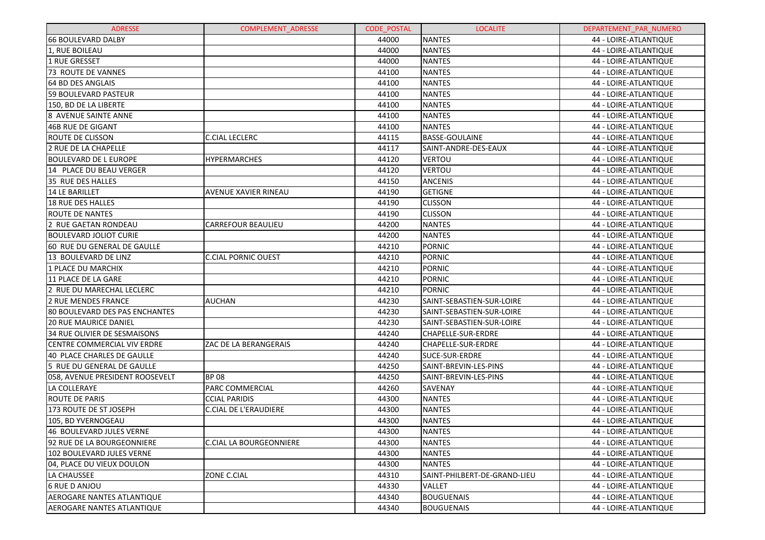| ADRESSE | COMPLEMENT_ADRESSE | CODE_POSTAL | LOCALITE | DEPARTEMENT_PAR_NUMERO |
|---|---|---|---|---|
| 66 BOULEVARD DALBY | | 44000 | NANTES | 44 - LOIRE-ATLANTIQUE |
| 1, RUE BOILEAU | | 44000 | NANTES | 44 - LOIRE-ATLANTIQUE |
| 1 RUE GRESSET | | 44000 | NANTES | 44 - LOIRE-ATLANTIQUE |
| 73 ROUTE DE VANNES | | 44100 | NANTES | 44 - LOIRE-ATLANTIQUE |
| 64 BD DES ANGLAIS | | 44100 | NANTES | 44 - LOIRE-ATLANTIQUE |
| 59 BOULEVARD PASTEUR | | 44100 | NANTES | 44 - LOIRE-ATLANTIQUE |
| 150, BD DE LA LIBERTE | | 44100 | NANTES | 44 - LOIRE-ATLANTIQUE |
| 8 AVENUE SAINTE ANNE | | 44100 | NANTES | 44 - LOIRE-ATLANTIQUE |
| 46B RUE DE GIGANT | | 44100 | NANTES | 44 - LOIRE-ATLANTIQUE |
| ROUTE DE CLISSON | C.CIAL LECLERC | 44115 | BASSE-GOULAINE | 44 - LOIRE-ATLANTIQUE |
| 2 RUE DE LA CHAPELLE | | 44117 | SAINT-ANDRE-DES-EAUX | 44 - LOIRE-ATLANTIQUE |
| BOULEVARD DE L EUROPE | HYPERMARCHES | 44120 | VERTOU | 44 - LOIRE-ATLANTIQUE |
| 14 PLACE DU BEAU VERGER | | 44120 | VERTOU | 44 - LOIRE-ATLANTIQUE |
| 35 RUE DES HALLES | | 44150 | ANCENIS | 44 - LOIRE-ATLANTIQUE |
| 14 LE BARILLET | AVENUE XAVIER RINEAU | 44190 | GETIGNE | 44 - LOIRE-ATLANTIQUE |
| 18 RUE DES HALLES | | 44190 | CLISSON | 44 - LOIRE-ATLANTIQUE |
| ROUTE DE NANTES | | 44190 | CLISSON | 44 - LOIRE-ATLANTIQUE |
| 2 RUE GAETAN RONDEAU | CARREFOUR BEAULIEU | 44200 | NANTES | 44 - LOIRE-ATLANTIQUE |
| BOULEVARD JOLIOT CURIE | | 44200 | NANTES | 44 - LOIRE-ATLANTIQUE |
| 60 RUE DU GENERAL DE GAULLE | | 44210 | PORNIC | 44 - LOIRE-ATLANTIQUE |
| 13 BOULEVARD DE LINZ | C.CIAL PORNIC OUEST | 44210 | PORNIC | 44 - LOIRE-ATLANTIQUE |
| 1 PLACE DU MARCHIX | | 44210 | PORNIC | 44 - LOIRE-ATLANTIQUE |
| 11 PLACE DE LA GARE | | 44210 | PORNIC | 44 - LOIRE-ATLANTIQUE |
| 2 RUE DU MARECHAL LECLERC | | 44210 | PORNIC | 44 - LOIRE-ATLANTIQUE |
| 2 RUE MENDES FRANCE | AUCHAN | 44230 | SAINT-SEBASTIEN-SUR-LOIRE | 44 - LOIRE-ATLANTIQUE |
| 80 BOULEVARD DES PAS ENCHANTES | | 44230 | SAINT-SEBASTIEN-SUR-LOIRE | 44 - LOIRE-ATLANTIQUE |
| 20 RUE MAURICE DANIEL | | 44230 | SAINT-SEBASTIEN-SUR-LOIRE | 44 - LOIRE-ATLANTIQUE |
| 34 RUE OLIVIER DE SESMAISONS | | 44240 | CHAPELLE-SUR-ERDRE | 44 - LOIRE-ATLANTIQUE |
| CENTRE COMMERCIAL VIV ERDRE | ZAC DE LA BERANGERAIS | 44240 | CHAPELLE-SUR-ERDRE | 44 - LOIRE-ATLANTIQUE |
| 40 PLACE CHARLES DE GAULLE | | 44240 | SUCE-SUR-ERDRE | 44 - LOIRE-ATLANTIQUE |
| 5 RUE DU GENERAL DE GAULLE | | 44250 | SAINT-BREVIN-LES-PINS | 44 - LOIRE-ATLANTIQUE |
| 058, AVENUE PRESIDENT ROOSEVELT | BP 08 | 44250 | SAINT-BREVIN-LES-PINS | 44 - LOIRE-ATLANTIQUE |
| LA COLLERAYE | PARC COMMERCIAL | 44260 | SAVENAY | 44 - LOIRE-ATLANTIQUE |
| ROUTE DE PARIS | CCIAL PARIDIS | 44300 | NANTES | 44 - LOIRE-ATLANTIQUE |
| 173 ROUTE DE ST JOSEPH | C.CIAL DE L'ERAUDIERE | 44300 | NANTES | 44 - LOIRE-ATLANTIQUE |
| 105, BD YVERNOGEAU | | 44300 | NANTES | 44 - LOIRE-ATLANTIQUE |
| 46 BOULEVARD JULES VERNE | | 44300 | NANTES | 44 - LOIRE-ATLANTIQUE |
| 92 RUE DE LA BOURGEONNIERE | C.CIAL LA BOURGEONNIERE | 44300 | NANTES | 44 - LOIRE-ATLANTIQUE |
| 102 BOULEVARD JULES VERNE | | 44300 | NANTES | 44 - LOIRE-ATLANTIQUE |
| 04, PLACE DU VIEUX DOULON | | 44300 | NANTES | 44 - LOIRE-ATLANTIQUE |
| LA CHAUSSEE | ZONE C.CIAL | 44310 | SAINT-PHILBERT-DE-GRAND-LIEU | 44 - LOIRE-ATLANTIQUE |
| 6 RUE D ANJOU | | 44330 | VALLET | 44 - LOIRE-ATLANTIQUE |
| AEROGARE NANTES ATLANTIQUE | | 44340 | BOUGUENAIS | 44 - LOIRE-ATLANTIQUE |
| AEROGARE NANTES ATLANTIQUE | | 44340 | BOUGUENAIS | 44 - LOIRE-ATLANTIQUE |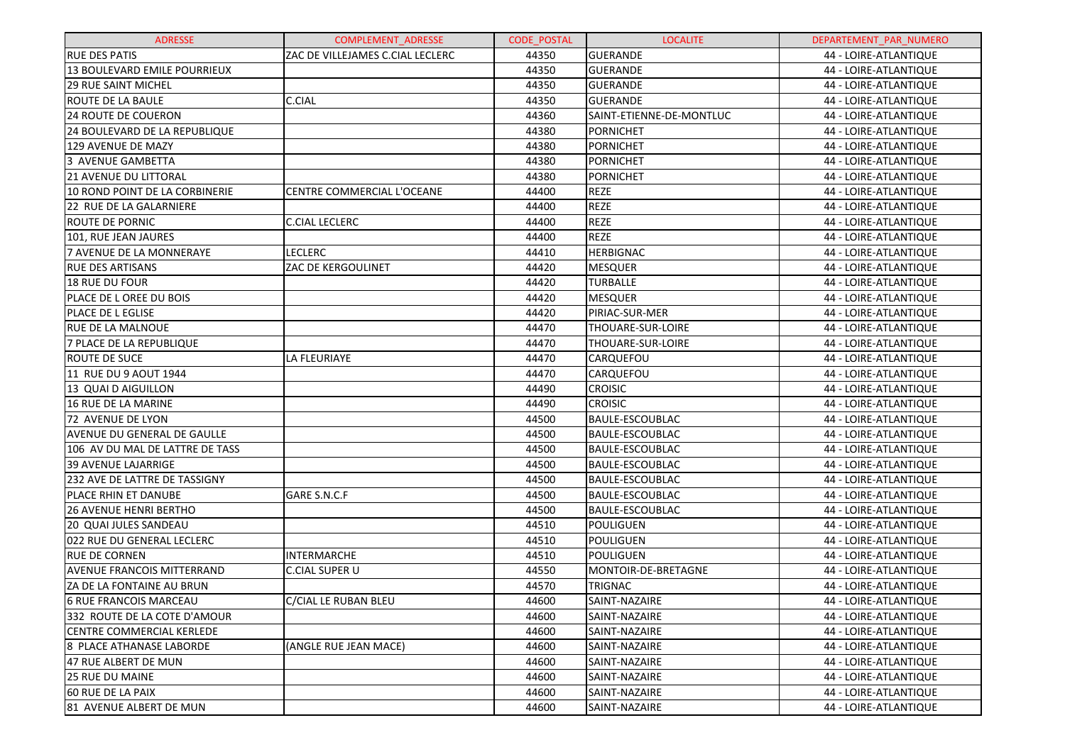| ADRESSE | COMPLEMENT_ADRESSE | CODE_POSTAL | LOCALITE | DEPARTEMENT_PAR_NUMERO |
|---|---|---|---|---|
| RUE DES PATIS | ZAC DE VILLEJAMES C.CIAL LECLERC | 44350 | GUERANDE | 44 - LOIRE-ATLANTIQUE |
| 13 BOULEVARD EMILE POURRIEUX | | 44350 | GUERANDE | 44 - LOIRE-ATLANTIQUE |
| 29 RUE SAINT MICHEL | | 44350 | GUERANDE | 44 - LOIRE-ATLANTIQUE |
| ROUTE DE LA BAULE | C.CIAL | 44350 | GUERANDE | 44 - LOIRE-ATLANTIQUE |
| 24 ROUTE DE COUERON | | 44360 | SAINT-ETIENNE-DE-MONTLUC | 44 - LOIRE-ATLANTIQUE |
| 24 BOULEVARD DE LA REPUBLIQUE | | 44380 | PORNICHET | 44 - LOIRE-ATLANTIQUE |
| 129 AVENUE DE MAZY | | 44380 | PORNICHET | 44 - LOIRE-ATLANTIQUE |
| 3 AVENUE GAMBETTA | | 44380 | PORNICHET | 44 - LOIRE-ATLANTIQUE |
| 21 AVENUE DU LITTORAL | | 44380 | PORNICHET | 44 - LOIRE-ATLANTIQUE |
| 10 ROND POINT DE LA CORBINERIE | CENTRE COMMERCIAL L'OCEANE | 44400 | REZE | 44 - LOIRE-ATLANTIQUE |
| 22 RUE DE LA GALARNIERE | | 44400 | REZE | 44 - LOIRE-ATLANTIQUE |
| ROUTE DE PORNIC | C.CIAL LECLERC | 44400 | REZE | 44 - LOIRE-ATLANTIQUE |
| 101, RUE JEAN JAURES | | 44400 | REZE | 44 - LOIRE-ATLANTIQUE |
| 7 AVENUE DE LA MONNERAYE | LECLERC | 44410 | HERBIGNAC | 44 - LOIRE-ATLANTIQUE |
| RUE DES ARTISANS | ZAC DE KERGOULINET | 44420 | MESQUER | 44 - LOIRE-ATLANTIQUE |
| 18 RUE DU FOUR | | 44420 | TURBALLE | 44 - LOIRE-ATLANTIQUE |
| PLACE DE L OREE DU BOIS | | 44420 | MESQUER | 44 - LOIRE-ATLANTIQUE |
| PLACE DE L EGLISE | | 44420 | PIRIAC-SUR-MER | 44 - LOIRE-ATLANTIQUE |
| RUE DE LA MALNOUE | | 44470 | THOUARE-SUR-LOIRE | 44 - LOIRE-ATLANTIQUE |
| 7 PLACE DE LA REPUBLIQUE | | 44470 | THOUARE-SUR-LOIRE | 44 - LOIRE-ATLANTIQUE |
| ROUTE DE SUCE | LA FLEURIAYE | 44470 | CARQUEFOU | 44 - LOIRE-ATLANTIQUE |
| 11 RUE DU 9 AOUT 1944 | | 44470 | CARQUEFOU | 44 - LOIRE-ATLANTIQUE |
| 13 QUAI D AIGUILLON | | 44490 | CROISIC | 44 - LOIRE-ATLANTIQUE |
| 16 RUE DE LA MARINE | | 44490 | CROISIC | 44 - LOIRE-ATLANTIQUE |
| 72 AVENUE DE LYON | | 44500 | BAULE-ESCOUBLAC | 44 - LOIRE-ATLANTIQUE |
| AVENUE DU GENERAL DE GAULLE | | 44500 | BAULE-ESCOUBLAC | 44 - LOIRE-ATLANTIQUE |
| 106 AV DU MAL DE LATTRE DE TASS | | 44500 | BAULE-ESCOUBLAC | 44 - LOIRE-ATLANTIQUE |
| 39 AVENUE LAJARRIGE | | 44500 | BAULE-ESCOUBLAC | 44 - LOIRE-ATLANTIQUE |
| 232 AVE DE LATTRE DE TASSIGNY | | 44500 | BAULE-ESCOUBLAC | 44 - LOIRE-ATLANTIQUE |
| PLACE RHIN ET DANUBE | GARE S.N.C.F | 44500 | BAULE-ESCOUBLAC | 44 - LOIRE-ATLANTIQUE |
| 26 AVENUE HENRI BERTHO | | 44500 | BAULE-ESCOUBLAC | 44 - LOIRE-ATLANTIQUE |
| 20 QUAI JULES SANDEAU | | 44510 | POULIGUEN | 44 - LOIRE-ATLANTIQUE |
| 022 RUE DU GENERAL LECLERC | | 44510 | POULIGUEN | 44 - LOIRE-ATLANTIQUE |
| RUE DE CORNEN | INTERMARCHE | 44510 | POULIGUEN | 44 - LOIRE-ATLANTIQUE |
| AVENUE FRANCOIS MITTERRAND | C.CIAL SUPER U | 44550 | MONTOIR-DE-BRETAGNE | 44 - LOIRE-ATLANTIQUE |
| ZA DE LA FONTAINE AU BRUN | | 44570 | TRIGNAC | 44 - LOIRE-ATLANTIQUE |
| 6 RUE FRANCOIS MARCEAU | C/CIAL LE RUBAN BLEU | 44600 | SAINT-NAZAIRE | 44 - LOIRE-ATLANTIQUE |
| 332 ROUTE DE LA COTE D'AMOUR | | 44600 | SAINT-NAZAIRE | 44 - LOIRE-ATLANTIQUE |
| CENTRE COMMERCIAL KERLEDE | | 44600 | SAINT-NAZAIRE | 44 - LOIRE-ATLANTIQUE |
| 8 PLACE ATHANASE LABORDE | (ANGLE RUE JEAN MACE) | 44600 | SAINT-NAZAIRE | 44 - LOIRE-ATLANTIQUE |
| 47 RUE ALBERT DE MUN | | 44600 | SAINT-NAZAIRE | 44 - LOIRE-ATLANTIQUE |
| 25 RUE DU MAINE | | 44600 | SAINT-NAZAIRE | 44 - LOIRE-ATLANTIQUE |
| 60 RUE DE LA PAIX | | 44600 | SAINT-NAZAIRE | 44 - LOIRE-ATLANTIQUE |
| 81 AVENUE ALBERT DE MUN | | 44600 | SAINT-NAZAIRE | 44 - LOIRE-ATLANTIQUE |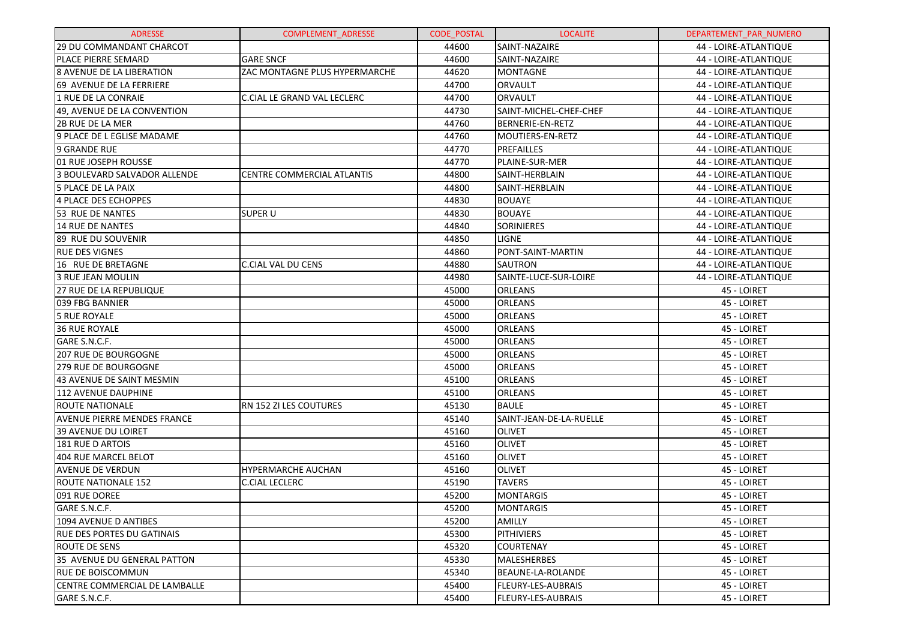| ADRESSE | COMPLEMENT_ADRESSE | CODE_POSTAL | LOCALITE | DEPARTEMENT_PAR_NUMERO |
|---|---|---|---|---|
| 29 DU COMMANDANT CHARCOT | | 44600 | SAINT-NAZAIRE | 44 - LOIRE-ATLANTIQUE |
| PLACE PIERRE SEMARD | GARE SNCF | 44600 | SAINT-NAZAIRE | 44 - LOIRE-ATLANTIQUE |
| 8 AVENUE DE LA LIBERATION | ZAC MONTAGNE PLUS HYPERMARCHE | 44620 | MONTAGNE | 44 - LOIRE-ATLANTIQUE |
| 69 AVENUE DE LA FERRIERE | | 44700 | ORVAULT | 44 - LOIRE-ATLANTIQUE |
| 1 RUE DE LA CONRAIE | C.CIAL LE GRAND VAL LECLERC | 44700 | ORVAULT | 44 - LOIRE-ATLANTIQUE |
| 49, AVENUE DE LA CONVENTION | | 44730 | SAINT-MICHEL-CHEF-CHEF | 44 - LOIRE-ATLANTIQUE |
| 2B RUE DE LA MER | | 44760 | BERNERIE-EN-RETZ | 44 - LOIRE-ATLANTIQUE |
| 9 PLACE DE L EGLISE MADAME | | 44760 | MOUTIERS-EN-RETZ | 44 - LOIRE-ATLANTIQUE |
| 9 GRANDE RUE | | 44770 | PREFAILLES | 44 - LOIRE-ATLANTIQUE |
| 01 RUE JOSEPH ROUSSE | | 44770 | PLAINE-SUR-MER | 44 - LOIRE-ATLANTIQUE |
| 3 BOULEVARD SALVADOR ALLENDE | CENTRE COMMERCIAL ATLANTIS | 44800 | SAINT-HERBLAIN | 44 - LOIRE-ATLANTIQUE |
| 5 PLACE DE LA PAIX | | 44800 | SAINT-HERBLAIN | 44 - LOIRE-ATLANTIQUE |
| 4 PLACE DES ECHOPPES | | 44830 | BOUAYE | 44 - LOIRE-ATLANTIQUE |
| 53 RUE DE NANTES | SUPER U | 44830 | BOUAYE | 44 - LOIRE-ATLANTIQUE |
| 14 RUE DE NANTES | | 44840 | SORINIERES | 44 - LOIRE-ATLANTIQUE |
| 89 RUE DU SOUVENIR | | 44850 | LIGNE | 44 - LOIRE-ATLANTIQUE |
| RUE DES VIGNES | | 44860 | PONT-SAINT-MARTIN | 44 - LOIRE-ATLANTIQUE |
| 16 RUE DE BRETAGNE | C.CIAL VAL DU CENS | 44880 | SAUTRON | 44 - LOIRE-ATLANTIQUE |
| 3 RUE JEAN MOULIN | | 44980 | SAINTE-LUCE-SUR-LOIRE | 44 - LOIRE-ATLANTIQUE |
| 27 RUE DE LA REPUBLIQUE | | 45000 | ORLEANS | 45 - LOIRET |
| 039 FBG BANNIER | | 45000 | ORLEANS | 45 - LOIRET |
| 5 RUE ROYALE | | 45000 | ORLEANS | 45 - LOIRET |
| 36 RUE ROYALE | | 45000 | ORLEANS | 45 - LOIRET |
| GARE S.N.C.F. | | 45000 | ORLEANS | 45 - LOIRET |
| 207 RUE DE BOURGOGNE | | 45000 | ORLEANS | 45 - LOIRET |
| 279 RUE DE BOURGOGNE | | 45000 | ORLEANS | 45 - LOIRET |
| 43 AVENUE DE SAINT MESMIN | | 45100 | ORLEANS | 45 - LOIRET |
| 112 AVENUE DAUPHINE | | 45100 | ORLEANS | 45 - LOIRET |
| ROUTE NATIONALE | RN 152 ZI LES COUTURES | 45130 | BAULE | 45 - LOIRET |
| AVENUE PIERRE MENDES FRANCE | | 45140 | SAINT-JEAN-DE-LA-RUELLE | 45 - LOIRET |
| 39 AVENUE DU LOIRET | | 45160 | OLIVET | 45 - LOIRET |
| 181 RUE D ARTOIS | | 45160 | OLIVET | 45 - LOIRET |
| 404 RUE MARCEL BELOT | | 45160 | OLIVET | 45 - LOIRET |
| AVENUE DE VERDUN | HYPERMARCHE AUCHAN | 45160 | OLIVET | 45 - LOIRET |
| ROUTE NATIONALE 152 | C.CIAL LECLERC | 45190 | TAVERS | 45 - LOIRET |
| 091 RUE DOREE | | 45200 | MONTARGIS | 45 - LOIRET |
| GARE S.N.C.F. | | 45200 | MONTARGIS | 45 - LOIRET |
| 1094 AVENUE D ANTIBES | | 45200 | AMILLY | 45 - LOIRET |
| RUE DES PORTES DU GATINAIS | | 45300 | PITHIVIERS | 45 - LOIRET |
| ROUTE DE SENS | | 45320 | COURTENAY | 45 - LOIRET |
| 35 AVENUE DU GENERAL PATTON | | 45330 | MALESHERBES | 45 - LOIRET |
| RUE DE BOISCOMMUN | | 45340 | BEAUNE-LA-ROLANDE | 45 - LOIRET |
| CENTRE COMMERCIAL DE LAMBALLE | | 45400 | FLEURY-LES-AUBRAIS | 45 - LOIRET |
| GARE S.N.C.F. | | 45400 | FLEURY-LES-AUBRAIS | 45 - LOIRET |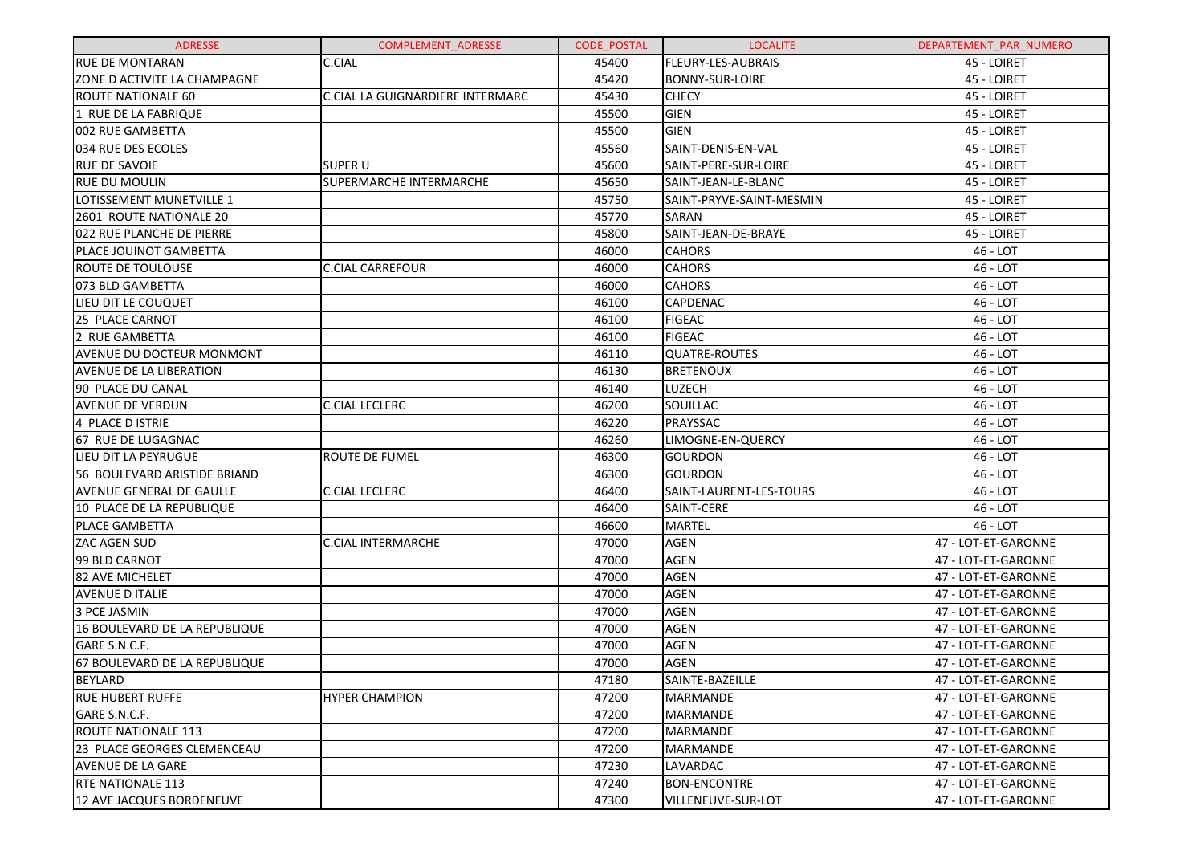| ADRESSE | COMPLEMENT_ADRESSE | CODE_POSTAL | LOCALITE | DEPARTEMENT_PAR_NUMERO |
|---|---|---|---|---|
| RUE DE MONTARAN | C.CIAL | 45400 | FLEURY-LES-AUBRAIS | 45 - LOIRET |
| ZONE D ACTIVITE LA CHAMPAGNE | | 45420 | BONNY-SUR-LOIRE | 45 - LOIRET |
| ROUTE NATIONALE 60 | C.CIAL LA GUIGNARDIERE INTERMARC | 45430 | CHECY | 45 - LOIRET |
| 1 RUE DE LA FABRIQUE | | 45500 | GIEN | 45 - LOIRET |
| 002 RUE GAMBETTA | | 45500 | GIEN | 45 - LOIRET |
| 034 RUE DES ECOLES | | 45560 | SAINT-DENIS-EN-VAL | 45 - LOIRET |
| RUE DE SAVOIE | SUPER U | 45600 | SAINT-PERE-SUR-LOIRE | 45 - LOIRET |
| RUE DU MOULIN | SUPERMARCHE INTERMARCHE | 45650 | SAINT-JEAN-LE-BLANC | 45 - LOIRET |
| LOTISSEMENT MUNETVILLE 1 | | 45750 | SAINT-PRYVE-SAINT-MESMIN | 45 - LOIRET |
| 2601 ROUTE NATIONALE 20 | | 45770 | SARAN | 45 - LOIRET |
| 022 RUE PLANCHE DE PIERRE | | 45800 | SAINT-JEAN-DE-BRAYE | 45 - LOIRET |
| PLACE JOUINOT GAMBETTA | | 46000 | CAHORS | 46 - LOT |
| ROUTE DE TOULOUSE | C.CIAL CARREFOUR | 46000 | CAHORS | 46 - LOT |
| 073 BLD GAMBETTA | | 46000 | CAHORS | 46 - LOT |
| LIEU DIT LE COUQUET | | 46100 | CAPDENAC | 46 - LOT |
| 25 PLACE CARNOT | | 46100 | FIGEAC | 46 - LOT |
| 2 RUE GAMBETTA | | 46100 | FIGEAC | 46 - LOT |
| AVENUE DU DOCTEUR MONMONT | | 46110 | QUATRE-ROUTES | 46 - LOT |
| AVENUE DE LA LIBERATION | | 46130 | BRETENOUX | 46 - LOT |
| 90 PLACE DU CANAL | | 46140 | LUZECH | 46 - LOT |
| AVENUE DE VERDUN | C.CIAL LECLERC | 46200 | SOUILLAC | 46 - LOT |
| 4 PLACE D ISTRIE | | 46220 | PRAYSSAC | 46 - LOT |
| 67 RUE DE LUGAGNAC | | 46260 | LIMOGNE-EN-QUERCY | 46 - LOT |
| LIEU DIT LA PEYRUGUE | ROUTE DE FUMEL | 46300 | GOURDON | 46 - LOT |
| 56 BOULEVARD ARISTIDE BRIAND | | 46300 | GOURDON | 46 - LOT |
| AVENUE GENERAL DE GAULLE | C.CIAL LECLERC | 46400 | SAINT-LAURENT-LES-TOURS | 46 - LOT |
| 10 PLACE DE LA REPUBLIQUE | | 46400 | SAINT-CERE | 46 - LOT |
| PLACE GAMBETTA | | 46600 | MARTEL | 46 - LOT |
| ZAC AGEN SUD | C.CIAL INTERMARCHE | 47000 | AGEN | 47 - LOT-ET-GARONNE |
| 99 BLD CARNOT | | 47000 | AGEN | 47 - LOT-ET-GARONNE |
| 82 AVE MICHELET | | 47000 | AGEN | 47 - LOT-ET-GARONNE |
| AVENUE D ITALIE | | 47000 | AGEN | 47 - LOT-ET-GARONNE |
| 3 PCE JASMIN | | 47000 | AGEN | 47 - LOT-ET-GARONNE |
| 16 BOULEVARD DE LA REPUBLIQUE | | 47000 | AGEN | 47 - LOT-ET-GARONNE |
| GARE S.N.C.F. | | 47000 | AGEN | 47 - LOT-ET-GARONNE |
| 67 BOULEVARD DE LA REPUBLIQUE | | 47000 | AGEN | 47 - LOT-ET-GARONNE |
| BEYLARD | | 47180 | SAINTE-BAZEILLE | 47 - LOT-ET-GARONNE |
| RUE HUBERT RUFFE | HYPER CHAMPION | 47200 | MARMANDE | 47 - LOT-ET-GARONNE |
| GARE S.N.C.F. | | 47200 | MARMANDE | 47 - LOT-ET-GARONNE |
| ROUTE NATIONALE 113 | | 47200 | MARMANDE | 47 - LOT-ET-GARONNE |
| 23 PLACE GEORGES CLEMENCEAU | | 47200 | MARMANDE | 47 - LOT-ET-GARONNE |
| AVENUE DE LA GARE | | 47230 | LAVARDAC | 47 - LOT-ET-GARONNE |
| RTE NATIONALE 113 | | 47240 | BON-ENCONTRE | 47 - LOT-ET-GARONNE |
| 12 AVE JACQUES BORDENEUVE | | 47300 | VILLENEUVE-SUR-LOT | 47 - LOT-ET-GARONNE |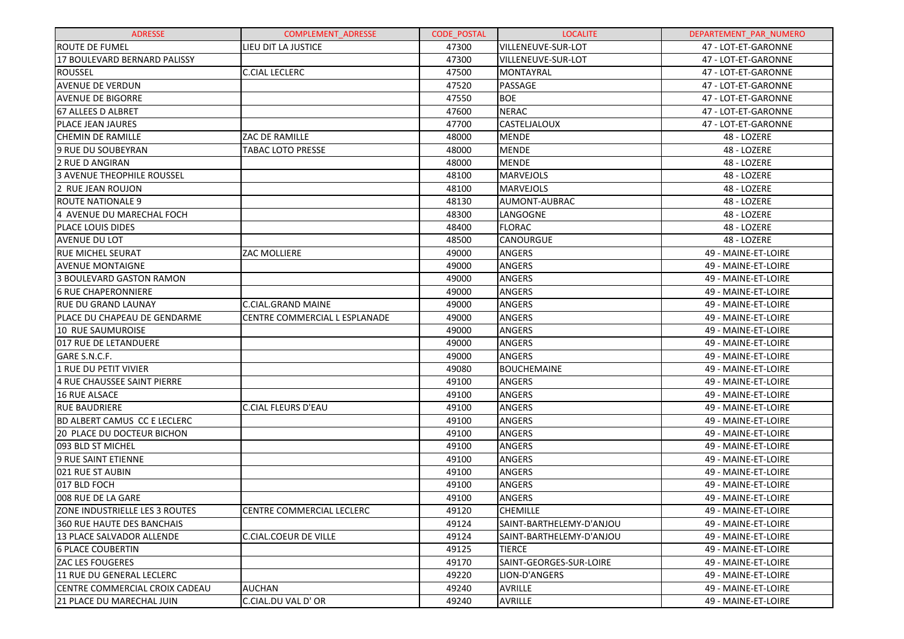| ADRESSE | COMPLEMENT_ADRESSE | CODE_POSTAL | LOCALITE | DEPARTEMENT_PAR_NUMERO |
|---|---|---|---|---|
| ROUTE DE FUMEL | LIEU DIT LA JUSTICE | 47300 | VILLENEUVE-SUR-LOT | 47 - LOT-ET-GARONNE |
| 17 BOULEVARD BERNARD PALISSY | | 47300 | VILLENEUVE-SUR-LOT | 47 - LOT-ET-GARONNE |
| ROUSSEL | C.CIAL LECLERC | 47500 | MONTAYRAL | 47 - LOT-ET-GARONNE |
| AVENUE DE VERDUN | | 47520 | PASSAGE | 47 - LOT-ET-GARONNE |
| AVENUE DE BIGORRE | | 47550 | BOE | 47 - LOT-ET-GARONNE |
| 67 ALLEES D ALBRET | | 47600 | NERAC | 47 - LOT-ET-GARONNE |
| PLACE JEAN JAURES | | 47700 | CASTELJALOUX | 47 - LOT-ET-GARONNE |
| CHEMIN DE RAMILLE | ZAC DE RAMILLE | 48000 | MENDE | 48 - LOZERE |
| 9 RUE DU SOUBEYRAN | TABAC LOTO PRESSE | 48000 | MENDE | 48 - LOZERE |
| 2 RUE D ANGIRAN | | 48000 | MENDE | 48 - LOZERE |
| 3 AVENUE THEOPHILE ROUSSEL | | 48100 | MARVEJOLS | 48 - LOZERE |
| 2 RUE JEAN ROUJON | | 48100 | MARVEJOLS | 48 - LOZERE |
| ROUTE NATIONALE 9 | | 48130 | AUMONT-AUBRAC | 48 - LOZERE |
| 4 AVENUE DU MARECHAL FOCH | | 48300 | LANGOGNE | 48 - LOZERE |
| PLACE LOUIS DIDES | | 48400 | FLORAC | 48 - LOZERE |
| AVENUE DU LOT | | 48500 | CANOURGUE | 48 - LOZERE |
| RUE MICHEL SEURAT | ZAC MOLLIERE | 49000 | ANGERS | 49 - MAINE-ET-LOIRE |
| AVENUE MONTAIGNE | | 49000 | ANGERS | 49 - MAINE-ET-LOIRE |
| 3 BOULEVARD GASTON RAMON | | 49000 | ANGERS | 49 - MAINE-ET-LOIRE |
| 6 RUE CHAPERONNIERE | | 49000 | ANGERS | 49 - MAINE-ET-LOIRE |
| RUE DU GRAND LAUNAY | C.CIAL.GRAND MAINE | 49000 | ANGERS | 49 - MAINE-ET-LOIRE |
| PLACE DU CHAPEAU DE GENDARME | CENTRE COMMERCIAL L ESPLANADE | 49000 | ANGERS | 49 - MAINE-ET-LOIRE |
| 10 RUE SAUMUROISE | | 49000 | ANGERS | 49 - MAINE-ET-LOIRE |
| 017 RUE DE LETANDUERE | | 49000 | ANGERS | 49 - MAINE-ET-LOIRE |
| GARE S.N.C.F. | | 49000 | ANGERS | 49 - MAINE-ET-LOIRE |
| 1 RUE DU PETIT VIVIER | | 49080 | BOUCHEMAINE | 49 - MAINE-ET-LOIRE |
| 4 RUE CHAUSSEE SAINT PIERRE | | 49100 | ANGERS | 49 - MAINE-ET-LOIRE |
| 16 RUE ALSACE | | 49100 | ANGERS | 49 - MAINE-ET-LOIRE |
| RUE BAUDRIERE | C.CIAL FLEURS D'EAU | 49100 | ANGERS | 49 - MAINE-ET-LOIRE |
| BD ALBERT CAMUS CC E LECLERC | | 49100 | ANGERS | 49 - MAINE-ET-LOIRE |
| 20 PLACE DU DOCTEUR BICHON | | 49100 | ANGERS | 49 - MAINE-ET-LOIRE |
| 093 BLD ST MICHEL | | 49100 | ANGERS | 49 - MAINE-ET-LOIRE |
| 9 RUE SAINT ETIENNE | | 49100 | ANGERS | 49 - MAINE-ET-LOIRE |
| 021 RUE ST AUBIN | | 49100 | ANGERS | 49 - MAINE-ET-LOIRE |
| 017 BLD FOCH | | 49100 | ANGERS | 49 - MAINE-ET-LOIRE |
| 008 RUE DE LA GARE | | 49100 | ANGERS | 49 - MAINE-ET-LOIRE |
| ZONE INDUSTRIELLE LES 3 ROUTES | CENTRE COMMERCIAL LECLERC | 49120 | CHEMILLE | 49 - MAINE-ET-LOIRE |
| 360 RUE HAUTE DES BANCHAIS | | 49124 | SAINT-BARTHELEMY-D'ANJOU | 49 - MAINE-ET-LOIRE |
| 13 PLACE SALVADOR ALLENDE | C.CIAL.COEUR DE VILLE | 49124 | SAINT-BARTHELEMY-D'ANJOU | 49 - MAINE-ET-LOIRE |
| 6 PLACE COUBERTIN | | 49125 | TIERCE | 49 - MAINE-ET-LOIRE |
| ZAC LES FOUGERES | | 49170 | SAINT-GEORGES-SUR-LOIRE | 49 - MAINE-ET-LOIRE |
| 11 RUE DU GENERAL LECLERC | | 49220 | LION-D'ANGERS | 49 - MAINE-ET-LOIRE |
| CENTRE COMMERCIAL CROIX CADEAU | AUCHAN | 49240 | AVRILLE | 49 - MAINE-ET-LOIRE |
| 21 PLACE DU MARECHAL JUIN | C.CIAL.DU VAL D' OR | 49240 | AVRILLE | 49 - MAINE-ET-LOIRE |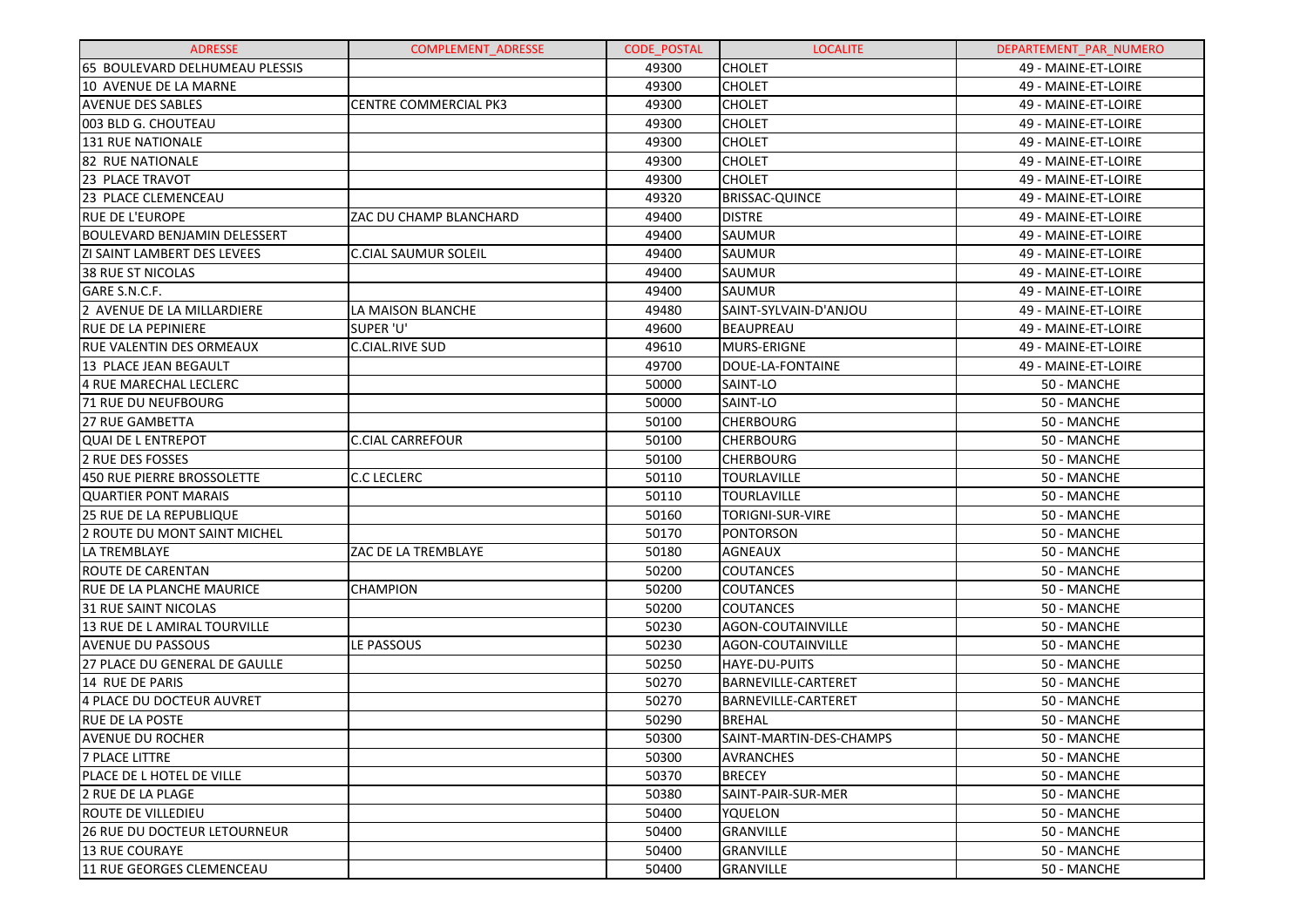| ADRESSE | COMPLEMENT_ADRESSE | CODE_POSTAL | LOCALITE | DEPARTEMENT_PAR_NUMERO |
|---|---|---|---|---|
| 65 BOULEVARD DELHUMEAU PLESSIS | | 49300 | CHOLET | 49 - MAINE-ET-LOIRE |
| 10 AVENUE DE LA MARNE | | 49300 | CHOLET | 49 - MAINE-ET-LOIRE |
| AVENUE DES SABLES | CENTRE COMMERCIAL PK3 | 49300 | CHOLET | 49 - MAINE-ET-LOIRE |
| 003 BLD G. CHOUTEAU | | 49300 | CHOLET | 49 - MAINE-ET-LOIRE |
| 131 RUE NATIONALE | | 49300 | CHOLET | 49 - MAINE-ET-LOIRE |
| 82 RUE NATIONALE | | 49300 | CHOLET | 49 - MAINE-ET-LOIRE |
| 23 PLACE TRAVOT | | 49300 | CHOLET | 49 - MAINE-ET-LOIRE |
| 23 PLACE CLEMENCEAU | | 49320 | BRISSAC-QUINCE | 49 - MAINE-ET-LOIRE |
| RUE DE L'EUROPE | ZAC DU CHAMP BLANCHARD | 49400 | DISTRE | 49 - MAINE-ET-LOIRE |
| BOULEVARD BENJAMIN DELESSERT | | 49400 | SAUMUR | 49 - MAINE-ET-LOIRE |
| ZI SAINT LAMBERT DES LEVEES | C.CIAL SAUMUR SOLEIL | 49400 | SAUMUR | 49 - MAINE-ET-LOIRE |
| 38 RUE ST NICOLAS | | 49400 | SAUMUR | 49 - MAINE-ET-LOIRE |
| GARE S.N.C.F. | | 49400 | SAUMUR | 49 - MAINE-ET-LOIRE |
| 2 AVENUE DE LA MILLARDIERE | LA MAISON BLANCHE | 49480 | SAINT-SYLVAIN-D'ANJOU | 49 - MAINE-ET-LOIRE |
| RUE DE LA PEPINIERE | SUPER 'U' | 49600 | BEAUPREAU | 49 - MAINE-ET-LOIRE |
| RUE VALENTIN DES ORMEAUX | C.CIAL.RIVE SUD | 49610 | MURS-ERIGNE | 49 - MAINE-ET-LOIRE |
| 13 PLACE JEAN BEGAULT | | 49700 | DOUE-LA-FONTAINE | 49 - MAINE-ET-LOIRE |
| 4 RUE MARECHAL LECLERC | | 50000 | SAINT-LO | 50 - MANCHE |
| 71 RUE DU NEUFBOURG | | 50000 | SAINT-LO | 50 - MANCHE |
| 27 RUE GAMBETTA | | 50100 | CHERBOURG | 50 - MANCHE |
| QUAI DE L ENTREPOT | C.CIAL CARREFOUR | 50100 | CHERBOURG | 50 - MANCHE |
| 2 RUE DES FOSSES | | 50100 | CHERBOURG | 50 - MANCHE |
| 450 RUE PIERRE BROSSOLETTE | C.C LECLERC | 50110 | TOURLAVILLE | 50 - MANCHE |
| QUARTIER PONT MARAIS | | 50110 | TOURLAVILLE | 50 - MANCHE |
| 25 RUE DE LA REPUBLIQUE | | 50160 | TORIGNI-SUR-VIRE | 50 - MANCHE |
| 2 ROUTE DU MONT SAINT MICHEL | | 50170 | PONTORSON | 50 - MANCHE |
| LA TREMBLAYE | ZAC DE LA TREMBLAYE | 50180 | AGNEAUX | 50 - MANCHE |
| ROUTE DE CARENTAN | | 50200 | COUTANCES | 50 - MANCHE |
| RUE DE LA PLANCHE MAURICE | CHAMPION | 50200 | COUTANCES | 50 - MANCHE |
| 31 RUE SAINT NICOLAS | | 50200 | COUTANCES | 50 - MANCHE |
| 13 RUE DE L AMIRAL TOURVILLE | | 50230 | AGON-COUTAINVILLE | 50 - MANCHE |
| AVENUE DU PASSOUS | LE PASSOUS | 50230 | AGON-COUTAINVILLE | 50 - MANCHE |
| 27 PLACE DU GENERAL DE GAULLE | | 50250 | HAYE-DU-PUITS | 50 - MANCHE |
| 14 RUE DE PARIS | | 50270 | BARNEVILLE-CARTERET | 50 - MANCHE |
| 4 PLACE DU DOCTEUR AUVRET | | 50270 | BARNEVILLE-CARTERET | 50 - MANCHE |
| RUE DE LA POSTE | | 50290 | BREHAL | 50 - MANCHE |
| AVENUE DU ROCHER | | 50300 | SAINT-MARTIN-DES-CHAMPS | 50 - MANCHE |
| 7 PLACE LITTRE | | 50300 | AVRANCHES | 50 - MANCHE |
| PLACE DE L HOTEL DE VILLE | | 50370 | BRECEY | 50 - MANCHE |
| 2 RUE DE LA PLAGE | | 50380 | SAINT-PAIR-SUR-MER | 50 - MANCHE |
| ROUTE DE VILLEDIEU | | 50400 | YQUELON | 50 - MANCHE |
| 26 RUE DU DOCTEUR LETOURNEUR | | 50400 | GRANVILLE | 50 - MANCHE |
| 13 RUE COURAYE | | 50400 | GRANVILLE | 50 - MANCHE |
| 11 RUE GEORGES CLEMENCEAU | | 50400 | GRANVILLE | 50 - MANCHE |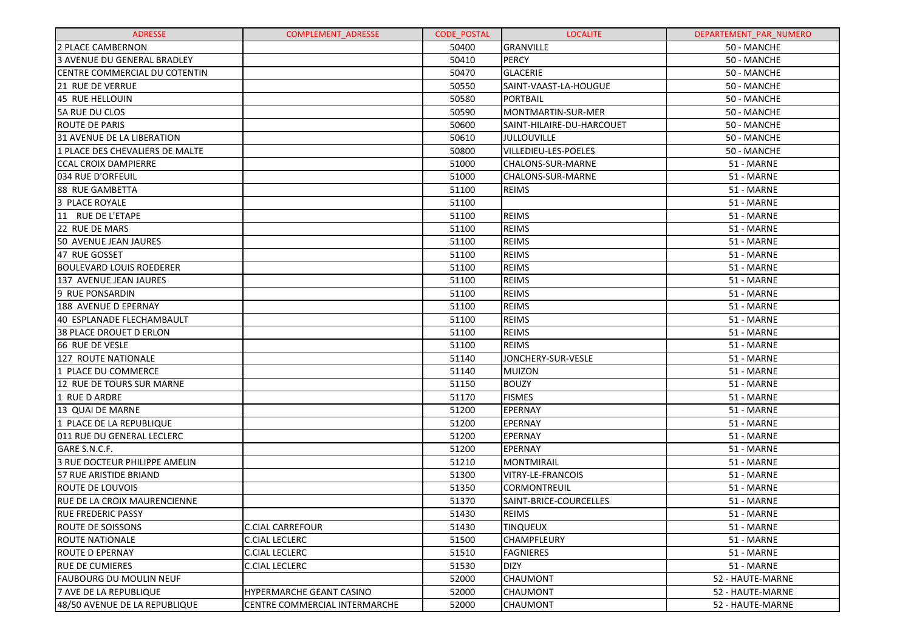| ADRESSE | COMPLEMENT_ADRESSE | CODE_POSTAL | LOCALITE | DEPARTEMENT_PAR_NUMERO |
|---|---|---|---|---|
| 2 PLACE CAMBERNON | | 50400 | GRANVILLE | 50 - MANCHE |
| 3 AVENUE DU GENERAL BRADLEY | | 50410 | PERCY | 50 - MANCHE |
| CENTRE COMMERCIAL DU COTENTIN | | 50470 | GLACERIE | 50 - MANCHE |
| 21 RUE DE VERRUE | | 50550 | SAINT-VAAST-LA-HOUGUE | 50 - MANCHE |
| 45 RUE HELLOUIN | | 50580 | PORTBAIL | 50 - MANCHE |
| 5A RUE DU CLOS | | 50590 | MONTMARTIN-SUR-MER | 50 - MANCHE |
| ROUTE DE PARIS | | 50600 | SAINT-HILAIRE-DU-HARCOUET | 50 - MANCHE |
| 31 AVENUE DE LA LIBERATION | | 50610 | JULLOUVILLE | 50 - MANCHE |
| 1 PLACE DES CHEVALIERS DE MALTE | | 50800 | VILLEDIEU-LES-POELES | 50 - MANCHE |
| CCAL CROIX DAMPIERRE | | 51000 | CHALONS-SUR-MARNE | 51 - MARNE |
| 034 RUE D'ORFEUIL | | 51000 | CHALONS-SUR-MARNE | 51 - MARNE |
| 88 RUE GAMBETTA | | 51100 | REIMS | 51 - MARNE |
| 3 PLACE ROYALE | | 51100 | | 51 - MARNE |
| 11 RUE DE L'ETAPE | | 51100 | REIMS | 51 - MARNE |
| 22 RUE DE MARS | | 51100 | REIMS | 51 - MARNE |
| 50 AVENUE JEAN JAURES | | 51100 | REIMS | 51 - MARNE |
| 47 RUE GOSSET | | 51100 | REIMS | 51 - MARNE |
| BOULEVARD LOUIS ROEDERER | | 51100 | REIMS | 51 - MARNE |
| 137 AVENUE JEAN JAURES | | 51100 | REIMS | 51 - MARNE |
| 9 RUE PONSARDIN | | 51100 | REIMS | 51 - MARNE |
| 188 AVENUE D EPERNAY | | 51100 | REIMS | 51 - MARNE |
| 40 ESPLANADE FLECHAMBAULT | | 51100 | REIMS | 51 - MARNE |
| 38 PLACE DROUET D ERLON | | 51100 | REIMS | 51 - MARNE |
| 66 RUE DE VESLE | | 51100 | REIMS | 51 - MARNE |
| 127 ROUTE NATIONALE | | 51140 | JONCHERY-SUR-VESLE | 51 - MARNE |
| 1 PLACE DU COMMERCE | | 51140 | MUIZON | 51 - MARNE |
| 12 RUE DE TOURS SUR MARNE | | 51150 | BOUZY | 51 - MARNE |
| 1 RUE D ARDRE | | 51170 | FISMES | 51 - MARNE |
| 13 QUAI DE MARNE | | 51200 | EPERNAY | 51 - MARNE |
| 1 PLACE DE LA REPUBLIQUE | | 51200 | EPERNAY | 51 - MARNE |
| 011 RUE DU GENERAL LECLERC | | 51200 | EPERNAY | 51 - MARNE |
| GARE S.N.C.F. | | 51200 | EPERNAY | 51 - MARNE |
| 3 RUE DOCTEUR PHILIPPE AMELIN | | 51210 | MONTMIRAIL | 51 - MARNE |
| 57 RUE ARISTIDE BRIAND | | 51300 | VITRY-LE-FRANCOIS | 51 - MARNE |
| ROUTE DE LOUVOIS | | 51350 | CORMONTREUIL | 51 - MARNE |
| RUE DE LA CROIX MAURENCIENNE | | 51370 | SAINT-BRICE-COURCELLES | 51 - MARNE |
| RUE FREDERIC PASSY | | 51430 | REIMS | 51 - MARNE |
| ROUTE DE SOISSONS | C.CIAL CARREFOUR | 51430 | TINQUEUX | 51 - MARNE |
| ROUTE NATIONALE | C.CIAL LECLERC | 51500 | CHAMPFLEURY | 51 - MARNE |
| ROUTE D EPERNAY | C.CIAL LECLERC | 51510 | FAGNIERES | 51 - MARNE |
| RUE DE CUMIERES | C.CIAL LECLERC | 51530 | DIZY | 51 - MARNE |
| FAUBOURG DU MOULIN NEUF | | 52000 | CHAUMONT | 52 - HAUTE-MARNE |
| 7 AVE DE LA REPUBLIQUE | HYPERMARCHE GEANT CASINO | 52000 | CHAUMONT | 52 - HAUTE-MARNE |
| 48/50 AVENUE DE LA REPUBLIQUE | CENTRE COMMERCIAL INTERMARCHE | 52000 | CHAUMONT | 52 - HAUTE-MARNE |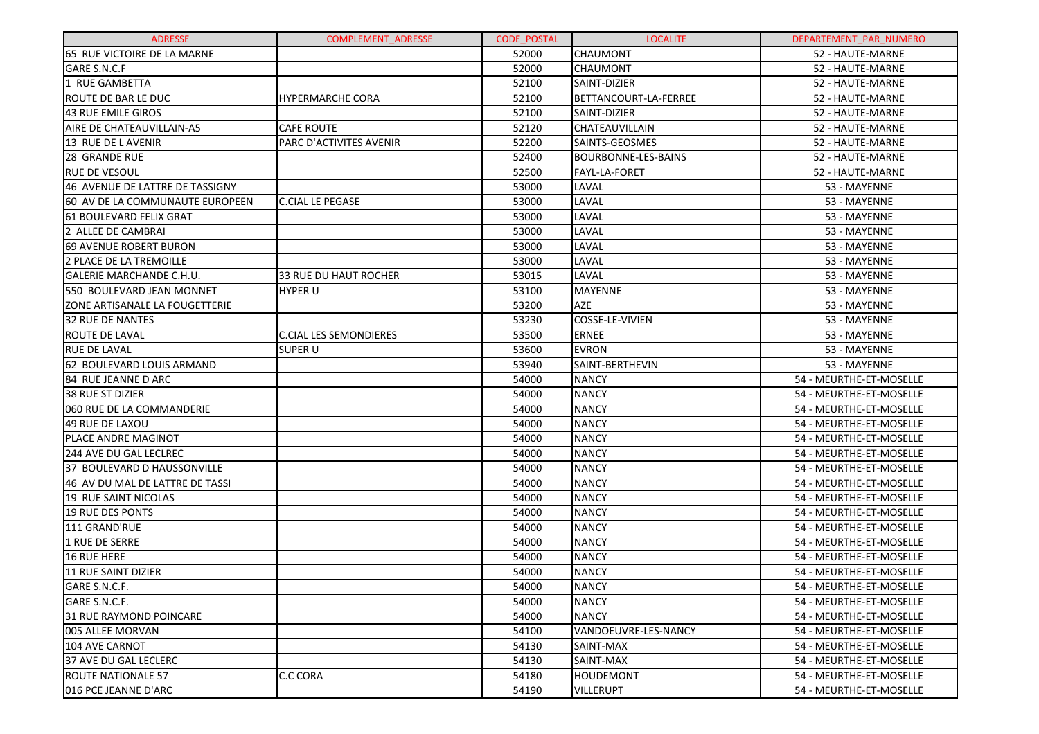| ADRESSE | COMPLEMENT_ADRESSE | CODE_POSTAL | LOCALITE | DEPARTEMENT_PAR_NUMERO |
| --- | --- | --- | --- | --- |
| 65 RUE VICTOIRE DE LA MARNE | | 52000 | CHAUMONT | 52 - HAUTE-MARNE |
| GARE S.N.C.F | | 52000 | CHAUMONT | 52 - HAUTE-MARNE |
| 1 RUE GAMBETTA | | 52100 | SAINT-DIZIER | 52 - HAUTE-MARNE |
| ROUTE DE BAR LE DUC | HYPERMARCHE CORA | 52100 | BETTANCOURT-LA-FERREE | 52 - HAUTE-MARNE |
| 43 RUE EMILE GIROS | | 52100 | SAINT-DIZIER | 52 - HAUTE-MARNE |
| AIRE DE CHATEAUVILLAIN-A5 | CAFE ROUTE | 52120 | CHATEAUVILLAIN | 52 - HAUTE-MARNE |
| 13 RUE DE L AVENIR | PARC D'ACTIVITES AVENIR | 52200 | SAINTS-GEOSMES | 52 - HAUTE-MARNE |
| 28 GRANDE RUE | | 52400 | BOURBONNE-LES-BAINS | 52 - HAUTE-MARNE |
| RUE DE VESOUL | | 52500 | FAYL-LA-FORET | 52 - HAUTE-MARNE |
| 46 AVENUE DE LATTRE DE TASSIGNY | | 53000 | LAVAL | 53 - MAYENNE |
| 60 AV DE LA COMMUNAUTE EUROPEEN | C.CIAL LE PEGASE | 53000 | LAVAL | 53 - MAYENNE |
| 61 BOULEVARD FELIX GRAT | | 53000 | LAVAL | 53 - MAYENNE |
| 2 ALLEE DE CAMBRAI | | 53000 | LAVAL | 53 - MAYENNE |
| 69 AVENUE ROBERT BURON | | 53000 | LAVAL | 53 - MAYENNE |
| 2 PLACE DE LA TREMOILLE | | 53000 | LAVAL | 53 - MAYENNE |
| GALERIE MARCHANDE C.H.U. | 33 RUE DU HAUT ROCHER | 53015 | LAVAL | 53 - MAYENNE |
| 550 BOULEVARD JEAN MONNET | HYPER U | 53100 | MAYENNE | 53 - MAYENNE |
| ZONE ARTISANALE LA FOUGETTERIE | | 53200 | AZE | 53 - MAYENNE |
| 32 RUE DE NANTES | | 53230 | COSSE-LE-VIVIEN | 53 - MAYENNE |
| ROUTE DE LAVAL | C.CIAL LES SEMONDIERES | 53500 | ERNEE | 53 - MAYENNE |
| RUE DE LAVAL | SUPER U | 53600 | EVRON | 53 - MAYENNE |
| 62 BOULEVARD LOUIS ARMAND | | 53940 | SAINT-BERTHEVIN | 53 - MAYENNE |
| 84 RUE JEANNE D ARC | | 54000 | NANCY | 54 - MEURTHE-ET-MOSELLE |
| 38 RUE ST DIZIER | | 54000 | NANCY | 54 - MEURTHE-ET-MOSELLE |
| 060 RUE DE LA COMMANDERIE | | 54000 | NANCY | 54 - MEURTHE-ET-MOSELLE |
| 49 RUE DE LAXOU | | 54000 | NANCY | 54 - MEURTHE-ET-MOSELLE |
| PLACE ANDRE MAGINOT | | 54000 | NANCY | 54 - MEURTHE-ET-MOSELLE |
| 244 AVE DU GAL LECLREC | | 54000 | NANCY | 54 - MEURTHE-ET-MOSELLE |
| 37 BOULEVARD D HAUSSONVILLE | | 54000 | NANCY | 54 - MEURTHE-ET-MOSELLE |
| 46 AV DU MAL DE LATTRE DE TASSI | | 54000 | NANCY | 54 - MEURTHE-ET-MOSELLE |
| 19 RUE SAINT NICOLAS | | 54000 | NANCY | 54 - MEURTHE-ET-MOSELLE |
| 19 RUE DES PONTS | | 54000 | NANCY | 54 - MEURTHE-ET-MOSELLE |
| 111 GRAND'RUE | | 54000 | NANCY | 54 - MEURTHE-ET-MOSELLE |
| 1 RUE DE SERRE | | 54000 | NANCY | 54 - MEURTHE-ET-MOSELLE |
| 16 RUE HERE | | 54000 | NANCY | 54 - MEURTHE-ET-MOSELLE |
| 11 RUE SAINT DIZIER | | 54000 | NANCY | 54 - MEURTHE-ET-MOSELLE |
| GARE S.N.C.F. | | 54000 | NANCY | 54 - MEURTHE-ET-MOSELLE |
| GARE S.N.C.F. | | 54000 | NANCY | 54 - MEURTHE-ET-MOSELLE |
| 31 RUE RAYMOND POINCARE | | 54000 | NANCY | 54 - MEURTHE-ET-MOSELLE |
| 005 ALLEE MORVAN | | 54100 | VANDOEUVRE-LES-NANCY | 54 - MEURTHE-ET-MOSELLE |
| 104 AVE CARNOT | | 54130 | SAINT-MAX | 54 - MEURTHE-ET-MOSELLE |
| 37 AVE DU GAL LECLERC | | 54130 | SAINT-MAX | 54 - MEURTHE-ET-MOSELLE |
| ROUTE NATIONALE 57 | C.C CORA | 54180 | HOUDEMONT | 54 - MEURTHE-ET-MOSELLE |
| 016 PCE JEANNE D'ARC | | 54190 | VILLERUPT | 54 - MEURTHE-ET-MOSELLE |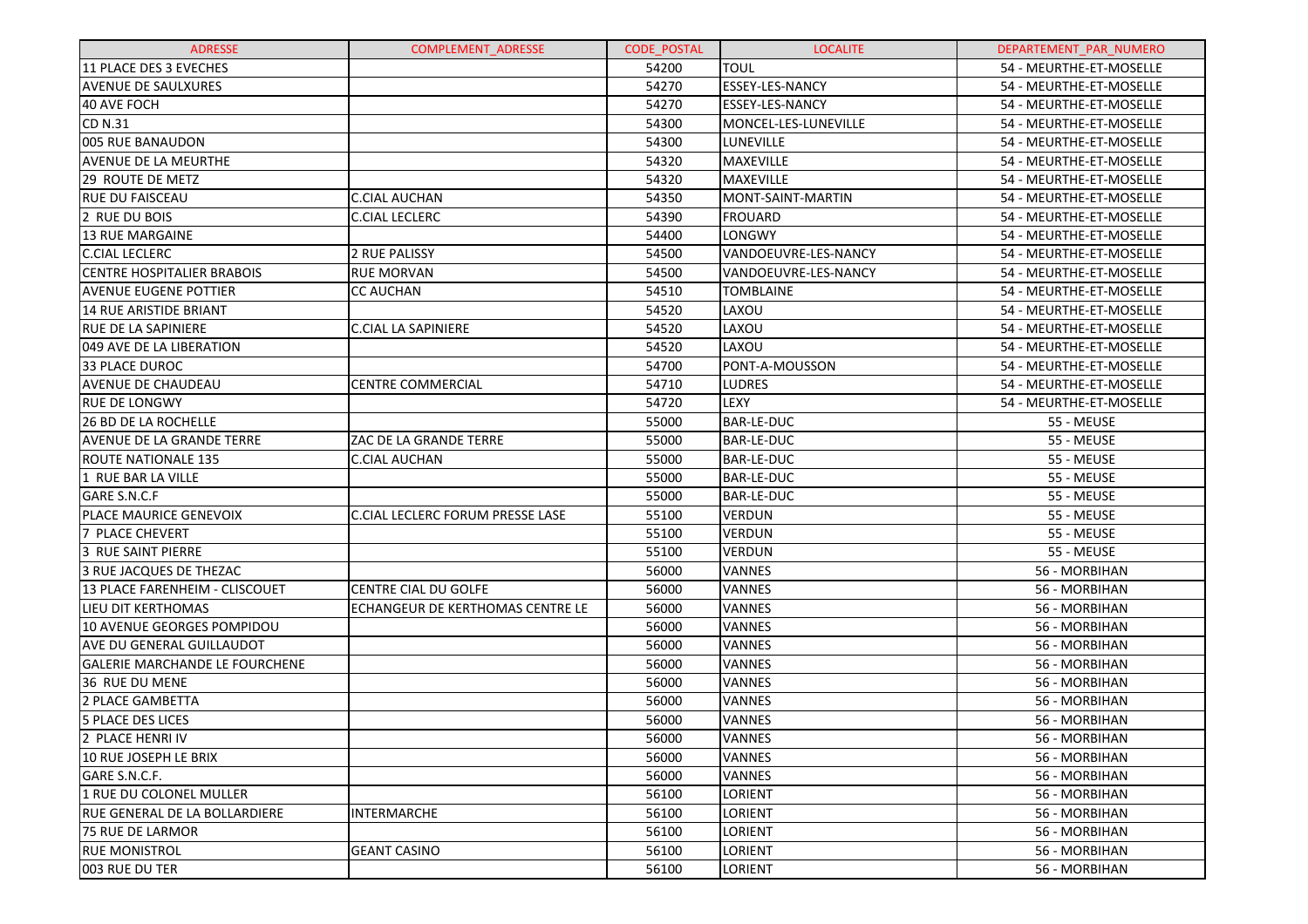| ADRESSE | COMPLEMENT_ADRESSE | CODE_POSTAL | LOCALITE | DEPARTEMENT_PAR_NUMERO |
| --- | --- | --- | --- | --- |
| 11 PLACE DES 3 EVECHES | | 54200 | TOUL | 54 - MEURTHE-ET-MOSELLE |
| AVENUE DE SAULXURES | | 54270 | ESSEY-LES-NANCY | 54 - MEURTHE-ET-MOSELLE |
| 40 AVE FOCH | | 54270 | ESSEY-LES-NANCY | 54 - MEURTHE-ET-MOSELLE |
| CD N.31 | | 54300 | MONCEL-LES-LUNEVILLE | 54 - MEURTHE-ET-MOSELLE |
| 005 RUE BANAUDON | | 54300 | LUNEVILLE | 54 - MEURTHE-ET-MOSELLE |
| AVENUE DE LA MEURTHE | | 54320 | MAXEVILLE | 54 - MEURTHE-ET-MOSELLE |
| 29 ROUTE DE METZ | | 54320 | MAXEVILLE | 54 - MEURTHE-ET-MOSELLE |
| RUE DU FAISCEAU | C.CIAL AUCHAN | 54350 | MONT-SAINT-MARTIN | 54 - MEURTHE-ET-MOSELLE |
| 2 RUE DU BOIS | C.CIAL LECLERC | 54390 | FROUARD | 54 - MEURTHE-ET-MOSELLE |
| 13 RUE MARGAINE | | 54400 | LONGWY | 54 - MEURTHE-ET-MOSELLE |
| C.CIAL LECLERC | 2 RUE PALISSY | 54500 | VANDOEUVRE-LES-NANCY | 54 - MEURTHE-ET-MOSELLE |
| CENTRE HOSPITALIER BRABOIS | RUE MORVAN | 54500 | VANDOEUVRE-LES-NANCY | 54 - MEURTHE-ET-MOSELLE |
| AVENUE EUGENE POTTIER | CC AUCHAN | 54510 | TOMBLAINE | 54 - MEURTHE-ET-MOSELLE |
| 14 RUE ARISTIDE BRIANT | | 54520 | LAXOU | 54 - MEURTHE-ET-MOSELLE |
| RUE DE LA SAPINIERE | C.CIAL LA SAPINIERE | 54520 | LAXOU | 54 - MEURTHE-ET-MOSELLE |
| 049 AVE DE LA LIBERATION | | 54520 | LAXOU | 54 - MEURTHE-ET-MOSELLE |
| 33 PLACE DUROC | | 54700 | PONT-A-MOUSSON | 54 - MEURTHE-ET-MOSELLE |
| AVENUE DE CHAUDEAU | CENTRE COMMERCIAL | 54710 | LUDRES | 54 - MEURTHE-ET-MOSELLE |
| RUE DE LONGWY | | 54720 | LEXY | 54 - MEURTHE-ET-MOSELLE |
| 26 BD DE LA ROCHELLE | | 55000 | BAR-LE-DUC | 55 - MEUSE |
| AVENUE DE LA GRANDE TERRE | ZAC DE LA GRANDE TERRE | 55000 | BAR-LE-DUC | 55 - MEUSE |
| ROUTE NATIONALE 135 | C.CIAL AUCHAN | 55000 | BAR-LE-DUC | 55 - MEUSE |
| 1 RUE BAR LA VILLE | | 55000 | BAR-LE-DUC | 55 - MEUSE |
| GARE S.N.C.F | | 55000 | BAR-LE-DUC | 55 - MEUSE |
| PLACE MAURICE GENEVOIX | C.CIAL LECLERC FORUM PRESSE LASE | 55100 | VERDUN | 55 - MEUSE |
| 7 PLACE CHEVERT | | 55100 | VERDUN | 55 - MEUSE |
| 3 RUE SAINT PIERRE | | 55100 | VERDUN | 55 - MEUSE |
| 3 RUE JACQUES DE THEZAC | | 56000 | VANNES | 56 - MORBIHAN |
| 13 PLACE FARENHEIM - CLISCOUET | CENTRE CIAL DU GOLFE | 56000 | VANNES | 56 - MORBIHAN |
| LIEU DIT KERTHOMAS | ECHANGEUR DE KERTHOMAS CENTRE LE | 56000 | VANNES | 56 - MORBIHAN |
| 10 AVENUE GEORGES POMPIDOU | | 56000 | VANNES | 56 - MORBIHAN |
| AVE DU GENERAL GUILLAUDOT | | 56000 | VANNES | 56 - MORBIHAN |
| GALERIE MARCHANDE LE FOURCHENE | | 56000 | VANNES | 56 - MORBIHAN |
| 36 RUE DU MENE | | 56000 | VANNES | 56 - MORBIHAN |
| 2 PLACE GAMBETTA | | 56000 | VANNES | 56 - MORBIHAN |
| 5 PLACE DES LICES | | 56000 | VANNES | 56 - MORBIHAN |
| 2 PLACE HENRI IV | | 56000 | VANNES | 56 - MORBIHAN |
| 10 RUE JOSEPH LE BRIX | | 56000 | VANNES | 56 - MORBIHAN |
| GARE S.N.C.F. | | 56000 | VANNES | 56 - MORBIHAN |
| 1 RUE DU COLONEL MULLER | | 56100 | LORIENT | 56 - MORBIHAN |
| RUE GENERAL DE LA BOLLARDIERE | INTERMARCHE | 56100 | LORIENT | 56 - MORBIHAN |
| 75 RUE DE LARMOR | | 56100 | LORIENT | 56 - MORBIHAN |
| RUE MONISTROL | GEANT CASINO | 56100 | LORIENT | 56 - MORBIHAN |
| 003 RUE DU TER | | 56100 | LORIENT | 56 - MORBIHAN |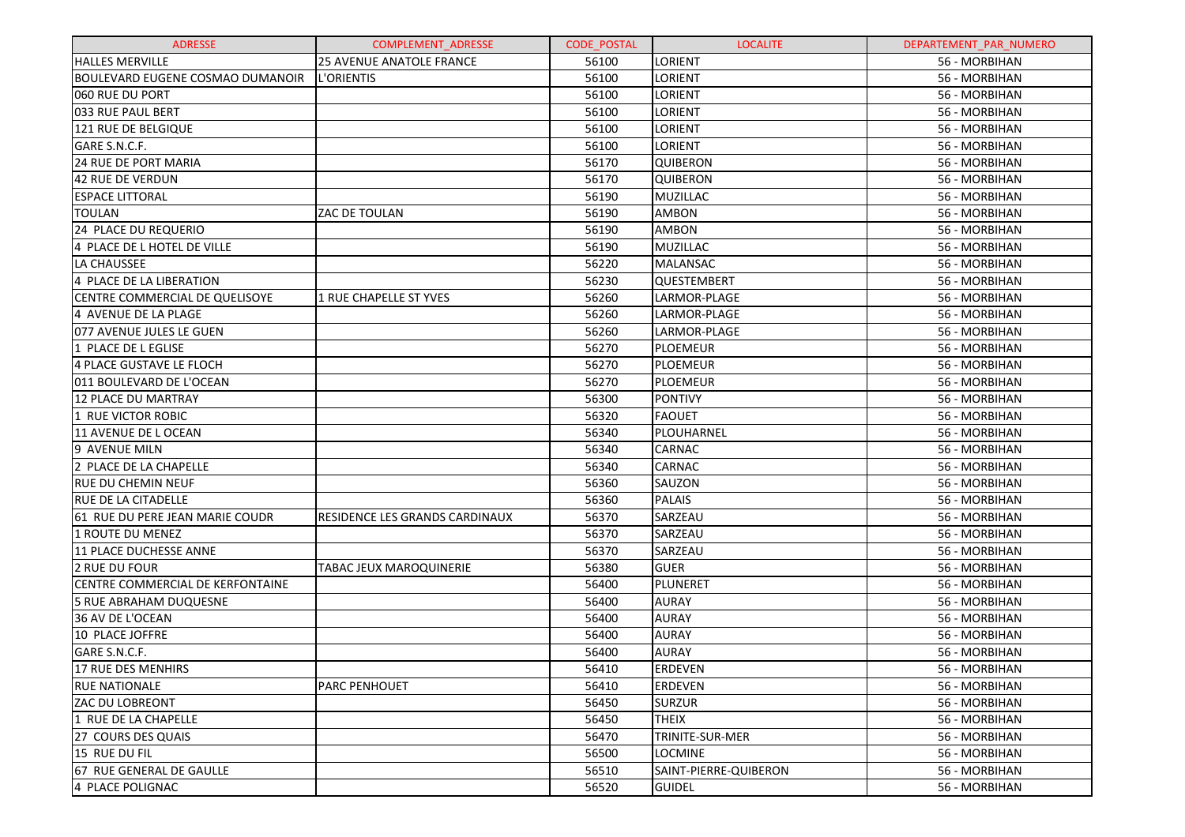| ADRESSE | COMPLEMENT_ADRESSE | CODE_POSTAL | LOCALITE | DEPARTEMENT_PAR_NUMERO |
|---|---|---|---|---|
| HALLES MERVILLE | 25 AVENUE ANATOLE FRANCE | 56100 | LORIENT | 56 - MORBIHAN |
| BOULEVARD EUGENE COSMAO DUMANOIR | L'ORIENTIS | 56100 | LORIENT | 56 - MORBIHAN |
| 060 RUE DU PORT | | 56100 | LORIENT | 56 - MORBIHAN |
| 033 RUE PAUL BERT | | 56100 | LORIENT | 56 - MORBIHAN |
| 121 RUE DE BELGIQUE | | 56100 | LORIENT | 56 - MORBIHAN |
| GARE S.N.C.F. | | 56100 | LORIENT | 56 - MORBIHAN |
| 24 RUE DE PORT MARIA | | 56170 | QUIBERON | 56 - MORBIHAN |
| 42 RUE DE VERDUN | | 56170 | QUIBERON | 56 - MORBIHAN |
| ESPACE LITTORAL | | 56190 | MUZILLAC | 56 - MORBIHAN |
| TOULAN | ZAC DE TOULAN | 56190 | AMBON | 56 - MORBIHAN |
| 24 PLACE DU REQUERIO | | 56190 | AMBON | 56 - MORBIHAN |
| 4 PLACE DE L HOTEL DE VILLE | | 56190 | MUZILLAC | 56 - MORBIHAN |
| LA CHAUSSEE | | 56220 | MALANSAC | 56 - MORBIHAN |
| 4 PLACE DE LA LIBERATION | | 56230 | QUESTEMBERT | 56 - MORBIHAN |
| CENTRE COMMERCIAL DE QUELISOYE | 1 RUE CHAPELLE ST YVES | 56260 | LARMOR-PLAGE | 56 - MORBIHAN |
| 4 AVENUE DE LA PLAGE | | 56260 | LARMOR-PLAGE | 56 - MORBIHAN |
| 077 AVENUE JULES LE GUEN | | 56260 | LARMOR-PLAGE | 56 - MORBIHAN |
| 1 PLACE DE L EGLISE | | 56270 | PLOEMEUR | 56 - MORBIHAN |
| 4 PLACE GUSTAVE LE FLOCH | | 56270 | PLOEMEUR | 56 - MORBIHAN |
| 011 BOULEVARD DE L'OCEAN | | 56270 | PLOEMEUR | 56 - MORBIHAN |
| 12 PLACE DU MARTRAY | | 56300 | PONTIVY | 56 - MORBIHAN |
| 1 RUE VICTOR ROBIC | | 56320 | FAOUET | 56 - MORBIHAN |
| 11 AVENUE DE L OCEAN | | 56340 | PLOUHARNEL | 56 - MORBIHAN |
| 9 AVENUE MILN | | 56340 | CARNAC | 56 - MORBIHAN |
| 2 PLACE DE LA CHAPELLE | | 56340 | CARNAC | 56 - MORBIHAN |
| RUE DU CHEMIN NEUF | | 56360 | SAUZON | 56 - MORBIHAN |
| RUE DE LA CITADELLE | | 56360 | PALAIS | 56 - MORBIHAN |
| 61 RUE DU PERE JEAN MARIE COUDR | RESIDENCE LES GRANDS CARDINAUX | 56370 | SARZEAU | 56 - MORBIHAN |
| 1 ROUTE DU MENEZ | | 56370 | SARZEAU | 56 - MORBIHAN |
| 11 PLACE DUCHESSE ANNE | | 56370 | SARZEAU | 56 - MORBIHAN |
| 2 RUE DU FOUR | TABAC JEUX MAROQUINERIE | 56380 | GUER | 56 - MORBIHAN |
| CENTRE COMMERCIAL DE KERFONTAINE | | 56400 | PLUNERET | 56 - MORBIHAN |
| 5 RUE ABRAHAM DUQUESNE | | 56400 | AURAY | 56 - MORBIHAN |
| 36 AV DE L'OCEAN | | 56400 | AURAY | 56 - MORBIHAN |
| 10 PLACE JOFFRE | | 56400 | AURAY | 56 - MORBIHAN |
| GARE S.N.C.F. | | 56400 | AURAY | 56 - MORBIHAN |
| 17 RUE DES MENHIRS | | 56410 | ERDEVEN | 56 - MORBIHAN |
| RUE NATIONALE | PARC PENHOUET | 56410 | ERDEVEN | 56 - MORBIHAN |
| ZAC DU LOBREONT | | 56450 | SURZUR | 56 - MORBIHAN |
| 1 RUE DE LA CHAPELLE | | 56450 | THEIX | 56 - MORBIHAN |
| 27 COURS DES QUAIS | | 56470 | TRINITE-SUR-MER | 56 - MORBIHAN |
| 15 RUE DU FIL | | 56500 | LOCMINE | 56 - MORBIHAN |
| 67 RUE GENERAL DE GAULLE | | 56510 | SAINT-PIERRE-QUIBERON | 56 - MORBIHAN |
| 4 PLACE POLIGNAC | | 56520 | GUIDEL | 56 - MORBIHAN |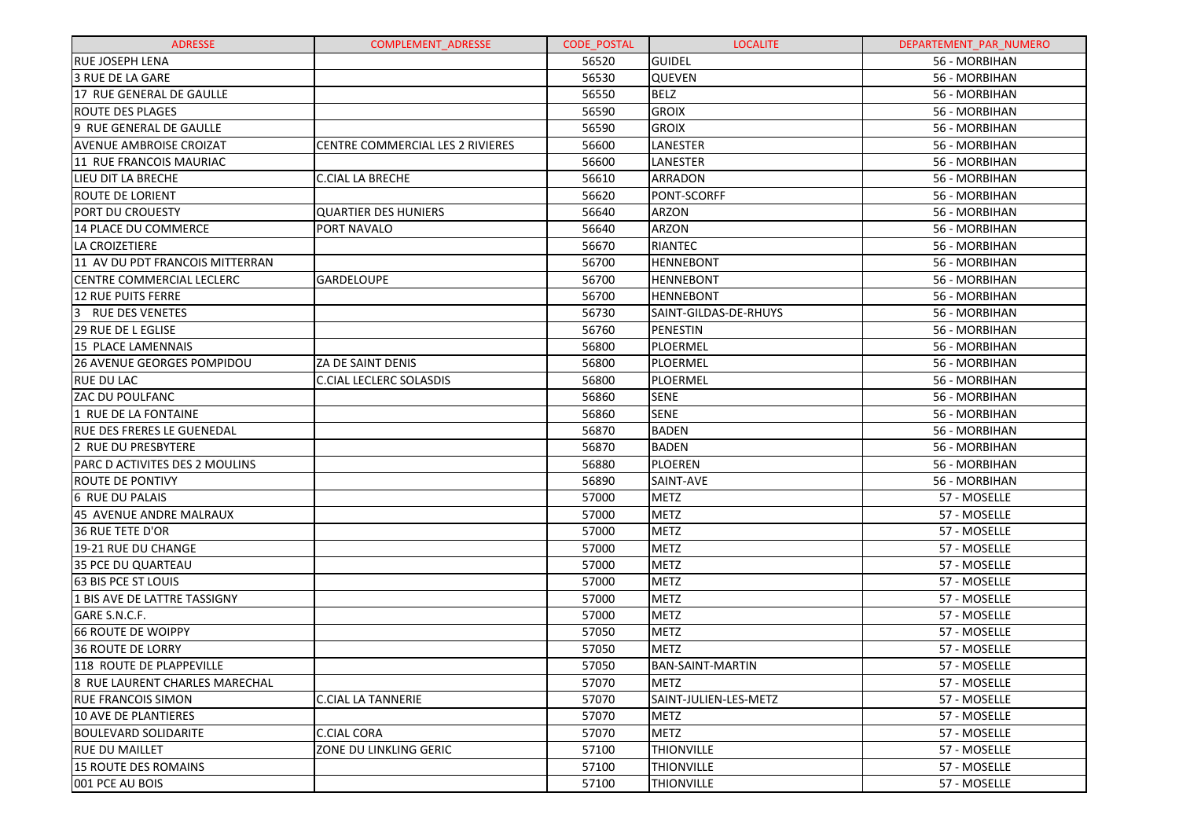| ADRESSE | COMPLEMENT_ADRESSE | CODE_POSTAL | LOCALITE | DEPARTEMENT_PAR_NUMERO |
|---|---|---|---|---|
| RUE JOSEPH LENA | | 56520 | GUIDEL | 56 - MORBIHAN |
| 3 RUE DE LA GARE | | 56530 | QUEVEN | 56 - MORBIHAN |
| 17 RUE GENERAL DE GAULLE | | 56550 | BELZ | 56 - MORBIHAN |
| ROUTE DES PLAGES | | 56590 | GROIX | 56 - MORBIHAN |
| 9 RUE GENERAL DE GAULLE | | 56590 | GROIX | 56 - MORBIHAN |
| AVENUE AMBROISE CROIZAT | CENTRE COMMERCIAL LES 2 RIVIERES | 56600 | LANESTER | 56 - MORBIHAN |
| 11 RUE FRANCOIS MAURIAC | | 56600 | LANESTER | 56 - MORBIHAN |
| LIEU DIT LA BRECHE | C.CIAL LA BRECHE | 56610 | ARRADON | 56 - MORBIHAN |
| ROUTE DE LORIENT | | 56620 | PONT-SCORFF | 56 - MORBIHAN |
| PORT DU CROUESTY | QUARTIER DES HUNIERS | 56640 | ARZON | 56 - MORBIHAN |
| 14 PLACE DU COMMERCE | PORT NAVALO | 56640 | ARZON | 56 - MORBIHAN |
| LA CROIZETIERE | | 56670 | RIANTEC | 56 - MORBIHAN |
| 11 AV DU PDT FRANCOIS MITTERRAN | | 56700 | HENNEBONT | 56 - MORBIHAN |
| CENTRE COMMERCIAL LECLERC | GARDELOUPE | 56700 | HENNEBONT | 56 - MORBIHAN |
| 12 RUE PUITS FERRE | | 56700 | HENNEBONT | 56 - MORBIHAN |
| 3 RUE DES VENETES | | 56730 | SAINT-GILDAS-DE-RHUYS | 56 - MORBIHAN |
| 29 RUE DE L EGLISE | | 56760 | PENESTIN | 56 - MORBIHAN |
| 15 PLACE LAMENNAIS | | 56800 | PLOERMEL | 56 - MORBIHAN |
| 26 AVENUE GEORGES POMPIDOU | ZA DE SAINT DENIS | 56800 | PLOERMEL | 56 - MORBIHAN |
| RUE DU LAC | C.CIAL LECLERC SOLASDIS | 56800 | PLOERMEL | 56 - MORBIHAN |
| ZAC DU POULFANC | | 56860 | SENE | 56 - MORBIHAN |
| 1 RUE DE LA FONTAINE | | 56860 | SENE | 56 - MORBIHAN |
| RUE DES FRERES LE GUENEDAL | | 56870 | BADEN | 56 - MORBIHAN |
| 2 RUE DU PRESBYTERE | | 56870 | BADEN | 56 - MORBIHAN |
| PARC D ACTIVITES DES 2 MOULINS | | 56880 | PLOEREN | 56 - MORBIHAN |
| ROUTE DE PONTIVY | | 56890 | SAINT-AVE | 56 - MORBIHAN |
| 6 RUE DU PALAIS | | 57000 | METZ | 57 - MOSELLE |
| 45 AVENUE ANDRE MALRAUX | | 57000 | METZ | 57 - MOSELLE |
| 36 RUE TETE D'OR | | 57000 | METZ | 57 - MOSELLE |
| 19-21 RUE DU CHANGE | | 57000 | METZ | 57 - MOSELLE |
| 35 PCE DU QUARTEAU | | 57000 | METZ | 57 - MOSELLE |
| 63 BIS PCE ST LOUIS | | 57000 | METZ | 57 - MOSELLE |
| 1 BIS AVE DE LATTRE TASSIGNY | | 57000 | METZ | 57 - MOSELLE |
| GARE S.N.C.F. | | 57000 | METZ | 57 - MOSELLE |
| 66 ROUTE DE WOIPPY | | 57050 | METZ | 57 - MOSELLE |
| 36 ROUTE DE LORRY | | 57050 | METZ | 57 - MOSELLE |
| 118 ROUTE DE PLAPPEVILLE | | 57050 | BAN-SAINT-MARTIN | 57 - MOSELLE |
| 8 RUE LAURENT CHARLES MARECHAL | | 57070 | METZ | 57 - MOSELLE |
| RUE FRANCOIS SIMON | C.CIAL LA TANNERIE | 57070 | SAINT-JULIEN-LES-METZ | 57 - MOSELLE |
| 10 AVE DE PLANTIERES | | 57070 | METZ | 57 - MOSELLE |
| BOULEVARD SOLIDARITE | C.CIAL CORA | 57070 | METZ | 57 - MOSELLE |
| RUE DU MAILLET | ZONE DU LINKLING GERIC | 57100 | THIONVILLE | 57 - MOSELLE |
| 15 ROUTE DES ROMAINS | | 57100 | THIONVILLE | 57 - MOSELLE |
| 001 PCE AU BOIS | | 57100 | THIONVILLE | 57 - MOSELLE |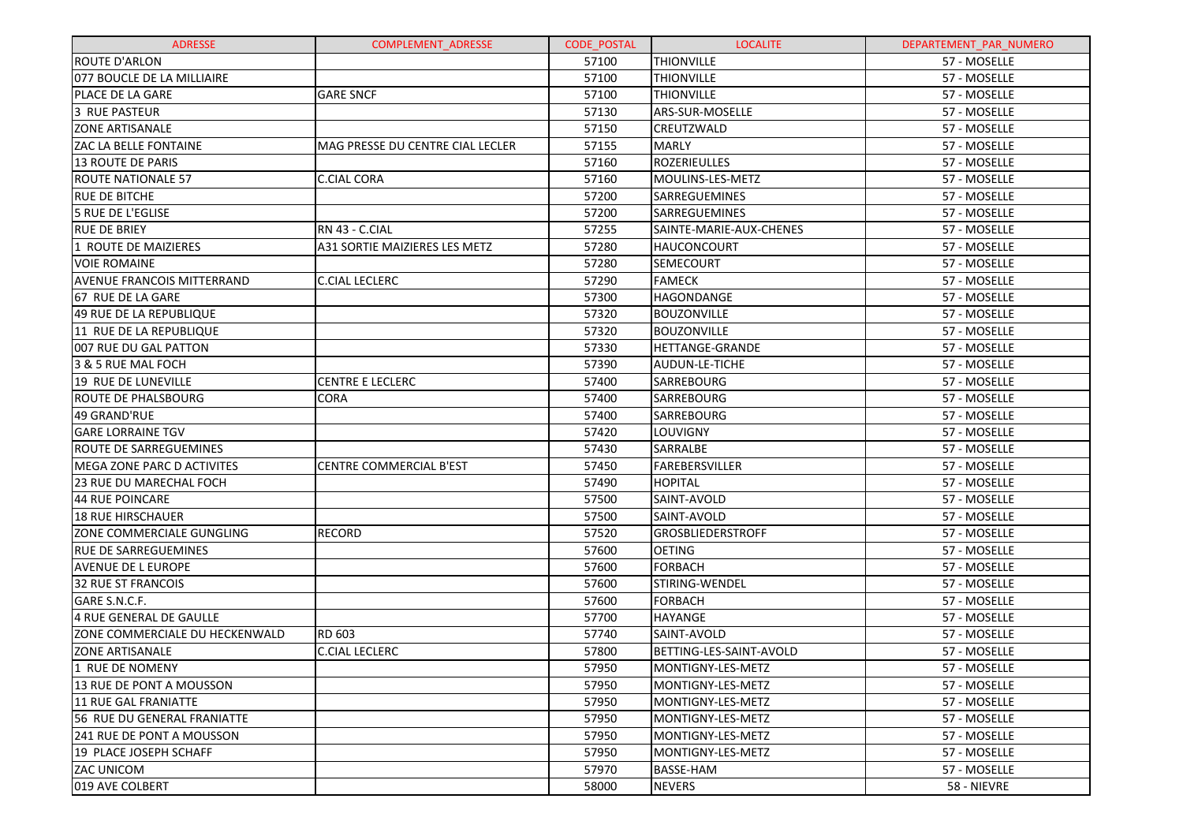| ADRESSE | COMPLEMENT_ADRESSE | CODE_POSTAL | LOCALITE | DEPARTEMENT_PAR_NUMERO |
|---|---|---|---|---|
| ROUTE D'ARLON | | 57100 | THIONVILLE | 57 - MOSELLE |
| 077 BOUCLE DE LA MILLIAIRE | | 57100 | THIONVILLE | 57 - MOSELLE |
| PLACE DE LA GARE | GARE SNCF | 57100 | THIONVILLE | 57 - MOSELLE |
| 3 RUE PASTEUR | | 57130 | ARS-SUR-MOSELLE | 57 - MOSELLE |
| ZONE ARTISANALE | | 57150 | CREUTZWALD | 57 - MOSELLE |
| ZAC LA BELLE FONTAINE | MAG PRESSE DU CENTRE CIAL LECLER | 57155 | MARLY | 57 - MOSELLE |
| 13 ROUTE DE PARIS | | 57160 | ROZERIEULLES | 57 - MOSELLE |
| ROUTE NATIONALE 57 | C.CIAL CORA | 57160 | MOULINS-LES-METZ | 57 - MOSELLE |
| RUE DE BITCHE | | 57200 | SARREGUEMINES | 57 - MOSELLE |
| 5 RUE DE L'EGLISE | | 57200 | SARREGUEMINES | 57 - MOSELLE |
| RUE DE BRIEY | RN 43 - C.CIAL | 57255 | SAINTE-MARIE-AUX-CHENES | 57 - MOSELLE |
| 1 ROUTE DE MAIZIERES | A31 SORTIE MAIZIERES LES METZ | 57280 | HAUCONCOURT | 57 - MOSELLE |
| VOIE ROMAINE | | 57280 | SEMECOURT | 57 - MOSELLE |
| AVENUE FRANCOIS MITTERRAND | C.CIAL LECLERC | 57290 | FAMECK | 57 - MOSELLE |
| 67 RUE DE LA GARE | | 57300 | HAGONDANGE | 57 - MOSELLE |
| 49 RUE DE LA REPUBLIQUE | | 57320 | BOUZONVILLE | 57 - MOSELLE |
| 11 RUE DE LA REPUBLIQUE | | 57320 | BOUZONVILLE | 57 - MOSELLE |
| 007 RUE DU GAL PATTON | | 57330 | HETTANGE-GRANDE | 57 - MOSELLE |
| 3 & 5 RUE MAL FOCH | | 57390 | AUDUN-LE-TICHE | 57 - MOSELLE |
| 19 RUE DE LUNEVILLE | CENTRE E LECLERC | 57400 | SARREBOURG | 57 - MOSELLE |
| ROUTE DE PHALSBOURG | CORA | 57400 | SARREBOURG | 57 - MOSELLE |
| 49 GRAND'RUE | | 57400 | SARREBOURG | 57 - MOSELLE |
| GARE LORRAINE TGV | | 57420 | LOUVIGNY | 57 - MOSELLE |
| ROUTE DE SARREGUEMINES | | 57430 | SARRALBE | 57 - MOSELLE |
| MEGA ZONE PARC D ACTIVITES | CENTRE COMMERCIAL B'EST | 57450 | FAREBERSVILLER | 57 - MOSELLE |
| 23 RUE DU MARECHAL FOCH | | 57490 | HOPITAL | 57 - MOSELLE |
| 44 RUE POINCARE | | 57500 | SAINT-AVOLD | 57 - MOSELLE |
| 18 RUE HIRSCHAUER | | 57500 | SAINT-AVOLD | 57 - MOSELLE |
| ZONE COMMERCIALE GUNGLING | RECORD | 57520 | GROSBLIEDERSTROFF | 57 - MOSELLE |
| RUE DE SARREGUEMINES | | 57600 | OETING | 57 - MOSELLE |
| AVENUE DE L EUROPE | | 57600 | FORBACH | 57 - MOSELLE |
| 32 RUE ST FRANCOIS | | 57600 | STIRING-WENDEL | 57 - MOSELLE |
| GARE S.N.C.F. | | 57600 | FORBACH | 57 - MOSELLE |
| 4 RUE GENERAL DE GAULLE | | 57700 | HAYANGE | 57 - MOSELLE |
| ZONE COMMERCIALE DU HECKENWALD | RD 603 | 57740 | SAINT-AVOLD | 57 - MOSELLE |
| ZONE ARTISANALE | C.CIAL LECLERC | 57800 | BETTING-LES-SAINT-AVOLD | 57 - MOSELLE |
| 1 RUE DE NOMENY | | 57950 | MONTIGNY-LES-METZ | 57 - MOSELLE |
| 13 RUE DE PONT A MOUSSON | | 57950 | MONTIGNY-LES-METZ | 57 - MOSELLE |
| 11 RUE GAL FRANIATTE | | 57950 | MONTIGNY-LES-METZ | 57 - MOSELLE |
| 56 RUE DU GENERAL FRANIATTE | | 57950 | MONTIGNY-LES-METZ | 57 - MOSELLE |
| 241 RUE DE PONT A MOUSSON | | 57950 | MONTIGNY-LES-METZ | 57 - MOSELLE |
| 19 PLACE JOSEPH SCHAFF | | 57950 | MONTIGNY-LES-METZ | 57 - MOSELLE |
| ZAC UNICOM | | 57970 | BASSE-HAM | 57 - MOSELLE |
| 019 AVE COLBERT | | 58000 | NEVERS | 58 - NIEVRE |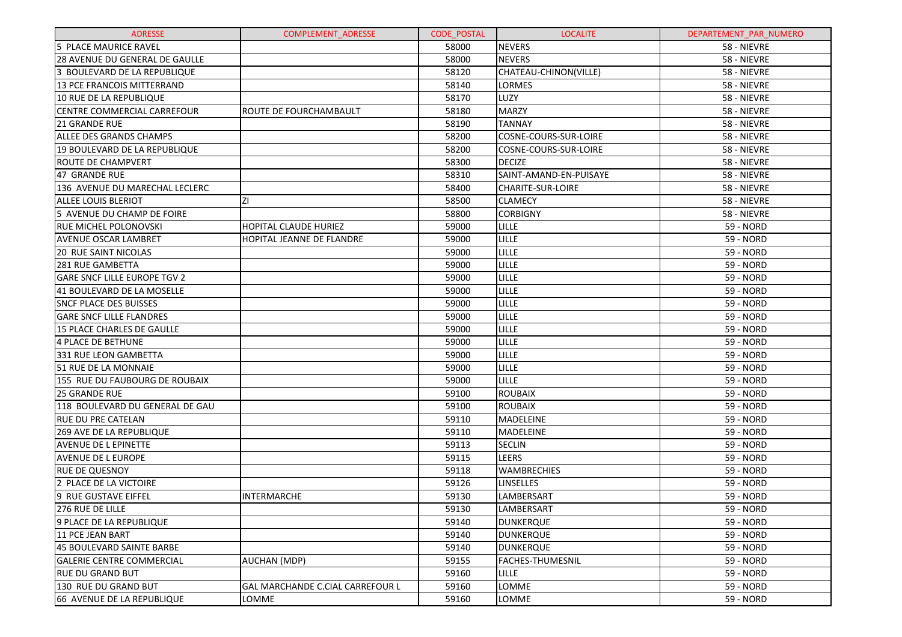| ADRESSE | COMPLEMENT_ADRESSE | CODE_POSTAL | LOCALITE | DEPARTEMENT_PAR_NUMERO |
|---|---|---|---|---|
| 5 PLACE MAURICE RAVEL | | 58000 | NEVERS | 58 - NIEVRE |
| 28 AVENUE DU GENERAL DE GAULLE | | 58000 | NEVERS | 58 - NIEVRE |
| 3 BOULEVARD DE LA REPUBLIQUE | | 58120 | CHATEAU-CHINON(VILLE) | 58 - NIEVRE |
| 13 PCE FRANCOIS MITTERRAND | | 58140 | LORMES | 58 - NIEVRE |
| 10 RUE DE LA REPUBLIQUE | | 58170 | LUZY | 58 - NIEVRE |
| CENTRE COMMERCIAL CARREFOUR | ROUTE DE FOURCHAMBAULT | 58180 | MARZY | 58 - NIEVRE |
| 21 GRANDE RUE | | 58190 | TANNAY | 58 - NIEVRE |
| ALLEE DES GRANDS CHAMPS | | 58200 | COSNE-COURS-SUR-LOIRE | 58 - NIEVRE |
| 19 BOULEVARD DE LA REPUBLIQUE | | 58200 | COSNE-COURS-SUR-LOIRE | 58 - NIEVRE |
| ROUTE DE CHAMPVERT | | 58300 | DECIZE | 58 - NIEVRE |
| 47 GRANDE RUE | | 58310 | SAINT-AMAND-EN-PUISAYE | 58 - NIEVRE |
| 136 AVENUE DU MARECHAL LECLERC | | 58400 | CHARITE-SUR-LOIRE | 58 - NIEVRE |
| ALLEE LOUIS BLERIOT | ZI | 58500 | CLAMECY | 58 - NIEVRE |
| 5 AVENUE DU CHAMP DE FOIRE | | 58800 | CORBIGNY | 58 - NIEVRE |
| RUE MICHEL POLONOVSKI | HOPITAL CLAUDE HURIEZ | 59000 | LILLE | 59 - NORD |
| AVENUE OSCAR LAMBRET | HOPITAL JEANNE DE FLANDRE | 59000 | LILLE | 59 - NORD |
| 20 RUE SAINT NICOLAS | | 59000 | LILLE | 59 - NORD |
| 281 RUE GAMBETTA | | 59000 | LILLE | 59 - NORD |
| GARE SNCF LILLE EUROPE TGV 2 | | 59000 | LILLE | 59 - NORD |
| 41 BOULEVARD DE LA MOSELLE | | 59000 | LILLE | 59 - NORD |
| SNCF PLACE DES BUISSES | | 59000 | LILLE | 59 - NORD |
| GARE SNCF LILLE FLANDRES | | 59000 | LILLE | 59 - NORD |
| 15 PLACE CHARLES DE GAULLE | | 59000 | LILLE | 59 - NORD |
| 4 PLACE DE BETHUNE | | 59000 | LILLE | 59 - NORD |
| 331 RUE LEON GAMBETTA | | 59000 | LILLE | 59 - NORD |
| 51 RUE DE LA MONNAIE | | 59000 | LILLE | 59 - NORD |
| 155 RUE DU FAUBOURG DE ROUBAIX | | 59000 | LILLE | 59 - NORD |
| 25 GRANDE RUE | | 59100 | ROUBAIX | 59 - NORD |
| 118 BOULEVARD DU GENERAL DE GAU | | 59100 | ROUBAIX | 59 - NORD |
| RUE DU PRE CATELAN | | 59110 | MADELEINE | 59 - NORD |
| 269 AVE DE LA REPUBLIQUE | | 59110 | MADELEINE | 59 - NORD |
| AVENUE DE L EPINETTE | | 59113 | SECLIN | 59 - NORD |
| AVENUE DE L EUROPE | | 59115 | LEERS | 59 - NORD |
| RUE DE QUESNOY | | 59118 | WAMBRECHIES | 59 - NORD |
| 2 PLACE DE LA VICTOIRE | | 59126 | LINSELLES | 59 - NORD |
| 9 RUE GUSTAVE EIFFEL | INTERMARCHE | 59130 | LAMBERSART | 59 - NORD |
| 276 RUE DE LILLE | | 59130 | LAMBERSART | 59 - NORD |
| 9 PLACE DE LA REPUBLIQUE | | 59140 | DUNKERQUE | 59 - NORD |
| 11 PCE JEAN BART | | 59140 | DUNKERQUE | 59 - NORD |
| 45 BOULEVARD SAINTE BARBE | | 59140 | DUNKERQUE | 59 - NORD |
| GALERIE CENTRE COMMERCIAL | AUCHAN (MDP) | 59155 | FACHES-THUMESNIL | 59 - NORD |
| RUE DU GRAND BUT | | 59160 | LILLE | 59 - NORD |
| 130 RUE DU GRAND BUT | GAL MARCHANDE C.CIAL CARREFOUR L | 59160 | LOMME | 59 - NORD |
| 66 AVENUE DE LA REPUBLIQUE | LOMME | 59160 | LOMME | 59 - NORD |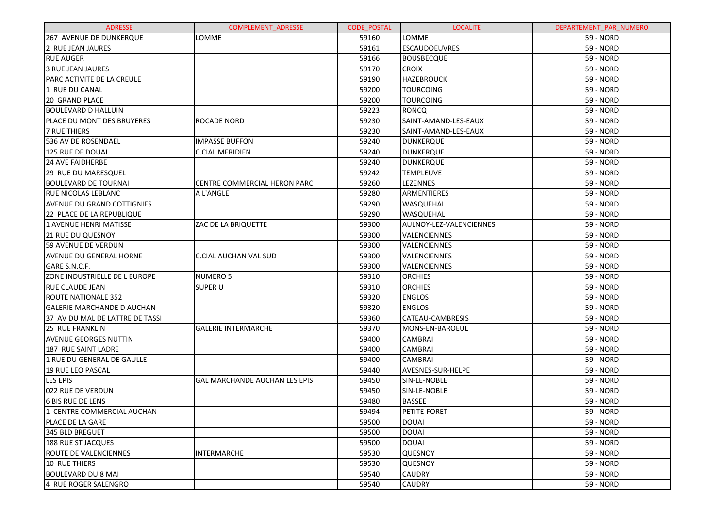| ADRESSE | COMPLEMENT_ADRESSE | CODE_POSTAL | LOCALITE | DEPARTEMENT_PAR_NUMERO |
|---|---|---|---|---|
| 267 AVENUE DE DUNKERQUE | LOMME | 59160 | LOMME | 59 - NORD |
| 2 RUE JEAN JAURES | | 59161 | ESCAUDOEUVRES | 59 - NORD |
| RUE AUGER | | 59166 | BOUSBECQUE | 59 - NORD |
| 3 RUE JEAN JAURES | | 59170 | CROIX | 59 - NORD |
| PARC ACTIVITE DE LA CREULE | | 59190 | HAZEBROUCK | 59 - NORD |
| 1 RUE DU CANAL | | 59200 | TOURCOING | 59 - NORD |
| 20 GRAND PLACE | | 59200 | TOURCOING | 59 - NORD |
| BOULEVARD D HALLUIN | | 59223 | RONCQ | 59 - NORD |
| PLACE DU MONT DES BRUYERES | ROCADE NORD | 59230 | SAINT-AMAND-LES-EAUX | 59 - NORD |
| 7 RUE THIERS | | 59230 | SAINT-AMAND-LES-EAUX | 59 - NORD |
| 536 AV DE ROSENDAEL | IMPASSE BUFFON | 59240 | DUNKERQUE | 59 - NORD |
| 125 RUE DE DOUAI | C.CIAL MERIDIEN | 59240 | DUNKERQUE | 59 - NORD |
| 24 AVE FAIDHERBE | | 59240 | DUNKERQUE | 59 - NORD |
| 29 RUE DU MARESQUEL | | 59242 | TEMPLEUVE | 59 - NORD |
| BOULEVARD DE TOURNAI | CENTRE COMMERCIAL HERON PARC | 59260 | LEZENNES | 59 - NORD |
| RUE NICOLAS LEBLANC | A L'ANGLE | 59280 | ARMENTIERES | 59 - NORD |
| AVENUE DU GRAND COTTIGNIES | | 59290 | WASQUEHAL | 59 - NORD |
| 22 PLACE DE LA REPUBLIQUE | | 59290 | WASQUEHAL | 59 - NORD |
| 1 AVENUE HENRI MATISSE | ZAC DE LA BRIQUETTE | 59300 | AULNOY-LEZ-VALENCIENNES | 59 - NORD |
| 21 RUE DU QUESNOY | | 59300 | VALENCIENNES | 59 - NORD |
| 59 AVENUE DE VERDUN | | 59300 | VALENCIENNES | 59 - NORD |
| AVENUE DU GENERAL HORNE | C.CIAL AUCHAN VAL SUD | 59300 | VALENCIENNES | 59 - NORD |
| GARE S.N.C.F. | | 59300 | VALENCIENNES | 59 - NORD |
| ZONE INDUSTRIELLE DE L EUROPE | NUMERO 5 | 59310 | ORCHIES | 59 - NORD |
| RUE CLAUDE JEAN | SUPER U | 59310 | ORCHIES | 59 - NORD |
| ROUTE NATIONALE 352 | | 59320 | ENGLOS | 59 - NORD |
| GALERIE MARCHANDE D AUCHAN | | 59320 | ENGLOS | 59 - NORD |
| 37 AV DU MAL DE LATTRE DE TASSI | | 59360 | CATEAU-CAMBRESIS | 59 - NORD |
| 25 RUE FRANKLIN | GALERIE INTERMARCHE | 59370 | MONS-EN-BAROEUL | 59 - NORD |
| AVENUE GEORGES NUTTIN | | 59400 | CAMBRAI | 59 - NORD |
| 187 RUE SAINT LADRE | | 59400 | CAMBRAI | 59 - NORD |
| 1 RUE DU GENERAL DE GAULLE | | 59400 | CAMBRAI | 59 - NORD |
| 19 RUE LEO PASCAL | | 59440 | AVESNES-SUR-HELPE | 59 - NORD |
| LES EPIS | GAL MARCHANDE AUCHAN LES EPIS | 59450 | SIN-LE-NOBLE | 59 - NORD |
| 022 RUE DE VERDUN | | 59450 | SIN-LE-NOBLE | 59 - NORD |
| 6 BIS RUE DE LENS | | 59480 | BASSEE | 59 - NORD |
| 1 CENTRE COMMERCIAL AUCHAN | | 59494 | PETITE-FORET | 59 - NORD |
| PLACE DE LA GARE | | 59500 | DOUAI | 59 - NORD |
| 345 BLD BREGUET | | 59500 | DOUAI | 59 - NORD |
| 188 RUE ST JACQUES | | 59500 | DOUAI | 59 - NORD |
| ROUTE DE VALENCIENNES | INTERMARCHE | 59530 | QUESNOY | 59 - NORD |
| 10 RUE THIERS | | 59530 | QUESNOY | 59 - NORD |
| BOULEVARD DU 8 MAI | | 59540 | CAUDRY | 59 - NORD |
| 4 RUE ROGER SALENGRO | | 59540 | CAUDRY | 59 - NORD |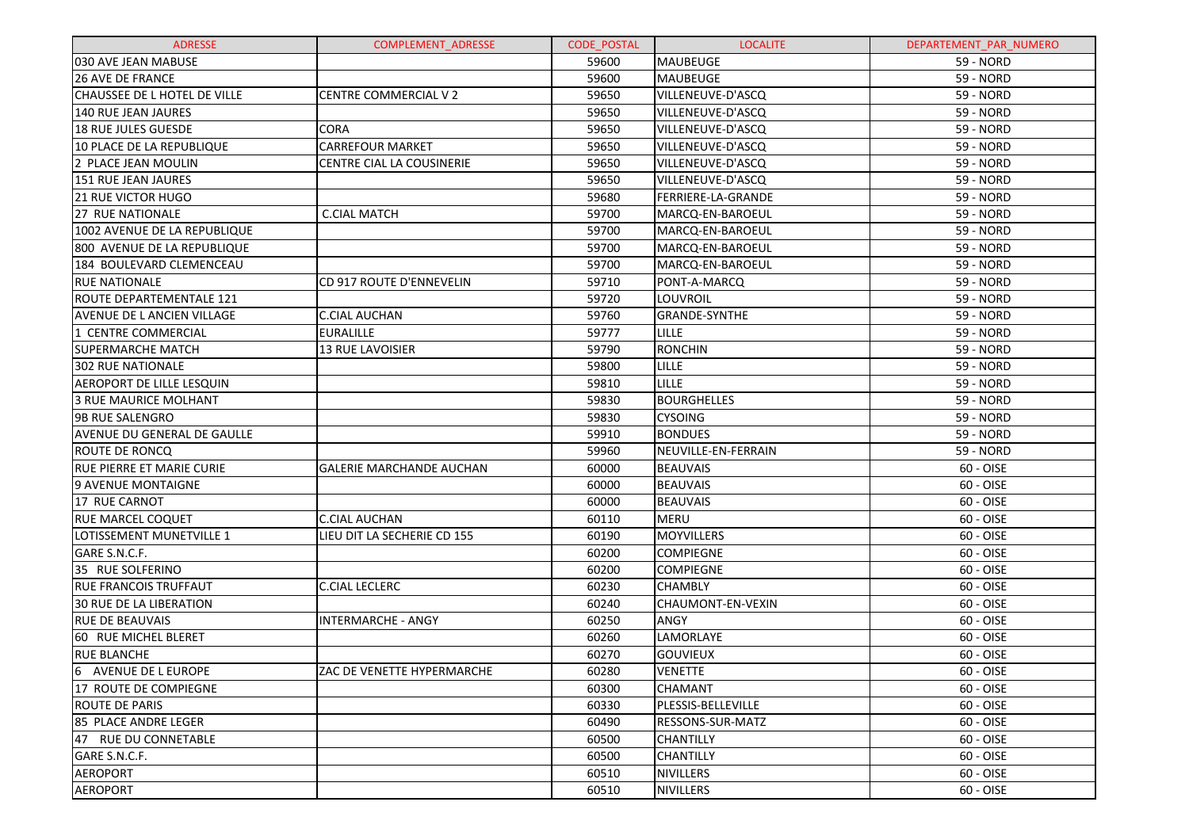| ADRESSE | COMPLEMENT_ADRESSE | CODE_POSTAL | LOCALITE | DEPARTEMENT_PAR_NUMERO |
|---|---|---|---|---|
| 030 AVE JEAN MABUSE | | 59600 | MAUBEUGE | 59 - NORD |
| 26 AVE DE FRANCE | | 59600 | MAUBEUGE | 59 - NORD |
| CHAUSSEE DE L HOTEL DE VILLE | CENTRE COMMERCIAL V 2 | 59650 | VILLENEUVE-D'ASCQ | 59 - NORD |
| 140 RUE JEAN JAURES | | 59650 | VILLENEUVE-D'ASCQ | 59 - NORD |
| 18 RUE JULES GUESDE | CORA | 59650 | VILLENEUVE-D'ASCQ | 59 - NORD |
| 10 PLACE DE LA REPUBLIQUE | CARREFOUR MARKET | 59650 | VILLENEUVE-D'ASCQ | 59 - NORD |
| 2 PLACE JEAN MOULIN | CENTRE CIAL LA COUSINERIE | 59650 | VILLENEUVE-D'ASCQ | 59 - NORD |
| 151 RUE JEAN JAURES | | 59650 | VILLENEUVE-D'ASCQ | 59 - NORD |
| 21 RUE VICTOR HUGO | | 59680 | FERRIERE-LA-GRANDE | 59 - NORD |
| 27 RUE NATIONALE | C.CIAL MATCH | 59700 | MARCQ-EN-BAROEUL | 59 - NORD |
| 1002 AVENUE DE LA REPUBLIQUE | | 59700 | MARCQ-EN-BAROEUL | 59 - NORD |
| 800 AVENUE DE LA REPUBLIQUE | | 59700 | MARCQ-EN-BAROEUL | 59 - NORD |
| 184 BOULEVARD CLEMENCEAU | | 59700 | MARCQ-EN-BAROEUL | 59 - NORD |
| RUE NATIONALE | CD 917 ROUTE D'ENNEVELIN | 59710 | PONT-A-MARCQ | 59 - NORD |
| ROUTE DEPARTEMENTALE 121 | | 59720 | LOUVROIL | 59 - NORD |
| AVENUE DE L ANCIEN VILLAGE | C.CIAL AUCHAN | 59760 | GRANDE-SYNTHE | 59 - NORD |
| 1 CENTRE COMMERCIAL | EURALILLE | 59777 | LILLE | 59 - NORD |
| SUPERMARCHE MATCH | 13 RUE LAVOISIER | 59790 | RONCHIN | 59 - NORD |
| 302 RUE NATIONALE | | 59800 | LILLE | 59 - NORD |
| AEROPORT DE LILLE LESQUIN | | 59810 | LILLE | 59 - NORD |
| 3 RUE MAURICE MOLHANT | | 59830 | BOURGHELLES | 59 - NORD |
| 9B RUE SALENGRO | | 59830 | CYSOING | 59 - NORD |
| AVENUE DU GENERAL DE GAULLE | | 59910 | BONDUES | 59 - NORD |
| ROUTE DE RONCQ | | 59960 | NEUVILLE-EN-FERRAIN | 59 - NORD |
| RUE PIERRE ET MARIE CURIE | GALERIE MARCHANDE AUCHAN | 60000 | BEAUVAIS | 60 - OISE |
| 9 AVENUE MONTAIGNE | | 60000 | BEAUVAIS | 60 - OISE |
| 17 RUE CARNOT | | 60000 | BEAUVAIS | 60 - OISE |
| RUE MARCEL COQUET | C.CIAL AUCHAN | 60110 | MERU | 60 - OISE |
| LOTISSEMENT MUNETVILLE 1 | LIEU DIT LA SECHERIE CD 155 | 60190 | MOYVILLERS | 60 - OISE |
| GARE S.N.C.F. | | 60200 | COMPIEGNE | 60 - OISE |
| 35 RUE SOLFERINO | | 60200 | COMPIEGNE | 60 - OISE |
| RUE FRANCOIS TRUFFAUT | C.CIAL LECLERC | 60230 | CHAMBLY | 60 - OISE |
| 30 RUE DE LA LIBERATION | | 60240 | CHAUMONT-EN-VEXIN | 60 - OISE |
| RUE DE BEAUVAIS | INTERMARCHE - ANGY | 60250 | ANGY | 60 - OISE |
| 60 RUE MICHEL BLERET | | 60260 | LAMORLAYE | 60 - OISE |
| RUE BLANCHE | | 60270 | GOUVIEUX | 60 - OISE |
| 6 AVENUE DE L EUROPE | ZAC DE VENETTE HYPERMARCHE | 60280 | VENETTE | 60 - OISE |
| 17 ROUTE DE COMPIEGNE | | 60300 | CHAMANT | 60 - OISE |
| ROUTE DE PARIS | | 60330 | PLESSIS-BELLEVILLE | 60 - OISE |
| 85 PLACE ANDRE LEGER | | 60490 | RESSONS-SUR-MATZ | 60 - OISE |
| 47 RUE DU CONNETABLE | | 60500 | CHANTILLY | 60 - OISE |
| GARE S.N.C.F. | | 60500 | CHANTILLY | 60 - OISE |
| AEROPORT | | 60510 | NIVILLERS | 60 - OISE |
| AEROPORT | | 60510 | NIVILLERS | 60 - OISE |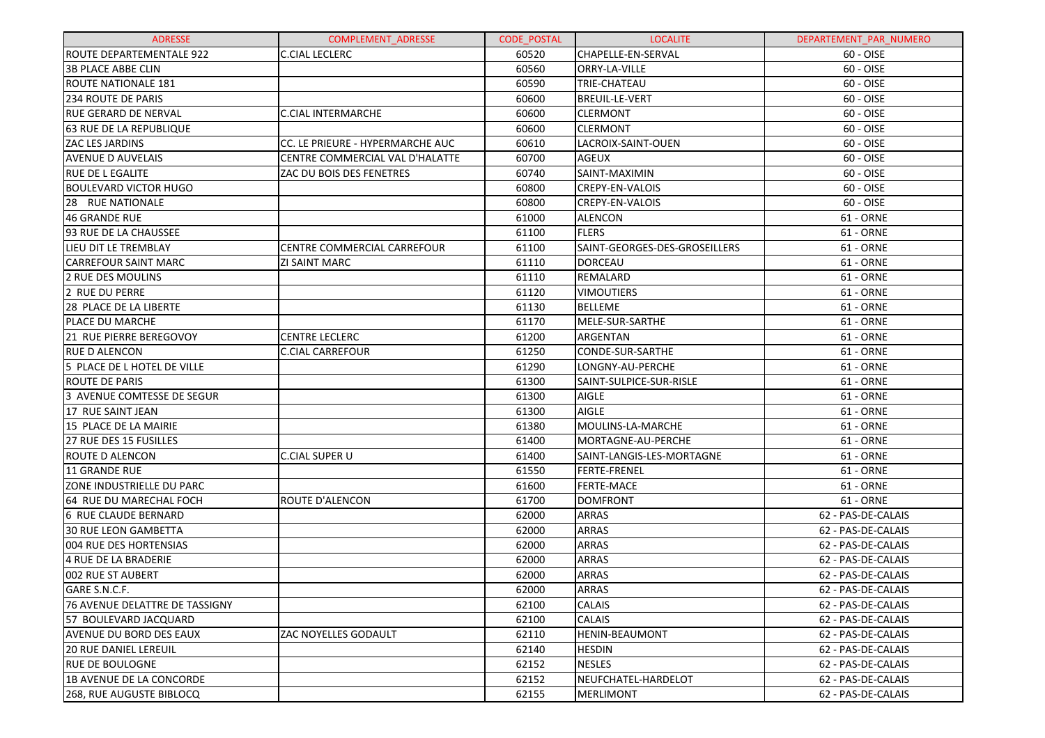| ADRESSE | COMPLEMENT_ADRESSE | CODE_POSTAL | LOCALITE | DEPARTEMENT_PAR_NUMERO |
|---|---|---|---|---|
| ROUTE DEPARTEMENTALE 922 | C.CIAL LECLERC | 60520 | CHAPELLE-EN-SERVAL | 60 - OISE |
| 3B PLACE ABBE CLIN | | 60560 | ORRY-LA-VILLE | 60 - OISE |
| ROUTE NATIONALE 181 | | 60590 | TRIE-CHATEAU | 60 - OISE |
| 234 ROUTE DE PARIS | | 60600 | BREUIL-LE-VERT | 60 - OISE |
| RUE GERARD DE NERVAL | C.CIAL INTERMARCHE | 60600 | CLERMONT | 60 - OISE |
| 63 RUE DE LA REPUBLIQUE | | 60600 | CLERMONT | 60 - OISE |
| ZAC LES JARDINS | CC. LE PRIEURE - HYPERMARCHE AUC | 60610 | LACROIX-SAINT-OUEN | 60 - OISE |
| AVENUE D AUVELAIS | CENTRE COMMERCIAL VAL D'HALATTE | 60700 | AGEUX | 60 - OISE |
| RUE DE L EGALITE | ZAC DU BOIS DES FENETRES | 60740 | SAINT-MAXIMIN | 60 - OISE |
| BOULEVARD VICTOR HUGO | | 60800 | CREPY-EN-VALOIS | 60 - OISE |
| 28 RUE NATIONALE | | 60800 | CREPY-EN-VALOIS | 60 - OISE |
| 46 GRANDE RUE | | 61000 | ALENCON | 61 - ORNE |
| 93 RUE DE LA CHAUSSEE | | 61100 | FLERS | 61 - ORNE |
| LIEU DIT LE TREMBLAY | CENTRE COMMERCIAL CARREFOUR | 61100 | SAINT-GEORGES-DES-GROSEILLERS | 61 - ORNE |
| CARREFOUR SAINT MARC | ZI SAINT MARC | 61110 | DORCEAU | 61 - ORNE |
| 2 RUE DES MOULINS | | 61110 | REMALARD | 61 - ORNE |
| 2 RUE DU PERRE | | 61120 | VIMOUTIERS | 61 - ORNE |
| 28 PLACE DE LA LIBERTE | | 61130 | BELLEME | 61 - ORNE |
| PLACE DU MARCHE | | 61170 | MELE-SUR-SARTHE | 61 - ORNE |
| 21 RUE PIERRE BEREGOVOY | CENTRE LECLERC | 61200 | ARGENTAN | 61 - ORNE |
| RUE D ALENCON | C.CIAL CARREFOUR | 61250 | CONDE-SUR-SARTHE | 61 - ORNE |
| 5 PLACE DE L HOTEL DE VILLE | | 61290 | LONGNY-AU-PERCHE | 61 - ORNE |
| ROUTE DE PARIS | | 61300 | SAINT-SULPICE-SUR-RISLE | 61 - ORNE |
| 3 AVENUE COMTESSE DE SEGUR | | 61300 | AIGLE | 61 - ORNE |
| 17 RUE SAINT JEAN | | 61300 | AIGLE | 61 - ORNE |
| 15 PLACE DE LA MAIRIE | | 61380 | MOULINS-LA-MARCHE | 61 - ORNE |
| 27 RUE DES 15 FUSILLES | | 61400 | MORTAGNE-AU-PERCHE | 61 - ORNE |
| ROUTE D ALENCON | C.CIAL SUPER U | 61400 | SAINT-LANGIS-LES-MORTAGNE | 61 - ORNE |
| 11 GRANDE RUE | | 61550 | FERTE-FRENEL | 61 - ORNE |
| ZONE INDUSTRIELLE DU PARC | | 61600 | FERTE-MACE | 61 - ORNE |
| 64 RUE DU MARECHAL FOCH | ROUTE D'ALENCON | 61700 | DOMFRONT | 61 - ORNE |
| 6 RUE CLAUDE BERNARD | | 62000 | ARRAS | 62 - PAS-DE-CALAIS |
| 30 RUE LEON GAMBETTA | | 62000 | ARRAS | 62 - PAS-DE-CALAIS |
| 004 RUE DES HORTENSIAS | | 62000 | ARRAS | 62 - PAS-DE-CALAIS |
| 4 RUE DE LA BRADERIE | | 62000 | ARRAS | 62 - PAS-DE-CALAIS |
| 002 RUE ST AUBERT | | 62000 | ARRAS | 62 - PAS-DE-CALAIS |
| GARE S.N.C.F. | | 62000 | ARRAS | 62 - PAS-DE-CALAIS |
| 76 AVENUE DELATTRE DE TASSIGNY | | 62100 | CALAIS | 62 - PAS-DE-CALAIS |
| 57 BOULEVARD JACQUARD | | 62100 | CALAIS | 62 - PAS-DE-CALAIS |
| AVENUE DU BORD DES EAUX | ZAC NOYELLES GODAULT | 62110 | HENIN-BEAUMONT | 62 - PAS-DE-CALAIS |
| 20 RUE DANIEL LEREUIL | | 62140 | HESDIN | 62 - PAS-DE-CALAIS |
| RUE DE BOULOGNE | | 62152 | NESLES | 62 - PAS-DE-CALAIS |
| 1B AVENUE DE LA CONCORDE | | 62152 | NEUFCHATEL-HARDELOT | 62 - PAS-DE-CALAIS |
| 268, RUE AUGUSTE BIBLOCQ | | 62155 | MERLIMONT | 62 - PAS-DE-CALAIS |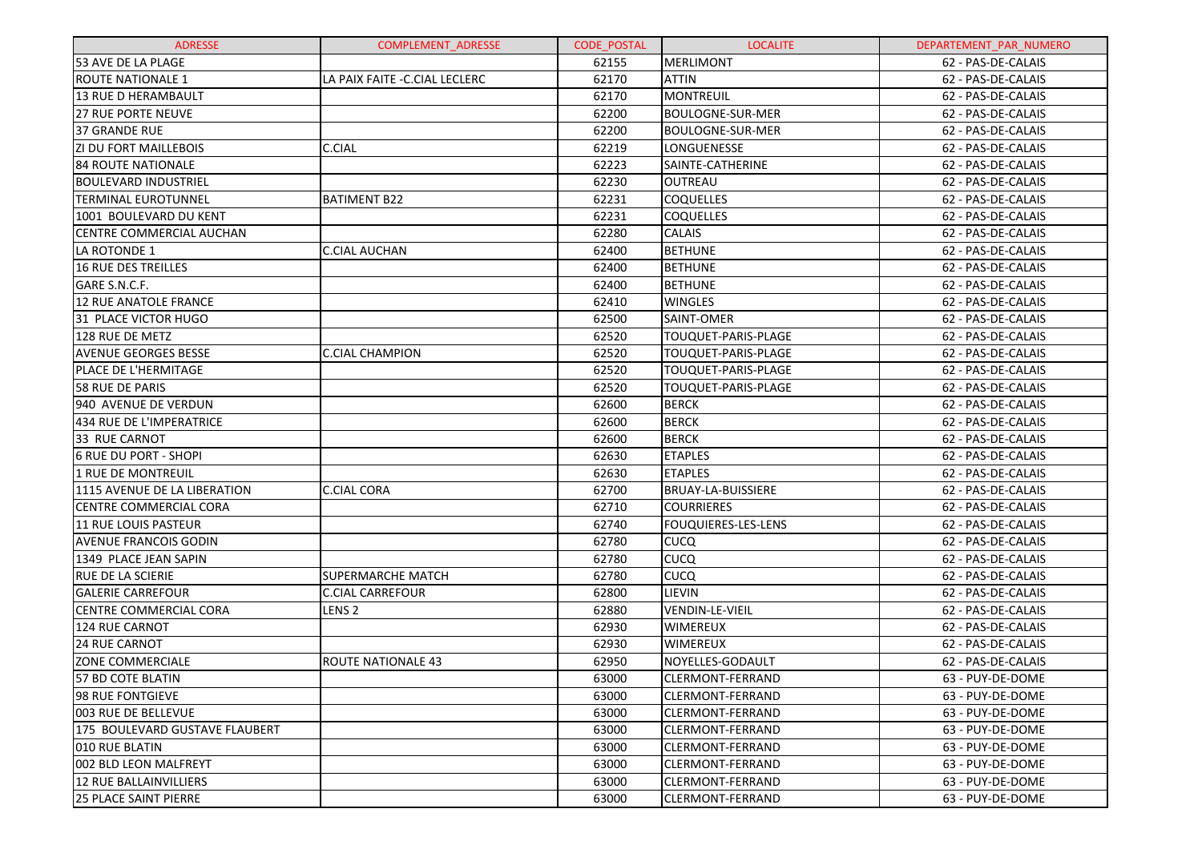| ADRESSE | COMPLEMENT_ADRESSE | CODE_POSTAL | LOCALITE | DEPARTEMENT_PAR_NUMERO |
|---|---|---|---|---|
| 53 AVE DE LA PLAGE | | 62155 | MERLIMONT | 62 - PAS-DE-CALAIS |
| ROUTE NATIONALE 1 | LA PAIX FAITE -C.CIAL LECLERC | 62170 | ATTIN | 62 - PAS-DE-CALAIS |
| 13 RUE D HERAMBAULT | | 62170 | MONTREUIL | 62 - PAS-DE-CALAIS |
| 27 RUE PORTE NEUVE | | 62200 | BOULOGNE-SUR-MER | 62 - PAS-DE-CALAIS |
| 37 GRANDE RUE | | 62200 | BOULOGNE-SUR-MER | 62 - PAS-DE-CALAIS |
| ZI DU FORT MAILLEBOIS | C.CIAL | 62219 | LONGUENESSE | 62 - PAS-DE-CALAIS |
| 84 ROUTE NATIONALE | | 62223 | SAINTE-CATHERINE | 62 - PAS-DE-CALAIS |
| BOULEVARD INDUSTRIEL | | 62230 | OUTREAU | 62 - PAS-DE-CALAIS |
| TERMINAL EUROTUNNEL | BATIMENT B22 | 62231 | COQUELLES | 62 - PAS-DE-CALAIS |
| 1001 BOULEVARD DU KENT | | 62231 | COQUELLES | 62 - PAS-DE-CALAIS |
| CENTRE COMMERCIAL AUCHAN | | 62280 | CALAIS | 62 - PAS-DE-CALAIS |
| LA ROTONDE 1 | C.CIAL AUCHAN | 62400 | BETHUNE | 62 - PAS-DE-CALAIS |
| 16 RUE DES TREILLES | | 62400 | BETHUNE | 62 - PAS-DE-CALAIS |
| GARE S.N.C.F. | | 62400 | BETHUNE | 62 - PAS-DE-CALAIS |
| 12 RUE ANATOLE FRANCE | | 62410 | WINGLES | 62 - PAS-DE-CALAIS |
| 31 PLACE VICTOR HUGO | | 62500 | SAINT-OMER | 62 - PAS-DE-CALAIS |
| 128 RUE DE METZ | | 62520 | TOUQUET-PARIS-PLAGE | 62 - PAS-DE-CALAIS |
| AVENUE GEORGES BESSE | C.CIAL CHAMPION | 62520 | TOUQUET-PARIS-PLAGE | 62 - PAS-DE-CALAIS |
| PLACE DE L'HERMITAGE | | 62520 | TOUQUET-PARIS-PLAGE | 62 - PAS-DE-CALAIS |
| 58 RUE DE PARIS | | 62520 | TOUQUET-PARIS-PLAGE | 62 - PAS-DE-CALAIS |
| 940 AVENUE DE VERDUN | | 62600 | BERCK | 62 - PAS-DE-CALAIS |
| 434 RUE DE L'IMPERATRICE | | 62600 | BERCK | 62 - PAS-DE-CALAIS |
| 33 RUE CARNOT | | 62600 | BERCK | 62 - PAS-DE-CALAIS |
| 6 RUE DU PORT - SHOPI | | 62630 | ETAPLES | 62 - PAS-DE-CALAIS |
| 1 RUE DE MONTREUIL | | 62630 | ETAPLES | 62 - PAS-DE-CALAIS |
| 1115 AVENUE DE LA LIBERATION | C.CIAL CORA | 62700 | BRUAY-LA-BUISSIERE | 62 - PAS-DE-CALAIS |
| CENTRE COMMERCIAL CORA | | 62710 | COURRIERES | 62 - PAS-DE-CALAIS |
| 11 RUE LOUIS PASTEUR | | 62740 | FOUQUIERES-LES-LENS | 62 - PAS-DE-CALAIS |
| AVENUE FRANCOIS GODIN | | 62780 | CUCQ | 62 - PAS-DE-CALAIS |
| 1349 PLACE JEAN SAPIN | | 62780 | CUCQ | 62 - PAS-DE-CALAIS |
| RUE DE LA SCIERIE | SUPERMARCHE MATCH | 62780 | CUCQ | 62 - PAS-DE-CALAIS |
| GALERIE CARREFOUR | C.CIAL CARREFOUR | 62800 | LIEVIN | 62 - PAS-DE-CALAIS |
| CENTRE COMMERCIAL CORA | LENS 2 | 62880 | VENDIN-LE-VIEIL | 62 - PAS-DE-CALAIS |
| 124 RUE CARNOT | | 62930 | WIMEREUX | 62 - PAS-DE-CALAIS |
| 24 RUE CARNOT | | 62930 | WIMEREUX | 62 - PAS-DE-CALAIS |
| ZONE COMMERCIALE | ROUTE NATIONALE 43 | 62950 | NOYELLES-GODAULT | 62 - PAS-DE-CALAIS |
| 57 BD COTE BLATIN | | 63000 | CLERMONT-FERRAND | 63 - PUY-DE-DOME |
| 98 RUE FONTGIEVE | | 63000 | CLERMONT-FERRAND | 63 - PUY-DE-DOME |
| 003 RUE DE BELLEVUE | | 63000 | CLERMONT-FERRAND | 63 - PUY-DE-DOME |
| 175 BOULEVARD GUSTAVE FLAUBERT | | 63000 | CLERMONT-FERRAND | 63 - PUY-DE-DOME |
| 010 RUE BLATIN | | 63000 | CLERMONT-FERRAND | 63 - PUY-DE-DOME |
| 002 BLD LEON MALFREYT | | 63000 | CLERMONT-FERRAND | 63 - PUY-DE-DOME |
| 12 RUE BALLAINVILLIERS | | 63000 | CLERMONT-FERRAND | 63 - PUY-DE-DOME |
| 25 PLACE SAINT PIERRE | | 63000 | CLERMONT-FERRAND | 63 - PUY-DE-DOME |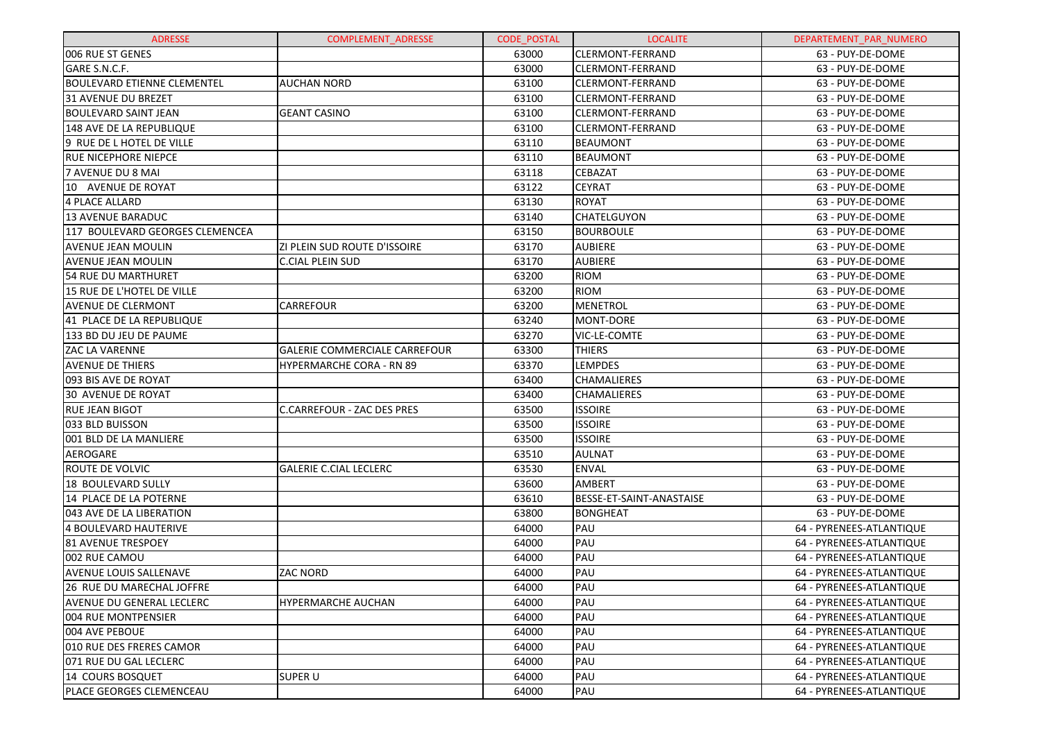| ADRESSE | COMPLEMENT_ADRESSE | CODE_POSTAL | LOCALITE | DEPARTEMENT_PAR_NUMERO |
|---|---|---|---|---|
| 006 RUE ST GENES | | 63000 | CLERMONT-FERRAND | 63 - PUY-DE-DOME |
| GARE S.N.C.F. | | 63000 | CLERMONT-FERRAND | 63 - PUY-DE-DOME |
| BOULEVARD ETIENNE CLEMENTEL | AUCHAN NORD | 63100 | CLERMONT-FERRAND | 63 - PUY-DE-DOME |
| 31 AVENUE DU BREZET | | 63100 | CLERMONT-FERRAND | 63 - PUY-DE-DOME |
| BOULEVARD SAINT JEAN | GEANT CASINO | 63100 | CLERMONT-FERRAND | 63 - PUY-DE-DOME |
| 148 AVE DE LA REPUBLIQUE | | 63100 | CLERMONT-FERRAND | 63 - PUY-DE-DOME |
| 9 RUE DE L HOTEL DE VILLE | | 63110 | BEAUMONT | 63 - PUY-DE-DOME |
| RUE NICEPHORE NIEPCE | | 63110 | BEAUMONT | 63 - PUY-DE-DOME |
| 7 AVENUE DU 8 MAI | | 63118 | CEBAZAT | 63 - PUY-DE-DOME |
| 10 AVENUE DE ROYAT | | 63122 | CEYRAT | 63 - PUY-DE-DOME |
| 4 PLACE ALLARD | | 63130 | ROYAT | 63 - PUY-DE-DOME |
| 13 AVENUE BARADUC | | 63140 | CHATELGUYON | 63 - PUY-DE-DOME |
| 117 BOULEVARD GEORGES CLEMENCEA | | 63150 | BOURBOULE | 63 - PUY-DE-DOME |
| AVENUE JEAN MOULIN | ZI PLEIN SUD ROUTE D'ISSOIRE | 63170 | AUBIERE | 63 - PUY-DE-DOME |
| AVENUE JEAN MOULIN | C.CIAL PLEIN SUD | 63170 | AUBIERE | 63 - PUY-DE-DOME |
| 54 RUE DU MARTHURET | | 63200 | RIOM | 63 - PUY-DE-DOME |
| 15 RUE DE L'HOTEL DE VILLE | | 63200 | RIOM | 63 - PUY-DE-DOME |
| AVENUE DE CLERMONT | CARREFOUR | 63200 | MENETROL | 63 - PUY-DE-DOME |
| 41 PLACE DE LA REPUBLIQUE | | 63240 | MONT-DORE | 63 - PUY-DE-DOME |
| 133 BD DU JEU DE PAUME | | 63270 | VIC-LE-COMTE | 63 - PUY-DE-DOME |
| ZAC LA VARENNE | GALERIE COMMERCIALE CARREFOUR | 63300 | THIERS | 63 - PUY-DE-DOME |
| AVENUE DE THIERS | HYPERMARCHE CORA - RN 89 | 63370 | LEMPDES | 63 - PUY-DE-DOME |
| 093 BIS AVE DE ROYAT | | 63400 | CHAMALIERES | 63 - PUY-DE-DOME |
| 30 AVENUE DE ROYAT | | 63400 | CHAMALIERES | 63 - PUY-DE-DOME |
| RUE JEAN BIGOT | C.CARREFOUR - ZAC DES PRES | 63500 | ISSOIRE | 63 - PUY-DE-DOME |
| 033 BLD BUISSON | | 63500 | ISSOIRE | 63 - PUY-DE-DOME |
| 001 BLD DE LA MANLIERE | | 63500 | ISSOIRE | 63 - PUY-DE-DOME |
| AEROGARE | | 63510 | AULNAT | 63 - PUY-DE-DOME |
| ROUTE DE VOLVIC | GALERIE C.CIAL LECLERC | 63530 | ENVAL | 63 - PUY-DE-DOME |
| 18 BOULEVARD SULLY | | 63600 | AMBERT | 63 - PUY-DE-DOME |
| 14 PLACE DE LA POTERNE | | 63610 | BESSE-ET-SAINT-ANASTAISE | 63 - PUY-DE-DOME |
| 043 AVE DE LA LIBERATION | | 63800 | BONGHEAT | 63 - PUY-DE-DOME |
| 4 BOULEVARD HAUTERIVE | | 64000 | PAU | 64 - PYRENEES-ATLANTIQUE |
| 81 AVENUE TRESPOEY | | 64000 | PAU | 64 - PYRENEES-ATLANTIQUE |
| 002 RUE CAMOU | | 64000 | PAU | 64 - PYRENEES-ATLANTIQUE |
| AVENUE LOUIS SALLENAVE | ZAC NORD | 64000 | PAU | 64 - PYRENEES-ATLANTIQUE |
| 26 RUE DU MARECHAL JOFFRE | | 64000 | PAU | 64 - PYRENEES-ATLANTIQUE |
| AVENUE DU GENERAL LECLERC | HYPERMARCHE AUCHAN | 64000 | PAU | 64 - PYRENEES-ATLANTIQUE |
| 004 RUE MONTPENSIER | | 64000 | PAU | 64 - PYRENEES-ATLANTIQUE |
| 004 AVE PEBOUE | | 64000 | PAU | 64 - PYRENEES-ATLANTIQUE |
| 010 RUE DES FRERES CAMOR | | 64000 | PAU | 64 - PYRENEES-ATLANTIQUE |
| 071 RUE DU GAL LECLERC | | 64000 | PAU | 64 - PYRENEES-ATLANTIQUE |
| 14 COURS BOSQUET | SUPER U | 64000 | PAU | 64 - PYRENEES-ATLANTIQUE |
| PLACE GEORGES CLEMENCEAU | | 64000 | PAU | 64 - PYRENEES-ATLANTIQUE |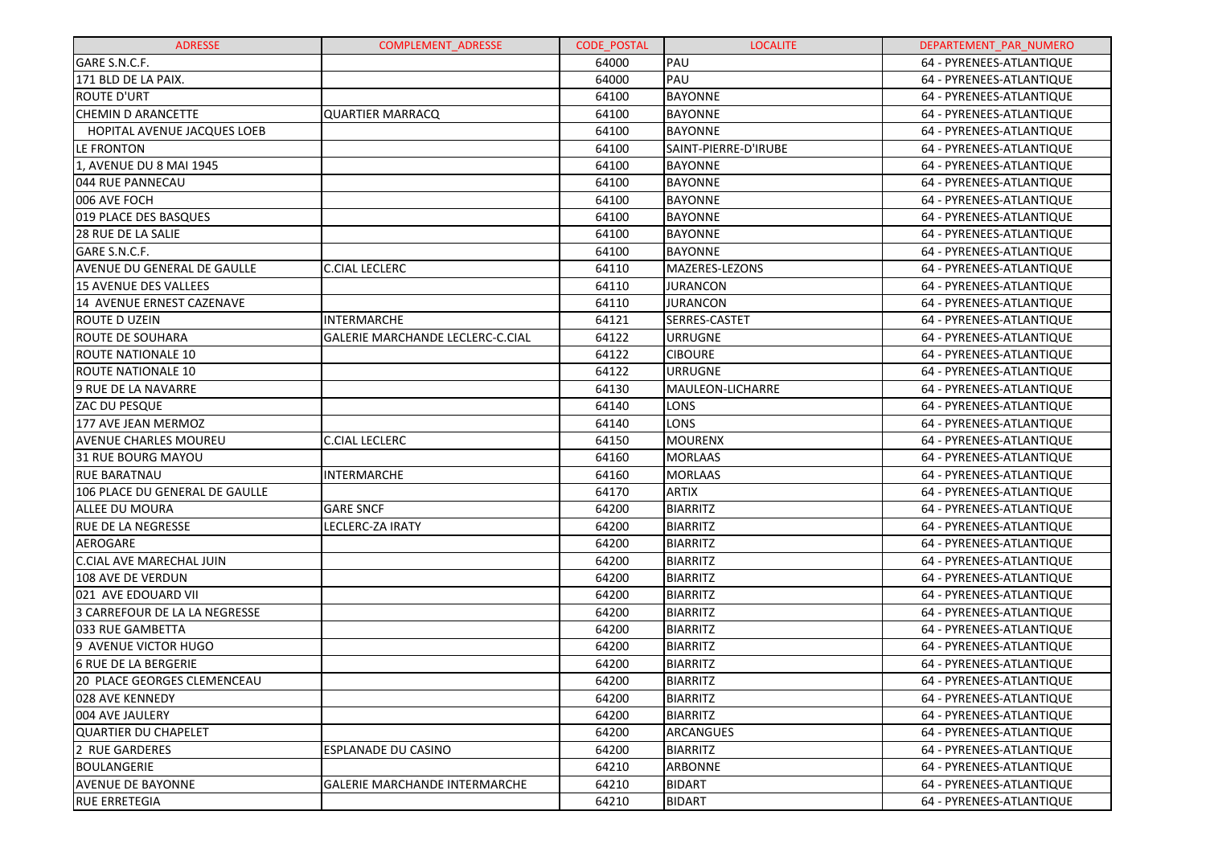| ADRESSE | COMPLEMENT_ADRESSE | CODE_POSTAL | LOCALITE | DEPARTEMENT_PAR_NUMERO |
|---|---|---|---|---|
| GARE S.N.C.F. | | 64000 | PAU | 64 - PYRENEES-ATLANTIQUE |
| 171 BLD DE LA PAIX. | | 64000 | PAU | 64 - PYRENEES-ATLANTIQUE |
| ROUTE D'URT | | 64100 | BAYONNE | 64 - PYRENEES-ATLANTIQUE |
| CHEMIN D ARANCETTE | QUARTIER MARRACQ | 64100 | BAYONNE | 64 - PYRENEES-ATLANTIQUE |
| HOPITAL AVENUE JACQUES LOEB | | 64100 | BAYONNE | 64 - PYRENEES-ATLANTIQUE |
| LE FRONTON | | 64100 | SAINT-PIERRE-D'IRUBE | 64 - PYRENEES-ATLANTIQUE |
| 1, AVENUE DU 8 MAI 1945 | | 64100 | BAYONNE | 64 - PYRENEES-ATLANTIQUE |
| 044 RUE PANNECAU | | 64100 | BAYONNE | 64 - PYRENEES-ATLANTIQUE |
| 006 AVE FOCH | | 64100 | BAYONNE | 64 - PYRENEES-ATLANTIQUE |
| 019 PLACE DES BASQUES | | 64100 | BAYONNE | 64 - PYRENEES-ATLANTIQUE |
| 28 RUE DE LA SALIE | | 64100 | BAYONNE | 64 - PYRENEES-ATLANTIQUE |
| GARE S.N.C.F. | | 64100 | BAYONNE | 64 - PYRENEES-ATLANTIQUE |
| AVENUE DU GENERAL DE GAULLE | C.CIAL LECLERC | 64110 | MAZERES-LEZONS | 64 - PYRENEES-ATLANTIQUE |
| 15 AVENUE DES VALLEES | | 64110 | JURANCON | 64 - PYRENEES-ATLANTIQUE |
| 14 AVENUE ERNEST CAZENAVE | | 64110 | JURANCON | 64 - PYRENEES-ATLANTIQUE |
| ROUTE D UZEIN | INTERMARCHE | 64121 | SERRES-CASTET | 64 - PYRENEES-ATLANTIQUE |
| ROUTE DE SOUHARA | GALERIE MARCHANDE LECLERC-C.CIAL | 64122 | URRUGNE | 64 - PYRENEES-ATLANTIQUE |
| ROUTE NATIONALE 10 | | 64122 | CIBOURE | 64 - PYRENEES-ATLANTIQUE |
| ROUTE NATIONALE 10 | | 64122 | URRUGNE | 64 - PYRENEES-ATLANTIQUE |
| 9 RUE DE LA NAVARRE | | 64130 | MAULEON-LICHARRE | 64 - PYRENEES-ATLANTIQUE |
| ZAC DU PESQUE | | 64140 | LONS | 64 - PYRENEES-ATLANTIQUE |
| 177 AVE JEAN MERMOZ | | 64140 | LONS | 64 - PYRENEES-ATLANTIQUE |
| AVENUE CHARLES MOUREU | C.CIAL LECLERC | 64150 | MOURENX | 64 - PYRENEES-ATLANTIQUE |
| 31 RUE BOURG MAYOU | | 64160 | MORLAAS | 64 - PYRENEES-ATLANTIQUE |
| RUE BARATNAU | INTERMARCHE | 64160 | MORLAAS | 64 - PYRENEES-ATLANTIQUE |
| 106 PLACE DU GENERAL DE GAULLE | | 64170 | ARTIX | 64 - PYRENEES-ATLANTIQUE |
| ALLEE DU MOURA | GARE SNCF | 64200 | BIARRITZ | 64 - PYRENEES-ATLANTIQUE |
| RUE DE LA NEGRESSE | LECLERC-ZA IRATY | 64200 | BIARRITZ | 64 - PYRENEES-ATLANTIQUE |
| AEROGARE | | 64200 | BIARRITZ | 64 - PYRENEES-ATLANTIQUE |
| C.CIAL AVE MARECHAL JUIN | | 64200 | BIARRITZ | 64 - PYRENEES-ATLANTIQUE |
| 108 AVE DE VERDUN | | 64200 | BIARRITZ | 64 - PYRENEES-ATLANTIQUE |
| 021 AVE EDOUARD VII | | 64200 | BIARRITZ | 64 - PYRENEES-ATLANTIQUE |
| 3 CARREFOUR DE LA LA NEGRESSE | | 64200 | BIARRITZ | 64 - PYRENEES-ATLANTIQUE |
| 033 RUE GAMBETTA | | 64200 | BIARRITZ | 64 - PYRENEES-ATLANTIQUE |
| 9 AVENUE VICTOR HUGO | | 64200 | BIARRITZ | 64 - PYRENEES-ATLANTIQUE |
| 6 RUE DE LA BERGERIE | | 64200 | BIARRITZ | 64 - PYRENEES-ATLANTIQUE |
| 20 PLACE GEORGES CLEMENCEAU | | 64200 | BIARRITZ | 64 - PYRENEES-ATLANTIQUE |
| 028 AVE KENNEDY | | 64200 | BIARRITZ | 64 - PYRENEES-ATLANTIQUE |
| 004 AVE JAULERY | | 64200 | BIARRITZ | 64 - PYRENEES-ATLANTIQUE |
| QUARTIER DU CHAPELET | | 64200 | ARCANGUES | 64 - PYRENEES-ATLANTIQUE |
| 2 RUE GARDERES | ESPLANADE DU CASINO | 64200 | BIARRITZ | 64 - PYRENEES-ATLANTIQUE |
| BOULANGERIE | | 64210 | ARBONNE | 64 - PYRENEES-ATLANTIQUE |
| AVENUE DE BAYONNE | GALERIE MARCHANDE INTERMARCHE | 64210 | BIDART | 64 - PYRENEES-ATLANTIQUE |
| RUE ERRETEGIA | | 64210 | BIDART | 64 - PYRENEES-ATLANTIQUE |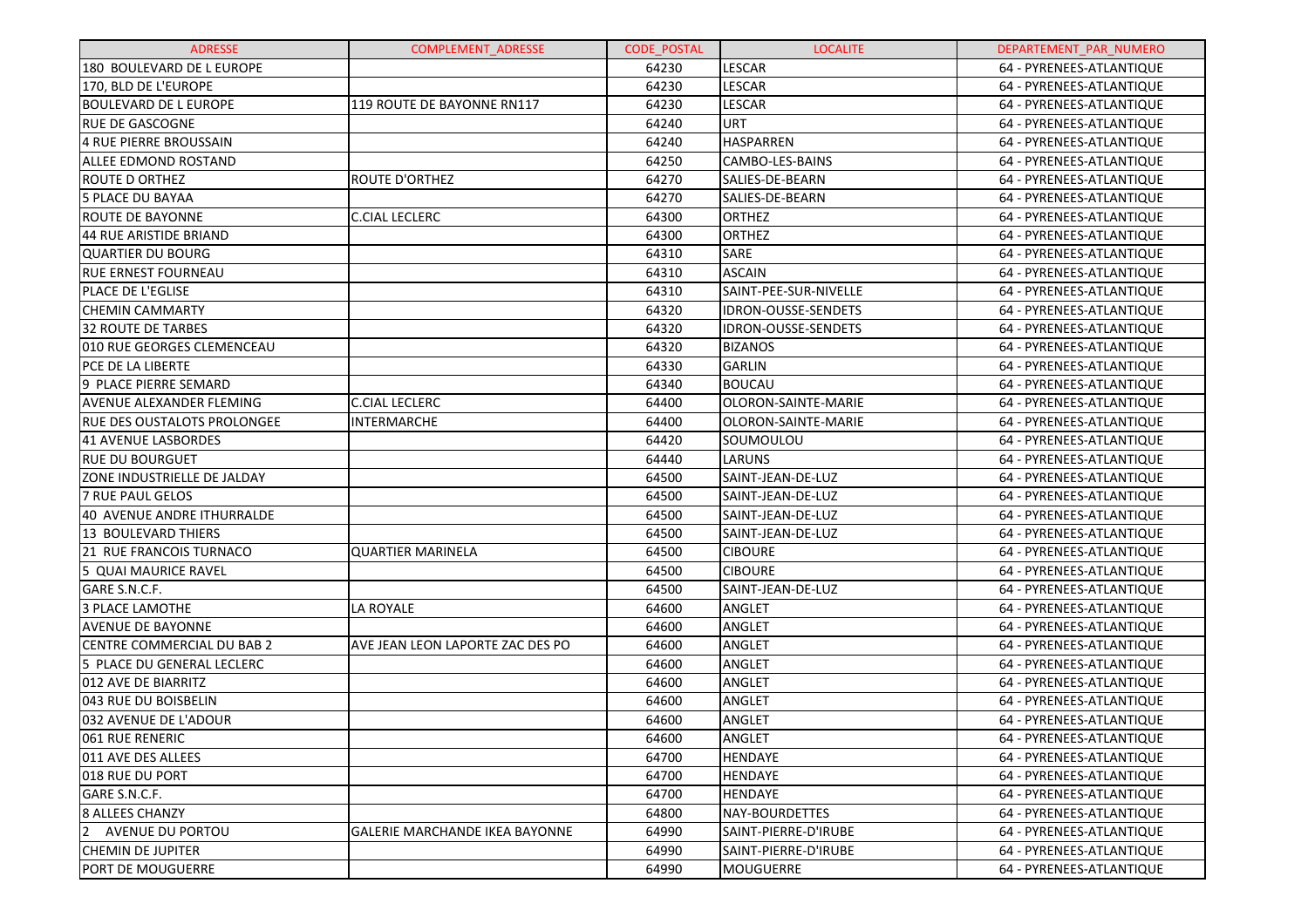| ADRESSE | COMPLEMENT_ADRESSE | CODE_POSTAL | LOCALITE | DEPARTEMENT_PAR_NUMERO |
|---|---|---|---|---|
| 180 BOULEVARD DE L EUROPE | | 64230 | LESCAR | 64 - PYRENEES-ATLANTIQUE |
| 170, BLD DE L'EUROPE | | 64230 | LESCAR | 64 - PYRENEES-ATLANTIQUE |
| BOULEVARD DE L EUROPE | 119 ROUTE DE BAYONNE RN117 | 64230 | LESCAR | 64 - PYRENEES-ATLANTIQUE |
| RUE DE GASCOGNE | | 64240 | URT | 64 - PYRENEES-ATLANTIQUE |
| 4 RUE PIERRE BROUSSAIN | | 64240 | HASPARREN | 64 - PYRENEES-ATLANTIQUE |
| ALLEE EDMOND ROSTAND | | 64250 | CAMBO-LES-BAINS | 64 - PYRENEES-ATLANTIQUE |
| ROUTE D ORTHEZ | ROUTE D'ORTHEZ | 64270 | SALIES-DE-BEARN | 64 - PYRENEES-ATLANTIQUE |
| 5 PLACE DU BAYAA | | 64270 | SALIES-DE-BEARN | 64 - PYRENEES-ATLANTIQUE |
| ROUTE DE BAYONNE | C.CIAL LECLERC | 64300 | ORTHEZ | 64 - PYRENEES-ATLANTIQUE |
| 44 RUE ARISTIDE BRIAND | | 64300 | ORTHEZ | 64 - PYRENEES-ATLANTIQUE |
| QUARTIER DU BOURG | | 64310 | SARE | 64 - PYRENEES-ATLANTIQUE |
| RUE ERNEST FOURNEAU | | 64310 | ASCAIN | 64 - PYRENEES-ATLANTIQUE |
| PLACE DE L'EGLISE | | 64310 | SAINT-PEE-SUR-NIVELLE | 64 - PYRENEES-ATLANTIQUE |
| CHEMIN CAMMARTY | | 64320 | IDRON-OUSSE-SENDETS | 64 - PYRENEES-ATLANTIQUE |
| 32 ROUTE DE TARBES | | 64320 | IDRON-OUSSE-SENDETS | 64 - PYRENEES-ATLANTIQUE |
| 010 RUE GEORGES CLEMENCEAU | | 64320 | BIZANOS | 64 - PYRENEES-ATLANTIQUE |
| PCE DE LA LIBERTE | | 64330 | GARLIN | 64 - PYRENEES-ATLANTIQUE |
| 9 PLACE PIERRE SEMARD | | 64340 | BOUCAU | 64 - PYRENEES-ATLANTIQUE |
| AVENUE ALEXANDER FLEMING | C.CIAL LECLERC | 64400 | OLORON-SAINTE-MARIE | 64 - PYRENEES-ATLANTIQUE |
| RUE DES OUSTALOTS PROLONGEE | INTERMARCHE | 64400 | OLORON-SAINTE-MARIE | 64 - PYRENEES-ATLANTIQUE |
| 41 AVENUE LASBORDES | | 64420 | SOUMOULOU | 64 - PYRENEES-ATLANTIQUE |
| RUE DU BOURGUET | | 64440 | LARUNS | 64 - PYRENEES-ATLANTIQUE |
| ZONE INDUSTRIELLE DE JALDAY | | 64500 | SAINT-JEAN-DE-LUZ | 64 - PYRENEES-ATLANTIQUE |
| 7 RUE PAUL GELOS | | 64500 | SAINT-JEAN-DE-LUZ | 64 - PYRENEES-ATLANTIQUE |
| 40 AVENUE ANDRE ITHURRALDE | | 64500 | SAINT-JEAN-DE-LUZ | 64 - PYRENEES-ATLANTIQUE |
| 13 BOULEVARD THIERS | | 64500 | SAINT-JEAN-DE-LUZ | 64 - PYRENEES-ATLANTIQUE |
| 21 RUE FRANCOIS TURNACO | QUARTIER MARINELA | 64500 | CIBOURE | 64 - PYRENEES-ATLANTIQUE |
| 5 QUAI MAURICE RAVEL | | 64500 | CIBOURE | 64 - PYRENEES-ATLANTIQUE |
| GARE S.N.C.F. | | 64500 | SAINT-JEAN-DE-LUZ | 64 - PYRENEES-ATLANTIQUE |
| 3 PLACE LAMOTHE | LA ROYALE | 64600 | ANGLET | 64 - PYRENEES-ATLANTIQUE |
| AVENUE DE BAYONNE | | 64600 | ANGLET | 64 - PYRENEES-ATLANTIQUE |
| CENTRE COMMERCIAL DU BAB 2 | AVE JEAN LEON LAPORTE ZAC DES PO | 64600 | ANGLET | 64 - PYRENEES-ATLANTIQUE |
| 5 PLACE DU GENERAL LECLERC | | 64600 | ANGLET | 64 - PYRENEES-ATLANTIQUE |
| 012 AVE DE BIARRITZ | | 64600 | ANGLET | 64 - PYRENEES-ATLANTIQUE |
| 043 RUE DU BOISBELIN | | 64600 | ANGLET | 64 - PYRENEES-ATLANTIQUE |
| 032 AVENUE DE L'ADOUR | | 64600 | ANGLET | 64 - PYRENEES-ATLANTIQUE |
| 061 RUE RENERIC | | 64600 | ANGLET | 64 - PYRENEES-ATLANTIQUE |
| 011 AVE DES ALLEES | | 64700 | HENDAYE | 64 - PYRENEES-ATLANTIQUE |
| 018 RUE DU PORT | | 64700 | HENDAYE | 64 - PYRENEES-ATLANTIQUE |
| GARE S.N.C.F. | | 64700 | HENDAYE | 64 - PYRENEES-ATLANTIQUE |
| 8 ALLEES CHANZY | | 64800 | NAY-BOURDETTES | 64 - PYRENEES-ATLANTIQUE |
| 2 AVENUE DU PORTOU | GALERIE MARCHANDE IKEA BAYONNE | 64990 | SAINT-PIERRE-D'IRUBE | 64 - PYRENEES-ATLANTIQUE |
| CHEMIN DE JUPITER | | 64990 | SAINT-PIERRE-D'IRUBE | 64 - PYRENEES-ATLANTIQUE |
| PORT DE MOUGUERRE | | 64990 | MOUGUERRE | 64 - PYRENEES-ATLANTIQUE |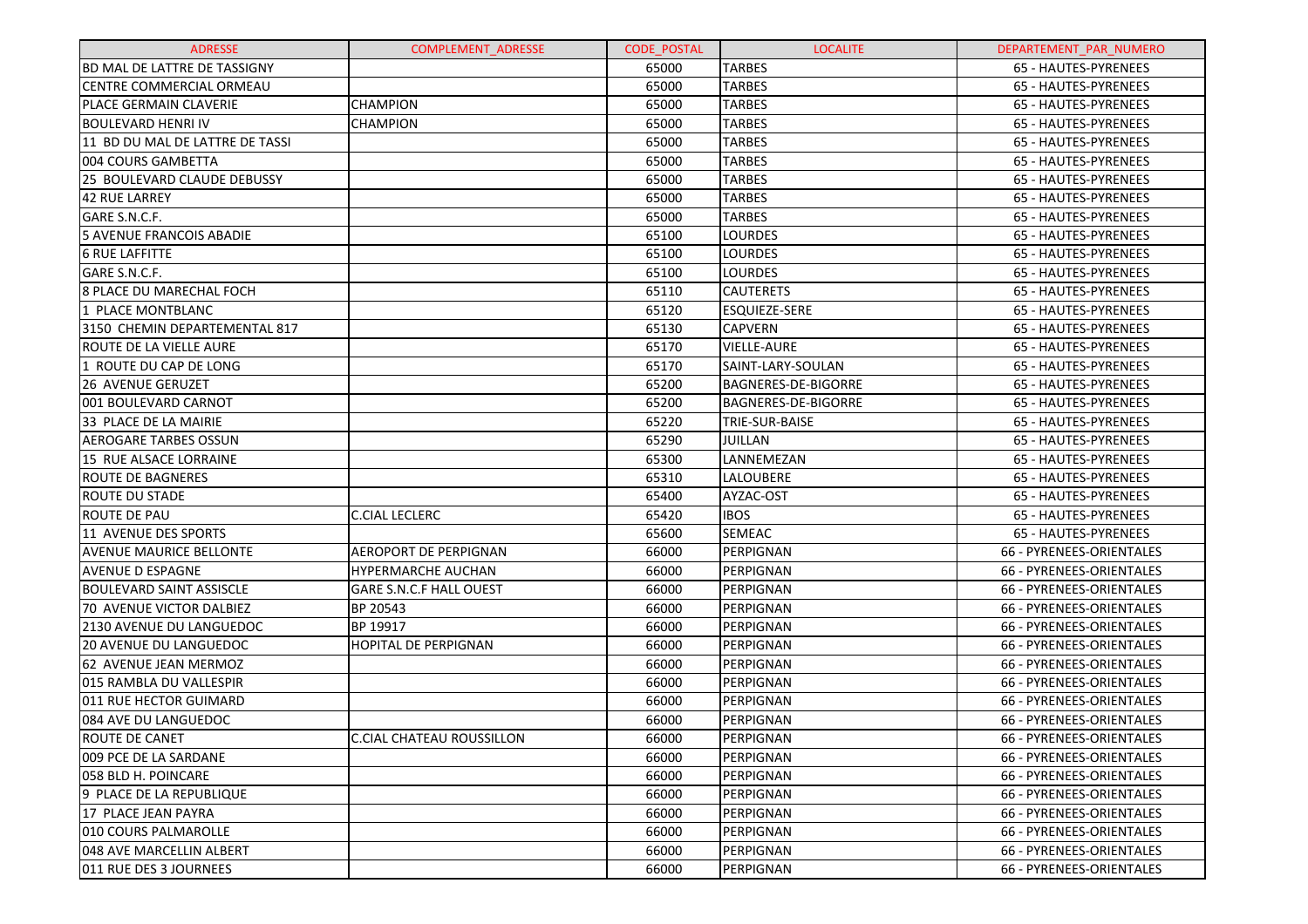| ADRESSE | COMPLEMENT_ADRESSE | CODE_POSTAL | LOCALITE | DEPARTEMENT_PAR_NUMERO |
|---|---|---|---|---|
| BD MAL DE LATTRE DE TASSIGNY | | 65000 | TARBES | 65 - HAUTES-PYRENEES |
| CENTRE COMMERCIAL ORMEAU | | 65000 | TARBES | 65 - HAUTES-PYRENEES |
| PLACE GERMAIN CLAVERIE | CHAMPION | 65000 | TARBES | 65 - HAUTES-PYRENEES |
| BOULEVARD HENRI IV | CHAMPION | 65000 | TARBES | 65 - HAUTES-PYRENEES |
| 11 BD DU MAL DE LATTRE DE TASSI | | 65000 | TARBES | 65 - HAUTES-PYRENEES |
| 004 COURS GAMBETTA | | 65000 | TARBES | 65 - HAUTES-PYRENEES |
| 25 BOULEVARD CLAUDE DEBUSSY | | 65000 | TARBES | 65 - HAUTES-PYRENEES |
| 42 RUE LARREY | | 65000 | TARBES | 65 - HAUTES-PYRENEES |
| GARE S.N.C.F. | | 65000 | TARBES | 65 - HAUTES-PYRENEES |
| 5 AVENUE FRANCOIS ABADIE | | 65100 | LOURDES | 65 - HAUTES-PYRENEES |
| 6 RUE LAFFITTE | | 65100 | LOURDES | 65 - HAUTES-PYRENEES |
| GARE S.N.C.F. | | 65100 | LOURDES | 65 - HAUTES-PYRENEES |
| 8 PLACE DU MARECHAL FOCH | | 65110 | CAUTERETS | 65 - HAUTES-PYRENEES |
| 1 PLACE MONTBLANC | | 65120 | ESQUIEZE-SERE | 65 - HAUTES-PYRENEES |
| 3150 CHEMIN DEPARTEMENTAL 817 | | 65130 | CAPVERN | 65 - HAUTES-PYRENEES |
| ROUTE DE LA VIELLE AURE | | 65170 | VIELLE-AURE | 65 - HAUTES-PYRENEES |
| 1 ROUTE DU CAP DE LONG | | 65170 | SAINT-LARY-SOULAN | 65 - HAUTES-PYRENEES |
| 26 AVENUE GERUZET | | 65200 | BAGNERES-DE-BIGORRE | 65 - HAUTES-PYRENEES |
| 001 BOULEVARD CARNOT | | 65200 | BAGNERES-DE-BIGORRE | 65 - HAUTES-PYRENEES |
| 33 PLACE DE LA MAIRIE | | 65220 | TRIE-SUR-BAISE | 65 - HAUTES-PYRENEES |
| AEROGARE TARBES OSSUN | | 65290 | JUILLAN | 65 - HAUTES-PYRENEES |
| 15 RUE ALSACE LORRAINE | | 65300 | LANNEMEZAN | 65 - HAUTES-PYRENEES |
| ROUTE DE BAGNERES | | 65310 | LALOUBERE | 65 - HAUTES-PYRENEES |
| ROUTE DU STADE | | 65400 | AYZAC-OST | 65 - HAUTES-PYRENEES |
| ROUTE DE PAU | C.CIAL LECLERC | 65420 | IBOS | 65 - HAUTES-PYRENEES |
| 11 AVENUE DES SPORTS | | 65600 | SEMEAC | 65 - HAUTES-PYRENEES |
| AVENUE MAURICE BELLONTE | AEROPORT DE PERPIGNAN | 66000 | PERPIGNAN | 66 - PYRENEES-ORIENTALES |
| AVENUE D ESPAGNE | HYPERMARCHE AUCHAN | 66000 | PERPIGNAN | 66 - PYRENEES-ORIENTALES |
| BOULEVARD SAINT ASSISCLE | GARE S.N.C.F HALL OUEST | 66000 | PERPIGNAN | 66 - PYRENEES-ORIENTALES |
| 70 AVENUE VICTOR DALBIEZ | BP 20543 | 66000 | PERPIGNAN | 66 - PYRENEES-ORIENTALES |
| 2130 AVENUE DU LANGUEDOC | BP 19917 | 66000 | PERPIGNAN | 66 - PYRENEES-ORIENTALES |
| 20 AVENUE DU LANGUEDOC | HOPITAL DE PERPIGNAN | 66000 | PERPIGNAN | 66 - PYRENEES-ORIENTALES |
| 62 AVENUE JEAN MERMOZ | | 66000 | PERPIGNAN | 66 - PYRENEES-ORIENTALES |
| 015 RAMBLA DU VALLESPIR | | 66000 | PERPIGNAN | 66 - PYRENEES-ORIENTALES |
| 011 RUE HECTOR GUIMARD | | 66000 | PERPIGNAN | 66 - PYRENEES-ORIENTALES |
| 084 AVE DU LANGUEDOC | | 66000 | PERPIGNAN | 66 - PYRENEES-ORIENTALES |
| ROUTE DE CANET | C.CIAL CHATEAU ROUSSILLON | 66000 | PERPIGNAN | 66 - PYRENEES-ORIENTALES |
| 009 PCE DE LA SARDANE | | 66000 | PERPIGNAN | 66 - PYRENEES-ORIENTALES |
| 058 BLD H. POINCARE | | 66000 | PERPIGNAN | 66 - PYRENEES-ORIENTALES |
| 9 PLACE DE LA REPUBLIQUE | | 66000 | PERPIGNAN | 66 - PYRENEES-ORIENTALES |
| 17 PLACE JEAN PAYRA | | 66000 | PERPIGNAN | 66 - PYRENEES-ORIENTALES |
| 010 COURS PALMAROLLE | | 66000 | PERPIGNAN | 66 - PYRENEES-ORIENTALES |
| 048 AVE MARCELLIN ALBERT | | 66000 | PERPIGNAN | 66 - PYRENEES-ORIENTALES |
| 011 RUE DES 3 JOURNEES | | 66000 | PERPIGNAN | 66 - PYRENEES-ORIENTALES |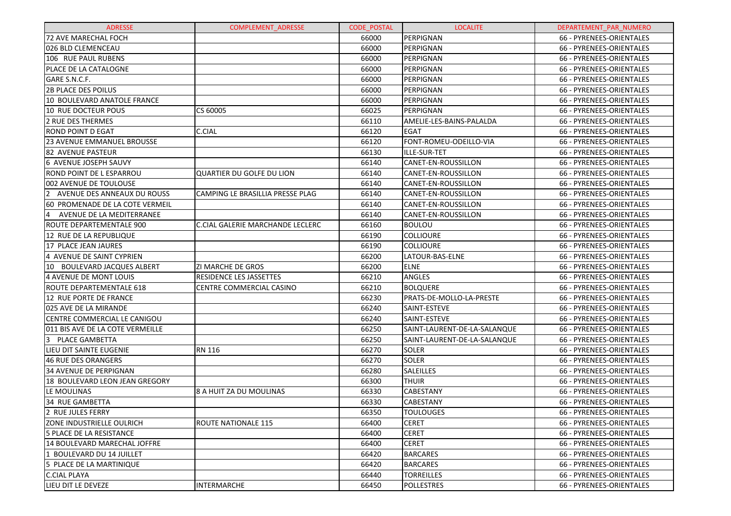| ADRESSE | COMPLEMENT_ADRESSE | CODE_POSTAL | LOCALITE | DEPARTEMENT_PAR_NUMERO |
|---|---|---|---|---|
| 72 AVE MARECHAL FOCH | | 66000 | PERPIGNAN | 66 - PYRENEES-ORIENTALES |
| 026 BLD CLEMENCEAU | | 66000 | PERPIGNAN | 66 - PYRENEES-ORIENTALES |
| 106 RUE PAUL RUBENS | | 66000 | PERPIGNAN | 66 - PYRENEES-ORIENTALES |
| PLACE DE LA CATALOGNE | | 66000 | PERPIGNAN | 66 - PYRENEES-ORIENTALES |
| GARE S.N.C.F. | | 66000 | PERPIGNAN | 66 - PYRENEES-ORIENTALES |
| 2B PLACE DES POILUS | | 66000 | PERPIGNAN | 66 - PYRENEES-ORIENTALES |
| 10 BOULEVARD ANATOLE FRANCE | | 66000 | PERPIGNAN | 66 - PYRENEES-ORIENTALES |
| 10 RUE DOCTEUR POUS | CS 60005 | 66025 | PERPIGNAN | 66 - PYRENEES-ORIENTALES |
| 2 RUE DES THERMES | | 66110 | AMELIE-LES-BAINS-PALALDA | 66 - PYRENEES-ORIENTALES |
| ROND POINT D EGAT | C.CIAL | 66120 | EGAT | 66 - PYRENEES-ORIENTALES |
| 23 AVENUE EMMANUEL BROUSSE | | 66120 | FONT-ROMEU-ODEILLO-VIA | 66 - PYRENEES-ORIENTALES |
| 82 AVENUE PASTEUR | | 66130 | ILLE-SUR-TET | 66 - PYRENEES-ORIENTALES |
| 6 AVENUE JOSEPH SAUVY | | 66140 | CANET-EN-ROUSSILLON | 66 - PYRENEES-ORIENTALES |
| ROND POINT DE L ESPARROU | QUARTIER DU GOLFE DU LION | 66140 | CANET-EN-ROUSSILLON | 66 - PYRENEES-ORIENTALES |
| 002 AVENUE DE TOULOUSE | | 66140 | CANET-EN-ROUSSILLON | 66 - PYRENEES-ORIENTALES |
| 2 AVENUE DES ANNEAUX DU ROUSS | CAMPING LE BRASILLIA PRESSE PLAG | 66140 | CANET-EN-ROUSSILLON | 66 - PYRENEES-ORIENTALES |
| 60 PROMENADE DE LA COTE VERMEIL | | 66140 | CANET-EN-ROUSSILLON | 66 - PYRENEES-ORIENTALES |
| 4 AVENUE DE LA MEDITERRANEE | | 66140 | CANET-EN-ROUSSILLON | 66 - PYRENEES-ORIENTALES |
| ROUTE DEPARTEMENTALE 900 | C.CIAL GALERIE MARCHANDE LECLERC | 66160 | BOULOU | 66 - PYRENEES-ORIENTALES |
| 12 RUE DE LA REPUBLIQUE | | 66190 | COLLIOURE | 66 - PYRENEES-ORIENTALES |
| 17 PLACE JEAN JAURES | | 66190 | COLLIOURE | 66 - PYRENEES-ORIENTALES |
| 4 AVENUE DE SAINT CYPRIEN | | 66200 | LATOUR-BAS-ELNE | 66 - PYRENEES-ORIENTALES |
| 10 BOULEVARD JACQUES ALBERT | ZI MARCHE DE GROS | 66200 | ELNE | 66 - PYRENEES-ORIENTALES |
| 4 AVENUE DE MONT LOUIS | RESIDENCE LES JASSETTES | 66210 | ANGLES | 66 - PYRENEES-ORIENTALES |
| ROUTE DEPARTEMENTALE 618 | CENTRE COMMERCIAL CASINO | 66210 | BOLQUERE | 66 - PYRENEES-ORIENTALES |
| 12 RUE PORTE DE FRANCE | | 66230 | PRATS-DE-MOLLO-LA-PRESTE | 66 - PYRENEES-ORIENTALES |
| 025 AVE DE LA MIRANDE | | 66240 | SAINT-ESTEVE | 66 - PYRENEES-ORIENTALES |
| CENTRE COMMERCIAL LE CANIGOU | | 66240 | SAINT-ESTEVE | 66 - PYRENEES-ORIENTALES |
| 011 BIS AVE DE LA COTE VERMEILLE | | 66250 | SAINT-LAURENT-DE-LA-SALANQUE | 66 - PYRENEES-ORIENTALES |
| 3 PLACE GAMBETTA | | 66250 | SAINT-LAURENT-DE-LA-SALANQUE | 66 - PYRENEES-ORIENTALES |
| LIEU DIT SAINTE EUGENIE | RN 116 | 66270 | SOLER | 66 - PYRENEES-ORIENTALES |
| 46 RUE DES ORANGERS | | 66270 | SOLER | 66 - PYRENEES-ORIENTALES |
| 34 AVENUE DE PERPIGNAN | | 66280 | SALEILLES | 66 - PYRENEES-ORIENTALES |
| 18 BOULEVARD LEON JEAN GREGORY | | 66300 | THUIR | 66 - PYRENEES-ORIENTALES |
| LE MOULINAS | 8 A HUIT ZA DU MOULINAS | 66330 | CABESTANY | 66 - PYRENEES-ORIENTALES |
| 34 RUE GAMBETTA | | 66330 | CABESTANY | 66 - PYRENEES-ORIENTALES |
| 2 RUE JULES FERRY | | 66350 | TOULOUGES | 66 - PYRENEES-ORIENTALES |
| ZONE INDUSTRIELLE OULRICH | ROUTE NATIONALE 115 | 66400 | CERET | 66 - PYRENEES-ORIENTALES |
| 5 PLACE DE LA RESISTANCE | | 66400 | CERET | 66 - PYRENEES-ORIENTALES |
| 14 BOULEVARD MARECHAL JOFFRE | | 66400 | CERET | 66 - PYRENEES-ORIENTALES |
| 1 BOULEVARD DU 14 JUILLET | | 66420 | BARCARES | 66 - PYRENEES-ORIENTALES |
| 5 PLACE DE LA MARTINIQUE | | 66420 | BARCARES | 66 - PYRENEES-ORIENTALES |
| C.CIAL PLAYA | | 66440 | TORREILLES | 66 - PYRENEES-ORIENTALES |
| LIEU DIT LE DEVEZE | INTERMARCHE | 66450 | POLLESTRES | 66 - PYRENEES-ORIENTALES |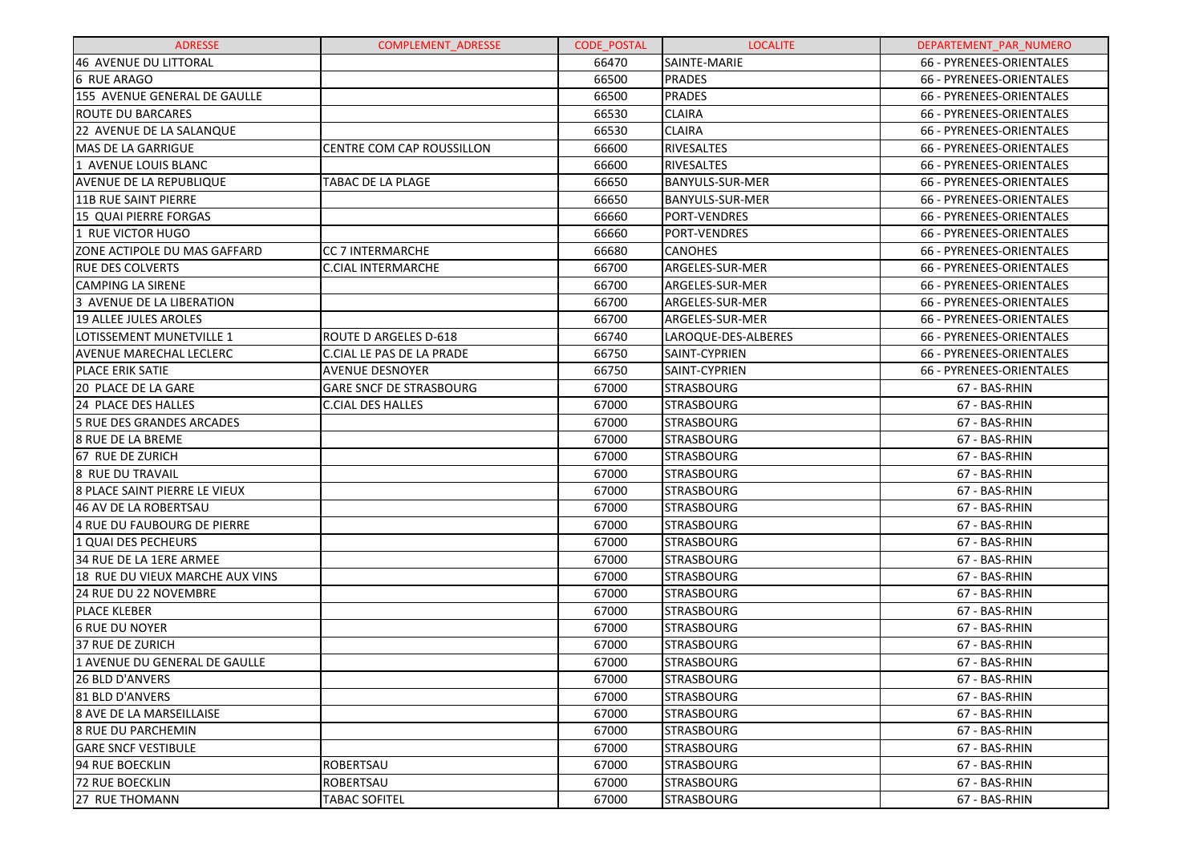| ADRESSE | COMPLEMENT_ADRESSE | CODE_POSTAL | LOCALITE | DEPARTEMENT_PAR_NUMERO |
|---|---|---|---|---|
| 46 AVENUE DU LITTORAL | | 66470 | SAINTE-MARIE | 66 - PYRENEES-ORIENTALES |
| 6 RUE ARAGO | | 66500 | PRADES | 66 - PYRENEES-ORIENTALES |
| 155 AVENUE GENERAL DE GAULLE | | 66500 | PRADES | 66 - PYRENEES-ORIENTALES |
| ROUTE DU BARCARES | | 66530 | CLAIRA | 66 - PYRENEES-ORIENTALES |
| 22 AVENUE DE LA SALANQUE | | 66530 | CLAIRA | 66 - PYRENEES-ORIENTALES |
| MAS DE LA GARRIGUE | CENTRE COM CAP ROUSSILLON | 66600 | RIVESALTES | 66 - PYRENEES-ORIENTALES |
| 1 AVENUE LOUIS BLANC | | 66600 | RIVESALTES | 66 - PYRENEES-ORIENTALES |
| AVENUE DE LA REPUBLIQUE | TABAC DE LA PLAGE | 66650 | BANYULS-SUR-MER | 66 - PYRENEES-ORIENTALES |
| 11B RUE SAINT PIERRE | | 66650 | BANYULS-SUR-MER | 66 - PYRENEES-ORIENTALES |
| 15 QUAI PIERRE FORGAS | | 66660 | PORT-VENDRES | 66 - PYRENEES-ORIENTALES |
| 1 RUE VICTOR HUGO | | 66660 | PORT-VENDRES | 66 - PYRENEES-ORIENTALES |
| ZONE ACTIPOLE DU MAS GAFFARD | CC 7 INTERMARCHE | 66680 | CANOHES | 66 - PYRENEES-ORIENTALES |
| RUE DES COLVERTS | C.CIAL INTERMARCHE | 66700 | ARGELES-SUR-MER | 66 - PYRENEES-ORIENTALES |
| CAMPING LA SIRENE | | 66700 | ARGELES-SUR-MER | 66 - PYRENEES-ORIENTALES |
| 3 AVENUE DE LA LIBERATION | | 66700 | ARGELES-SUR-MER | 66 - PYRENEES-ORIENTALES |
| 19 ALLEE JULES AROLES | | 66700 | ARGELES-SUR-MER | 66 - PYRENEES-ORIENTALES |
| LOTISSEMENT MUNETVILLE 1 | ROUTE D ARGELES D-618 | 66740 | LAROQUE-DES-ALBERES | 66 - PYRENEES-ORIENTALES |
| AVENUE MARECHAL LECLERC | C.CIAL LE PAS DE LA PRADE | 66750 | SAINT-CYPRIEN | 66 - PYRENEES-ORIENTALES |
| PLACE ERIK SATIE | AVENUE DESNOYER | 66750 | SAINT-CYPRIEN | 66 - PYRENEES-ORIENTALES |
| 20 PLACE DE LA GARE | GARE SNCF DE STRASBOURG | 67000 | STRASBOURG | 67 - BAS-RHIN |
| 24 PLACE DES HALLES | C.CIAL DES HALLES | 67000 | STRASBOURG | 67 - BAS-RHIN |
| 5 RUE DES GRANDES ARCADES | | 67000 | STRASBOURG | 67 - BAS-RHIN |
| 8 RUE DE LA BREME | | 67000 | STRASBOURG | 67 - BAS-RHIN |
| 67 RUE DE ZURICH | | 67000 | STRASBOURG | 67 - BAS-RHIN |
| 8 RUE DU TRAVAIL | | 67000 | STRASBOURG | 67 - BAS-RHIN |
| 8 PLACE SAINT PIERRE LE VIEUX | | 67000 | STRASBOURG | 67 - BAS-RHIN |
| 46 AV DE LA ROBERTSAU | | 67000 | STRASBOURG | 67 - BAS-RHIN |
| 4 RUE DU FAUBOURG DE PIERRE | | 67000 | STRASBOURG | 67 - BAS-RHIN |
| 1 QUAI DES PECHEURS | | 67000 | STRASBOURG | 67 - BAS-RHIN |
| 34 RUE DE LA 1ERE ARMEE | | 67000 | STRASBOURG | 67 - BAS-RHIN |
| 18 RUE DU VIEUX MARCHE AUX VINS | | 67000 | STRASBOURG | 67 - BAS-RHIN |
| 24 RUE DU 22 NOVEMBRE | | 67000 | STRASBOURG | 67 - BAS-RHIN |
| PLACE KLEBER | | 67000 | STRASBOURG | 67 - BAS-RHIN |
| 6 RUE DU NOYER | | 67000 | STRASBOURG | 67 - BAS-RHIN |
| 37 RUE DE ZURICH | | 67000 | STRASBOURG | 67 - BAS-RHIN |
| 1 AVENUE DU GENERAL DE GAULLE | | 67000 | STRASBOURG | 67 - BAS-RHIN |
| 26 BLD D'ANVERS | | 67000 | STRASBOURG | 67 - BAS-RHIN |
| 81 BLD D'ANVERS | | 67000 | STRASBOURG | 67 - BAS-RHIN |
| 8 AVE DE LA MARSEILLAISE | | 67000 | STRASBOURG | 67 - BAS-RHIN |
| 8 RUE DU PARCHEMIN | | 67000 | STRASBOURG | 67 - BAS-RHIN |
| GARE SNCF VESTIBULE | | 67000 | STRASBOURG | 67 - BAS-RHIN |
| 94 RUE BOECKLIN | ROBERTSAU | 67000 | STRASBOURG | 67 - BAS-RHIN |
| 72 RUE BOECKLIN | ROBERTSAU | 67000 | STRASBOURG | 67 - BAS-RHIN |
| 27 RUE THOMANN | TABAC SOFITEL | 67000 | STRASBOURG | 67 - BAS-RHIN |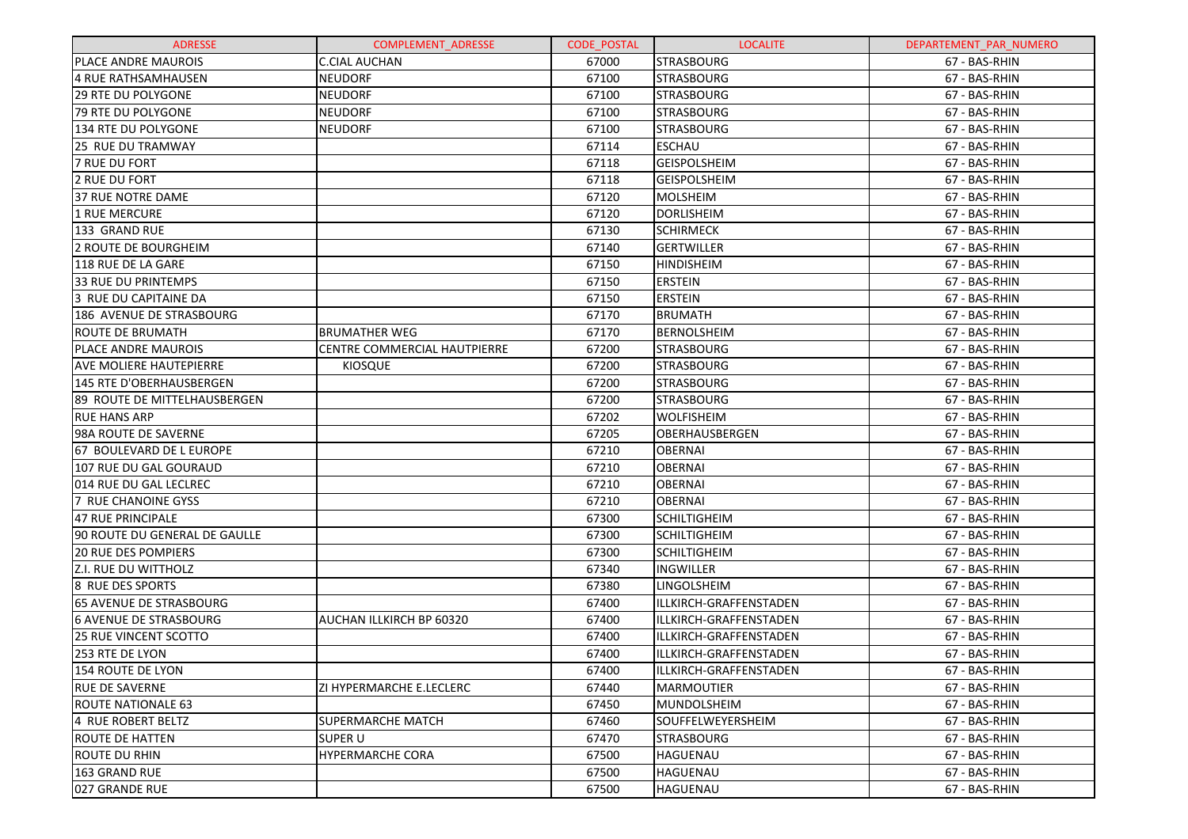| ADRESSE | COMPLEMENT_ADRESSE | CODE_POSTAL | LOCALITE | DEPARTEMENT_PAR_NUMERO |
|---|---|---|---|---|
| PLACE ANDRE MAUROIS | C.CIAL AUCHAN | 67000 | STRASBOURG | 67 - BAS-RHIN |
| 4 RUE RATHSAMHAUSEN | NEUDORF | 67100 | STRASBOURG | 67 - BAS-RHIN |
| 29 RTE DU POLYGONE | NEUDORF | 67100 | STRASBOURG | 67 - BAS-RHIN |
| 79 RTE DU POLYGONE | NEUDORF | 67100 | STRASBOURG | 67 - BAS-RHIN |
| 134 RTE DU POLYGONE | NEUDORF | 67100 | STRASBOURG | 67 - BAS-RHIN |
| 25 RUE DU TRAMWAY | | 67114 | ESCHAU | 67 - BAS-RHIN |
| 7 RUE DU FORT | | 67118 | GEISPOLSHEIM | 67 - BAS-RHIN |
| 2 RUE DU FORT | | 67118 | GEISPOLSHEIM | 67 - BAS-RHIN |
| 37 RUE NOTRE DAME | | 67120 | MOLSHEIM | 67 - BAS-RHIN |
| 1 RUE MERCURE | | 67120 | DORLISHEIM | 67 - BAS-RHIN |
| 133 GRAND RUE | | 67130 | SCHIRMECK | 67 - BAS-RHIN |
| 2 ROUTE DE BOURGHEIM | | 67140 | GERTWILLER | 67 - BAS-RHIN |
| 118 RUE DE LA GARE | | 67150 | HINDISHEIM | 67 - BAS-RHIN |
| 33 RUE DU PRINTEMPS | | 67150 | ERSTEIN | 67 - BAS-RHIN |
| 3 RUE DU CAPITAINE DA | | 67150 | ERSTEIN | 67 - BAS-RHIN |
| 186 AVENUE DE STRASBOURG | | 67170 | BRUMATH | 67 - BAS-RHIN |
| ROUTE DE BRUMATH | BRUMATHER WEG | 67170 | BERNOLSHEIM | 67 - BAS-RHIN |
| PLACE ANDRE MAUROIS | CENTRE COMMERCIAL HAUTPIERRE | 67200 | STRASBOURG | 67 - BAS-RHIN |
| AVE MOLIERE HAUTEPIERRE | KIOSQUE | 67200 | STRASBOURG | 67 - BAS-RHIN |
| 145 RTE D'OBERHAUSBERGEN | | 67200 | STRASBOURG | 67 - BAS-RHIN |
| 89 ROUTE DE MITTELHAUSBERGEN | | 67200 | STRASBOURG | 67 - BAS-RHIN |
| RUE HANS ARP | | 67202 | WOLFISHEIM | 67 - BAS-RHIN |
| 98A ROUTE DE SAVERNE | | 67205 | OBERHAUSBERGEN | 67 - BAS-RHIN |
| 67 BOULEVARD DE L EUROPE | | 67210 | OBERNAI | 67 - BAS-RHIN |
| 107 RUE DU GAL GOURAUD | | 67210 | OBERNAI | 67 - BAS-RHIN |
| 014 RUE DU GAL LECLREC | | 67210 | OBERNAI | 67 - BAS-RHIN |
| 7 RUE CHANOINE GYSS | | 67210 | OBERNAI | 67 - BAS-RHIN |
| 47 RUE PRINCIPALE | | 67300 | SCHILTIGHEIM | 67 - BAS-RHIN |
| 90 ROUTE DU GENERAL DE GAULLE | | 67300 | SCHILTIGHEIM | 67 - BAS-RHIN |
| 20 RUE DES POMPIERS | | 67300 | SCHILTIGHEIM | 67 - BAS-RHIN |
| Z.I. RUE DU WITTHOLZ | | 67340 | INGWILLER | 67 - BAS-RHIN |
| 8 RUE DES SPORTS | | 67380 | LINGOLSHEIM | 67 - BAS-RHIN |
| 65 AVENUE DE STRASBOURG | | 67400 | ILLKIRCH-GRAFFENSTADEN | 67 - BAS-RHIN |
| 6 AVENUE DE STRASBOURG | AUCHAN ILLKIRCH BP 60320 | 67400 | ILLKIRCH-GRAFFENSTADEN | 67 - BAS-RHIN |
| 25 RUE VINCENT SCOTTO | | 67400 | ILLKIRCH-GRAFFENSTADEN | 67 - BAS-RHIN |
| 253 RTE DE LYON | | 67400 | ILLKIRCH-GRAFFENSTADEN | 67 - BAS-RHIN |
| 154 ROUTE DE LYON | | 67400 | ILLKIRCH-GRAFFENSTADEN | 67 - BAS-RHIN |
| RUE DE SAVERNE | ZI HYPERMARCHE E.LECLERC | 67440 | MARMOUTIER | 67 - BAS-RHIN |
| ROUTE NATIONALE 63 | | 67450 | MUNDOLSHEIM | 67 - BAS-RHIN |
| 4 RUE ROBERT BELTZ | SUPERMARCHE MATCH | 67460 | SOUFFELWEYERSHEIM | 67 - BAS-RHIN |
| ROUTE DE HATTEN | SUPER U | 67470 | STRASBOURG | 67 - BAS-RHIN |
| ROUTE DU RHIN | HYPERMARCHE CORA | 67500 | HAGUENAU | 67 - BAS-RHIN |
| 163 GRAND RUE | | 67500 | HAGUENAU | 67 - BAS-RHIN |
| 027 GRANDE RUE | | 67500 | HAGUENAU | 67 - BAS-RHIN |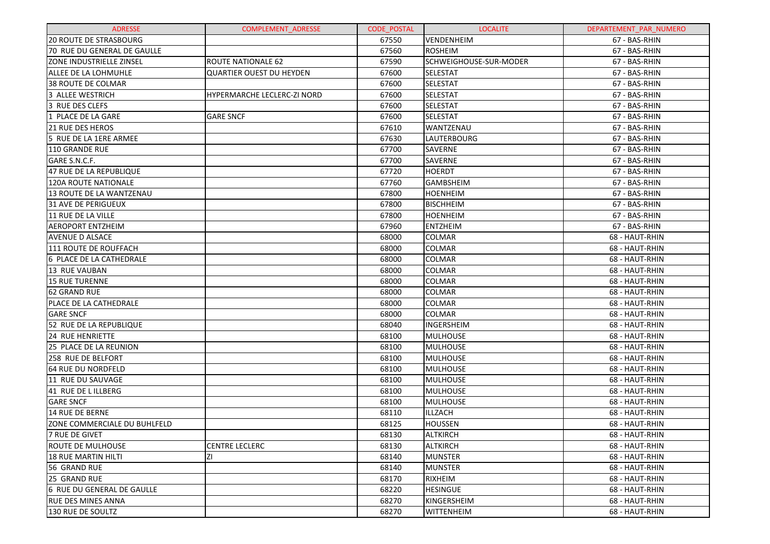| ADRESSE | COMPLEMENT_ADRESSE | CODE_POSTAL | LOCALITE | DEPARTEMENT_PAR_NUMERO |
|---|---|---|---|---|
| 20 ROUTE DE STRASBOURG | | 67550 | VENDENHEIM | 67 - BAS-RHIN |
| 70 RUE DU GENERAL DE GAULLE | | 67560 | ROSHEIM | 67 - BAS-RHIN |
| ZONE INDUSTRIELLE ZINSEL | ROUTE NATIONALE 62 | 67590 | SCHWEIGHOUSE-SUR-MODER | 67 - BAS-RHIN |
| ALLEE DE LA LOHMUHLE | QUARTIER OUEST DU HEYDEN | 67600 | SELESTAT | 67 - BAS-RHIN |
| 38 ROUTE DE COLMAR | | 67600 | SELESTAT | 67 - BAS-RHIN |
| 3 ALLEE WESTRICH | HYPERMARCHE LECLERC-ZI NORD | 67600 | SELESTAT | 67 - BAS-RHIN |
| 3 RUE DES CLEFS | | 67600 | SELESTAT | 67 - BAS-RHIN |
| 1 PLACE DE LA GARE | GARE SNCF | 67600 | SELESTAT | 67 - BAS-RHIN |
| 21 RUE DES HEROS | | 67610 | WANTZENAU | 67 - BAS-RHIN |
| 5 RUE DE LA 1ERE ARMEE | | 67630 | LAUTERBOURG | 67 - BAS-RHIN |
| 110 GRANDE RUE | | 67700 | SAVERNE | 67 - BAS-RHIN |
| GARE S.N.C.F. | | 67700 | SAVERNE | 67 - BAS-RHIN |
| 47 RUE DE LA REPUBLIQUE | | 67720 | HOERDT | 67 - BAS-RHIN |
| 120A ROUTE NATIONALE | | 67760 | GAMBSHEIM | 67 - BAS-RHIN |
| 13 ROUTE DE LA WANTZENAU | | 67800 | HOENHEIM | 67 - BAS-RHIN |
| 31 AVE DE PERIGUEUX | | 67800 | BISCHHEIM | 67 - BAS-RHIN |
| 11 RUE DE LA VILLE | | 67800 | HOENHEIM | 67 - BAS-RHIN |
| AEROPORT ENTZHEIM | | 67960 | ENTZHEIM | 67 - BAS-RHIN |
| AVENUE D ALSACE | | 68000 | COLMAR | 68 - HAUT-RHIN |
| 111 ROUTE DE ROUFFACH | | 68000 | COLMAR | 68 - HAUT-RHIN |
| 6 PLACE DE LA CATHEDRALE | | 68000 | COLMAR | 68 - HAUT-RHIN |
| 13 RUE VAUBAN | | 68000 | COLMAR | 68 - HAUT-RHIN |
| 15 RUE TURENNE | | 68000 | COLMAR | 68 - HAUT-RHIN |
| 62 GRAND RUE | | 68000 | COLMAR | 68 - HAUT-RHIN |
| PLACE DE LA CATHEDRALE | | 68000 | COLMAR | 68 - HAUT-RHIN |
| GARE SNCF | | 68000 | COLMAR | 68 - HAUT-RHIN |
| 52 RUE DE LA REPUBLIQUE | | 68040 | INGERSHEIM | 68 - HAUT-RHIN |
| 24 RUE HENRIETTE | | 68100 | MULHOUSE | 68 - HAUT-RHIN |
| 25 PLACE DE LA REUNION | | 68100 | MULHOUSE | 68 - HAUT-RHIN |
| 258 RUE DE BELFORT | | 68100 | MULHOUSE | 68 - HAUT-RHIN |
| 64 RUE DU NORDFELD | | 68100 | MULHOUSE | 68 - HAUT-RHIN |
| 11 RUE DU SAUVAGE | | 68100 | MULHOUSE | 68 - HAUT-RHIN |
| 41 RUE DE L ILLBERG | | 68100 | MULHOUSE | 68 - HAUT-RHIN |
| GARE SNCF | | 68100 | MULHOUSE | 68 - HAUT-RHIN |
| 14 RUE DE BERNE | | 68110 | ILLZACH | 68 - HAUT-RHIN |
| ZONE COMMERCIALE DU BUHLFELD | | 68125 | HOUSSEN | 68 - HAUT-RHIN |
| 7 RUE DE GIVET | | 68130 | ALTKIRCH | 68 - HAUT-RHIN |
| ROUTE DE MULHOUSE | CENTRE LECLERC | 68130 | ALTKIRCH | 68 - HAUT-RHIN |
| 18 RUE MARTIN HILTI | ZI | 68140 | MUNSTER | 68 - HAUT-RHIN |
| 56 GRAND RUE | | 68140 | MUNSTER | 68 - HAUT-RHIN |
| 25 GRAND RUE | | 68170 | RIXHEIM | 68 - HAUT-RHIN |
| 6 RUE DU GENERAL DE GAULLE | | 68220 | HESINGUE | 68 - HAUT-RHIN |
| RUE DES MINES ANNA | | 68270 | KINGERSHEIM | 68 - HAUT-RHIN |
| 130 RUE DE SOULTZ | | 68270 | WITTENHEIM | 68 - HAUT-RHIN |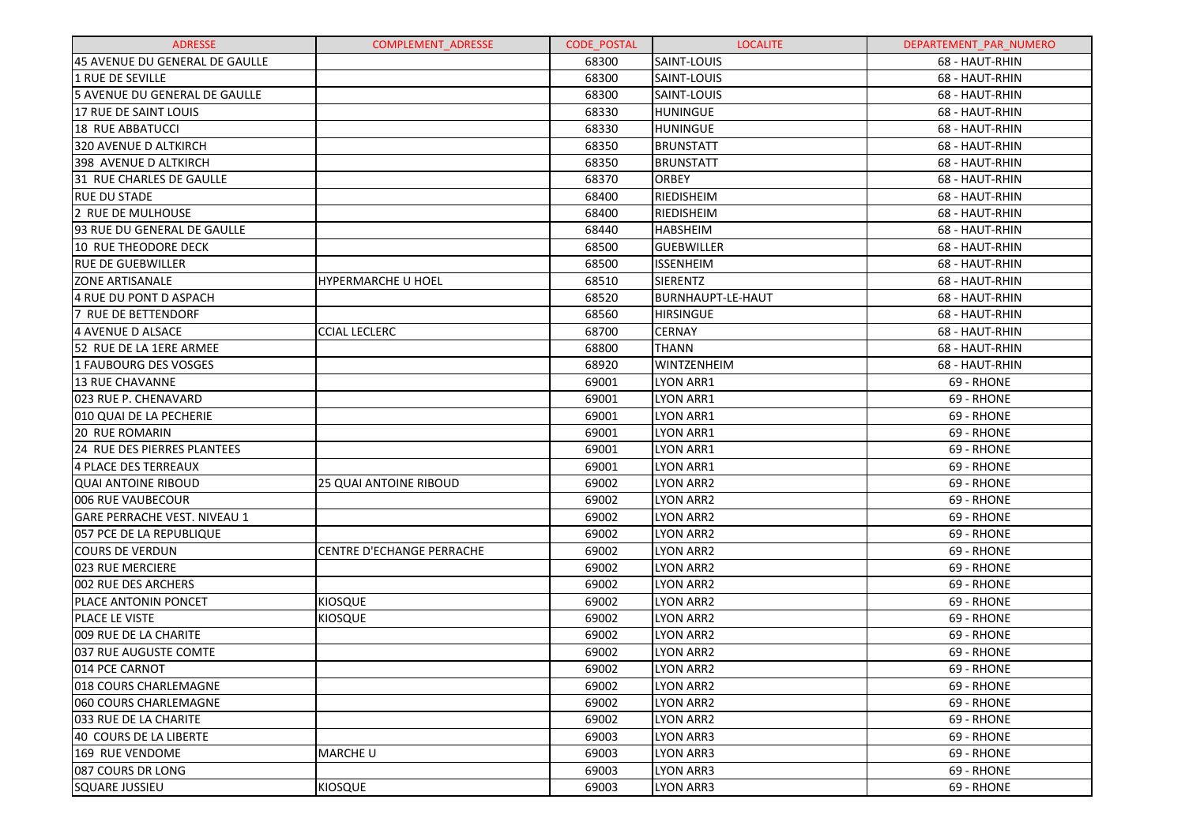| ADRESSE | COMPLEMENT_ADRESSE | CODE_POSTAL | LOCALITE | DEPARTEMENT_PAR_NUMERO |
|---|---|---|---|---|
| 45 AVENUE DU GENERAL DE GAULLE | | 68300 | SAINT-LOUIS | 68 - HAUT-RHIN |
| 1 RUE DE SEVILLE | | 68300 | SAINT-LOUIS | 68 - HAUT-RHIN |
| 5 AVENUE DU GENERAL DE GAULLE | | 68300 | SAINT-LOUIS | 68 - HAUT-RHIN |
| 17 RUE DE SAINT LOUIS | | 68330 | HUNINGUE | 68 - HAUT-RHIN |
| 18 RUE ABBATUCCI | | 68330 | HUNINGUE | 68 - HAUT-RHIN |
| 320 AVENUE D ALTKIRCH | | 68350 | BRUNSTATT | 68 - HAUT-RHIN |
| 398 AVENUE D ALTKIRCH | | 68350 | BRUNSTATT | 68 - HAUT-RHIN |
| 31 RUE CHARLES DE GAULLE | | 68370 | ORBEY | 68 - HAUT-RHIN |
| RUE DU STADE | | 68400 | RIEDISHEIM | 68 - HAUT-RHIN |
| 2 RUE DE MULHOUSE | | 68400 | RIEDISHEIM | 68 - HAUT-RHIN |
| 93 RUE DU GENERAL DE GAULLE | | 68440 | HABSHEIM | 68 - HAUT-RHIN |
| 10 RUE THEODORE DECK | | 68500 | GUEBWILLER | 68 - HAUT-RHIN |
| RUE DE GUEBWILLER | | 68500 | ISSENHEIM | 68 - HAUT-RHIN |
| ZONE ARTISANALE | HYPERMARCHE U HOEL | 68510 | SIERENTZ | 68 - HAUT-RHIN |
| 4 RUE DU PONT D ASPACH | | 68520 | BURNHAUPT-LE-HAUT | 68 - HAUT-RHIN |
| 7 RUE DE BETTENDORF | | 68560 | HIRSINGUE | 68 - HAUT-RHIN |
| 4 AVENUE D ALSACE | CCIAL LECLERC | 68700 | CERNAY | 68 - HAUT-RHIN |
| 52 RUE DE LA 1ERE ARMEE | | 68800 | THANN | 68 - HAUT-RHIN |
| 1 FAUBOURG DES VOSGES | | 68920 | WINTZENHEIM | 68 - HAUT-RHIN |
| 13 RUE CHAVANNE | | 69001 | LYON ARR1 | 69 - RHONE |
| 023 RUE P. CHENAVARD | | 69001 | LYON ARR1 | 69 - RHONE |
| 010 QUAI DE LA PECHERIE | | 69001 | LYON ARR1 | 69 - RHONE |
| 20 RUE ROMARIN | | 69001 | LYON ARR1 | 69 - RHONE |
| 24 RUE DES PIERRES PLANTEES | | 69001 | LYON ARR1 | 69 - RHONE |
| 4 PLACE DES TERREAUX | | 69001 | LYON ARR1 | 69 - RHONE |
| QUAI ANTOINE RIBOUD | 25 QUAI ANTOINE RIBOUD | 69002 | LYON ARR2 | 69 - RHONE |
| 006 RUE VAUBECOUR | | 69002 | LYON ARR2 | 69 - RHONE |
| GARE PERRACHE VEST. NIVEAU 1 | | 69002 | LYON ARR2 | 69 - RHONE |
| 057 PCE DE LA REPUBLIQUE | | 69002 | LYON ARR2 | 69 - RHONE |
| COURS DE VERDUN | CENTRE D'ECHANGE PERRACHE | 69002 | LYON ARR2 | 69 - RHONE |
| 023 RUE MERCIERE | | 69002 | LYON ARR2 | 69 - RHONE |
| 002 RUE DES ARCHERS | | 69002 | LYON ARR2 | 69 - RHONE |
| PLACE ANTONIN PONCET | KIOSQUE | 69002 | LYON ARR2 | 69 - RHONE |
| PLACE LE VISTE | KIOSQUE | 69002 | LYON ARR2 | 69 - RHONE |
| 009 RUE DE LA CHARITE | | 69002 | LYON ARR2 | 69 - RHONE |
| 037 RUE AUGUSTE COMTE | | 69002 | LYON ARR2 | 69 - RHONE |
| 014 PCE CARNOT | | 69002 | LYON ARR2 | 69 - RHONE |
| 018 COURS CHARLEMAGNE | | 69002 | LYON ARR2 | 69 - RHONE |
| 060 COURS CHARLEMAGNE | | 69002 | LYON ARR2 | 69 - RHONE |
| 033 RUE DE LA CHARITE | | 69002 | LYON ARR2 | 69 - RHONE |
| 40 COURS DE LA LIBERTE | | 69003 | LYON ARR3 | 69 - RHONE |
| 169 RUE VENDOME | MARCHE U | 69003 | LYON ARR3 | 69 - RHONE |
| 087 COURS DR LONG | | 69003 | LYON ARR3 | 69 - RHONE |
| SQUARE JUSSIEU | KIOSQUE | 69003 | LYON ARR3 | 69 - RHONE |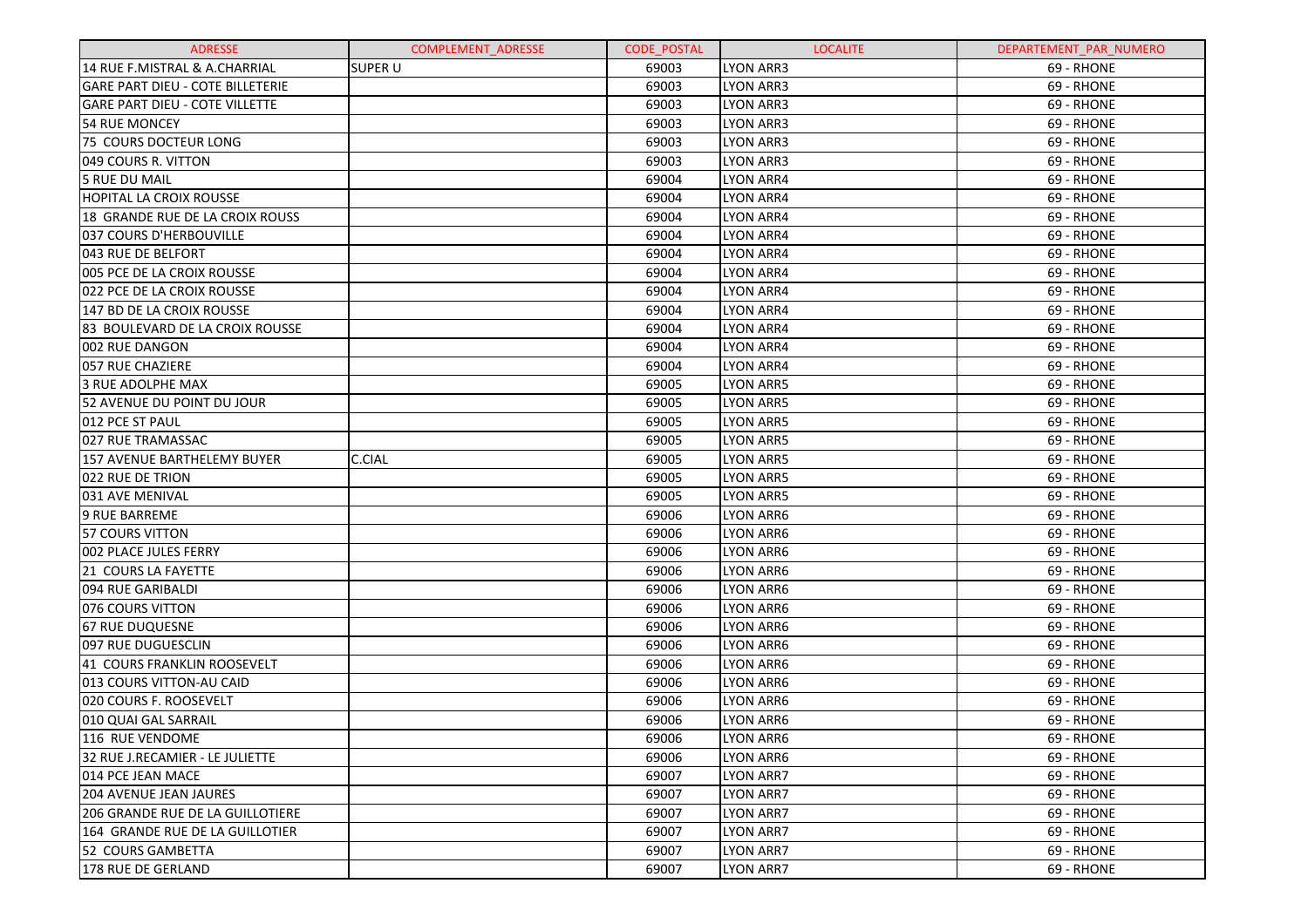| ADRESSE | COMPLEMENT_ADRESSE | CODE_POSTAL | LOCALITE | DEPARTEMENT_PAR_NUMERO |
|---|---|---|---|---|
| 14 RUE F.MISTRAL & A.CHARRIAL | SUPER U | 69003 | LYON ARR3 | 69 - RHONE |
| GARE PART DIEU - COTE BILLETERIE | | 69003 | LYON ARR3 | 69 - RHONE |
| GARE PART DIEU - COTE VILLETTE | | 69003 | LYON ARR3 | 69 - RHONE |
| 54 RUE MONCEY | | 69003 | LYON ARR3 | 69 - RHONE |
| 75 COURS DOCTEUR LONG | | 69003 | LYON ARR3 | 69 - RHONE |
| 049 COURS R. VITTON | | 69003 | LYON ARR3 | 69 - RHONE |
| 5 RUE DU MAIL | | 69004 | LYON ARR4 | 69 - RHONE |
| HOPITAL LA CROIX ROUSSE | | 69004 | LYON ARR4 | 69 - RHONE |
| 18 GRANDE RUE DE LA CROIX ROUSS | | 69004 | LYON ARR4 | 69 - RHONE |
| 037 COURS D'HERBOUVILLE | | 69004 | LYON ARR4 | 69 - RHONE |
| 043 RUE DE BELFORT | | 69004 | LYON ARR4 | 69 - RHONE |
| 005 PCE DE LA CROIX ROUSSE | | 69004 | LYON ARR4 | 69 - RHONE |
| 022 PCE DE LA CROIX ROUSSE | | 69004 | LYON ARR4 | 69 - RHONE |
| 147 BD DE LA CROIX ROUSSE | | 69004 | LYON ARR4 | 69 - RHONE |
| 83 BOULEVARD DE LA CROIX ROUSSE | | 69004 | LYON ARR4 | 69 - RHONE |
| 002 RUE DANGON | | 69004 | LYON ARR4 | 69 - RHONE |
| 057 RUE CHAZIERE | | 69004 | LYON ARR4 | 69 - RHONE |
| 3 RUE ADOLPHE MAX | | 69005 | LYON ARR5 | 69 - RHONE |
| 52 AVENUE DU POINT DU JOUR | | 69005 | LYON ARR5 | 69 - RHONE |
| 012 PCE ST PAUL | | 69005 | LYON ARR5 | 69 - RHONE |
| 027 RUE TRAMASSAC | | 69005 | LYON ARR5 | 69 - RHONE |
| 157 AVENUE BARTHELEMY BUYER | C.CIAL | 69005 | LYON ARR5 | 69 - RHONE |
| 022 RUE DE TRION | | 69005 | LYON ARR5 | 69 - RHONE |
| 031 AVE MENIVAL | | 69005 | LYON ARR5 | 69 - RHONE |
| 9 RUE BARREME | | 69006 | LYON ARR6 | 69 - RHONE |
| 57 COURS VITTON | | 69006 | LYON ARR6 | 69 - RHONE |
| 002 PLACE JULES FERRY | | 69006 | LYON ARR6 | 69 - RHONE |
| 21 COURS LA FAYETTE | | 69006 | LYON ARR6 | 69 - RHONE |
| 094 RUE GARIBALDI | | 69006 | LYON ARR6 | 69 - RHONE |
| 076 COURS VITTON | | 69006 | LYON ARR6 | 69 - RHONE |
| 67 RUE DUQUESNE | | 69006 | LYON ARR6 | 69 - RHONE |
| 097 RUE DUGUESCLIN | | 69006 | LYON ARR6 | 69 - RHONE |
| 41 COURS FRANKLIN ROOSEVELT | | 69006 | LYON ARR6 | 69 - RHONE |
| 013 COURS VITTON-AU CAID | | 69006 | LYON ARR6 | 69 - RHONE |
| 020 COURS F. ROOSEVELT | | 69006 | LYON ARR6 | 69 - RHONE |
| 010 QUAI GAL SARRAIL | | 69006 | LYON ARR6 | 69 - RHONE |
| 116 RUE VENDOME | | 69006 | LYON ARR6 | 69 - RHONE |
| 32 RUE J.RECAMIER - LE JULIETTE | | 69006 | LYON ARR6 | 69 - RHONE |
| 014 PCE JEAN MACE | | 69007 | LYON ARR7 | 69 - RHONE |
| 204 AVENUE JEAN JAURES | | 69007 | LYON ARR7 | 69 - RHONE |
| 206 GRANDE RUE DE LA GUILLOTIERE | | 69007 | LYON ARR7 | 69 - RHONE |
| 164 GRANDE RUE DE LA GUILLOTIER | | 69007 | LYON ARR7 | 69 - RHONE |
| 52 COURS GAMBETTA | | 69007 | LYON ARR7 | 69 - RHONE |
| 178 RUE DE GERLAND | | 69007 | LYON ARR7 | 69 - RHONE |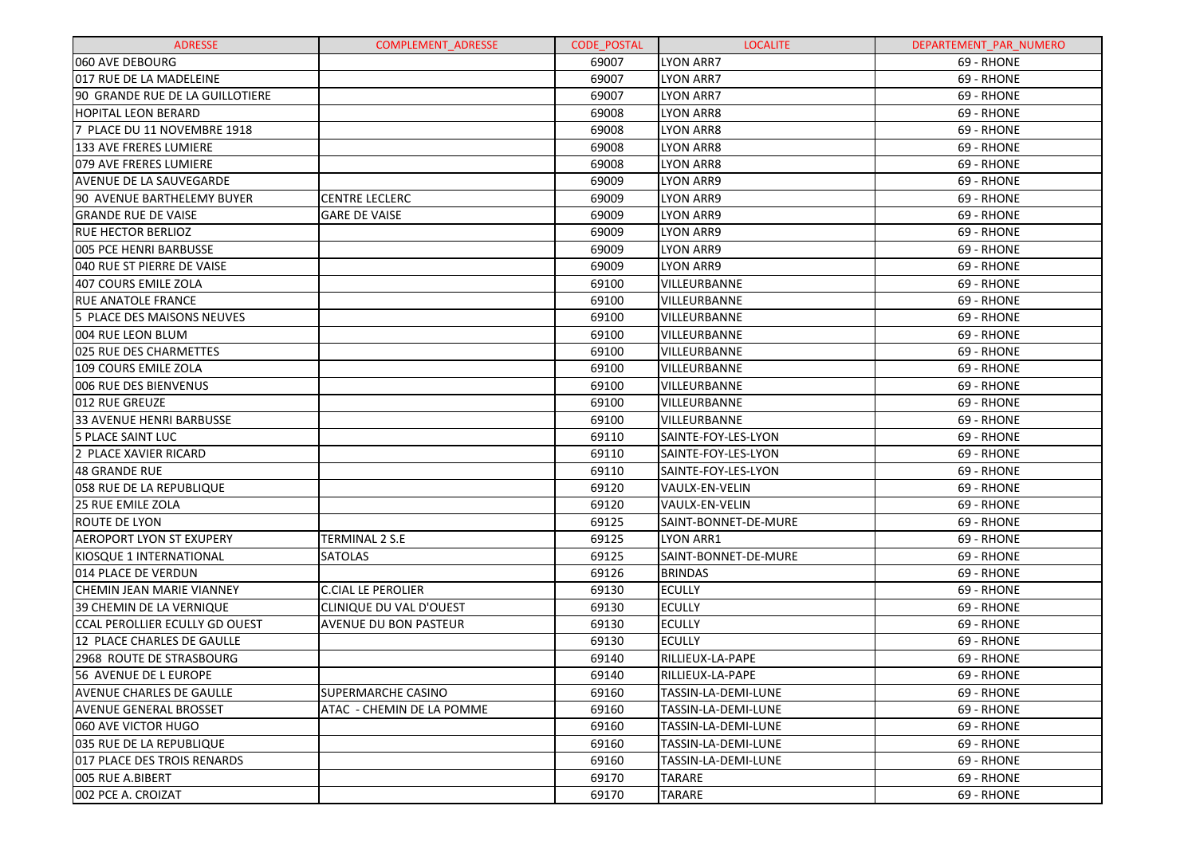| ADRESSE | COMPLEMENT_ADRESSE | CODE_POSTAL | LOCALITE | DEPARTEMENT_PAR_NUMERO |
|---|---|---|---|---|
| 060 AVE DEBOURG | | 69007 | LYON ARR7 | 69 - RHONE |
| 017 RUE DE LA MADELEINE | | 69007 | LYON ARR7 | 69 - RHONE |
| 90 GRANDE RUE DE LA GUILLOTIERE | | 69007 | LYON ARR7 | 69 - RHONE |
| HOPITAL LEON BERARD | | 69008 | LYON ARR8 | 69 - RHONE |
| 7 PLACE DU 11 NOVEMBRE 1918 | | 69008 | LYON ARR8 | 69 - RHONE |
| 133 AVE FRERES LUMIERE | | 69008 | LYON ARR8 | 69 - RHONE |
| 079 AVE FRERES LUMIERE | | 69008 | LYON ARR8 | 69 - RHONE |
| AVENUE DE LA SAUVEGARDE | | 69009 | LYON ARR9 | 69 - RHONE |
| 90 AVENUE BARTHELEMY BUYER | CENTRE LECLERC | 69009 | LYON ARR9 | 69 - RHONE |
| GRANDE RUE DE VAISE | GARE DE VAISE | 69009 | LYON ARR9 | 69 - RHONE |
| RUE HECTOR BERLIOZ | | 69009 | LYON ARR9 | 69 - RHONE |
| 005 PCE HENRI BARBUSSE | | 69009 | LYON ARR9 | 69 - RHONE |
| 040 RUE ST PIERRE DE VAISE | | 69009 | LYON ARR9 | 69 - RHONE |
| 407 COURS EMILE ZOLA | | 69100 | VILLEURBANNE | 69 - RHONE |
| RUE ANATOLE FRANCE | | 69100 | VILLEURBANNE | 69 - RHONE |
| 5 PLACE DES MAISONS NEUVES | | 69100 | VILLEURBANNE | 69 - RHONE |
| 004 RUE LEON BLUM | | 69100 | VILLEURBANNE | 69 - RHONE |
| 025 RUE DES CHARMETTES | | 69100 | VILLEURBANNE | 69 - RHONE |
| 109 COURS EMILE ZOLA | | 69100 | VILLEURBANNE | 69 - RHONE |
| 006 RUE DES BIENVENUS | | 69100 | VILLEURBANNE | 69 - RHONE |
| 012 RUE GREUZE | | 69100 | VILLEURBANNE | 69 - RHONE |
| 33 AVENUE HENRI BARBUSSE | | 69100 | VILLEURBANNE | 69 - RHONE |
| 5 PLACE SAINT LUC | | 69110 | SAINTE-FOY-LES-LYON | 69 - RHONE |
| 2 PLACE XAVIER RICARD | | 69110 | SAINTE-FOY-LES-LYON | 69 - RHONE |
| 48 GRANDE RUE | | 69110 | SAINTE-FOY-LES-LYON | 69 - RHONE |
| 058 RUE DE LA REPUBLIQUE | | 69120 | VAULX-EN-VELIN | 69 - RHONE |
| 25 RUE EMILE ZOLA | | 69120 | VAULX-EN-VELIN | 69 - RHONE |
| ROUTE DE LYON | | 69125 | SAINT-BONNET-DE-MURE | 69 - RHONE |
| AEROPORT LYON ST EXUPERY | TERMINAL 2 S.E | 69125 | LYON ARR1 | 69 - RHONE |
| KIOSQUE 1 INTERNATIONAL | SATOLAS | 69125 | SAINT-BONNET-DE-MURE | 69 - RHONE |
| 014 PLACE DE VERDUN | | 69126 | BRINDAS | 69 - RHONE |
| CHEMIN JEAN MARIE VIANNEY | C.CIAL LE PEROLIER | 69130 | ECULLY | 69 - RHONE |
| 39 CHEMIN DE LA VERNIQUE | CLINIQUE DU VAL D'OUEST | 69130 | ECULLY | 69 - RHONE |
| CCAL PEROLLIER ECULLY GD OUEST | AVENUE DU BON PASTEUR | 69130 | ECULLY | 69 - RHONE |
| 12 PLACE CHARLES DE GAULLE | | 69130 | ECULLY | 69 - RHONE |
| 2968 ROUTE DE STRASBOURG | | 69140 | RILLIEUX-LA-PAPE | 69 - RHONE |
| 56 AVENUE DE L EUROPE | | 69140 | RILLIEUX-LA-PAPE | 69 - RHONE |
| AVENUE CHARLES DE GAULLE | SUPERMARCHE CASINO | 69160 | TASSIN-LA-DEMI-LUNE | 69 - RHONE |
| AVENUE GENERAL BROSSET | ATAC - CHEMIN DE LA POMME | 69160 | TASSIN-LA-DEMI-LUNE | 69 - RHONE |
| 060 AVE VICTOR HUGO | | 69160 | TASSIN-LA-DEMI-LUNE | 69 - RHONE |
| 035 RUE DE LA REPUBLIQUE | | 69160 | TASSIN-LA-DEMI-LUNE | 69 - RHONE |
| 017 PLACE DES TROIS RENARDS | | 69160 | TASSIN-LA-DEMI-LUNE | 69 - RHONE |
| 005 RUE A.BIBERT | | 69170 | TARARE | 69 - RHONE |
| 002 PCE A. CROIZAT | | 69170 | TARARE | 69 - RHONE |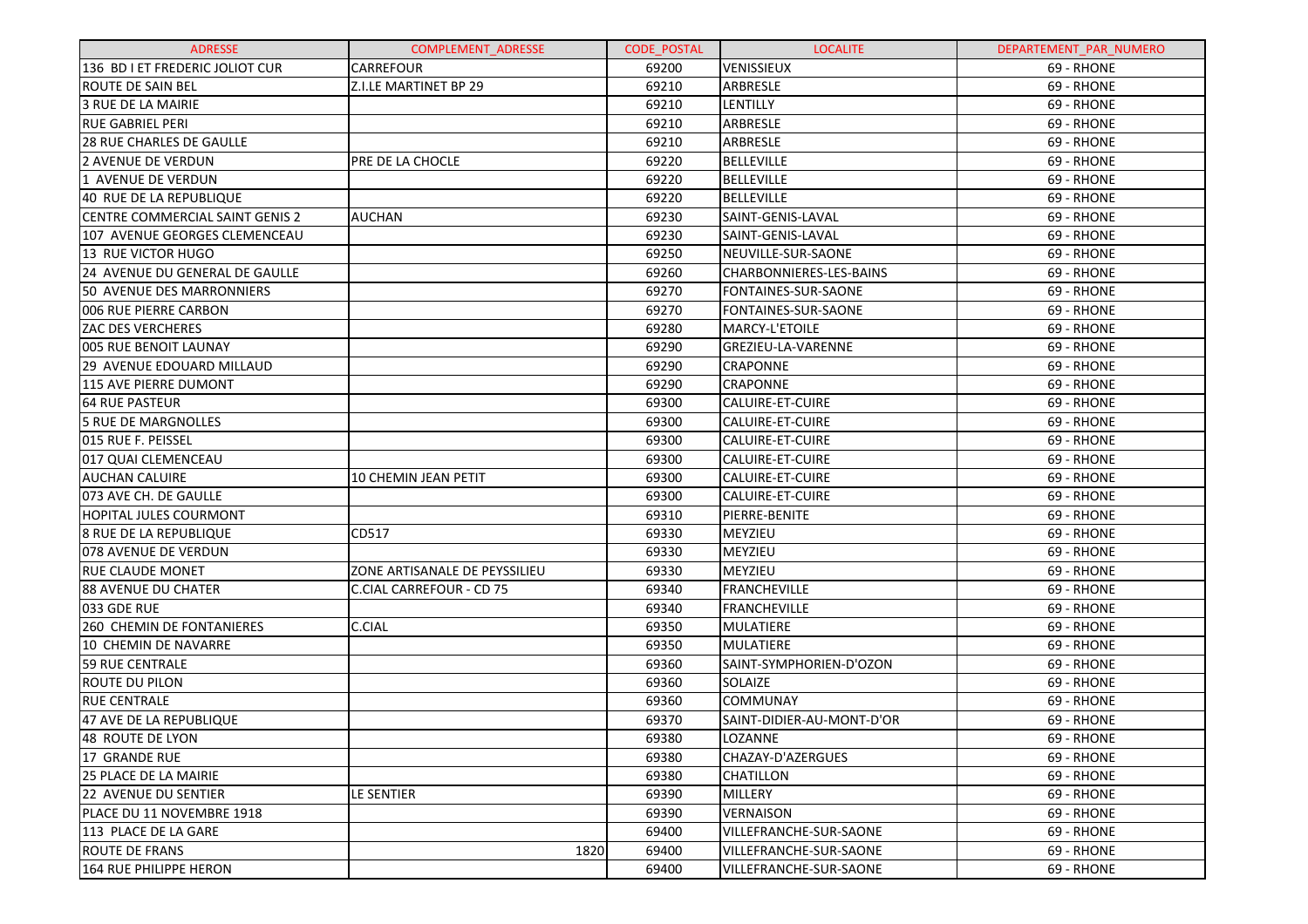| ADRESSE | COMPLEMENT_ADRESSE | CODE_POSTAL | LOCALITE | DEPARTEMENT_PAR_NUMERO |
|---|---|---|---|---|
| 136 BD I ET FREDERIC JOLIOT CUR | CARREFOUR | 69200 | VENISSIEUX | 69 - RHONE |
| ROUTE DE SAIN BEL | Z.I.LE MARTINET BP 29 | 69210 | ARBRESLE | 69 - RHONE |
| 3 RUE DE LA MAIRIE | | 69210 | LENTILLY | 69 - RHONE |
| RUE GABRIEL PERI | | 69210 | ARBRESLE | 69 - RHONE |
| 28 RUE CHARLES DE GAULLE | | 69210 | ARBRESLE | 69 - RHONE |
| 2 AVENUE DE VERDUN | PRE DE LA CHOCLE | 69220 | BELLEVILLE | 69 - RHONE |
| 1 AVENUE DE VERDUN | | 69220 | BELLEVILLE | 69 - RHONE |
| 40 RUE DE LA REPUBLIQUE | | 69220 | BELLEVILLE | 69 - RHONE |
| CENTRE COMMERCIAL SAINT GENIS 2 | AUCHAN | 69230 | SAINT-GENIS-LAVAL | 69 - RHONE |
| 107 AVENUE GEORGES CLEMENCEAU | | 69230 | SAINT-GENIS-LAVAL | 69 - RHONE |
| 13 RUE VICTOR HUGO | | 69250 | NEUVILLE-SUR-SAONE | 69 - RHONE |
| 24 AVENUE DU GENERAL DE GAULLE | | 69260 | CHARBONNIERES-LES-BAINS | 69 - RHONE |
| 50 AVENUE DES MARRONNIERS | | 69270 | FONTAINES-SUR-SAONE | 69 - RHONE |
| 006 RUE PIERRE CARBON | | 69270 | FONTAINES-SUR-SAONE | 69 - RHONE |
| ZAC DES VERCHERES | | 69280 | MARCY-L'ETOILE | 69 - RHONE |
| 005 RUE BENOIT LAUNAY | | 69290 | GREZIEU-LA-VARENNE | 69 - RHONE |
| 29 AVENUE EDOUARD MILLAUD | | 69290 | CRAPONNE | 69 - RHONE |
| 115 AVE PIERRE DUMONT | | 69290 | CRAPONNE | 69 - RHONE |
| 64 RUE PASTEUR | | 69300 | CALUIRE-ET-CUIRE | 69 - RHONE |
| 5 RUE DE MARGNOLLES | | 69300 | CALUIRE-ET-CUIRE | 69 - RHONE |
| 015 RUE F. PEISSEL | | 69300 | CALUIRE-ET-CUIRE | 69 - RHONE |
| 017 QUAI CLEMENCEAU | | 69300 | CALUIRE-ET-CUIRE | 69 - RHONE |
| AUCHAN CALUIRE | 10 CHEMIN JEAN PETIT | 69300 | CALUIRE-ET-CUIRE | 69 - RHONE |
| 073 AVE CH. DE GAULLE | | 69300 | CALUIRE-ET-CUIRE | 69 - RHONE |
| HOPITAL JULES COURMONT | | 69310 | PIERRE-BENITE | 69 - RHONE |
| 8 RUE DE LA REPUBLIQUE | CD517 | 69330 | MEYZIEU | 69 - RHONE |
| 078 AVENUE DE VERDUN | | 69330 | MEYZIEU | 69 - RHONE |
| RUE CLAUDE MONET | ZONE ARTISANALE DE PEYSSILIEU | 69330 | MEYZIEU | 69 - RHONE |
| 88 AVENUE DU CHATER | C.CIAL CARREFOUR - CD 75 | 69340 | FRANCHEVILLE | 69 - RHONE |
| 033 GDE RUE | | 69340 | FRANCHEVILLE | 69 - RHONE |
| 260 CHEMIN DE FONTANIERES | C.CIAL | 69350 | MULATIERE | 69 - RHONE |
| 10 CHEMIN DE NAVARRE | | 69350 | MULATIERE | 69 - RHONE |
| 59 RUE CENTRALE | | 69360 | SAINT-SYMPHORIEN-D'OZON | 69 - RHONE |
| ROUTE DU PILON | | 69360 | SOLAIZE | 69 - RHONE |
| RUE CENTRALE | | 69360 | COMMUNAY | 69 - RHONE |
| 47 AVE DE LA REPUBLIQUE | | 69370 | SAINT-DIDIER-AU-MONT-D'OR | 69 - RHONE |
| 48 ROUTE DE LYON | | 69380 | LOZANNE | 69 - RHONE |
| 17 GRANDE RUE | | 69380 | CHAZAY-D'AZERGUES | 69 - RHONE |
| 25 PLACE DE LA MAIRIE | | 69380 | CHATILLON | 69 - RHONE |
| 22 AVENUE DU SENTIER | LE SENTIER | 69390 | MILLERY | 69 - RHONE |
| PLACE DU 11 NOVEMBRE 1918 | | 69390 | VERNAISON | 69 - RHONE |
| 113 PLACE DE LA GARE | | 69400 | VILLEFRANCHE-SUR-SAONE | 69 - RHONE |
| ROUTE DE FRANS | 1820 | 69400 | VILLEFRANCHE-SUR-SAONE | 69 - RHONE |
| 164 RUE PHILIPPE HERON | | 69400 | VILLEFRANCHE-SUR-SAONE | 69 - RHONE |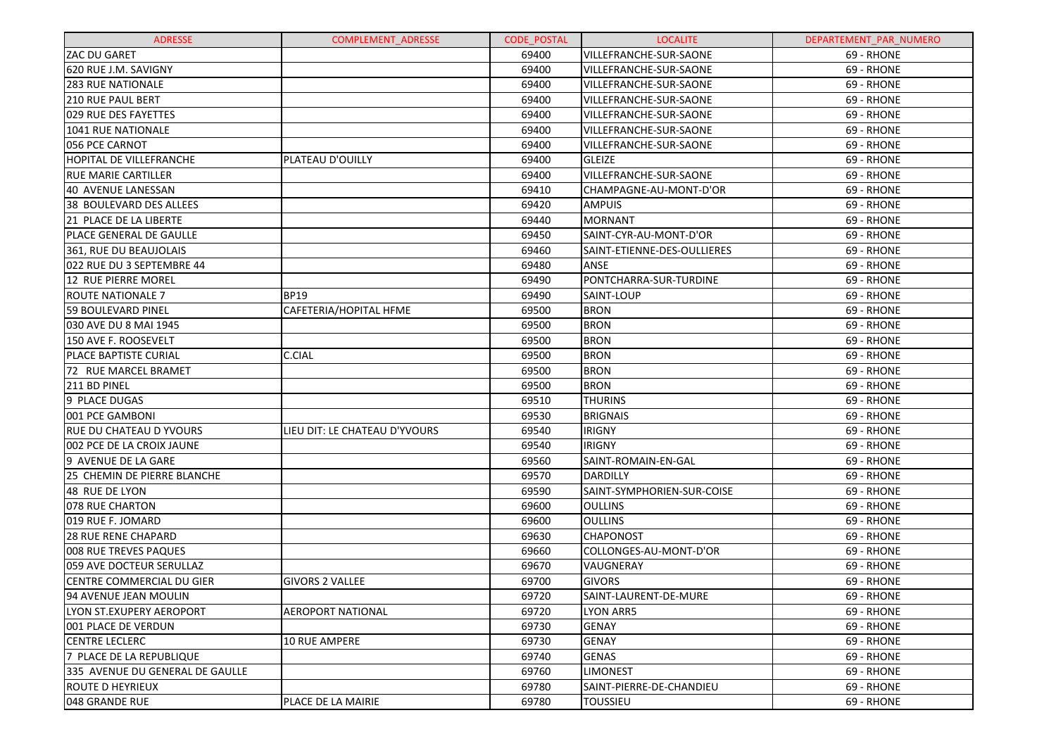| ADRESSE | COMPLEMENT_ADRESSE | CODE_POSTAL | LOCALITE | DEPARTEMENT_PAR_NUMERO |
|---|---|---|---|---|
| ZAC DU GARET | | 69400 | VILLEFRANCHE-SUR-SAONE | 69 - RHONE |
| 620 RUE J.M. SAVIGNY | | 69400 | VILLEFRANCHE-SUR-SAONE | 69 - RHONE |
| 283 RUE NATIONALE | | 69400 | VILLEFRANCHE-SUR-SAONE | 69 - RHONE |
| 210 RUE PAUL BERT | | 69400 | VILLEFRANCHE-SUR-SAONE | 69 - RHONE |
| 029 RUE DES FAYETTES | | 69400 | VILLEFRANCHE-SUR-SAONE | 69 - RHONE |
| 1041 RUE NATIONALE | | 69400 | VILLEFRANCHE-SUR-SAONE | 69 - RHONE |
| 056 PCE CARNOT | | 69400 | VILLEFRANCHE-SUR-SAONE | 69 - RHONE |
| HOPITAL DE VILLEFRANCHE | PLATEAU D'OUILLY | 69400 | GLEIZE | 69 - RHONE |
| RUE MARIE CARTILLER | | 69400 | VILLEFRANCHE-SUR-SAONE | 69 - RHONE |
| 40 AVENUE LANESSAN | | 69410 | CHAMPAGNE-AU-MONT-D'OR | 69 - RHONE |
| 38 BOULEVARD DES ALLEES | | 69420 | AMPUIS | 69 - RHONE |
| 21 PLACE DE LA LIBERTE | | 69440 | MORNANT | 69 - RHONE |
| PLACE GENERAL DE GAULLE | | 69450 | SAINT-CYR-AU-MONT-D'OR | 69 - RHONE |
| 361, RUE DU BEAUJOLAIS | | 69460 | SAINT-ETIENNE-DES-OULLIERES | 69 - RHONE |
| 022 RUE DU 3 SEPTEMBRE 44 | | 69480 | ANSE | 69 - RHONE |
| 12 RUE PIERRE MOREL | | 69490 | PONTCHARRA-SUR-TURDINE | 69 - RHONE |
| ROUTE NATIONALE 7 | BP19 | 69490 | SAINT-LOUP | 69 - RHONE |
| 59 BOULEVARD PINEL | CAFETERIA/HOPITAL HFME | 69500 | BRON | 69 - RHONE |
| 030 AVE DU 8 MAI 1945 | | 69500 | BRON | 69 - RHONE |
| 150 AVE F. ROOSEVELT | | 69500 | BRON | 69 - RHONE |
| PLACE BAPTISTE CURIAL | C.CIAL | 69500 | BRON | 69 - RHONE |
| 72 RUE MARCEL BRAMET | | 69500 | BRON | 69 - RHONE |
| 211 BD PINEL | | 69500 | BRON | 69 - RHONE |
| 9 PLACE DUGAS | | 69510 | THURINS | 69 - RHONE |
| 001 PCE GAMBONI | | 69530 | BRIGNAIS | 69 - RHONE |
| RUE DU CHATEAU D YVOURS | LIEU DIT: LE CHATEAU D'YVOURS | 69540 | IRIGNY | 69 - RHONE |
| 002 PCE DE LA CROIX JAUNE | | 69540 | IRIGNY | 69 - RHONE |
| 9 AVENUE DE LA GARE | | 69560 | SAINT-ROMAIN-EN-GAL | 69 - RHONE |
| 25 CHEMIN DE PIERRE BLANCHE | | 69570 | DARDILLY | 69 - RHONE |
| 48 RUE DE LYON | | 69590 | SAINT-SYMPHORIEN-SUR-COISE | 69 - RHONE |
| 078 RUE CHARTON | | 69600 | OULLINS | 69 - RHONE |
| 019 RUE F. JOMARD | | 69600 | OULLINS | 69 - RHONE |
| 28 RUE RENE CHAPARD | | 69630 | CHAPONOST | 69 - RHONE |
| 008 RUE TREVES PAQUES | | 69660 | COLLONGES-AU-MONT-D'OR | 69 - RHONE |
| 059 AVE DOCTEUR SERULLAZ | | 69670 | VAUGNERAY | 69 - RHONE |
| CENTRE COMMERCIAL DU GIER | GIVORS 2 VALLEE | 69700 | GIVORS | 69 - RHONE |
| 94 AVENUE JEAN MOULIN | | 69720 | SAINT-LAURENT-DE-MURE | 69 - RHONE |
| LYON ST.EXUPERY AEROPORT | AEROPORT NATIONAL | 69720 | LYON ARR5 | 69 - RHONE |
| 001 PLACE DE VERDUN | | 69730 | GENAY | 69 - RHONE |
| CENTRE LECLERC | 10 RUE AMPERE | 69730 | GENAY | 69 - RHONE |
| 7 PLACE DE LA REPUBLIQUE | | 69740 | GENAS | 69 - RHONE |
| 335 AVENUE DU GENERAL DE GAULLE | | 69760 | LIMONEST | 69 - RHONE |
| ROUTE D HEYRIEUX | | 69780 | SAINT-PIERRE-DE-CHANDIEU | 69 - RHONE |
| 048 GRANDE RUE | PLACE DE LA MAIRIE | 69780 | TOUSSIEU | 69 - RHONE |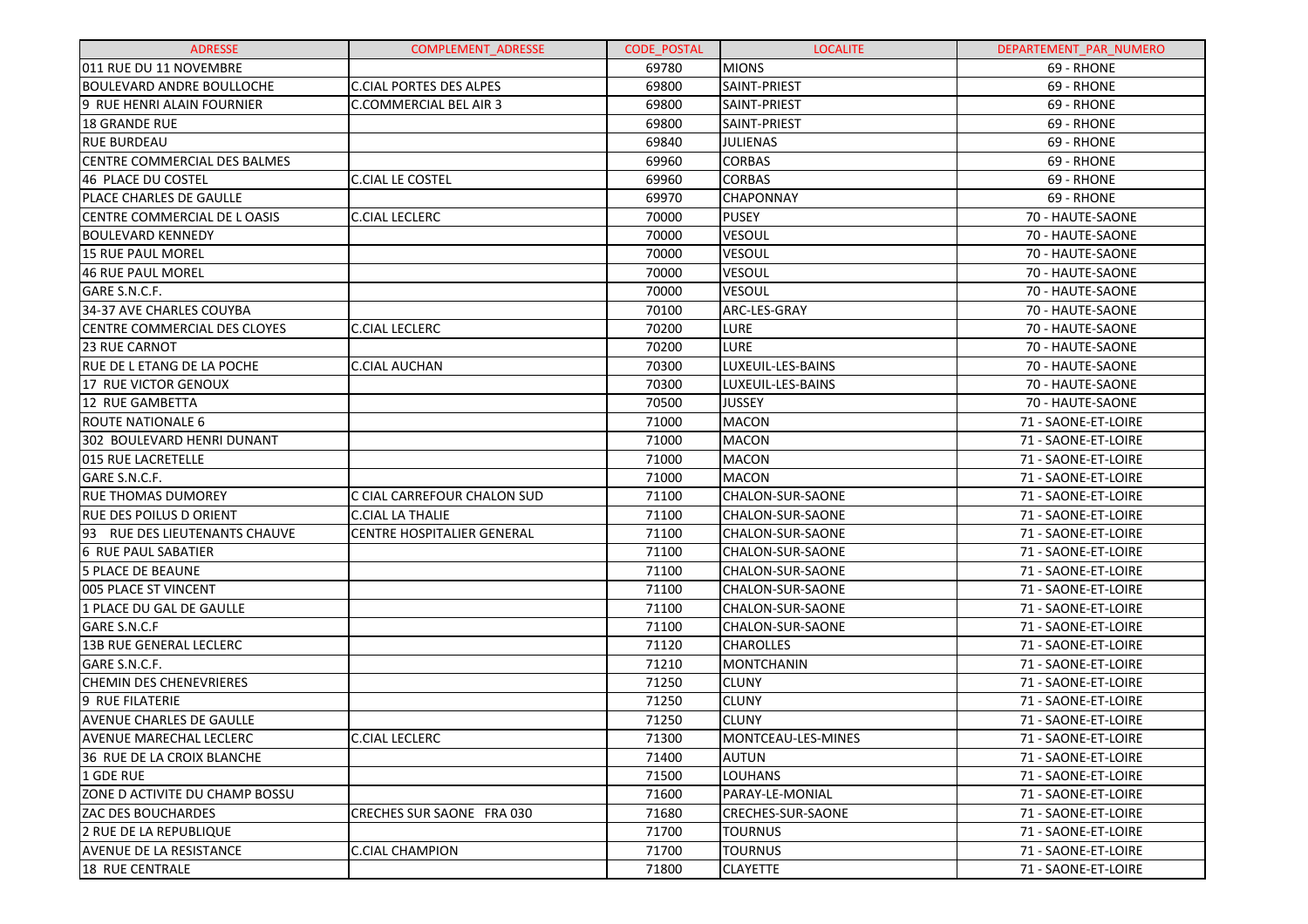| ADRESSE | COMPLEMENT_ADRESSE | CODE_POSTAL | LOCALITE | DEPARTEMENT_PAR_NUMERO |
|---|---|---|---|---|
| 011 RUE DU 11 NOVEMBRE | | 69780 | MIONS | 69 - RHONE |
| BOULEVARD ANDRE BOULLOCHE | C.CIAL PORTES DES ALPES | 69800 | SAINT-PRIEST | 69 - RHONE |
| 9 RUE HENRI ALAIN FOURNIER | C.COMMERCIAL BEL AIR 3 | 69800 | SAINT-PRIEST | 69 - RHONE |
| 18 GRANDE RUE | | 69800 | SAINT-PRIEST | 69 - RHONE |
| RUE BURDEAU | | 69840 | JULIENAS | 69 - RHONE |
| CENTRE COMMERCIAL DES BALMES | | 69960 | CORBAS | 69 - RHONE |
| 46 PLACE DU COSTEL | C.CIAL LE COSTEL | 69960 | CORBAS | 69 - RHONE |
| PLACE CHARLES DE GAULLE | | 69970 | CHAPONNAY | 69 - RHONE |
| CENTRE COMMERCIAL DE L OASIS | C.CIAL LECLERC | 70000 | PUSEY | 70 - HAUTE-SAONE |
| BOULEVARD KENNEDY | | 70000 | VESOUL | 70 - HAUTE-SAONE |
| 15 RUE PAUL MOREL | | 70000 | VESOUL | 70 - HAUTE-SAONE |
| 46 RUE PAUL MOREL | | 70000 | VESOUL | 70 - HAUTE-SAONE |
| GARE S.N.C.F. | | 70000 | VESOUL | 70 - HAUTE-SAONE |
| 34-37 AVE CHARLES COUYBA | | 70100 | ARC-LES-GRAY | 70 - HAUTE-SAONE |
| CENTRE COMMERCIAL DES CLOYES | C.CIAL LECLERC | 70200 | LURE | 70 - HAUTE-SAONE |
| 23 RUE CARNOT | | 70200 | LURE | 70 - HAUTE-SAONE |
| RUE DE L ETANG DE LA POCHE | C.CIAL AUCHAN | 70300 | LUXEUIL-LES-BAINS | 70 - HAUTE-SAONE |
| 17 RUE VICTOR GENOUX | | 70300 | LUXEUIL-LES-BAINS | 70 - HAUTE-SAONE |
| 12 RUE GAMBETTA | | 70500 | JUSSEY | 70 - HAUTE-SAONE |
| ROUTE NATIONALE 6 | | 71000 | MACON | 71 - SAONE-ET-LOIRE |
| 302 BOULEVARD HENRI DUNANT | | 71000 | MACON | 71 - SAONE-ET-LOIRE |
| 015 RUE LACRETELLE | | 71000 | MACON | 71 - SAONE-ET-LOIRE |
| GARE S.N.C.F. | | 71000 | MACON | 71 - SAONE-ET-LOIRE |
| RUE THOMAS DUMOREY | C CIAL CARREFOUR CHALON SUD | 71100 | CHALON-SUR-SAONE | 71 - SAONE-ET-LOIRE |
| RUE DES POILUS D ORIENT | C.CIAL LA THALIE | 71100 | CHALON-SUR-SAONE | 71 - SAONE-ET-LOIRE |
| 93 RUE DES LIEUTENANTS CHAUVE | CENTRE HOSPITALIER GENERAL | 71100 | CHALON-SUR-SAONE | 71 - SAONE-ET-LOIRE |
| 6 RUE PAUL SABATIER | | 71100 | CHALON-SUR-SAONE | 71 - SAONE-ET-LOIRE |
| 5 PLACE DE BEAUNE | | 71100 | CHALON-SUR-SAONE | 71 - SAONE-ET-LOIRE |
| 005 PLACE ST VINCENT | | 71100 | CHALON-SUR-SAONE | 71 - SAONE-ET-LOIRE |
| 1 PLACE DU GAL DE GAULLE | | 71100 | CHALON-SUR-SAONE | 71 - SAONE-ET-LOIRE |
| GARE S.N.C.F | | 71100 | CHALON-SUR-SAONE | 71 - SAONE-ET-LOIRE |
| 13B RUE GENERAL LECLERC | | 71120 | CHAROLLES | 71 - SAONE-ET-LOIRE |
| GARE S.N.C.F. | | 71210 | MONTCHANIN | 71 - SAONE-ET-LOIRE |
| CHEMIN DES CHENEVRIERES | | 71250 | CLUNY | 71 - SAONE-ET-LOIRE |
| 9 RUE FILATERIE | | 71250 | CLUNY | 71 - SAONE-ET-LOIRE |
| AVENUE CHARLES DE GAULLE | | 71250 | CLUNY | 71 - SAONE-ET-LOIRE |
| AVENUE MARECHAL LECLERC | C.CIAL LECLERC | 71300 | MONTCEAU-LES-MINES | 71 - SAONE-ET-LOIRE |
| 36 RUE DE LA CROIX BLANCHE | | 71400 | AUTUN | 71 - SAONE-ET-LOIRE |
| 1 GDE RUE | | 71500 | LOUHANS | 71 - SAONE-ET-LOIRE |
| ZONE D ACTIVITE DU CHAMP BOSSU | | 71600 | PARAY-LE-MONIAL | 71 - SAONE-ET-LOIRE |
| ZAC DES BOUCHARDES | CRECHES SUR SAONE FRA 030 | 71680 | CRECHES-SUR-SAONE | 71 - SAONE-ET-LOIRE |
| 2 RUE DE LA REPUBLIQUE | | 71700 | TOURNUS | 71 - SAONE-ET-LOIRE |
| AVENUE DE LA RESISTANCE | C.CIAL CHAMPION | 71700 | TOURNUS | 71 - SAONE-ET-LOIRE |
| 18 RUE CENTRALE | | 71800 | CLAYETTE | 71 - SAONE-ET-LOIRE |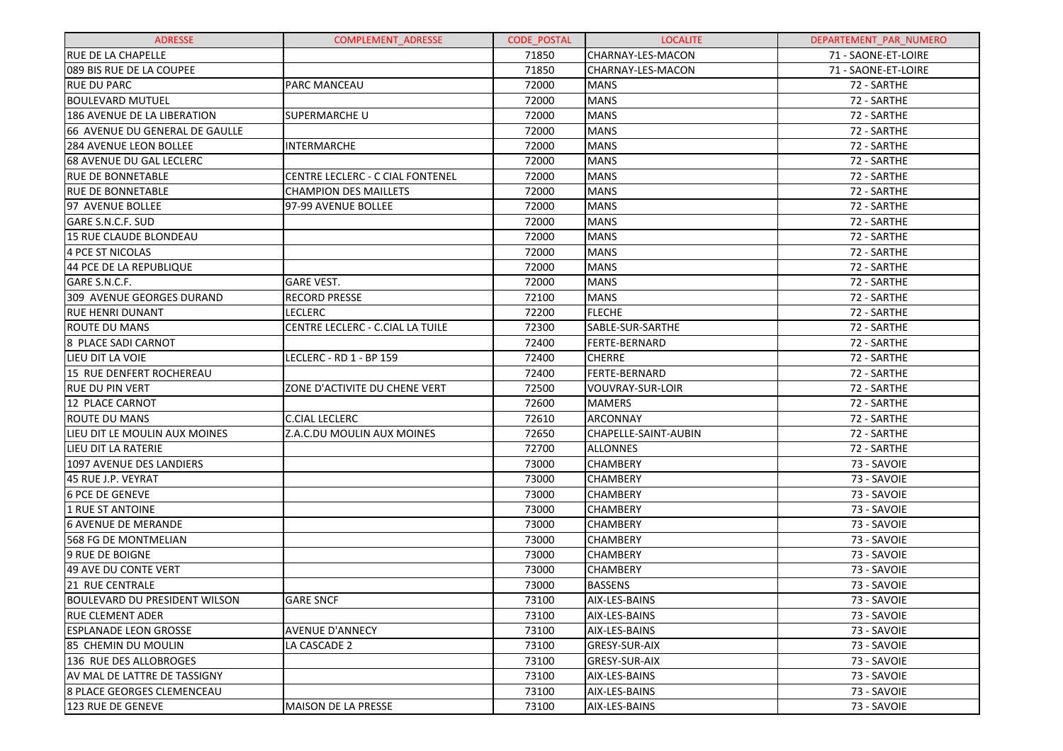| ADRESSE | COMPLEMENT_ADRESSE | CODE_POSTAL | LOCALITE | DEPARTEMENT_PAR_NUMERO |
|---|---|---|---|---|
| RUE DE LA CHAPELLE | | 71850 | CHARNAY-LES-MACON | 71 - SAONE-ET-LOIRE |
| 089 BIS RUE DE LA COUPEE | | 71850 | CHARNAY-LES-MACON | 71 - SAONE-ET-LOIRE |
| RUE DU PARC | PARC MANCEAU | 72000 | MANS | 72 - SARTHE |
| BOULEVARD MUTUEL | | 72000 | MANS | 72 - SARTHE |
| 186 AVENUE DE LA LIBERATION | SUPERMARCHE U | 72000 | MANS | 72 - SARTHE |
| 66 AVENUE DU GENERAL DE GAULLE | | 72000 | MANS | 72 - SARTHE |
| 284 AVENUE LEON BOLLEE | INTERMARCHE | 72000 | MANS | 72 - SARTHE |
| 68 AVENUE DU GAL LECLERC | | 72000 | MANS | 72 - SARTHE |
| RUE DE BONNETABLE | CENTRE LECLERC - C CIAL FONTENEL | 72000 | MANS | 72 - SARTHE |
| RUE DE BONNETABLE | CHAMPION DES MAILLETS | 72000 | MANS | 72 - SARTHE |
| 97 AVENUE BOLLEE | 97-99 AVENUE BOLLEE | 72000 | MANS | 72 - SARTHE |
| GARE S.N.C.F. SUD | | 72000 | MANS | 72 - SARTHE |
| 15 RUE CLAUDE BLONDEAU | | 72000 | MANS | 72 - SARTHE |
| 4 PCE ST NICOLAS | | 72000 | MANS | 72 - SARTHE |
| 44 PCE DE LA REPUBLIQUE | | 72000 | MANS | 72 - SARTHE |
| GARE S.N.C.F. | GARE VEST. | 72000 | MANS | 72 - SARTHE |
| 309 AVENUE GEORGES DURAND | RECORD PRESSE | 72100 | MANS | 72 - SARTHE |
| RUE HENRI DUNANT | LECLERC | 72200 | FLECHE | 72 - SARTHE |
| ROUTE DU MANS | CENTRE LECLERC - C.CIAL LA TUILE | 72300 | SABLE-SUR-SARTHE | 72 - SARTHE |
| 8 PLACE SADI CARNOT | | 72400 | FERTE-BERNARD | 72 - SARTHE |
| LIEU DIT LA VOIE | LECLERC - RD 1 - BP 159 | 72400 | CHERRE | 72 - SARTHE |
| 15 RUE DENFERT ROCHEREAU | | 72400 | FERTE-BERNARD | 72 - SARTHE |
| RUE DU PIN VERT | ZONE D'ACTIVITE DU CHENE VERT | 72500 | VOUVRAY-SUR-LOIR | 72 - SARTHE |
| 12 PLACE CARNOT | | 72600 | MAMERS | 72 - SARTHE |
| ROUTE DU MANS | C.CIAL LECLERC | 72610 | ARCONNAY | 72 - SARTHE |
| LIEU DIT LE MOULIN AUX MOINES | Z.A.C.DU MOULIN AUX MOINES | 72650 | CHAPELLE-SAINT-AUBIN | 72 - SARTHE |
| LIEU DIT LA RATERIE | | 72700 | ALLONNES | 72 - SARTHE |
| 1097 AVENUE DES LANDIERS | | 73000 | CHAMBERY | 73 - SAVOIE |
| 45 RUE J.P. VEYRAT | | 73000 | CHAMBERY | 73 - SAVOIE |
| 6 PCE DE GENEVE | | 73000 | CHAMBERY | 73 - SAVOIE |
| 1 RUE ST ANTOINE | | 73000 | CHAMBERY | 73 - SAVOIE |
| 6 AVENUE DE MERANDE | | 73000 | CHAMBERY | 73 - SAVOIE |
| 568 FG DE MONTMELIAN | | 73000 | CHAMBERY | 73 - SAVOIE |
| 9 RUE DE BOIGNE | | 73000 | CHAMBERY | 73 - SAVOIE |
| 49 AVE DU CONTE VERT | | 73000 | CHAMBERY | 73 - SAVOIE |
| 21 RUE CENTRALE | | 73000 | BASSENS | 73 - SAVOIE |
| BOULEVARD DU PRESIDENT WILSON | GARE SNCF | 73100 | AIX-LES-BAINS | 73 - SAVOIE |
| RUE CLEMENT ADER | | 73100 | AIX-LES-BAINS | 73 - SAVOIE |
| ESPLANADE LEON GROSSE | AVENUE D'ANNECY | 73100 | AIX-LES-BAINS | 73 - SAVOIE |
| 85 CHEMIN DU MOULIN | LA CASCADE 2 | 73100 | GRESY-SUR-AIX | 73 - SAVOIE |
| 136 RUE DES ALLOBROGES | | 73100 | GRESY-SUR-AIX | 73 - SAVOIE |
| AV MAL DE LATTRE DE TASSIGNY | | 73100 | AIX-LES-BAINS | 73 - SAVOIE |
| 8 PLACE GEORGES CLEMENCEAU | | 73100 | AIX-LES-BAINS | 73 - SAVOIE |
| 123 RUE DE GENEVE | MAISON DE LA PRESSE | 73100 | AIX-LES-BAINS | 73 - SAVOIE |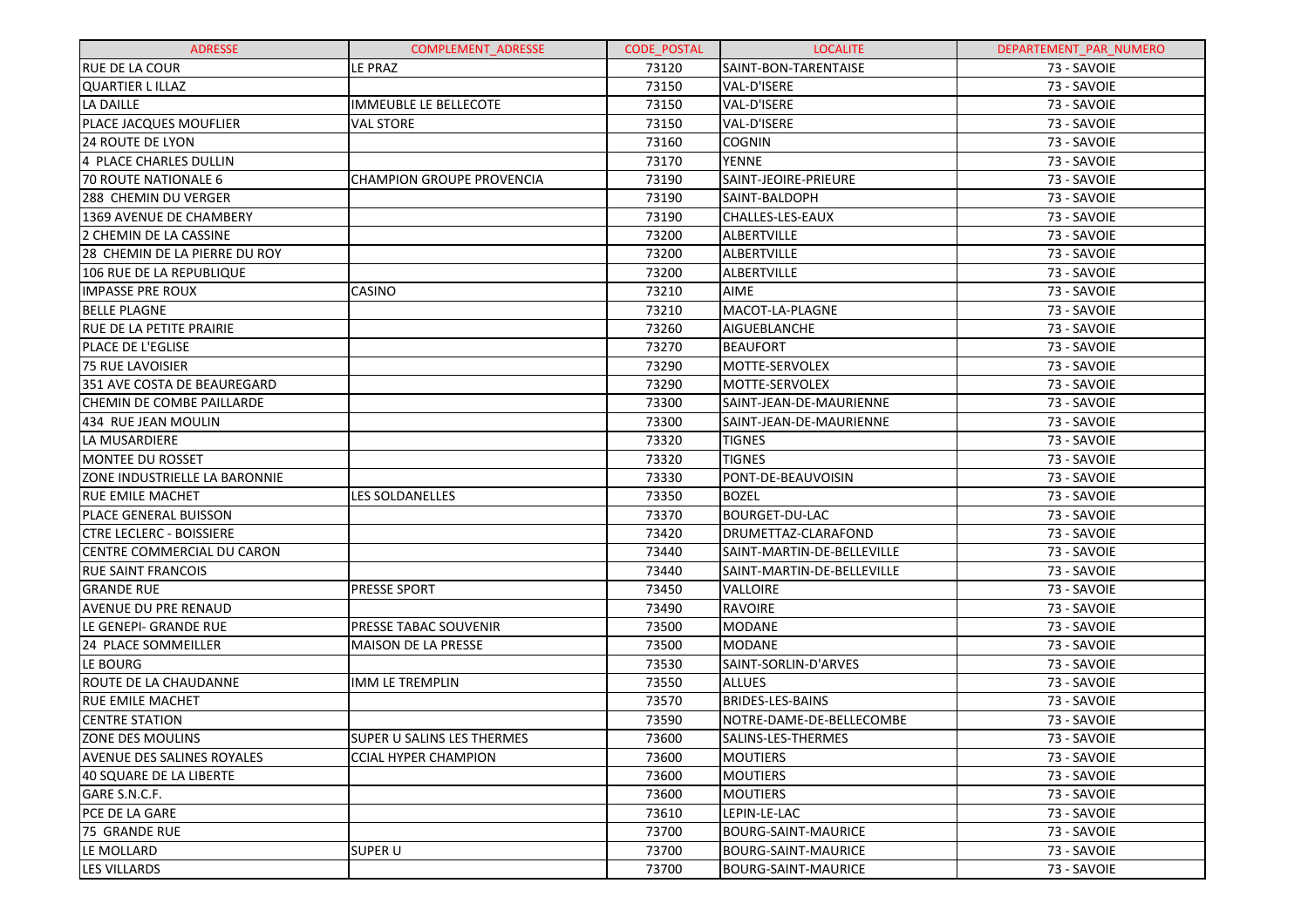| ADRESSE | COMPLEMENT_ADRESSE | CODE_POSTAL | LOCALITE | DEPARTEMENT_PAR_NUMERO |
|---|---|---|---|---|
| RUE DE LA COUR | LE PRAZ | 73120 | SAINT-BON-TARENTAISE | 73 - SAVOIE |
| QUARTIER L ILLAZ | | 73150 | VAL-D'ISERE | 73 - SAVOIE |
| LA DAILLE | IMMEUBLE LE BELLECOTE | 73150 | VAL-D'ISERE | 73 - SAVOIE |
| PLACE JACQUES MOUFLIER | VAL STORE | 73150 | VAL-D'ISERE | 73 - SAVOIE |
| 24 ROUTE DE LYON | | 73160 | COGNIN | 73 - SAVOIE |
| 4 PLACE CHARLES DULLIN | | 73170 | YENNE | 73 - SAVOIE |
| 70 ROUTE NATIONALE 6 | CHAMPION GROUPE PROVENCIA | 73190 | SAINT-JEOIRE-PRIEURE | 73 - SAVOIE |
| 288 CHEMIN DU VERGER | | 73190 | SAINT-BALDOPH | 73 - SAVOIE |
| 1369 AVENUE DE CHAMBERY | | 73190 | CHALLES-LES-EAUX | 73 - SAVOIE |
| 2 CHEMIN DE LA CASSINE | | 73200 | ALBERTVILLE | 73 - SAVOIE |
| 28 CHEMIN DE LA PIERRE DU ROY | | 73200 | ALBERTVILLE | 73 - SAVOIE |
| 106 RUE DE LA REPUBLIQUE | | 73200 | ALBERTVILLE | 73 - SAVOIE |
| IMPASSE PRE ROUX | CASINO | 73210 | AIME | 73 - SAVOIE |
| BELLE PLAGNE | | 73210 | MACOT-LA-PLAGNE | 73 - SAVOIE |
| RUE DE LA PETITE PRAIRIE | | 73260 | AIGUEBLANCHE | 73 - SAVOIE |
| PLACE DE L'EGLISE | | 73270 | BEAUFORT | 73 - SAVOIE |
| 75 RUE LAVOISIER | | 73290 | MOTTE-SERVOLEX | 73 - SAVOIE |
| 351 AVE COSTA DE BEAUREGARD | | 73290 | MOTTE-SERVOLEX | 73 - SAVOIE |
| CHEMIN DE COMBE PAILLARDE | | 73300 | SAINT-JEAN-DE-MAURIENNE | 73 - SAVOIE |
| 434 RUE JEAN MOULIN | | 73300 | SAINT-JEAN-DE-MAURIENNE | 73 - SAVOIE |
| LA MUSARDIERE | | 73320 | TIGNES | 73 - SAVOIE |
| MONTEE DU ROSSET | | 73320 | TIGNES | 73 - SAVOIE |
| ZONE INDUSTRIELLE LA BARONNIE | | 73330 | PONT-DE-BEAUVOISIN | 73 - SAVOIE |
| RUE EMILE MACHET | LES SOLDANELLES | 73350 | BOZEL | 73 - SAVOIE |
| PLACE GENERAL BUISSON | | 73370 | BOURGET-DU-LAC | 73 - SAVOIE |
| CTRE LECLERC - BOISSIERE | | 73420 | DRUMETTAZ-CLARAFOND | 73 - SAVOIE |
| CENTRE COMMERCIAL DU CARON | | 73440 | SAINT-MARTIN-DE-BELLEVILLE | 73 - SAVOIE |
| RUE SAINT FRANCOIS | | 73440 | SAINT-MARTIN-DE-BELLEVILLE | 73 - SAVOIE |
| GRANDE RUE | PRESSE SPORT | 73450 | VALLOIRE | 73 - SAVOIE |
| AVENUE DU PRE RENAUD | | 73490 | RAVOIRE | 73 - SAVOIE |
| LE GENEPI- GRANDE RUE | PRESSE TABAC SOUVENIR | 73500 | MODANE | 73 - SAVOIE |
| 24 PLACE SOMMEILLER | MAISON DE LA PRESSE | 73500 | MODANE | 73 - SAVOIE |
| LE BOURG | | 73530 | SAINT-SORLIN-D'ARVES | 73 - SAVOIE |
| ROUTE DE LA CHAUDANNE | IMM LE TREMPLIN | 73550 | ALLUES | 73 - SAVOIE |
| RUE EMILE MACHET | | 73570 | BRIDES-LES-BAINS | 73 - SAVOIE |
| CENTRE STATION | | 73590 | NOTRE-DAME-DE-BELLECOMBE | 73 - SAVOIE |
| ZONE DES MOULINS | SUPER U SALINS LES THERMES | 73600 | SALINS-LES-THERMES | 73 - SAVOIE |
| AVENUE DES SALINES ROYALES | CCIAL HYPER CHAMPION | 73600 | MOUTIERS | 73 - SAVOIE |
| 40 SQUARE DE LA LIBERTE | | 73600 | MOUTIERS | 73 - SAVOIE |
| GARE S.N.C.F. | | 73600 | MOUTIERS | 73 - SAVOIE |
| PCE DE LA GARE | | 73610 | LEPIN-LE-LAC | 73 - SAVOIE |
| 75 GRANDE RUE | | 73700 | BOURG-SAINT-MAURICE | 73 - SAVOIE |
| LE MOLLARD | SUPER U | 73700 | BOURG-SAINT-MAURICE | 73 - SAVOIE |
| LES VILLARDS | | 73700 | BOURG-SAINT-MAURICE | 73 - SAVOIE |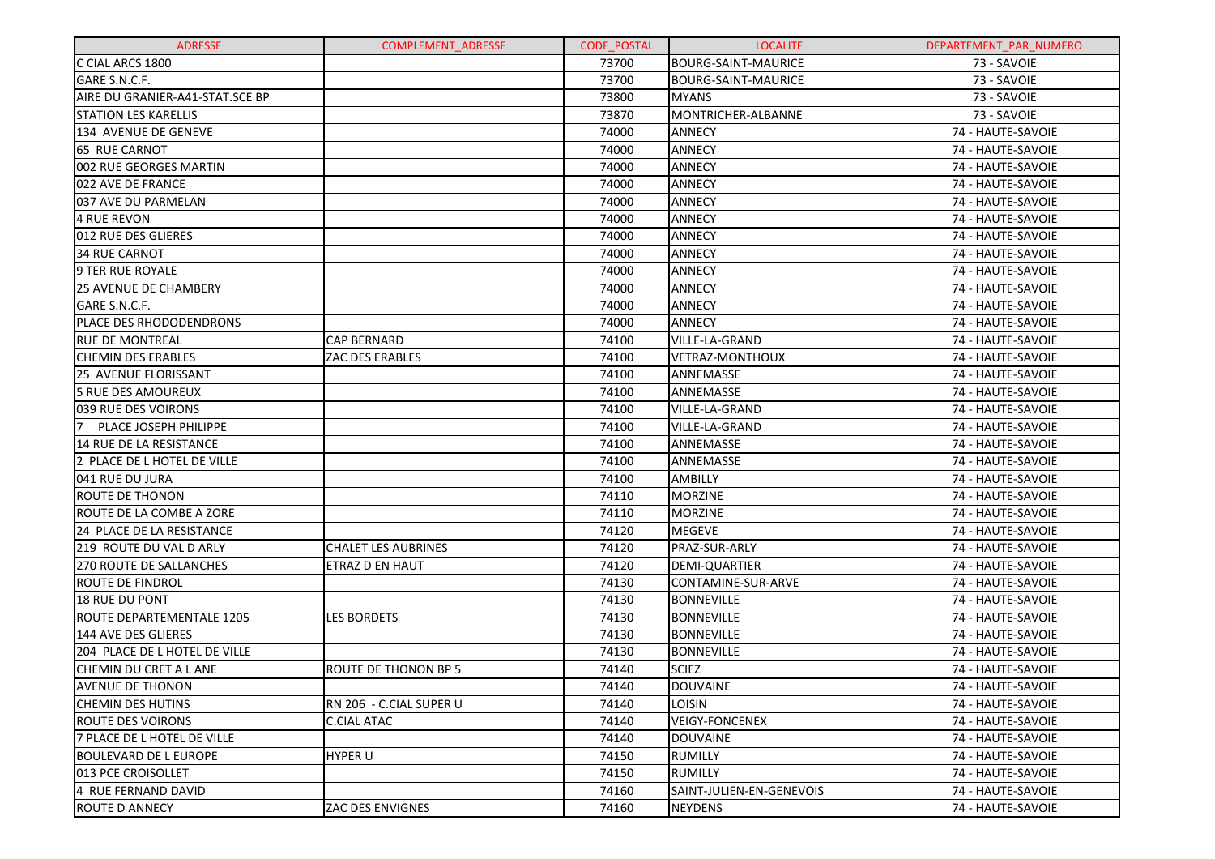| ADRESSE | COMPLEMENT_ADRESSE | CODE_POSTAL | LOCALITE | DEPARTEMENT_PAR_NUMERO |
|---|---|---|---|---|
| C CIAL ARCS 1800 | | 73700 | BOURG-SAINT-MAURICE | 73 - SAVOIE |
| GARE S.N.C.F. | | 73700 | BOURG-SAINT-MAURICE | 73 - SAVOIE |
| AIRE DU GRANIER-A41-STAT.SCE BP | | 73800 | MYANS | 73 - SAVOIE |
| STATION LES KARELLIS | | 73870 | MONTRICHER-ALBANNE | 73 - SAVOIE |
| 134 AVENUE DE GENEVE | | 74000 | ANNECY | 74 - HAUTE-SAVOIE |
| 65 RUE CARNOT | | 74000 | ANNECY | 74 - HAUTE-SAVOIE |
| 002 RUE GEORGES MARTIN | | 74000 | ANNECY | 74 - HAUTE-SAVOIE |
| 022 AVE DE FRANCE | | 74000 | ANNECY | 74 - HAUTE-SAVOIE |
| 037 AVE DU PARMELAN | | 74000 | ANNECY | 74 - HAUTE-SAVOIE |
| 4 RUE REVON | | 74000 | ANNECY | 74 - HAUTE-SAVOIE |
| 012 RUE DES GLIERES | | 74000 | ANNECY | 74 - HAUTE-SAVOIE |
| 34 RUE CARNOT | | 74000 | ANNECY | 74 - HAUTE-SAVOIE |
| 9 TER RUE ROYALE | | 74000 | ANNECY | 74 - HAUTE-SAVOIE |
| 25 AVENUE DE CHAMBERY | | 74000 | ANNECY | 74 - HAUTE-SAVOIE |
| GARE S.N.C.F. | | 74000 | ANNECY | 74 - HAUTE-SAVOIE |
| PLACE DES RHODODENDRONS | | 74000 | ANNECY | 74 - HAUTE-SAVOIE |
| RUE DE MONTREAL | CAP BERNARD | 74100 | VILLE-LA-GRAND | 74 - HAUTE-SAVOIE |
| CHEMIN DES ERABLES | ZAC DES ERABLES | 74100 | VETRAZ-MONTHOUX | 74 - HAUTE-SAVOIE |
| 25 AVENUE FLORISSANT | | 74100 | ANNEMASSE | 74 - HAUTE-SAVOIE |
| 5 RUE DES AMOUREUX | | 74100 | ANNEMASSE | 74 - HAUTE-SAVOIE |
| 039 RUE DES VOIRONS | | 74100 | VILLE-LA-GRAND | 74 - HAUTE-SAVOIE |
| 7 PLACE JOSEPH PHILIPPE | | 74100 | VILLE-LA-GRAND | 74 - HAUTE-SAVOIE |
| 14 RUE DE LA RESISTANCE | | 74100 | ANNEMASSE | 74 - HAUTE-SAVOIE |
| 2 PLACE DE L HOTEL DE VILLE | | 74100 | ANNEMASSE | 74 - HAUTE-SAVOIE |
| 041 RUE DU JURA | | 74100 | AMBILLY | 74 - HAUTE-SAVOIE |
| ROUTE DE THONON | | 74110 | MORZINE | 74 - HAUTE-SAVOIE |
| ROUTE DE LA COMBE A ZORE | | 74110 | MORZINE | 74 - HAUTE-SAVOIE |
| 24 PLACE DE LA RESISTANCE | | 74120 | MEGEVE | 74 - HAUTE-SAVOIE |
| 219 ROUTE DU VAL D ARLY | CHALET LES AUBRINES | 74120 | PRAZ-SUR-ARLY | 74 - HAUTE-SAVOIE |
| 270 ROUTE DE SALLANCHES | ETRAZ D EN HAUT | 74120 | DEMI-QUARTIER | 74 - HAUTE-SAVOIE |
| ROUTE DE FINDROL | | 74130 | CONTAMINE-SUR-ARVE | 74 - HAUTE-SAVOIE |
| 18 RUE DU PONT | | 74130 | BONNEVILLE | 74 - HAUTE-SAVOIE |
| ROUTE DEPARTEMENTALE 1205 | LES BORDETS | 74130 | BONNEVILLE | 74 - HAUTE-SAVOIE |
| 144 AVE DES GLIERES | | 74130 | BONNEVILLE | 74 - HAUTE-SAVOIE |
| 204 PLACE DE L HOTEL DE VILLE | | 74130 | BONNEVILLE | 74 - HAUTE-SAVOIE |
| CHEMIN DU CRET A L ANE | ROUTE DE THONON BP 5 | 74140 | SCIEZ | 74 - HAUTE-SAVOIE |
| AVENUE DE THONON | | 74140 | DOUVAINE | 74 - HAUTE-SAVOIE |
| CHEMIN DES HUTINS | RN 206 - C.CIAL SUPER U | 74140 | LOISIN | 74 - HAUTE-SAVOIE |
| ROUTE DES VOIRONS | C.CIAL ATAC | 74140 | VEIGY-FONCENEX | 74 - HAUTE-SAVOIE |
| 7 PLACE DE L HOTEL DE VILLE | | 74140 | DOUVAINE | 74 - HAUTE-SAVOIE |
| BOULEVARD DE L EUROPE | HYPER U | 74150 | RUMILLY | 74 - HAUTE-SAVOIE |
| 013 PCE CROISOLLET | | 74150 | RUMILLY | 74 - HAUTE-SAVOIE |
| 4 RUE FERNAND DAVID | | 74160 | SAINT-JULIEN-EN-GENEVOIS | 74 - HAUTE-SAVOIE |
| ROUTE D ANNECY | ZAC DES ENVIGNES | 74160 | NEYDENS | 74 - HAUTE-SAVOIE |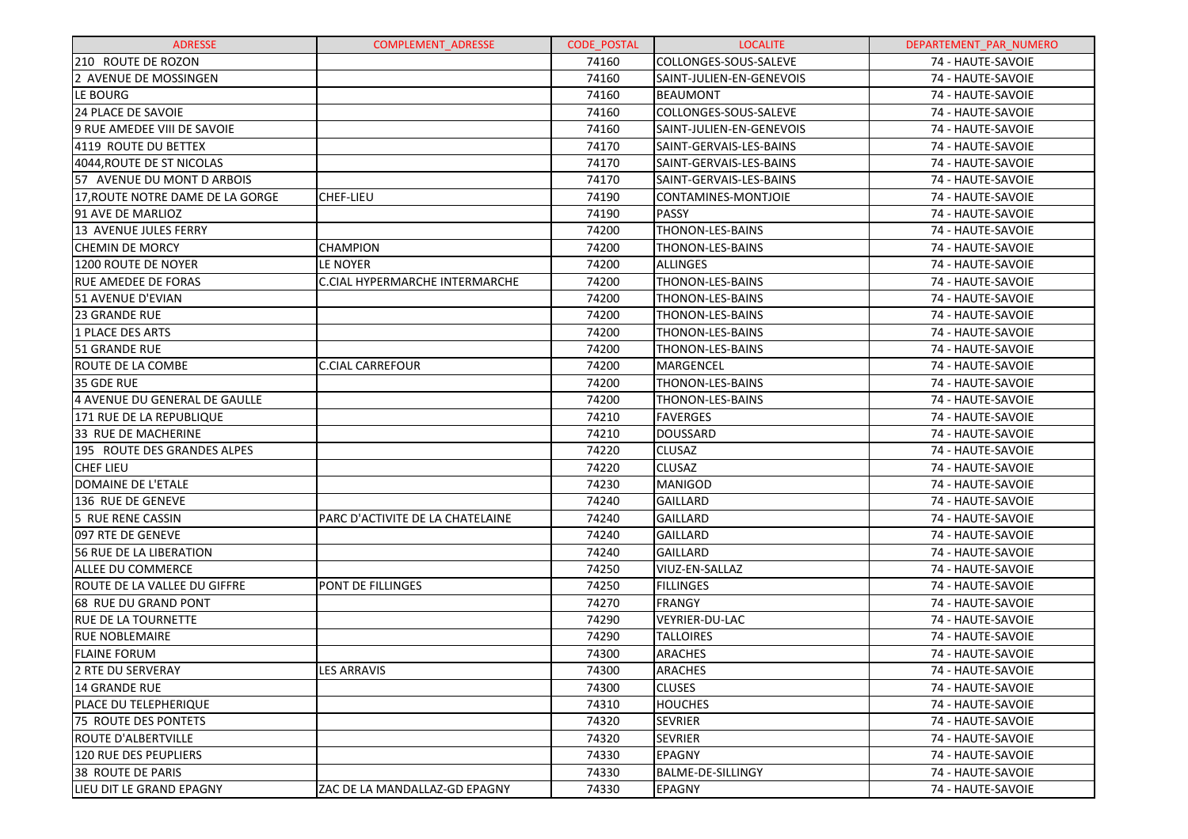| ADRESSE | COMPLEMENT_ADRESSE | CODE_POSTAL | LOCALITE | DEPARTEMENT_PAR_NUMERO |
|---|---|---|---|---|
| 210 ROUTE DE ROZON | | 74160 | COLLONGES-SOUS-SALEVE | 74 - HAUTE-SAVOIE |
| 2 AVENUE DE MOSSINGEN | | 74160 | SAINT-JULIEN-EN-GENEVOIS | 74 - HAUTE-SAVOIE |
| LE BOURG | | 74160 | BEAUMONT | 74 - HAUTE-SAVOIE |
| 24 PLACE DE SAVOIE | | 74160 | COLLONGES-SOUS-SALEVE | 74 - HAUTE-SAVOIE |
| 9 RUE AMEDEE VIII DE SAVOIE | | 74160 | SAINT-JULIEN-EN-GENEVOIS | 74 - HAUTE-SAVOIE |
| 4119 ROUTE DU BETTEX | | 74170 | SAINT-GERVAIS-LES-BAINS | 74 - HAUTE-SAVOIE |
| 4044,ROUTE DE ST NICOLAS | | 74170 | SAINT-GERVAIS-LES-BAINS | 74 - HAUTE-SAVOIE |
| 57 AVENUE DU MONT D ARBOIS | | 74170 | SAINT-GERVAIS-LES-BAINS | 74 - HAUTE-SAVOIE |
| 17,ROUTE NOTRE DAME DE LA GORGE | CHEF-LIEU | 74190 | CONTAMINES-MONTJOIE | 74 - HAUTE-SAVOIE |
| 91 AVE DE MARLIOZ | | 74190 | PASSY | 74 - HAUTE-SAVOIE |
| 13 AVENUE JULES FERRY | | 74200 | THONON-LES-BAINS | 74 - HAUTE-SAVOIE |
| CHEMIN DE MORCY | CHAMPION | 74200 | THONON-LES-BAINS | 74 - HAUTE-SAVOIE |
| 1200 ROUTE DE NOYER | LE NOYER | 74200 | ALLINGES | 74 - HAUTE-SAVOIE |
| RUE AMEDEE DE FORAS | C.CIAL HYPERMARCHE INTERMARCHE | 74200 | THONON-LES-BAINS | 74 - HAUTE-SAVOIE |
| 51 AVENUE D'EVIAN | | 74200 | THONON-LES-BAINS | 74 - HAUTE-SAVOIE |
| 23 GRANDE RUE | | 74200 | THONON-LES-BAINS | 74 - HAUTE-SAVOIE |
| 1 PLACE DES ARTS | | 74200 | THONON-LES-BAINS | 74 - HAUTE-SAVOIE |
| 51 GRANDE RUE | | 74200 | THONON-LES-BAINS | 74 - HAUTE-SAVOIE |
| ROUTE DE LA COMBE | C.CIAL CARREFOUR | 74200 | MARGENCEL | 74 - HAUTE-SAVOIE |
| 35 GDE RUE | | 74200 | THONON-LES-BAINS | 74 - HAUTE-SAVOIE |
| 4 AVENUE DU GENERAL DE GAULLE | | 74200 | THONON-LES-BAINS | 74 - HAUTE-SAVOIE |
| 171 RUE DE LA REPUBLIQUE | | 74210 | FAVERGES | 74 - HAUTE-SAVOIE |
| 33 RUE DE MACHERINE | | 74210 | DOUSSARD | 74 - HAUTE-SAVOIE |
| 195 ROUTE DES GRANDES ALPES | | 74220 | CLUSAZ | 74 - HAUTE-SAVOIE |
| CHEF LIEU | | 74220 | CLUSAZ | 74 - HAUTE-SAVOIE |
| DOMAINE DE L'ETALE | | 74230 | MANIGOD | 74 - HAUTE-SAVOIE |
| 136 RUE DE GENEVE | | 74240 | GAILLARD | 74 - HAUTE-SAVOIE |
| 5 RUE RENE CASSIN | PARC D'ACTIVITE DE LA CHATELAINE | 74240 | GAILLARD | 74 - HAUTE-SAVOIE |
| 097 RTE DE GENEVE | | 74240 | GAILLARD | 74 - HAUTE-SAVOIE |
| 56 RUE DE LA LIBERATION | | 74240 | GAILLARD | 74 - HAUTE-SAVOIE |
| ALLEE DU COMMERCE | | 74250 | VIUZ-EN-SALLAZ | 74 - HAUTE-SAVOIE |
| ROUTE DE LA VALLEE DU GIFFRE | PONT DE FILLINGES | 74250 | FILLINGES | 74 - HAUTE-SAVOIE |
| 68 RUE DU GRAND PONT | | 74270 | FRANGY | 74 - HAUTE-SAVOIE |
| RUE DE LA TOURNETTE | | 74290 | VEYRIER-DU-LAC | 74 - HAUTE-SAVOIE |
| RUE NOBLEMAIRE | | 74290 | TALLOIRES | 74 - HAUTE-SAVOIE |
| FLAINE FORUM | | 74300 | ARACHES | 74 - HAUTE-SAVOIE |
| 2 RTE DU SERVERAY | LES ARRAVIS | 74300 | ARACHES | 74 - HAUTE-SAVOIE |
| 14 GRANDE RUE | | 74300 | CLUSES | 74 - HAUTE-SAVOIE |
| PLACE DU TELEPHERIQUE | | 74310 | HOUCHES | 74 - HAUTE-SAVOIE |
| 75 ROUTE DES PONTETS | | 74320 | SEVRIER | 74 - HAUTE-SAVOIE |
| ROUTE D'ALBERTVILLE | | 74320 | SEVRIER | 74 - HAUTE-SAVOIE |
| 120 RUE DES PEUPLIERS | | 74330 | EPAGNY | 74 - HAUTE-SAVOIE |
| 38 ROUTE DE PARIS | | 74330 | BALME-DE-SILLINGY | 74 - HAUTE-SAVOIE |
| LIEU DIT LE GRAND EPAGNY | ZAC DE LA MANDALLAZ-GD EPAGNY | 74330 | EPAGNY | 74 - HAUTE-SAVOIE |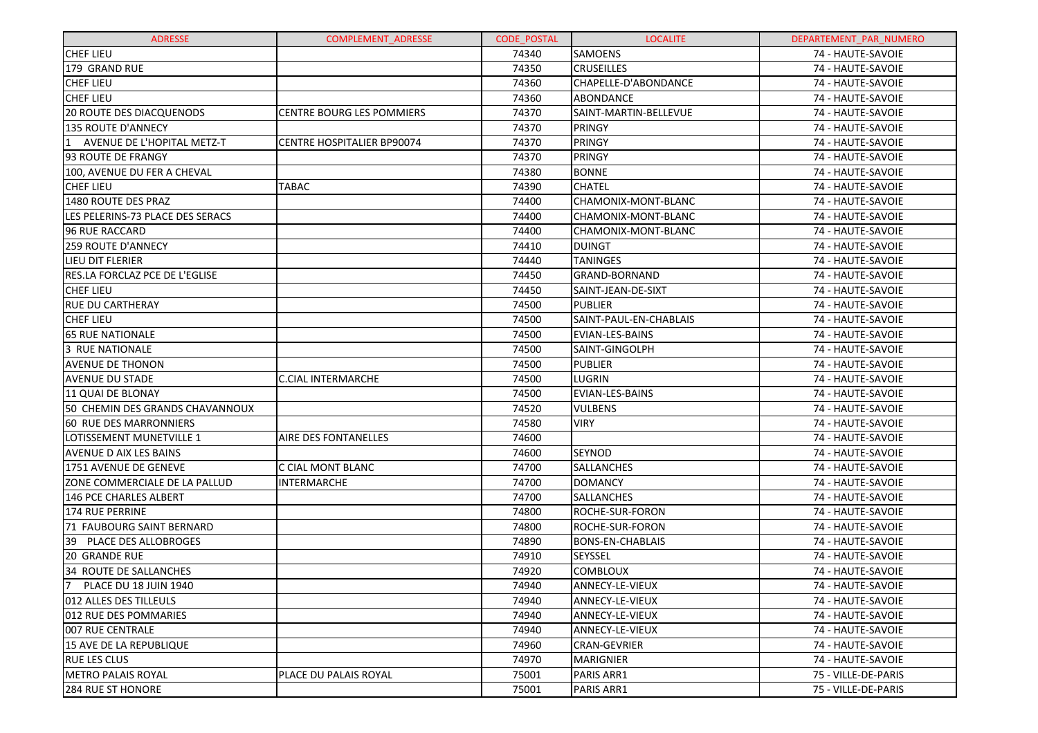| ADRESSE | COMPLEMENT_ADRESSE | CODE_POSTAL | LOCALITE | DEPARTEMENT_PAR_NUMERO |
|---|---|---|---|---|
| CHEF LIEU | | 74340 | SAMOENS | 74 - HAUTE-SAVOIE |
| 179 GRAND RUE | | 74350 | CRUSEILLES | 74 - HAUTE-SAVOIE |
| CHEF LIEU | | 74360 | CHAPELLE-D'ABONDANCE | 74 - HAUTE-SAVOIE |
| CHEF LIEU | | 74360 | ABONDANCE | 74 - HAUTE-SAVOIE |
| 20 ROUTE DES DIACQUENODS | CENTRE BOURG LES POMMIERS | 74370 | SAINT-MARTIN-BELLEVUE | 74 - HAUTE-SAVOIE |
| 135 ROUTE D'ANNECY | | 74370 | PRINGY | 74 - HAUTE-SAVOIE |
| 1 AVENUE DE L'HOPITAL METZ-T | CENTRE HOSPITALIER BP90074 | 74370 | PRINGY | 74 - HAUTE-SAVOIE |
| 93 ROUTE DE FRANGY | | 74370 | PRINGY | 74 - HAUTE-SAVOIE |
| 100, AVENUE DU FER A CHEVAL | | 74380 | BONNE | 74 - HAUTE-SAVOIE |
| CHEF LIEU | TABAC | 74390 | CHATEL | 74 - HAUTE-SAVOIE |
| 1480 ROUTE DES PRAZ | | 74400 | CHAMONIX-MONT-BLANC | 74 - HAUTE-SAVOIE |
| LES PELERINS-73 PLACE DES SERACS | | 74400 | CHAMONIX-MONT-BLANC | 74 - HAUTE-SAVOIE |
| 96 RUE RACCARD | | 74400 | CHAMONIX-MONT-BLANC | 74 - HAUTE-SAVOIE |
| 259 ROUTE D'ANNECY | | 74410 | DUINGT | 74 - HAUTE-SAVOIE |
| LIEU DIT FLERIER | | 74440 | TANINGES | 74 - HAUTE-SAVOIE |
| RES.LA FORCLAZ PCE DE L'EGLISE | | 74450 | GRAND-BORNAND | 74 - HAUTE-SAVOIE |
| CHEF LIEU | | 74450 | SAINT-JEAN-DE-SIXT | 74 - HAUTE-SAVOIE |
| RUE DU CARTHERAY | | 74500 | PUBLIER | 74 - HAUTE-SAVOIE |
| CHEF LIEU | | 74500 | SAINT-PAUL-EN-CHABLAIS | 74 - HAUTE-SAVOIE |
| 65 RUE NATIONALE | | 74500 | EVIAN-LES-BAINS | 74 - HAUTE-SAVOIE |
| 3 RUE NATIONALE | | 74500 | SAINT-GINGOLPH | 74 - HAUTE-SAVOIE |
| AVENUE DE THONON | | 74500 | PUBLIER | 74 - HAUTE-SAVOIE |
| AVENUE DU STADE | C.CIAL INTERMARCHE | 74500 | LUGRIN | 74 - HAUTE-SAVOIE |
| 11 QUAI DE BLONAY | | 74500 | EVIAN-LES-BAINS | 74 - HAUTE-SAVOIE |
| 50 CHEMIN DES GRANDS CHAVANNOUX | | 74520 | VULBENS | 74 - HAUTE-SAVOIE |
| 60 RUE DES MARRONNIERS | | 74580 | VIRY | 74 - HAUTE-SAVOIE |
| LOTISSEMENT MUNETVILLE 1 | AIRE DES FONTANELLES | 74600 | | 74 - HAUTE-SAVOIE |
| AVENUE D AIX LES BAINS | | 74600 | SEYNOD | 74 - HAUTE-SAVOIE |
| 1751 AVENUE DE GENEVE | C CIAL MONT BLANC | 74700 | SALLANCHES | 74 - HAUTE-SAVOIE |
| ZONE COMMERCIALE DE LA PALLUD | INTERMARCHE | 74700 | DOMANCY | 74 - HAUTE-SAVOIE |
| 146 PCE CHARLES ALBERT | | 74700 | SALLANCHES | 74 - HAUTE-SAVOIE |
| 174 RUE PERRINE | | 74800 | ROCHE-SUR-FORON | 74 - HAUTE-SAVOIE |
| 71 FAUBOURG SAINT BERNARD | | 74800 | ROCHE-SUR-FORON | 74 - HAUTE-SAVOIE |
| 39 PLACE DES ALLOBROGES | | 74890 | BONS-EN-CHABLAIS | 74 - HAUTE-SAVOIE |
| 20 GRANDE RUE | | 74910 | SEYSSEL | 74 - HAUTE-SAVOIE |
| 34 ROUTE DE SALLANCHES | | 74920 | COMBLOUX | 74 - HAUTE-SAVOIE |
| 7 PLACE DU 18 JUIN 1940 | | 74940 | ANNECY-LE-VIEUX | 74 - HAUTE-SAVOIE |
| 012 ALLES DES TILLEULS | | 74940 | ANNECY-LE-VIEUX | 74 - HAUTE-SAVOIE |
| 012 RUE DES POMMARIES | | 74940 | ANNECY-LE-VIEUX | 74 - HAUTE-SAVOIE |
| 007 RUE CENTRALE | | 74940 | ANNECY-LE-VIEUX | 74 - HAUTE-SAVOIE |
| 15 AVE DE LA REPUBLIQUE | | 74960 | CRAN-GEVRIER | 74 - HAUTE-SAVOIE |
| RUE LES CLUS | | 74970 | MARIGNIER | 74 - HAUTE-SAVOIE |
| METRO PALAIS ROYAL | PLACE DU PALAIS ROYAL | 75001 | PARIS ARR1 | 75 - VILLE-DE-PARIS |
| 284 RUE ST HONORE | | 75001 | PARIS ARR1 | 75 - VILLE-DE-PARIS |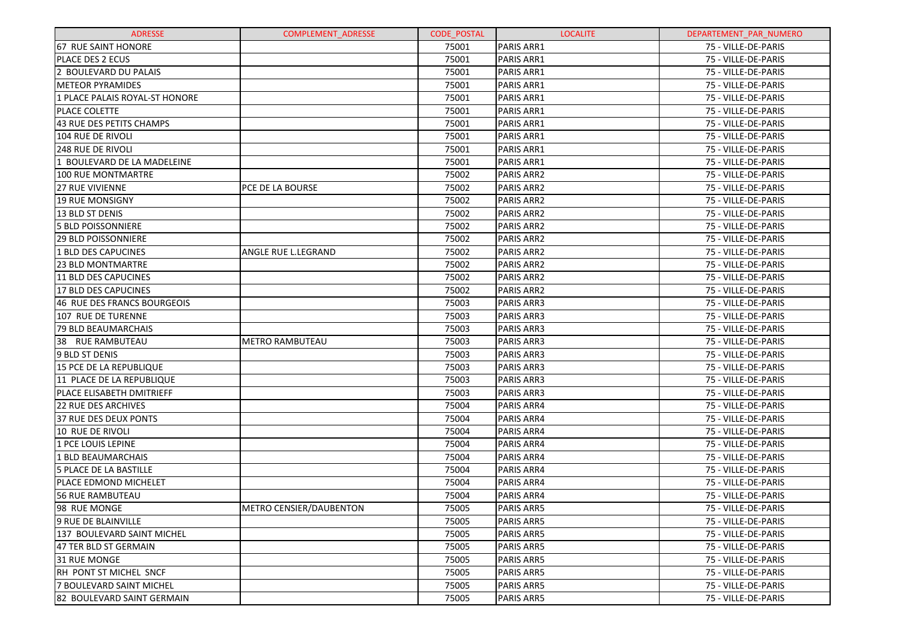| ADRESSE | COMPLEMENT_ADRESSE | CODE_POSTAL | LOCALITE | DEPARTEMENT_PAR_NUMERO |
|---|---|---|---|---|
| 67 RUE SAINT HONORE | | 75001 | PARIS ARR1 | 75 - VILLE-DE-PARIS |
| PLACE DES 2 ECUS | | 75001 | PARIS ARR1 | 75 - VILLE-DE-PARIS |
| 2 BOULEVARD DU PALAIS | | 75001 | PARIS ARR1 | 75 - VILLE-DE-PARIS |
| METEOR PYRAMIDES | | 75001 | PARIS ARR1 | 75 - VILLE-DE-PARIS |
| 1 PLACE PALAIS ROYAL-ST HONORE | | 75001 | PARIS ARR1 | 75 - VILLE-DE-PARIS |
| PLACE COLETTE | | 75001 | PARIS ARR1 | 75 - VILLE-DE-PARIS |
| 43 RUE DES PETITS CHAMPS | | 75001 | PARIS ARR1 | 75 - VILLE-DE-PARIS |
| 104 RUE DE RIVOLI | | 75001 | PARIS ARR1 | 75 - VILLE-DE-PARIS |
| 248 RUE DE RIVOLI | | 75001 | PARIS ARR1 | 75 - VILLE-DE-PARIS |
| 1 BOULEVARD DE LA MADELEINE | | 75001 | PARIS ARR1 | 75 - VILLE-DE-PARIS |
| 100 RUE MONTMARTRE | | 75002 | PARIS ARR2 | 75 - VILLE-DE-PARIS |
| 27 RUE VIVIENNE | PCE DE LA BOURSE | 75002 | PARIS ARR2 | 75 - VILLE-DE-PARIS |
| 19 RUE MONSIGNY | | 75002 | PARIS ARR2 | 75 - VILLE-DE-PARIS |
| 13 BLD ST DENIS | | 75002 | PARIS ARR2 | 75 - VILLE-DE-PARIS |
| 5 BLD POISSONNIERE | | 75002 | PARIS ARR2 | 75 - VILLE-DE-PARIS |
| 29 BLD POISSONNIERE | | 75002 | PARIS ARR2 | 75 - VILLE-DE-PARIS |
| 1 BLD DES CAPUCINES | ANGLE RUE L.LEGRAND | 75002 | PARIS ARR2 | 75 - VILLE-DE-PARIS |
| 23 BLD MONTMARTRE | | 75002 | PARIS ARR2 | 75 - VILLE-DE-PARIS |
| 11 BLD DES CAPUCINES | | 75002 | PARIS ARR2 | 75 - VILLE-DE-PARIS |
| 17 BLD DES CAPUCINES | | 75002 | PARIS ARR2 | 75 - VILLE-DE-PARIS |
| 46 RUE DES FRANCS BOURGEOIS | | 75003 | PARIS ARR3 | 75 - VILLE-DE-PARIS |
| 107 RUE DE TURENNE | | 75003 | PARIS ARR3 | 75 - VILLE-DE-PARIS |
| 79 BLD BEAUMARCHAIS | | 75003 | PARIS ARR3 | 75 - VILLE-DE-PARIS |
| 38 RUE RAMBUTEAU | METRO RAMBUTEAU | 75003 | PARIS ARR3 | 75 - VILLE-DE-PARIS |
| 9 BLD ST DENIS | | 75003 | PARIS ARR3 | 75 - VILLE-DE-PARIS |
| 15 PCE DE LA REPUBLIQUE | | 75003 | PARIS ARR3 | 75 - VILLE-DE-PARIS |
| 11 PLACE DE LA REPUBLIQUE | | 75003 | PARIS ARR3 | 75 - VILLE-DE-PARIS |
| PLACE ELISABETH DMITRIEFF | | 75003 | PARIS ARR3 | 75 - VILLE-DE-PARIS |
| 22 RUE DES ARCHIVES | | 75004 | PARIS ARR4 | 75 - VILLE-DE-PARIS |
| 37 RUE DES DEUX PONTS | | 75004 | PARIS ARR4 | 75 - VILLE-DE-PARIS |
| 10 RUE DE RIVOLI | | 75004 | PARIS ARR4 | 75 - VILLE-DE-PARIS |
| 1 PCE LOUIS LEPINE | | 75004 | PARIS ARR4 | 75 - VILLE-DE-PARIS |
| 1 BLD BEAUMARCHAIS | | 75004 | PARIS ARR4 | 75 - VILLE-DE-PARIS |
| 5 PLACE DE LA BASTILLE | | 75004 | PARIS ARR4 | 75 - VILLE-DE-PARIS |
| PLACE EDMOND MICHELET | | 75004 | PARIS ARR4 | 75 - VILLE-DE-PARIS |
| 56 RUE RAMBUTEAU | | 75004 | PARIS ARR4 | 75 - VILLE-DE-PARIS |
| 98 RUE MONGE | METRO CENSIER/DAUBENTON | 75005 | PARIS ARR5 | 75 - VILLE-DE-PARIS |
| 9 RUE DE BLAINVILLE | | 75005 | PARIS ARR5 | 75 - VILLE-DE-PARIS |
| 137 BOULEVARD SAINT MICHEL | | 75005 | PARIS ARR5 | 75 - VILLE-DE-PARIS |
| 47 TER BLD ST GERMAIN | | 75005 | PARIS ARR5 | 75 - VILLE-DE-PARIS |
| 31 RUE MONGE | | 75005 | PARIS ARR5 | 75 - VILLE-DE-PARIS |
| RH PONT ST MICHEL SNCF | | 75005 | PARIS ARR5 | 75 - VILLE-DE-PARIS |
| 7 BOULEVARD SAINT MICHEL | | 75005 | PARIS ARR5 | 75 - VILLE-DE-PARIS |
| 82 BOULEVARD SAINT GERMAIN | | 75005 | PARIS ARR5 | 75 - VILLE-DE-PARIS |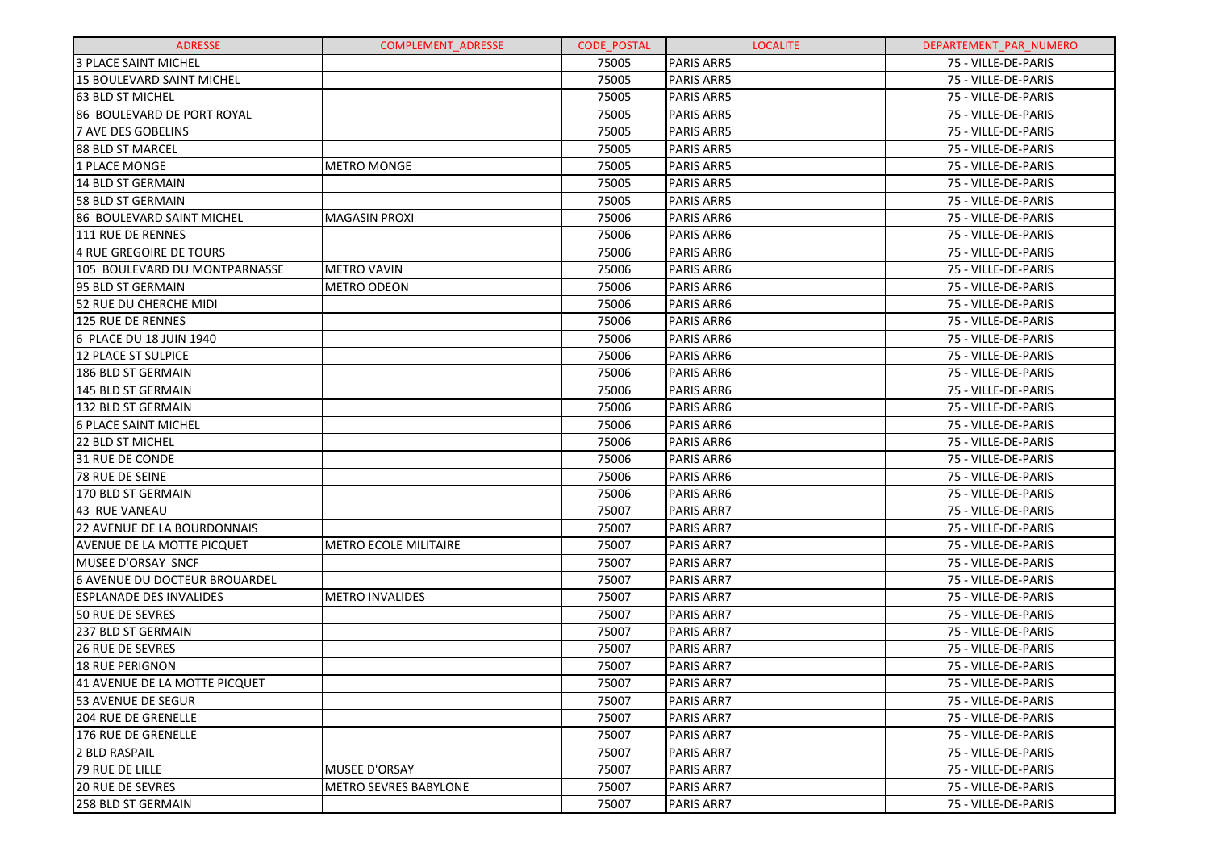| ADRESSE | COMPLEMENT_ADRESSE | CODE_POSTAL | LOCALITE | DEPARTEMENT_PAR_NUMERO |
|---|---|---|---|---|
| 3 PLACE SAINT MICHEL | | 75005 | PARIS ARR5 | 75 - VILLE-DE-PARIS |
| 15 BOULEVARD SAINT MICHEL | | 75005 | PARIS ARR5 | 75 - VILLE-DE-PARIS |
| 63 BLD ST MICHEL | | 75005 | PARIS ARR5 | 75 - VILLE-DE-PARIS |
| 86 BOULEVARD DE PORT ROYAL | | 75005 | PARIS ARR5 | 75 - VILLE-DE-PARIS |
| 7 AVE DES GOBELINS | | 75005 | PARIS ARR5 | 75 - VILLE-DE-PARIS |
| 88 BLD ST MARCEL | | 75005 | PARIS ARR5 | 75 - VILLE-DE-PARIS |
| 1 PLACE MONGE | METRO MONGE | 75005 | PARIS ARR5 | 75 - VILLE-DE-PARIS |
| 14 BLD ST GERMAIN | | 75005 | PARIS ARR5 | 75 - VILLE-DE-PARIS |
| 58 BLD ST GERMAIN | | 75005 | PARIS ARR5 | 75 - VILLE-DE-PARIS |
| 86 BOULEVARD SAINT MICHEL | MAGASIN PROXI | 75006 | PARIS ARR6 | 75 - VILLE-DE-PARIS |
| 111 RUE DE RENNES | | 75006 | PARIS ARR6 | 75 - VILLE-DE-PARIS |
| 4 RUE GREGOIRE DE TOURS | | 75006 | PARIS ARR6 | 75 - VILLE-DE-PARIS |
| 105 BOULEVARD DU MONTPARNASSE | METRO VAVIN | 75006 | PARIS ARR6 | 75 - VILLE-DE-PARIS |
| 95 BLD ST GERMAIN | METRO ODEON | 75006 | PARIS ARR6 | 75 - VILLE-DE-PARIS |
| 52 RUE DU CHERCHE MIDI | | 75006 | PARIS ARR6 | 75 - VILLE-DE-PARIS |
| 125 RUE DE RENNES | | 75006 | PARIS ARR6 | 75 - VILLE-DE-PARIS |
| 6 PLACE DU 18 JUIN 1940 | | 75006 | PARIS ARR6 | 75 - VILLE-DE-PARIS |
| 12 PLACE ST SULPICE | | 75006 | PARIS ARR6 | 75 - VILLE-DE-PARIS |
| 186 BLD ST GERMAIN | | 75006 | PARIS ARR6 | 75 - VILLE-DE-PARIS |
| 145 BLD ST GERMAIN | | 75006 | PARIS ARR6 | 75 - VILLE-DE-PARIS |
| 132 BLD ST GERMAIN | | 75006 | PARIS ARR6 | 75 - VILLE-DE-PARIS |
| 6 PLACE SAINT MICHEL | | 75006 | PARIS ARR6 | 75 - VILLE-DE-PARIS |
| 22 BLD ST MICHEL | | 75006 | PARIS ARR6 | 75 - VILLE-DE-PARIS |
| 31 RUE DE CONDE | | 75006 | PARIS ARR6 | 75 - VILLE-DE-PARIS |
| 78 RUE DE SEINE | | 75006 | PARIS ARR6 | 75 - VILLE-DE-PARIS |
| 170 BLD ST GERMAIN | | 75006 | PARIS ARR6 | 75 - VILLE-DE-PARIS |
| 43 RUE VANEAU | | 75007 | PARIS ARR7 | 75 - VILLE-DE-PARIS |
| 22 AVENUE DE LA BOURDONNAIS | | 75007 | PARIS ARR7 | 75 - VILLE-DE-PARIS |
| AVENUE DE LA MOTTE PICQUET | METRO ECOLE MILITAIRE | 75007 | PARIS ARR7 | 75 - VILLE-DE-PARIS |
| MUSEE D'ORSAY SNCF | | 75007 | PARIS ARR7 | 75 - VILLE-DE-PARIS |
| 6 AVENUE DU DOCTEUR BROUARDEL | | 75007 | PARIS ARR7 | 75 - VILLE-DE-PARIS |
| ESPLANADE DES INVALIDES | METRO INVALIDES | 75007 | PARIS ARR7 | 75 - VILLE-DE-PARIS |
| 50 RUE DE SEVRES | | 75007 | PARIS ARR7 | 75 - VILLE-DE-PARIS |
| 237 BLD ST GERMAIN | | 75007 | PARIS ARR7 | 75 - VILLE-DE-PARIS |
| 26 RUE DE SEVRES | | 75007 | PARIS ARR7 | 75 - VILLE-DE-PARIS |
| 18 RUE PERIGNON | | 75007 | PARIS ARR7 | 75 - VILLE-DE-PARIS |
| 41 AVENUE DE LA MOTTE PICQUET | | 75007 | PARIS ARR7 | 75 - VILLE-DE-PARIS |
| 53 AVENUE DE SEGUR | | 75007 | PARIS ARR7 | 75 - VILLE-DE-PARIS |
| 204 RUE DE GRENELLE | | 75007 | PARIS ARR7 | 75 - VILLE-DE-PARIS |
| 176 RUE DE GRENELLE | | 75007 | PARIS ARR7 | 75 - VILLE-DE-PARIS |
| 2 BLD RASPAIL | | 75007 | PARIS ARR7 | 75 - VILLE-DE-PARIS |
| 79 RUE DE LILLE | MUSEE D'ORSAY | 75007 | PARIS ARR7 | 75 - VILLE-DE-PARIS |
| 20 RUE DE SEVRES | METRO SEVRES BABYLONE | 75007 | PARIS ARR7 | 75 - VILLE-DE-PARIS |
| 258 BLD ST GERMAIN | | 75007 | PARIS ARR7 | 75 - VILLE-DE-PARIS |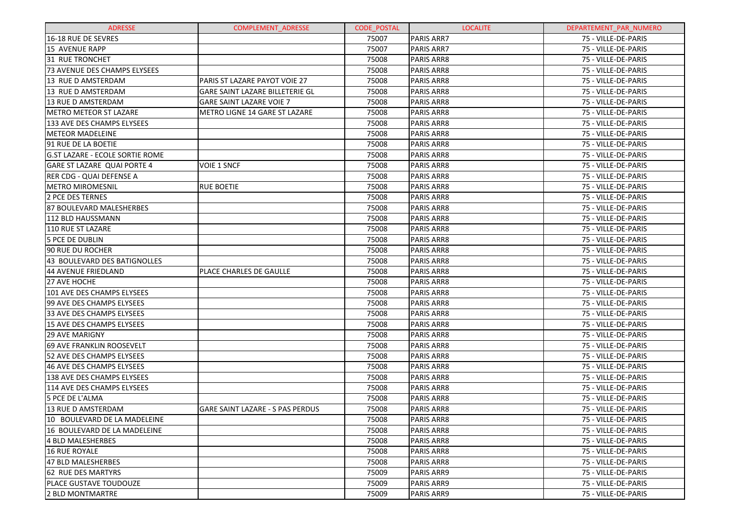| ADRESSE | COMPLEMENT_ADRESSE | CODE_POSTAL | LOCALITE | DEPARTEMENT_PAR_NUMERO |
|---|---|---|---|---|
| 16-18 RUE DE SEVRES | | 75007 | PARIS ARR7 | 75 - VILLE-DE-PARIS |
| 15 AVENUE RAPP | | 75007 | PARIS ARR7 | 75 - VILLE-DE-PARIS |
| 31 RUE TRONCHET | | 75008 | PARIS ARR8 | 75 - VILLE-DE-PARIS |
| 73 AVENUE DES CHAMPS ELYSEES | | 75008 | PARIS ARR8 | 75 - VILLE-DE-PARIS |
| 13 RUE D AMSTERDAM | PARIS ST LAZARE PAYOT VOIE 27 | 75008 | PARIS ARR8 | 75 - VILLE-DE-PARIS |
| 13 RUE D AMSTERDAM | GARE SAINT LAZARE BILLETERIE GL | 75008 | PARIS ARR8 | 75 - VILLE-DE-PARIS |
| 13 RUE D AMSTERDAM | GARE SAINT LAZARE VOIE 7 | 75008 | PARIS ARR8 | 75 - VILLE-DE-PARIS |
| METRO METEOR ST LAZARE | METRO LIGNE 14 GARE ST LAZARE | 75008 | PARIS ARR8 | 75 - VILLE-DE-PARIS |
| 133 AVE DES CHAMPS ELYSEES | | 75008 | PARIS ARR8 | 75 - VILLE-DE-PARIS |
| METEOR MADELEINE | | 75008 | PARIS ARR8 | 75 - VILLE-DE-PARIS |
| 91 RUE DE LA BOETIE | | 75008 | PARIS ARR8 | 75 - VILLE-DE-PARIS |
| G.ST LAZARE - ECOLE SORTIE ROME | | 75008 | PARIS ARR8 | 75 - VILLE-DE-PARIS |
| GARE ST LAZARE QUAI PORTE 4 | VOIE 1 SNCF | 75008 | PARIS ARR8 | 75 - VILLE-DE-PARIS |
| RER CDG - QUAI DEFENSE A | | 75008 | PARIS ARR8 | 75 - VILLE-DE-PARIS |
| METRO MIROMESNIL | RUE BOETIE | 75008 | PARIS ARR8 | 75 - VILLE-DE-PARIS |
| 2 PCE DES TERNES | | 75008 | PARIS ARR8 | 75 - VILLE-DE-PARIS |
| 87 BOULEVARD MALESHERBES | | 75008 | PARIS ARR8 | 75 - VILLE-DE-PARIS |
| 112 BLD HAUSSMANN | | 75008 | PARIS ARR8 | 75 - VILLE-DE-PARIS |
| 110 RUE ST LAZARE | | 75008 | PARIS ARR8 | 75 - VILLE-DE-PARIS |
| 5 PCE DE DUBLIN | | 75008 | PARIS ARR8 | 75 - VILLE-DE-PARIS |
| 90 RUE DU ROCHER | | 75008 | PARIS ARR8 | 75 - VILLE-DE-PARIS |
| 43 BOULEVARD DES BATIGNOLLES | | 75008 | PARIS ARR8 | 75 - VILLE-DE-PARIS |
| 44 AVENUE FRIEDLAND | PLACE CHARLES DE GAULLE | 75008 | PARIS ARR8 | 75 - VILLE-DE-PARIS |
| 27 AVE HOCHE | | 75008 | PARIS ARR8 | 75 - VILLE-DE-PARIS |
| 101 AVE DES CHAMPS ELYSEES | | 75008 | PARIS ARR8 | 75 - VILLE-DE-PARIS |
| 99 AVE DES CHAMPS ELYSEES | | 75008 | PARIS ARR8 | 75 - VILLE-DE-PARIS |
| 33 AVE DES CHAMPS ELYSEES | | 75008 | PARIS ARR8 | 75 - VILLE-DE-PARIS |
| 15 AVE DES CHAMPS ELYSEES | | 75008 | PARIS ARR8 | 75 - VILLE-DE-PARIS |
| 29 AVE MARIGNY | | 75008 | PARIS ARR8 | 75 - VILLE-DE-PARIS |
| 69 AVE FRANKLIN ROOSEVELT | | 75008 | PARIS ARR8 | 75 - VILLE-DE-PARIS |
| 52 AVE DES CHAMPS ELYSEES | | 75008 | PARIS ARR8 | 75 - VILLE-DE-PARIS |
| 46 AVE DES CHAMPS ELYSEES | | 75008 | PARIS ARR8 | 75 - VILLE-DE-PARIS |
| 138 AVE DES CHAMPS ELYSEES | | 75008 | PARIS ARR8 | 75 - VILLE-DE-PARIS |
| 114 AVE DES CHAMPS ELYSEES | | 75008 | PARIS ARR8 | 75 - VILLE-DE-PARIS |
| 5 PCE DE L'ALMA | | 75008 | PARIS ARR8 | 75 - VILLE-DE-PARIS |
| 13 RUE D AMSTERDAM | GARE SAINT LAZARE - S PAS PERDUS | 75008 | PARIS ARR8 | 75 - VILLE-DE-PARIS |
| 10 BOULEVARD DE LA MADELEINE | | 75008 | PARIS ARR8 | 75 - VILLE-DE-PARIS |
| 16 BOULEVARD DE LA MADELEINE | | 75008 | PARIS ARR8 | 75 - VILLE-DE-PARIS |
| 4 BLD MALESHERBES | | 75008 | PARIS ARR8 | 75 - VILLE-DE-PARIS |
| 16 RUE ROYALE | | 75008 | PARIS ARR8 | 75 - VILLE-DE-PARIS |
| 47 BLD MALESHERBES | | 75008 | PARIS ARR8 | 75 - VILLE-DE-PARIS |
| 62 RUE DES MARTYRS | | 75009 | PARIS ARR9 | 75 - VILLE-DE-PARIS |
| PLACE GUSTAVE TOUDOUZE | | 75009 | PARIS ARR9 | 75 - VILLE-DE-PARIS |
| 2 BLD MONTMARTRE | | 75009 | PARIS ARR9 | 75 - VILLE-DE-PARIS |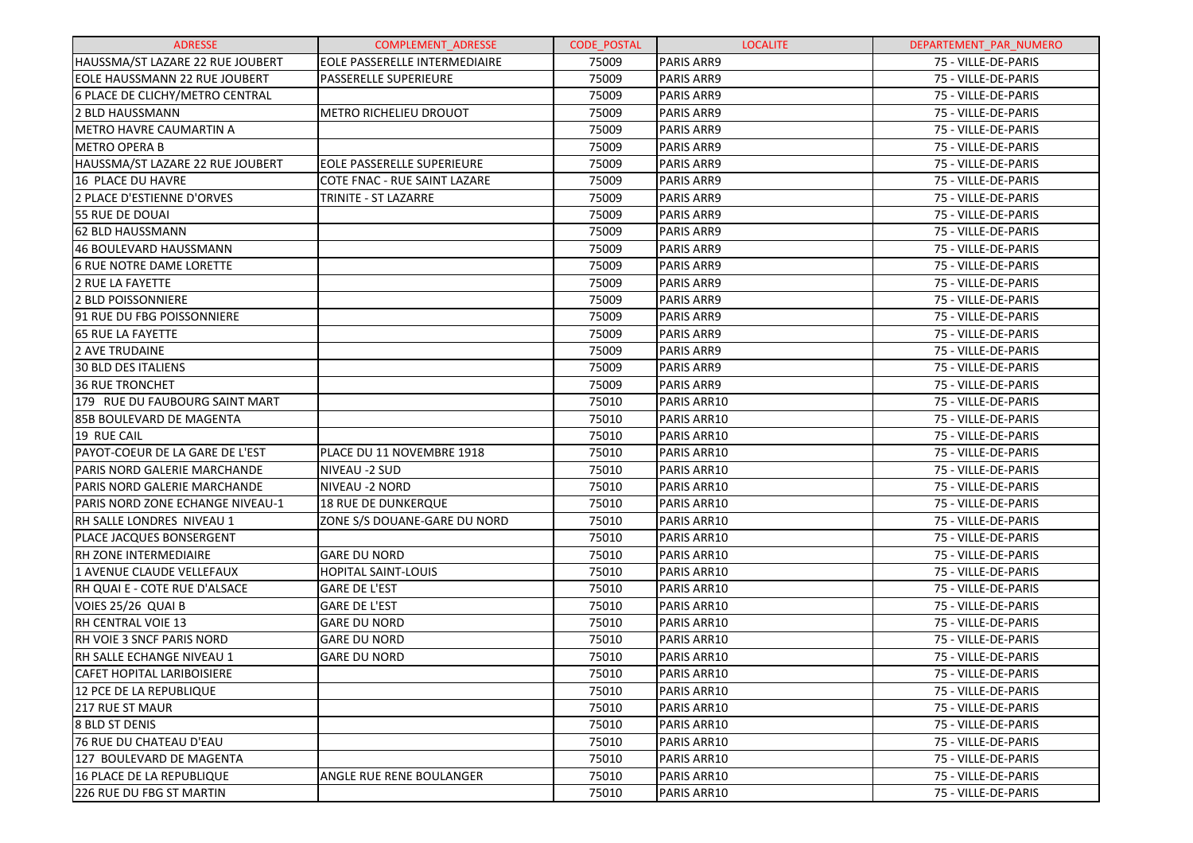| ADRESSE | COMPLEMENT_ADRESSE | CODE_POSTAL | LOCALITE | DEPARTEMENT_PAR_NUMERO |
|---|---|---|---|---|
| HAUSSMA/ST LAZARE 22 RUE JOUBERT | EOLE PASSERELLE INTERMEDIAIRE | 75009 | PARIS ARR9 | 75 - VILLE-DE-PARIS |
| EOLE HAUSSMANN 22 RUE JOUBERT | PASSERELLE SUPERIEURE | 75009 | PARIS ARR9 | 75 - VILLE-DE-PARIS |
| 6 PLACE DE CLICHY/METRO CENTRAL | | 75009 | PARIS ARR9 | 75 - VILLE-DE-PARIS |
| 2 BLD HAUSSMANN | METRO RICHELIEU DROUOT | 75009 | PARIS ARR9 | 75 - VILLE-DE-PARIS |
| METRO HAVRE CAUMARTIN A | | 75009 | PARIS ARR9 | 75 - VILLE-DE-PARIS |
| METRO OPERA B | | 75009 | PARIS ARR9 | 75 - VILLE-DE-PARIS |
| HAUSSMA/ST LAZARE 22 RUE JOUBERT | EOLE PASSERELLE SUPERIEURE | 75009 | PARIS ARR9 | 75 - VILLE-DE-PARIS |
| 16 PLACE DU HAVRE | COTE FNAC - RUE SAINT LAZARE | 75009 | PARIS ARR9 | 75 - VILLE-DE-PARIS |
| 2 PLACE D'ESTIENNE D'ORVES | TRINITE - ST LAZARRE | 75009 | PARIS ARR9 | 75 - VILLE-DE-PARIS |
| 55 RUE DE DOUAI | | 75009 | PARIS ARR9 | 75 - VILLE-DE-PARIS |
| 62 BLD HAUSSMANN | | 75009 | PARIS ARR9 | 75 - VILLE-DE-PARIS |
| 46 BOULEVARD HAUSSMANN | | 75009 | PARIS ARR9 | 75 - VILLE-DE-PARIS |
| 6 RUE NOTRE DAME LORETTE | | 75009 | PARIS ARR9 | 75 - VILLE-DE-PARIS |
| 2 RUE LA FAYETTE | | 75009 | PARIS ARR9 | 75 - VILLE-DE-PARIS |
| 2 BLD POISSONNIERE | | 75009 | PARIS ARR9 | 75 - VILLE-DE-PARIS |
| 91 RUE DU FBG POISSONNIERE | | 75009 | PARIS ARR9 | 75 - VILLE-DE-PARIS |
| 65 RUE LA FAYETTE | | 75009 | PARIS ARR9 | 75 - VILLE-DE-PARIS |
| 2 AVE TRUDAINE | | 75009 | PARIS ARR9 | 75 - VILLE-DE-PARIS |
| 30 BLD DES ITALIENS | | 75009 | PARIS ARR9 | 75 - VILLE-DE-PARIS |
| 36 RUE TRONCHET | | 75009 | PARIS ARR9 | 75 - VILLE-DE-PARIS |
| 179 RUE DU FAUBOURG SAINT MART | | 75010 | PARIS ARR10 | 75 - VILLE-DE-PARIS |
| 85B BOULEVARD DE MAGENTA | | 75010 | PARIS ARR10 | 75 - VILLE-DE-PARIS |
| 19 RUE CAIL | | 75010 | PARIS ARR10 | 75 - VILLE-DE-PARIS |
| PAYOT-COEUR DE LA GARE DE L'EST | PLACE DU 11 NOVEMBRE 1918 | 75010 | PARIS ARR10 | 75 - VILLE-DE-PARIS |
| PARIS NORD GALERIE MARCHANDE | NIVEAU -2 SUD | 75010 | PARIS ARR10 | 75 - VILLE-DE-PARIS |
| PARIS NORD GALERIE MARCHANDE | NIVEAU -2 NORD | 75010 | PARIS ARR10 | 75 - VILLE-DE-PARIS |
| PARIS NORD ZONE ECHANGE NIVEAU-1 | 18 RUE DE DUNKERQUE | 75010 | PARIS ARR10 | 75 - VILLE-DE-PARIS |
| RH SALLE LONDRES NIVEAU 1 | ZONE S/S DOUANE-GARE DU NORD | 75010 | PARIS ARR10 | 75 - VILLE-DE-PARIS |
| PLACE JACQUES BONSERGENT | | 75010 | PARIS ARR10 | 75 - VILLE-DE-PARIS |
| RH ZONE INTERMEDIAIRE | GARE DU NORD | 75010 | PARIS ARR10 | 75 - VILLE-DE-PARIS |
| 1 AVENUE CLAUDE VELLEFAUX | HOPITAL SAINT-LOUIS | 75010 | PARIS ARR10 | 75 - VILLE-DE-PARIS |
| RH QUAI E - COTE RUE D'ALSACE | GARE DE L'EST | 75010 | PARIS ARR10 | 75 - VILLE-DE-PARIS |
| VOIES 25/26 QUAI B | GARE DE L'EST | 75010 | PARIS ARR10 | 75 - VILLE-DE-PARIS |
| RH CENTRAL VOIE 13 | GARE DU NORD | 75010 | PARIS ARR10 | 75 - VILLE-DE-PARIS |
| RH VOIE 3 SNCF PARIS NORD | GARE DU NORD | 75010 | PARIS ARR10 | 75 - VILLE-DE-PARIS |
| RH SALLE ECHANGE NIVEAU 1 | GARE DU NORD | 75010 | PARIS ARR10 | 75 - VILLE-DE-PARIS |
| CAFET HOPITAL LARIBOISIERE | | 75010 | PARIS ARR10 | 75 - VILLE-DE-PARIS |
| 12 PCE DE LA REPUBLIQUE | | 75010 | PARIS ARR10 | 75 - VILLE-DE-PARIS |
| 217 RUE ST MAUR | | 75010 | PARIS ARR10 | 75 - VILLE-DE-PARIS |
| 8 BLD ST DENIS | | 75010 | PARIS ARR10 | 75 - VILLE-DE-PARIS |
| 76 RUE DU CHATEAU D'EAU | | 75010 | PARIS ARR10 | 75 - VILLE-DE-PARIS |
| 127 BOULEVARD DE MAGENTA | | 75010 | PARIS ARR10 | 75 - VILLE-DE-PARIS |
| 16 PLACE DE LA REPUBLIQUE | ANGLE RUE RENE BOULANGER | 75010 | PARIS ARR10 | 75 - VILLE-DE-PARIS |
| 226 RUE DU FBG ST MARTIN | | 75010 | PARIS ARR10 | 75 - VILLE-DE-PARIS |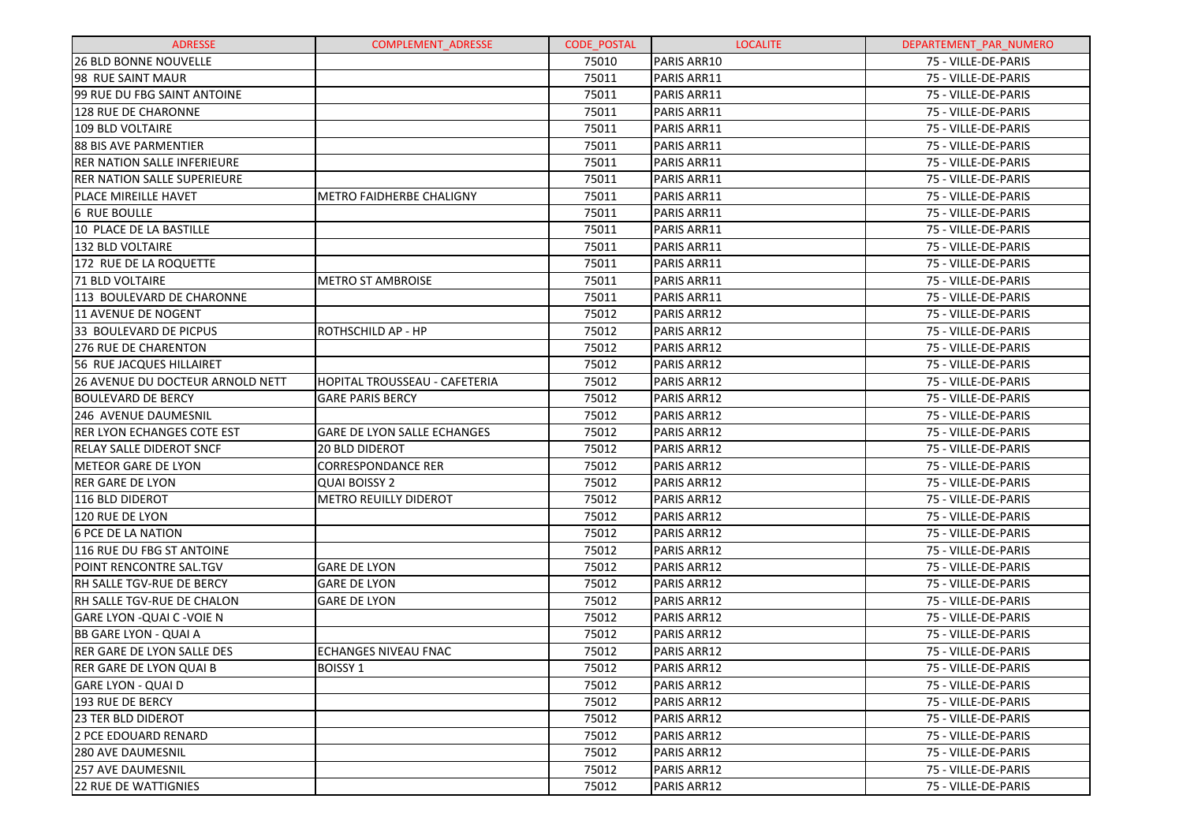| ADRESSE | COMPLEMENT_ADRESSE | CODE_POSTAL | LOCALITE | DEPARTEMENT_PAR_NUMERO |
|---|---|---|---|---|
| 26 BLD BONNE NOUVELLE | | 75010 | PARIS ARR10 | 75 - VILLE-DE-PARIS |
| 98 RUE SAINT MAUR | | 75011 | PARIS ARR11 | 75 - VILLE-DE-PARIS |
| 99 RUE DU FBG SAINT ANTOINE | | 75011 | PARIS ARR11 | 75 - VILLE-DE-PARIS |
| 128 RUE DE CHARONNE | | 75011 | PARIS ARR11 | 75 - VILLE-DE-PARIS |
| 109 BLD VOLTAIRE | | 75011 | PARIS ARR11 | 75 - VILLE-DE-PARIS |
| 88 BIS AVE PARMENTIER | | 75011 | PARIS ARR11 | 75 - VILLE-DE-PARIS |
| RER NATION SALLE INFERIEURE | | 75011 | PARIS ARR11 | 75 - VILLE-DE-PARIS |
| RER NATION SALLE SUPERIEURE | | 75011 | PARIS ARR11 | 75 - VILLE-DE-PARIS |
| PLACE MIREILLE HAVET | METRO FAIDHERBE CHALIGNY | 75011 | PARIS ARR11 | 75 - VILLE-DE-PARIS |
| 6 RUE BOULLE | | 75011 | PARIS ARR11 | 75 - VILLE-DE-PARIS |
| 10 PLACE DE LA BASTILLE | | 75011 | PARIS ARR11 | 75 - VILLE-DE-PARIS |
| 132 BLD VOLTAIRE | | 75011 | PARIS ARR11 | 75 - VILLE-DE-PARIS |
| 172 RUE DE LA ROQUETTE | | 75011 | PARIS ARR11 | 75 - VILLE-DE-PARIS |
| 71 BLD VOLTAIRE | METRO ST AMBROISE | 75011 | PARIS ARR11 | 75 - VILLE-DE-PARIS |
| 113 BOULEVARD DE CHARONNE | | 75011 | PARIS ARR11 | 75 - VILLE-DE-PARIS |
| 11 AVENUE DE NOGENT | | 75012 | PARIS ARR12 | 75 - VILLE-DE-PARIS |
| 33 BOULEVARD DE PICPUS | ROTHSCHILD AP - HP | 75012 | PARIS ARR12 | 75 - VILLE-DE-PARIS |
| 276 RUE DE CHARENTON | | 75012 | PARIS ARR12 | 75 - VILLE-DE-PARIS |
| 56 RUE JACQUES HILLAIRET | | 75012 | PARIS ARR12 | 75 - VILLE-DE-PARIS |
| 26 AVENUE DU DOCTEUR ARNOLD NETT | HOPITAL TROUSSEAU - CAFETERIA | 75012 | PARIS ARR12 | 75 - VILLE-DE-PARIS |
| BOULEVARD DE BERCY | GARE PARIS BERCY | 75012 | PARIS ARR12 | 75 - VILLE-DE-PARIS |
| 246 AVENUE DAUMESNIL | | 75012 | PARIS ARR12 | 75 - VILLE-DE-PARIS |
| RER LYON ECHANGES COTE EST | GARE DE LYON SALLE ECHANGES | 75012 | PARIS ARR12 | 75 - VILLE-DE-PARIS |
| RELAY SALLE DIDEROT SNCF | 20 BLD DIDEROT | 75012 | PARIS ARR12 | 75 - VILLE-DE-PARIS |
| METEOR GARE DE LYON | CORRESPONDANCE RER | 75012 | PARIS ARR12 | 75 - VILLE-DE-PARIS |
| RER GARE DE LYON | QUAI BOISSY 2 | 75012 | PARIS ARR12 | 75 - VILLE-DE-PARIS |
| 116 BLD DIDEROT | METRO REUILLY DIDEROT | 75012 | PARIS ARR12 | 75 - VILLE-DE-PARIS |
| 120 RUE DE LYON | | 75012 | PARIS ARR12 | 75 - VILLE-DE-PARIS |
| 6 PCE DE LA NATION | | 75012 | PARIS ARR12 | 75 - VILLE-DE-PARIS |
| 116 RUE DU FBG ST ANTOINE | | 75012 | PARIS ARR12 | 75 - VILLE-DE-PARIS |
| POINT RENCONTRE SAL.TGV | GARE DE LYON | 75012 | PARIS ARR12 | 75 - VILLE-DE-PARIS |
| RH SALLE TGV-RUE DE BERCY | GARE DE LYON | 75012 | PARIS ARR12 | 75 - VILLE-DE-PARIS |
| RH SALLE TGV-RUE DE CHALON | GARE DE LYON | 75012 | PARIS ARR12 | 75 - VILLE-DE-PARIS |
| GARE LYON -QUAI C -VOIE N | | 75012 | PARIS ARR12 | 75 - VILLE-DE-PARIS |
| BB GARE LYON - QUAI A | | 75012 | PARIS ARR12 | 75 - VILLE-DE-PARIS |
| RER GARE DE LYON SALLE DES | ECHANGES NIVEAU FNAC | 75012 | PARIS ARR12 | 75 - VILLE-DE-PARIS |
| RER GARE DE LYON QUAI B | BOISSY 1 | 75012 | PARIS ARR12 | 75 - VILLE-DE-PARIS |
| GARE LYON - QUAI D | | 75012 | PARIS ARR12 | 75 - VILLE-DE-PARIS |
| 193 RUE DE BERCY | | 75012 | PARIS ARR12 | 75 - VILLE-DE-PARIS |
| 23 TER BLD DIDEROT | | 75012 | PARIS ARR12 | 75 - VILLE-DE-PARIS |
| 2 PCE EDOUARD RENARD | | 75012 | PARIS ARR12 | 75 - VILLE-DE-PARIS |
| 280 AVE DAUMESNIL | | 75012 | PARIS ARR12 | 75 - VILLE-DE-PARIS |
| 257 AVE DAUMESNIL | | 75012 | PARIS ARR12 | 75 - VILLE-DE-PARIS |
| 22 RUE DE WATTIGNIES | | 75012 | PARIS ARR12 | 75 - VILLE-DE-PARIS |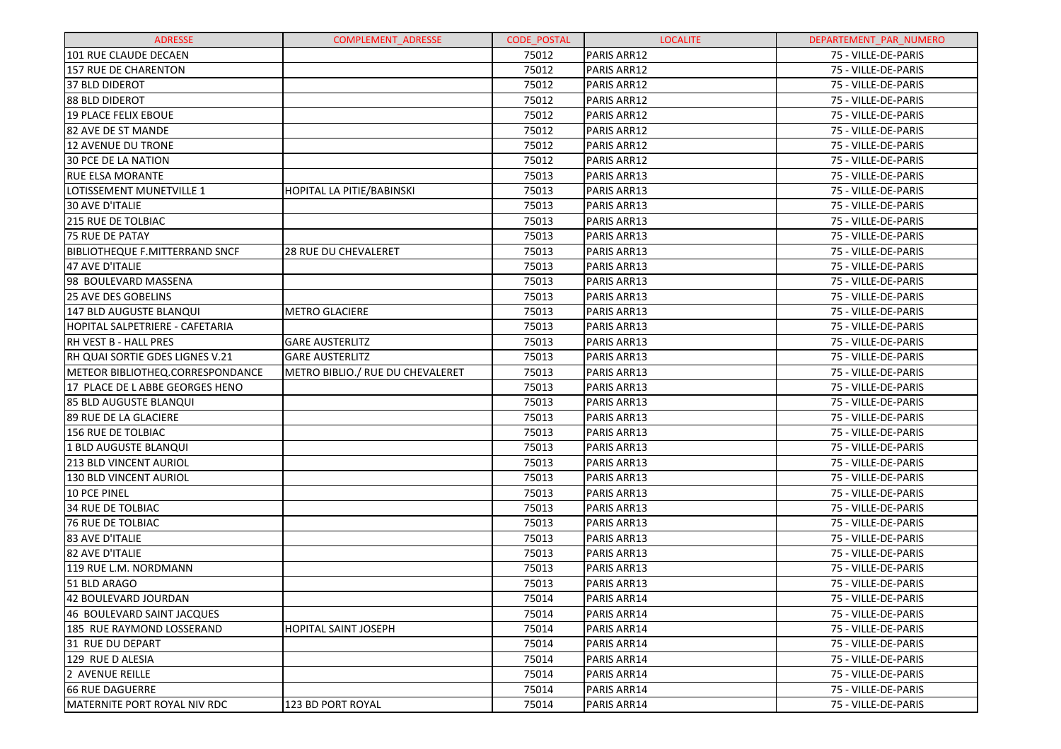| ADRESSE | COMPLEMENT_ADRESSE | CODE_POSTAL | LOCALITE | DEPARTEMENT_PAR_NUMERO |
|---|---|---|---|---|
| 101 RUE CLAUDE DECAEN | | 75012 | PARIS ARR12 | 75 - VILLE-DE-PARIS |
| 157 RUE DE CHARENTON | | 75012 | PARIS ARR12 | 75 - VILLE-DE-PARIS |
| 37 BLD DIDEROT | | 75012 | PARIS ARR12 | 75 - VILLE-DE-PARIS |
| 88 BLD DIDEROT | | 75012 | PARIS ARR12 | 75 - VILLE-DE-PARIS |
| 19 PLACE FELIX EBOUE | | 75012 | PARIS ARR12 | 75 - VILLE-DE-PARIS |
| 82 AVE DE ST MANDE | | 75012 | PARIS ARR12 | 75 - VILLE-DE-PARIS |
| 12 AVENUE DU TRONE | | 75012 | PARIS ARR12 | 75 - VILLE-DE-PARIS |
| 30 PCE DE LA NATION | | 75012 | PARIS ARR12 | 75 - VILLE-DE-PARIS |
| RUE ELSA MORANTE | | 75013 | PARIS ARR13 | 75 - VILLE-DE-PARIS |
| LOTISSEMENT MUNETVILLE 1 | HOPITAL LA PITIE/BABINSKI | 75013 | PARIS ARR13 | 75 - VILLE-DE-PARIS |
| 30 AVE D'ITALIE | | 75013 | PARIS ARR13 | 75 - VILLE-DE-PARIS |
| 215 RUE DE TOLBIAC | | 75013 | PARIS ARR13 | 75 - VILLE-DE-PARIS |
| 75 RUE DE PATAY | | 75013 | PARIS ARR13 | 75 - VILLE-DE-PARIS |
| BIBLIOTHEQUE F.MITTERRAND SNCF | 28 RUE DU CHEVALERET | 75013 | PARIS ARR13 | 75 - VILLE-DE-PARIS |
| 47 AVE D'ITALIE | | 75013 | PARIS ARR13 | 75 - VILLE-DE-PARIS |
| 98 BOULEVARD MASSENA | | 75013 | PARIS ARR13 | 75 - VILLE-DE-PARIS |
| 25 AVE DES GOBELINS | | 75013 | PARIS ARR13 | 75 - VILLE-DE-PARIS |
| 147 BLD AUGUSTE BLANQUI | METRO GLACIERE | 75013 | PARIS ARR13 | 75 - VILLE-DE-PARIS |
| HOPITAL SALPETRIERE - CAFETARIA | | 75013 | PARIS ARR13 | 75 - VILLE-DE-PARIS |
| RH VEST B - HALL PRES | GARE AUSTERLITZ | 75013 | PARIS ARR13 | 75 - VILLE-DE-PARIS |
| RH QUAI SORTIE GDES LIGNES V.21 | GARE AUSTERLITZ | 75013 | PARIS ARR13 | 75 - VILLE-DE-PARIS |
| METEOR BIBLIOTHEQ.CORRESPONDANCE | METRO BIBLIO./ RUE DU CHEVALERET | 75013 | PARIS ARR13 | 75 - VILLE-DE-PARIS |
| 17 PLACE DE L ABBE GEORGES HENO | | 75013 | PARIS ARR13 | 75 - VILLE-DE-PARIS |
| 85 BLD AUGUSTE BLANQUI | | 75013 | PARIS ARR13 | 75 - VILLE-DE-PARIS |
| 89 RUE DE LA GLACIERE | | 75013 | PARIS ARR13 | 75 - VILLE-DE-PARIS |
| 156 RUE DE TOLBIAC | | 75013 | PARIS ARR13 | 75 - VILLE-DE-PARIS |
| 1 BLD AUGUSTE BLANQUI | | 75013 | PARIS ARR13 | 75 - VILLE-DE-PARIS |
| 213 BLD VINCENT AURIOL | | 75013 | PARIS ARR13 | 75 - VILLE-DE-PARIS |
| 130 BLD VINCENT AURIOL | | 75013 | PARIS ARR13 | 75 - VILLE-DE-PARIS |
| 10 PCE PINEL | | 75013 | PARIS ARR13 | 75 - VILLE-DE-PARIS |
| 34 RUE DE TOLBIAC | | 75013 | PARIS ARR13 | 75 - VILLE-DE-PARIS |
| 76 RUE DE TOLBIAC | | 75013 | PARIS ARR13 | 75 - VILLE-DE-PARIS |
| 83 AVE D'ITALIE | | 75013 | PARIS ARR13 | 75 - VILLE-DE-PARIS |
| 82 AVE D'ITALIE | | 75013 | PARIS ARR13 | 75 - VILLE-DE-PARIS |
| 119 RUE L.M. NORDMANN | | 75013 | PARIS ARR13 | 75 - VILLE-DE-PARIS |
| 51 BLD ARAGO | | 75013 | PARIS ARR13 | 75 - VILLE-DE-PARIS |
| 42 BOULEVARD JOURDAN | | 75014 | PARIS ARR14 | 75 - VILLE-DE-PARIS |
| 46 BOULEVARD SAINT JACQUES | | 75014 | PARIS ARR14 | 75 - VILLE-DE-PARIS |
| 185 RUE RAYMOND LOSSERAND | HOPITAL SAINT JOSEPH | 75014 | PARIS ARR14 | 75 - VILLE-DE-PARIS |
| 31 RUE DU DEPART | | 75014 | PARIS ARR14 | 75 - VILLE-DE-PARIS |
| 129 RUE D ALESIA | | 75014 | PARIS ARR14 | 75 - VILLE-DE-PARIS |
| 2 AVENUE REILLE | | 75014 | PARIS ARR14 | 75 - VILLE-DE-PARIS |
| 66 RUE DAGUERRE | | 75014 | PARIS ARR14 | 75 - VILLE-DE-PARIS |
| MATERNITE PORT ROYAL NIV RDC | 123 BD PORT ROYAL | 75014 | PARIS ARR14 | 75 - VILLE-DE-PARIS |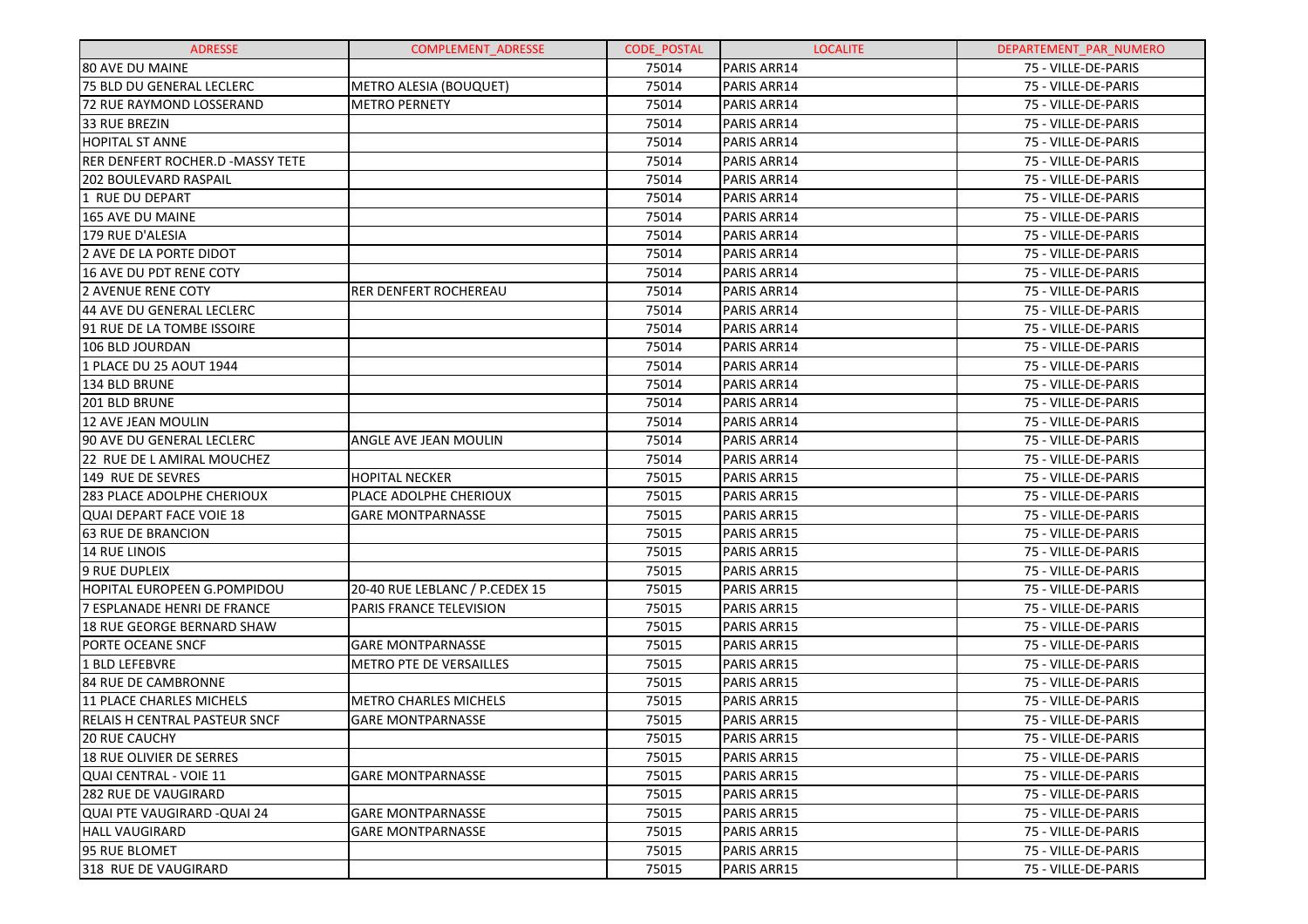| ADRESSE | COMPLEMENT_ADRESSE | CODE_POSTAL | LOCALITE | DEPARTEMENT_PAR_NUMERO |
|---|---|---|---|---|
| 80 AVE DU MAINE | | 75014 | PARIS ARR14 | 75 - VILLE-DE-PARIS |
| 75 BLD DU GENERAL LECLERC | METRO ALESIA (BOUQUET) | 75014 | PARIS ARR14 | 75 - VILLE-DE-PARIS |
| 72 RUE RAYMOND LOSSERAND | METRO PERNETY | 75014 | PARIS ARR14 | 75 - VILLE-DE-PARIS |
| 33 RUE BREZIN | | 75014 | PARIS ARR14 | 75 - VILLE-DE-PARIS |
| HOPITAL ST ANNE | | 75014 | PARIS ARR14 | 75 - VILLE-DE-PARIS |
| RER DENFERT ROCHER.D -MASSY TETE | | 75014 | PARIS ARR14 | 75 - VILLE-DE-PARIS |
| 202 BOULEVARD RASPAIL | | 75014 | PARIS ARR14 | 75 - VILLE-DE-PARIS |
| 1 RUE DU DEPART | | 75014 | PARIS ARR14 | 75 - VILLE-DE-PARIS |
| 165 AVE DU MAINE | | 75014 | PARIS ARR14 | 75 - VILLE-DE-PARIS |
| 179 RUE D'ALESIA | | 75014 | PARIS ARR14 | 75 - VILLE-DE-PARIS |
| 2 AVE DE LA PORTE DIDOT | | 75014 | PARIS ARR14 | 75 - VILLE-DE-PARIS |
| 16 AVE DU PDT RENE COTY | | 75014 | PARIS ARR14 | 75 - VILLE-DE-PARIS |
| 2 AVENUE RENE COTY | RER DENFERT ROCHEREAU | 75014 | PARIS ARR14 | 75 - VILLE-DE-PARIS |
| 44 AVE DU GENERAL LECLERC | | 75014 | PARIS ARR14 | 75 - VILLE-DE-PARIS |
| 91 RUE DE LA TOMBE ISSOIRE | | 75014 | PARIS ARR14 | 75 - VILLE-DE-PARIS |
| 106 BLD JOURDAN | | 75014 | PARIS ARR14 | 75 - VILLE-DE-PARIS |
| 1 PLACE DU 25 AOUT 1944 | | 75014 | PARIS ARR14 | 75 - VILLE-DE-PARIS |
| 134 BLD BRUNE | | 75014 | PARIS ARR14 | 75 - VILLE-DE-PARIS |
| 201 BLD BRUNE | | 75014 | PARIS ARR14 | 75 - VILLE-DE-PARIS |
| 12 AVE JEAN MOULIN | | 75014 | PARIS ARR14 | 75 - VILLE-DE-PARIS |
| 90 AVE DU GENERAL LECLERC | ANGLE AVE JEAN MOULIN | 75014 | PARIS ARR14 | 75 - VILLE-DE-PARIS |
| 22 RUE DE L AMIRAL MOUCHEZ | | 75014 | PARIS ARR14 | 75 - VILLE-DE-PARIS |
| 149 RUE DE SEVRES | HOPITAL NECKER | 75015 | PARIS ARR15 | 75 - VILLE-DE-PARIS |
| 283 PLACE ADOLPHE CHERIOUX | PLACE ADOLPHE CHERIOUX | 75015 | PARIS ARR15 | 75 - VILLE-DE-PARIS |
| QUAI DEPART FACE VOIE 18 | GARE MONTPARNASSE | 75015 | PARIS ARR15 | 75 - VILLE-DE-PARIS |
| 63 RUE DE BRANCION | | 75015 | PARIS ARR15 | 75 - VILLE-DE-PARIS |
| 14 RUE LINOIS | | 75015 | PARIS ARR15 | 75 - VILLE-DE-PARIS |
| 9 RUE DUPLEIX | | 75015 | PARIS ARR15 | 75 - VILLE-DE-PARIS |
| HOPITAL EUROPEEN G.POMPIDOU | 20-40 RUE LEBLANC / P.CEDEX 15 | 75015 | PARIS ARR15 | 75 - VILLE-DE-PARIS |
| 7 ESPLANADE HENRI DE FRANCE | PARIS FRANCE TELEVISION | 75015 | PARIS ARR15 | 75 - VILLE-DE-PARIS |
| 18 RUE GEORGE BERNARD SHAW | | 75015 | PARIS ARR15 | 75 - VILLE-DE-PARIS |
| PORTE OCEANE SNCF | GARE MONTPARNASSE | 75015 | PARIS ARR15 | 75 - VILLE-DE-PARIS |
| 1 BLD LEFEBVRE | METRO PTE DE VERSAILLES | 75015 | PARIS ARR15 | 75 - VILLE-DE-PARIS |
| 84 RUE DE CAMBRONNE | | 75015 | PARIS ARR15 | 75 - VILLE-DE-PARIS |
| 11 PLACE CHARLES MICHELS | METRO CHARLES MICHELS | 75015 | PARIS ARR15 | 75 - VILLE-DE-PARIS |
| RELAIS H CENTRAL PASTEUR SNCF | GARE MONTPARNASSE | 75015 | PARIS ARR15 | 75 - VILLE-DE-PARIS |
| 20 RUE CAUCHY | | 75015 | PARIS ARR15 | 75 - VILLE-DE-PARIS |
| 18 RUE OLIVIER DE SERRES | | 75015 | PARIS ARR15 | 75 - VILLE-DE-PARIS |
| QUAI CENTRAL - VOIE 11 | GARE MONTPARNASSE | 75015 | PARIS ARR15 | 75 - VILLE-DE-PARIS |
| 282 RUE DE VAUGIRARD | | 75015 | PARIS ARR15 | 75 - VILLE-DE-PARIS |
| QUAI PTE VAUGIRARD -QUAI 24 | GARE MONTPARNASSE | 75015 | PARIS ARR15 | 75 - VILLE-DE-PARIS |
| HALL VAUGIRARD | GARE MONTPARNASSE | 75015 | PARIS ARR15 | 75 - VILLE-DE-PARIS |
| 95 RUE BLOMET | | 75015 | PARIS ARR15 | 75 - VILLE-DE-PARIS |
| 318 RUE DE VAUGIRARD | | 75015 | PARIS ARR15 | 75 - VILLE-DE-PARIS |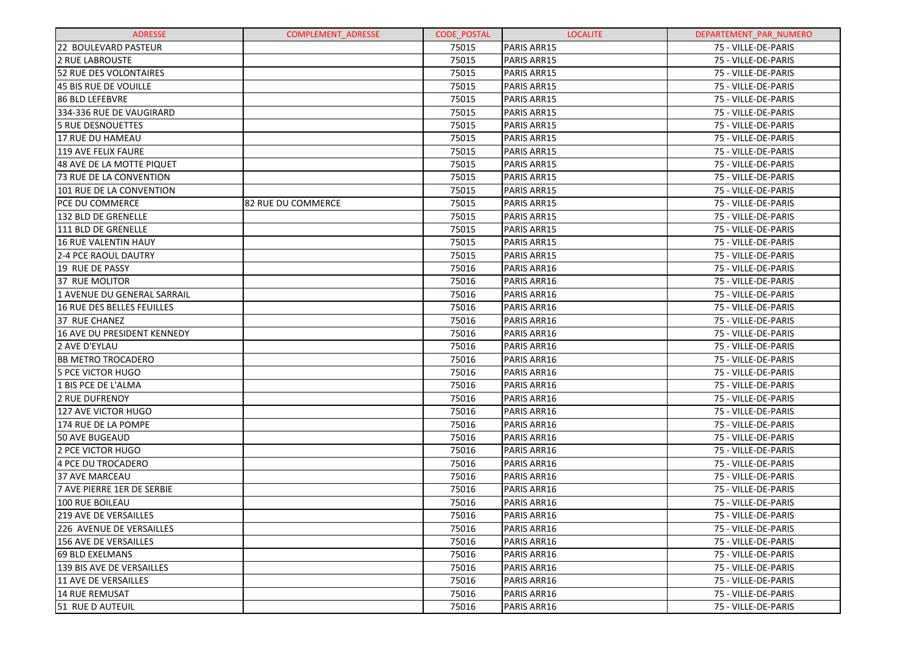| ADRESSE | COMPLEMENT_ADRESSE | CODE_POSTAL | LOCALITE | DEPARTEMENT_PAR_NUMERO |
|---|---|---|---|---|
| 22 BOULEVARD PASTEUR | | 75015 | PARIS ARR15 | 75 - VILLE-DE-PARIS |
| 2 RUE LABROUSTE | | 75015 | PARIS ARR15 | 75 - VILLE-DE-PARIS |
| 52 RUE DES VOLONTAIRES | | 75015 | PARIS ARR15 | 75 - VILLE-DE-PARIS |
| 45 BIS RUE DE VOUILLE | | 75015 | PARIS ARR15 | 75 - VILLE-DE-PARIS |
| 86 BLD LEFEBVRE | | 75015 | PARIS ARR15 | 75 - VILLE-DE-PARIS |
| 334-336 RUE DE VAUGIRARD | | 75015 | PARIS ARR15 | 75 - VILLE-DE-PARIS |
| 5 RUE DESNOUETTES | | 75015 | PARIS ARR15 | 75 - VILLE-DE-PARIS |
| 17 RUE DU HAMEAU | | 75015 | PARIS ARR15 | 75 - VILLE-DE-PARIS |
| 119 AVE FELIX FAURE | | 75015 | PARIS ARR15 | 75 - VILLE-DE-PARIS |
| 48 AVE DE LA MOTTE PIQUET | | 75015 | PARIS ARR15 | 75 - VILLE-DE-PARIS |
| 73 RUE DE LA CONVENTION | | 75015 | PARIS ARR15 | 75 - VILLE-DE-PARIS |
| 101 RUE DE LA CONVENTION | | 75015 | PARIS ARR15 | 75 - VILLE-DE-PARIS |
| PCE DU COMMERCE | 82 RUE DU COMMERCE | 75015 | PARIS ARR15 | 75 - VILLE-DE-PARIS |
| 132 BLD DE GRENELLE | | 75015 | PARIS ARR15 | 75 - VILLE-DE-PARIS |
| 111 BLD DE GRENELLE | | 75015 | PARIS ARR15 | 75 - VILLE-DE-PARIS |
| 16 RUE VALENTIN HAUY | | 75015 | PARIS ARR15 | 75 - VILLE-DE-PARIS |
| 2-4 PCE RAOUL DAUTRY | | 75015 | PARIS ARR15 | 75 - VILLE-DE-PARIS |
| 19 RUE DE PASSY | | 75016 | PARIS ARR16 | 75 - VILLE-DE-PARIS |
| 37 RUE MOLITOR | | 75016 | PARIS ARR16 | 75 - VILLE-DE-PARIS |
| 1 AVENUE DU GENERAL SARRAIL | | 75016 | PARIS ARR16 | 75 - VILLE-DE-PARIS |
| 16 RUE DES BELLES FEUILLES | | 75016 | PARIS ARR16 | 75 - VILLE-DE-PARIS |
| 37 RUE CHANEZ | | 75016 | PARIS ARR16 | 75 - VILLE-DE-PARIS |
| 16 AVE DU PRESIDENT KENNEDY | | 75016 | PARIS ARR16 | 75 - VILLE-DE-PARIS |
| 2 AVE D'EYLAU | | 75016 | PARIS ARR16 | 75 - VILLE-DE-PARIS |
| BB METRO TROCADERO | | 75016 | PARIS ARR16 | 75 - VILLE-DE-PARIS |
| 5 PCE VICTOR HUGO | | 75016 | PARIS ARR16 | 75 - VILLE-DE-PARIS |
| 1 BIS PCE DE L'ALMA | | 75016 | PARIS ARR16 | 75 - VILLE-DE-PARIS |
| 2 RUE DUFRENOY | | 75016 | PARIS ARR16 | 75 - VILLE-DE-PARIS |
| 127 AVE VICTOR HUGO | | 75016 | PARIS ARR16 | 75 - VILLE-DE-PARIS |
| 174 RUE DE LA POMPE | | 75016 | PARIS ARR16 | 75 - VILLE-DE-PARIS |
| 50 AVE BUGEAUD | | 75016 | PARIS ARR16 | 75 - VILLE-DE-PARIS |
| 2 PCE VICTOR HUGO | | 75016 | PARIS ARR16 | 75 - VILLE-DE-PARIS |
| 4 PCE DU TROCADERO | | 75016 | PARIS ARR16 | 75 - VILLE-DE-PARIS |
| 37 AVE MARCEAU | | 75016 | PARIS ARR16 | 75 - VILLE-DE-PARIS |
| 7 AVE PIERRE 1ER DE SERBIE | | 75016 | PARIS ARR16 | 75 - VILLE-DE-PARIS |
| 100 RUE BOILEAU | | 75016 | PARIS ARR16 | 75 - VILLE-DE-PARIS |
| 219 AVE DE VERSAILLES | | 75016 | PARIS ARR16 | 75 - VILLE-DE-PARIS |
| 226 AVENUE DE VERSAILLES | | 75016 | PARIS ARR16 | 75 - VILLE-DE-PARIS |
| 156 AVE DE VERSAILLES | | 75016 | PARIS ARR16 | 75 - VILLE-DE-PARIS |
| 69 BLD EXELMANS | | 75016 | PARIS ARR16 | 75 - VILLE-DE-PARIS |
| 139 BIS AVE DE VERSAILLES | | 75016 | PARIS ARR16 | 75 - VILLE-DE-PARIS |
| 11 AVE DE VERSAILLES | | 75016 | PARIS ARR16 | 75 - VILLE-DE-PARIS |
| 14 RUE REMUSAT | | 75016 | PARIS ARR16 | 75 - VILLE-DE-PARIS |
| 51 RUE D AUTEUIL | | 75016 | PARIS ARR16 | 75 - VILLE-DE-PARIS |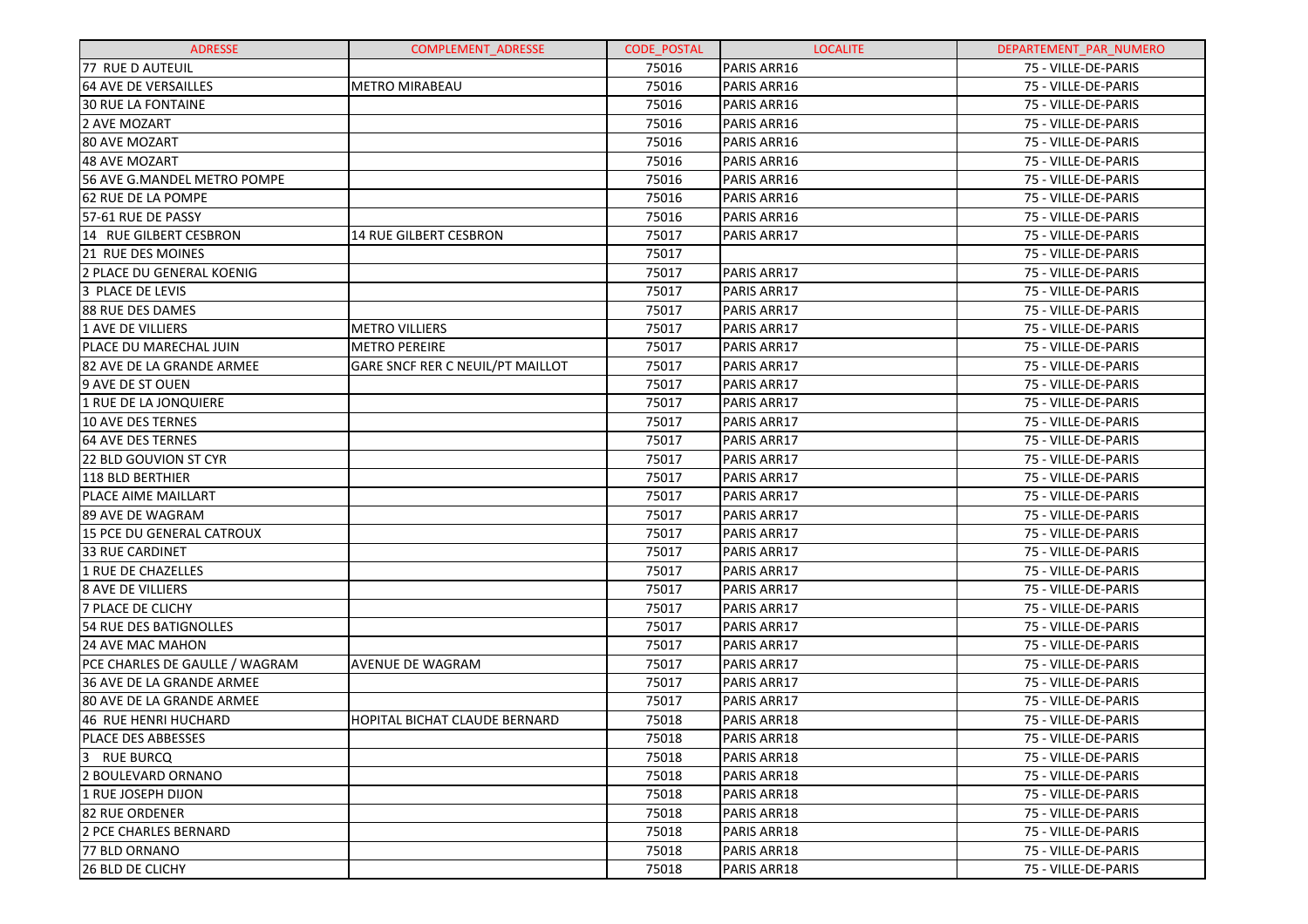| ADRESSE | COMPLEMENT_ADRESSE | CODE_POSTAL | LOCALITE | DEPARTEMENT_PAR_NUMERO |
|---|---|---|---|---|
| 77 RUE D AUTEUIL | | 75016 | PARIS ARR16 | 75 - VILLE-DE-PARIS |
| 64 AVE DE VERSAILLES | METRO MIRABEAU | 75016 | PARIS ARR16 | 75 - VILLE-DE-PARIS |
| 30 RUE LA FONTAINE | | 75016 | PARIS ARR16 | 75 - VILLE-DE-PARIS |
| 2 AVE MOZART | | 75016 | PARIS ARR16 | 75 - VILLE-DE-PARIS |
| 80 AVE MOZART | | 75016 | PARIS ARR16 | 75 - VILLE-DE-PARIS |
| 48 AVE MOZART | | 75016 | PARIS ARR16 | 75 - VILLE-DE-PARIS |
| 56 AVE G.MANDEL METRO POMPE | | 75016 | PARIS ARR16 | 75 - VILLE-DE-PARIS |
| 62 RUE DE LA POMPE | | 75016 | PARIS ARR16 | 75 - VILLE-DE-PARIS |
| 57-61 RUE DE PASSY | | 75016 | PARIS ARR16 | 75 - VILLE-DE-PARIS |
| 14 RUE GILBERT CESBRON | 14 RUE GILBERT CESBRON | 75017 | PARIS ARR17 | 75 - VILLE-DE-PARIS |
| 21 RUE DES MOINES | | 75017 | | 75 - VILLE-DE-PARIS |
| 2 PLACE DU GENERAL KOENIG | | 75017 | PARIS ARR17 | 75 - VILLE-DE-PARIS |
| 3 PLACE DE LEVIS | | 75017 | PARIS ARR17 | 75 - VILLE-DE-PARIS |
| 88 RUE DES DAMES | | 75017 | PARIS ARR17 | 75 - VILLE-DE-PARIS |
| 1 AVE DE VILLIERS | METRO VILLIERS | 75017 | PARIS ARR17 | 75 - VILLE-DE-PARIS |
| PLACE DU MARECHAL JUIN | METRO PEREIRE | 75017 | PARIS ARR17 | 75 - VILLE-DE-PARIS |
| 82 AVE DE LA GRANDE ARMEE | GARE SNCF RER C NEUIL/PT MAILLOT | 75017 | PARIS ARR17 | 75 - VILLE-DE-PARIS |
| 9 AVE DE ST OUEN | | 75017 | PARIS ARR17 | 75 - VILLE-DE-PARIS |
| 1 RUE DE LA JONQUIERE | | 75017 | PARIS ARR17 | 75 - VILLE-DE-PARIS |
| 10 AVE DES TERNES | | 75017 | PARIS ARR17 | 75 - VILLE-DE-PARIS |
| 64 AVE DES TERNES | | 75017 | PARIS ARR17 | 75 - VILLE-DE-PARIS |
| 22 BLD GOUVION ST CYR | | 75017 | PARIS ARR17 | 75 - VILLE-DE-PARIS |
| 118 BLD BERTHIER | | 75017 | PARIS ARR17 | 75 - VILLE-DE-PARIS |
| PLACE AIME MAILLART | | 75017 | PARIS ARR17 | 75 - VILLE-DE-PARIS |
| 89 AVE DE WAGRAM | | 75017 | PARIS ARR17 | 75 - VILLE-DE-PARIS |
| 15 PCE DU GENERAL CATROUX | | 75017 | PARIS ARR17 | 75 - VILLE-DE-PARIS |
| 33 RUE CARDINET | | 75017 | PARIS ARR17 | 75 - VILLE-DE-PARIS |
| 1 RUE DE CHAZELLES | | 75017 | PARIS ARR17 | 75 - VILLE-DE-PARIS |
| 8 AVE DE VILLIERS | | 75017 | PARIS ARR17 | 75 - VILLE-DE-PARIS |
| 7 PLACE DE CLICHY | | 75017 | PARIS ARR17 | 75 - VILLE-DE-PARIS |
| 54 RUE DES BATIGNOLLES | | 75017 | PARIS ARR17 | 75 - VILLE-DE-PARIS |
| 24 AVE MAC MAHON | | 75017 | PARIS ARR17 | 75 - VILLE-DE-PARIS |
| PCE CHARLES DE GAULLE / WAGRAM | AVENUE DE WAGRAM | 75017 | PARIS ARR17 | 75 - VILLE-DE-PARIS |
| 36 AVE DE LA GRANDE ARMEE | | 75017 | PARIS ARR17 | 75 - VILLE-DE-PARIS |
| 80 AVE DE LA GRANDE ARMEE | | 75017 | PARIS ARR17 | 75 - VILLE-DE-PARIS |
| 46 RUE HENRI HUCHARD | HOPITAL BICHAT CLAUDE BERNARD | 75018 | PARIS ARR18 | 75 - VILLE-DE-PARIS |
| PLACE DES ABBESSES | | 75018 | PARIS ARR18 | 75 - VILLE-DE-PARIS |
| 3 RUE BURCQ | | 75018 | PARIS ARR18 | 75 - VILLE-DE-PARIS |
| 2 BOULEVARD ORNANO | | 75018 | PARIS ARR18 | 75 - VILLE-DE-PARIS |
| 1 RUE JOSEPH DIJON | | 75018 | PARIS ARR18 | 75 - VILLE-DE-PARIS |
| 82 RUE ORDENER | | 75018 | PARIS ARR18 | 75 - VILLE-DE-PARIS |
| 2 PCE CHARLES BERNARD | | 75018 | PARIS ARR18 | 75 - VILLE-DE-PARIS |
| 77 BLD ORNANO | | 75018 | PARIS ARR18 | 75 - VILLE-DE-PARIS |
| 26 BLD DE CLICHY | | 75018 | PARIS ARR18 | 75 - VILLE-DE-PARIS |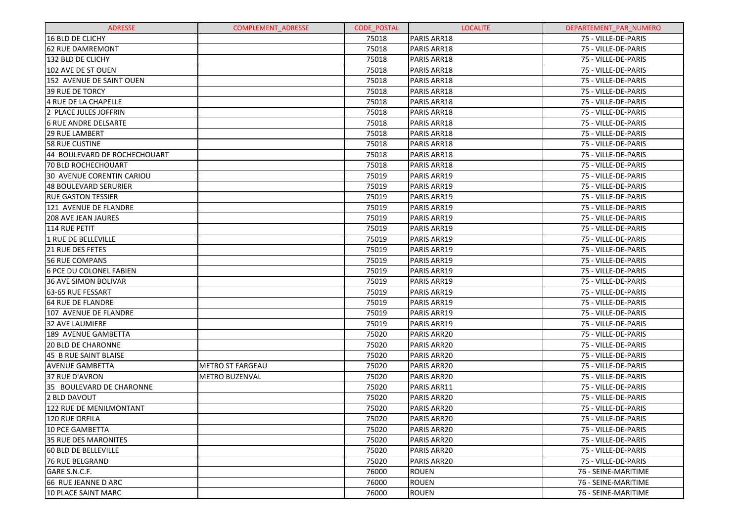| ADRESSE | COMPLEMENT_ADRESSE | CODE_POSTAL | LOCALITE | DEPARTEMENT_PAR_NUMERO |
|---|---|---|---|---|
| 16 BLD DE CLICHY | | 75018 | PARIS ARR18 | 75 - VILLE-DE-PARIS |
| 62 RUE DAMREMONT | | 75018 | PARIS ARR18 | 75 - VILLE-DE-PARIS |
| 132 BLD DE CLICHY | | 75018 | PARIS ARR18 | 75 - VILLE-DE-PARIS |
| 102 AVE DE ST OUEN | | 75018 | PARIS ARR18 | 75 - VILLE-DE-PARIS |
| 152 AVENUE DE SAINT OUEN | | 75018 | PARIS ARR18 | 75 - VILLE-DE-PARIS |
| 39 RUE DE TORCY | | 75018 | PARIS ARR18 | 75 - VILLE-DE-PARIS |
| 4 RUE DE LA CHAPELLE | | 75018 | PARIS ARR18 | 75 - VILLE-DE-PARIS |
| 2 PLACE JULES JOFFRIN | | 75018 | PARIS ARR18 | 75 - VILLE-DE-PARIS |
| 6 RUE ANDRE DELSARTE | | 75018 | PARIS ARR18 | 75 - VILLE-DE-PARIS |
| 29 RUE LAMBERT | | 75018 | PARIS ARR18 | 75 - VILLE-DE-PARIS |
| 58 RUE CUSTINE | | 75018 | PARIS ARR18 | 75 - VILLE-DE-PARIS |
| 44 BOULEVARD DE ROCHECHOUART | | 75018 | PARIS ARR18 | 75 - VILLE-DE-PARIS |
| 70 BLD ROCHECHOUART | | 75018 | PARIS ARR18 | 75 - VILLE-DE-PARIS |
| 30 AVENUE CORENTIN CARIOU | | 75019 | PARIS ARR19 | 75 - VILLE-DE-PARIS |
| 48 BOULEVARD SERURIER | | 75019 | PARIS ARR19 | 75 - VILLE-DE-PARIS |
| RUE GASTON TESSIER | | 75019 | PARIS ARR19 | 75 - VILLE-DE-PARIS |
| 121 AVENUE DE FLANDRE | | 75019 | PARIS ARR19 | 75 - VILLE-DE-PARIS |
| 208 AVE JEAN JAURES | | 75019 | PARIS ARR19 | 75 - VILLE-DE-PARIS |
| 114 RUE PETIT | | 75019 | PARIS ARR19 | 75 - VILLE-DE-PARIS |
| 1 RUE DE BELLEVILLE | | 75019 | PARIS ARR19 | 75 - VILLE-DE-PARIS |
| 21 RUE DES FETES | | 75019 | PARIS ARR19 | 75 - VILLE-DE-PARIS |
| 56 RUE COMPANS | | 75019 | PARIS ARR19 | 75 - VILLE-DE-PARIS |
| 6 PCE DU COLONEL FABIEN | | 75019 | PARIS ARR19 | 75 - VILLE-DE-PARIS |
| 36 AVE SIMON BOLIVAR | | 75019 | PARIS ARR19 | 75 - VILLE-DE-PARIS |
| 63-65 RUE FESSART | | 75019 | PARIS ARR19 | 75 - VILLE-DE-PARIS |
| 64 RUE DE FLANDRE | | 75019 | PARIS ARR19 | 75 - VILLE-DE-PARIS |
| 107 AVENUE DE FLANDRE | | 75019 | PARIS ARR19 | 75 - VILLE-DE-PARIS |
| 32 AVE LAUMIERE | | 75019 | PARIS ARR19 | 75 - VILLE-DE-PARIS |
| 189 AVENUE GAMBETTA | | 75020 | PARIS ARR20 | 75 - VILLE-DE-PARIS |
| 20 BLD DE CHARONNE | | 75020 | PARIS ARR20 | 75 - VILLE-DE-PARIS |
| 45 B RUE SAINT BLAISE | | 75020 | PARIS ARR20 | 75 - VILLE-DE-PARIS |
| AVENUE GAMBETTA | METRO ST FARGEAU | 75020 | PARIS ARR20 | 75 - VILLE-DE-PARIS |
| 37 RUE D'AVRON | METRO BUZENVAL | 75020 | PARIS ARR20 | 75 - VILLE-DE-PARIS |
| 35 BOULEVARD DE CHARONNE | | 75020 | PARIS ARR11 | 75 - VILLE-DE-PARIS |
| 2 BLD DAVOUT | | 75020 | PARIS ARR20 | 75 - VILLE-DE-PARIS |
| 122 RUE DE MENILMONTANT | | 75020 | PARIS ARR20 | 75 - VILLE-DE-PARIS |
| 120 RUE ORFILA | | 75020 | PARIS ARR20 | 75 - VILLE-DE-PARIS |
| 10 PCE GAMBETTA | | 75020 | PARIS ARR20 | 75 - VILLE-DE-PARIS |
| 35 RUE DES MARONITES | | 75020 | PARIS ARR20 | 75 - VILLE-DE-PARIS |
| 60 BLD DE BELLEVILLE | | 75020 | PARIS ARR20 | 75 - VILLE-DE-PARIS |
| 76 RUE BELGRAND | | 75020 | PARIS ARR20 | 75 - VILLE-DE-PARIS |
| GARE S.N.C.F. | | 76000 | ROUEN | 76 - SEINE-MARITIME |
| 66 RUE JEANNE D ARC | | 76000 | ROUEN | 76 - SEINE-MARITIME |
| 10 PLACE SAINT MARC | | 76000 | ROUEN | 76 - SEINE-MARITIME |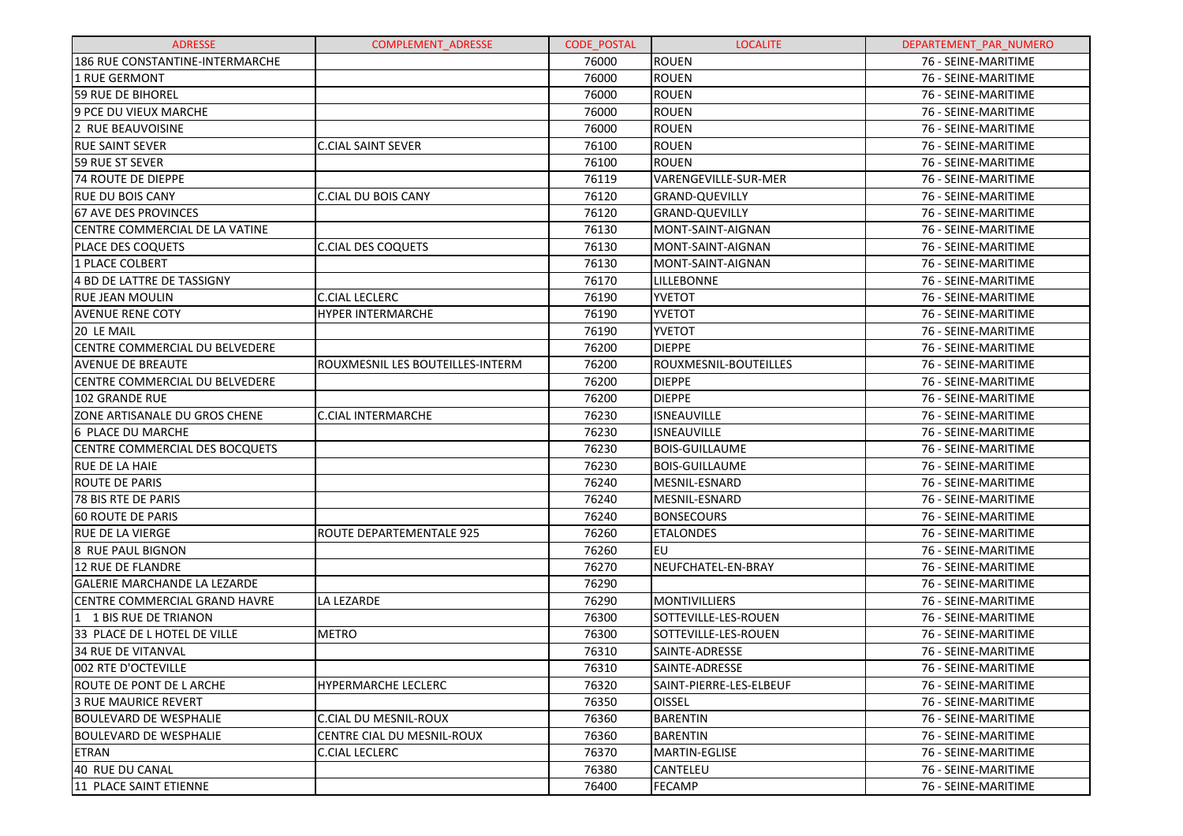| ADRESSE | COMPLEMENT_ADRESSE | CODE_POSTAL | LOCALITE | DEPARTEMENT_PAR_NUMERO |
|---|---|---|---|---|
| 186 RUE CONSTANTINE-INTERMARCHE | | 76000 | ROUEN | 76 - SEINE-MARITIME |
| 1 RUE GERMONT | | 76000 | ROUEN | 76 - SEINE-MARITIME |
| 59 RUE DE BIHOREL | | 76000 | ROUEN | 76 - SEINE-MARITIME |
| 9 PCE DU VIEUX MARCHE | | 76000 | ROUEN | 76 - SEINE-MARITIME |
| 2 RUE BEAUVOISINE | | 76000 | ROUEN | 76 - SEINE-MARITIME |
| RUE SAINT SEVER | C.CIAL SAINT SEVER | 76100 | ROUEN | 76 - SEINE-MARITIME |
| 59 RUE ST SEVER | | 76100 | ROUEN | 76 - SEINE-MARITIME |
| 74 ROUTE DE DIEPPE | | 76119 | VARENGEVILLE-SUR-MER | 76 - SEINE-MARITIME |
| RUE DU BOIS CANY | C.CIAL DU BOIS CANY | 76120 | GRAND-QUEVILLY | 76 - SEINE-MARITIME |
| 67 AVE DES PROVINCES | | 76120 | GRAND-QUEVILLY | 76 - SEINE-MARITIME |
| CENTRE COMMERCIAL DE LA VATINE | | 76130 | MONT-SAINT-AIGNAN | 76 - SEINE-MARITIME |
| PLACE DES COQUETS | C.CIAL DES COQUETS | 76130 | MONT-SAINT-AIGNAN | 76 - SEINE-MARITIME |
| 1 PLACE COLBERT | | 76130 | MONT-SAINT-AIGNAN | 76 - SEINE-MARITIME |
| 4 BD DE LATTRE DE TASSIGNY | | 76170 | LILLEBONNE | 76 - SEINE-MARITIME |
| RUE JEAN MOULIN | C.CIAL LECLERC | 76190 | YVETOT | 76 - SEINE-MARITIME |
| AVENUE RENE COTY | HYPER INTERMARCHE | 76190 | YVETOT | 76 - SEINE-MARITIME |
| 20 LE MAIL | | 76190 | YVETOT | 76 - SEINE-MARITIME |
| CENTRE COMMERCIAL DU BELVEDERE | | 76200 | DIEPPE | 76 - SEINE-MARITIME |
| AVENUE DE BREAUTE | ROUXMESNIL LES BOUTEILLES-INTERM | 76200 | ROUXMESNIL-BOUTEILLES | 76 - SEINE-MARITIME |
| CENTRE COMMERCIAL DU BELVEDERE | | 76200 | DIEPPE | 76 - SEINE-MARITIME |
| 102 GRANDE RUE | | 76200 | DIEPPE | 76 - SEINE-MARITIME |
| ZONE ARTISANALE DU GROS CHENE | C.CIAL INTERMARCHE | 76230 | ISNEAUVILLE | 76 - SEINE-MARITIME |
| 6 PLACE DU MARCHE | | 76230 | ISNEAUVILLE | 76 - SEINE-MARITIME |
| CENTRE COMMERCIAL DES BOCQUETS | | 76230 | BOIS-GUILLAUME | 76 - SEINE-MARITIME |
| RUE DE LA HAIE | | 76230 | BOIS-GUILLAUME | 76 - SEINE-MARITIME |
| ROUTE DE PARIS | | 76240 | MESNIL-ESNARD | 76 - SEINE-MARITIME |
| 78 BIS RTE DE PARIS | | 76240 | MESNIL-ESNARD | 76 - SEINE-MARITIME |
| 60 ROUTE DE PARIS | | 76240 | BONSECOURS | 76 - SEINE-MARITIME |
| RUE DE LA VIERGE | ROUTE DEPARTEMENTALE 925 | 76260 | ETALONDES | 76 - SEINE-MARITIME |
| 8 RUE PAUL BIGNON | | 76260 | EU | 76 - SEINE-MARITIME |
| 12 RUE DE FLANDRE | | 76270 | NEUFCHATEL-EN-BRAY | 76 - SEINE-MARITIME |
| GALERIE MARCHANDE LA LEZARDE | | 76290 | | 76 - SEINE-MARITIME |
| CENTRE COMMERCIAL GRAND HAVRE | LA LEZARDE | 76290 | MONTIVILLIERS | 76 - SEINE-MARITIME |
| 1 1 BIS RUE DE TRIANON | | 76300 | SOTTEVILLE-LES-ROUEN | 76 - SEINE-MARITIME |
| 33 PLACE DE L HOTEL DE VILLE | METRO | 76300 | SOTTEVILLE-LES-ROUEN | 76 - SEINE-MARITIME |
| 34 RUE DE VITANVAL | | 76310 | SAINTE-ADRESSE | 76 - SEINE-MARITIME |
| 002 RTE D'OCTEVILLE | | 76310 | SAINTE-ADRESSE | 76 - SEINE-MARITIME |
| ROUTE DE PONT DE L ARCHE | HYPERMARCHE LECLERC | 76320 | SAINT-PIERRE-LES-ELBEUF | 76 - SEINE-MARITIME |
| 3 RUE MAURICE REVERT | | 76350 | OISSEL | 76 - SEINE-MARITIME |
| BOULEVARD DE WESPHALIE | C.CIAL DU MESNIL-ROUX | 76360 | BARENTIN | 76 - SEINE-MARITIME |
| BOULEVARD DE WESPHALIE | CENTRE CIAL DU MESNIL-ROUX | 76360 | BARENTIN | 76 - SEINE-MARITIME |
| ETRAN | C.CIAL LECLERC | 76370 | MARTIN-EGLISE | 76 - SEINE-MARITIME |
| 40 RUE DU CANAL | | 76380 | CANTELEU | 76 - SEINE-MARITIME |
| 11 PLACE SAINT ETIENNE | | 76400 | FECAMP | 76 - SEINE-MARITIME |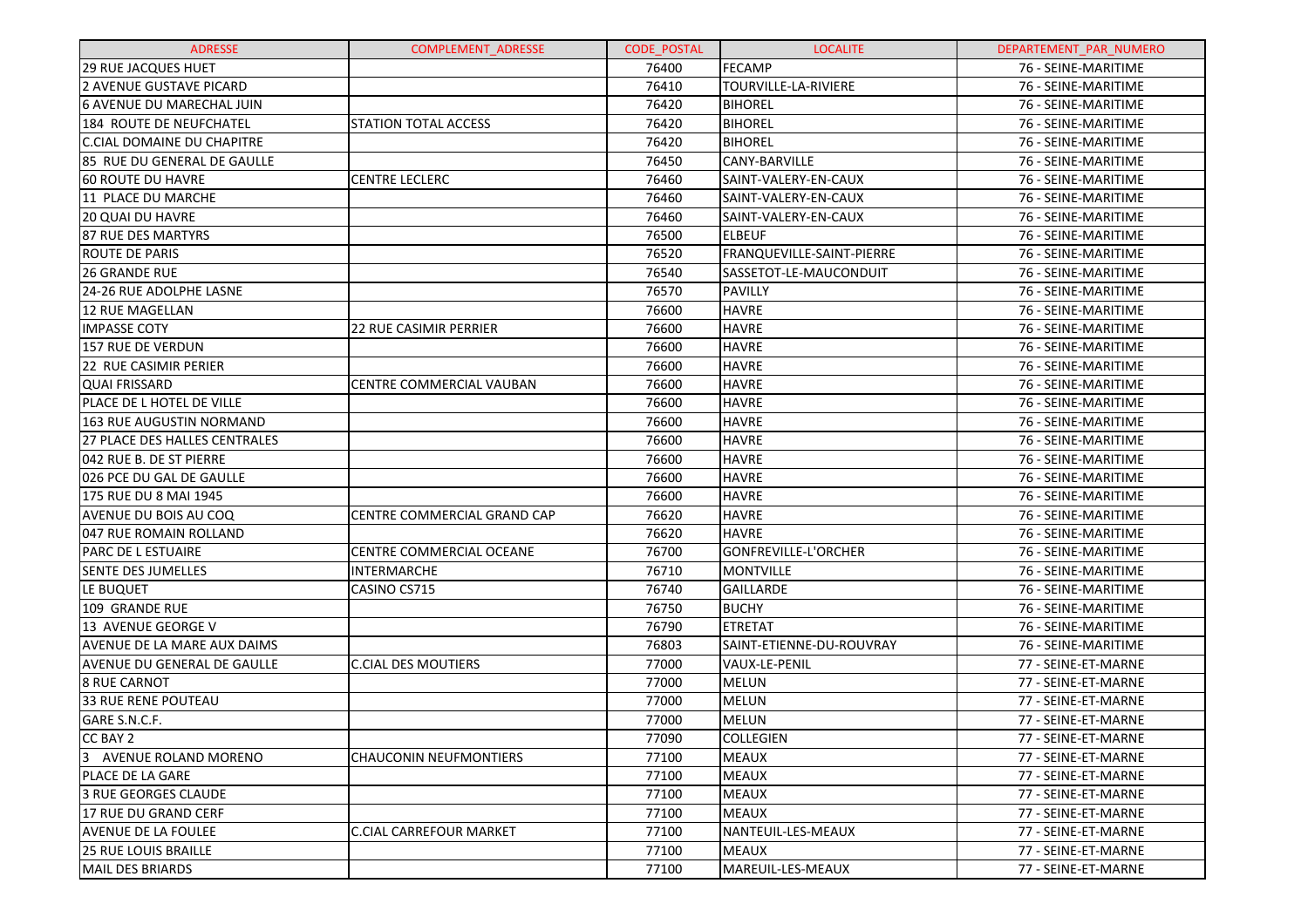| ADRESSE | COMPLEMENT_ADRESSE | CODE_POSTAL | LOCALITE | DEPARTEMENT_PAR_NUMERO |
|---|---|---|---|---|
| 29 RUE JACQUES HUET | | 76400 | FECAMP | 76 - SEINE-MARITIME |
| 2 AVENUE GUSTAVE PICARD | | 76410 | TOURVILLE-LA-RIVIERE | 76 - SEINE-MARITIME |
| 6 AVENUE DU MARECHAL JUIN | | 76420 | BIHOREL | 76 - SEINE-MARITIME |
| 184 ROUTE DE NEUFCHATEL | STATION TOTAL ACCESS | 76420 | BIHOREL | 76 - SEINE-MARITIME |
| C.CIAL DOMAINE DU CHAPITRE | | 76420 | BIHOREL | 76 - SEINE-MARITIME |
| 85 RUE DU GENERAL DE GAULLE | | 76450 | CANY-BARVILLE | 76 - SEINE-MARITIME |
| 60 ROUTE DU HAVRE | CENTRE LECLERC | 76460 | SAINT-VALERY-EN-CAUX | 76 - SEINE-MARITIME |
| 11 PLACE DU MARCHE | | 76460 | SAINT-VALERY-EN-CAUX | 76 - SEINE-MARITIME |
| 20 QUAI DU HAVRE | | 76460 | SAINT-VALERY-EN-CAUX | 76 - SEINE-MARITIME |
| 87 RUE DES MARTYRS | | 76500 | ELBEUF | 76 - SEINE-MARITIME |
| ROUTE DE PARIS | | 76520 | FRANQUEVILLE-SAINT-PIERRE | 76 - SEINE-MARITIME |
| 26 GRANDE RUE | | 76540 | SASSETOT-LE-MAUCONDUIT | 76 - SEINE-MARITIME |
| 24-26 RUE ADOLPHE LASNE | | 76570 | PAVILLY | 76 - SEINE-MARITIME |
| 12 RUE MAGELLAN | | 76600 | HAVRE | 76 - SEINE-MARITIME |
| IMPASSE COTY | 22 RUE CASIMIR PERRIER | 76600 | HAVRE | 76 - SEINE-MARITIME |
| 157 RUE DE VERDUN | | 76600 | HAVRE | 76 - SEINE-MARITIME |
| 22 RUE CASIMIR PERIER | | 76600 | HAVRE | 76 - SEINE-MARITIME |
| QUAI FRISSARD | CENTRE COMMERCIAL VAUBAN | 76600 | HAVRE | 76 - SEINE-MARITIME |
| PLACE DE L HOTEL DE VILLE | | 76600 | HAVRE | 76 - SEINE-MARITIME |
| 163 RUE AUGUSTIN NORMAND | | 76600 | HAVRE | 76 - SEINE-MARITIME |
| 27 PLACE DES HALLES CENTRALES | | 76600 | HAVRE | 76 - SEINE-MARITIME |
| 042 RUE B. DE ST PIERRE | | 76600 | HAVRE | 76 - SEINE-MARITIME |
| 026 PCE DU GAL DE GAULLE | | 76600 | HAVRE | 76 - SEINE-MARITIME |
| 175 RUE DU 8 MAI 1945 | | 76600 | HAVRE | 76 - SEINE-MARITIME |
| AVENUE DU BOIS AU COQ | CENTRE COMMERCIAL GRAND CAP | 76620 | HAVRE | 76 - SEINE-MARITIME |
| 047 RUE ROMAIN ROLLAND | | 76620 | HAVRE | 76 - SEINE-MARITIME |
| PARC DE L ESTUAIRE | CENTRE COMMERCIAL OCEANE | 76700 | GONFREVILLE-L'ORCHER | 76 - SEINE-MARITIME |
| SENTE DES JUMELLES | INTERMARCHE | 76710 | MONTVILLE | 76 - SEINE-MARITIME |
| LE BUQUET | CASINO CS715 | 76740 | GAILLARDE | 76 - SEINE-MARITIME |
| 109 GRANDE RUE | | 76750 | BUCHY | 76 - SEINE-MARITIME |
| 13 AVENUE GEORGE V | | 76790 | ETRETAT | 76 - SEINE-MARITIME |
| AVENUE DE LA MARE AUX DAIMS | | 76803 | SAINT-ETIENNE-DU-ROUVRAY | 76 - SEINE-MARITIME |
| AVENUE DU GENERAL DE GAULLE | C.CIAL DES MOUTIERS | 77000 | VAUX-LE-PENIL | 77 - SEINE-ET-MARNE |
| 8 RUE CARNOT | | 77000 | MELUN | 77 - SEINE-ET-MARNE |
| 33 RUE RENE POUTEAU | | 77000 | MELUN | 77 - SEINE-ET-MARNE |
| GARE S.N.C.F. | | 77000 | MELUN | 77 - SEINE-ET-MARNE |
| CC BAY 2 | | 77090 | COLLEGIEN | 77 - SEINE-ET-MARNE |
| 3 AVENUE ROLAND MORENO | CHAUCONIN NEUFMONTIERS | 77100 | MEAUX | 77 - SEINE-ET-MARNE |
| PLACE DE LA GARE | | 77100 | MEAUX | 77 - SEINE-ET-MARNE |
| 3 RUE GEORGES CLAUDE | | 77100 | MEAUX | 77 - SEINE-ET-MARNE |
| 17 RUE DU GRAND CERF | | 77100 | MEAUX | 77 - SEINE-ET-MARNE |
| AVENUE DE LA FOULEE | C.CIAL CARREFOUR MARKET | 77100 | NANTEUIL-LES-MEAUX | 77 - SEINE-ET-MARNE |
| 25 RUE LOUIS BRAILLE | | 77100 | MEAUX | 77 - SEINE-ET-MARNE |
| MAIL DES BRIARDS | | 77100 | MAREUIL-LES-MEAUX | 77 - SEINE-ET-MARNE |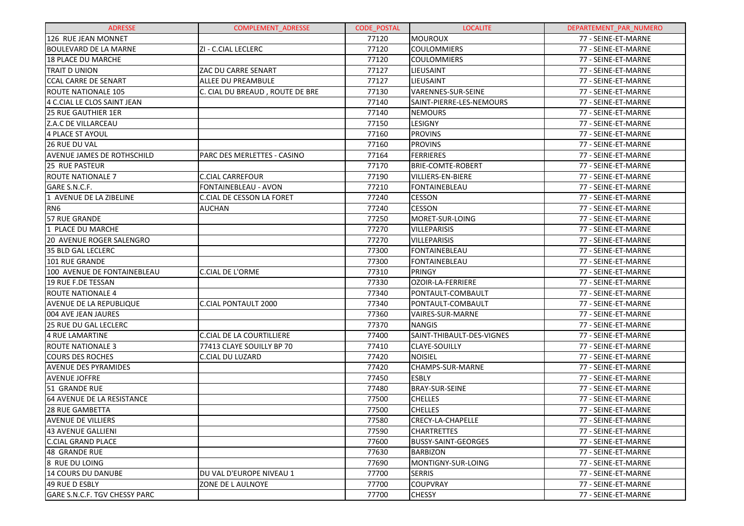| ADRESSE | COMPLEMENT_ADRESSE | CODE_POSTAL | LOCALITE | DEPARTEMENT_PAR_NUMERO |
|---|---|---|---|---|
| 126 RUE JEAN MONNET | | 77120 | MOUROUX | 77 - SEINE-ET-MARNE |
| BOULEVARD DE LA MARNE | ZI - C.CIAL LECLERC | 77120 | COULOMMIERS | 77 - SEINE-ET-MARNE |
| 18 PLACE DU MARCHE | | 77120 | COULOMMIERS | 77 - SEINE-ET-MARNE |
| TRAIT D UNION | ZAC DU CARRE SENART | 77127 | LIEUSAINT | 77 - SEINE-ET-MARNE |
| CCAL CARRE DE SENART | ALLEE DU PREAMBULE | 77127 | LIEUSAINT | 77 - SEINE-ET-MARNE |
| ROUTE NATIONALE 105 | C. CIAL DU BREAUD , ROUTE DE BRE | 77130 | VARENNES-SUR-SEINE | 77 - SEINE-ET-MARNE |
| 4 C.CIAL LE CLOS SAINT JEAN | | 77140 | SAINT-PIERRE-LES-NEMOURS | 77 - SEINE-ET-MARNE |
| 25 RUE GAUTHIER 1ER | | 77140 | NEMOURS | 77 - SEINE-ET-MARNE |
| Z.A.C DE VILLARCEAU | | 77150 | LESIGNY | 77 - SEINE-ET-MARNE |
| 4 PLACE ST AYOUL | | 77160 | PROVINS | 77 - SEINE-ET-MARNE |
| 26 RUE DU VAL | | 77160 | PROVINS | 77 - SEINE-ET-MARNE |
| AVENUE JAMES DE ROTHSCHILD | PARC DES MERLETTES - CASINO | 77164 | FERRIERES | 77 - SEINE-ET-MARNE |
| 25 RUE PASTEUR | | 77170 | BRIE-COMTE-ROBERT | 77 - SEINE-ET-MARNE |
| ROUTE NATIONALE 7 | C.CIAL CARREFOUR | 77190 | VILLIERS-EN-BIERE | 77 - SEINE-ET-MARNE |
| GARE S.N.C.F. | FONTAINEBLEAU - AVON | 77210 | FONTAINEBLEAU | 77 - SEINE-ET-MARNE |
| 1 AVENUE DE LA ZIBELINE | C.CIAL DE CESSON LA FORET | 77240 | CESSON | 77 - SEINE-ET-MARNE |
| RN6 | AUCHAN | 77240 | CESSON | 77 - SEINE-ET-MARNE |
| 57 RUE GRANDE | | 77250 | MORET-SUR-LOING | 77 - SEINE-ET-MARNE |
| 1 PLACE DU MARCHE | | 77270 | VILLEPARISIS | 77 - SEINE-ET-MARNE |
| 20 AVENUE ROGER SALENGRO | | 77270 | VILLEPARISIS | 77 - SEINE-ET-MARNE |
| 35 BLD GAL LECLERC | | 77300 | FONTAINEBLEAU | 77 - SEINE-ET-MARNE |
| 101 RUE GRANDE | | 77300 | FONTAINEBLEAU | 77 - SEINE-ET-MARNE |
| 100 AVENUE DE FONTAINEBLEAU | C.CIAL DE L'ORME | 77310 | PRINGY | 77 - SEINE-ET-MARNE |
| 19 RUE F.DE TESSAN | | 77330 | OZOIR-LA-FERRIERE | 77 - SEINE-ET-MARNE |
| ROUTE NATIONALE 4 | | 77340 | PONTAULT-COMBAULT | 77 - SEINE-ET-MARNE |
| AVENUE DE LA REPUBLIQUE | C.CIAL PONTAULT 2000 | 77340 | PONTAULT-COMBAULT | 77 - SEINE-ET-MARNE |
| 004 AVE JEAN JAURES | | 77360 | VAIRES-SUR-MARNE | 77 - SEINE-ET-MARNE |
| 25 RUE DU GAL LECLERC | | 77370 | NANGIS | 77 - SEINE-ET-MARNE |
| 4 RUE LAMARTINE | C.CIAL DE LA COURTILLIERE | 77400 | SAINT-THIBAULT-DES-VIGNES | 77 - SEINE-ET-MARNE |
| ROUTE NATIONALE 3 | 77413 CLAYE SOUILLY BP 70 | 77410 | CLAYE-SOUILLY | 77 - SEINE-ET-MARNE |
| COURS DES ROCHES | C.CIAL DU LUZARD | 77420 | NOISIEL | 77 - SEINE-ET-MARNE |
| AVENUE DES PYRAMIDES | | 77420 | CHAMPS-SUR-MARNE | 77 - SEINE-ET-MARNE |
| AVENUE JOFFRE | | 77450 | ESBLY | 77 - SEINE-ET-MARNE |
| 51 GRANDE RUE | | 77480 | BRAY-SUR-SEINE | 77 - SEINE-ET-MARNE |
| 64 AVENUE DE LA RESISTANCE | | 77500 | CHELLES | 77 - SEINE-ET-MARNE |
| 28 RUE GAMBETTA | | 77500 | CHELLES | 77 - SEINE-ET-MARNE |
| AVENUE DE VILLIERS | | 77580 | CRECY-LA-CHAPELLE | 77 - SEINE-ET-MARNE |
| 43 AVENUE GALLIENI | | 77590 | CHARTRETTES | 77 - SEINE-ET-MARNE |
| C.CIAL GRAND PLACE | | 77600 | BUSSY-SAINT-GEORGES | 77 - SEINE-ET-MARNE |
| 48 GRANDE RUE | | 77630 | BARBIZON | 77 - SEINE-ET-MARNE |
| 8 RUE DU LOING | | 77690 | MONTIGNY-SUR-LOING | 77 - SEINE-ET-MARNE |
| 14 COURS DU DANUBE | DU VAL D'EUROPE NIVEAU 1 | 77700 | SERRIS | 77 - SEINE-ET-MARNE |
| 49 RUE D ESBLY | ZONE DE L AULNOYE | 77700 | COUPVRAY | 77 - SEINE-ET-MARNE |
| GARE S.N.C.F. TGV CHESSY PARC | | 77700 | CHESSY | 77 - SEINE-ET-MARNE |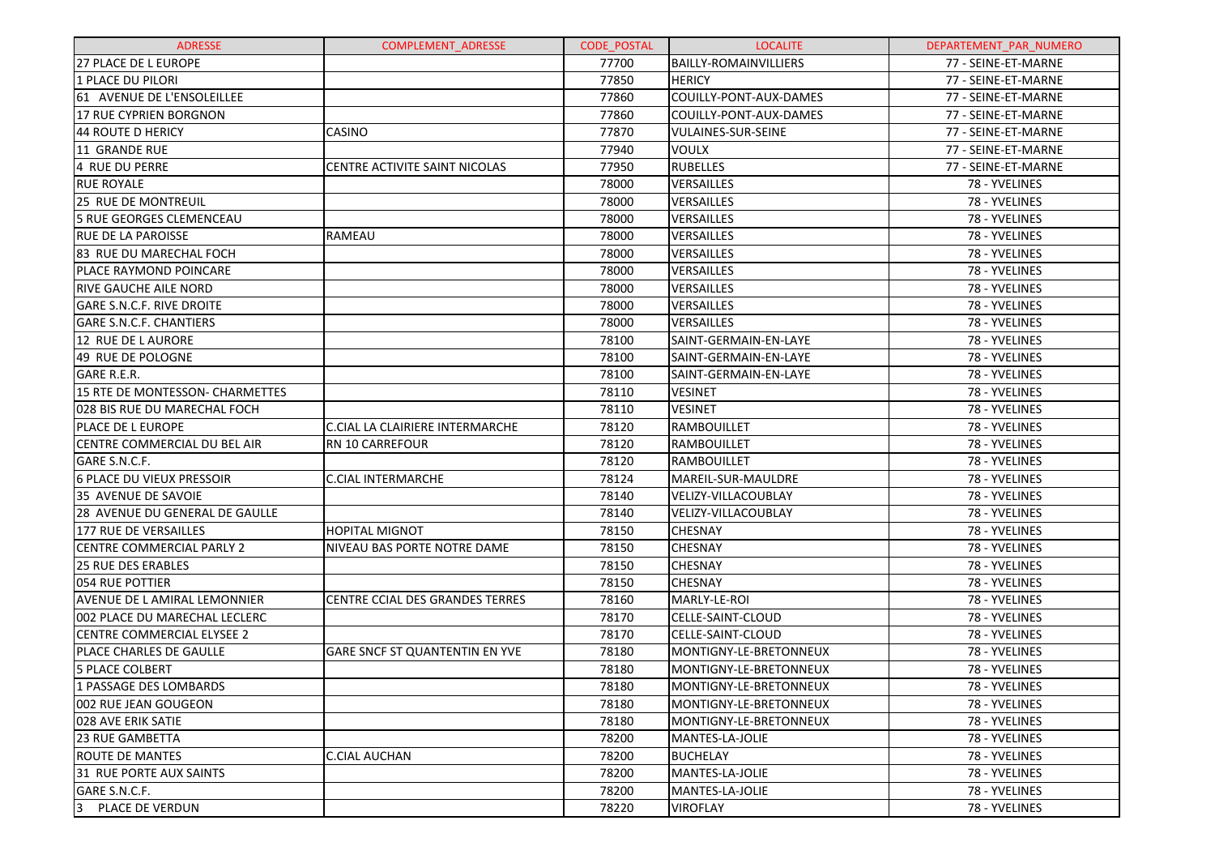| ADRESSE | COMPLEMENT_ADRESSE | CODE_POSTAL | LOCALITE | DEPARTEMENT_PAR_NUMERO |
|---|---|---|---|---|
| 27 PLACE DE L EUROPE | | 77700 | BAILLY-ROMAINVILLIERS | 77 - SEINE-ET-MARNE |
| 1 PLACE DU PILORI | | 77850 | HERICY | 77 - SEINE-ET-MARNE |
| 61 AVENUE DE L'ENSOLEILLEE | | 77860 | COUILLY-PONT-AUX-DAMES | 77 - SEINE-ET-MARNE |
| 17 RUE CYPRIEN BORGNON | | 77860 | COUILLY-PONT-AUX-DAMES | 77 - SEINE-ET-MARNE |
| 44 ROUTE D HERICY | CASINO | 77870 | VULAINES-SUR-SEINE | 77 - SEINE-ET-MARNE |
| 11 GRANDE RUE | | 77940 | VOULX | 77 - SEINE-ET-MARNE |
| 4 RUE DU PERRE | CENTRE ACTIVITE SAINT NICOLAS | 77950 | RUBELLES | 77 - SEINE-ET-MARNE |
| RUE ROYALE | | 78000 | VERSAILLES | 78 - YVELINES |
| 25 RUE DE MONTREUIL | | 78000 | VERSAILLES | 78 - YVELINES |
| 5 RUE GEORGES CLEMENCEAU | | 78000 | VERSAILLES | 78 - YVELINES |
| RUE DE LA PAROISSE | RAMEAU | 78000 | VERSAILLES | 78 - YVELINES |
| 83 RUE DU MARECHAL FOCH | | 78000 | VERSAILLES | 78 - YVELINES |
| PLACE RAYMOND POINCARE | | 78000 | VERSAILLES | 78 - YVELINES |
| RIVE GAUCHE AILE NORD | | 78000 | VERSAILLES | 78 - YVELINES |
| GARE S.N.C.F. RIVE DROITE | | 78000 | VERSAILLES | 78 - YVELINES |
| GARE S.N.C.F. CHANTIERS | | 78000 | VERSAILLES | 78 - YVELINES |
| 12 RUE DE L AURORE | | 78100 | SAINT-GERMAIN-EN-LAYE | 78 - YVELINES |
| 49 RUE DE POLOGNE | | 78100 | SAINT-GERMAIN-EN-LAYE | 78 - YVELINES |
| GARE R.E.R. | | 78100 | SAINT-GERMAIN-EN-LAYE | 78 - YVELINES |
| 15 RTE DE MONTESSON- CHARMETTES | | 78110 | VESINET | 78 - YVELINES |
| 028 BIS RUE DU MARECHAL FOCH | | 78110 | VESINET | 78 - YVELINES |
| PLACE DE L EUROPE | C.CIAL LA CLAIRIERE INTERMARCHE | 78120 | RAMBOUILLET | 78 - YVELINES |
| CENTRE COMMERCIAL DU BEL AIR | RN 10 CARREFOUR | 78120 | RAMBOUILLET | 78 - YVELINES |
| GARE S.N.C.F. | | 78120 | RAMBOUILLET | 78 - YVELINES |
| 6 PLACE DU VIEUX PRESSOIR | C.CIAL INTERMARCHE | 78124 | MAREIL-SUR-MAULDRE | 78 - YVELINES |
| 35 AVENUE DE SAVOIE | | 78140 | VELIZY-VILLACOUBLAY | 78 - YVELINES |
| 28 AVENUE DU GENERAL DE GAULLE | | 78140 | VELIZY-VILLACOUBLAY | 78 - YVELINES |
| 177 RUE DE VERSAILLES | HOPITAL MIGNOT | 78150 | CHESNAY | 78 - YVELINES |
| CENTRE COMMERCIAL PARLY 2 | NIVEAU BAS PORTE NOTRE DAME | 78150 | CHESNAY | 78 - YVELINES |
| 25 RUE DES ERABLES | | 78150 | CHESNAY | 78 - YVELINES |
| 054 RUE POTTIER | | 78150 | CHESNAY | 78 - YVELINES |
| AVENUE DE L AMIRAL LEMONNIER | CENTRE CCIAL DES GRANDES TERRES | 78160 | MARLY-LE-ROI | 78 - YVELINES |
| 002 PLACE DU MARECHAL LECLERC | | 78170 | CELLE-SAINT-CLOUD | 78 - YVELINES |
| CENTRE COMMERCIAL ELYSEE 2 | | 78170 | CELLE-SAINT-CLOUD | 78 - YVELINES |
| PLACE CHARLES DE GAULLE | GARE SNCF ST QUANTENTIN EN YVE | 78180 | MONTIGNY-LE-BRETONNEUX | 78 - YVELINES |
| 5 PLACE COLBERT | | 78180 | MONTIGNY-LE-BRETONNEUX | 78 - YVELINES |
| 1 PASSAGE DES LOMBARDS | | 78180 | MONTIGNY-LE-BRETONNEUX | 78 - YVELINES |
| 002 RUE JEAN GOUGEON | | 78180 | MONTIGNY-LE-BRETONNEUX | 78 - YVELINES |
| 028 AVE ERIK SATIE | | 78180 | MONTIGNY-LE-BRETONNEUX | 78 - YVELINES |
| 23 RUE GAMBETTA | | 78200 | MANTES-LA-JOLIE | 78 - YVELINES |
| ROUTE DE MANTES | C.CIAL AUCHAN | 78200 | BUCHELAY | 78 - YVELINES |
| 31 RUE PORTE AUX SAINTS | | 78200 | MANTES-LA-JOLIE | 78 - YVELINES |
| GARE S.N.C.F. | | 78200 | MANTES-LA-JOLIE | 78 - YVELINES |
| 3 PLACE DE VERDUN | | 78220 | VIROFLAY | 78 - YVELINES |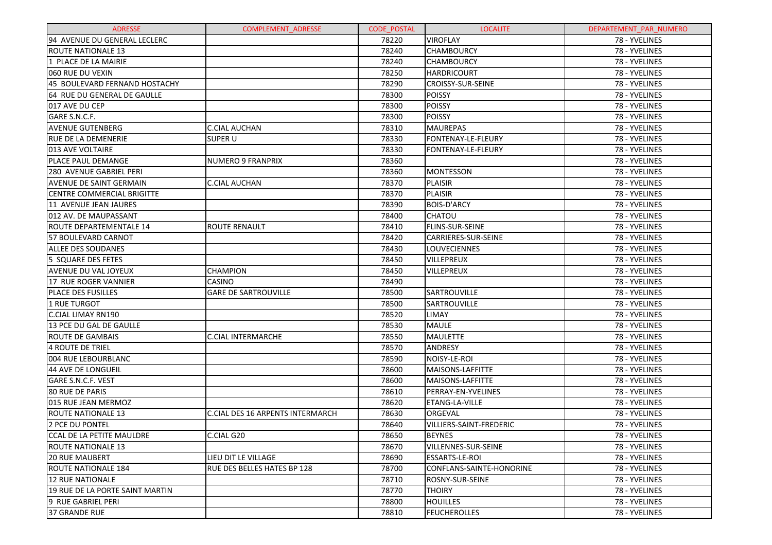| ADRESSE | COMPLEMENT_ADRESSE | CODE_POSTAL | LOCALITE | DEPARTEMENT_PAR_NUMERO |
| --- | --- | --- | --- | --- |
| 94 AVENUE DU GENERAL LECLERC | | 78220 | VIROFLAY | 78 - YVELINES |
| ROUTE NATIONALE 13 | | 78240 | CHAMBOURCY | 78 - YVELINES |
| 1 PLACE DE LA MAIRIE | | 78240 | CHAMBOURCY | 78 - YVELINES |
| 060 RUE DU VEXIN | | 78250 | HARDRICOURT | 78 - YVELINES |
| 45 BOULEVARD FERNAND HOSTACHY | | 78290 | CROISSY-SUR-SEINE | 78 - YVELINES |
| 64 RUE DU GENERAL DE GAULLE | | 78300 | POISSY | 78 - YVELINES |
| 017 AVE DU CEP | | 78300 | POISSY | 78 - YVELINES |
| GARE S.N.C.F. | | 78300 | POISSY | 78 - YVELINES |
| AVENUE GUTENBERG | C.CIAL AUCHAN | 78310 | MAUREPAS | 78 - YVELINES |
| RUE DE LA DEMENERIE | SUPER U | 78330 | FONTENAY-LE-FLEURY | 78 - YVELINES |
| 013 AVE VOLTAIRE | | 78330 | FONTENAY-LE-FLEURY | 78 - YVELINES |
| PLACE PAUL DEMANGE | NUMERO 9 FRANPRIX | 78360 | | 78 - YVELINES |
| 280 AVENUE GABRIEL PERI | | 78360 | MONTESSON | 78 - YVELINES |
| AVENUE DE SAINT GERMAIN | C.CIAL AUCHAN | 78370 | PLAISIR | 78 - YVELINES |
| CENTRE COMMERCIAL BRIGITTE | | 78370 | PLAISIR | 78 - YVELINES |
| 11 AVENUE JEAN JAURES | | 78390 | BOIS-D'ARCY | 78 - YVELINES |
| 012 AV. DE MAUPASSANT | | 78400 | CHATOU | 78 - YVELINES |
| ROUTE DEPARTEMENTALE 14 | ROUTE RENAULT | 78410 | FLINS-SUR-SEINE | 78 - YVELINES |
| 57 BOULEVARD CARNOT | | 78420 | CARRIERES-SUR-SEINE | 78 - YVELINES |
| ALLEE DES SOUDANES | | 78430 | LOUVECIENNES | 78 - YVELINES |
| 5 SQUARE DES FETES | | 78450 | VILLEPREUX | 78 - YVELINES |
| AVENUE DU VAL JOYEUX | CHAMPION | 78450 | VILLEPREUX | 78 - YVELINES |
| 17 RUE ROGER VANNIER | CASINO | 78490 | | 78 - YVELINES |
| PLACE DES FUSILLES | GARE DE SARTROUVILLE | 78500 | SARTROUVILLE | 78 - YVELINES |
| 1 RUE TURGOT | | 78500 | SARTROUVILLE | 78 - YVELINES |
| C.CIAL LIMAY RN190 | | 78520 | LIMAY | 78 - YVELINES |
| 13 PCE DU GAL DE GAULLE | | 78530 | MAULE | 78 - YVELINES |
| ROUTE DE GAMBAIS | C.CIAL INTERMARCHE | 78550 | MAULETTE | 78 - YVELINES |
| 4 ROUTE DE TRIEL | | 78570 | ANDRESY | 78 - YVELINES |
| 004 RUE LEBOURBLANC | | 78590 | NOISY-LE-ROI | 78 - YVELINES |
| 44 AVE DE LONGUEIL | | 78600 | MAISONS-LAFFITTE | 78 - YVELINES |
| GARE S.N.C.F. VEST | | 78600 | MAISONS-LAFFITTE | 78 - YVELINES |
| 80 RUE DE PARIS | | 78610 | PERRAY-EN-YVELINES | 78 - YVELINES |
| 015 RUE JEAN MERMOZ | | 78620 | ETANG-LA-VILLE | 78 - YVELINES |
| ROUTE NATIONALE 13 | C.CIAL DES 16 ARPENTS INTERMARCH | 78630 | ORGEVAL | 78 - YVELINES |
| 2 PCE DU PONTEL | | 78640 | VILLIERS-SAINT-FREDERIC | 78 - YVELINES |
| CCAL DE LA PETITE MAULDRE | C.CIAL G20 | 78650 | BEYNES | 78 - YVELINES |
| ROUTE NATIONALE 13 | | 78670 | VILLENNES-SUR-SEINE | 78 - YVELINES |
| 20 RUE MAUBERT | LIEU DIT LE VILLAGE | 78690 | ESSARTS-LE-ROI | 78 - YVELINES |
| ROUTE NATIONALE 184 | RUE DES BELLES HATES BP 128 | 78700 | CONFLANS-SAINTE-HONORINE | 78 - YVELINES |
| 12 RUE NATIONALE | | 78710 | ROSNY-SUR-SEINE | 78 - YVELINES |
| 19 RUE DE LA PORTE SAINT MARTIN | | 78770 | THOIRY | 78 - YVELINES |
| 9 RUE GABRIEL PERI | | 78800 | HOUILLES | 78 - YVELINES |
| 37 GRANDE RUE | | 78810 | FEUCHEROLLES | 78 - YVELINES |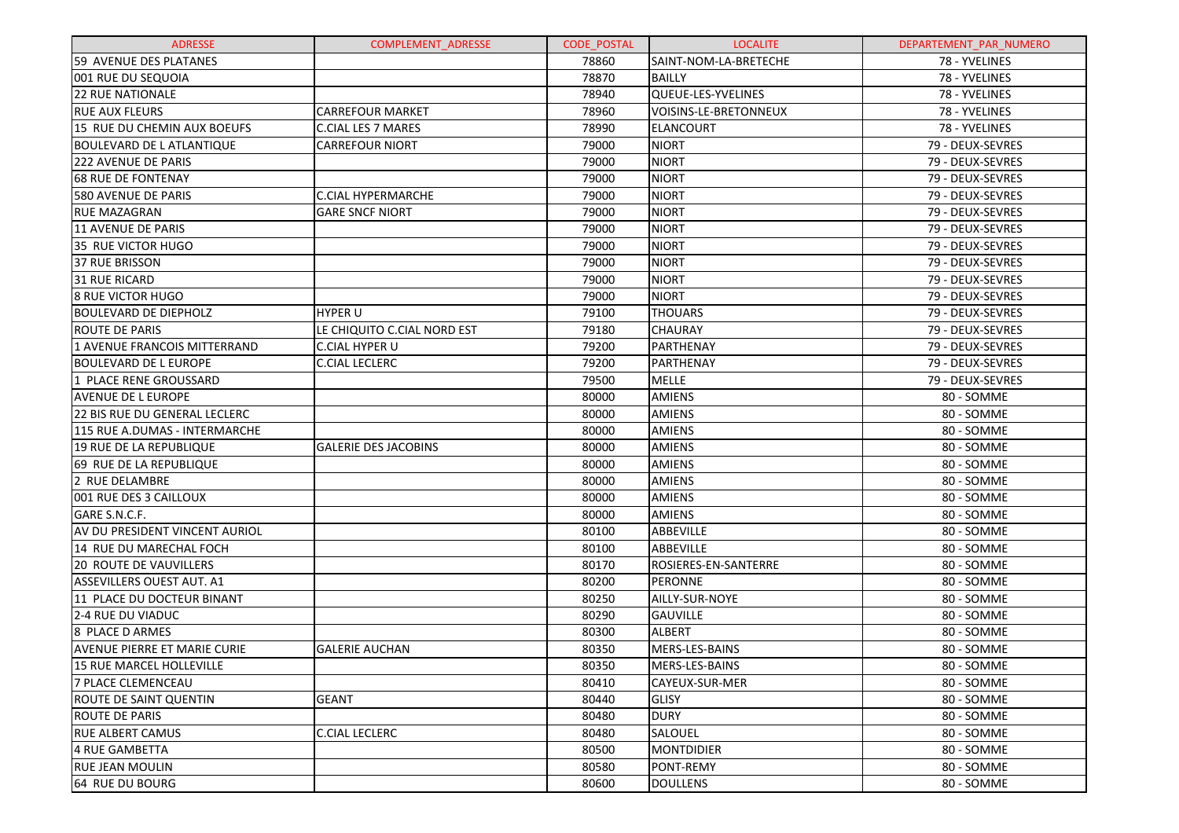| ADRESSE | COMPLEMENT_ADRESSE | CODE_POSTAL | LOCALITE | DEPARTEMENT_PAR_NUMERO |
|---|---|---|---|---|
| 59 AVENUE DES PLATANES | | 78860 | SAINT-NOM-LA-BRETECHE | 78 - YVELINES |
| 001 RUE DU SEQUOIA | | 78870 | BAILLY | 78 - YVELINES |
| 22 RUE NATIONALE | | 78940 | QUEUE-LES-YVELINES | 78 - YVELINES |
| RUE AUX FLEURS | CARREFOUR MARKET | 78960 | VOISINS-LE-BRETONNEUX | 78 - YVELINES |
| 15 RUE DU CHEMIN AUX BOEUFS | C.CIAL LES 7 MARES | 78990 | ELANCOURT | 78 - YVELINES |
| BOULEVARD DE L ATLANTIQUE | CARREFOUR NIORT | 79000 | NIORT | 79 - DEUX-SEVRES |
| 222 AVENUE DE PARIS | | 79000 | NIORT | 79 - DEUX-SEVRES |
| 68 RUE DE FONTENAY | | 79000 | NIORT | 79 - DEUX-SEVRES |
| 580 AVENUE DE PARIS | C.CIAL HYPERMARCHE | 79000 | NIORT | 79 - DEUX-SEVRES |
| RUE MAZAGRAN | GARE SNCF NIORT | 79000 | NIORT | 79 - DEUX-SEVRES |
| 11 AVENUE DE PARIS | | 79000 | NIORT | 79 - DEUX-SEVRES |
| 35 RUE VICTOR HUGO | | 79000 | NIORT | 79 - DEUX-SEVRES |
| 37 RUE BRISSON | | 79000 | NIORT | 79 - DEUX-SEVRES |
| 31 RUE RICARD | | 79000 | NIORT | 79 - DEUX-SEVRES |
| 8 RUE VICTOR HUGO | | 79000 | NIORT | 79 - DEUX-SEVRES |
| BOULEVARD DE DIEPHOLZ | HYPER U | 79100 | THOUARS | 79 - DEUX-SEVRES |
| ROUTE DE PARIS | LE CHIQUITO C.CIAL NORD EST | 79180 | CHAURAY | 79 - DEUX-SEVRES |
| 1 AVENUE FRANCOIS MITTERRAND | C.CIAL HYPER U | 79200 | PARTHENAY | 79 - DEUX-SEVRES |
| BOULEVARD DE L EUROPE | C.CIAL LECLERC | 79200 | PARTHENAY | 79 - DEUX-SEVRES |
| 1 PLACE RENE GROUSSARD | | 79500 | MELLE | 79 - DEUX-SEVRES |
| AVENUE DE L EUROPE | | 80000 | AMIENS | 80 - SOMME |
| 22 BIS RUE DU GENERAL LECLERC | | 80000 | AMIENS | 80 - SOMME |
| 115 RUE A.DUMAS - INTERMARCHE | | 80000 | AMIENS | 80 - SOMME |
| 19 RUE DE LA REPUBLIQUE | GALERIE DES JACOBINS | 80000 | AMIENS | 80 - SOMME |
| 69 RUE DE LA REPUBLIQUE | | 80000 | AMIENS | 80 - SOMME |
| 2 RUE DELAMBRE | | 80000 | AMIENS | 80 - SOMME |
| 001 RUE DES 3 CAILLOUX | | 80000 | AMIENS | 80 - SOMME |
| GARE S.N.C.F. | | 80000 | AMIENS | 80 - SOMME |
| AV DU PRESIDENT VINCENT AURIOL | | 80100 | ABBEVILLE | 80 - SOMME |
| 14 RUE DU MARECHAL FOCH | | 80100 | ABBEVILLE | 80 - SOMME |
| 20 ROUTE DE VAUVILLERS | | 80170 | ROSIERES-EN-SANTERRE | 80 - SOMME |
| ASSEVILLERS OUEST AUT. A1 | | 80200 | PERONNE | 80 - SOMME |
| 11 PLACE DU DOCTEUR BINANT | | 80250 | AILLY-SUR-NOYE | 80 - SOMME |
| 2-4 RUE DU VIADUC | | 80290 | GAUVILLE | 80 - SOMME |
| 8 PLACE D ARMES | | 80300 | ALBERT | 80 - SOMME |
| AVENUE PIERRE ET MARIE CURIE | GALERIE AUCHAN | 80350 | MERS-LES-BAINS | 80 - SOMME |
| 15 RUE MARCEL HOLLEVILLE | | 80350 | MERS-LES-BAINS | 80 - SOMME |
| 7 PLACE CLEMENCEAU | | 80410 | CAYEUX-SUR-MER | 80 - SOMME |
| ROUTE DE SAINT QUENTIN | GEANT | 80440 | GLISY | 80 - SOMME |
| ROUTE DE PARIS | | 80480 | DURY | 80 - SOMME |
| RUE ALBERT CAMUS | C.CIAL LECLERC | 80480 | SALOUEL | 80 - SOMME |
| 4 RUE GAMBETTA | | 80500 | MONTDIDIER | 80 - SOMME |
| RUE JEAN MOULIN | | 80580 | PONT-REMY | 80 - SOMME |
| 64 RUE DU BOURG | | 80600 | DOULLENS | 80 - SOMME |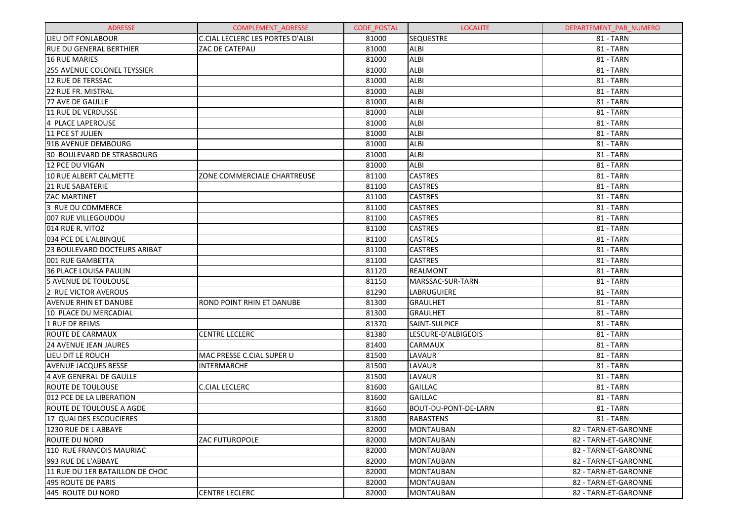| ADRESSE | COMPLEMENT_ADRESSE | CODE_POSTAL | LOCALITE | DEPARTEMENT_PAR_NUMERO |
|---|---|---|---|---|
| LIEU DIT FONLABOUR | C.CIAL LECLERC LES PORTES D'ALBI | 81000 | SEQUESTRE | 81 - TARN |
| RUE DU GENERAL BERTHIER | ZAC DE CATEPAU | 81000 | ALBI | 81 - TARN |
| 16 RUE MARIES | | 81000 | ALBI | 81 - TARN |
| 255 AVENUE COLONEL TEYSSIER | | 81000 | ALBI | 81 - TARN |
| 12 RUE DE TERSSAC | | 81000 | ALBI | 81 - TARN |
| 22 RUE FR. MISTRAL | | 81000 | ALBI | 81 - TARN |
| 77 AVE DE GAULLE | | 81000 | ALBI | 81 - TARN |
| 11 RUE DE VERDUSSE | | 81000 | ALBI | 81 - TARN |
| 4 PLACE LAPEROUSE | | 81000 | ALBI | 81 - TARN |
| 11 PCE ST JULIEN | | 81000 | ALBI | 81 - TARN |
| 91B AVENUE DEMBOURG | | 81000 | ALBI | 81 - TARN |
| 30 BOULEVARD DE STRASBOURG | | 81000 | ALBI | 81 - TARN |
| 12 PCE DU VIGAN | | 81000 | ALBI | 81 - TARN |
| 10 RUE ALBERT CALMETTE | ZONE COMMERCIALE CHARTREUSE | 81100 | CASTRES | 81 - TARN |
| 21 RUE SABATERIE | | 81100 | CASTRES | 81 - TARN |
| ZAC MARTINET | | 81100 | CASTRES | 81 - TARN |
| 3 RUE DU COMMERCE | | 81100 | CASTRES | 81 - TARN |
| 007 RUE VILLEGOUDOU | | 81100 | CASTRES | 81 - TARN |
| 014 RUE R. VITOZ | | 81100 | CASTRES | 81 - TARN |
| 034 PCE DE L'ALBINQUE | | 81100 | CASTRES | 81 - TARN |
| 23 BOULEVARD DOCTEURS ARIBAT | | 81100 | CASTRES | 81 - TARN |
| 001 RUE GAMBETTA | | 81100 | CASTRES | 81 - TARN |
| 36 PLACE LOUISA PAULIN | | 81120 | REALMONT | 81 - TARN |
| 5 AVENUE DE TOULOUSE | | 81150 | MARSSAC-SUR-TARN | 81 - TARN |
| 2 RUE VICTOR AVEROUS | | 81290 | LABRUGUIERE | 81 - TARN |
| AVENUE RHIN ET DANUBE | ROND POINT RHIN ET DANUBE | 81300 | GRAULHET | 81 - TARN |
| 10 PLACE DU MERCADIAL | | 81300 | GRAULHET | 81 - TARN |
| 1 RUE DE REIMS | | 81370 | SAINT-SULPICE | 81 - TARN |
| ROUTE DE CARMAUX | CENTRE LECLERC | 81380 | LESCURE-D'ALBIGEOIS | 81 - TARN |
| 24 AVENUE JEAN JAURES | | 81400 | CARMAUX | 81 - TARN |
| LIEU DIT LE ROUCH | MAC PRESSE C.CIAL SUPER U | 81500 | LAVAUR | 81 - TARN |
| AVENUE JACQUES BESSE | INTERMARCHE | 81500 | LAVAUR | 81 - TARN |
| 4 AVE GENERAL DE GAULLE | | 81500 | LAVAUR | 81 - TARN |
| ROUTE DE TOULOUSE | C.CIAL LECLERC | 81600 | GAILLAC | 81 - TARN |
| 012 PCE DE LA LIBERATION | | 81600 | GAILLAC | 81 - TARN |
| ROUTE DE TOULOUSE A AGDE | | 81660 | BOUT-DU-PONT-DE-LARN | 81 - TARN |
| 17 QUAI DES ESCOUCIERES | | 81800 | RABASTENS | 81 - TARN |
| 1230 RUE DE L ABBAYE | | 82000 | MONTAUBAN | 82 - TARN-ET-GARONNE |
| ROUTE DU NORD | ZAC FUTUROPOLE | 82000 | MONTAUBAN | 82 - TARN-ET-GARONNE |
| 110 RUE FRANCOIS MAURIAC | | 82000 | MONTAUBAN | 82 - TARN-ET-GARONNE |
| 993 RUE DE L'ABBAYE | | 82000 | MONTAUBAN | 82 - TARN-ET-GARONNE |
| 11 RUE DU 1ER BATAILLON DE CHOC | | 82000 | MONTAUBAN | 82 - TARN-ET-GARONNE |
| 495 ROUTE DE PARIS | | 82000 | MONTAUBAN | 82 - TARN-ET-GARONNE |
| 445 ROUTE DU NORD | CENTRE LECLERC | 82000 | MONTAUBAN | 82 - TARN-ET-GARONNE |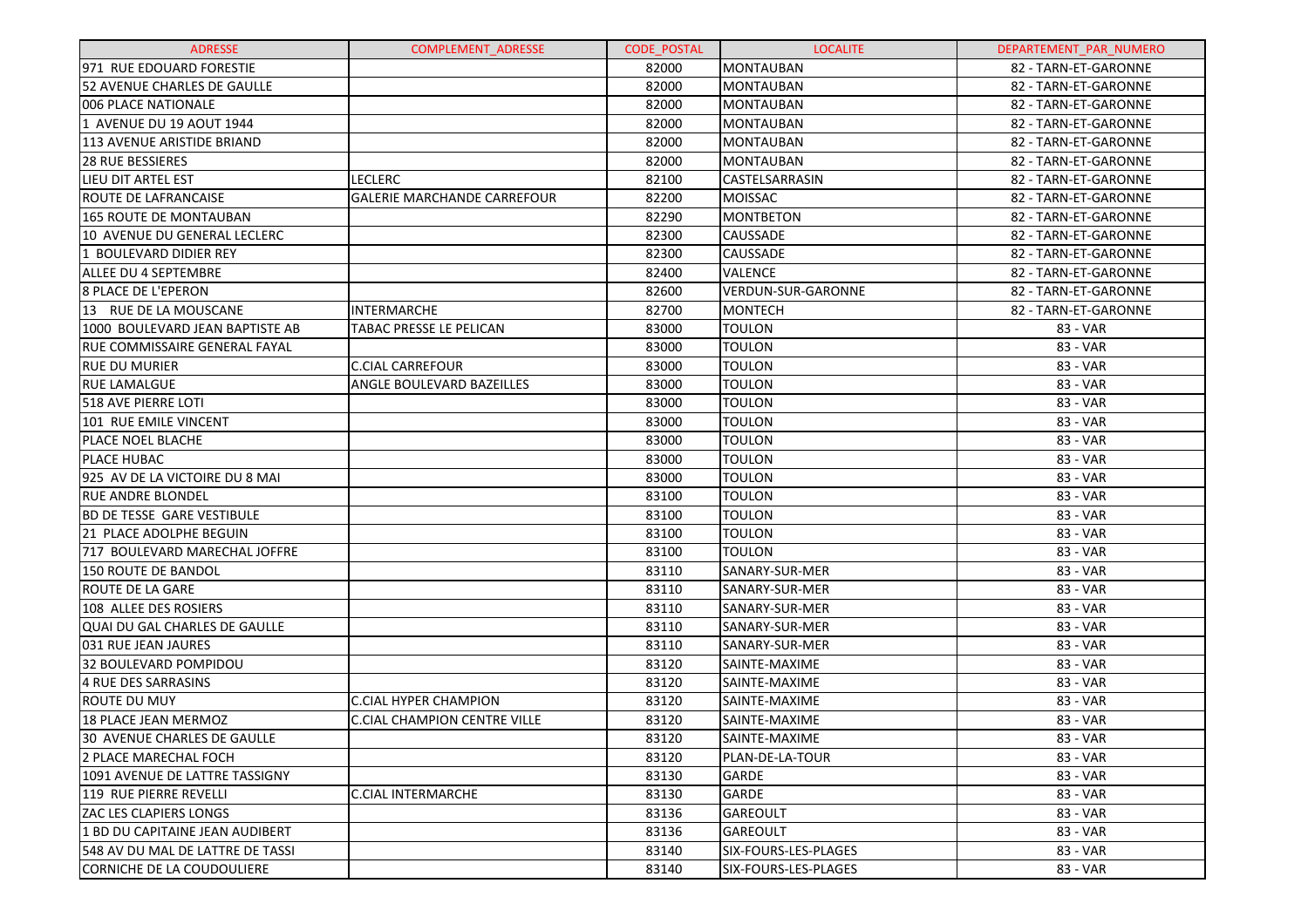| ADRESSE | COMPLEMENT_ADRESSE | CODE_POSTAL | LOCALITE | DEPARTEMENT_PAR_NUMERO |
|---|---|---|---|---|
| 971 RUE EDOUARD FORESTIE | | 82000 | MONTAUBAN | 82 - TARN-ET-GARONNE |
| 52 AVENUE CHARLES DE GAULLE | | 82000 | MONTAUBAN | 82 - TARN-ET-GARONNE |
| 006 PLACE NATIONALE | | 82000 | MONTAUBAN | 82 - TARN-ET-GARONNE |
| 1 AVENUE DU 19 AOUT 1944 | | 82000 | MONTAUBAN | 82 - TARN-ET-GARONNE |
| 113 AVENUE ARISTIDE BRIAND | | 82000 | MONTAUBAN | 82 - TARN-ET-GARONNE |
| 28 RUE BESSIERES | | 82000 | MONTAUBAN | 82 - TARN-ET-GARONNE |
| LIEU DIT ARTEL EST | LECLERC | 82100 | CASTELSARRASIN | 82 - TARN-ET-GARONNE |
| ROUTE DE LAFRANCAISE | GALERIE MARCHANDE CARREFOUR | 82200 | MOISSAC | 82 - TARN-ET-GARONNE |
| 165 ROUTE DE MONTAUBAN | | 82290 | MONTBETON | 82 - TARN-ET-GARONNE |
| 10 AVENUE DU GENERAL LECLERC | | 82300 | CAUSSADE | 82 - TARN-ET-GARONNE |
| 1 BOULEVARD DIDIER REY | | 82300 | CAUSSADE | 82 - TARN-ET-GARONNE |
| ALLEE DU 4 SEPTEMBRE | | 82400 | VALENCE | 82 - TARN-ET-GARONNE |
| 8 PLACE DE L'EPERON | | 82600 | VERDUN-SUR-GARONNE | 82 - TARN-ET-GARONNE |
| 13 RUE DE LA MOUSCANE | INTERMARCHE | 82700 | MONTECH | 82 - TARN-ET-GARONNE |
| 1000 BOULEVARD JEAN BAPTISTE AB | TABAC PRESSE LE PELICAN | 83000 | TOULON | 83 - VAR |
| RUE COMMISSAIRE GENERAL FAYAL | | 83000 | TOULON | 83 - VAR |
| RUE DU MURIER | C.CIAL CARREFOUR | 83000 | TOULON | 83 - VAR |
| RUE LAMALGUE | ANGLE BOULEVARD BAZEILLES | 83000 | TOULON | 83 - VAR |
| 518 AVE PIERRE LOTI | | 83000 | TOULON | 83 - VAR |
| 101 RUE EMILE VINCENT | | 83000 | TOULON | 83 - VAR |
| PLACE NOEL BLACHE | | 83000 | TOULON | 83 - VAR |
| PLACE HUBAC | | 83000 | TOULON | 83 - VAR |
| 925 AV DE LA VICTOIRE DU 8 MAI | | 83000 | TOULON | 83 - VAR |
| RUE ANDRE BLONDEL | | 83100 | TOULON | 83 - VAR |
| BD DE TESSE GARE VESTIBULE | | 83100 | TOULON | 83 - VAR |
| 21 PLACE ADOLPHE BEGUIN | | 83100 | TOULON | 83 - VAR |
| 717 BOULEVARD MARECHAL JOFFRE | | 83100 | TOULON | 83 - VAR |
| 150 ROUTE DE BANDOL | | 83110 | SANARY-SUR-MER | 83 - VAR |
| ROUTE DE LA GARE | | 83110 | SANARY-SUR-MER | 83 - VAR |
| 108 ALLEE DES ROSIERS | | 83110 | SANARY-SUR-MER | 83 - VAR |
| QUAI DU GAL CHARLES DE GAULLE | | 83110 | SANARY-SUR-MER | 83 - VAR |
| 031 RUE JEAN JAURES | | 83110 | SANARY-SUR-MER | 83 - VAR |
| 32 BOULEVARD POMPIDOU | | 83120 | SAINTE-MAXIME | 83 - VAR |
| 4 RUE DES SARRASINS | | 83120 | SAINTE-MAXIME | 83 - VAR |
| ROUTE DU MUY | C.CIAL HYPER CHAMPION | 83120 | SAINTE-MAXIME | 83 - VAR |
| 18 PLACE JEAN MERMOZ | C.CIAL CHAMPION CENTRE VILLE | 83120 | SAINTE-MAXIME | 83 - VAR |
| 30 AVENUE CHARLES DE GAULLE | | 83120 | SAINTE-MAXIME | 83 - VAR |
| 2 PLACE MARECHAL FOCH | | 83120 | PLAN-DE-LA-TOUR | 83 - VAR |
| 1091 AVENUE DE LATTRE TASSIGNY | | 83130 | GARDE | 83 - VAR |
| 119 RUE PIERRE REVELLI | C.CIAL INTERMARCHE | 83130 | GARDE | 83 - VAR |
| ZAC LES CLAPIERS LONGS | | 83136 | GAREOULT | 83 - VAR |
| 1 BD DU CAPITAINE JEAN AUDIBERT | | 83136 | GAREOULT | 83 - VAR |
| 548 AV DU MAL DE LATTRE DE TASSI | | 83140 | SIX-FOURS-LES-PLAGES | 83 - VAR |
| CORNICHE DE LA COUDOULIERE | | 83140 | SIX-FOURS-LES-PLAGES | 83 - VAR |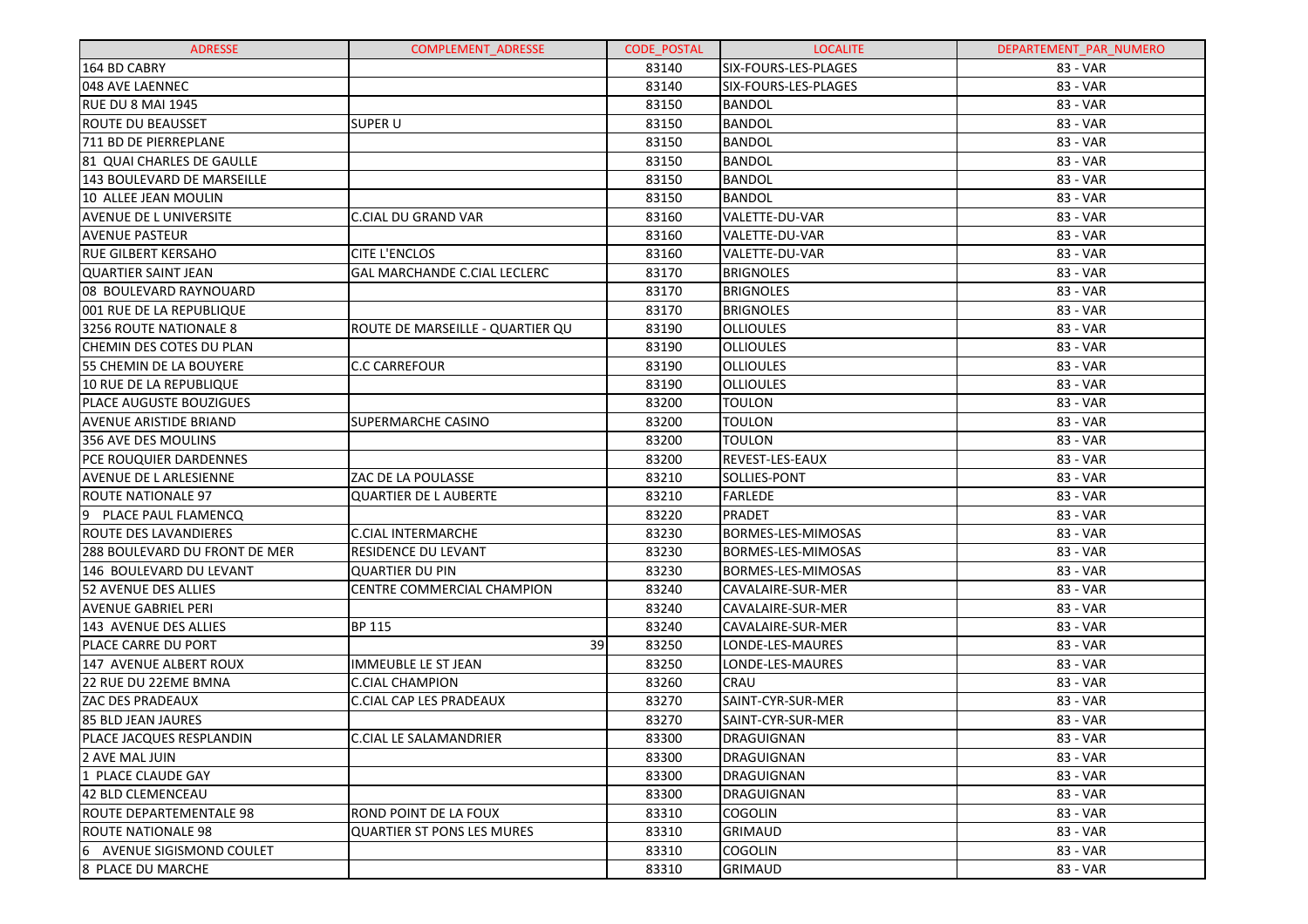| ADRESSE | COMPLEMENT_ADRESSE | CODE_POSTAL | LOCALITE | DEPARTEMENT_PAR_NUMERO |
|---|---|---|---|---|
| 164 BD CABRY | | 83140 | SIX-FOURS-LES-PLAGES | 83 - VAR |
| 048 AVE LAENNEC | | 83140 | SIX-FOURS-LES-PLAGES | 83 - VAR |
| RUE DU 8 MAI 1945 | | 83150 | BANDOL | 83 - VAR |
| ROUTE DU BEAUSSET | SUPER U | 83150 | BANDOL | 83 - VAR |
| 711 BD DE PIERREPLANE | | 83150 | BANDOL | 83 - VAR |
| 81 QUAI CHARLES DE GAULLE | | 83150 | BANDOL | 83 - VAR |
| 143 BOULEVARD DE MARSEILLE | | 83150 | BANDOL | 83 - VAR |
| 10 ALLEE JEAN MOULIN | | 83150 | BANDOL | 83 - VAR |
| AVENUE DE L UNIVERSITE | C.CIAL DU GRAND VAR | 83160 | VALETTE-DU-VAR | 83 - VAR |
| AVENUE PASTEUR | | 83160 | VALETTE-DU-VAR | 83 - VAR |
| RUE GILBERT KERSAHO | CITE L'ENCLOS | 83160 | VALETTE-DU-VAR | 83 - VAR |
| QUARTIER SAINT JEAN | GAL MARCHANDE C.CIAL LECLERC | 83170 | BRIGNOLES | 83 - VAR |
| 08 BOULEVARD RAYNOUARD | | 83170 | BRIGNOLES | 83 - VAR |
| 001 RUE DE LA REPUBLIQUE | | 83170 | BRIGNOLES | 83 - VAR |
| 3256 ROUTE NATIONALE 8 | ROUTE DE MARSEILLE - QUARTIER QU | 83190 | OLLIOULES | 83 - VAR |
| CHEMIN DES COTES DU PLAN | | 83190 | OLLIOULES | 83 - VAR |
| 55 CHEMIN DE LA BOUYERE | C.C CARREFOUR | 83190 | OLLIOULES | 83 - VAR |
| 10 RUE DE LA REPUBLIQUE | | 83190 | OLLIOULES | 83 - VAR |
| PLACE AUGUSTE BOUZIGUES | | 83200 | TOULON | 83 - VAR |
| AVENUE ARISTIDE BRIAND | SUPERMARCHE CASINO | 83200 | TOULON | 83 - VAR |
| 356 AVE DES MOULINS | | 83200 | TOULON | 83 - VAR |
| PCE ROUQUIER DARDENNES | | 83200 | REVEST-LES-EAUX | 83 - VAR |
| AVENUE DE L ARLESIENNE | ZAC DE LA POULASSE | 83210 | SOLLIES-PONT | 83 - VAR |
| ROUTE NATIONALE 97 | QUARTIER DE L AUBERTE | 83210 | FARLEDE | 83 - VAR |
| 9 PLACE PAUL FLAMENCQ | | 83220 | PRADET | 83 - VAR |
| ROUTE DES LAVANDIERES | C.CIAL INTERMARCHE | 83230 | BORMES-LES-MIMOSAS | 83 - VAR |
| 288 BOULEVARD DU FRONT DE MER | RESIDENCE DU LEVANT | 83230 | BORMES-LES-MIMOSAS | 83 - VAR |
| 146 BOULEVARD DU LEVANT | QUARTIER DU PIN | 83230 | BORMES-LES-MIMOSAS | 83 - VAR |
| 52 AVENUE DES ALLIES | CENTRE COMMERCIAL CHAMPION | 83240 | CAVALAIRE-SUR-MER | 83 - VAR |
| AVENUE GABRIEL PERI | | 83240 | CAVALAIRE-SUR-MER | 83 - VAR |
| 143 AVENUE DES ALLIES | BP 115 | 83240 | CAVALAIRE-SUR-MER | 83 - VAR |
| PLACE CARRE DU PORT | 39 | 83250 | LONDE-LES-MAURES | 83 - VAR |
| 147 AVENUE ALBERT ROUX | IMMEUBLE LE ST JEAN | 83250 | LONDE-LES-MAURES | 83 - VAR |
| 22 RUE DU 22EME BMNA | C.CIAL CHAMPION | 83260 | CRAU | 83 - VAR |
| ZAC DES PRADEAUX | C.CIAL CAP LES PRADEAUX | 83270 | SAINT-CYR-SUR-MER | 83 - VAR |
| 85 BLD JEAN JAURES | | 83270 | SAINT-CYR-SUR-MER | 83 - VAR |
| PLACE JACQUES RESPLANDIN | C.CIAL LE SALAMANDRIER | 83300 | DRAGUIGNAN | 83 - VAR |
| 2 AVE MAL JUIN | | 83300 | DRAGUIGNAN | 83 - VAR |
| 1 PLACE CLAUDE GAY | | 83300 | DRAGUIGNAN | 83 - VAR |
| 42 BLD CLEMENCEAU | | 83300 | DRAGUIGNAN | 83 - VAR |
| ROUTE DEPARTEMENTALE 98 | ROND POINT DE LA FOUX | 83310 | COGOLIN | 83 - VAR |
| ROUTE NATIONALE 98 | QUARTIER ST PONS LES MURES | 83310 | GRIMAUD | 83 - VAR |
| 6 AVENUE SIGISMOND COULET | | 83310 | COGOLIN | 83 - VAR |
| 8 PLACE DU MARCHE | | 83310 | GRIMAUD | 83 - VAR |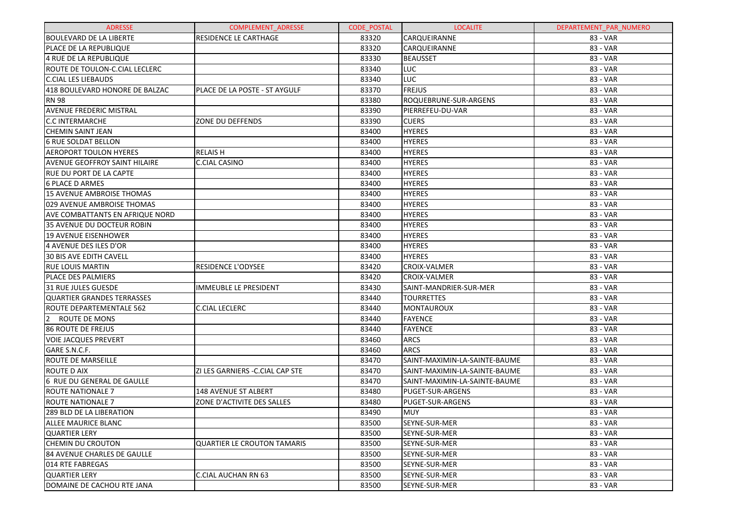| ADRESSE | COMPLEMENT_ADRESSE | CODE_POSTAL | LOCALITE | DEPARTEMENT_PAR_NUMERO |
|---|---|---|---|---|
| BOULEVARD DE LA LIBERTE | RESIDENCE LE CARTHAGE | 83320 | CARQUEIRANNE | 83 - VAR |
| PLACE DE LA REPUBLIQUE | | 83320 | CARQUEIRANNE | 83 - VAR |
| 4 RUE DE LA REPUBLIQUE | | 83330 | BEAUSSET | 83 - VAR |
| ROUTE DE TOULON-C.CIAL LECLERC | | 83340 | LUC | 83 - VAR |
| C.CIAL LES LIEBAUDS | | 83340 | LUC | 83 - VAR |
| 418 BOULEVARD HONORE DE BALZAC | PLACE DE LA POSTE - ST AYGULF | 83370 | FREJUS | 83 - VAR |
| RN 98 | | 83380 | ROQUEBRUNE-SUR-ARGENS | 83 - VAR |
| AVENUE FREDERIC MISTRAL | | 83390 | PIERREFEU-DU-VAR | 83 - VAR |
| C.C INTERMARCHE | ZONE DU DEFFENDS | 83390 | CUERS | 83 - VAR |
| CHEMIN SAINT JEAN | | 83400 | HYERES | 83 - VAR |
| 6 RUE SOLDAT BELLON | | 83400 | HYERES | 83 - VAR |
| AEROPORT TOULON HYERES | RELAIS H | 83400 | HYERES | 83 - VAR |
| AVENUE GEOFFROY SAINT HILAIRE | C.CIAL CASINO | 83400 | HYERES | 83 - VAR |
| RUE DU PORT DE LA CAPTE | | 83400 | HYERES | 83 - VAR |
| 6 PLACE D ARMES | | 83400 | HYERES | 83 - VAR |
| 15 AVENUE AMBROISE THOMAS | | 83400 | HYERES | 83 - VAR |
| 029 AVENUE AMBROISE THOMAS | | 83400 | HYERES | 83 - VAR |
| AVE COMBATTANTS EN AFRIQUE NORD | | 83400 | HYERES | 83 - VAR |
| 35 AVENUE DU DOCTEUR ROBIN | | 83400 | HYERES | 83 - VAR |
| 19 AVENUE EISENHOWER | | 83400 | HYERES | 83 - VAR |
| 4 AVENUE DES ILES D'OR | | 83400 | HYERES | 83 - VAR |
| 30 BIS AVE EDITH CAVELL | | 83400 | HYERES | 83 - VAR |
| RUE LOUIS MARTIN | RESIDENCE L'ODYSEE | 83420 | CROIX-VALMER | 83 - VAR |
| PLACE DES PALMIERS | | 83420 | CROIX-VALMER | 83 - VAR |
| 31 RUE JULES GUESDE | IMMEUBLE LE PRESIDENT | 83430 | SAINT-MANDRIER-SUR-MER | 83 - VAR |
| QUARTIER GRANDES TERRASSES | | 83440 | TOURRETTES | 83 - VAR |
| ROUTE DEPARTEMENTALE 562 | C.CIAL LECLERC | 83440 | MONTAUROUX | 83 - VAR |
| 2 ROUTE DE MONS | | 83440 | FAYENCE | 83 - VAR |
| 86 ROUTE DE FREJUS | | 83440 | FAYENCE | 83 - VAR |
| VOIE JACQUES PREVERT | | 83460 | ARCS | 83 - VAR |
| GARE S.N.C.F. | | 83460 | ARCS | 83 - VAR |
| ROUTE DE MARSEILLE | | 83470 | SAINT-MAXIMIN-LA-SAINTE-BAUME | 83 - VAR |
| ROUTE D AIX | ZI LES GARNIERS -C.CIAL CAP STE | 83470 | SAINT-MAXIMIN-LA-SAINTE-BAUME | 83 - VAR |
| 6 RUE DU GENERAL DE GAULLE | | 83470 | SAINT-MAXIMIN-LA-SAINTE-BAUME | 83 - VAR |
| ROUTE NATIONALE 7 | 148 AVENUE ST ALBERT | 83480 | PUGET-SUR-ARGENS | 83 - VAR |
| ROUTE NATIONALE 7 | ZONE D'ACTIVITE DES SALLES | 83480 | PUGET-SUR-ARGENS | 83 - VAR |
| 289 BLD DE LA LIBERATION | | 83490 | MUY | 83 - VAR |
| ALLEE MAURICE BLANC | | 83500 | SEYNE-SUR-MER | 83 - VAR |
| QUARTIER LERY | | 83500 | SEYNE-SUR-MER | 83 - VAR |
| CHEMIN DU CROUTON | QUARTIER LE CROUTON TAMARIS | 83500 | SEYNE-SUR-MER | 83 - VAR |
| 84 AVENUE CHARLES DE GAULLE | | 83500 | SEYNE-SUR-MER | 83 - VAR |
| 014 RTE FABREGAS | | 83500 | SEYNE-SUR-MER | 83 - VAR |
| QUARTIER LERY | C.CIAL AUCHAN RN 63 | 83500 | SEYNE-SUR-MER | 83 - VAR |
| DOMAINE DE CACHOU RTE JANA | | 83500 | SEYNE-SUR-MER | 83 - VAR |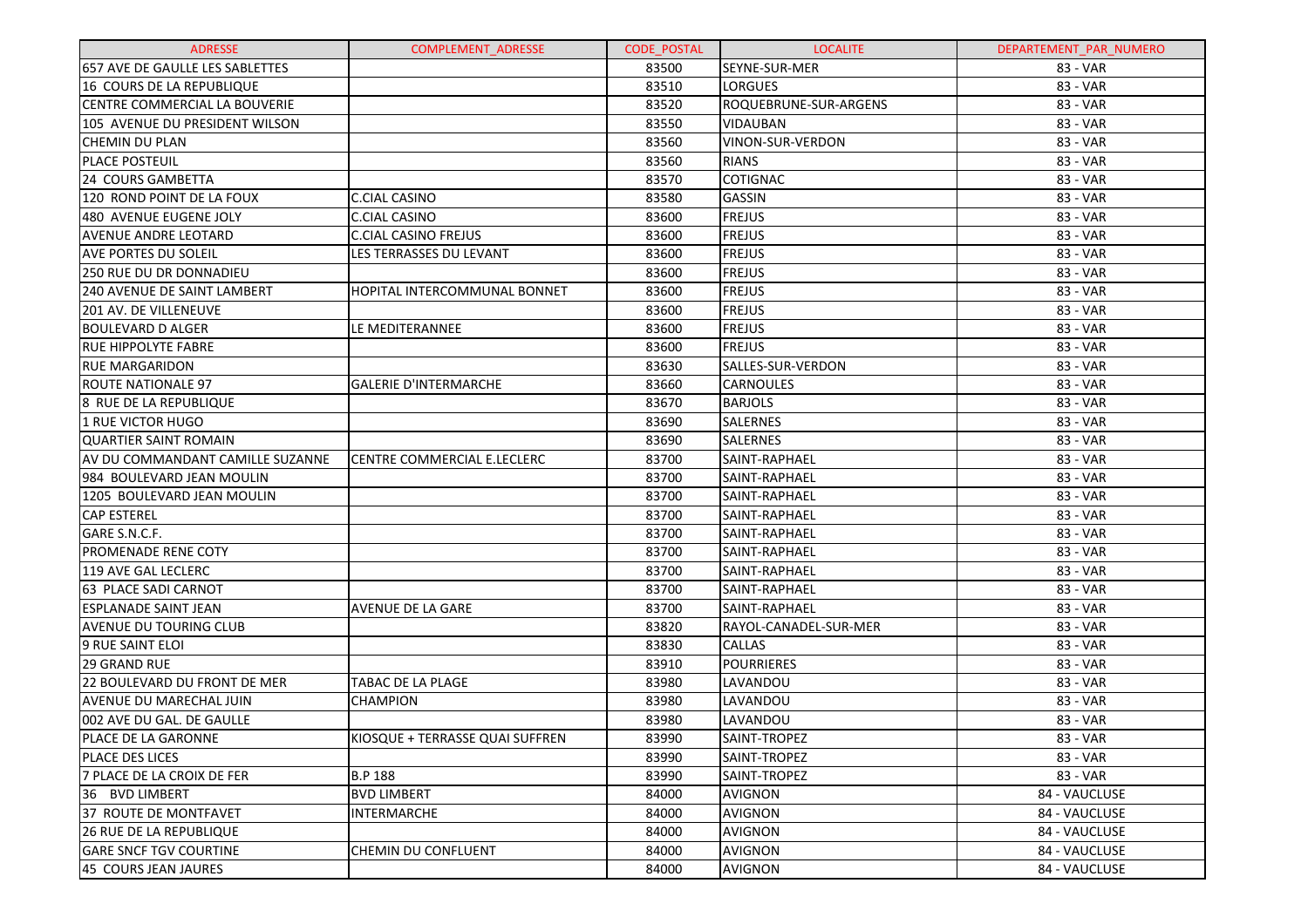| ADRESSE | COMPLEMENT_ADRESSE | CODE_POSTAL | LOCALITE | DEPARTEMENT_PAR_NUMERO |
|---|---|---|---|---|
| 657 AVE DE GAULLE LES SABLETTES | | 83500 | SEYNE-SUR-MER | 83 - VAR |
| 16 COURS DE LA REPUBLIQUE | | 83510 | LORGUES | 83 - VAR |
| CENTRE COMMERCIAL LA BOUVERIE | | 83520 | ROQUEBRUNE-SUR-ARGENS | 83 - VAR |
| 105 AVENUE DU PRESIDENT WILSON | | 83550 | VIDAUBAN | 83 - VAR |
| CHEMIN DU PLAN | | 83560 | VINON-SUR-VERDON | 83 - VAR |
| PLACE POSTEUIL | | 83560 | RIANS | 83 - VAR |
| 24 COURS GAMBETTA | | 83570 | COTIGNAC | 83 - VAR |
| 120 ROND POINT DE LA FOUX | C.CIAL CASINO | 83580 | GASSIN | 83 - VAR |
| 480 AVENUE EUGENE JOLY | C.CIAL CASINO | 83600 | FREJUS | 83 - VAR |
| AVENUE ANDRE LEOTARD | C.CIAL CASINO FREJUS | 83600 | FREJUS | 83 - VAR |
| AVE PORTES DU SOLEIL | LES TERRASSES DU LEVANT | 83600 | FREJUS | 83 - VAR |
| 250 RUE DU DR DONNADIEU | | 83600 | FREJUS | 83 - VAR |
| 240 AVENUE DE SAINT LAMBERT | HOPITAL INTERCOMMUNAL BONNET | 83600 | FREJUS | 83 - VAR |
| 201 AV. DE VILLENEUVE | | 83600 | FREJUS | 83 - VAR |
| BOULEVARD D ALGER | LE MEDITERANNEE | 83600 | FREJUS | 83 - VAR |
| RUE HIPPOLYTE FABRE | | 83600 | FREJUS | 83 - VAR |
| RUE MARGARIDON | | 83630 | SALLES-SUR-VERDON | 83 - VAR |
| ROUTE NATIONALE 97 | GALERIE D'INTERMARCHE | 83660 | CARNOULES | 83 - VAR |
| 8 RUE DE LA REPUBLIQUE | | 83670 | BARJOLS | 83 - VAR |
| 1 RUE VICTOR HUGO | | 83690 | SALERNES | 83 - VAR |
| QUARTIER SAINT ROMAIN | | 83690 | SALERNES | 83 - VAR |
| AV DU COMMANDANT CAMILLE SUZANNE | CENTRE COMMERCIAL E.LECLERC | 83700 | SAINT-RAPHAEL | 83 - VAR |
| 984 BOULEVARD JEAN MOULIN | | 83700 | SAINT-RAPHAEL | 83 - VAR |
| 1205 BOULEVARD JEAN MOULIN | | 83700 | SAINT-RAPHAEL | 83 - VAR |
| CAP ESTEREL | | 83700 | SAINT-RAPHAEL | 83 - VAR |
| GARE S.N.C.F. | | 83700 | SAINT-RAPHAEL | 83 - VAR |
| PROMENADE RENE COTY | | 83700 | SAINT-RAPHAEL | 83 - VAR |
| 119 AVE GAL LECLERC | | 83700 | SAINT-RAPHAEL | 83 - VAR |
| 63 PLACE SADI CARNOT | | 83700 | SAINT-RAPHAEL | 83 - VAR |
| ESPLANADE SAINT JEAN | AVENUE DE LA GARE | 83700 | SAINT-RAPHAEL | 83 - VAR |
| AVENUE DU TOURING CLUB | | 83820 | RAYOL-CANADEL-SUR-MER | 83 - VAR |
| 9 RUE SAINT ELOI | | 83830 | CALLAS | 83 - VAR |
| 29 GRAND RUE | | 83910 | POURRIERES | 83 - VAR |
| 22 BOULEVARD DU FRONT DE MER | TABAC DE LA PLAGE | 83980 | LAVANDOU | 83 - VAR |
| AVENUE DU MARECHAL JUIN | CHAMPION | 83980 | LAVANDOU | 83 - VAR |
| 002 AVE DU GAL. DE GAULLE | | 83980 | LAVANDOU | 83 - VAR |
| PLACE DE LA GARONNE | KIOSQUE + TERRASSE QUAI SUFFREN | 83990 | SAINT-TROPEZ | 83 - VAR |
| PLACE DES LICES | | 83990 | SAINT-TROPEZ | 83 - VAR |
| 7 PLACE DE LA CROIX DE FER | B.P 188 | 83990 | SAINT-TROPEZ | 83 - VAR |
| 36 BVD LIMBERT | BVD LIMBERT | 84000 | AVIGNON | 84 - VAUCLUSE |
| 37 ROUTE DE MONTFAVET | INTERMARCHE | 84000 | AVIGNON | 84 - VAUCLUSE |
| 26 RUE DE LA REPUBLIQUE | | 84000 | AVIGNON | 84 - VAUCLUSE |
| GARE SNCF TGV COURTINE | CHEMIN DU CONFLUENT | 84000 | AVIGNON | 84 - VAUCLUSE |
| 45 COURS JEAN JAURES | | 84000 | AVIGNON | 84 - VAUCLUSE |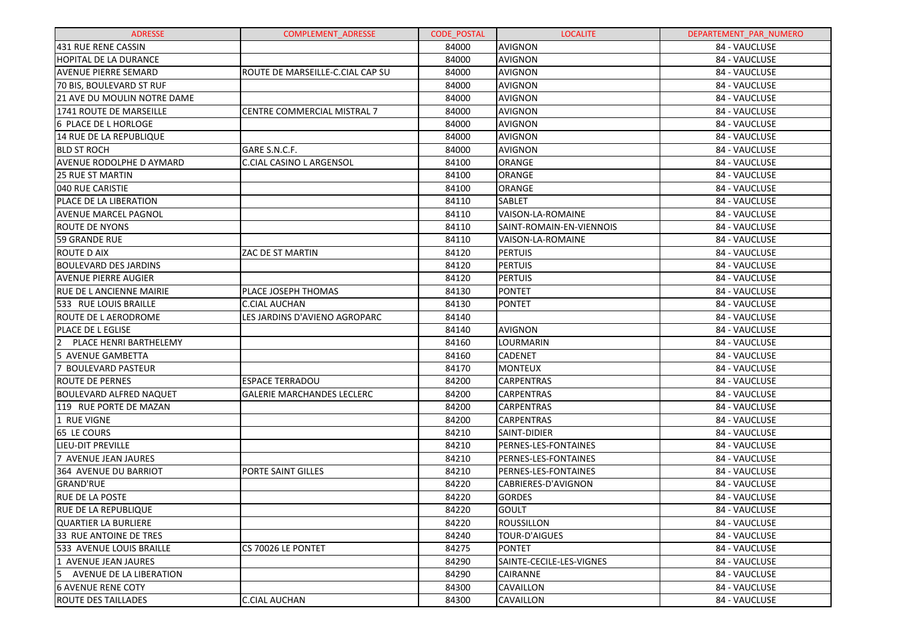| ADRESSE | COMPLEMENT_ADRESSE | CODE_POSTAL | LOCALITE | DEPARTEMENT_PAR_NUMERO |
|---|---|---|---|---|
| 431 RUE RENE CASSIN | | 84000 | AVIGNON | 84 - VAUCLUSE |
| HOPITAL DE LA DURANCE | | 84000 | AVIGNON | 84 - VAUCLUSE |
| AVENUE PIERRE SEMARD | ROUTE DE MARSEILLE-C.CIAL CAP SU | 84000 | AVIGNON | 84 - VAUCLUSE |
| 70 BIS, BOULEVARD ST RUF | | 84000 | AVIGNON | 84 - VAUCLUSE |
| 21 AVE DU MOULIN NOTRE DAME | | 84000 | AVIGNON | 84 - VAUCLUSE |
| 1741 ROUTE DE MARSEILLE | CENTRE COMMERCIAL MISTRAL 7 | 84000 | AVIGNON | 84 - VAUCLUSE |
| 6 PLACE DE L HORLOGE | | 84000 | AVIGNON | 84 - VAUCLUSE |
| 14 RUE DE LA REPUBLIQUE | | 84000 | AVIGNON | 84 - VAUCLUSE |
| BLD ST ROCH | GARE S.N.C.F. | 84000 | AVIGNON | 84 - VAUCLUSE |
| AVENUE RODOLPHE D AYMARD | C.CIAL CASINO L ARGENSOL | 84100 | ORANGE | 84 - VAUCLUSE |
| 25 RUE ST MARTIN | | 84100 | ORANGE | 84 - VAUCLUSE |
| 040 RUE CARISTIE | | 84100 | ORANGE | 84 - VAUCLUSE |
| PLACE DE LA LIBERATION | | 84110 | SABLET | 84 - VAUCLUSE |
| AVENUE MARCEL PAGNOL | | 84110 | VAISON-LA-ROMAINE | 84 - VAUCLUSE |
| ROUTE DE NYONS | | 84110 | SAINT-ROMAIN-EN-VIENNOIS | 84 - VAUCLUSE |
| 59 GRANDE RUE | | 84110 | VAISON-LA-ROMAINE | 84 - VAUCLUSE |
| ROUTE D AIX | ZAC DE ST MARTIN | 84120 | PERTUIS | 84 - VAUCLUSE |
| BOULEVARD DES JARDINS | | 84120 | PERTUIS | 84 - VAUCLUSE |
| AVENUE PIERRE AUGIER | | 84120 | PERTUIS | 84 - VAUCLUSE |
| RUE DE L ANCIENNE MAIRIE | PLACE JOSEPH THOMAS | 84130 | PONTET | 84 - VAUCLUSE |
| 533 RUE LOUIS BRAILLE | C.CIAL AUCHAN | 84130 | PONTET | 84 - VAUCLUSE |
| ROUTE DE L AERODROME | LES JARDINS D'AVIENO AGROPARC | 84140 | | 84 - VAUCLUSE |
| PLACE DE L EGLISE | | 84140 | AVIGNON | 84 - VAUCLUSE |
| 2 PLACE HENRI BARTHELEMY | | 84160 | LOURMARIN | 84 - VAUCLUSE |
| 5 AVENUE GAMBETTA | | 84160 | CADENET | 84 - VAUCLUSE |
| 7 BOULEVARD PASTEUR | | 84170 | MONTEUX | 84 - VAUCLUSE |
| ROUTE DE PERNES | ESPACE TERRADOU | 84200 | CARPENTRAS | 84 - VAUCLUSE |
| BOULEVARD ALFRED NAQUET | GALERIE MARCHANDES LECLERC | 84200 | CARPENTRAS | 84 - VAUCLUSE |
| 119 RUE PORTE DE MAZAN | | 84200 | CARPENTRAS | 84 - VAUCLUSE |
| 1 RUE VIGNE | | 84200 | CARPENTRAS | 84 - VAUCLUSE |
| 65 LE COURS | | 84210 | SAINT-DIDIER | 84 - VAUCLUSE |
| LIEU-DIT PREVILLE | | 84210 | PERNES-LES-FONTAINES | 84 - VAUCLUSE |
| 7 AVENUE JEAN JAURES | | 84210 | PERNES-LES-FONTAINES | 84 - VAUCLUSE |
| 364 AVENUE DU BARRIOT | PORTE SAINT GILLES | 84210 | PERNES-LES-FONTAINES | 84 - VAUCLUSE |
| GRAND'RUE | | 84220 | CABRIERES-D'AVIGNON | 84 - VAUCLUSE |
| RUE DE LA POSTE | | 84220 | GORDES | 84 - VAUCLUSE |
| RUE DE LA REPUBLIQUE | | 84220 | GOULT | 84 - VAUCLUSE |
| QUARTIER LA BURLIERE | | 84220 | ROUSSILLON | 84 - VAUCLUSE |
| 33 RUE ANTOINE DE TRES | | 84240 | TOUR-D'AIGUES | 84 - VAUCLUSE |
| 533 AVENUE LOUIS BRAILLE | CS 70026 LE PONTET | 84275 | PONTET | 84 - VAUCLUSE |
| 1 AVENUE JEAN JAURES | | 84290 | SAINTE-CECILE-LES-VIGNES | 84 - VAUCLUSE |
| 5 AVENUE DE LA LIBERATION | | 84290 | CAIRANNE | 84 - VAUCLUSE |
| 6 AVENUE RENE COTY | | 84300 | CAVAILLON | 84 - VAUCLUSE |
| ROUTE DES TAILLADES | C.CIAL AUCHAN | 84300 | CAVAILLON | 84 - VAUCLUSE |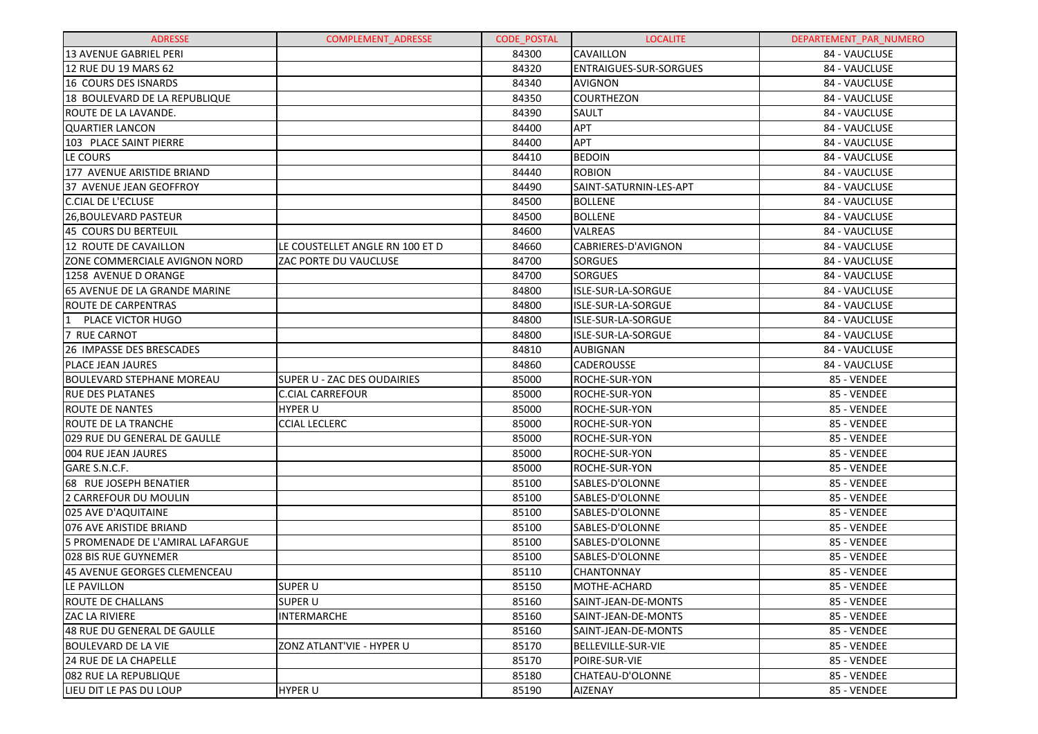| ADRESSE | COMPLEMENT_ADRESSE | CODE_POSTAL | LOCALITE | DEPARTEMENT_PAR_NUMERO |
|---|---|---|---|---|
| 13 AVENUE GABRIEL PERI | | 84300 | CAVAILLON | 84 - VAUCLUSE |
| 12 RUE DU 19 MARS 62 | | 84320 | ENTRAIGUES-SUR-SORGUES | 84 - VAUCLUSE |
| 16 COURS DES ISNARDS | | 84340 | AVIGNON | 84 - VAUCLUSE |
| 18 BOULEVARD DE LA REPUBLIQUE | | 84350 | COURTHEZON | 84 - VAUCLUSE |
| ROUTE DE LA LAVANDE. | | 84390 | SAULT | 84 - VAUCLUSE |
| QUARTIER LANCON | | 84400 | APT | 84 - VAUCLUSE |
| 103 PLACE SAINT PIERRE | | 84400 | APT | 84 - VAUCLUSE |
| LE COURS | | 84410 | BEDOIN | 84 - VAUCLUSE |
| 177 AVENUE ARISTIDE BRIAND | | 84440 | ROBION | 84 - VAUCLUSE |
| 37 AVENUE JEAN GEOFFROY | | 84490 | SAINT-SATURNIN-LES-APT | 84 - VAUCLUSE |
| C.CIAL DE L'ECLUSE | | 84500 | BOLLENE | 84 - VAUCLUSE |
| 26,BOULEVARD PASTEUR | | 84500 | BOLLENE | 84 - VAUCLUSE |
| 45 COURS DU BERTEUIL | | 84600 | VALREAS | 84 - VAUCLUSE |
| 12 ROUTE DE CAVAILLON | LE COUSTELLET ANGLE RN 100 ET D | 84660 | CABRIERES-D'AVIGNON | 84 - VAUCLUSE |
| ZONE COMMERCIALE AVIGNON NORD | ZAC PORTE DU VAUCLUSE | 84700 | SORGUES | 84 - VAUCLUSE |
| 1258 AVENUE D ORANGE | | 84700 | SORGUES | 84 - VAUCLUSE |
| 65 AVENUE DE LA GRANDE MARINE | | 84800 | ISLE-SUR-LA-SORGUE | 84 - VAUCLUSE |
| ROUTE DE CARPENTRAS | | 84800 | ISLE-SUR-LA-SORGUE | 84 - VAUCLUSE |
| 1 PLACE VICTOR HUGO | | 84800 | ISLE-SUR-LA-SORGUE | 84 - VAUCLUSE |
| 7 RUE CARNOT | | 84800 | ISLE-SUR-LA-SORGUE | 84 - VAUCLUSE |
| 26 IMPASSE DES BRESCADES | | 84810 | AUBIGNAN | 84 - VAUCLUSE |
| PLACE JEAN JAURES | | 84860 | CADEROUSSE | 84 - VAUCLUSE |
| BOULEVARD STEPHANE MOREAU | SUPER U - ZAC DES OUDAIRIES | 85000 | ROCHE-SUR-YON | 85 - VENDEE |
| RUE DES PLATANES | C.CIAL CARREFOUR | 85000 | ROCHE-SUR-YON | 85 - VENDEE |
| ROUTE DE NANTES | HYPER U | 85000 | ROCHE-SUR-YON | 85 - VENDEE |
| ROUTE DE LA TRANCHE | CCIAL LECLERC | 85000 | ROCHE-SUR-YON | 85 - VENDEE |
| 029 RUE DU GENERAL DE GAULLE | | 85000 | ROCHE-SUR-YON | 85 - VENDEE |
| 004 RUE JEAN JAURES | | 85000 | ROCHE-SUR-YON | 85 - VENDEE |
| GARE S.N.C.F. | | 85000 | ROCHE-SUR-YON | 85 - VENDEE |
| 68 RUE JOSEPH BENATIER | | 85100 | SABLES-D'OLONNE | 85 - VENDEE |
| 2 CARREFOUR DU MOULIN | | 85100 | SABLES-D'OLONNE | 85 - VENDEE |
| 025 AVE D'AQUITAINE | | 85100 | SABLES-D'OLONNE | 85 - VENDEE |
| 076 AVE ARISTIDE BRIAND | | 85100 | SABLES-D'OLONNE | 85 - VENDEE |
| 5 PROMENADE DE L'AMIRAL LAFARGUE | | 85100 | SABLES-D'OLONNE | 85 - VENDEE |
| 028 BIS RUE GUYNEMER | | 85100 | SABLES-D'OLONNE | 85 - VENDEE |
| 45 AVENUE GEORGES CLEMENCEAU | | 85110 | CHANTONNAY | 85 - VENDEE |
| LE PAVILLON | SUPER U | 85150 | MOTHE-ACHARD | 85 - VENDEE |
| ROUTE DE CHALLANS | SUPER U | 85160 | SAINT-JEAN-DE-MONTS | 85 - VENDEE |
| ZAC LA RIVIERE | INTERMARCHE | 85160 | SAINT-JEAN-DE-MONTS | 85 - VENDEE |
| 48 RUE DU GENERAL DE GAULLE | | 85160 | SAINT-JEAN-DE-MONTS | 85 - VENDEE |
| BOULEVARD DE LA VIE | ZONZ ATLANT'VIE - HYPER U | 85170 | BELLEVILLE-SUR-VIE | 85 - VENDEE |
| 24 RUE DE LA CHAPELLE | | 85170 | POIRE-SUR-VIE | 85 - VENDEE |
| 082 RUE LA REPUBLIQUE | | 85180 | CHATEAU-D'OLONNE | 85 - VENDEE |
| LIEU DIT LE PAS DU LOUP | HYPER U | 85190 | AIZENAY | 85 - VENDEE |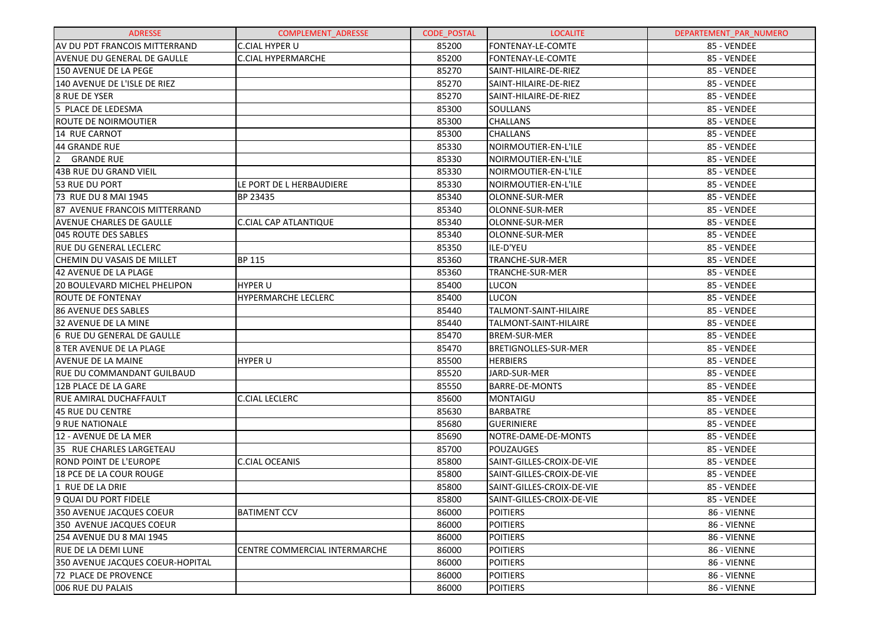| ADRESSE | COMPLEMENT_ADRESSE | CODE_POSTAL | LOCALITE | DEPARTEMENT_PAR_NUMERO |
|---|---|---|---|---|
| AV DU PDT FRANCOIS MITTERRAND | C.CIAL HYPER U | 85200 | FONTENAY-LE-COMTE | 85 - VENDEE |
| AVENUE DU GENERAL DE GAULLE | C.CIAL HYPERMARCHE | 85200 | FONTENAY-LE-COMTE | 85 - VENDEE |
| 150 AVENUE DE LA PEGE | | 85270 | SAINT-HILAIRE-DE-RIEZ | 85 - VENDEE |
| 140 AVENUE DE L'ISLE DE RIEZ | | 85270 | SAINT-HILAIRE-DE-RIEZ | 85 - VENDEE |
| 8 RUE DE YSER | | 85270 | SAINT-HILAIRE-DE-RIEZ | 85 - VENDEE |
| 5 PLACE DE LEDESMA | | 85300 | SOULLANS | 85 - VENDEE |
| ROUTE DE NOIRMOUTIER | | 85300 | CHALLANS | 85 - VENDEE |
| 14 RUE CARNOT | | 85300 | CHALLANS | 85 - VENDEE |
| 44 GRANDE RUE | | 85330 | NOIRMOUTIER-EN-L'ILE | 85 - VENDEE |
| 2 GRANDE RUE | | 85330 | NOIRMOUTIER-EN-L'ILE | 85 - VENDEE |
| 43B RUE DU GRAND VIEIL | | 85330 | NOIRMOUTIER-EN-L'ILE | 85 - VENDEE |
| 53 RUE DU PORT | LE PORT DE L HERBAUDIERE | 85330 | NOIRMOUTIER-EN-L'ILE | 85 - VENDEE |
| 73 RUE DU 8 MAI 1945 | BP 23435 | 85340 | OLONNE-SUR-MER | 85 - VENDEE |
| 87 AVENUE FRANCOIS MITTERRAND | | 85340 | OLONNE-SUR-MER | 85 - VENDEE |
| AVENUE CHARLES DE GAULLE | C.CIAL CAP ATLANTIQUE | 85340 | OLONNE-SUR-MER | 85 - VENDEE |
| 045 ROUTE DES SABLES | | 85340 | OLONNE-SUR-MER | 85 - VENDEE |
| RUE DU GENERAL LECLERC | | 85350 | ILE-D'YEU | 85 - VENDEE |
| CHEMIN DU VASAIS DE MILLET | BP 115 | 85360 | TRANCHE-SUR-MER | 85 - VENDEE |
| 42 AVENUE DE LA PLAGE | | 85360 | TRANCHE-SUR-MER | 85 - VENDEE |
| 20 BOULEVARD MICHEL PHELIPON | HYPER U | 85400 | LUCON | 85 - VENDEE |
| ROUTE DE FONTENAY | HYPERMARCHE LECLERC | 85400 | LUCON | 85 - VENDEE |
| 86 AVENUE DES SABLES | | 85440 | TALMONT-SAINT-HILAIRE | 85 - VENDEE |
| 32 AVENUE DE LA MINE | | 85440 | TALMONT-SAINT-HILAIRE | 85 - VENDEE |
| 6 RUE DU GENERAL DE GAULLE | | 85470 | BREM-SUR-MER | 85 - VENDEE |
| 8 TER AVENUE DE LA PLAGE | | 85470 | BRETIGNOLLES-SUR-MER | 85 - VENDEE |
| AVENUE DE LA MAINE | HYPER U | 85500 | HERBIERS | 85 - VENDEE |
| RUE DU COMMANDANT GUILBAUD | | 85520 | JARD-SUR-MER | 85 - VENDEE |
| 12B PLACE DE LA GARE | | 85550 | BARRE-DE-MONTS | 85 - VENDEE |
| RUE AMIRAL DUCHAFFAULT | C.CIAL LECLERC | 85600 | MONTAIGU | 85 - VENDEE |
| 45 RUE DU CENTRE | | 85630 | BARBATRE | 85 - VENDEE |
| 9 RUE NATIONALE | | 85680 | GUERINIERE | 85 - VENDEE |
| 12 - AVENUE DE LA MER | | 85690 | NOTRE-DAME-DE-MONTS | 85 - VENDEE |
| 35 RUE CHARLES LARGETEAU | | 85700 | POUZAUGES | 85 - VENDEE |
| ROND POINT DE L'EUROPE | C.CIAL OCEANIS | 85800 | SAINT-GILLES-CROIX-DE-VIE | 85 - VENDEE |
| 18 PCE DE LA COUR ROUGE | | 85800 | SAINT-GILLES-CROIX-DE-VIE | 85 - VENDEE |
| 1 RUE DE LA DRIE | | 85800 | SAINT-GILLES-CROIX-DE-VIE | 85 - VENDEE |
| 9 QUAI DU PORT FIDELE | | 85800 | SAINT-GILLES-CROIX-DE-VIE | 85 - VENDEE |
| 350 AVENUE JACQUES COEUR | BATIMENT CCV | 86000 | POITIERS | 86 - VIENNE |
| 350 AVENUE JACQUES COEUR | | 86000 | POITIERS | 86 - VIENNE |
| 254 AVENUE DU 8 MAI 1945 | | 86000 | POITIERS | 86 - VIENNE |
| RUE DE LA DEMI LUNE | CENTRE COMMERCIAL INTERMARCHE | 86000 | POITIERS | 86 - VIENNE |
| 350 AVENUE JACQUES COEUR-HOPITAL | | 86000 | POITIERS | 86 - VIENNE |
| 72 PLACE DE PROVENCE | | 86000 | POITIERS | 86 - VIENNE |
| 006 RUE DU PALAIS | | 86000 | POITIERS | 86 - VIENNE |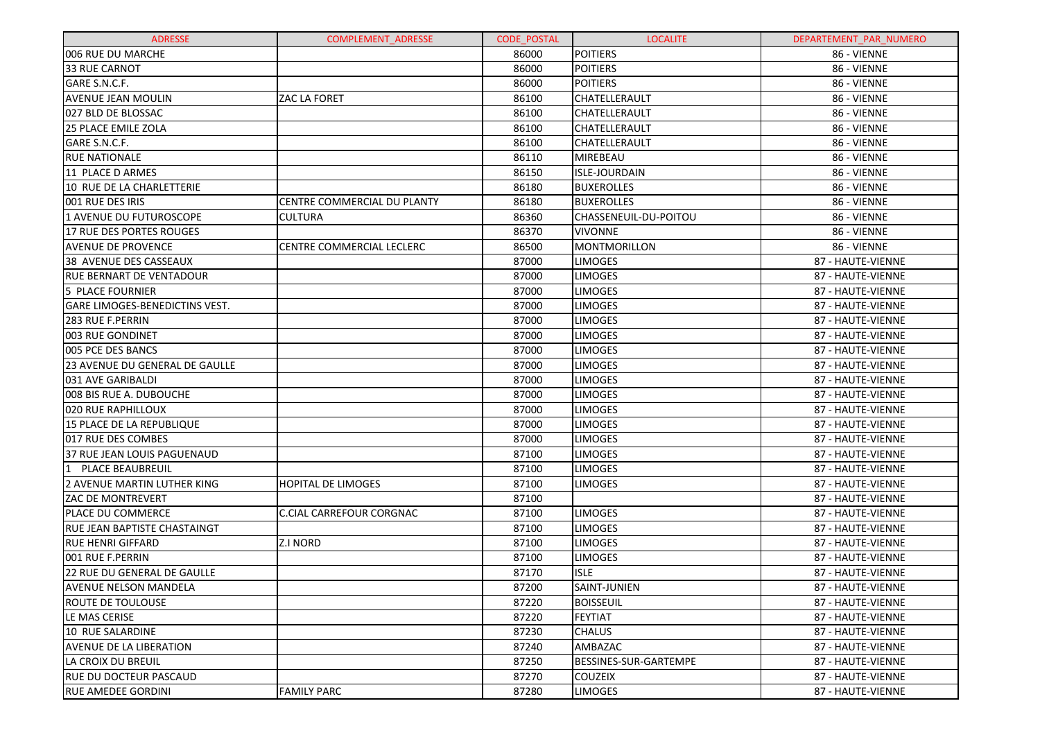| ADRESSE | COMPLEMENT_ADRESSE | CODE_POSTAL | LOCALITE | DEPARTEMENT_PAR_NUMERO |
|---|---|---|---|---|
| 006 RUE DU MARCHE | | 86000 | POITIERS | 86 - VIENNE |
| 33 RUE CARNOT | | 86000 | POITIERS | 86 - VIENNE |
| GARE S.N.C.F. | | 86000 | POITIERS | 86 - VIENNE |
| AVENUE JEAN MOULIN | ZAC LA FORET | 86100 | CHATELLERAULT | 86 - VIENNE |
| 027 BLD DE BLOSSAC | | 86100 | CHATELLERAULT | 86 - VIENNE |
| 25 PLACE EMILE ZOLA | | 86100 | CHATELLERAULT | 86 - VIENNE |
| GARE S.N.C.F. | | 86100 | CHATELLERAULT | 86 - VIENNE |
| RUE NATIONALE | | 86110 | MIREBEAU | 86 - VIENNE |
| 11 PLACE D ARMES | | 86150 | ISLE-JOURDAIN | 86 - VIENNE |
| 10 RUE DE LA CHARLETTERIE | | 86180 | BUXEROLLES | 86 - VIENNE |
| 001 RUE DES IRIS | CENTRE COMMERCIAL DU PLANTY | 86180 | BUXEROLLES | 86 - VIENNE |
| 1 AVENUE DU FUTUROSCOPE | CULTURA | 86360 | CHASSENEUIL-DU-POITOU | 86 - VIENNE |
| 17 RUE DES PORTES ROUGES | | 86370 | VIVONNE | 86 - VIENNE |
| AVENUE DE PROVENCE | CENTRE COMMERCIAL LECLERC | 86500 | MONTMORILLON | 86 - VIENNE |
| 38 AVENUE DES CASSEAUX | | 87000 | LIMOGES | 87 - HAUTE-VIENNE |
| RUE BERNART DE VENTADOUR | | 87000 | LIMOGES | 87 - HAUTE-VIENNE |
| 5 PLACE FOURNIER | | 87000 | LIMOGES | 87 - HAUTE-VIENNE |
| GARE LIMOGES-BENEDICTINS VEST. | | 87000 | LIMOGES | 87 - HAUTE-VIENNE |
| 283 RUE F.PERRIN | | 87000 | LIMOGES | 87 - HAUTE-VIENNE |
| 003 RUE GONDINET | | 87000 | LIMOGES | 87 - HAUTE-VIENNE |
| 005 PCE DES BANCS | | 87000 | LIMOGES | 87 - HAUTE-VIENNE |
| 23 AVENUE DU GENERAL DE GAULLE | | 87000 | LIMOGES | 87 - HAUTE-VIENNE |
| 031 AVE GARIBALDI | | 87000 | LIMOGES | 87 - HAUTE-VIENNE |
| 008 BIS RUE A. DUBOUCHE | | 87000 | LIMOGES | 87 - HAUTE-VIENNE |
| 020 RUE RAPHILLOUX | | 87000 | LIMOGES | 87 - HAUTE-VIENNE |
| 15 PLACE DE LA REPUBLIQUE | | 87000 | LIMOGES | 87 - HAUTE-VIENNE |
| 017 RUE DES COMBES | | 87000 | LIMOGES | 87 - HAUTE-VIENNE |
| 37 RUE JEAN LOUIS PAGUENAUD | | 87100 | LIMOGES | 87 - HAUTE-VIENNE |
| 1 PLACE BEAUBREUIL | | 87100 | LIMOGES | 87 - HAUTE-VIENNE |
| 2 AVENUE MARTIN LUTHER KING | HOPITAL DE LIMOGES | 87100 | LIMOGES | 87 - HAUTE-VIENNE |
| ZAC DE MONTREVERT | | 87100 | | 87 - HAUTE-VIENNE |
| PLACE DU COMMERCE | C.CIAL CARREFOUR CORGNAC | 87100 | LIMOGES | 87 - HAUTE-VIENNE |
| RUE JEAN BAPTISTE CHASTAINGT | | 87100 | LIMOGES | 87 - HAUTE-VIENNE |
| RUE HENRI GIFFARD | Z.I NORD | 87100 | LIMOGES | 87 - HAUTE-VIENNE |
| 001 RUE F.PERRIN | | 87100 | LIMOGES | 87 - HAUTE-VIENNE |
| 22 RUE DU GENERAL DE GAULLE | | 87170 | ISLE | 87 - HAUTE-VIENNE |
| AVENUE NELSON MANDELA | | 87200 | SAINT-JUNIEN | 87 - HAUTE-VIENNE |
| ROUTE DE TOULOUSE | | 87220 | BOISSEUIL | 87 - HAUTE-VIENNE |
| LE MAS CERISE | | 87220 | FEYTIAT | 87 - HAUTE-VIENNE |
| 10 RUE SALARDINE | | 87230 | CHALUS | 87 - HAUTE-VIENNE |
| AVENUE DE LA LIBERATION | | 87240 | AMBAZAC | 87 - HAUTE-VIENNE |
| LA CROIX DU BREUIL | | 87250 | BESSINES-SUR-GARTEMPE | 87 - HAUTE-VIENNE |
| RUE DU DOCTEUR PASCAUD | | 87270 | COUZEIX | 87 - HAUTE-VIENNE |
| RUE AMEDEE GORDINI | FAMILY PARC | 87280 | LIMOGES | 87 - HAUTE-VIENNE |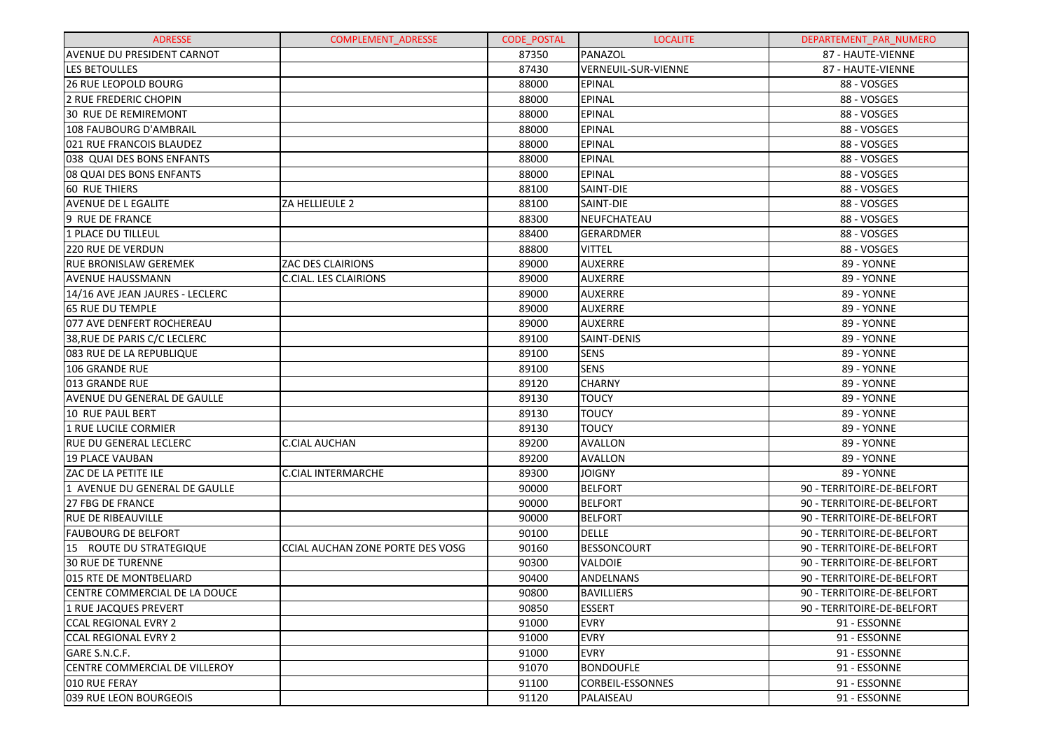| ADRESSE | COMPLEMENT_ADRESSE | CODE_POSTAL | LOCALITE | DEPARTEMENT_PAR_NUMERO |
|---|---|---|---|---|
| AVENUE DU PRESIDENT CARNOT | | 87350 | PANAZOL | 87 - HAUTE-VIENNE |
| LES BETOULLES | | 87430 | VERNEUIL-SUR-VIENNE | 87 - HAUTE-VIENNE |
| 26 RUE LEOPOLD BOURG | | 88000 | EPINAL | 88 - VOSGES |
| 2 RUE FREDERIC CHOPIN | | 88000 | EPINAL | 88 - VOSGES |
| 30 RUE DE REMIREMONT | | 88000 | EPINAL | 88 - VOSGES |
| 108 FAUBOURG D'AMBRAIL | | 88000 | EPINAL | 88 - VOSGES |
| 021 RUE FRANCOIS BLAUDEZ | | 88000 | EPINAL | 88 - VOSGES |
| 038 QUAI DES BONS ENFANTS | | 88000 | EPINAL | 88 - VOSGES |
| 08 QUAI DES BONS ENFANTS | | 88000 | EPINAL | 88 - VOSGES |
| 60 RUE THIERS | | 88100 | SAINT-DIE | 88 - VOSGES |
| AVENUE DE L EGALITE | ZA HELLIEULE 2 | 88100 | SAINT-DIE | 88 - VOSGES |
| 9 RUE DE FRANCE | | 88300 | NEUFCHATEAU | 88 - VOSGES |
| 1 PLACE DU TILLEUL | | 88400 | GERARDMER | 88 - VOSGES |
| 220 RUE DE VERDUN | | 88800 | VITTEL | 88 - VOSGES |
| RUE BRONISLAW GEREMEK | ZAC DES CLAIRIONS | 89000 | AUXERRE | 89 - YONNE |
| AVENUE HAUSSMANN | C.CIAL. LES CLAIRIONS | 89000 | AUXERRE | 89 - YONNE |
| 14/16 AVE JEAN JAURES - LECLERC | | 89000 | AUXERRE | 89 - YONNE |
| 65 RUE DU TEMPLE | | 89000 | AUXERRE | 89 - YONNE |
| 077 AVE DENFERT ROCHEREAU | | 89000 | AUXERRE | 89 - YONNE |
| 38,RUE DE PARIS C/C LECLERC | | 89100 | SAINT-DENIS | 89 - YONNE |
| 083 RUE DE LA REPUBLIQUE | | 89100 | SENS | 89 - YONNE |
| 106 GRANDE RUE | | 89100 | SENS | 89 - YONNE |
| 013 GRANDE RUE | | 89120 | CHARNY | 89 - YONNE |
| AVENUE DU GENERAL DE GAULLE | | 89130 | TOUCY | 89 - YONNE |
| 10 RUE PAUL BERT | | 89130 | TOUCY | 89 - YONNE |
| 1 RUE LUCILE CORMIER | | 89130 | TOUCY | 89 - YONNE |
| RUE DU GENERAL LECLERC | C.CIAL AUCHAN | 89200 | AVALLON | 89 - YONNE |
| 19 PLACE VAUBAN | | 89200 | AVALLON | 89 - YONNE |
| ZAC DE LA PETITE ILE | C.CIAL INTERMARCHE | 89300 | JOIGNY | 89 - YONNE |
| 1 AVENUE DU GENERAL DE GAULLE | | 90000 | BELFORT | 90 - TERRITOIRE-DE-BELFORT |
| 27 FBG DE FRANCE | | 90000 | BELFORT | 90 - TERRITOIRE-DE-BELFORT |
| RUE DE RIBEAUVILLE | | 90000 | BELFORT | 90 - TERRITOIRE-DE-BELFORT |
| FAUBOURG DE BELFORT | | 90100 | DELLE | 90 - TERRITOIRE-DE-BELFORT |
| 15 ROUTE DU STRATEGIQUE | CCIAL AUCHAN ZONE PORTE DES VOSG | 90160 | BESSONCOURT | 90 - TERRITOIRE-DE-BELFORT |
| 30 RUE DE TURENNE | | 90300 | VALDOIE | 90 - TERRITOIRE-DE-BELFORT |
| 015 RTE DE MONTBELIARD | | 90400 | ANDELNANS | 90 - TERRITOIRE-DE-BELFORT |
| CENTRE COMMERCIAL DE LA DOUCE | | 90800 | BAVILLIERS | 90 - TERRITOIRE-DE-BELFORT |
| 1 RUE JACQUES PREVERT | | 90850 | ESSERT | 90 - TERRITOIRE-DE-BELFORT |
| CCAL REGIONAL EVRY 2 | | 91000 | EVRY | 91 - ESSONNE |
| CCAL REGIONAL EVRY 2 | | 91000 | EVRY | 91 - ESSONNE |
| GARE S.N.C.F. | | 91000 | EVRY | 91 - ESSONNE |
| CENTRE COMMERCIAL DE VILLEROY | | 91070 | BONDOUFLE | 91 - ESSONNE |
| 010 RUE FERAY | | 91100 | CORBEIL-ESSONNES | 91 - ESSONNE |
| 039 RUE LEON BOURGEOIS | | 91120 | PALAISEAU | 91 - ESSONNE |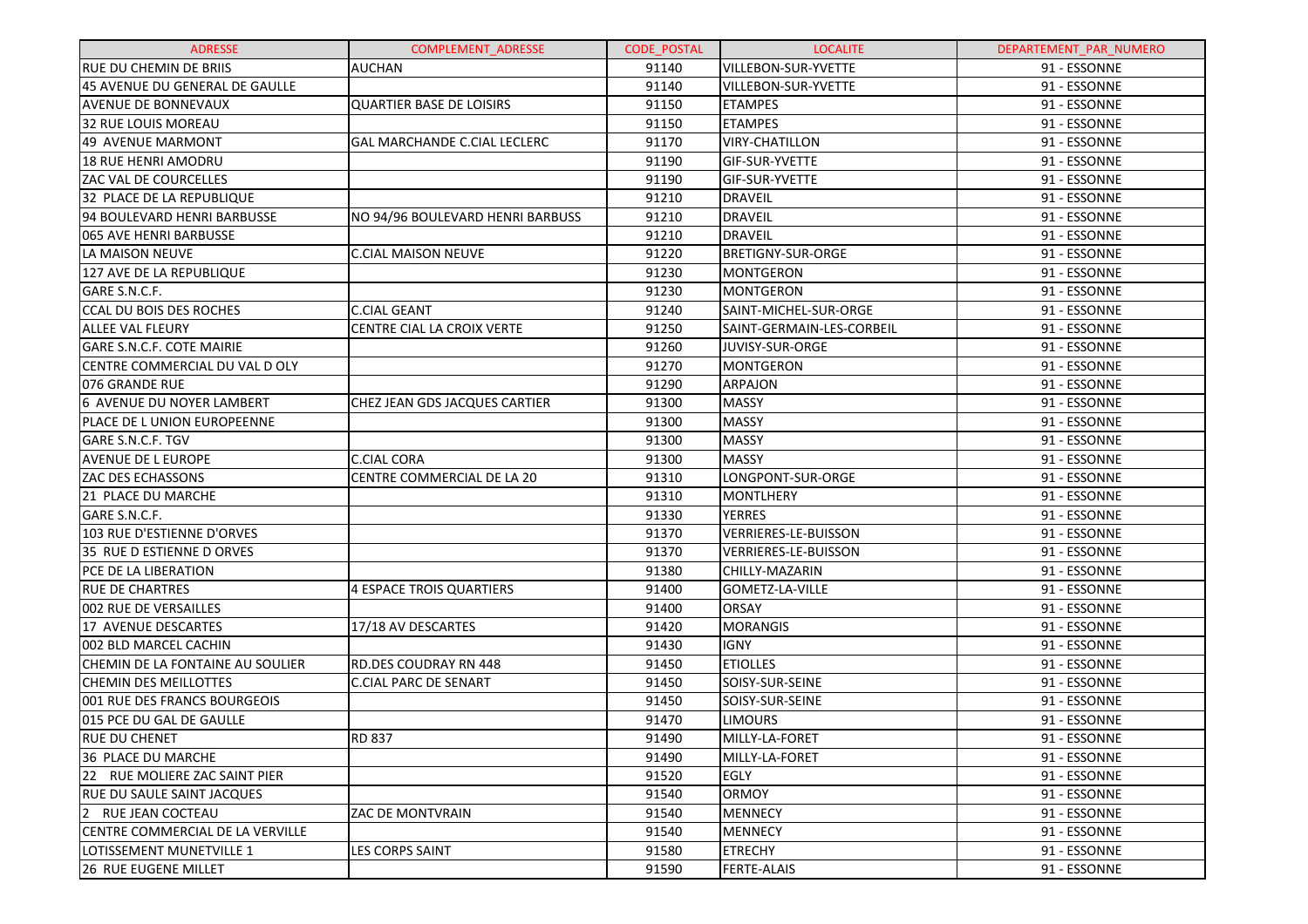| ADRESSE | COMPLEMENT_ADRESSE | CODE_POSTAL | LOCALITE | DEPARTEMENT_PAR_NUMERO |
| --- | --- | --- | --- | --- |
| RUE DU CHEMIN DE BRIIS | AUCHAN | 91140 | VILLEBON-SUR-YVETTE | 91 - ESSONNE |
| 45 AVENUE DU GENERAL DE GAULLE | | 91140 | VILLEBON-SUR-YVETTE | 91 - ESSONNE |
| AVENUE DE BONNEVAUX | QUARTIER BASE DE LOISIRS | 91150 | ETAMPES | 91 - ESSONNE |
| 32 RUE LOUIS MOREAU | | 91150 | ETAMPES | 91 - ESSONNE |
| 49 AVENUE MARMONT | GAL MARCHANDE C.CIAL LECLERC | 91170 | VIRY-CHATILLON | 91 - ESSONNE |
| 18 RUE HENRI AMODRU | | 91190 | GIF-SUR-YVETTE | 91 - ESSONNE |
| ZAC VAL DE COURCELLES | | 91190 | GIF-SUR-YVETTE | 91 - ESSONNE |
| 32 PLACE DE LA REPUBLIQUE | | 91210 | DRAVEIL | 91 - ESSONNE |
| 94 BOULEVARD HENRI BARBUSSE | NO 94/96 BOULEVARD HENRI BARBUSS | 91210 | DRAVEIL | 91 - ESSONNE |
| 065 AVE HENRI BARBUSSE | | 91210 | DRAVEIL | 91 - ESSONNE |
| LA MAISON NEUVE | C.CIAL MAISON NEUVE | 91220 | BRETIGNY-SUR-ORGE | 91 - ESSONNE |
| 127 AVE DE LA REPUBLIQUE | | 91230 | MONTGERON | 91 - ESSONNE |
| GARE S.N.C.F. | | 91230 | MONTGERON | 91 - ESSONNE |
| CCAL DU BOIS DES ROCHES | C.CIAL GEANT | 91240 | SAINT-MICHEL-SUR-ORGE | 91 - ESSONNE |
| ALLEE VAL FLEURY | CENTRE CIAL LA CROIX VERTE | 91250 | SAINT-GERMAIN-LES-CORBEIL | 91 - ESSONNE |
| GARE S.N.C.F. COTE MAIRIE | | 91260 | JUVISY-SUR-ORGE | 91 - ESSONNE |
| CENTRE COMMERCIAL DU VAL D OLY | | 91270 | MONTGERON | 91 - ESSONNE |
| 076 GRANDE RUE | | 91290 | ARPAJON | 91 - ESSONNE |
| 6 AVENUE DU NOYER LAMBERT | CHEZ JEAN GDS JACQUES CARTIER | 91300 | MASSY | 91 - ESSONNE |
| PLACE DE L UNION EUROPEENNE | | 91300 | MASSY | 91 - ESSONNE |
| GARE S.N.C.F. TGV | | 91300 | MASSY | 91 - ESSONNE |
| AVENUE DE L EUROPE | C.CIAL CORA | 91300 | MASSY | 91 - ESSONNE |
| ZAC DES ECHASSONS | CENTRE COMMERCIAL DE LA 20 | 91310 | LONGPONT-SUR-ORGE | 91 - ESSONNE |
| 21 PLACE DU MARCHE | | 91310 | MONTLHERY | 91 - ESSONNE |
| GARE S.N.C.F. | | 91330 | YERRES | 91 - ESSONNE |
| 103 RUE D'ESTIENNE D'ORVES | | 91370 | VERRIERES-LE-BUISSON | 91 - ESSONNE |
| 35 RUE D ESTIENNE D ORVES | | 91370 | VERRIERES-LE-BUISSON | 91 - ESSONNE |
| PCE DE LA LIBERATION | | 91380 | CHILLY-MAZARIN | 91 - ESSONNE |
| RUE DE CHARTRES | 4 ESPACE TROIS QUARTIERS | 91400 | GOMETZ-LA-VILLE | 91 - ESSONNE |
| 002 RUE DE VERSAILLES | | 91400 | ORSAY | 91 - ESSONNE |
| 17 AVENUE DESCARTES | 17/18 AV DESCARTES | 91420 | MORANGIS | 91 - ESSONNE |
| 002 BLD MARCEL CACHIN | | 91430 | IGNY | 91 - ESSONNE |
| CHEMIN DE LA FONTAINE AU SOULIER | RD.DES COUDRAY RN 448 | 91450 | ETIOLLES | 91 - ESSONNE |
| CHEMIN DES MEILLOTTES | C.CIAL PARC DE SENART | 91450 | SOISY-SUR-SEINE | 91 - ESSONNE |
| 001 RUE DES FRANCS BOURGEOIS | | 91450 | SOISY-SUR-SEINE | 91 - ESSONNE |
| 015 PCE DU GAL DE GAULLE | | 91470 | LIMOURS | 91 - ESSONNE |
| RUE DU CHENET | RD 837 | 91490 | MILLY-LA-FORET | 91 - ESSONNE |
| 36 PLACE DU MARCHE | | 91490 | MILLY-LA-FORET | 91 - ESSONNE |
| 22 RUE MOLIERE ZAC SAINT PIER | | 91520 | EGLY | 91 - ESSONNE |
| RUE DU SAULE SAINT JACQUES | | 91540 | ORMOY | 91 - ESSONNE |
| 2 RUE JEAN COCTEAU | ZAC DE MONTVRAIN | 91540 | MENNECY | 91 - ESSONNE |
| CENTRE COMMERCIAL DE LA VERVILLE | | 91540 | MENNECY | 91 - ESSONNE |
| LOTISSEMENT MUNETVILLE 1 | LES CORPS SAINT | 91580 | ETRECHY | 91 - ESSONNE |
| 26 RUE EUGENE MILLET | | 91590 | FERTE-ALAIS | 91 - ESSONNE |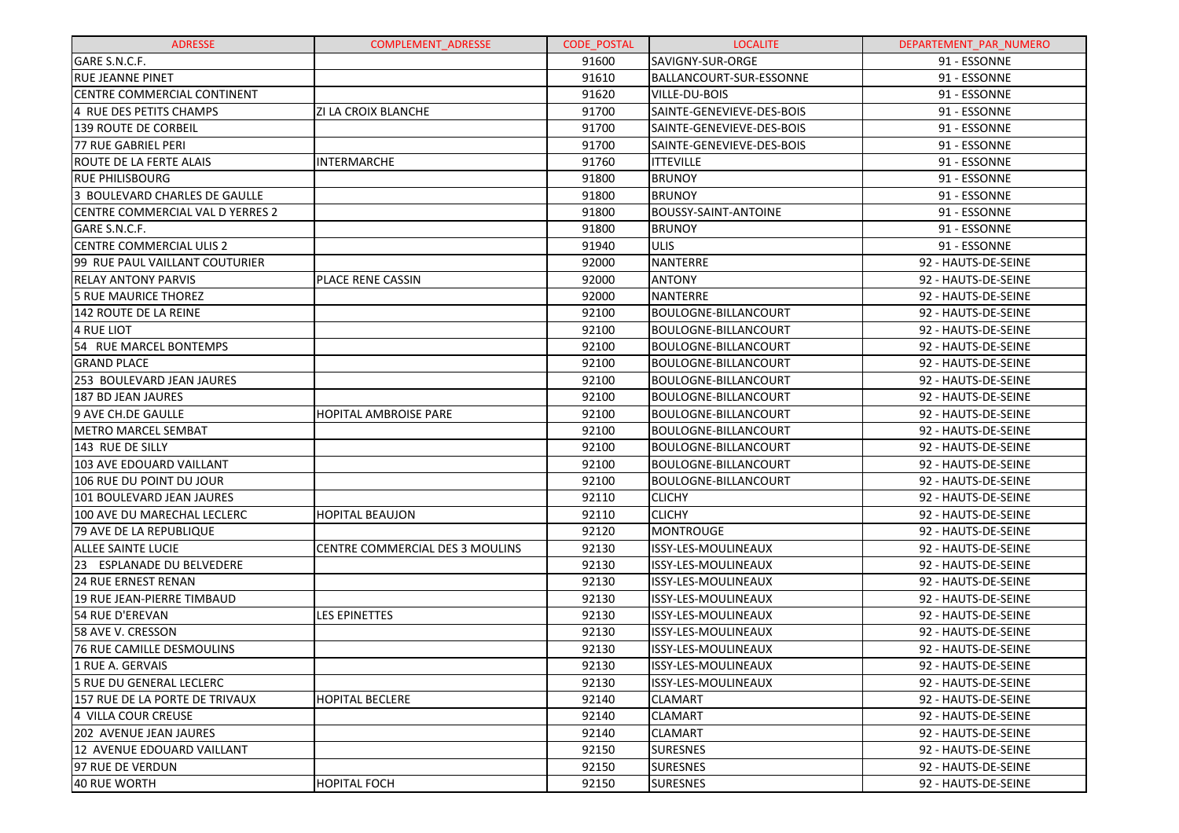| ADRESSE | COMPLEMENT_ADRESSE | CODE_POSTAL | LOCALITE | DEPARTEMENT_PAR_NUMERO |
|---|---|---|---|---|
| GARE S.N.C.F. | | 91600 | SAVIGNY-SUR-ORGE | 91 - ESSONNE |
| RUE JEANNE PINET | | 91610 | BALLANCOURT-SUR-ESSONNE | 91 - ESSONNE |
| CENTRE COMMERCIAL CONTINENT | | 91620 | VILLE-DU-BOIS | 91 - ESSONNE |
| 4 RUE DES PETITS CHAMPS | ZI LA CROIX BLANCHE | 91700 | SAINTE-GENEVIEVE-DES-BOIS | 91 - ESSONNE |
| 139 ROUTE DE CORBEIL | | 91700 | SAINTE-GENEVIEVE-DES-BOIS | 91 - ESSONNE |
| 77 RUE GABRIEL PERI | | 91700 | SAINTE-GENEVIEVE-DES-BOIS | 91 - ESSONNE |
| ROUTE DE LA FERTE ALAIS | INTERMARCHE | 91760 | ITTEVILLE | 91 - ESSONNE |
| RUE PHILISBOURG | | 91800 | BRUNOY | 91 - ESSONNE |
| 3 BOULEVARD CHARLES DE GAULLE | | 91800 | BRUNOY | 91 - ESSONNE |
| CENTRE COMMERCIAL VAL D YERRES 2 | | 91800 | BOUSSY-SAINT-ANTOINE | 91 - ESSONNE |
| GARE S.N.C.F. | | 91800 | BRUNOY | 91 - ESSONNE |
| CENTRE COMMERCIAL ULIS 2 | | 91940 | ULIS | 91 - ESSONNE |
| 99 RUE PAUL VAILLANT COUTURIER | | 92000 | NANTERRE | 92 - HAUTS-DE-SEINE |
| RELAY ANTONY PARVIS | PLACE RENE CASSIN | 92000 | ANTONY | 92 - HAUTS-DE-SEINE |
| 5 RUE MAURICE THOREZ | | 92000 | NANTERRE | 92 - HAUTS-DE-SEINE |
| 142 ROUTE DE LA REINE | | 92100 | BOULOGNE-BILLANCOURT | 92 - HAUTS-DE-SEINE |
| 4 RUE LIOT | | 92100 | BOULOGNE-BILLANCOURT | 92 - HAUTS-DE-SEINE |
| 54 RUE MARCEL BONTEMPS | | 92100 | BOULOGNE-BILLANCOURT | 92 - HAUTS-DE-SEINE |
| GRAND PLACE | | 92100 | BOULOGNE-BILLANCOURT | 92 - HAUTS-DE-SEINE |
| 253 BOULEVARD JEAN JAURES | | 92100 | BOULOGNE-BILLANCOURT | 92 - HAUTS-DE-SEINE |
| 187 BD JEAN JAURES | | 92100 | BOULOGNE-BILLANCOURT | 92 - HAUTS-DE-SEINE |
| 9 AVE CH.DE GAULLE | HOPITAL AMBROISE PARE | 92100 | BOULOGNE-BILLANCOURT | 92 - HAUTS-DE-SEINE |
| METRO MARCEL SEMBAT | | 92100 | BOULOGNE-BILLANCOURT | 92 - HAUTS-DE-SEINE |
| 143 RUE DE SILLY | | 92100 | BOULOGNE-BILLANCOURT | 92 - HAUTS-DE-SEINE |
| 103 AVE EDOUARD VAILLANT | | 92100 | BOULOGNE-BILLANCOURT | 92 - HAUTS-DE-SEINE |
| 106 RUE DU POINT DU JOUR | | 92100 | BOULOGNE-BILLANCOURT | 92 - HAUTS-DE-SEINE |
| 101 BOULEVARD JEAN JAURES | | 92110 | CLICHY | 92 - HAUTS-DE-SEINE |
| 100 AVE DU MARECHAL LECLERC | HOPITAL BEAUJON | 92110 | CLICHY | 92 - HAUTS-DE-SEINE |
| 79 AVE DE LA REPUBLIQUE | | 92120 | MONTROUGE | 92 - HAUTS-DE-SEINE |
| ALLEE SAINTE LUCIE | CENTRE COMMERCIAL DES 3 MOULINS | 92130 | ISSY-LES-MOULINEAUX | 92 - HAUTS-DE-SEINE |
| 23 ESPLANADE DU BELVEDERE | | 92130 | ISSY-LES-MOULINEAUX | 92 - HAUTS-DE-SEINE |
| 24 RUE ERNEST RENAN | | 92130 | ISSY-LES-MOULINEAUX | 92 - HAUTS-DE-SEINE |
| 19 RUE JEAN-PIERRE TIMBAUD | | 92130 | ISSY-LES-MOULINEAUX | 92 - HAUTS-DE-SEINE |
| 54 RUE D'EREVAN | LES EPINETTES | 92130 | ISSY-LES-MOULINEAUX | 92 - HAUTS-DE-SEINE |
| 58 AVE V. CRESSON | | 92130 | ISSY-LES-MOULINEAUX | 92 - HAUTS-DE-SEINE |
| 76 RUE CAMILLE DESMOULINS | | 92130 | ISSY-LES-MOULINEAUX | 92 - HAUTS-DE-SEINE |
| 1 RUE A. GERVAIS | | 92130 | ISSY-LES-MOULINEAUX | 92 - HAUTS-DE-SEINE |
| 5 RUE DU GENERAL LECLERC | | 92130 | ISSY-LES-MOULINEAUX | 92 - HAUTS-DE-SEINE |
| 157 RUE DE LA PORTE DE TRIVAUX | HOPITAL BECLERE | 92140 | CLAMART | 92 - HAUTS-DE-SEINE |
| 4 VILLA COUR CREUSE | | 92140 | CLAMART | 92 - HAUTS-DE-SEINE |
| 202 AVENUE JEAN JAURES | | 92140 | CLAMART | 92 - HAUTS-DE-SEINE |
| 12 AVENUE EDOUARD VAILLANT | | 92150 | SURESNES | 92 - HAUTS-DE-SEINE |
| 97 RUE DE VERDUN | | 92150 | SURESNES | 92 - HAUTS-DE-SEINE |
| 40 RUE WORTH | HOPITAL FOCH | 92150 | SURESNES | 92 - HAUTS-DE-SEINE |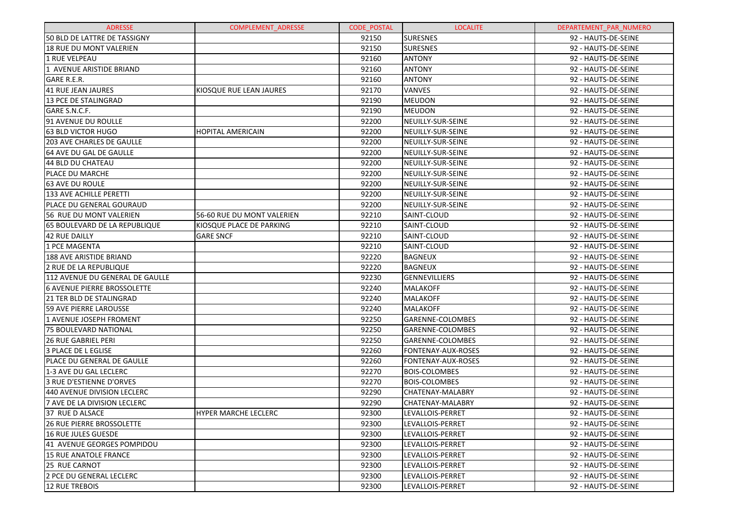| ADRESSE | COMPLEMENT_ADRESSE | CODE_POSTAL | LOCALITE | DEPARTEMENT_PAR_NUMERO |
|---|---|---|---|---|
| 50 BLD DE LATTRE DE TASSIGNY | | 92150 | SURESNES | 92 - HAUTS-DE-SEINE |
| 18 RUE DU MONT VALERIEN | | 92150 | SURESNES | 92 - HAUTS-DE-SEINE |
| 1 RUE VELPEAU | | 92160 | ANTONY | 92 - HAUTS-DE-SEINE |
| 1  AVENUE ARISTIDE BRIAND | | 92160 | ANTONY | 92 - HAUTS-DE-SEINE |
| GARE R.E.R. | | 92160 | ANTONY | 92 - HAUTS-DE-SEINE |
| 41 RUE JEAN JAURES | KIOSQUE RUE LEAN JAURES | 92170 | VANVES | 92 - HAUTS-DE-SEINE |
| 13 PCE DE STALINGRAD | | 92190 | MEUDON | 92 - HAUTS-DE-SEINE |
| GARE S.N.C.F. | | 92190 | MEUDON | 92 - HAUTS-DE-SEINE |
| 91 AVENUE DU ROULLE | | 92200 | NEUILLY-SUR-SEINE | 92 - HAUTS-DE-SEINE |
| 63 BLD VICTOR HUGO | HOPITAL AMERICAIN | 92200 | NEUILLY-SUR-SEINE | 92 - HAUTS-DE-SEINE |
| 203 AVE CHARLES DE GAULLE | | 92200 | NEUILLY-SUR-SEINE | 92 - HAUTS-DE-SEINE |
| 64 AVE DU GAL DE GAULLE | | 92200 | NEUILLY-SUR-SEINE | 92 - HAUTS-DE-SEINE |
| 44 BLD DU CHATEAU | | 92200 | NEUILLY-SUR-SEINE | 92 - HAUTS-DE-SEINE |
| PLACE DU MARCHE | | 92200 | NEUILLY-SUR-SEINE | 92 - HAUTS-DE-SEINE |
| 63 AVE DU ROULE | | 92200 | NEUILLY-SUR-SEINE | 92 - HAUTS-DE-SEINE |
| 133 AVE ACHILLE PERETTI | | 92200 | NEUILLY-SUR-SEINE | 92 - HAUTS-DE-SEINE |
| PLACE DU GENERAL GOURAUD | | 92200 | NEUILLY-SUR-SEINE | 92 - HAUTS-DE-SEINE |
| 56  RUE DU MONT VALERIEN | 56-60 RUE DU MONT VALERIEN | 92210 | SAINT-CLOUD | 92 - HAUTS-DE-SEINE |
| 65 BOULEVARD DE LA REPUBLIQUE | KIOSQUE PLACE DE PARKING | 92210 | SAINT-CLOUD | 92 - HAUTS-DE-SEINE |
| 42 RUE DAILLY | GARE SNCF | 92210 | SAINT-CLOUD | 92 - HAUTS-DE-SEINE |
| 1 PCE MAGENTA | | 92210 | SAINT-CLOUD | 92 - HAUTS-DE-SEINE |
| 188 AVE ARISTIDE BRIAND | | 92220 | BAGNEUX | 92 - HAUTS-DE-SEINE |
| 2 RUE DE LA REPUBLIQUE | | 92220 | BAGNEUX | 92 - HAUTS-DE-SEINE |
| 112 AVENUE DU GENERAL DE GAULLE | | 92230 | GENNEVILLIERS | 92 - HAUTS-DE-SEINE |
| 6 AVENUE PIERRE BROSSOLETTE | | 92240 | MALAKOFF | 92 - HAUTS-DE-SEINE |
| 21 TER BLD DE STALINGRAD | | 92240 | MALAKOFF | 92 - HAUTS-DE-SEINE |
| 59 AVE PIERRE LAROUSSE | | 92240 | MALAKOFF | 92 - HAUTS-DE-SEINE |
| 1 AVENUE JOSEPH FROMENT | | 92250 | GARENNE-COLOMBES | 92 - HAUTS-DE-SEINE |
| 75 BOULEVARD NATIONAL | | 92250 | GARENNE-COLOMBES | 92 - HAUTS-DE-SEINE |
| 26 RUE GABRIEL PERI | | 92250 | GARENNE-COLOMBES | 92 - HAUTS-DE-SEINE |
| 3 PLACE DE L EGLISE | | 92260 | FONTENAY-AUX-ROSES | 92 - HAUTS-DE-SEINE |
| PLACE DU GENERAL DE GAULLE | | 92260 | FONTENAY-AUX-ROSES | 92 - HAUTS-DE-SEINE |
| 1-3 AVE DU GAL LECLERC | | 92270 | BOIS-COLOMBES | 92 - HAUTS-DE-SEINE |
| 3 RUE D'ESTIENNE D'ORVES | | 92270 | BOIS-COLOMBES | 92 - HAUTS-DE-SEINE |
| 440 AVENUE DIVISION LECLERC | | 92290 | CHATENAY-MALABRY | 92 - HAUTS-DE-SEINE |
| 7 AVE DE LA DIVISION LECLERC | | 92290 | CHATENAY-MALABRY | 92 - HAUTS-DE-SEINE |
| 37  RUE D ALSACE | HYPER MARCHE LECLERC | 92300 | LEVALLOIS-PERRET | 92 - HAUTS-DE-SEINE |
| 26 RUE PIERRE BROSSOLETTE | | 92300 | LEVALLOIS-PERRET | 92 - HAUTS-DE-SEINE |
| 16 RUE JULES GUESDE | | 92300 | LEVALLOIS-PERRET | 92 - HAUTS-DE-SEINE |
| 41  AVENUE GEORGES POMPIDOU | | 92300 | LEVALLOIS-PERRET | 92 - HAUTS-DE-SEINE |
| 15 RUE ANATOLE FRANCE | | 92300 | LEVALLOIS-PERRET | 92 - HAUTS-DE-SEINE |
| 25  RUE CARNOT | | 92300 | LEVALLOIS-PERRET | 92 - HAUTS-DE-SEINE |
| 2 PCE DU GENERAL LECLERC | | 92300 | LEVALLOIS-PERRET | 92 - HAUTS-DE-SEINE |
| 12 RUE TREBOIS | | 92300 | LEVALLOIS-PERRET | 92 - HAUTS-DE-SEINE |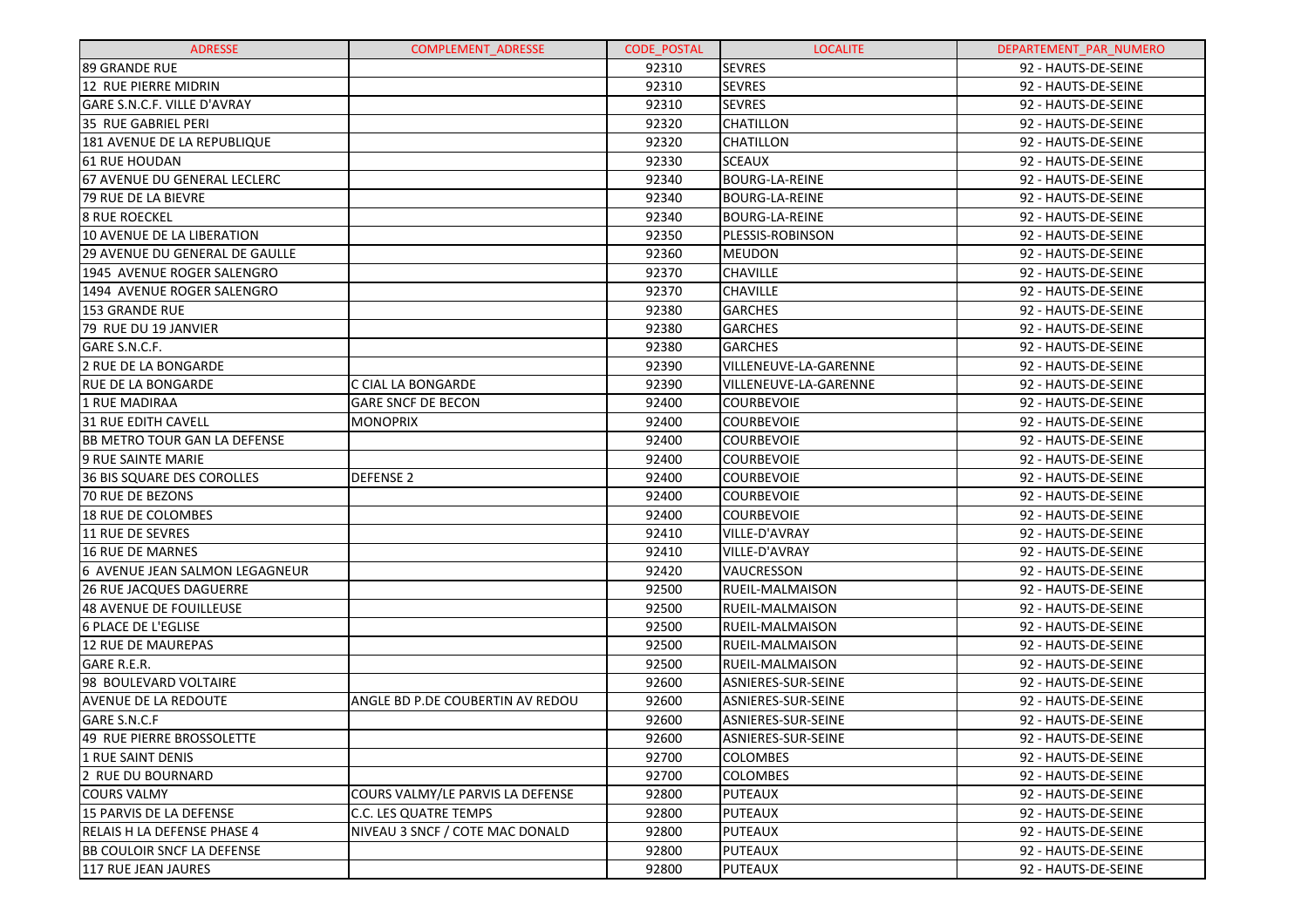| ADRESSE | COMPLEMENT_ADRESSE | CODE_POSTAL | LOCALITE | DEPARTEMENT_PAR_NUMERO |
| --- | --- | --- | --- | --- |
| 89 GRANDE RUE | | 92310 | SEVRES | 92 - HAUTS-DE-SEINE |
| 12 RUE PIERRE MIDRIN | | 92310 | SEVRES | 92 - HAUTS-DE-SEINE |
| GARE S.N.C.F. VILLE D'AVRAY | | 92310 | SEVRES | 92 - HAUTS-DE-SEINE |
| 35 RUE GABRIEL PERI | | 92320 | CHATILLON | 92 - HAUTS-DE-SEINE |
| 181 AVENUE DE LA REPUBLIQUE | | 92320 | CHATILLON | 92 - HAUTS-DE-SEINE |
| 61 RUE HOUDAN | | 92330 | SCEAUX | 92 - HAUTS-DE-SEINE |
| 67 AVENUE DU GENERAL LECLERC | | 92340 | BOURG-LA-REINE | 92 - HAUTS-DE-SEINE |
| 79 RUE DE LA BIEVRE | | 92340 | BOURG-LA-REINE | 92 - HAUTS-DE-SEINE |
| 8 RUE ROECKEL | | 92340 | BOURG-LA-REINE | 92 - HAUTS-DE-SEINE |
| 10 AVENUE DE LA LIBERATION | | 92350 | PLESSIS-ROBINSON | 92 - HAUTS-DE-SEINE |
| 29 AVENUE DU GENERAL DE GAULLE | | 92360 | MEUDON | 92 - HAUTS-DE-SEINE |
| 1945 AVENUE ROGER SALENGRO | | 92370 | CHAVILLE | 92 - HAUTS-DE-SEINE |
| 1494 AVENUE ROGER SALENGRO | | 92370 | CHAVILLE | 92 - HAUTS-DE-SEINE |
| 153 GRANDE RUE | | 92380 | GARCHES | 92 - HAUTS-DE-SEINE |
| 79 RUE DU 19 JANVIER | | 92380 | GARCHES | 92 - HAUTS-DE-SEINE |
| GARE S.N.C.F. | | 92380 | GARCHES | 92 - HAUTS-DE-SEINE |
| 2 RUE DE LA BONGARDE | | 92390 | VILLENEUVE-LA-GARENNE | 92 - HAUTS-DE-SEINE |
| RUE DE LA BONGARDE | C CIAL LA BONGARDE | 92390 | VILLENEUVE-LA-GARENNE | 92 - HAUTS-DE-SEINE |
| 1 RUE MADIRAA | GARE SNCF DE BECON | 92400 | COURBEVOIE | 92 - HAUTS-DE-SEINE |
| 31 RUE EDITH CAVELL | MONOPRIX | 92400 | COURBEVOIE | 92 - HAUTS-DE-SEINE |
| BB METRO TOUR GAN LA DEFENSE | | 92400 | COURBEVOIE | 92 - HAUTS-DE-SEINE |
| 9 RUE SAINTE MARIE | | 92400 | COURBEVOIE | 92 - HAUTS-DE-SEINE |
| 36 BIS SQUARE DES COROLLES | DEFENSE 2 | 92400 | COURBEVOIE | 92 - HAUTS-DE-SEINE |
| 70 RUE DE BEZONS | | 92400 | COURBEVOIE | 92 - HAUTS-DE-SEINE |
| 18 RUE DE COLOMBES | | 92400 | COURBEVOIE | 92 - HAUTS-DE-SEINE |
| 11 RUE DE SEVRES | | 92410 | VILLE-D'AVRAY | 92 - HAUTS-DE-SEINE |
| 16 RUE DE MARNES | | 92410 | VILLE-D'AVRAY | 92 - HAUTS-DE-SEINE |
| 6 AVENUE JEAN SALMON LEGAGNEUR | | 92420 | VAUCRESSON | 92 - HAUTS-DE-SEINE |
| 26 RUE JACQUES DAGUERRE | | 92500 | RUEIL-MALMAISON | 92 - HAUTS-DE-SEINE |
| 48 AVENUE DE FOUILLEUSE | | 92500 | RUEIL-MALMAISON | 92 - HAUTS-DE-SEINE |
| 6 PLACE DE L'EGLISE | | 92500 | RUEIL-MALMAISON | 92 - HAUTS-DE-SEINE |
| 12 RUE DE MAUREPAS | | 92500 | RUEIL-MALMAISON | 92 - HAUTS-DE-SEINE |
| GARE R.E.R. | | 92500 | RUEIL-MALMAISON | 92 - HAUTS-DE-SEINE |
| 98 BOULEVARD VOLTAIRE | | 92600 | ASNIERES-SUR-SEINE | 92 - HAUTS-DE-SEINE |
| AVENUE DE LA REDOUTE | ANGLE BD P.DE COUBERTIN AV REDOU | 92600 | ASNIERES-SUR-SEINE | 92 - HAUTS-DE-SEINE |
| GARE S.N.C.F | | 92600 | ASNIERES-SUR-SEINE | 92 - HAUTS-DE-SEINE |
| 49 RUE PIERRE BROSSOLETTE | | 92600 | ASNIERES-SUR-SEINE | 92 - HAUTS-DE-SEINE |
| 1 RUE SAINT DENIS | | 92700 | COLOMBES | 92 - HAUTS-DE-SEINE |
| 2 RUE DU BOURNARD | | 92700 | COLOMBES | 92 - HAUTS-DE-SEINE |
| COURS VALMY | COURS VALMY/LE PARVIS LA DEFENSE | 92800 | PUTEAUX | 92 - HAUTS-DE-SEINE |
| 15 PARVIS DE LA DEFENSE | C.C. LES QUATRE TEMPS | 92800 | PUTEAUX | 92 - HAUTS-DE-SEINE |
| RELAIS H LA DEFENSE PHASE 4 | NIVEAU 3 SNCF / COTE MAC DONALD | 92800 | PUTEAUX | 92 - HAUTS-DE-SEINE |
| BB COULOIR SNCF LA DEFENSE | | 92800 | PUTEAUX | 92 - HAUTS-DE-SEINE |
| 117 RUE JEAN JAURES | | 92800 | PUTEAUX | 92 - HAUTS-DE-SEINE |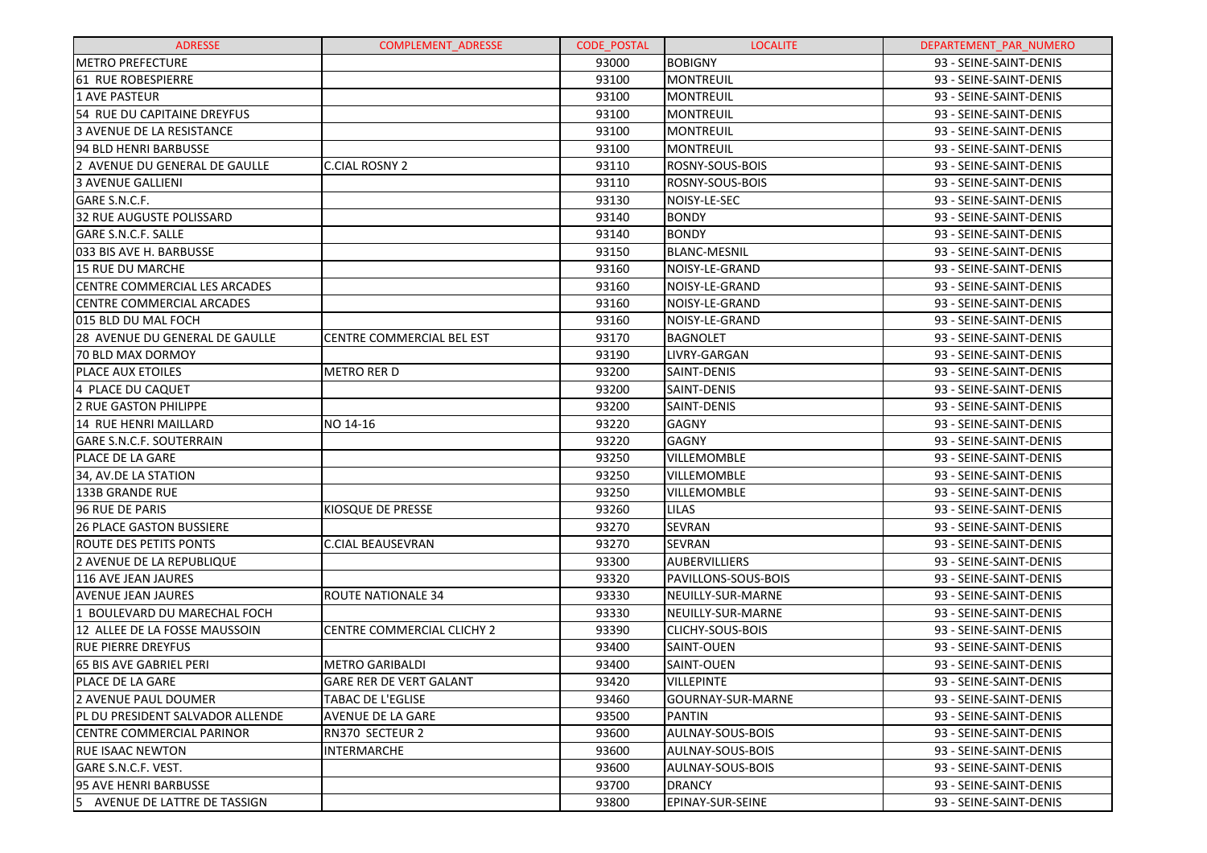| ADRESSE | COMPLEMENT_ADRESSE | CODE_POSTAL | LOCALITE | DEPARTEMENT_PAR_NUMERO |
|---|---|---|---|---|
| METRO PREFECTURE | | 93000 | BOBIGNY | 93 - SEINE-SAINT-DENIS |
| 61 RUE ROBESPIERRE | | 93100 | MONTREUIL | 93 - SEINE-SAINT-DENIS |
| 1 AVE PASTEUR | | 93100 | MONTREUIL | 93 - SEINE-SAINT-DENIS |
| 54 RUE DU CAPITAINE DREYFUS | | 93100 | MONTREUIL | 93 - SEINE-SAINT-DENIS |
| 3 AVENUE DE LA RESISTANCE | | 93100 | MONTREUIL | 93 - SEINE-SAINT-DENIS |
| 94 BLD HENRI BARBUSSE | | 93100 | MONTREUIL | 93 - SEINE-SAINT-DENIS |
| 2 AVENUE DU GENERAL DE GAULLE | C.CIAL ROSNY 2 | 93110 | ROSNY-SOUS-BOIS | 93 - SEINE-SAINT-DENIS |
| 3 AVENUE GALLIENI | | 93110 | ROSNY-SOUS-BOIS | 93 - SEINE-SAINT-DENIS |
| GARE S.N.C.F. | | 93130 | NOISY-LE-SEC | 93 - SEINE-SAINT-DENIS |
| 32 RUE AUGUSTE POLISSARD | | 93140 | BONDY | 93 - SEINE-SAINT-DENIS |
| GARE S.N.C.F. SALLE | | 93140 | BONDY | 93 - SEINE-SAINT-DENIS |
| 033 BIS AVE H. BARBUSSE | | 93150 | BLANC-MESNIL | 93 - SEINE-SAINT-DENIS |
| 15 RUE DU MARCHE | | 93160 | NOISY-LE-GRAND | 93 - SEINE-SAINT-DENIS |
| CENTRE COMMERCIAL LES ARCADES | | 93160 | NOISY-LE-GRAND | 93 - SEINE-SAINT-DENIS |
| CENTRE COMMERCIAL ARCADES | | 93160 | NOISY-LE-GRAND | 93 - SEINE-SAINT-DENIS |
| 015 BLD DU MAL FOCH | | 93160 | NOISY-LE-GRAND | 93 - SEINE-SAINT-DENIS |
| 28 AVENUE DU GENERAL DE GAULLE | CENTRE COMMERCIAL BEL EST | 93170 | BAGNOLET | 93 - SEINE-SAINT-DENIS |
| 70 BLD MAX DORMOY | | 93190 | LIVRY-GARGAN | 93 - SEINE-SAINT-DENIS |
| PLACE AUX ETOILES | METRO RER D | 93200 | SAINT-DENIS | 93 - SEINE-SAINT-DENIS |
| 4 PLACE DU CAQUET | | 93200 | SAINT-DENIS | 93 - SEINE-SAINT-DENIS |
| 2 RUE GASTON PHILIPPE | | 93200 | SAINT-DENIS | 93 - SEINE-SAINT-DENIS |
| 14 RUE HENRI MAILLARD | NO 14-16 | 93220 | GAGNY | 93 - SEINE-SAINT-DENIS |
| GARE S.N.C.F. SOUTERRAIN | | 93220 | GAGNY | 93 - SEINE-SAINT-DENIS |
| PLACE DE LA GARE | | 93250 | VILLEMOMBLE | 93 - SEINE-SAINT-DENIS |
| 34, AV.DE LA STATION | | 93250 | VILLEMOMBLE | 93 - SEINE-SAINT-DENIS |
| 133B GRANDE RUE | | 93250 | VILLEMOMBLE | 93 - SEINE-SAINT-DENIS |
| 96 RUE DE PARIS | KIOSQUE DE PRESSE | 93260 | LILAS | 93 - SEINE-SAINT-DENIS |
| 26 PLACE GASTON BUSSIERE | | 93270 | SEVRAN | 93 - SEINE-SAINT-DENIS |
| ROUTE DES PETITS PONTS | C.CIAL BEAUSEVRAN | 93270 | SEVRAN | 93 - SEINE-SAINT-DENIS |
| 2 AVENUE DE LA REPUBLIQUE | | 93300 | AUBERVILLIERS | 93 - SEINE-SAINT-DENIS |
| 116 AVE JEAN JAURES | | 93320 | PAVILLONS-SOUS-BOIS | 93 - SEINE-SAINT-DENIS |
| AVENUE JEAN JAURES | ROUTE NATIONALE 34 | 93330 | NEUILLY-SUR-MARNE | 93 - SEINE-SAINT-DENIS |
| 1 BOULEVARD DU MARECHAL FOCH | | 93330 | NEUILLY-SUR-MARNE | 93 - SEINE-SAINT-DENIS |
| 12 ALLEE DE LA FOSSE MAUSSOIN | CENTRE COMMERCIAL CLICHY 2 | 93390 | CLICHY-SOUS-BOIS | 93 - SEINE-SAINT-DENIS |
| RUE PIERRE DREYFUS | | 93400 | SAINT-OUEN | 93 - SEINE-SAINT-DENIS |
| 65 BIS AVE GABRIEL PERI | METRO GARIBALDI | 93400 | SAINT-OUEN | 93 - SEINE-SAINT-DENIS |
| PLACE DE LA GARE | GARE RER DE VERT GALANT | 93420 | VILLEPINTE | 93 - SEINE-SAINT-DENIS |
| 2 AVENUE PAUL DOUMER | TABAC DE L'EGLISE | 93460 | GOURNAY-SUR-MARNE | 93 - SEINE-SAINT-DENIS |
| PL DU PRESIDENT SALVADOR ALLENDE | AVENUE DE LA GARE | 93500 | PANTIN | 93 - SEINE-SAINT-DENIS |
| CENTRE COMMERCIAL PARINOR | RN370 SECTEUR 2 | 93600 | AULNAY-SOUS-BOIS | 93 - SEINE-SAINT-DENIS |
| RUE ISAAC NEWTON | INTERMARCHE | 93600 | AULNAY-SOUS-BOIS | 93 - SEINE-SAINT-DENIS |
| GARE S.N.C.F. VEST. | | 93600 | AULNAY-SOUS-BOIS | 93 - SEINE-SAINT-DENIS |
| 95 AVE HENRI BARBUSSE | | 93700 | DRANCY | 93 - SEINE-SAINT-DENIS |
| 5 AVENUE DE LATTRE DE TASSIGN | | 93800 | EPINAY-SUR-SEINE | 93 - SEINE-SAINT-DENIS |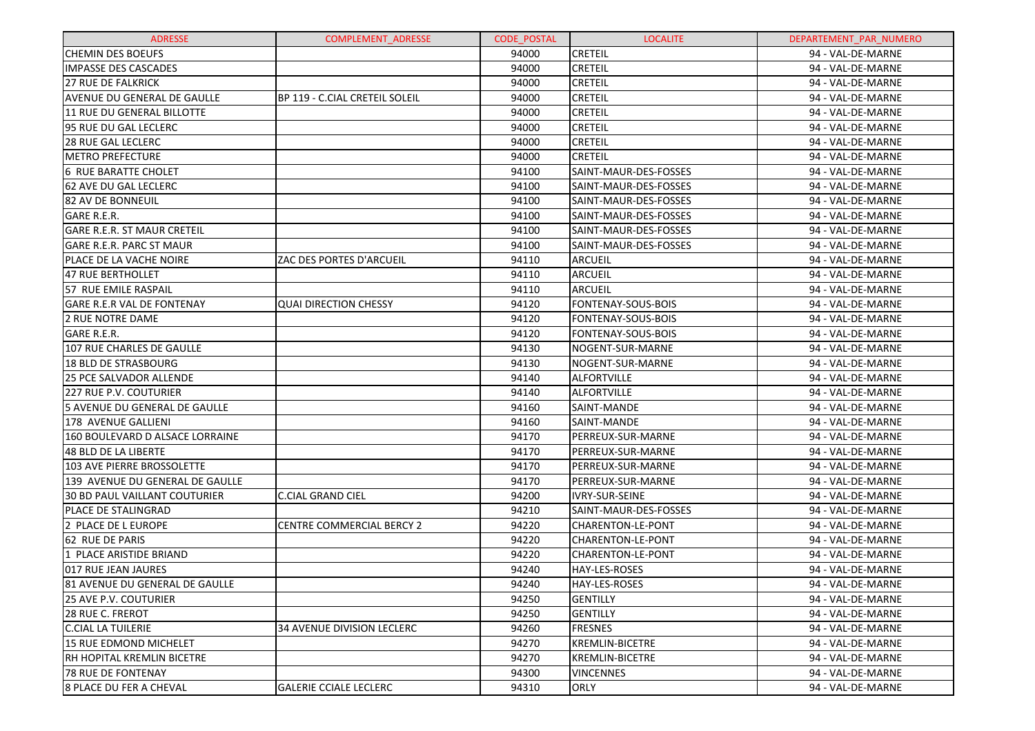| ADRESSE | COMPLEMENT_ADRESSE | CODE_POSTAL | LOCALITE | DEPARTEMENT_PAR_NUMERO |
|---|---|---|---|---|
| CHEMIN DES BOEUFS | | 94000 | CRETEIL | 94 - VAL-DE-MARNE |
| IMPASSE DES CASCADES | | 94000 | CRETEIL | 94 - VAL-DE-MARNE |
| 27 RUE DE FALKRICK | | 94000 | CRETEIL | 94 - VAL-DE-MARNE |
| AVENUE DU GENERAL DE GAULLE | BP 119 - C.CIAL CRETEIL SOLEIL | 94000 | CRETEIL | 94 - VAL-DE-MARNE |
| 11 RUE DU GENERAL BILLOTTE | | 94000 | CRETEIL | 94 - VAL-DE-MARNE |
| 95 RUE DU GAL LECLERC | | 94000 | CRETEIL | 94 - VAL-DE-MARNE |
| 28 RUE GAL LECLERC | | 94000 | CRETEIL | 94 - VAL-DE-MARNE |
| METRO PREFECTURE | | 94000 | CRETEIL | 94 - VAL-DE-MARNE |
| 6 RUE BARATTE CHOLET | | 94100 | SAINT-MAUR-DES-FOSSES | 94 - VAL-DE-MARNE |
| 62 AVE DU GAL LECLERC | | 94100 | SAINT-MAUR-DES-FOSSES | 94 - VAL-DE-MARNE |
| 82 AV DE BONNEUIL | | 94100 | SAINT-MAUR-DES-FOSSES | 94 - VAL-DE-MARNE |
| GARE R.E.R. | | 94100 | SAINT-MAUR-DES-FOSSES | 94 - VAL-DE-MARNE |
| GARE R.E.R. ST MAUR CRETEIL | | 94100 | SAINT-MAUR-DES-FOSSES | 94 - VAL-DE-MARNE |
| GARE R.E.R. PARC ST MAUR | | 94100 | SAINT-MAUR-DES-FOSSES | 94 - VAL-DE-MARNE |
| PLACE DE LA VACHE NOIRE | ZAC DES PORTES D'ARCUEIL | 94110 | ARCUEIL | 94 - VAL-DE-MARNE |
| 47 RUE BERTHOLLET | | 94110 | ARCUEIL | 94 - VAL-DE-MARNE |
| 57 RUE EMILE RASPAIL | | 94110 | ARCUEIL | 94 - VAL-DE-MARNE |
| GARE R.E.R VAL DE FONTENAY | QUAI DIRECTION CHESSY | 94120 | FONTENAY-SOUS-BOIS | 94 - VAL-DE-MARNE |
| 2 RUE NOTRE DAME | | 94120 | FONTENAY-SOUS-BOIS | 94 - VAL-DE-MARNE |
| GARE R.E.R. | | 94120 | FONTENAY-SOUS-BOIS | 94 - VAL-DE-MARNE |
| 107 RUE CHARLES DE GAULLE | | 94130 | NOGENT-SUR-MARNE | 94 - VAL-DE-MARNE |
| 18 BLD DE STRASBOURG | | 94130 | NOGENT-SUR-MARNE | 94 - VAL-DE-MARNE |
| 25 PCE SALVADOR ALLENDE | | 94140 | ALFORTVILLE | 94 - VAL-DE-MARNE |
| 227 RUE P.V. COUTURIER | | 94140 | ALFORTVILLE | 94 - VAL-DE-MARNE |
| 5 AVENUE DU GENERAL DE GAULLE | | 94160 | SAINT-MANDE | 94 - VAL-DE-MARNE |
| 178 AVENUE GALLIENI | | 94160 | SAINT-MANDE | 94 - VAL-DE-MARNE |
| 160 BOULEVARD D ALSACE LORRAINE | | 94170 | PERREUX-SUR-MARNE | 94 - VAL-DE-MARNE |
| 48 BLD DE LA LIBERTE | | 94170 | PERREUX-SUR-MARNE | 94 - VAL-DE-MARNE |
| 103 AVE PIERRE BROSSOLETTE | | 94170 | PERREUX-SUR-MARNE | 94 - VAL-DE-MARNE |
| 139 AVENUE DU GENERAL DE GAULLE | | 94170 | PERREUX-SUR-MARNE | 94 - VAL-DE-MARNE |
| 30 BD PAUL VAILLANT COUTURIER | C.CIAL GRAND CIEL | 94200 | IVRY-SUR-SEINE | 94 - VAL-DE-MARNE |
| PLACE DE STALINGRAD | | 94210 | SAINT-MAUR-DES-FOSSES | 94 - VAL-DE-MARNE |
| 2 PLACE DE L EUROPE | CENTRE COMMERCIAL BERCY 2 | 94220 | CHARENTON-LE-PONT | 94 - VAL-DE-MARNE |
| 62 RUE DE PARIS | | 94220 | CHARENTON-LE-PONT | 94 - VAL-DE-MARNE |
| 1 PLACE ARISTIDE BRIAND | | 94220 | CHARENTON-LE-PONT | 94 - VAL-DE-MARNE |
| 017 RUE JEAN JAURES | | 94240 | HAY-LES-ROSES | 94 - VAL-DE-MARNE |
| 81 AVENUE DU GENERAL DE GAULLE | | 94240 | HAY-LES-ROSES | 94 - VAL-DE-MARNE |
| 25 AVE P.V. COUTURIER | | 94250 | GENTILLY | 94 - VAL-DE-MARNE |
| 28 RUE C. FREROT | | 94250 | GENTILLY | 94 - VAL-DE-MARNE |
| C.CIAL LA TUILERIE | 34 AVENUE DIVISION LECLERC | 94260 | FRESNES | 94 - VAL-DE-MARNE |
| 15 RUE EDMOND MICHELET | | 94270 | KREMLIN-BICETRE | 94 - VAL-DE-MARNE |
| RH HOPITAL KREMLIN BICETRE | | 94270 | KREMLIN-BICETRE | 94 - VAL-DE-MARNE |
| 78 RUE DE FONTENAY | | 94300 | VINCENNES | 94 - VAL-DE-MARNE |
| 8 PLACE DU FER A CHEVAL | GALERIE CCIALE LECLERC | 94310 | ORLY | 94 - VAL-DE-MARNE |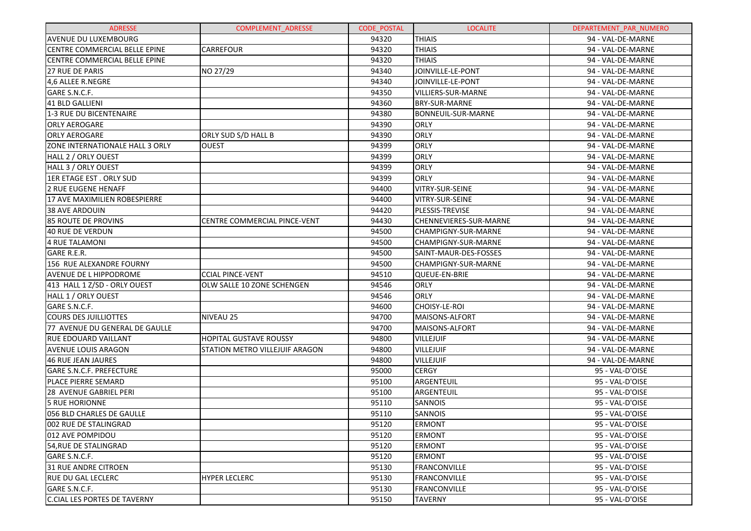| ADRESSE | COMPLEMENT_ADRESSE | CODE_POSTAL | LOCALITE | DEPARTEMENT_PAR_NUMERO |
|---|---|---|---|---|
| AVENUE DU LUXEMBOURG | | 94320 | THIAIS | 94 - VAL-DE-MARNE |
| CENTRE COMMERCIAL BELLE EPINE | CARREFOUR | 94320 | THIAIS | 94 - VAL-DE-MARNE |
| CENTRE COMMERCIAL BELLE EPINE | | 94320 | THIAIS | 94 - VAL-DE-MARNE |
| 27 RUE DE PARIS | NO 27/29 | 94340 | JOINVILLE-LE-PONT | 94 - VAL-DE-MARNE |
| 4,6 ALLEE R.NEGRE | | 94340 | JOINVILLE-LE-PONT | 94 - VAL-DE-MARNE |
| GARE S.N.C.F. | | 94350 | VILLIERS-SUR-MARNE | 94 - VAL-DE-MARNE |
| 41 BLD GALLIENI | | 94360 | BRY-SUR-MARNE | 94 - VAL-DE-MARNE |
| 1-3 RUE DU BICENTENAIRE | | 94380 | BONNEUIL-SUR-MARNE | 94 - VAL-DE-MARNE |
| ORLY AEROGARE | | 94390 | ORLY | 94 - VAL-DE-MARNE |
| ORLY AEROGARE | ORLY SUD S/D HALL B | 94390 | ORLY | 94 - VAL-DE-MARNE |
| ZONE INTERNATIONALE HALL 3 ORLY | OUEST | 94399 | ORLY | 94 - VAL-DE-MARNE |
| HALL 2 / ORLY OUEST | | 94399 | ORLY | 94 - VAL-DE-MARNE |
| HALL 3 / ORLY OUEST | | 94399 | ORLY | 94 - VAL-DE-MARNE |
| 1ER ETAGE EST . ORLY SUD | | 94399 | ORLY | 94 - VAL-DE-MARNE |
| 2 RUE EUGENE HENAFF | | 94400 | VITRY-SUR-SEINE | 94 - VAL-DE-MARNE |
| 17 AVE MAXIMILIEN ROBESPIERRE | | 94400 | VITRY-SUR-SEINE | 94 - VAL-DE-MARNE |
| 38 AVE ARDOUIN | | 94420 | PLESSIS-TREVISE | 94 - VAL-DE-MARNE |
| 85 ROUTE DE PROVINS | CENTRE COMMERCIAL PINCE-VENT | 94430 | CHENNEVIERES-SUR-MARNE | 94 - VAL-DE-MARNE |
| 40 RUE DE VERDUN | | 94500 | CHAMPIGNY-SUR-MARNE | 94 - VAL-DE-MARNE |
| 4 RUE TALAMONI | | 94500 | CHAMPIGNY-SUR-MARNE | 94 - VAL-DE-MARNE |
| GARE R.E.R. | | 94500 | SAINT-MAUR-DES-FOSSES | 94 - VAL-DE-MARNE |
| 156 RUE ALEXANDRE FOURNY | | 94500 | CHAMPIGNY-SUR-MARNE | 94 - VAL-DE-MARNE |
| AVENUE DE L HIPPODROME | CCIAL PINCE-VENT | 94510 | QUEUE-EN-BRIE | 94 - VAL-DE-MARNE |
| 413 HALL 1 Z/SD - ORLY OUEST | OLW SALLE 10 ZONE SCHENGEN | 94546 | ORLY | 94 - VAL-DE-MARNE |
| HALL 1 / ORLY OUEST | | 94546 | ORLY | 94 - VAL-DE-MARNE |
| GARE S.N.C.F. | | 94600 | CHOISY-LE-ROI | 94 - VAL-DE-MARNE |
| COURS DES JUILLIOTTES | NIVEAU 25 | 94700 | MAISONS-ALFORT | 94 - VAL-DE-MARNE |
| 77 AVENUE DU GENERAL DE GAULLE | | 94700 | MAISONS-ALFORT | 94 - VAL-DE-MARNE |
| RUE EDOUARD VAILLANT | HOPITAL GUSTAVE ROUSSY | 94800 | VILLEJUIF | 94 - VAL-DE-MARNE |
| AVENUE LOUIS ARAGON | STATION METRO VILLEJUIF ARAGON | 94800 | VILLEJUIF | 94 - VAL-DE-MARNE |
| 46 RUE JEAN JAURES | | 94800 | VILLEJUIF | 94 - VAL-DE-MARNE |
| GARE S.N.C.F. PREFECTURE | | 95000 | CERGY | 95 - VAL-D'OISE |
| PLACE PIERRE SEMARD | | 95100 | ARGENTEUIL | 95 - VAL-D'OISE |
| 28 AVENUE GABRIEL PERI | | 95100 | ARGENTEUIL | 95 - VAL-D'OISE |
| 5 RUE HORIONNE | | 95110 | SANNOIS | 95 - VAL-D'OISE |
| 056 BLD CHARLES DE GAULLE | | 95110 | SANNOIS | 95 - VAL-D'OISE |
| 002 RUE DE STALINGRAD | | 95120 | ERMONT | 95 - VAL-D'OISE |
| 012 AVE POMPIDOU | | 95120 | ERMONT | 95 - VAL-D'OISE |
| 54,RUE DE STALINGRAD | | 95120 | ERMONT | 95 - VAL-D'OISE |
| GARE S.N.C.F. | | 95120 | ERMONT | 95 - VAL-D'OISE |
| 31 RUE ANDRE CITROEN | | 95130 | FRANCONVILLE | 95 - VAL-D'OISE |
| RUE DU GAL LECLERC | HYPER LECLERC | 95130 | FRANCONVILLE | 95 - VAL-D'OISE |
| GARE S.N.C.F. | | 95130 | FRANCONVILLE | 95 - VAL-D'OISE |
| C.CIAL LES PORTES DE TAVERNY | | 95150 | TAVERNY | 95 - VAL-D'OISE |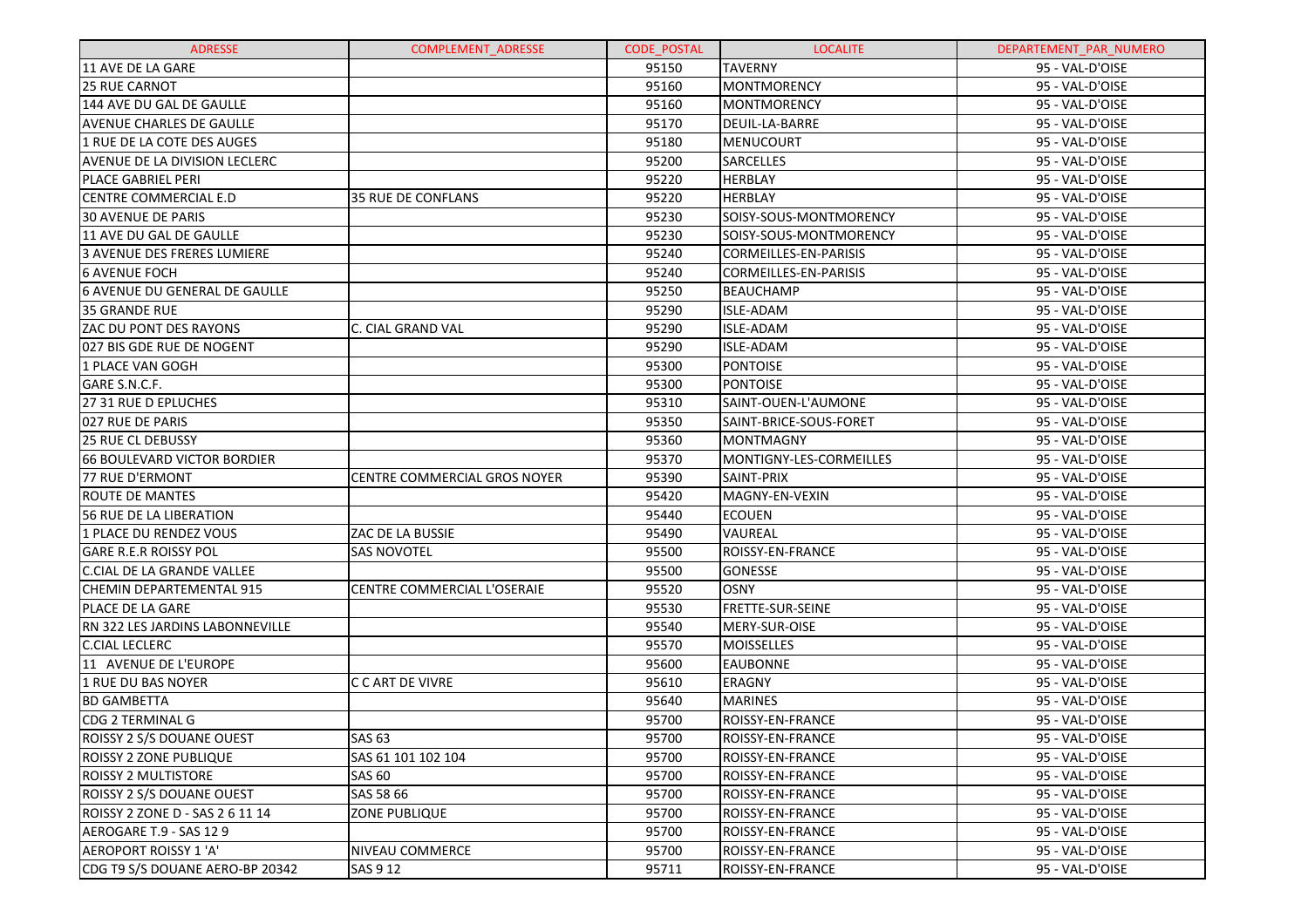| ADRESSE | COMPLEMENT_ADRESSE | CODE_POSTAL | LOCALITE | DEPARTEMENT_PAR_NUMERO |
|---|---|---|---|---|
| 11 AVE DE LA GARE | | 95150 | TAVERNY | 95 - VAL-D'OISE |
| 25 RUE CARNOT | | 95160 | MONTMORENCY | 95 - VAL-D'OISE |
| 144 AVE DU GAL DE GAULLE | | 95160 | MONTMORENCY | 95 - VAL-D'OISE |
| AVENUE CHARLES DE GAULLE | | 95170 | DEUIL-LA-BARRE | 95 - VAL-D'OISE |
| 1 RUE DE LA COTE DES AUGES | | 95180 | MENUCOURT | 95 - VAL-D'OISE |
| AVENUE DE LA DIVISION LECLERC | | 95200 | SARCELLES | 95 - VAL-D'OISE |
| PLACE GABRIEL PERI | | 95220 | HERBLAY | 95 - VAL-D'OISE |
| CENTRE COMMERCIAL E.D | 35 RUE DE CONFLANS | 95220 | HERBLAY | 95 - VAL-D'OISE |
| 30 AVENUE DE PARIS | | 95230 | SOISY-SOUS-MONTMORENCY | 95 - VAL-D'OISE |
| 11 AVE DU GAL DE GAULLE | | 95230 | SOISY-SOUS-MONTMORENCY | 95 - VAL-D'OISE |
| 3 AVENUE DES FRERES LUMIERE | | 95240 | CORMEILLES-EN-PARISIS | 95 - VAL-D'OISE |
| 6 AVENUE FOCH | | 95240 | CORMEILLES-EN-PARISIS | 95 - VAL-D'OISE |
| 6 AVENUE DU GENERAL DE GAULLE | | 95250 | BEAUCHAMP | 95 - VAL-D'OISE |
| 35 GRANDE RUE | | 95290 | ISLE-ADAM | 95 - VAL-D'OISE |
| ZAC DU PONT DES RAYONS | C. CIAL GRAND VAL | 95290 | ISLE-ADAM | 95 - VAL-D'OISE |
| 027 BIS GDE RUE DE NOGENT | | 95290 | ISLE-ADAM | 95 - VAL-D'OISE |
| 1 PLACE VAN GOGH | | 95300 | PONTOISE | 95 - VAL-D'OISE |
| GARE S.N.C.F. | | 95300 | PONTOISE | 95 - VAL-D'OISE |
| 27 31 RUE D EPLUCHES | | 95310 | SAINT-OUEN-L'AUMONE | 95 - VAL-D'OISE |
| 027 RUE DE PARIS | | 95350 | SAINT-BRICE-SOUS-FORET | 95 - VAL-D'OISE |
| 25 RUE CL DEBUSSY | | 95360 | MONTMAGNY | 95 - VAL-D'OISE |
| 66 BOULEVARD VICTOR BORDIER | | 95370 | MONTIGNY-LES-CORMEILLES | 95 - VAL-D'OISE |
| 77 RUE D'ERMONT | CENTRE COMMERCIAL GROS NOYER | 95390 | SAINT-PRIX | 95 - VAL-D'OISE |
| ROUTE DE MANTES | | 95420 | MAGNY-EN-VEXIN | 95 - VAL-D'OISE |
| 56 RUE DE LA LIBERATION | | 95440 | ECOUEN | 95 - VAL-D'OISE |
| 1 PLACE DU RENDEZ VOUS | ZAC DE LA BUSSIE | 95490 | VAUREAL | 95 - VAL-D'OISE |
| GARE R.E.R ROISSY POL | SAS NOVOTEL | 95500 | ROISSY-EN-FRANCE | 95 - VAL-D'OISE |
| C.CIAL DE LA GRANDE VALLEE | | 95500 | GONESSE | 95 - VAL-D'OISE |
| CHEMIN DEPARTEMENTAL 915 | CENTRE COMMERCIAL L'OSERAIE | 95520 | OSNY | 95 - VAL-D'OISE |
| PLACE DE LA GARE | | 95530 | FRETTE-SUR-SEINE | 95 - VAL-D'OISE |
| RN 322 LES JARDINS LABONNEVILLE | | 95540 | MERY-SUR-OISE | 95 - VAL-D'OISE |
| C.CIAL LECLERC | | 95570 | MOISSELLES | 95 - VAL-D'OISE |
| 11 AVENUE DE L'EUROPE | | 95600 | EAUBONNE | 95 - VAL-D'OISE |
| 1 RUE DU BAS NOYER | C C ART DE VIVRE | 95610 | ERAGNY | 95 - VAL-D'OISE |
| BD GAMBETTA | | 95640 | MARINES | 95 - VAL-D'OISE |
| CDG 2 TERMINAL G | | 95700 | ROISSY-EN-FRANCE | 95 - VAL-D'OISE |
| ROISSY 2 S/S DOUANE OUEST | SAS 63 | 95700 | ROISSY-EN-FRANCE | 95 - VAL-D'OISE |
| ROISSY 2 ZONE PUBLIQUE | SAS 61 101 102 104 | 95700 | ROISSY-EN-FRANCE | 95 - VAL-D'OISE |
| ROISSY 2 MULTISTORE | SAS 60 | 95700 | ROISSY-EN-FRANCE | 95 - VAL-D'OISE |
| ROISSY 2 S/S DOUANE OUEST | SAS 58 66 | 95700 | ROISSY-EN-FRANCE | 95 - VAL-D'OISE |
| ROISSY 2 ZONE D - SAS 2 6 11 14 | ZONE PUBLIQUE | 95700 | ROISSY-EN-FRANCE | 95 - VAL-D'OISE |
| AEROGARE T.9 - SAS 12 9 | | 95700 | ROISSY-EN-FRANCE | 95 - VAL-D'OISE |
| AEROPORT ROISSY 1 'A' | NIVEAU COMMERCE | 95700 | ROISSY-EN-FRANCE | 95 - VAL-D'OISE |
| CDG T9 S/S DOUANE AERO-BP 20342 | SAS 9 12 | 95711 | ROISSY-EN-FRANCE | 95 - VAL-D'OISE |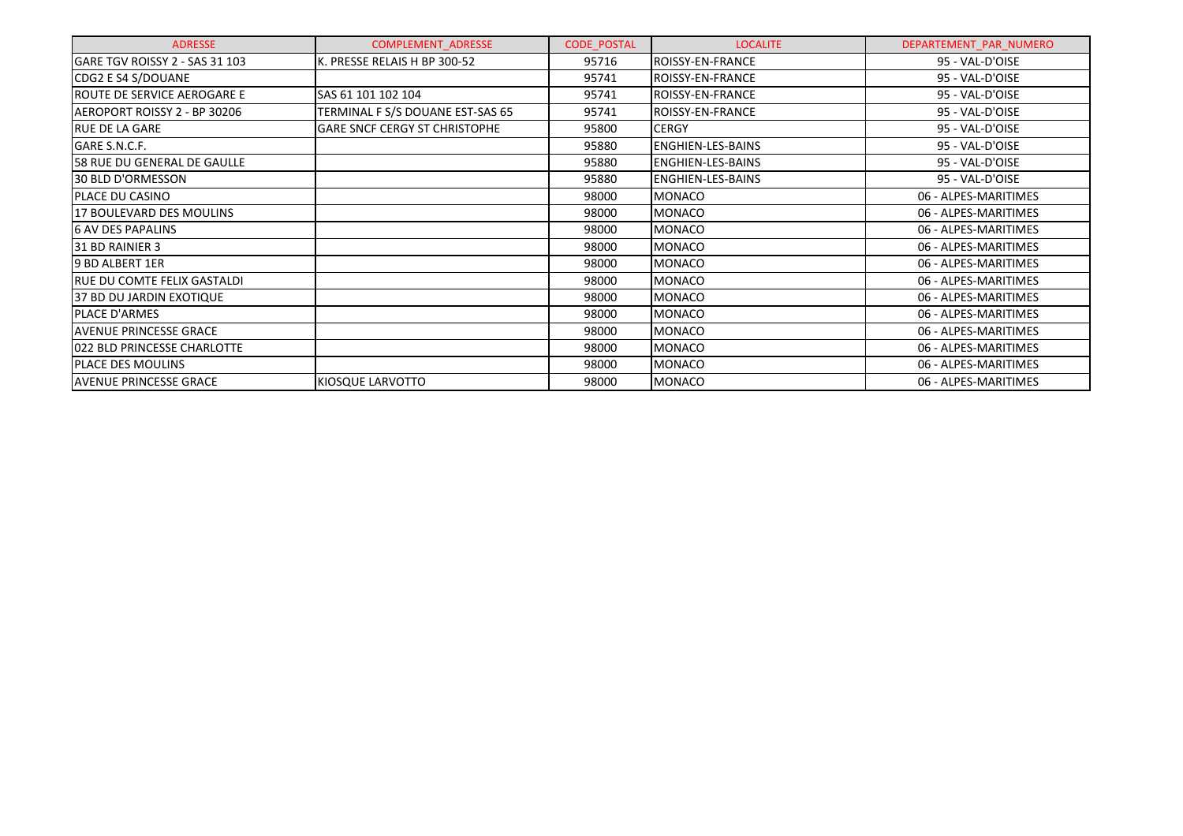| ADRESSE | COMPLEMENT_ADRESSE | CODE_POSTAL | LOCALITE | DEPARTEMENT_PAR_NUMERO |
|---|---|---|---|---|
| GARE TGV ROISSY 2 - SAS 31 103 | K. PRESSE RELAIS H BP 300-52 | 95716 | ROISSY-EN-FRANCE | 95 - VAL-D'OISE |
| CDG2 E S4 S/DOUANE | | 95741 | ROISSY-EN-FRANCE | 95 - VAL-D'OISE |
| ROUTE DE SERVICE AEROGARE E | SAS 61 101 102 104 | 95741 | ROISSY-EN-FRANCE | 95 - VAL-D'OISE |
| AEROPORT ROISSY 2 - BP 30206 | TERMINAL F S/S DOUANE EST-SAS 65 | 95741 | ROISSY-EN-FRANCE | 95 - VAL-D'OISE |
| RUE DE LA GARE | GARE SNCF CERGY ST CHRISTOPHE | 95800 | CERGY | 95 - VAL-D'OISE |
| GARE S.N.C.F. | | 95880 | ENGHIEN-LES-BAINS | 95 - VAL-D'OISE |
| 58 RUE DU GENERAL DE GAULLE | | 95880 | ENGHIEN-LES-BAINS | 95 - VAL-D'OISE |
| 30 BLD D'ORMESSON | | 95880 | ENGHIEN-LES-BAINS | 95 - VAL-D'OISE |
| PLACE DU CASINO | | 98000 | MONACO | 06 - ALPES-MARITIMES |
| 17 BOULEVARD DES MOULINS | | 98000 | MONACO | 06 - ALPES-MARITIMES |
| 6 AV DES PAPALINS | | 98000 | MONACO | 06 - ALPES-MARITIMES |
| 31 BD RAINIER 3 | | 98000 | MONACO | 06 - ALPES-MARITIMES |
| 9 BD ALBERT 1ER | | 98000 | MONACO | 06 - ALPES-MARITIMES |
| RUE DU COMTE FELIX GASTALDI | | 98000 | MONACO | 06 - ALPES-MARITIMES |
| 37 BD DU JARDIN EXOTIQUE | | 98000 | MONACO | 06 - ALPES-MARITIMES |
| PLACE D'ARMES | | 98000 | MONACO | 06 - ALPES-MARITIMES |
| AVENUE PRINCESSE GRACE | | 98000 | MONACO | 06 - ALPES-MARITIMES |
| 022 BLD PRINCESSE CHARLOTTE | | 98000 | MONACO | 06 - ALPES-MARITIMES |
| PLACE DES MOULINS | | 98000 | MONACO | 06 - ALPES-MARITIMES |
| AVENUE PRINCESSE GRACE | KIOSQUE LARVOTTO | 98000 | MONACO | 06 - ALPES-MARITIMES |